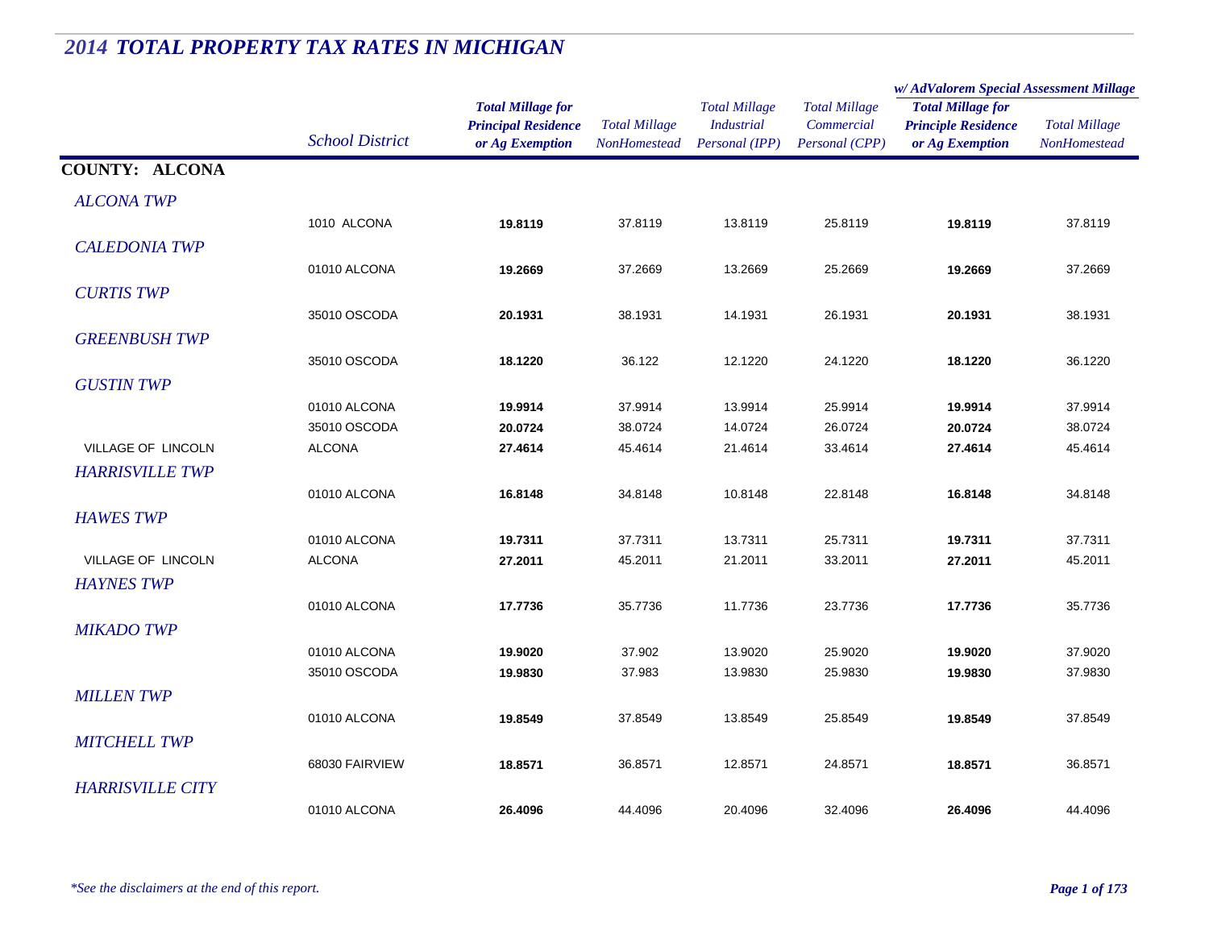# 2014 TOTAL PROPERTY TAX RATES IN MICHIGAN

| | School District | Total Millage for Principal Residence or Ag Exemption | Total Millage NonHomestead | Total Millage Industrial Personal (IPP) | Total Millage Commercial Personal (CPP) | w/ AdValorem Special Assessment Millage: Total Millage for Principle Residence or Ag Exemption | w/ AdValorem Special Assessment Millage: Total Millage NonHomestead |
|---|---|---|---|---|---|---|---|
| **COUNTY: ALCONA** | | | | | | | |
| *ALCONA TWP* | | | | | | | |
| | 1010 ALCONA | **19.8119** | 37.8119 | 13.8119 | 25.8119 | **19.8119** | 37.8119 |
| *CALEDONIA TWP* | | | | | | | |
| | 01010 ALCONA | **19.2669** | 37.2669 | 13.2669 | 25.2669 | **19.2669** | 37.2669 |
| *CURTIS TWP* | | | | | | | |
| | 35010 OSCODA | **20.1931** | 38.1931 | 14.1931 | 26.1931 | **20.1931** | 38.1931 |
| *GREENBUSH TWP* | | | | | | | |
| | 35010 OSCODA | **18.1220** | 36.122 | 12.1220 | 24.1220 | **18.1220** | 36.1220 |
| *GUSTIN TWP* | | | | | | | |
| | 01010 ALCONA | **19.9914** | 37.9914 | 13.9914 | 25.9914 | **19.9914** | 37.9914 |
| | 35010 OSCODA | **20.0724** | 38.0724 | 14.0724 | 26.0724 | **20.0724** | 38.0724 |
| VILLAGE OF LINCOLN | ALCONA | **27.4614** | 45.4614 | 21.4614 | 33.4614 | **27.4614** | 45.4614 |
| *HARRISVILLE TWP* | | | | | | | |
| | 01010 ALCONA | **16.8148** | 34.8148 | 10.8148 | 22.8148 | **16.8148** | 34.8148 |
| *HAWES TWP* | | | | | | | |
| | 01010 ALCONA | **19.7311** | 37.7311 | 13.7311 | 25.7311 | **19.7311** | 37.7311 |
| VILLAGE OF LINCOLN | ALCONA | **27.2011** | 45.2011 | 21.2011 | 33.2011 | **27.2011** | 45.2011 |
| *HAYNES TWP* | | | | | | | |
| | 01010 ALCONA | **17.7736** | 35.7736 | 11.7736 | 23.7736 | **17.7736** | 35.7736 |
| *MIKADO TWP* | | | | | | | |
| | 01010 ALCONA | **19.9020** | 37.902 | 13.9020 | 25.9020 | **19.9020** | 37.9020 |
| | 35010 OSCODA | **19.9830** | 37.983 | 13.9830 | 25.9830 | **19.9830** | 37.9830 |
| *MILLEN TWP* | | | | | | | |
| | 01010 ALCONA | **19.8549** | 37.8549 | 13.8549 | 25.8549 | **19.8549** | 37.8549 |
| *MITCHELL TWP* | | | | | | | |
| | 68030 FAIRVIEW | **18.8571** | 36.8571 | 12.8571 | 24.8571 | **18.8571** | 36.8571 |
| *HARRISVILLE CITY* | | | | | | | |
| | 01010 ALCONA | **26.4096** | 44.4096 | 20.4096 | 32.4096 | **26.4096** | 44.4096 |

*\*See the disclaimers at the end of this report.*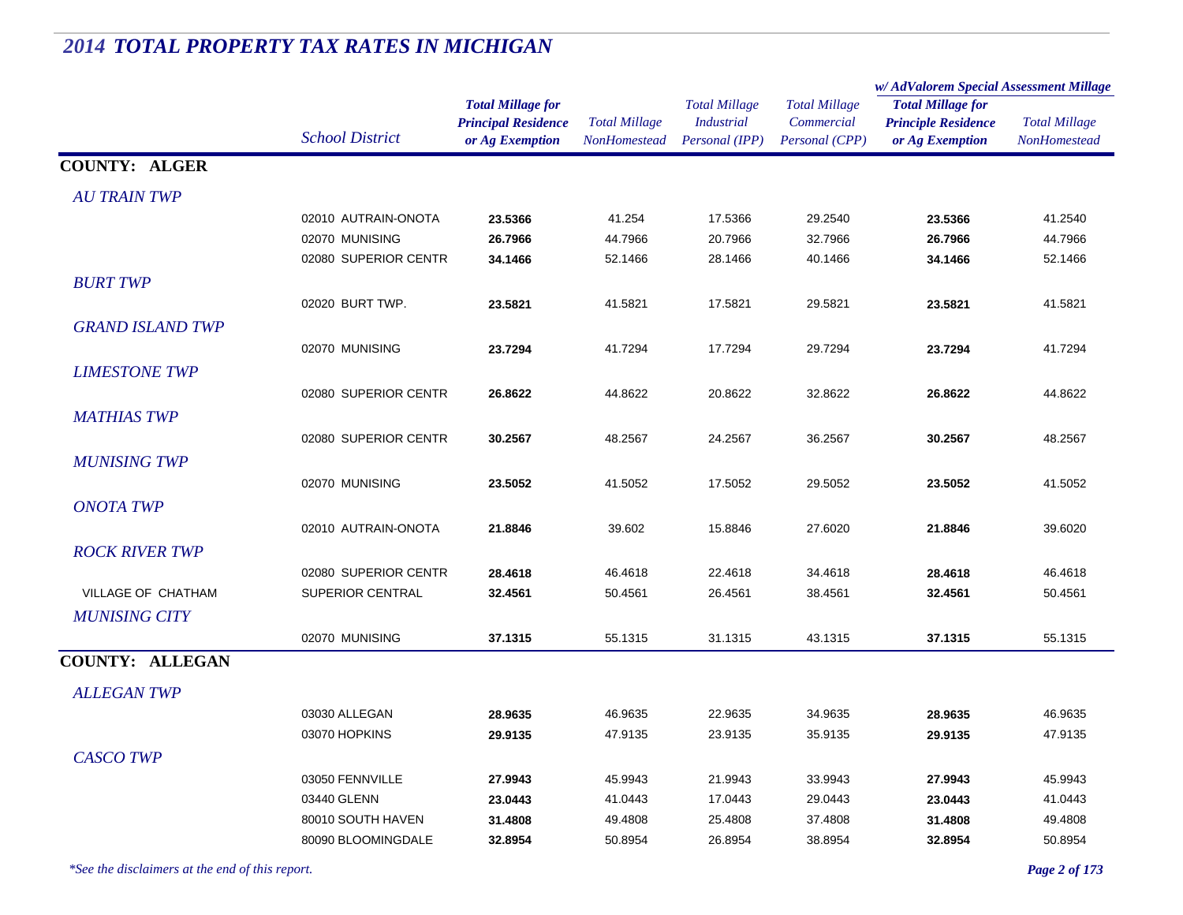# 2014 TOTAL PROPERTY TAX RATES IN MICHIGAN

| | School District | Total Millage for Principal Residence or Ag Exemption | Total Millage NonHomestead | Total Millage Industrial Personal (IPP) | Total Millage Commercial Personal (CPP) | w/ AdValorem Special Assessment Millage: Total Millage for Principle Residence or Ag Exemption | w/ AdValorem Special Assessment Millage: Total Millage NonHomestead |
|---|---|---|---|---|---|---|---|
| **COUNTY: ALGER** | | | | | | | |
| *AU TRAIN TWP* | | | | | | | |
| | 02010 AUTRAIN-ONOTA | **23.5366** | 41.254 | 17.5366 | 29.2540 | **23.5366** | 41.2540 |
| | 02070 MUNISING | **26.7966** | 44.7966 | 20.7966 | 32.7966 | **26.7966** | 44.7966 |
| | 02080 SUPERIOR CENTR | **34.1466** | 52.1466 | 28.1466 | 40.1466 | **34.1466** | 52.1466 |
| *BURT TWP* | | | | | | | |
| | 02020 BURT TWP. | **23.5821** | 41.5821 | 17.5821 | 29.5821 | **23.5821** | 41.5821 |
| *GRAND ISLAND TWP* | | | | | | | |
| | 02070 MUNISING | **23.7294** | 41.7294 | 17.7294 | 29.7294 | **23.7294** | 41.7294 |
| *LIMESTONE TWP* | | | | | | | |
| | 02080 SUPERIOR CENTR | **26.8622** | 44.8622 | 20.8622 | 32.8622 | **26.8622** | 44.8622 |
| *MATHIAS TWP* | | | | | | | |
| | 02080 SUPERIOR CENTR | **30.2567** | 48.2567 | 24.2567 | 36.2567 | **30.2567** | 48.2567 |
| *MUNISING TWP* | | | | | | | |
| | 02070 MUNISING | **23.5052** | 41.5052 | 17.5052 | 29.5052 | **23.5052** | 41.5052 |
| *ONOTA TWP* | | | | | | | |
| | 02010 AUTRAIN-ONOTA | **21.8846** | 39.602 | 15.8846 | 27.6020 | **21.8846** | 39.6020 |
| *ROCK RIVER TWP* | | | | | | | |
| | 02080 SUPERIOR CENTR | **28.4618** | 46.4618 | 22.4618 | 34.4618 | **28.4618** | 46.4618 |
| VILLAGE OF CHATHAM | SUPERIOR CENTRAL | **32.4561** | 50.4561 | 26.4561 | 38.4561 | **32.4561** | 50.4561 |
| *MUNISING CITY* | | | | | | | |
| | 02070 MUNISING | **37.1315** | 55.1315 | 31.1315 | 43.1315 | **37.1315** | 55.1315 |
| **COUNTY: ALLEGAN** | | | | | | | |
| *ALLEGAN TWP* | | | | | | | |
| | 03030 ALLEGAN | **28.9635** | 46.9635 | 22.9635 | 34.9635 | **28.9635** | 46.9635 |
| | 03070 HOPKINS | **29.9135** | 47.9135 | 23.9135 | 35.9135 | **29.9135** | 47.9135 |
| *CASCO TWP* | | | | | | | |
| | 03050 FENNVILLE | **27.9943** | 45.9943 | 21.9943 | 33.9943 | **27.9943** | 45.9943 |
| | 03440 GLENN | **23.0443** | 41.0443 | 17.0443 | 29.0443 | **23.0443** | 41.0443 |
| | 80010 SOUTH HAVEN | **31.4808** | 49.4808 | 25.4808 | 37.4808 | **31.4808** | 49.4808 |
| | 80090 BLOOMINGDALE | **32.8954** | 50.8954 | 26.8954 | 38.8954 | **32.8954** | 50.8954 |

*\*See the disclaimers at the end of this report.*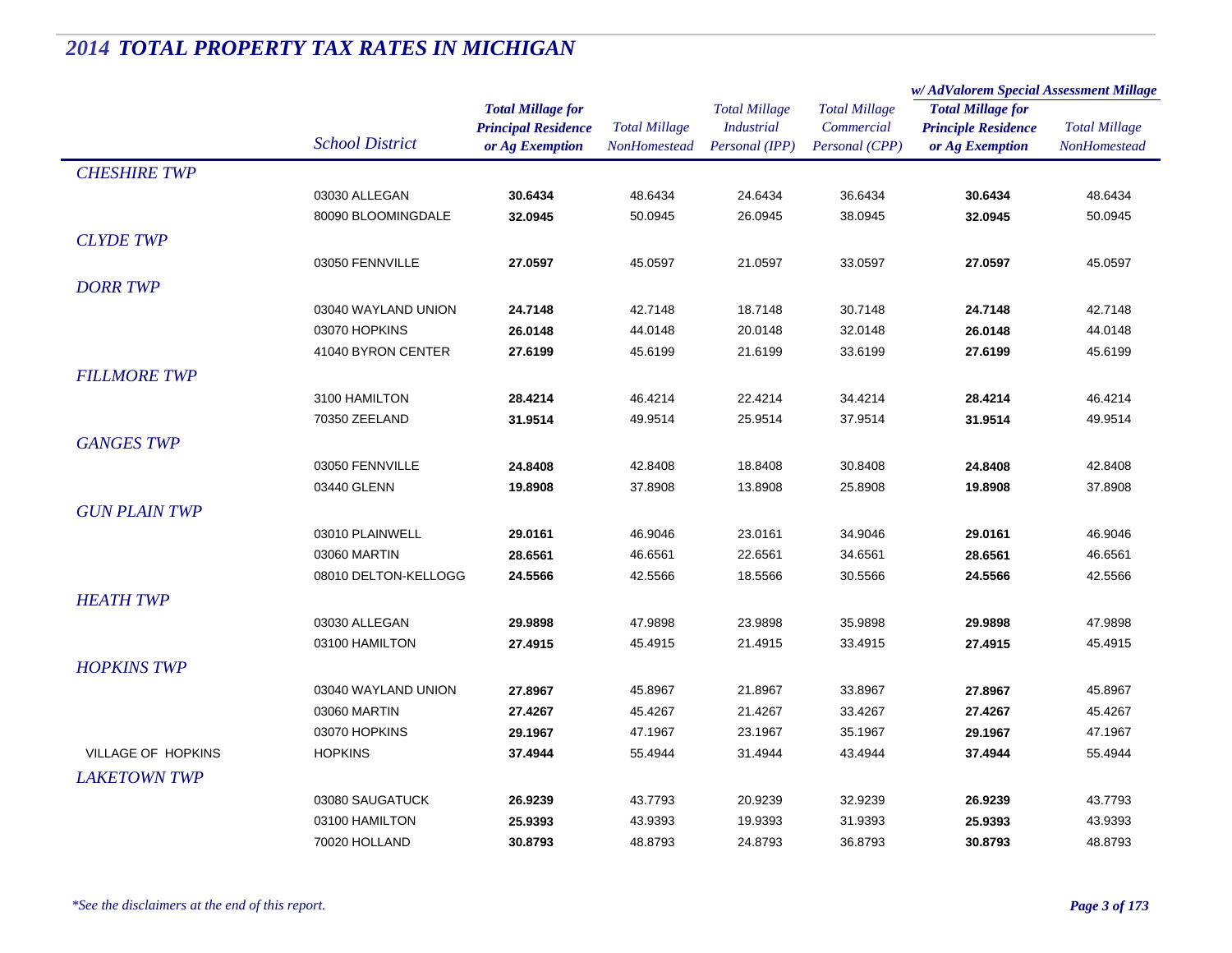# 2014 TOTAL PROPERTY TAX RATES IN MICHIGAN

| | School District | Total Millage for Principal Residence or Ag Exemption | Total Millage NonHomestead | Total Millage Industrial Personal (IPP) | Total Millage Commercial Personal (CPP) | w/ AdValorem Special Assessment Millage: Total Millage for Principle Residence or Ag Exemption | w/ AdValorem Special Assessment Millage: Total Millage NonHomestead |
|---|---|---|---|---|---|---|---|
| *CHESHIRE TWP* | | | | | | | |
| | 03030 ALLEGAN | **30.6434** | 48.6434 | 24.6434 | 36.6434 | **30.6434** | 48.6434 |
| | 80090 BLOOMINGDALE | **32.0945** | 50.0945 | 26.0945 | 38.0945 | **32.0945** | 50.0945 |
| *CLYDE TWP* | | | | | | | |
| | 03050 FENNVILLE | **27.0597** | 45.0597 | 21.0597 | 33.0597 | **27.0597** | 45.0597 |
| *DORR TWP* | | | | | | | |
| | 03040 WAYLAND UNION | **24.7148** | 42.7148 | 18.7148 | 30.7148 | **24.7148** | 42.7148 |
| | 03070 HOPKINS | **26.0148** | 44.0148 | 20.0148 | 32.0148 | **26.0148** | 44.0148 |
| | 41040 BYRON CENTER | **27.6199** | 45.6199 | 21.6199 | 33.6199 | **27.6199** | 45.6199 |
| *FILLMORE TWP* | | | | | | | |
| | 3100 HAMILTON | **28.4214** | 46.4214 | 22.4214 | 34.4214 | **28.4214** | 46.4214 |
| | 70350 ZEELAND | **31.9514** | 49.9514 | 25.9514 | 37.9514 | **31.9514** | 49.9514 |
| *GANGES TWP* | | | | | | | |
| | 03050 FENNVILLE | **24.8408** | 42.8408 | 18.8408 | 30.8408 | **24.8408** | 42.8408 |
| | 03440 GLENN | **19.8908** | 37.8908 | 13.8908 | 25.8908 | **19.8908** | 37.8908 |
| *GUN PLAIN TWP* | | | | | | | |
| | 03010 PLAINWELL | **29.0161** | 46.9046 | 23.0161 | 34.9046 | **29.0161** | 46.9046 |
| | 03060 MARTIN | **28.6561** | 46.6561 | 22.6561 | 34.6561 | **28.6561** | 46.6561 |
| | 08010 DELTON-KELLOGG | **24.5566** | 42.5566 | 18.5566 | 30.5566 | **24.5566** | 42.5566 |
| *HEATH TWP* | | | | | | | |
| | 03030 ALLEGAN | **29.9898** | 47.9898 | 23.9898 | 35.9898 | **29.9898** | 47.9898 |
| | 03100 HAMILTON | **27.4915** | 45.4915 | 21.4915 | 33.4915 | **27.4915** | 45.4915 |
| *HOPKINS TWP* | | | | | | | |
| | 03040 WAYLAND UNION | **27.8967** | 45.8967 | 21.8967 | 33.8967 | **27.8967** | 45.8967 |
| | 03060 MARTIN | **27.4267** | 45.4267 | 21.4267 | 33.4267 | **27.4267** | 45.4267 |
| | 03070 HOPKINS | **29.1967** | 47.1967 | 23.1967 | 35.1967 | **29.1967** | 47.1967 |
| VILLAGE OF HOPKINS | HOPKINS | **37.4944** | 55.4944 | 31.4944 | 43.4944 | **37.4944** | 55.4944 |
| *LAKETOWN TWP* | | | | | | | |
| | 03080 SAUGATUCK | **26.9239** | 43.7793 | 20.9239 | 32.9239 | **26.9239** | 43.7793 |
| | 03100 HAMILTON | **25.9393** | 43.9393 | 19.9393 | 31.9393 | **25.9393** | 43.9393 |
| | 70020 HOLLAND | **30.8793** | 48.8793 | 24.8793 | 36.8793 | **30.8793** | 48.8793 |

*\*See the disclaimers at the end of this report.*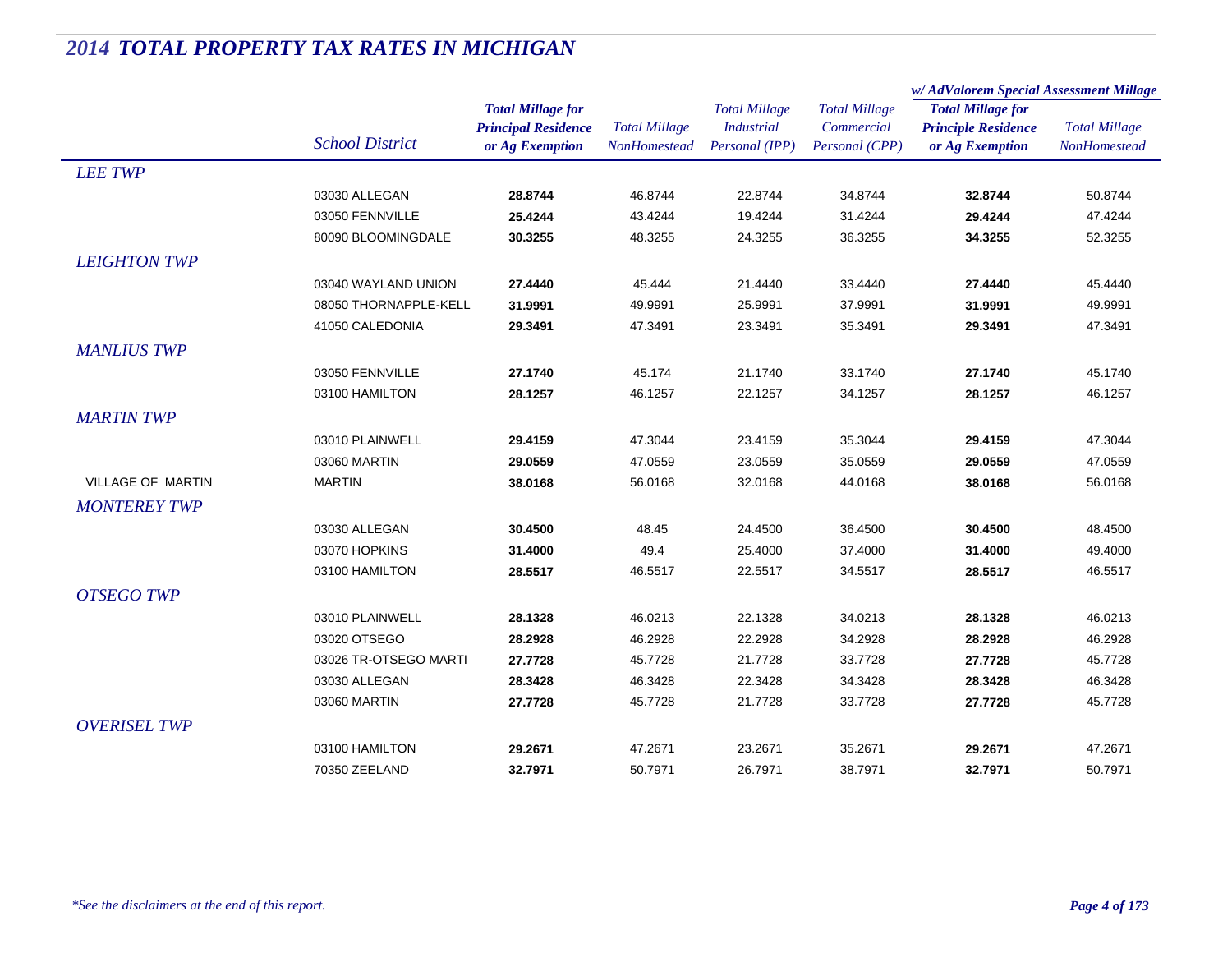## *2014 TOTAL PROPERTY TAX RATES IN MICHIGAN*

| | School District | Total Millage for Principal Residence or Ag Exemption | Total Millage NonHomestead | Total Millage Industrial Personal (IPP) | Total Millage Commercial Personal (CPP) | w/ AdValorem Special Assessment Millage: Total Millage for Principle Residence or Ag Exemption | w/ AdValorem Special Assessment Millage: Total Millage NonHomestead |
|---|---|---|---|---|---|---|---|
| *LEE TWP* | | | | | | | |
| | 03030 ALLEGAN | **28.8744** | 46.8744 | 22.8744 | 34.8744 | **32.8744** | 50.8744 |
| | 03050 FENNVILLE | **25.4244** | 43.4244 | 19.4244 | 31.4244 | **29.4244** | 47.4244 |
| | 80090 BLOOMINGDALE | **30.3255** | 48.3255 | 24.3255 | 36.3255 | **34.3255** | 52.3255 |
| *LEIGHTON TWP* | | | | | | | |
| | 03040 WAYLAND UNION | **27.4440** | 45.444 | 21.4440 | 33.4440 | **27.4440** | 45.4440 |
| | 08050 THORNAPPLE-KELL | **31.9991** | 49.9991 | 25.9991 | 37.9991 | **31.9991** | 49.9991 |
| | 41050 CALEDONIA | **29.3491** | 47.3491 | 23.3491 | 35.3491 | **29.3491** | 47.3491 |
| *MANLIUS TWP* | | | | | | | |
| | 03050 FENNVILLE | **27.1740** | 45.174 | 21.1740 | 33.1740 | **27.1740** | 45.1740 |
| | 03100 HAMILTON | **28.1257** | 46.1257 | 22.1257 | 34.1257 | **28.1257** | 46.1257 |
| *MARTIN TWP* | | | | | | | |
| | 03010 PLAINWELL | **29.4159** | 47.3044 | 23.4159 | 35.3044 | **29.4159** | 47.3044 |
| | 03060 MARTIN | **29.0559** | 47.0559 | 23.0559 | 35.0559 | **29.0559** | 47.0559 |
| VILLAGE OF MARTIN | MARTIN | **38.0168** | 56.0168 | 32.0168 | 44.0168 | **38.0168** | 56.0168 |
| *MONTEREY TWP* | | | | | | | |
| | 03030 ALLEGAN | **30.4500** | 48.45 | 24.4500 | 36.4500 | **30.4500** | 48.4500 |
| | 03070 HOPKINS | **31.4000** | 49.4 | 25.4000 | 37.4000 | **31.4000** | 49.4000 |
| | 03100 HAMILTON | **28.5517** | 46.5517 | 22.5517 | 34.5517 | **28.5517** | 46.5517 |
| *OTSEGO TWP* | | | | | | | |
| | 03010 PLAINWELL | **28.1328** | 46.0213 | 22.1328 | 34.0213 | **28.1328** | 46.0213 |
| | 03020 OTSEGO | **28.2928** | 46.2928 | 22.2928 | 34.2928 | **28.2928** | 46.2928 |
| | 03026 TR-OTSEGO MARTI | **27.7728** | 45.7728 | 21.7728 | 33.7728 | **27.7728** | 45.7728 |
| | 03030 ALLEGAN | **28.3428** | 46.3428 | 22.3428 | 34.3428 | **28.3428** | 46.3428 |
| | 03060 MARTIN | **27.7728** | 45.7728 | 21.7728 | 33.7728 | **27.7728** | 45.7728 |
| *OVERISEL TWP* | | | | | | | |
| | 03100 HAMILTON | **29.2671** | 47.2671 | 23.2671 | 35.2671 | **29.2671** | 47.2671 |
| | 70350 ZEELAND | **32.7971** | 50.7971 | 26.7971 | 38.7971 | **32.7971** | 50.7971 |

*\*See the disclaimers at the end of this report.*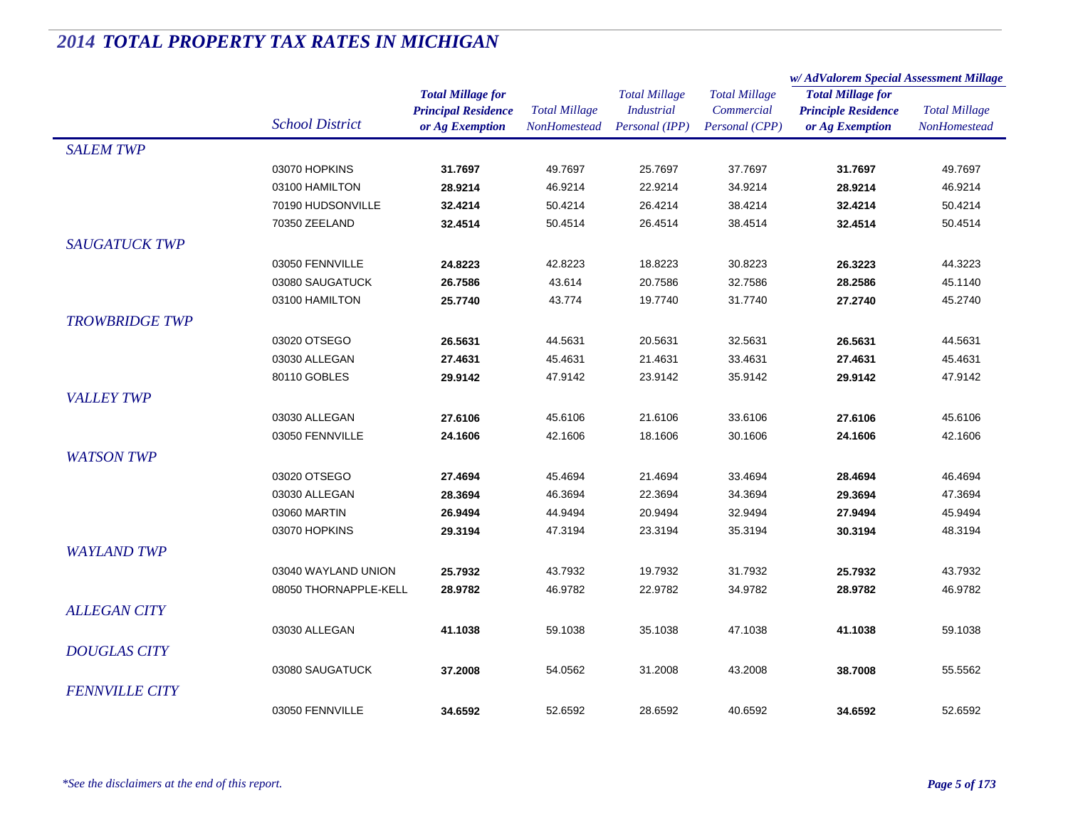# 2014 TOTAL PROPERTY TAX RATES IN MICHIGAN

| | School District | Total Millage for Principal Residence or Ag Exemption | Total Millage NonHomestead | Total Millage Industrial Personal (IPP) | Total Millage Commercial Personal (CPP) | w/ AdValorem Special Assessment Millage: Total Millage for Principle Residence or Ag Exemption | w/ AdValorem Special Assessment Millage: Total Millage NonHomestead |
|---|---|---|---|---|---|---|---|
| *SALEM TWP* | | | | | | | |
| | 03070 HOPKINS | **31.7697** | 49.7697 | 25.7697 | 37.7697 | **31.7697** | 49.7697 |
| | 03100 HAMILTON | **28.9214** | 46.9214 | 22.9214 | 34.9214 | **28.9214** | 46.9214 |
| | 70190 HUDSONVILLE | **32.4214** | 50.4214 | 26.4214 | 38.4214 | **32.4214** | 50.4214 |
| | 70350 ZEELAND | **32.4514** | 50.4514 | 26.4514 | 38.4514 | **32.4514** | 50.4514 |
| *SAUGATUCK TWP* | | | | | | | |
| | 03050 FENNVILLE | **24.8223** | 42.8223 | 18.8223 | 30.8223 | **26.3223** | 44.3223 |
| | 03080 SAUGATUCK | **26.7586** | 43.614 | 20.7586 | 32.7586 | **28.2586** | 45.1140 |
| | 03100 HAMILTON | **25.7740** | 43.774 | 19.7740 | 31.7740 | **27.2740** | 45.2740 |
| *TROWBRIDGE TWP* | | | | | | | |
| | 03020 OTSEGO | **26.5631** | 44.5631 | 20.5631 | 32.5631 | **26.5631** | 44.5631 |
| | 03030 ALLEGAN | **27.4631** | 45.4631 | 21.4631 | 33.4631 | **27.4631** | 45.4631 |
| | 80110 GOBLES | **29.9142** | 47.9142 | 23.9142 | 35.9142 | **29.9142** | 47.9142 |
| *VALLEY TWP* | | | | | | | |
| | 03030 ALLEGAN | **27.6106** | 45.6106 | 21.6106 | 33.6106 | **27.6106** | 45.6106 |
| | 03050 FENNVILLE | **24.1606** | 42.1606 | 18.1606 | 30.1606 | **24.1606** | 42.1606 |
| *WATSON TWP* | | | | | | | |
| | 03020 OTSEGO | **27.4694** | 45.4694 | 21.4694 | 33.4694 | **28.4694** | 46.4694 |
| | 03030 ALLEGAN | **28.3694** | 46.3694 | 22.3694 | 34.3694 | **29.3694** | 47.3694 |
| | 03060 MARTIN | **26.9494** | 44.9494 | 20.9494 | 32.9494 | **27.9494** | 45.9494 |
| | 03070 HOPKINS | **29.3194** | 47.3194 | 23.3194 | 35.3194 | **30.3194** | 48.3194 |
| *WAYLAND TWP* | | | | | | | |
| | 03040 WAYLAND UNION | **25.7932** | 43.7932 | 19.7932 | 31.7932 | **25.7932** | 43.7932 |
| | 08050 THORNAPPLE-KELL | **28.9782** | 46.9782 | 22.9782 | 34.9782 | **28.9782** | 46.9782 |
| *ALLEGAN CITY* | | | | | | | |
| | 03030 ALLEGAN | **41.1038** | 59.1038 | 35.1038 | 47.1038 | **41.1038** | 59.1038 |
| *DOUGLAS CITY* | | | | | | | |
| | 03080 SAUGATUCK | **37.2008** | 54.0562 | 31.2008 | 43.2008 | **38.7008** | 55.5562 |
| *FENNVILLE CITY* | | | | | | | |
| | 03050 FENNVILLE | **34.6592** | 52.6592 | 28.6592 | 40.6592 | **34.6592** | 52.6592 |

*\*See the disclaimers at the end of this report.*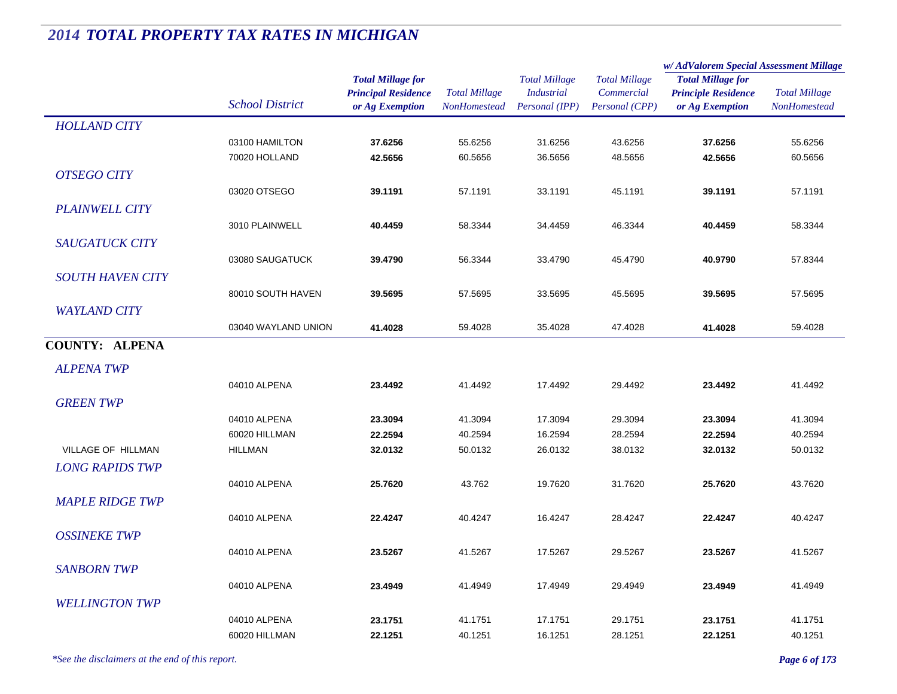# 2014 TOTAL PROPERTY TAX RATES IN MICHIGAN

| | School District | Total Millage for Principal Residence or Ag Exemption | Total Millage NonHomestead | Total Millage Industrial Personal (IPP) | Total Millage Commercial Personal (CPP) | w/ AdValorem Special Assessment Millage: Total Millage for Principle Residence or Ag Exemption | w/ AdValorem Special Assessment Millage: Total Millage NonHomestead |
|---|---|---|---|---|---|---|---|
| *HOLLAND CITY* | | | | | | | |
| | 03100 HAMILTON | **37.6256** | 55.6256 | 31.6256 | 43.6256 | **37.6256** | 55.6256 |
| | 70020 HOLLAND | **42.5656** | 60.5656 | 36.5656 | 48.5656 | **42.5656** | 60.5656 |
| *OTSEGO CITY* | | | | | | | |
| | 03020 OTSEGO | **39.1191** | 57.1191 | 33.1191 | 45.1191 | **39.1191** | 57.1191 |
| *PLAINWELL CITY* | | | | | | | |
| | 3010 PLAINWELL | **40.4459** | 58.3344 | 34.4459 | 46.3344 | **40.4459** | 58.3344 |
| *SAUGATUCK CITY* | | | | | | | |
| | 03080 SAUGATUCK | **39.4790** | 56.3344 | 33.4790 | 45.4790 | **40.9790** | 57.8344 |
| *SOUTH HAVEN CITY* | | | | | | | |
| | 80010 SOUTH HAVEN | **39.5695** | 57.5695 | 33.5695 | 45.5695 | **39.5695** | 57.5695 |
| *WAYLAND CITY* | | | | | | | |
| | 03040 WAYLAND UNION | **41.4028** | 59.4028 | 35.4028 | 47.4028 | **41.4028** | 59.4028 |
| **COUNTY: ALPENA** | | | | | | | |
| *ALPENA TWP* | | | | | | | |
| | 04010 ALPENA | **23.4492** | 41.4492 | 17.4492 | 29.4492 | **23.4492** | 41.4492 |
| *GREEN TWP* | | | | | | | |
| | 04010 ALPENA | **23.3094** | 41.3094 | 17.3094 | 29.3094 | **23.3094** | 41.3094 |
| | 60020 HILLMAN | **22.2594** | 40.2594 | 16.2594 | 28.2594 | **22.2594** | 40.2594 |
| VILLAGE OF HILLMAN | HILLMAN | **32.0132** | 50.0132 | 26.0132 | 38.0132 | **32.0132** | 50.0132 |
| *LONG RAPIDS TWP* | | | | | | | |
| | 04010 ALPENA | **25.7620** | 43.762 | 19.7620 | 31.7620 | **25.7620** | 43.7620 |
| *MAPLE RIDGE TWP* | | | | | | | |
| | 04010 ALPENA | **22.4247** | 40.4247 | 16.4247 | 28.4247 | **22.4247** | 40.4247 |
| *OSSINEKE TWP* | | | | | | | |
| | 04010 ALPENA | **23.5267** | 41.5267 | 17.5267 | 29.5267 | **23.5267** | 41.5267 |
| *SANBORN TWP* | | | | | | | |
| | 04010 ALPENA | **23.4949** | 41.4949 | 17.4949 | 29.4949 | **23.4949** | 41.4949 |
| *WELLINGTON TWP* | | | | | | | |
| | 04010 ALPENA | **23.1751** | 41.1751 | 17.1751 | 29.1751 | **23.1751** | 41.1751 |
| | 60020 HILLMAN | **22.1251** | 40.1251 | 16.1251 | 28.1251 | **22.1251** | 40.1251 |

*\*See the disclaimers at the end of this report.*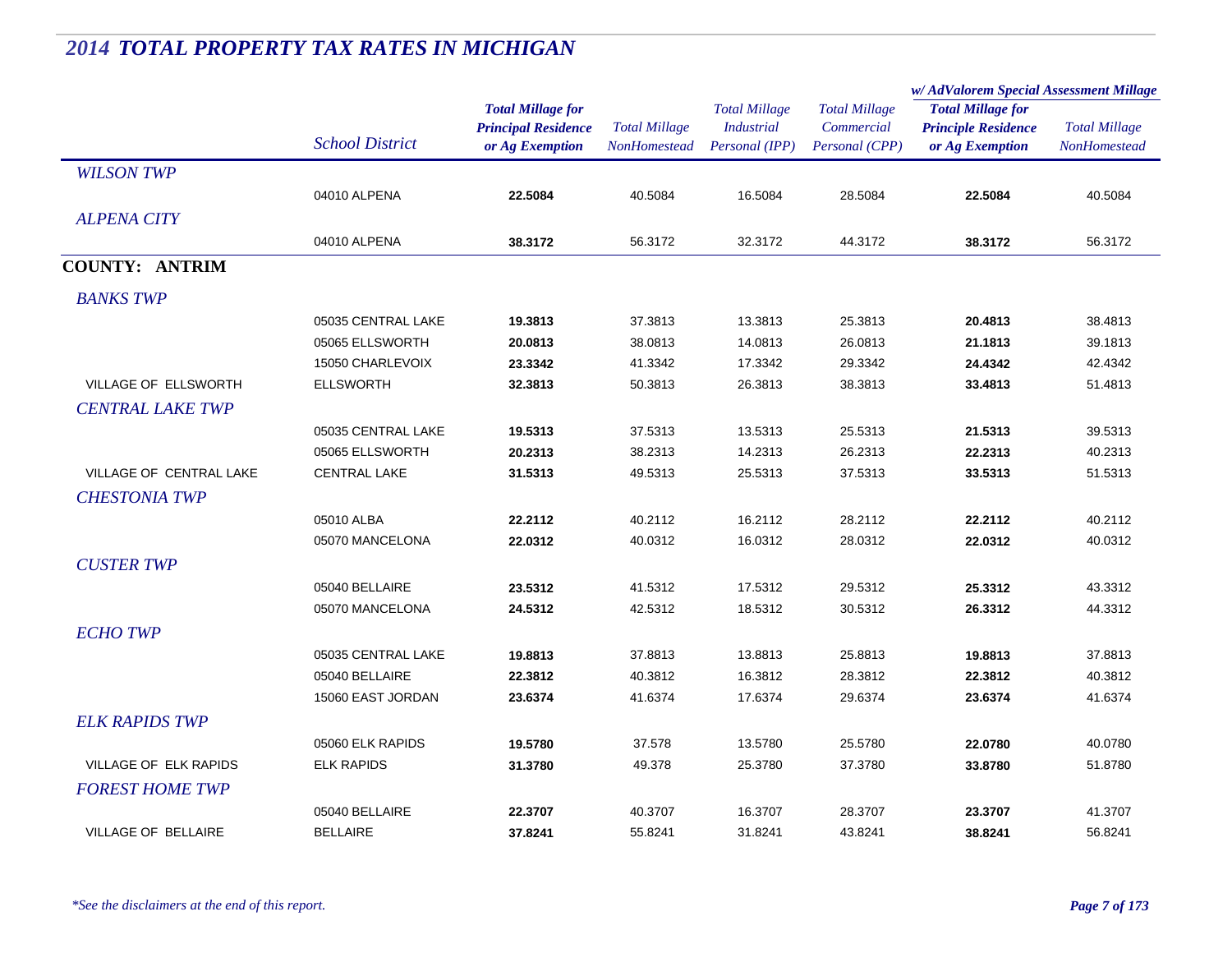# 2014 TOTAL PROPERTY TAX RATES IN MICHIGAN

| | School District | Total Millage for Principal Residence or Ag Exemption | Total Millage NonHomestead | Total Millage Industrial Personal (IPP) | Total Millage Commercial Personal (CPP) | w/ AdValorem Special Assessment Millage: Total Millage for Principle Residence or Ag Exemption | w/ AdValorem Special Assessment Millage: Total Millage NonHomestead |
|---|---|---|---|---|---|---|---|
| *WILSON TWP* | | | | | | | |
| | 04010 ALPENA | **22.5084** | 40.5084 | 16.5084 | 28.5084 | **22.5084** | 40.5084 |
| *ALPENA CITY* | | | | | | | |
| | 04010 ALPENA | **38.3172** | 56.3172 | 32.3172 | 44.3172 | **38.3172** | 56.3172 |
| **COUNTY: ANTRIM** | | | | | | | |
| *BANKS TWP* | | | | | | | |
| | 05035 CENTRAL LAKE | **19.3813** | 37.3813 | 13.3813 | 25.3813 | **20.4813** | 38.4813 |
| | 05065 ELLSWORTH | **20.0813** | 38.0813 | 14.0813 | 26.0813 | **21.1813** | 39.1813 |
| | 15050 CHARLEVOIX | **23.3342** | 41.3342 | 17.3342 | 29.3342 | **24.4342** | 42.4342 |
| VILLAGE OF ELLSWORTH | ELLSWORTH | **32.3813** | 50.3813 | 26.3813 | 38.3813 | **33.4813** | 51.4813 |
| *CENTRAL LAKE TWP* | | | | | | | |
| | 05035 CENTRAL LAKE | **19.5313** | 37.5313 | 13.5313 | 25.5313 | **21.5313** | 39.5313 |
| | 05065 ELLSWORTH | **20.2313** | 38.2313 | 14.2313 | 26.2313 | **22.2313** | 40.2313 |
| VILLAGE OF CENTRAL LAKE | CENTRAL LAKE | **31.5313** | 49.5313 | 25.5313 | 37.5313 | **33.5313** | 51.5313 |
| *CHESTONIA TWP* | | | | | | | |
| | 05010 ALBA | **22.2112** | 40.2112 | 16.2112 | 28.2112 | **22.2112** | 40.2112 |
| | 05070 MANCELONA | **22.0312** | 40.0312 | 16.0312 | 28.0312 | **22.0312** | 40.0312 |
| *CUSTER TWP* | | | | | | | |
| | 05040 BELLAIRE | **23.5312** | 41.5312 | 17.5312 | 29.5312 | **25.3312** | 43.3312 |
| | 05070 MANCELONA | **24.5312** | 42.5312 | 18.5312 | 30.5312 | **26.3312** | 44.3312 |
| *ECHO TWP* | | | | | | | |
| | 05035 CENTRAL LAKE | **19.8813** | 37.8813 | 13.8813 | 25.8813 | **19.8813** | 37.8813 |
| | 05040 BELLAIRE | **22.3812** | 40.3812 | 16.3812 | 28.3812 | **22.3812** | 40.3812 |
| | 15060 EAST JORDAN | **23.6374** | 41.6374 | 17.6374 | 29.6374 | **23.6374** | 41.6374 |
| *ELK RAPIDS TWP* | | | | | | | |
| | 05060 ELK RAPIDS | **19.5780** | 37.578 | 13.5780 | 25.5780 | **22.0780** | 40.0780 |
| VILLAGE OF ELK RAPIDS | ELK RAPIDS | **31.3780** | 49.378 | 25.3780 | 37.3780 | **33.8780** | 51.8780 |
| *FOREST HOME TWP* | | | | | | | |
| | 05040 BELLAIRE | **22.3707** | 40.3707 | 16.3707 | 28.3707 | **23.3707** | 41.3707 |
| VILLAGE OF BELLAIRE | BELLAIRE | **37.8241** | 55.8241 | 31.8241 | 43.8241 | **38.8241** | 56.8241 |

*\*See the disclaimers at the end of this report.*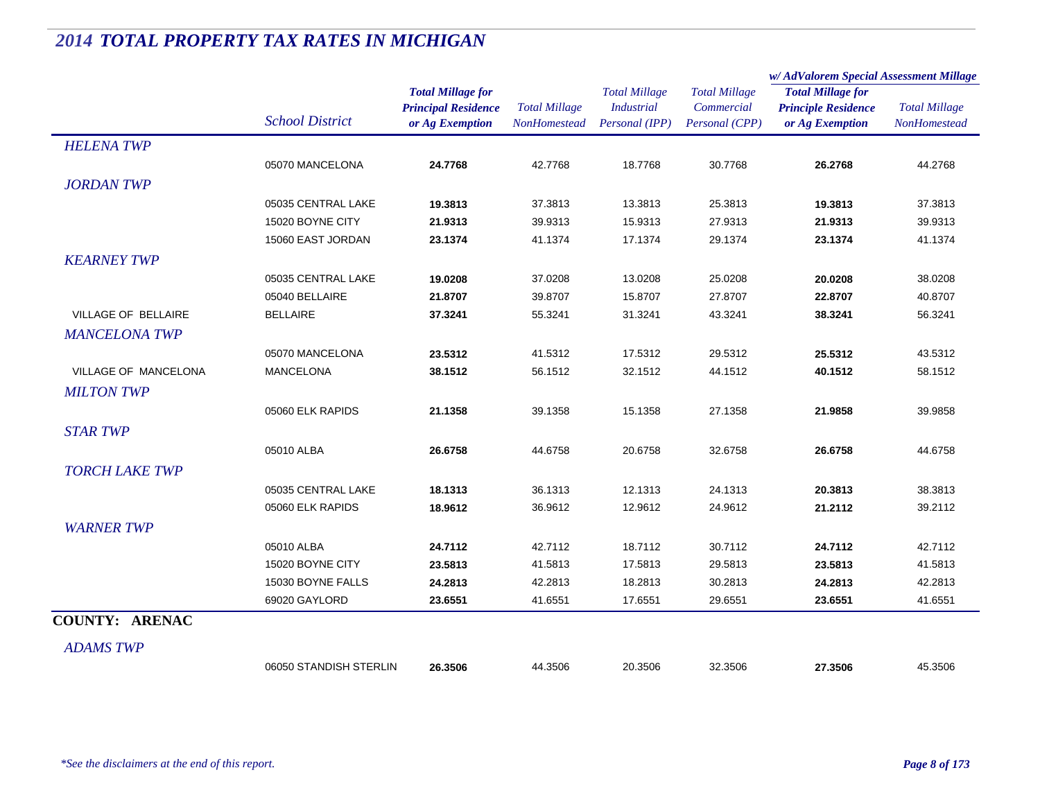# 2014 TOTAL PROPERTY TAX RATES IN MICHIGAN

| | School District | Total Millage for Principal Residence or Ag Exemption | Total Millage NonHomestead | Total Millage Industrial Personal (IPP) | Total Millage Commercial Personal (CPP) | w/ AdValorem Special Assessment Millage: Total Millage for Principle Residence or Ag Exemption | w/ AdValorem Special Assessment Millage: Total Millage NonHomestead |
|---|---|---|---|---|---|---|---|
| *HELENA TWP* | | | | | | | |
| | 05070 MANCELONA | **24.7768** | 42.7768 | 18.7768 | 30.7768 | **26.2768** | 44.2768 |
| *JORDAN TWP* | | | | | | | |
| | 05035 CENTRAL LAKE | **19.3813** | 37.3813 | 13.3813 | 25.3813 | **19.3813** | 37.3813 |
| | 15020 BOYNE CITY | **21.9313** | 39.9313 | 15.9313 | 27.9313 | **21.9313** | 39.9313 |
| | 15060 EAST JORDAN | **23.1374** | 41.1374 | 17.1374 | 29.1374 | **23.1374** | 41.1374 |
| *KEARNEY TWP* | | | | | | | |
| | 05035 CENTRAL LAKE | **19.0208** | 37.0208 | 13.0208 | 25.0208 | **20.0208** | 38.0208 |
| | 05040 BELLAIRE | **21.8707** | 39.8707 | 15.8707 | 27.8707 | **22.8707** | 40.8707 |
| VILLAGE OF BELLAIRE | BELLAIRE | **37.3241** | 55.3241 | 31.3241 | 43.3241 | **38.3241** | 56.3241 |
| *MANCELONA TWP* | | | | | | | |
| | 05070 MANCELONA | **23.5312** | 41.5312 | 17.5312 | 29.5312 | **25.5312** | 43.5312 |
| VILLAGE OF MANCELONA | MANCELONA | **38.1512** | 56.1512 | 32.1512 | 44.1512 | **40.1512** | 58.1512 |
| *MILTON TWP* | | | | | | | |
| | 05060 ELK RAPIDS | **21.1358** | 39.1358 | 15.1358 | 27.1358 | **21.9858** | 39.9858 |
| *STAR TWP* | | | | | | | |
| | 05010 ALBA | **26.6758** | 44.6758 | 20.6758 | 32.6758 | **26.6758** | 44.6758 |
| *TORCH LAKE TWP* | | | | | | | |
| | 05035 CENTRAL LAKE | **18.1313** | 36.1313 | 12.1313 | 24.1313 | **20.3813** | 38.3813 |
| | 05060 ELK RAPIDS | **18.9612** | 36.9612 | 12.9612 | 24.9612 | **21.2112** | 39.2112 |
| *WARNER TWP* | | | | | | | |
| | 05010 ALBA | **24.7112** | 42.7112 | 18.7112 | 30.7112 | **24.7112** | 42.7112 |
| | 15020 BOYNE CITY | **23.5813** | 41.5813 | 17.5813 | 29.5813 | **23.5813** | 41.5813 |
| | 15030 BOYNE FALLS | **24.2813** | 42.2813 | 18.2813 | 30.2813 | **24.2813** | 42.2813 |
| | 69020 GAYLORD | **23.6551** | 41.6551 | 17.6551 | 29.6551 | **23.6551** | 41.6551 |
| **COUNTY: ARENAC** | | | | | | | |
| *ADAMS TWP* | | | | | | | |
| | 06050 STANDISH STERLIN | **26.3506** | 44.3506 | 20.3506 | 32.3506 | **27.3506** | 45.3506 |

*\*See the disclaimers at the end of this report.*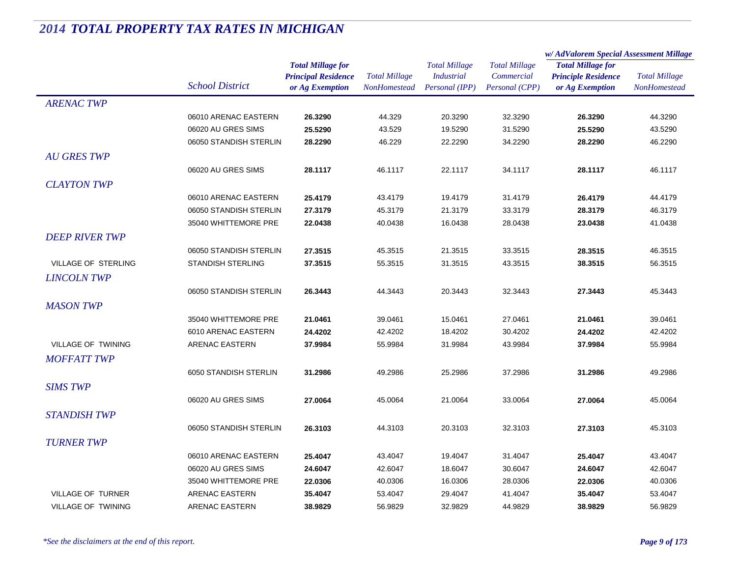# 2014 TOTAL PROPERTY TAX RATES IN MICHIGAN

| | School District | Total Millage for Principal Residence or Ag Exemption | Total Millage NonHomestead | Total Millage Industrial Personal (IPP) | Total Millage Commercial Personal (CPP) | w/ AdValorem Special Assessment Millage: Total Millage for Principle Residence or Ag Exemption | w/ AdValorem Special Assessment Millage: Total Millage NonHomestead |
|---|---|---|---|---|---|---|---|
| ***ARENAC TWP*** | | | | | | | |
| | 06010 ARENAC EASTERN | **26.3290** | 44.329 | 20.3290 | 32.3290 | **26.3290** | 44.3290 |
| | 06020 AU GRES SIMS | **25.5290** | 43.529 | 19.5290 | 31.5290 | **25.5290** | 43.5290 |
| | 06050 STANDISH STERLIN | **28.2290** | 46.229 | 22.2290 | 34.2290 | **28.2290** | 46.2290 |
| ***AU GRES TWP*** | | | | | | | |
| | 06020 AU GRES SIMS | **28.1117** | 46.1117 | 22.1117 | 34.1117 | **28.1117** | 46.1117 |
| ***CLAYTON TWP*** | | | | | | | |
| | 06010 ARENAC EASTERN | **25.4179** | 43.4179 | 19.4179 | 31.4179 | **26.4179** | 44.4179 |
| | 06050 STANDISH STERLIN | **27.3179** | 45.3179 | 21.3179 | 33.3179 | **28.3179** | 46.3179 |
| | 35040 WHITTEMORE PRE | **22.0438** | 40.0438 | 16.0438 | 28.0438 | **23.0438** | 41.0438 |
| ***DEEP RIVER TWP*** | | | | | | | |
| | 06050 STANDISH STERLIN | **27.3515** | 45.3515 | 21.3515 | 33.3515 | **28.3515** | 46.3515 |
| VILLAGE OF STERLING | STANDISH STERLING | **37.3515** | 55.3515 | 31.3515 | 43.3515 | **38.3515** | 56.3515 |
| ***LINCOLN TWP*** | | | | | | | |
| | 06050 STANDISH STERLIN | **26.3443** | 44.3443 | 20.3443 | 32.3443 | **27.3443** | 45.3443 |
| ***MASON TWP*** | | | | | | | |
| | 35040 WHITTEMORE PRE | **21.0461** | 39.0461 | 15.0461 | 27.0461 | **21.0461** | 39.0461 |
| | 6010 ARENAC EASTERN | **24.4202** | 42.4202 | 18.4202 | 30.4202 | **24.4202** | 42.4202 |
| VILLAGE OF TWINING | ARENAC EASTERN | **37.9984** | 55.9984 | 31.9984 | 43.9984 | **37.9984** | 55.9984 |
| ***MOFFATT TWP*** | | | | | | | |
| | 6050 STANDISH STERLIN | **31.2986** | 49.2986 | 25.2986 | 37.2986 | **31.2986** | 49.2986 |
| ***SIMS TWP*** | | | | | | | |
| | 06020 AU GRES SIMS | **27.0064** | 45.0064 | 21.0064 | 33.0064 | **27.0064** | 45.0064 |
| ***STANDISH TWP*** | | | | | | | |
| | 06050 STANDISH STERLIN | **26.3103** | 44.3103 | 20.3103 | 32.3103 | **27.3103** | 45.3103 |
| ***TURNER TWP*** | | | | | | | |
| | 06010 ARENAC EASTERN | **25.4047** | 43.4047 | 19.4047 | 31.4047 | **25.4047** | 43.4047 |
| | 06020 AU GRES SIMS | **24.6047** | 42.6047 | 18.6047 | 30.6047 | **24.6047** | 42.6047 |
| | 35040 WHITTEMORE PRE | **22.0306** | 40.0306 | 16.0306 | 28.0306 | **22.0306** | 40.0306 |
| VILLAGE OF TURNER | ARENAC EASTERN | **35.4047** | 53.4047 | 29.4047 | 41.4047 | **35.4047** | 53.4047 |
| VILLAGE OF TWINING | ARENAC EASTERN | **38.9829** | 56.9829 | 32.9829 | 44.9829 | **38.9829** | 56.9829 |

*\*See the disclaimers at the end of this report.*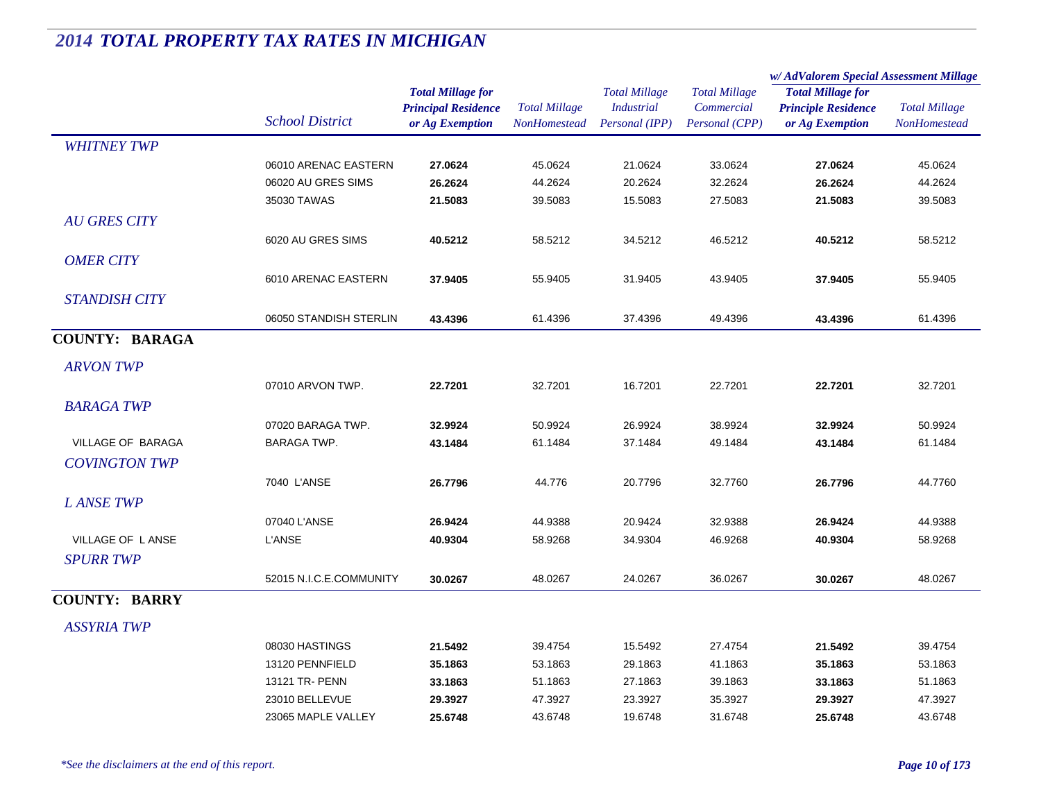# 2014 TOTAL PROPERTY TAX RATES IN MICHIGAN

| | School District | Total Millage for Principal Residence or Ag Exemption | Total Millage NonHomestead | Total Millage Industrial Personal (IPP) | Total Millage Commercial Personal (CPP) | w/ AdValorem Special Assessment Millage: Total Millage for Principle Residence or Ag Exemption | w/ AdValorem Special Assessment Millage: Total Millage NonHomestead |
|---|---|---|---|---|---|---|---|
| *WHITNEY TWP* | | | | | | | |
| | 06010 ARENAC EASTERN | **27.0624** | 45.0624 | 21.0624 | 33.0624 | **27.0624** | 45.0624 |
| | 06020 AU GRES SIMS | **26.2624** | 44.2624 | 20.2624 | 32.2624 | **26.2624** | 44.2624 |
| | 35030 TAWAS | **21.5083** | 39.5083 | 15.5083 | 27.5083 | **21.5083** | 39.5083 |
| *AU GRES CITY* | | | | | | | |
| | 6020 AU GRES SIMS | **40.5212** | 58.5212 | 34.5212 | 46.5212 | **40.5212** | 58.5212 |
| *OMER CITY* | | | | | | | |
| | 6010 ARENAC EASTERN | **37.9405** | 55.9405 | 31.9405 | 43.9405 | **37.9405** | 55.9405 |
| *STANDISH CITY* | | | | | | | |
| | 06050 STANDISH STERLIN | **43.4396** | 61.4396 | 37.4396 | 49.4396 | **43.4396** | 61.4396 |
| **COUNTY: BARAGA** | | | | | | | |
| *ARVON TWP* | | | | | | | |
| | 07010 ARVON TWP. | **22.7201** | 32.7201 | 16.7201 | 22.7201 | **22.7201** | 32.7201 |
| *BARAGA TWP* | | | | | | | |
| | 07020 BARAGA TWP. | **32.9924** | 50.9924 | 26.9924 | 38.9924 | **32.9924** | 50.9924 |
| VILLAGE OF BARAGA | BARAGA TWP. | **43.1484** | 61.1484 | 37.1484 | 49.1484 | **43.1484** | 61.1484 |
| *COVINGTON TWP* | | | | | | | |
| | 7040 L'ANSE | **26.7796** | 44.776 | 20.7796 | 32.7760 | **26.7796** | 44.7760 |
| *L ANSE TWP* | | | | | | | |
| | 07040 L'ANSE | **26.9424** | 44.9388 | 20.9424 | 32.9388 | **26.9424** | 44.9388 |
| VILLAGE OF L ANSE | L'ANSE | **40.9304** | 58.9268 | 34.9304 | 46.9268 | **40.9304** | 58.9268 |
| *SPURR TWP* | | | | | | | |
| | 52015 N.I.C.E.COMMUNITY | **30.0267** | 48.0267 | 24.0267 | 36.0267 | **30.0267** | 48.0267 |
| **COUNTY: BARRY** | | | | | | | |
| *ASSYRIA TWP* | | | | | | | |
| | 08030 HASTINGS | **21.5492** | 39.4754 | 15.5492 | 27.4754 | **21.5492** | 39.4754 |
| | 13120 PENNFIELD | **35.1863** | 53.1863 | 29.1863 | 41.1863 | **35.1863** | 53.1863 |
| | 13121 TR- PENN | **33.1863** | 51.1863 | 27.1863 | 39.1863 | **33.1863** | 51.1863 |
| | 23010 BELLEVUE | **29.3927** | 47.3927 | 23.3927 | 35.3927 | **29.3927** | 47.3927 |
| | 23065 MAPLE VALLEY | **25.6748** | 43.6748 | 19.6748 | 31.6748 | **25.6748** | 43.6748 |

*\*See the disclaimers at the end of this report.*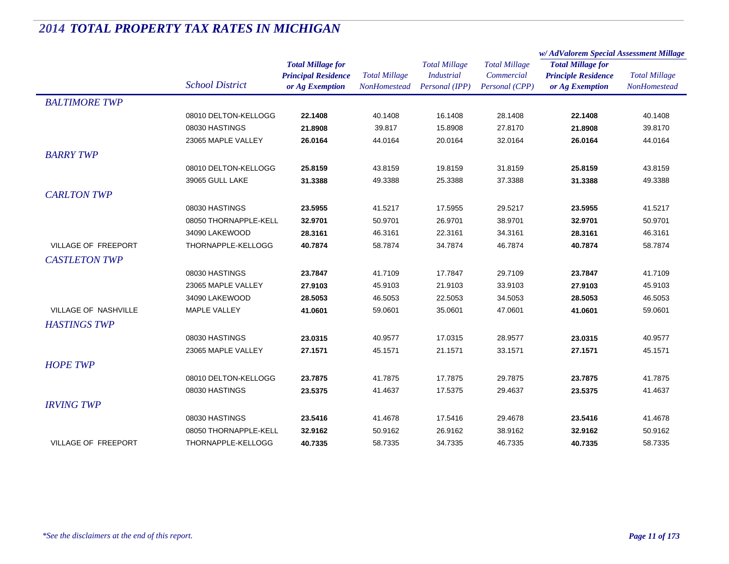# 2014 TOTAL PROPERTY TAX RATES IN MICHIGAN

| | School District | Total Millage for Principal Residence or Ag Exemption | Total Millage NonHomestead | Total Millage Industrial Personal (IPP) | Total Millage Commercial Personal (CPP) | w/ AdValorem Special Assessment Millage: Total Millage for Principle Residence or Ag Exemption | w/ AdValorem Special Assessment Millage: Total Millage NonHomestead |
|---|---|---|---|---|---|---|---|
| *BALTIMORE TWP* | | | | | | | |
| | 08010 DELTON-KELLOGG | **22.1408** | 40.1408 | 16.1408 | 28.1408 | **22.1408** | 40.1408 |
| | 08030 HASTINGS | **21.8908** | 39.817 | 15.8908 | 27.8170 | **21.8908** | 39.8170 |
| | 23065 MAPLE VALLEY | **26.0164** | 44.0164 | 20.0164 | 32.0164 | **26.0164** | 44.0164 |
| *BARRY TWP* | | | | | | | |
| | 08010 DELTON-KELLOGG | **25.8159** | 43.8159 | 19.8159 | 31.8159 | **25.8159** | 43.8159 |
| | 39065 GULL LAKE | **31.3388** | 49.3388 | 25.3388 | 37.3388 | **31.3388** | 49.3388 |
| *CARLTON TWP* | | | | | | | |
| | 08030 HASTINGS | **23.5955** | 41.5217 | 17.5955 | 29.5217 | **23.5955** | 41.5217 |
| | 08050 THORNAPPLE-KELL | **32.9701** | 50.9701 | 26.9701 | 38.9701 | **32.9701** | 50.9701 |
| | 34090 LAKEWOOD | **28.3161** | 46.3161 | 22.3161 | 34.3161 | **28.3161** | 46.3161 |
| VILLAGE OF FREEPORT | THORNAPPLE-KELLOGG | **40.7874** | 58.7874 | 34.7874 | 46.7874 | **40.7874** | 58.7874 |
| *CASTLETON TWP* | | | | | | | |
| | 08030 HASTINGS | **23.7847** | 41.7109 | 17.7847 | 29.7109 | **23.7847** | 41.7109 |
| | 23065 MAPLE VALLEY | **27.9103** | 45.9103 | 21.9103 | 33.9103 | **27.9103** | 45.9103 |
| | 34090 LAKEWOOD | **28.5053** | 46.5053 | 22.5053 | 34.5053 | **28.5053** | 46.5053 |
| VILLAGE OF NASHVILLE | MAPLE VALLEY | **41.0601** | 59.0601 | 35.0601 | 47.0601 | **41.0601** | 59.0601 |
| *HASTINGS TWP* | | | | | | | |
| | 08030 HASTINGS | **23.0315** | 40.9577 | 17.0315 | 28.9577 | **23.0315** | 40.9577 |
| | 23065 MAPLE VALLEY | **27.1571** | 45.1571 | 21.1571 | 33.1571 | **27.1571** | 45.1571 |
| *HOPE TWP* | | | | | | | |
| | 08010 DELTON-KELLOGG | **23.7875** | 41.7875 | 17.7875 | 29.7875 | **23.7875** | 41.7875 |
| | 08030 HASTINGS | **23.5375** | 41.4637 | 17.5375 | 29.4637 | **23.5375** | 41.4637 |
| *IRVING TWP* | | | | | | | |
| | 08030 HASTINGS | **23.5416** | 41.4678 | 17.5416 | 29.4678 | **23.5416** | 41.4678 |
| | 08050 THORNAPPLE-KELL | **32.9162** | 50.9162 | 26.9162 | 38.9162 | **32.9162** | 50.9162 |
| VILLAGE OF FREEPORT | THORNAPPLE-KELLOGG | **40.7335** | 58.7335 | 34.7335 | 46.7335 | **40.7335** | 58.7335 |

*\*See the disclaimers at the end of this report.*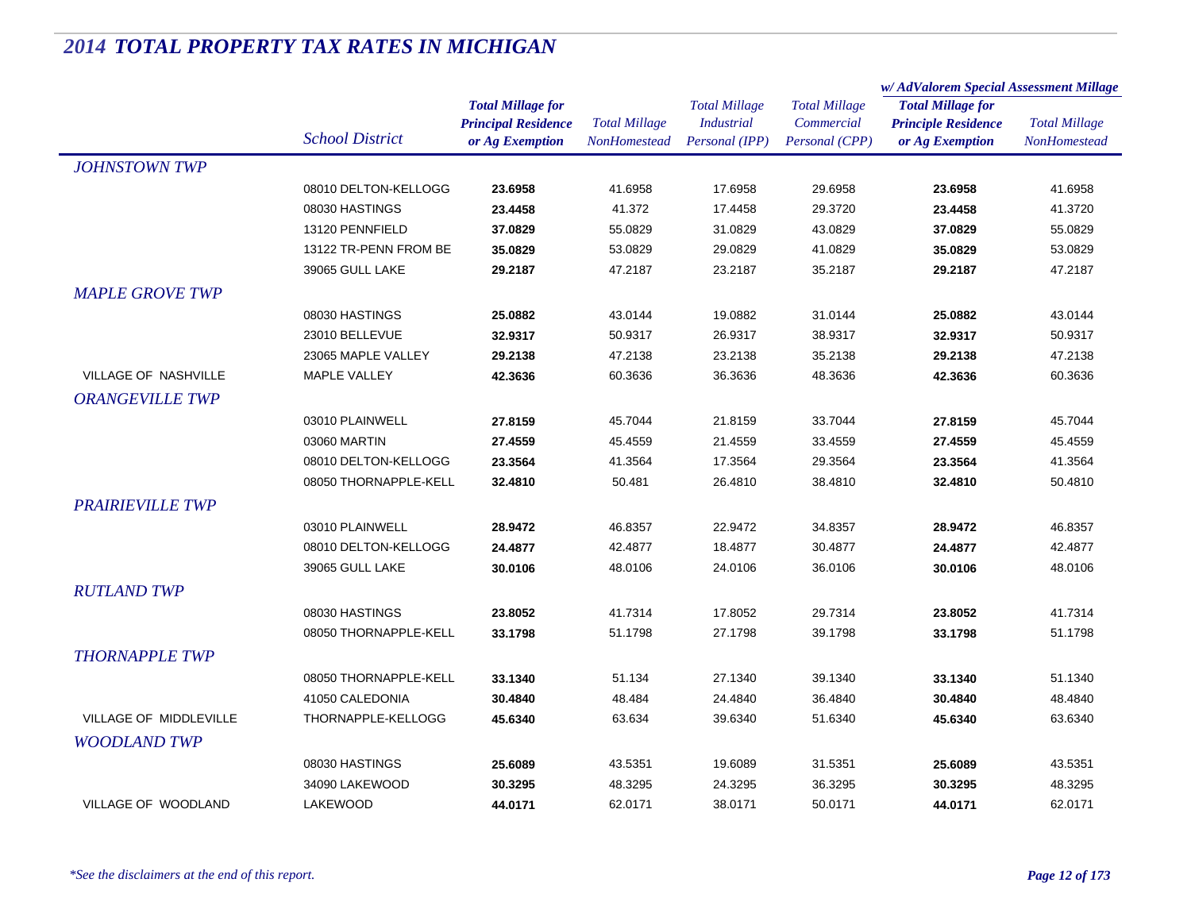# *2014 TOTAL PROPERTY TAX RATES IN MICHIGAN*

| | School District | Total Millage for Principal Residence or Ag Exemption | Total Millage NonHomestead | Total Millage Industrial Personal (IPP) | Total Millage Commercial Personal (CPP) | w/ AdValorem Special Assessment Millage: Total Millage for Principle Residence or Ag Exemption | w/ AdValorem Special Assessment Millage: Total Millage NonHomestead |
|---|---|---|---|---|---|---|---|
| *JOHNSTOWN TWP* | | | | | | | |
| | 08010 DELTON-KELLOGG | **23.6958** | 41.6958 | 17.6958 | 29.6958 | **23.6958** | 41.6958 |
| | 08030 HASTINGS | **23.4458** | 41.372 | 17.4458 | 29.3720 | **23.4458** | 41.3720 |
| | 13120 PENNFIELD | **37.0829** | 55.0829 | 31.0829 | 43.0829 | **37.0829** | 55.0829 |
| | 13122 TR-PENN FROM BE | **35.0829** | 53.0829 | 29.0829 | 41.0829 | **35.0829** | 53.0829 |
| | 39065 GULL LAKE | **29.2187** | 47.2187 | 23.2187 | 35.2187 | **29.2187** | 47.2187 |
| *MAPLE GROVE TWP* | | | | | | | |
| | 08030 HASTINGS | **25.0882** | 43.0144 | 19.0882 | 31.0144 | **25.0882** | 43.0144 |
| | 23010 BELLEVUE | **32.9317** | 50.9317 | 26.9317 | 38.9317 | **32.9317** | 50.9317 |
| | 23065 MAPLE VALLEY | **29.2138** | 47.2138 | 23.2138 | 35.2138 | **29.2138** | 47.2138 |
| VILLAGE OF NASHVILLE | MAPLE VALLEY | **42.3636** | 60.3636 | 36.3636 | 48.3636 | **42.3636** | 60.3636 |
| *ORANGEVILLE TWP* | | | | | | | |
| | 03010 PLAINWELL | **27.8159** | 45.7044 | 21.8159 | 33.7044 | **27.8159** | 45.7044 |
| | 03060 MARTIN | **27.4559** | 45.4559 | 21.4559 | 33.4559 | **27.4559** | 45.4559 |
| | 08010 DELTON-KELLOGG | **23.3564** | 41.3564 | 17.3564 | 29.3564 | **23.3564** | 41.3564 |
| | 08050 THORNAPPLE-KELL | **32.4810** | 50.481 | 26.4810 | 38.4810 | **32.4810** | 50.4810 |
| *PRAIRIEVILLE TWP* | | | | | | | |
| | 03010 PLAINWELL | **28.9472** | 46.8357 | 22.9472 | 34.8357 | **28.9472** | 46.8357 |
| | 08010 DELTON-KELLOGG | **24.4877** | 42.4877 | 18.4877 | 30.4877 | **24.4877** | 42.4877 |
| | 39065 GULL LAKE | **30.0106** | 48.0106 | 24.0106 | 36.0106 | **30.0106** | 48.0106 |
| *RUTLAND TWP* | | | | | | | |
| | 08030 HASTINGS | **23.8052** | 41.7314 | 17.8052 | 29.7314 | **23.8052** | 41.7314 |
| | 08050 THORNAPPLE-KELL | **33.1798** | 51.1798 | 27.1798 | 39.1798 | **33.1798** | 51.1798 |
| *THORNAPPLE TWP* | | | | | | | |
| | 08050 THORNAPPLE-KELL | **33.1340** | 51.134 | 27.1340 | 39.1340 | **33.1340** | 51.1340 |
| | 41050 CALEDONIA | **30.4840** | 48.484 | 24.4840 | 36.4840 | **30.4840** | 48.4840 |
| VILLAGE OF MIDDLEVILLE | THORNAPPLE-KELLOGG | **45.6340** | 63.634 | 39.6340 | 51.6340 | **45.6340** | 63.6340 |
| *WOODLAND TWP* | | | | | | | |
| | 08030 HASTINGS | **25.6089** | 43.5351 | 19.6089 | 31.5351 | **25.6089** | 43.5351 |
| | 34090 LAKEWOOD | **30.3295** | 48.3295 | 24.3295 | 36.3295 | **30.3295** | 48.3295 |
| VILLAGE OF WOODLAND | LAKEWOOD | **44.0171** | 62.0171 | 38.0171 | 50.0171 | **44.0171** | 62.0171 |

*\*See the disclaimers at the end of this report.*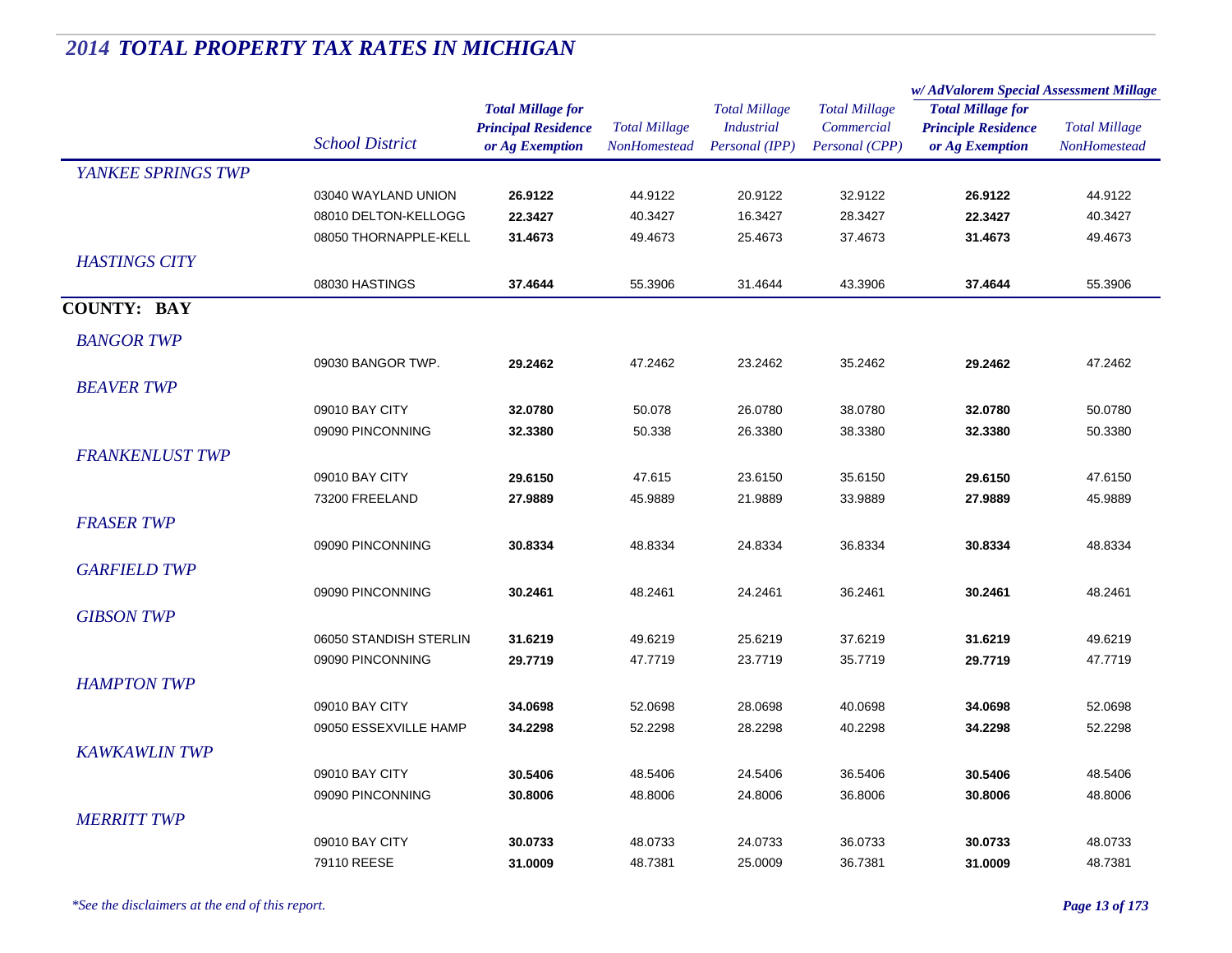# 2014 TOTAL PROPERTY TAX RATES IN MICHIGAN

| | School District | Total Millage for Principal Residence or Ag Exemption | Total Millage NonHomestead | Total Millage Industrial Personal (IPP) | Total Millage Commercial Personal (CPP) | w/ AdValorem Special Assessment Millage: Total Millage for Principle Residence or Ag Exemption | w/ AdValorem Special Assessment Millage: Total Millage NonHomestead |
|---|---|---|---|---|---|---|---|
| *YANKEE SPRINGS TWP* | | | | | | | |
| | 03040 WAYLAND UNION | **26.9122** | 44.9122 | 20.9122 | 32.9122 | **26.9122** | 44.9122 |
| | 08010 DELTON-KELLOGG | **22.3427** | 40.3427 | 16.3427 | 28.3427 | **22.3427** | 40.3427 |
| | 08050 THORNAPPLE-KELL | **31.4673** | 49.4673 | 25.4673 | 37.4673 | **31.4673** | 49.4673 |
| *HASTINGS CITY* | | | | | | | |
| | 08030 HASTINGS | **37.4644** | 55.3906 | 31.4644 | 43.3906 | **37.4644** | 55.3906 |
| **COUNTY: BAY** | | | | | | | |
| *BANGOR TWP* | | | | | | | |
| | 09030 BANGOR TWP. | **29.2462** | 47.2462 | 23.2462 | 35.2462 | **29.2462** | 47.2462 |
| *BEAVER TWP* | | | | | | | |
| | 09010 BAY CITY | **32.0780** | 50.078 | 26.0780 | 38.0780 | **32.0780** | 50.0780 |
| | 09090 PINCONNING | **32.3380** | 50.338 | 26.3380 | 38.3380 | **32.3380** | 50.3380 |
| *FRANKENLUST TWP* | | | | | | | |
| | 09010 BAY CITY | **29.6150** | 47.615 | 23.6150 | 35.6150 | **29.6150** | 47.6150 |
| | 73200 FREELAND | **27.9889** | 45.9889 | 21.9889 | 33.9889 | **27.9889** | 45.9889 |
| *FRASER TWP* | | | | | | | |
| | 09090 PINCONNING | **30.8334** | 48.8334 | 24.8334 | 36.8334 | **30.8334** | 48.8334 |
| *GARFIELD TWP* | | | | | | | |
| | 09090 PINCONNING | **30.2461** | 48.2461 | 24.2461 | 36.2461 | **30.2461** | 48.2461 |
| *GIBSON TWP* | | | | | | | |
| | 06050 STANDISH STERLIN | **31.6219** | 49.6219 | 25.6219 | 37.6219 | **31.6219** | 49.6219 |
| | 09090 PINCONNING | **29.7719** | 47.7719 | 23.7719 | 35.7719 | **29.7719** | 47.7719 |
| *HAMPTON TWP* | | | | | | | |
| | 09010 BAY CITY | **34.0698** | 52.0698 | 28.0698 | 40.0698 | **34.0698** | 52.0698 |
| | 09050 ESSEXVILLE HAMP | **34.2298** | 52.2298 | 28.2298 | 40.2298 | **34.2298** | 52.2298 |
| *KAWKAWLIN TWP* | | | | | | | |
| | 09010 BAY CITY | **30.5406** | 48.5406 | 24.5406 | 36.5406 | **30.5406** | 48.5406 |
| | 09090 PINCONNING | **30.8006** | 48.8006 | 24.8006 | 36.8006 | **30.8006** | 48.8006 |
| *MERRITT TWP* | | | | | | | |
| | 09010 BAY CITY | **30.0733** | 48.0733 | 24.0733 | 36.0733 | **30.0733** | 48.0733 |
| | 79110 REESE | **31.0009** | 48.7381 | 25.0009 | 36.7381 | **31.0009** | 48.7381 |

*\*See the disclaimers at the end of this report.*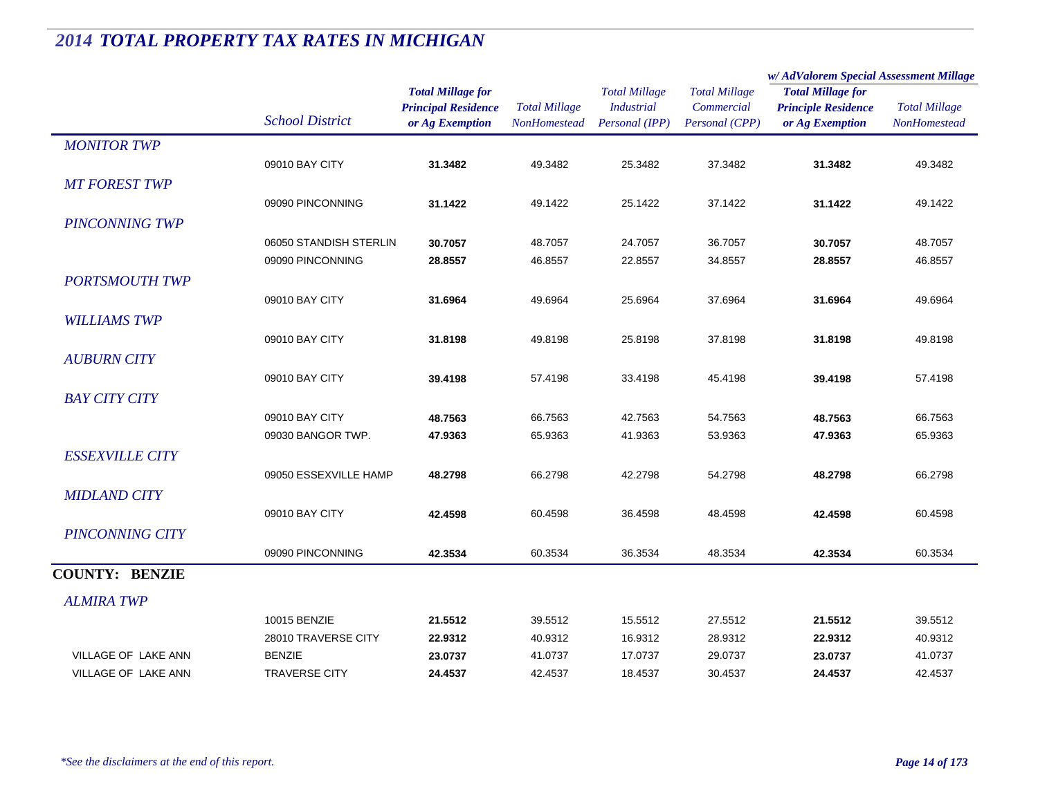# *2014 TOTAL PROPERTY TAX RATES IN MICHIGAN*

| | *School District* | ***Total Millage for Principal Residence or Ag Exemption*** | *Total Millage NonHomestead* | *Total Millage Industrial Personal (IPP)* | *Total Millage Commercial Personal (CPP)* | ***w/ AdValorem Special Assessment Millage*** ***Total Millage for Principle Residence or Ag Exemption*** | *Total Millage NonHomestead* |
|---|---|---|---|---|---|---|---|
| *MONITOR TWP* | | | | | | | |
| | 09010 BAY CITY | **31.3482** | 49.3482 | 25.3482 | 37.3482 | **31.3482** | 49.3482 |
| *MT FOREST TWP* | | | | | | | |
| | 09090 PINCONNING | **31.1422** | 49.1422 | 25.1422 | 37.1422 | **31.1422** | 49.1422 |
| *PINCONNING TWP* | | | | | | | |
| | 06050 STANDISH STERLIN | **30.7057** | 48.7057 | 24.7057 | 36.7057 | **30.7057** | 48.7057 |
| | 09090 PINCONNING | **28.8557** | 46.8557 | 22.8557 | 34.8557 | **28.8557** | 46.8557 |
| *PORTSMOUTH TWP* | | | | | | | |
| | 09010 BAY CITY | **31.6964** | 49.6964 | 25.6964 | 37.6964 | **31.6964** | 49.6964 |
| *WILLIAMS TWP* | | | | | | | |
| | 09010 BAY CITY | **31.8198** | 49.8198 | 25.8198 | 37.8198 | **31.8198** | 49.8198 |
| *AUBURN CITY* | | | | | | | |
| | 09010 BAY CITY | **39.4198** | 57.4198 | 33.4198 | 45.4198 | **39.4198** | 57.4198 |
| *BAY CITY CITY* | | | | | | | |
| | 09010 BAY CITY | **48.7563** | 66.7563 | 42.7563 | 54.7563 | **48.7563** | 66.7563 |
| | 09030 BANGOR TWP. | **47.9363** | 65.9363 | 41.9363 | 53.9363 | **47.9363** | 65.9363 |
| *ESSEXVILLE CITY* | | | | | | | |
| | 09050 ESSEXVILLE HAMP | **48.2798** | 66.2798 | 42.2798 | 54.2798 | **48.2798** | 66.2798 |
| *MIDLAND CITY* | | | | | | | |
| | 09010 BAY CITY | **42.4598** | 60.4598 | 36.4598 | 48.4598 | **42.4598** | 60.4598 |
| *PINCONNING CITY* | | | | | | | |
| | 09090 PINCONNING | **42.3534** | 60.3534 | 36.3534 | 48.3534 | **42.3534** | 60.3534 |
| **COUNTY: BENZIE** | | | | | | | |
| *ALMIRA TWP* | | | | | | | |
| | 10015 BENZIE | **21.5512** | 39.5512 | 15.5512 | 27.5512 | **21.5512** | 39.5512 |
| | 28010 TRAVERSE CITY | **22.9312** | 40.9312 | 16.9312 | 28.9312 | **22.9312** | 40.9312 |
| VILLAGE OF LAKE ANN | BENZIE | **23.0737** | 41.0737 | 17.0737 | 29.0737 | **23.0737** | 41.0737 |
| VILLAGE OF LAKE ANN | TRAVERSE CITY | **24.4537** | 42.4537 | 18.4537 | 30.4537 | **24.4537** | 42.4537 |

*\*See the disclaimers at the end of this report.*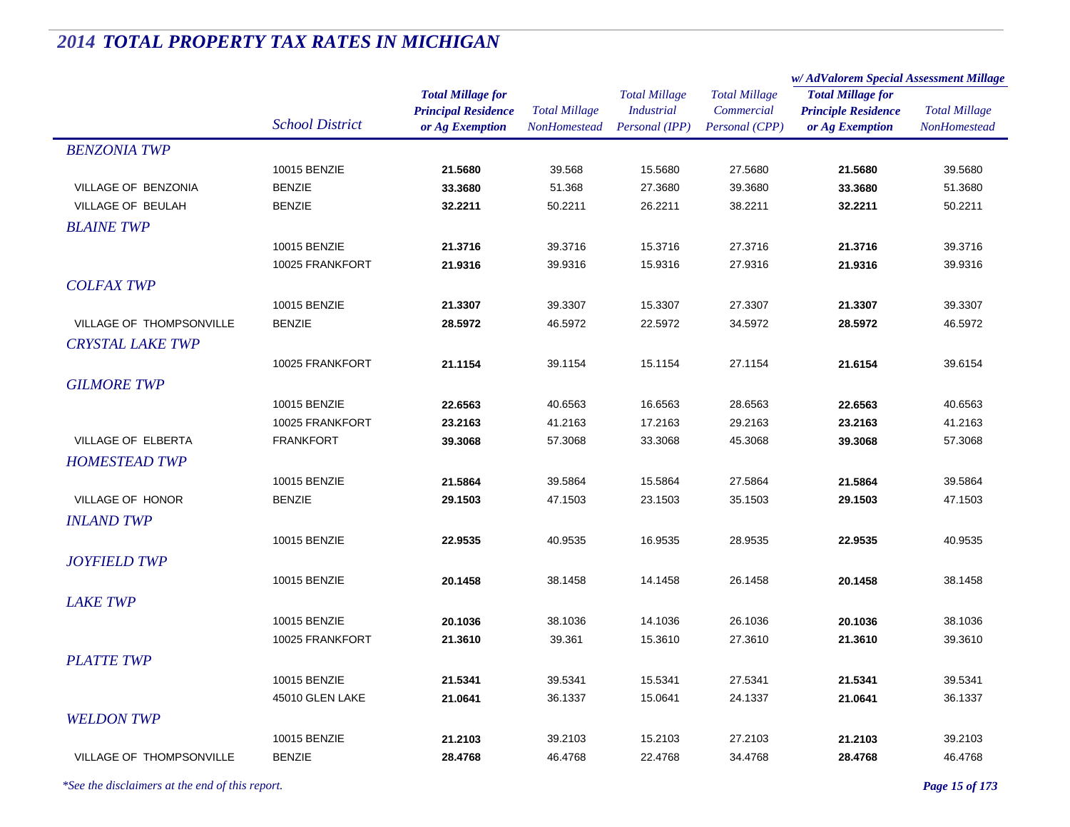# 2014 TOTAL PROPERTY TAX RATES IN MICHIGAN

| | School District | Total Millage for Principal Residence or Ag Exemption | Total Millage NonHomestead | Total Millage Industrial Personal (IPP) | Total Millage Commercial Personal (CPP) | w/ AdValorem Special Assessment Millage: Total Millage for Principle Residence or Ag Exemption | w/ AdValorem Special Assessment Millage: Total Millage NonHomestead |
|---|---|---|---|---|---|---|---|
| *BENZONIA TWP* | | | | | | | |
| | 10015 BENZIE | **21.5680** | 39.568 | 15.5680 | 27.5680 | **21.5680** | 39.5680 |
| VILLAGE OF BENZONIA | BENZIE | **33.3680** | 51.368 | 27.3680 | 39.3680 | **33.3680** | 51.3680 |
| VILLAGE OF BEULAH | BENZIE | **32.2211** | 50.2211 | 26.2211 | 38.2211 | **32.2211** | 50.2211 |
| *BLAINE TWP* | | | | | | | |
| | 10015 BENZIE | **21.3716** | 39.3716 | 15.3716 | 27.3716 | **21.3716** | 39.3716 |
| | 10025 FRANKFORT | **21.9316** | 39.9316 | 15.9316 | 27.9316 | **21.9316** | 39.9316 |
| *COLFAX TWP* | | | | | | | |
| | 10015 BENZIE | **21.3307** | 39.3307 | 15.3307 | 27.3307 | **21.3307** | 39.3307 |
| VILLAGE OF THOMPSONVILLE | BENZIE | **28.5972** | 46.5972 | 22.5972 | 34.5972 | **28.5972** | 46.5972 |
| *CRYSTAL LAKE TWP* | | | | | | | |
| | 10025 FRANKFORT | **21.1154** | 39.1154 | 15.1154 | 27.1154 | **21.6154** | 39.6154 |
| *GILMORE TWP* | | | | | | | |
| | 10015 BENZIE | **22.6563** | 40.6563 | 16.6563 | 28.6563 | **22.6563** | 40.6563 |
| | 10025 FRANKFORT | **23.2163** | 41.2163 | 17.2163 | 29.2163 | **23.2163** | 41.2163 |
| VILLAGE OF ELBERTA | FRANKFORT | **39.3068** | 57.3068 | 33.3068 | 45.3068 | **39.3068** | 57.3068 |
| *HOMESTEAD TWP* | | | | | | | |
| | 10015 BENZIE | **21.5864** | 39.5864 | 15.5864 | 27.5864 | **21.5864** | 39.5864 |
| VILLAGE OF HONOR | BENZIE | **29.1503** | 47.1503 | 23.1503 | 35.1503 | **29.1503** | 47.1503 |
| *INLAND TWP* | | | | | | | |
| | 10015 BENZIE | **22.9535** | 40.9535 | 16.9535 | 28.9535 | **22.9535** | 40.9535 |
| *JOYFIELD TWP* | | | | | | | |
| | 10015 BENZIE | **20.1458** | 38.1458 | 14.1458 | 26.1458 | **20.1458** | 38.1458 |
| *LAKE TWP* | | | | | | | |
| | 10015 BENZIE | **20.1036** | 38.1036 | 14.1036 | 26.1036 | **20.1036** | 38.1036 |
| | 10025 FRANKFORT | **21.3610** | 39.361 | 15.3610 | 27.3610 | **21.3610** | 39.3610 |
| *PLATTE TWP* | | | | | | | |
| | 10015 BENZIE | **21.5341** | 39.5341 | 15.5341 | 27.5341 | **21.5341** | 39.5341 |
| | 45010 GLEN LAKE | **21.0641** | 36.1337 | 15.0641 | 24.1337 | **21.0641** | 36.1337 |
| *WELDON TWP* | | | | | | | |
| | 10015 BENZIE | **21.2103** | 39.2103 | 15.2103 | 27.2103 | **21.2103** | 39.2103 |
| VILLAGE OF THOMPSONVILLE | BENZIE | **28.4768** | 46.4768 | 22.4768 | 34.4768 | **28.4768** | 46.4768 |

*\*See the disclaimers at the end of this report.*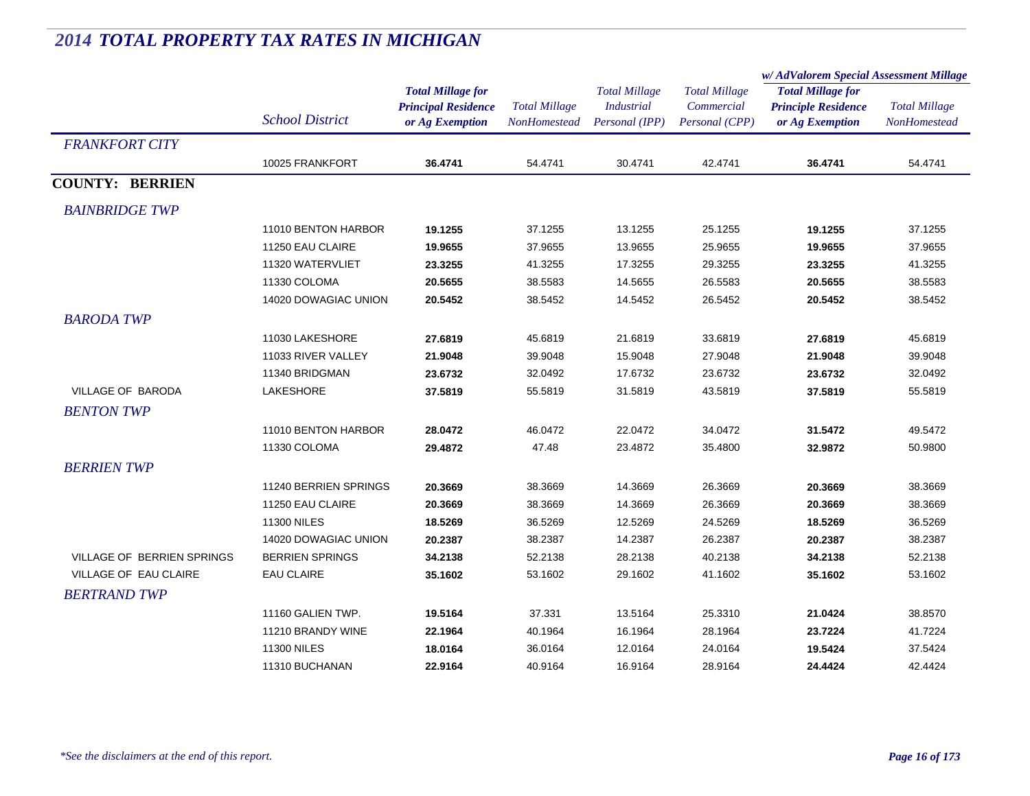# 2014 TOTAL PROPERTY TAX RATES IN MICHIGAN

| | School District | Total Millage for Principal Residence or Ag Exemption | Total Millage NonHomestead | Total Millage Industrial Personal (IPP) | Total Millage Commercial Personal (CPP) | w/ AdValorem Special Assessment Millage: Total Millage for Principle Residence or Ag Exemption | w/ AdValorem Special Assessment Millage: Total Millage NonHomestead |
|---|---|---|---|---|---|---|---|
| *FRANKFORT CITY* | | | | | | | |
| | 10025 FRANKFORT | **36.4741** | 54.4741 | 30.4741 | 42.4741 | **36.4741** | 54.4741 |
| **COUNTY: BERRIEN** | | | | | | | |
| *BAINBRIDGE TWP* | | | | | | | |
| | 11010 BENTON HARBOR | **19.1255** | 37.1255 | 13.1255 | 25.1255 | **19.1255** | 37.1255 |
| | 11250 EAU CLAIRE | **19.9655** | 37.9655 | 13.9655 | 25.9655 | **19.9655** | 37.9655 |
| | 11320 WATERVLIET | **23.3255** | 41.3255 | 17.3255 | 29.3255 | **23.3255** | 41.3255 |
| | 11330 COLOMA | **20.5655** | 38.5583 | 14.5655 | 26.5583 | **20.5655** | 38.5583 |
| | 14020 DOWAGIAC UNION | **20.5452** | 38.5452 | 14.5452 | 26.5452 | **20.5452** | 38.5452 |
| *BARODA TWP* | | | | | | | |
| | 11030 LAKESHORE | **27.6819** | 45.6819 | 21.6819 | 33.6819 | **27.6819** | 45.6819 |
| | 11033 RIVER VALLEY | **21.9048** | 39.9048 | 15.9048 | 27.9048 | **21.9048** | 39.9048 |
| | 11340 BRIDGMAN | **23.6732** | 32.0492 | 17.6732 | 23.6732 | **23.6732** | 32.0492 |
| VILLAGE OF BARODA | LAKESHORE | **37.5819** | 55.5819 | 31.5819 | 43.5819 | **37.5819** | 55.5819 |
| *BENTON TWP* | | | | | | | |
| | 11010 BENTON HARBOR | **28.0472** | 46.0472 | 22.0472 | 34.0472 | **31.5472** | 49.5472 |
| | 11330 COLOMA | **29.4872** | 47.48 | 23.4872 | 35.4800 | **32.9872** | 50.9800 |
| *BERRIEN TWP* | | | | | | | |
| | 11240 BERRIEN SPRINGS | **20.3669** | 38.3669 | 14.3669 | 26.3669 | **20.3669** | 38.3669 |
| | 11250 EAU CLAIRE | **20.3669** | 38.3669 | 14.3669 | 26.3669 | **20.3669** | 38.3669 |
| | 11300 NILES | **18.5269** | 36.5269 | 12.5269 | 24.5269 | **18.5269** | 36.5269 |
| | 14020 DOWAGIAC UNION | **20.2387** | 38.2387 | 14.2387 | 26.2387 | **20.2387** | 38.2387 |
| VILLAGE OF BERRIEN SPRINGS | BERRIEN SPRINGS | **34.2138** | 52.2138 | 28.2138 | 40.2138 | **34.2138** | 52.2138 |
| VILLAGE OF EAU CLAIRE | EAU CLAIRE | **35.1602** | 53.1602 | 29.1602 | 41.1602 | **35.1602** | 53.1602 |
| *BERTRAND TWP* | | | | | | | |
| | 11160 GALIEN TWP. | **19.5164** | 37.331 | 13.5164 | 25.3310 | **21.0424** | 38.8570 |
| | 11210 BRANDY WINE | **22.1964** | 40.1964 | 16.1964 | 28.1964 | **23.7224** | 41.7224 |
| | 11300 NILES | **18.0164** | 36.0164 | 12.0164 | 24.0164 | **19.5424** | 37.5424 |
| | 11310 BUCHANAN | **22.9164** | 40.9164 | 16.9164 | 28.9164 | **24.4424** | 42.4424 |

*\*See the disclaimers at the end of this report.*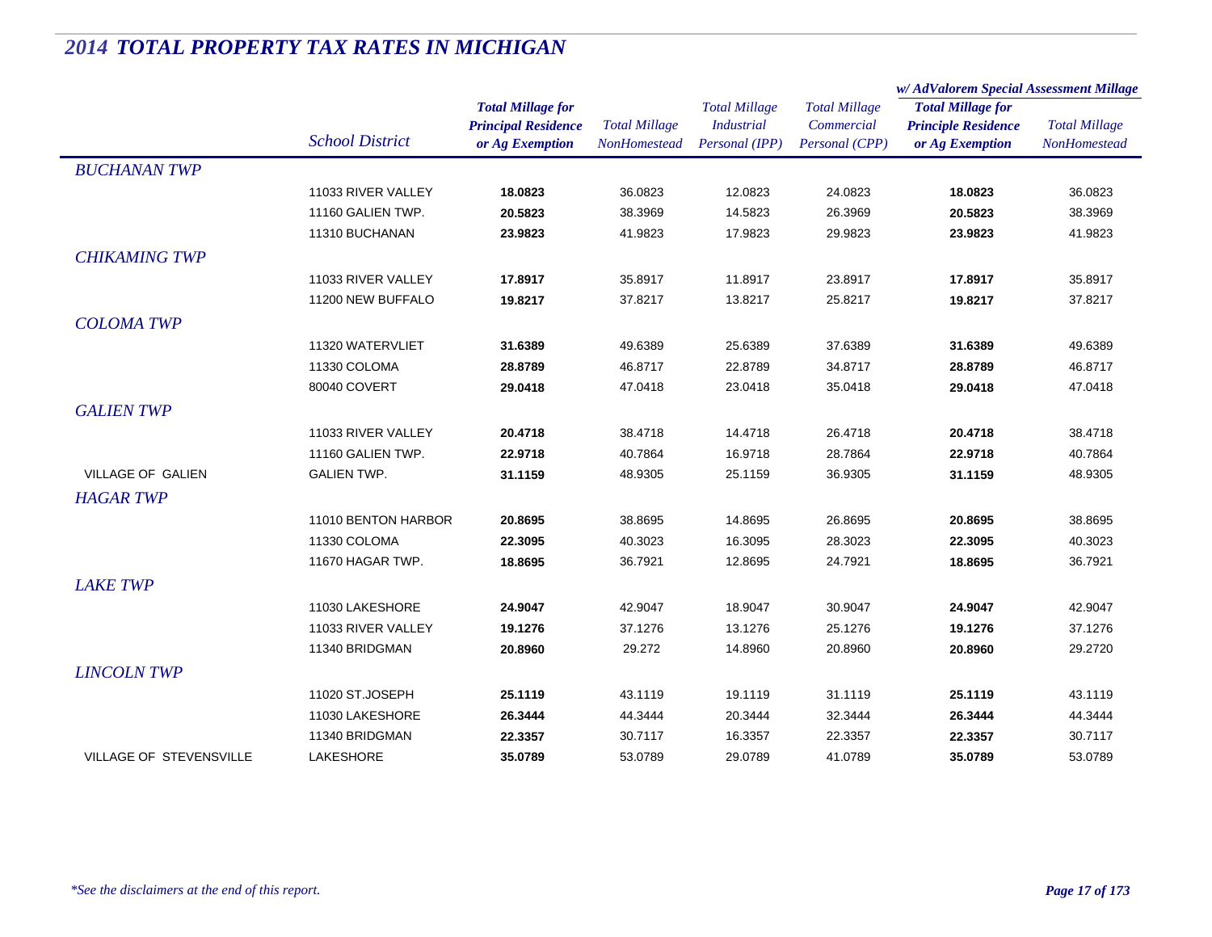# 2014 TOTAL PROPERTY TAX RATES IN MICHIGAN

| | School District | Total Millage for Principal Residence or Ag Exemption | Total Millage NonHomestead | Total Millage Industrial Personal (IPP) | Total Millage Commercial Personal (CPP) | w/ AdValorem Special Assessment Millage: Total Millage for Principle Residence or Ag Exemption | w/ AdValorem Special Assessment Millage: Total Millage NonHomestead |
|---|---|---|---|---|---|---|---|
| *BUCHANAN TWP* | | | | | | | |
| | 11033 RIVER VALLEY | **18.0823** | 36.0823 | 12.0823 | 24.0823 | **18.0823** | 36.0823 |
| | 11160 GALIEN TWP. | **20.5823** | 38.3969 | 14.5823 | 26.3969 | **20.5823** | 38.3969 |
| | 11310 BUCHANAN | **23.9823** | 41.9823 | 17.9823 | 29.9823 | **23.9823** | 41.9823 |
| *CHIKAMING TWP* | | | | | | | |
| | 11033 RIVER VALLEY | **17.8917** | 35.8917 | 11.8917 | 23.8917 | **17.8917** | 35.8917 |
| | 11200 NEW BUFFALO | **19.8217** | 37.8217 | 13.8217 | 25.8217 | **19.8217** | 37.8217 |
| *COLOMA TWP* | | | | | | | |
| | 11320 WATERVLIET | **31.6389** | 49.6389 | 25.6389 | 37.6389 | **31.6389** | 49.6389 |
| | 11330 COLOMA | **28.8789** | 46.8717 | 22.8789 | 34.8717 | **28.8789** | 46.8717 |
| | 80040 COVERT | **29.0418** | 47.0418 | 23.0418 | 35.0418 | **29.0418** | 47.0418 |
| *GALIEN TWP* | | | | | | | |
| | 11033 RIVER VALLEY | **20.4718** | 38.4718 | 14.4718 | 26.4718 | **20.4718** | 38.4718 |
| | 11160 GALIEN TWP. | **22.9718** | 40.7864 | 16.9718 | 28.7864 | **22.9718** | 40.7864 |
| VILLAGE OF GALIEN | GALIEN TWP. | **31.1159** | 48.9305 | 25.1159 | 36.9305 | **31.1159** | 48.9305 |
| *HAGAR TWP* | | | | | | | |
| | 11010 BENTON HARBOR | **20.8695** | 38.8695 | 14.8695 | 26.8695 | **20.8695** | 38.8695 |
| | 11330 COLOMA | **22.3095** | 40.3023 | 16.3095 | 28.3023 | **22.3095** | 40.3023 |
| | 11670 HAGAR TWP. | **18.8695** | 36.7921 | 12.8695 | 24.7921 | **18.8695** | 36.7921 |
| *LAKE TWP* | | | | | | | |
| | 11030 LAKESHORE | **24.9047** | 42.9047 | 18.9047 | 30.9047 | **24.9047** | 42.9047 |
| | 11033 RIVER VALLEY | **19.1276** | 37.1276 | 13.1276 | 25.1276 | **19.1276** | 37.1276 |
| | 11340 BRIDGMAN | **20.8960** | 29.272 | 14.8960 | 20.8960 | **20.8960** | 29.2720 |
| *LINCOLN TWP* | | | | | | | |
| | 11020 ST.JOSEPH | **25.1119** | 43.1119 | 19.1119 | 31.1119 | **25.1119** | 43.1119 |
| | 11030 LAKESHORE | **26.3444** | 44.3444 | 20.3444 | 32.3444 | **26.3444** | 44.3444 |
| | 11340 BRIDGMAN | **22.3357** | 30.7117 | 16.3357 | 22.3357 | **22.3357** | 30.7117 |
| VILLAGE OF STEVENSVILLE | LAKESHORE | **35.0789** | 53.0789 | 29.0789 | 41.0789 | **35.0789** | 53.0789 |

*\*See the disclaimers at the end of this report.*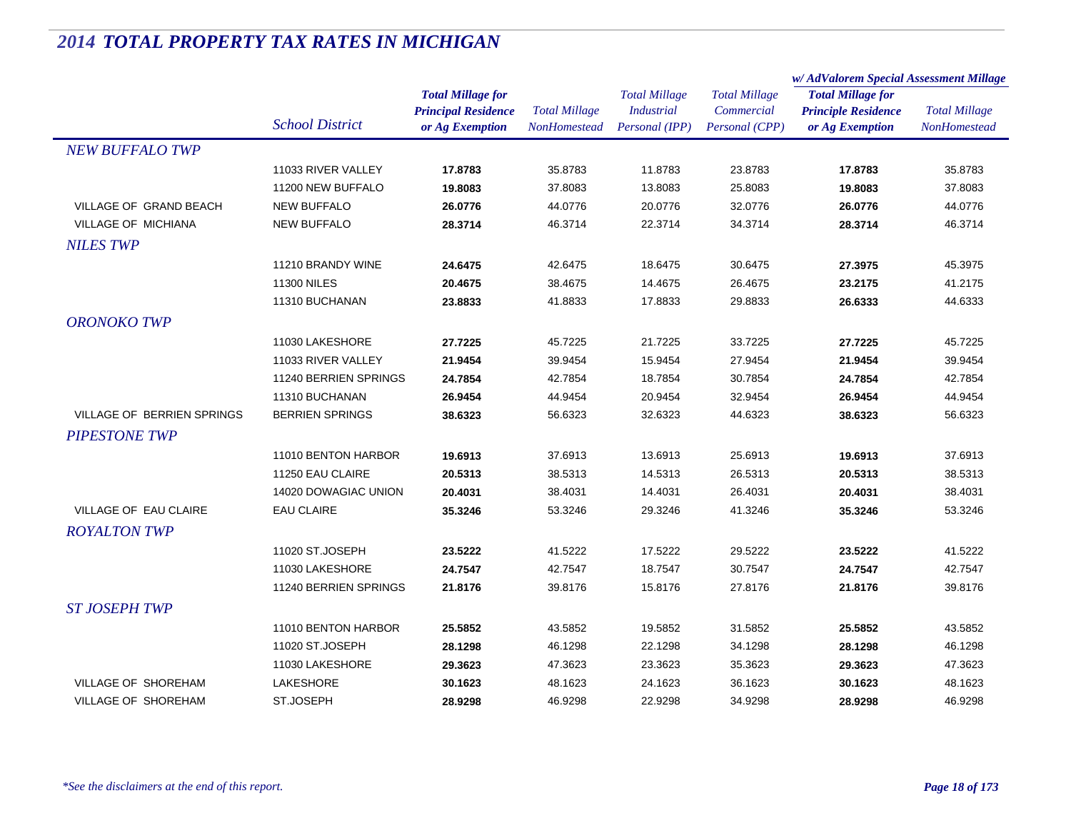# 2014 TOTAL PROPERTY TAX RATES IN MICHIGAN

| | School District | Total Millage for Principal Residence or Ag Exemption | Total Millage NonHomestead | Total Millage Industrial Personal (IPP) | Total Millage Commercial Personal (CPP) | w/ AdValorem Special Assessment Millage: Total Millage for Principle Residence or Ag Exemption | w/ AdValorem Special Assessment Millage: Total Millage NonHomestead |
|---|---|---|---|---|---|---|---|
| *NEW BUFFALO TWP* | | | | | | | |
| | 11033 RIVER VALLEY | **17.8783** | 35.8783 | 11.8783 | 23.8783 | **17.8783** | 35.8783 |
| | 11200 NEW BUFFALO | **19.8083** | 37.8083 | 13.8083 | 25.8083 | **19.8083** | 37.8083 |
| VILLAGE OF GRAND BEACH | NEW BUFFALO | **26.0776** | 44.0776 | 20.0776 | 32.0776 | **26.0776** | 44.0776 |
| VILLAGE OF MICHIANA | NEW BUFFALO | **28.3714** | 46.3714 | 22.3714 | 34.3714 | **28.3714** | 46.3714 |
| *NILES TWP* | | | | | | | |
| | 11210 BRANDY WINE | **24.6475** | 42.6475 | 18.6475 | 30.6475 | **27.3975** | 45.3975 |
| | 11300 NILES | **20.4675** | 38.4675 | 14.4675 | 26.4675 | **23.2175** | 41.2175 |
| | 11310 BUCHANAN | **23.8833** | 41.8833 | 17.8833 | 29.8833 | **26.6333** | 44.6333 |
| *ORONOKO TWP* | | | | | | | |
| | 11030 LAKESHORE | **27.7225** | 45.7225 | 21.7225 | 33.7225 | **27.7225** | 45.7225 |
| | 11033 RIVER VALLEY | **21.9454** | 39.9454 | 15.9454 | 27.9454 | **21.9454** | 39.9454 |
| | 11240 BERRIEN SPRINGS | **24.7854** | 42.7854 | 18.7854 | 30.7854 | **24.7854** | 42.7854 |
| | 11310 BUCHANAN | **26.9454** | 44.9454 | 20.9454 | 32.9454 | **26.9454** | 44.9454 |
| VILLAGE OF BERRIEN SPRINGS | BERRIEN SPRINGS | **38.6323** | 56.6323 | 32.6323 | 44.6323 | **38.6323** | 56.6323 |
| *PIPESTONE TWP* | | | | | | | |
| | 11010 BENTON HARBOR | **19.6913** | 37.6913 | 13.6913 | 25.6913 | **19.6913** | 37.6913 |
| | 11250 EAU CLAIRE | **20.5313** | 38.5313 | 14.5313 | 26.5313 | **20.5313** | 38.5313 |
| | 14020 DOWAGIAC UNION | **20.4031** | 38.4031 | 14.4031 | 26.4031 | **20.4031** | 38.4031 |
| VILLAGE OF EAU CLAIRE | EAU CLAIRE | **35.3246** | 53.3246 | 29.3246 | 41.3246 | **35.3246** | 53.3246 |
| *ROYALTON TWP* | | | | | | | |
| | 11020 ST.JOSEPH | **23.5222** | 41.5222 | 17.5222 | 29.5222 | **23.5222** | 41.5222 |
| | 11030 LAKESHORE | **24.7547** | 42.7547 | 18.7547 | 30.7547 | **24.7547** | 42.7547 |
| | 11240 BERRIEN SPRINGS | **21.8176** | 39.8176 | 15.8176 | 27.8176 | **21.8176** | 39.8176 |
| *ST JOSEPH TWP* | | | | | | | |
| | 11010 BENTON HARBOR | **25.5852** | 43.5852 | 19.5852 | 31.5852 | **25.5852** | 43.5852 |
| | 11020 ST.JOSEPH | **28.1298** | 46.1298 | 22.1298 | 34.1298 | **28.1298** | 46.1298 |
| | 11030 LAKESHORE | **29.3623** | 47.3623 | 23.3623 | 35.3623 | **29.3623** | 47.3623 |
| VILLAGE OF SHOREHAM | LAKESHORE | **30.1623** | 48.1623 | 24.1623 | 36.1623 | **30.1623** | 48.1623 |
| VILLAGE OF SHOREHAM | ST.JOSEPH | **28.9298** | 46.9298 | 22.9298 | 34.9298 | **28.9298** | 46.9298 |

*\*See the disclaimers at the end of this report.*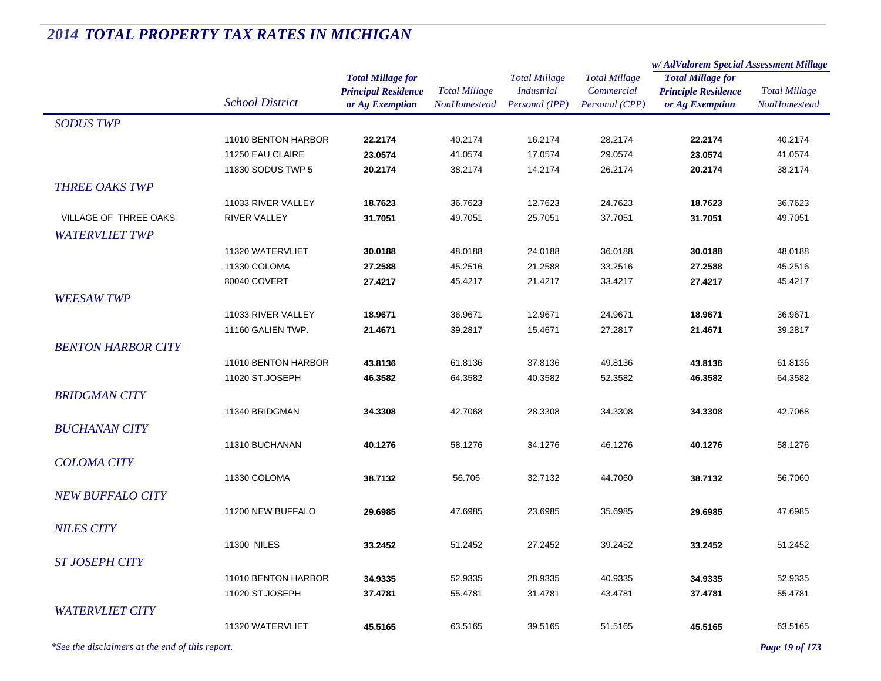# 2014 TOTAL PROPERTY TAX RATES IN MICHIGAN

| | School District | Total Millage for Principal Residence or Ag Exemption | Total Millage NonHomestead | Total Millage Industrial Personal (IPP) | Total Millage Commercial Personal (CPP) | w/ AdValorem Special Assessment Millage: Total Millage for Principle Residence or Ag Exemption | Total Millage NonHomestead |
|---|---|---|---|---|---|---|---|
| *SODUS TWP* | | | | | | | |
| | 11010 BENTON HARBOR | **22.2174** | 40.2174 | 16.2174 | 28.2174 | **22.2174** | 40.2174 |
| | 11250 EAU CLAIRE | **23.0574** | 41.0574 | 17.0574 | 29.0574 | **23.0574** | 41.0574 |
| | 11830 SODUS TWP 5 | **20.2174** | 38.2174 | 14.2174 | 26.2174 | **20.2174** | 38.2174 |
| *THREE OAKS TWP* | | | | | | | |
| | 11033 RIVER VALLEY | **18.7623** | 36.7623 | 12.7623 | 24.7623 | **18.7623** | 36.7623 |
| VILLAGE OF THREE OAKS | RIVER VALLEY | **31.7051** | 49.7051 | 25.7051 | 37.7051 | **31.7051** | 49.7051 |
| *WATERVLIET TWP* | | | | | | | |
| | 11320 WATERVLIET | **30.0188** | 48.0188 | 24.0188 | 36.0188 | **30.0188** | 48.0188 |
| | 11330 COLOMA | **27.2588** | 45.2516 | 21.2588 | 33.2516 | **27.2588** | 45.2516 |
| | 80040 COVERT | **27.4217** | 45.4217 | 21.4217 | 33.4217 | **27.4217** | 45.4217 |
| *WEESAW TWP* | | | | | | | |
| | 11033 RIVER VALLEY | **18.9671** | 36.9671 | 12.9671 | 24.9671 | **18.9671** | 36.9671 |
| | 11160 GALIEN TWP. | **21.4671** | 39.2817 | 15.4671 | 27.2817 | **21.4671** | 39.2817 |
| *BENTON HARBOR CITY* | | | | | | | |
| | 11010 BENTON HARBOR | **43.8136** | 61.8136 | 37.8136 | 49.8136 | **43.8136** | 61.8136 |
| | 11020 ST.JOSEPH | **46.3582** | 64.3582 | 40.3582 | 52.3582 | **46.3582** | 64.3582 |
| *BRIDGMAN CITY* | | | | | | | |
| | 11340 BRIDGMAN | **34.3308** | 42.7068 | 28.3308 | 34.3308 | **34.3308** | 42.7068 |
| *BUCHANAN CITY* | | | | | | | |
| | 11310 BUCHANAN | **40.1276** | 58.1276 | 34.1276 | 46.1276 | **40.1276** | 58.1276 |
| *COLOMA CITY* | | | | | | | |
| | 11330 COLOMA | **38.7132** | 56.706 | 32.7132 | 44.7060 | **38.7132** | 56.7060 |
| *NEW BUFFALO CITY* | | | | | | | |
| | 11200 NEW BUFFALO | **29.6985** | 47.6985 | 23.6985 | 35.6985 | **29.6985** | 47.6985 |
| *NILES CITY* | | | | | | | |
| | 11300 NILES | **33.2452** | 51.2452 | 27.2452 | 39.2452 | **33.2452** | 51.2452 |
| *ST JOSEPH CITY* | | | | | | | |
| | 11010 BENTON HARBOR | **34.9335** | 52.9335 | 28.9335 | 40.9335 | **34.9335** | 52.9335 |
| | 11020 ST.JOSEPH | **37.4781** | 55.4781 | 31.4781 | 43.4781 | **37.4781** | 55.4781 |
| *WATERVLIET CITY* | | | | | | | |
| | 11320 WATERVLIET | **45.5165** | 63.5165 | 39.5165 | 51.5165 | **45.5165** | 63.5165 |

*\*See the disclaimers at the end of this report.*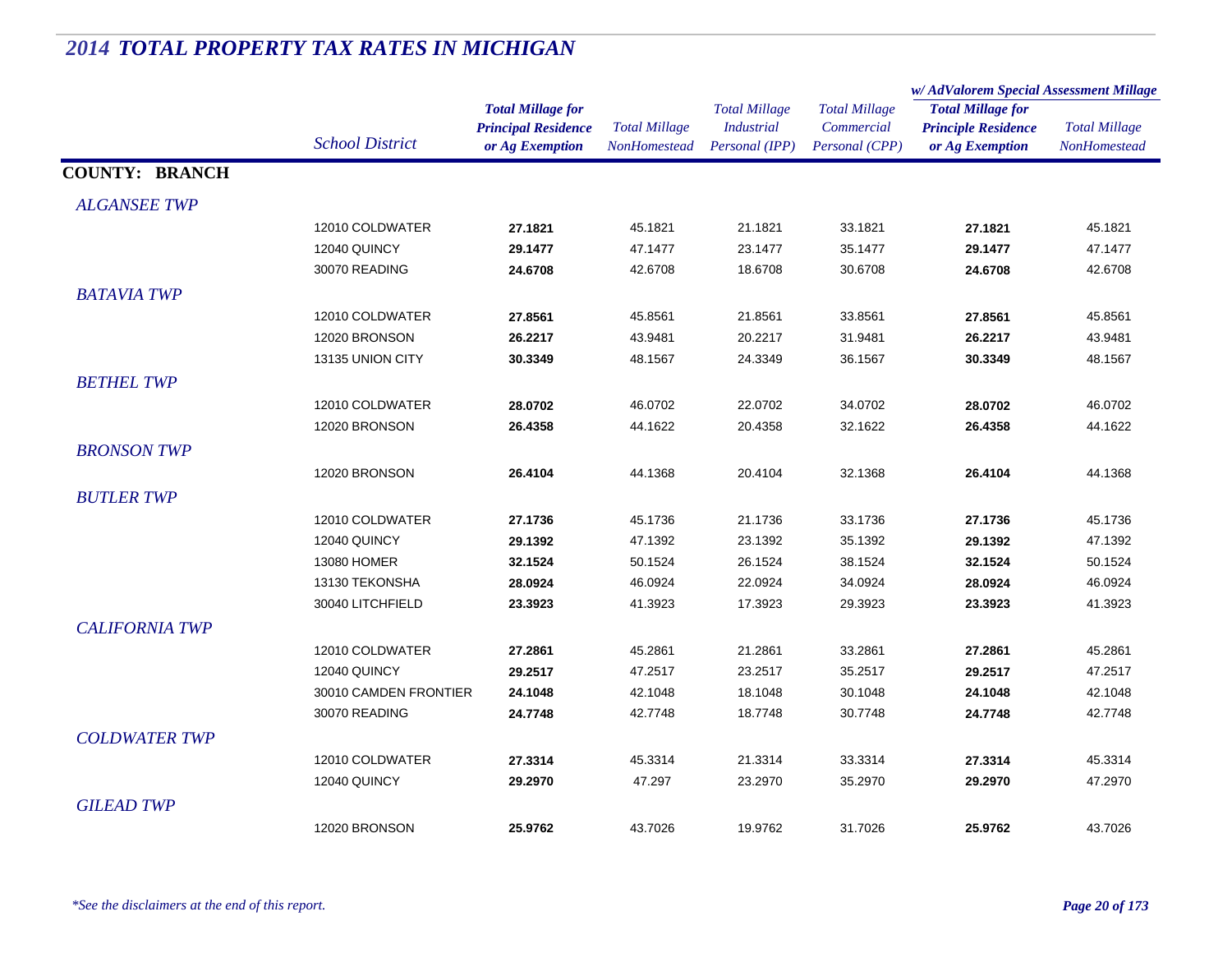# 2014 TOTAL PROPERTY TAX RATES IN MICHIGAN

| | School District | Total Millage for Principal Residence or Ag Exemption | Total Millage NonHomestead | Total Millage Industrial Personal (IPP) | Total Millage Commercial Personal (CPP) | w/ AdValorem Special Assessment Millage: Total Millage for Principle Residence or Ag Exemption | w/ AdValorem Special Assessment Millage: Total Millage NonHomestead |
|---|---|---|---|---|---|---|---|
| **COUNTY: BRANCH** | | | | | | | |
| *ALGANSEE TWP* | | | | | | | |
| | 12010 COLDWATER | **27.1821** | 45.1821 | 21.1821 | 33.1821 | **27.1821** | 45.1821 |
| | 12040 QUINCY | **29.1477** | 47.1477 | 23.1477 | 35.1477 | **29.1477** | 47.1477 |
| | 30070 READING | **24.6708** | 42.6708 | 18.6708 | 30.6708 | **24.6708** | 42.6708 |
| *BATAVIA TWP* | | | | | | | |
| | 12010 COLDWATER | **27.8561** | 45.8561 | 21.8561 | 33.8561 | **27.8561** | 45.8561 |
| | 12020 BRONSON | **26.2217** | 43.9481 | 20.2217 | 31.9481 | **26.2217** | 43.9481 |
| | 13135 UNION CITY | **30.3349** | 48.1567 | 24.3349 | 36.1567 | **30.3349** | 48.1567 |
| *BETHEL TWP* | | | | | | | |
| | 12010 COLDWATER | **28.0702** | 46.0702 | 22.0702 | 34.0702 | **28.0702** | 46.0702 |
| | 12020 BRONSON | **26.4358** | 44.1622 | 20.4358 | 32.1622 | **26.4358** | 44.1622 |
| *BRONSON TWP* | | | | | | | |
| | 12020 BRONSON | **26.4104** | 44.1368 | 20.4104 | 32.1368 | **26.4104** | 44.1368 |
| *BUTLER TWP* | | | | | | | |
| | 12010 COLDWATER | **27.1736** | 45.1736 | 21.1736 | 33.1736 | **27.1736** | 45.1736 |
| | 12040 QUINCY | **29.1392** | 47.1392 | 23.1392 | 35.1392 | **29.1392** | 47.1392 |
| | 13080 HOMER | **32.1524** | 50.1524 | 26.1524 | 38.1524 | **32.1524** | 50.1524 |
| | 13130 TEKONSHA | **28.0924** | 46.0924 | 22.0924 | 34.0924 | **28.0924** | 46.0924 |
| | 30040 LITCHFIELD | **23.3923** | 41.3923 | 17.3923 | 29.3923 | **23.3923** | 41.3923 |
| *CALIFORNIA TWP* | | | | | | | |
| | 12010 COLDWATER | **27.2861** | 45.2861 | 21.2861 | 33.2861 | **27.2861** | 45.2861 |
| | 12040 QUINCY | **29.2517** | 47.2517 | 23.2517 | 35.2517 | **29.2517** | 47.2517 |
| | 30010 CAMDEN FRONTIER | **24.1048** | 42.1048 | 18.1048 | 30.1048 | **24.1048** | 42.1048 |
| | 30070 READING | **24.7748** | 42.7748 | 18.7748 | 30.7748 | **24.7748** | 42.7748 |
| *COLDWATER TWP* | | | | | | | |
| | 12010 COLDWATER | **27.3314** | 45.3314 | 21.3314 | 33.3314 | **27.3314** | 45.3314 |
| | 12040 QUINCY | **29.2970** | 47.297 | 23.2970 | 35.2970 | **29.2970** | 47.2970 |
| *GILEAD TWP* | | | | | | | |
| | 12020 BRONSON | **25.9762** | 43.7026 | 19.9762 | 31.7026 | **25.9762** | 43.7026 |

*\*See the disclaimers at the end of this report.*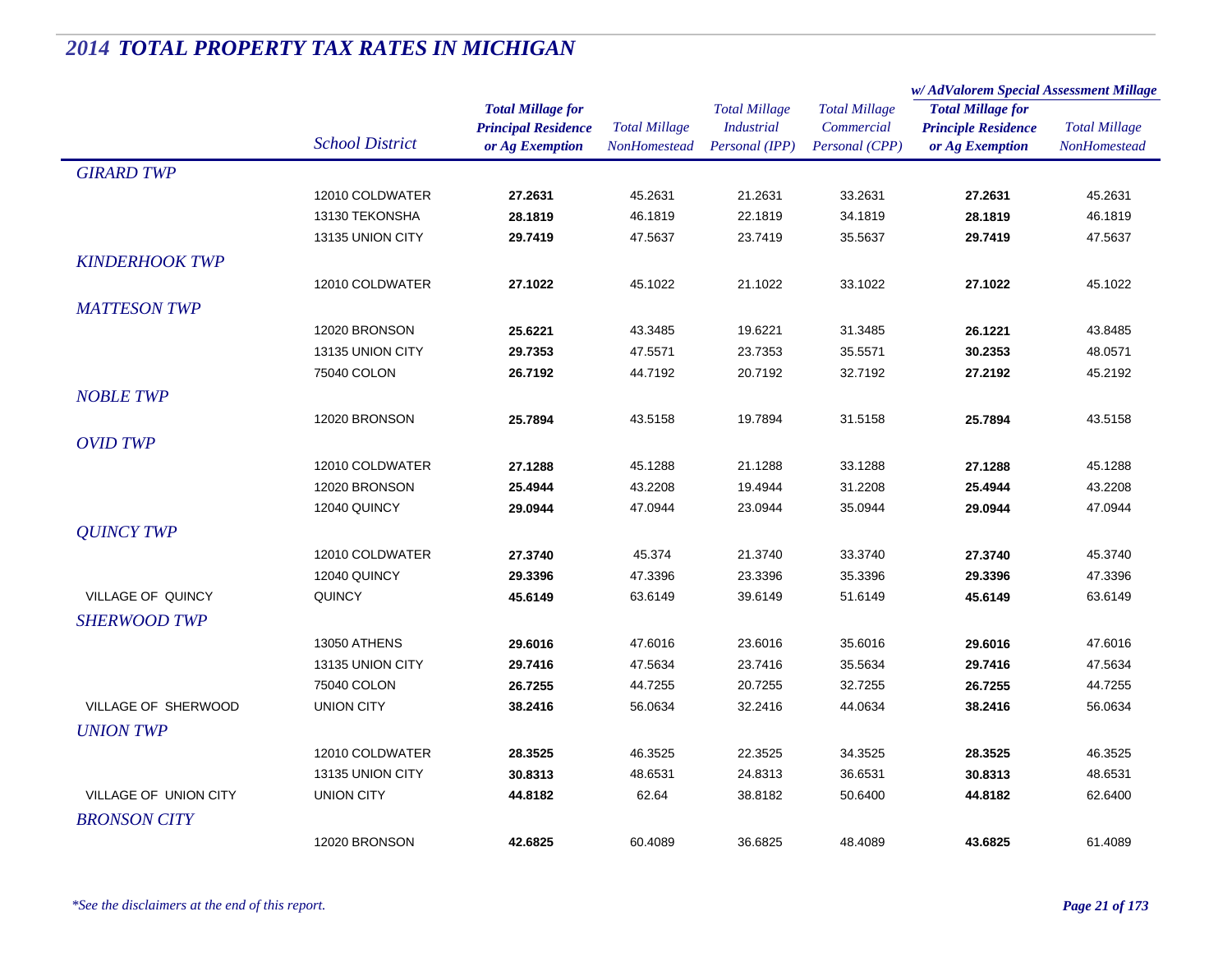# 2014 TOTAL PROPERTY TAX RATES IN MICHIGAN

| | School District | Total Millage for Principal Residence or Ag Exemption | Total Millage NonHomestead | Total Millage Industrial Personal (IPP) | Total Millage Commercial Personal (CPP) | w/ AdValorem Special Assessment Millage Total Millage for Principle Residence or Ag Exemption | w/ AdValorem Special Assessment Millage Total Millage NonHomestead |
|---|---|---|---|---|---|---|---|
| *GIRARD TWP* | | | | | | | |
| | 12010 COLDWATER | **27.2631** | 45.2631 | 21.2631 | 33.2631 | **27.2631** | 45.2631 |
| | 13130 TEKONSHA | **28.1819** | 46.1819 | 22.1819 | 34.1819 | **28.1819** | 46.1819 |
| | 13135 UNION CITY | **29.7419** | 47.5637 | 23.7419 | 35.5637 | **29.7419** | 47.5637 |
| *KINDERHOOK TWP* | | | | | | | |
| | 12010 COLDWATER | **27.1022** | 45.1022 | 21.1022 | 33.1022 | **27.1022** | 45.1022 |
| *MATTESON TWP* | | | | | | | |
| | 12020 BRONSON | **25.6221** | 43.3485 | 19.6221 | 31.3485 | **26.1221** | 43.8485 |
| | 13135 UNION CITY | **29.7353** | 47.5571 | 23.7353 | 35.5571 | **30.2353** | 48.0571 |
| | 75040 COLON | **26.7192** | 44.7192 | 20.7192 | 32.7192 | **27.2192** | 45.2192 |
| *NOBLE TWP* | | | | | | | |
| | 12020 BRONSON | **25.7894** | 43.5158 | 19.7894 | 31.5158 | **25.7894** | 43.5158 |
| *OVID TWP* | | | | | | | |
| | 12010 COLDWATER | **27.1288** | 45.1288 | 21.1288 | 33.1288 | **27.1288** | 45.1288 |
| | 12020 BRONSON | **25.4944** | 43.2208 | 19.4944 | 31.2208 | **25.4944** | 43.2208 |
| | 12040 QUINCY | **29.0944** | 47.0944 | 23.0944 | 35.0944 | **29.0944** | 47.0944 |
| *QUINCY TWP* | | | | | | | |
| | 12010 COLDWATER | **27.3740** | 45.374 | 21.3740 | 33.3740 | **27.3740** | 45.3740 |
| | 12040 QUINCY | **29.3396** | 47.3396 | 23.3396 | 35.3396 | **29.3396** | 47.3396 |
| VILLAGE OF QUINCY | QUINCY | **45.6149** | 63.6149 | 39.6149 | 51.6149 | **45.6149** | 63.6149 |
| *SHERWOOD TWP* | | | | | | | |
| | 13050 ATHENS | **29.6016** | 47.6016 | 23.6016 | 35.6016 | **29.6016** | 47.6016 |
| | 13135 UNION CITY | **29.7416** | 47.5634 | 23.7416 | 35.5634 | **29.7416** | 47.5634 |
| | 75040 COLON | **26.7255** | 44.7255 | 20.7255 | 32.7255 | **26.7255** | 44.7255 |
| VILLAGE OF SHERWOOD | UNION CITY | **38.2416** | 56.0634 | 32.2416 | 44.0634 | **38.2416** | 56.0634 |
| *UNION TWP* | | | | | | | |
| | 12010 COLDWATER | **28.3525** | 46.3525 | 22.3525 | 34.3525 | **28.3525** | 46.3525 |
| | 13135 UNION CITY | **30.8313** | 48.6531 | 24.8313 | 36.6531 | **30.8313** | 48.6531 |
| VILLAGE OF UNION CITY | UNION CITY | **44.8182** | 62.64 | 38.8182 | 50.6400 | **44.8182** | 62.6400 |
| *BRONSON CITY* | | | | | | | |
| | 12020 BRONSON | **42.6825** | 60.4089 | 36.6825 | 48.4089 | **43.6825** | 61.4089 |

*\*See the disclaimers at the end of this report.*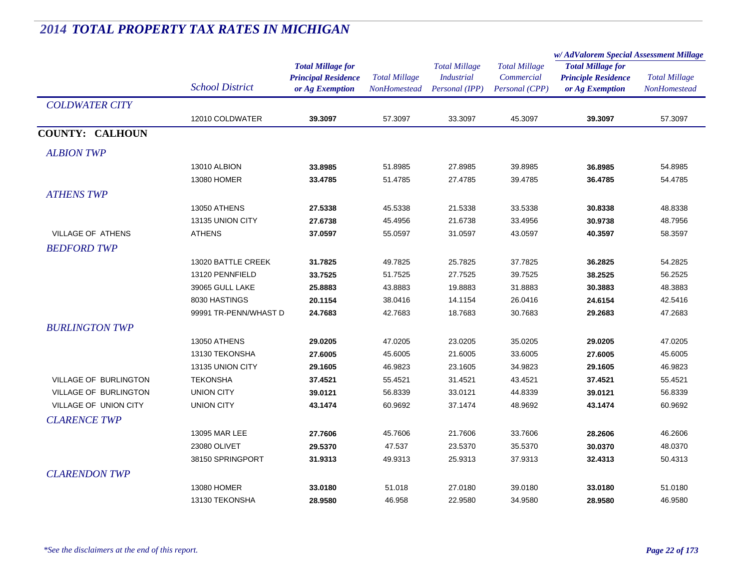# *2014 TOTAL PROPERTY TAX RATES IN MICHIGAN*

| | School District | Total Millage for Principal Residence or Ag Exemption | Total Millage NonHomestead | Total Millage Industrial Personal (IPP) | Total Millage Commercial Personal (CPP) | w/ AdValorem Special Assessment Millage: Total Millage for Principle Residence or Ag Exemption | w/ AdValorem Special Assessment Millage: Total Millage NonHomestead |
|---|---|---|---|---|---|---|---|
| *COLDWATER CITY* | | | | | | | |
| | 12010 COLDWATER | **39.3097** | 57.3097 | 33.3097 | 45.3097 | **39.3097** | 57.3097 |
| **COUNTY: CALHOUN** | | | | | | | |
| *ALBION TWP* | | | | | | | |
| | 13010 ALBION | **33.8985** | 51.8985 | 27.8985 | 39.8985 | **36.8985** | 54.8985 |
| | 13080 HOMER | **33.4785** | 51.4785 | 27.4785 | 39.4785 | **36.4785** | 54.4785 |
| *ATHENS TWP* | | | | | | | |
| | 13050 ATHENS | **27.5338** | 45.5338 | 21.5338 | 33.5338 | **30.8338** | 48.8338 |
| | 13135 UNION CITY | **27.6738** | 45.4956 | 21.6738 | 33.4956 | **30.9738** | 48.7956 |
| VILLAGE OF ATHENS | ATHENS | **37.0597** | 55.0597 | 31.0597 | 43.0597 | **40.3597** | 58.3597 |
| *BEDFORD TWP* | | | | | | | |
| | 13020 BATTLE CREEK | **31.7825** | 49.7825 | 25.7825 | 37.7825 | **36.2825** | 54.2825 |
| | 13120 PENNFIELD | **33.7525** | 51.7525 | 27.7525 | 39.7525 | **38.2525** | 56.2525 |
| | 39065 GULL LAKE | **25.8883** | 43.8883 | 19.8883 | 31.8883 | **30.3883** | 48.3883 |
| | 8030 HASTINGS | **20.1154** | 38.0416 | 14.1154 | 26.0416 | **24.6154** | 42.5416 |
| | 99991 TR-PENN/WHAST D | **24.7683** | 42.7683 | 18.7683 | 30.7683 | **29.2683** | 47.2683 |
| *BURLINGTON TWP* | | | | | | | |
| | 13050 ATHENS | **29.0205** | 47.0205 | 23.0205 | 35.0205 | **29.0205** | 47.0205 |
| | 13130 TEKONSHA | **27.6005** | 45.6005 | 21.6005 | 33.6005 | **27.6005** | 45.6005 |
| | 13135 UNION CITY | **29.1605** | 46.9823 | 23.1605 | 34.9823 | **29.1605** | 46.9823 |
| VILLAGE OF BURLINGTON | TEKONSHA | **37.4521** | 55.4521 | 31.4521 | 43.4521 | **37.4521** | 55.4521 |
| VILLAGE OF BURLINGTON | UNION CITY | **39.0121** | 56.8339 | 33.0121 | 44.8339 | **39.0121** | 56.8339 |
| VILLAGE OF UNION CITY | UNION CITY | **43.1474** | 60.9692 | 37.1474 | 48.9692 | **43.1474** | 60.9692 |
| *CLARENCE TWP* | | | | | | | |
| | 13095 MAR LEE | **27.7606** | 45.7606 | 21.7606 | 33.7606 | **28.2606** | 46.2606 |
| | 23080 OLIVET | **29.5370** | 47.537 | 23.5370 | 35.5370 | **30.0370** | 48.0370 |
| | 38150 SPRINGPORT | **31.9313** | 49.9313 | 25.9313 | 37.9313 | **32.4313** | 50.4313 |
| *CLARENDON TWP* | | | | | | | |
| | 13080 HOMER | **33.0180** | 51.018 | 27.0180 | 39.0180 | **33.0180** | 51.0180 |
| | 13130 TEKONSHA | **28.9580** | 46.958 | 22.9580 | 34.9580 | **28.9580** | 46.9580 |

*\*See the disclaimers at the end of this report.*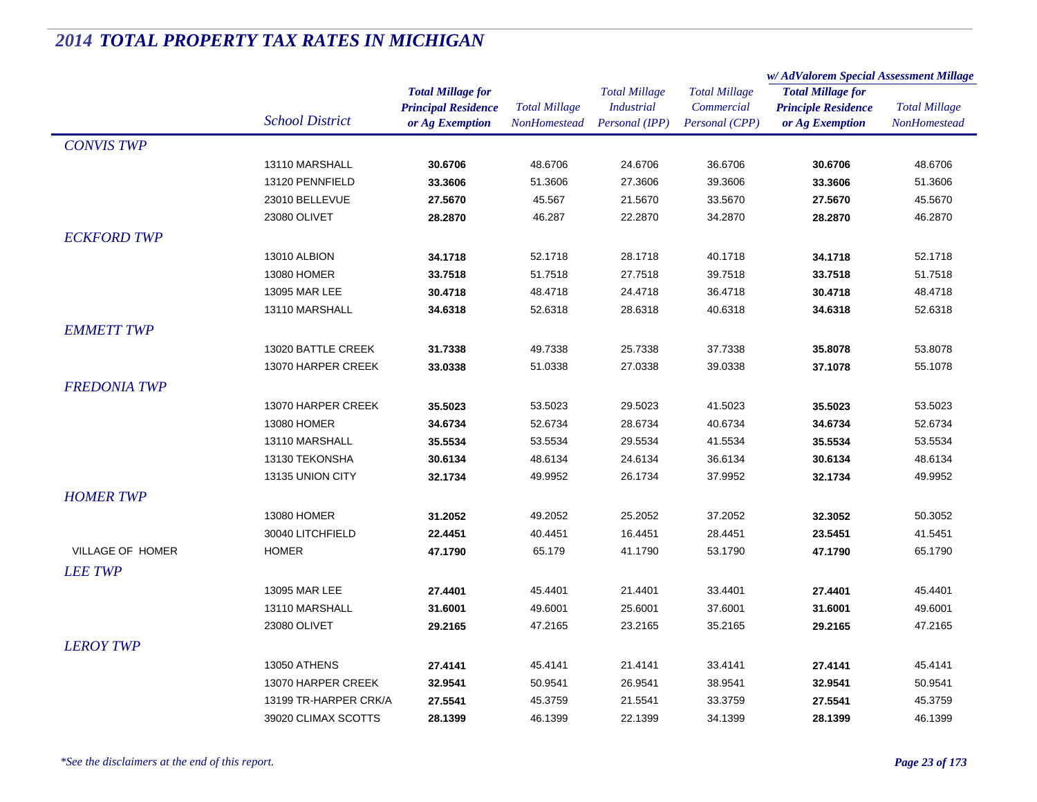# *2014 TOTAL PROPERTY TAX RATES IN MICHIGAN*

| | School District | Total Millage for Principal Residence or Ag Exemption | Total Millage NonHomestead | Total Millage Industrial Personal (IPP) | Total Millage Commercial Personal (CPP) | w/ AdValorem Special Assessment Millage: Total Millage for Principle Residence or Ag Exemption | w/ AdValorem Special Assessment Millage: Total Millage NonHomestead |
|---|---|---|---|---|---|---|---|
| *CONVIS TWP* | | | | | | | |
| | 13110 MARSHALL | **30.6706** | 48.6706 | 24.6706 | 36.6706 | **30.6706** | 48.6706 |
| | 13120 PENNFIELD | **33.3606** | 51.3606 | 27.3606 | 39.3606 | **33.3606** | 51.3606 |
| | 23010 BELLEVUE | **27.5670** | 45.567 | 21.5670 | 33.5670 | **27.5670** | 45.5670 |
| | 23080 OLIVET | **28.2870** | 46.287 | 22.2870 | 34.2870 | **28.2870** | 46.2870 |
| *ECKFORD TWP* | | | | | | | |
| | 13010 ALBION | **34.1718** | 52.1718 | 28.1718 | 40.1718 | **34.1718** | 52.1718 |
| | 13080 HOMER | **33.7518** | 51.7518 | 27.7518 | 39.7518 | **33.7518** | 51.7518 |
| | 13095 MAR LEE | **30.4718** | 48.4718 | 24.4718 | 36.4718 | **30.4718** | 48.4718 |
| | 13110 MARSHALL | **34.6318** | 52.6318 | 28.6318 | 40.6318 | **34.6318** | 52.6318 |
| *EMMETT TWP* | | | | | | | |
| | 13020 BATTLE CREEK | **31.7338** | 49.7338 | 25.7338 | 37.7338 | **35.8078** | 53.8078 |
| | 13070 HARPER CREEK | **33.0338** | 51.0338 | 27.0338 | 39.0338 | **37.1078** | 55.1078 |
| *FREDONIA TWP* | | | | | | | |
| | 13070 HARPER CREEK | **35.5023** | 53.5023 | 29.5023 | 41.5023 | **35.5023** | 53.5023 |
| | 13080 HOMER | **34.6734** | 52.6734 | 28.6734 | 40.6734 | **34.6734** | 52.6734 |
| | 13110 MARSHALL | **35.5534** | 53.5534 | 29.5534 | 41.5534 | **35.5534** | 53.5534 |
| | 13130 TEKONSHA | **30.6134** | 48.6134 | 24.6134 | 36.6134 | **30.6134** | 48.6134 |
| | 13135 UNION CITY | **32.1734** | 49.9952 | 26.1734 | 37.9952 | **32.1734** | 49.9952 |
| *HOMER TWP* | | | | | | | |
| | 13080 HOMER | **31.2052** | 49.2052 | 25.2052 | 37.2052 | **32.3052** | 50.3052 |
| | 30040 LITCHFIELD | **22.4451** | 40.4451 | 16.4451 | 28.4451 | **23.5451** | 41.5451 |
| VILLAGE OF HOMER | HOMER | **47.1790** | 65.179 | 41.1790 | 53.1790 | **47.1790** | 65.1790 |
| *LEE TWP* | | | | | | | |
| | 13095 MAR LEE | **27.4401** | 45.4401 | 21.4401 | 33.4401 | **27.4401** | 45.4401 |
| | 13110 MARSHALL | **31.6001** | 49.6001 | 25.6001 | 37.6001 | **31.6001** | 49.6001 |
| | 23080 OLIVET | **29.2165** | 47.2165 | 23.2165 | 35.2165 | **29.2165** | 47.2165 |
| *LEROY TWP* | | | | | | | |
| | 13050 ATHENS | **27.4141** | 45.4141 | 21.4141 | 33.4141 | **27.4141** | 45.4141 |
| | 13070 HARPER CREEK | **32.9541** | 50.9541 | 26.9541 | 38.9541 | **32.9541** | 50.9541 |
| | 13199 TR-HARPER CRK/A | **27.5541** | 45.3759 | 21.5541 | 33.3759 | **27.5541** | 45.3759 |
| | 39020 CLIMAX SCOTTS | **28.1399** | 46.1399 | 22.1399 | 34.1399 | **28.1399** | 46.1399 |

*\*See the disclaimers at the end of this report.*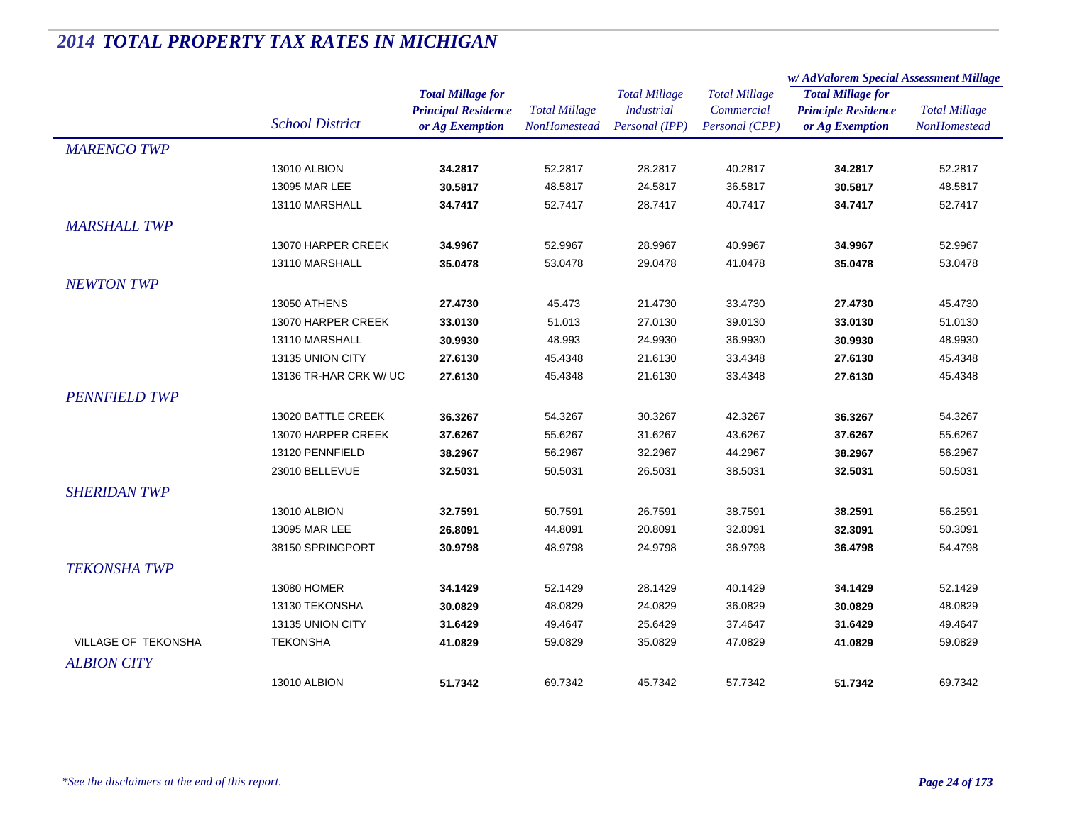## 2014 TOTAL PROPERTY TAX RATES IN MICHIGAN

| | School District | Total Millage for Principal Residence or Ag Exemption | Total Millage NonHomestead | Total Millage Industrial Personal (IPP) | Total Millage Commercial Personal (CPP) | w/ AdValorem Special Assessment Millage: Total Millage for Principle Residence or Ag Exemption | w/ AdValorem Special Assessment Millage: Total Millage NonHomestead |
|---|---|---|---|---|---|---|---|
| *MARENGO TWP* | | | | | | | |
| | 13010 ALBION | **34.2817** | 52.2817 | 28.2817 | 40.2817 | **34.2817** | 52.2817 |
| | 13095 MAR LEE | **30.5817** | 48.5817 | 24.5817 | 36.5817 | **30.5817** | 48.5817 |
| | 13110 MARSHALL | **34.7417** | 52.7417 | 28.7417 | 40.7417 | **34.7417** | 52.7417 |
| *MARSHALL TWP* | | | | | | | |
| | 13070 HARPER CREEK | **34.9967** | 52.9967 | 28.9967 | 40.9967 | **34.9967** | 52.9967 |
| | 13110 MARSHALL | **35.0478** | 53.0478 | 29.0478 | 41.0478 | **35.0478** | 53.0478 |
| *NEWTON TWP* | | | | | | | |
| | 13050 ATHENS | **27.4730** | 45.473 | 21.4730 | 33.4730 | **27.4730** | 45.4730 |
| | 13070 HARPER CREEK | **33.0130** | 51.013 | 27.0130 | 39.0130 | **33.0130** | 51.0130 |
| | 13110 MARSHALL | **30.9930** | 48.993 | 24.9930 | 36.9930 | **30.9930** | 48.9930 |
| | 13135 UNION CITY | **27.6130** | 45.4348 | 21.6130 | 33.4348 | **27.6130** | 45.4348 |
| | 13136 TR-HAR CRK W/ UC | **27.6130** | 45.4348 | 21.6130 | 33.4348 | **27.6130** | 45.4348 |
| *PENNFIELD TWP* | | | | | | | |
| | 13020 BATTLE CREEK | **36.3267** | 54.3267 | 30.3267 | 42.3267 | **36.3267** | 54.3267 |
| | 13070 HARPER CREEK | **37.6267** | 55.6267 | 31.6267 | 43.6267 | **37.6267** | 55.6267 |
| | 13120 PENNFIELD | **38.2967** | 56.2967 | 32.2967 | 44.2967 | **38.2967** | 56.2967 |
| | 23010 BELLEVUE | **32.5031** | 50.5031 | 26.5031 | 38.5031 | **32.5031** | 50.5031 |
| *SHERIDAN TWP* | | | | | | | |
| | 13010 ALBION | **32.7591** | 50.7591 | 26.7591 | 38.7591 | **38.2591** | 56.2591 |
| | 13095 MAR LEE | **26.8091** | 44.8091 | 20.8091 | 32.8091 | **32.3091** | 50.3091 |
| | 38150 SPRINGPORT | **30.9798** | 48.9798 | 24.9798 | 36.9798 | **36.4798** | 54.4798 |
| *TEKONSHA TWP* | | | | | | | |
| | 13080 HOMER | **34.1429** | 52.1429 | 28.1429 | 40.1429 | **34.1429** | 52.1429 |
| | 13130 TEKONSHA | **30.0829** | 48.0829 | 24.0829 | 36.0829 | **30.0829** | 48.0829 |
| | 13135 UNION CITY | **31.6429** | 49.4647 | 25.6429 | 37.4647 | **31.6429** | 49.4647 |
| VILLAGE OF TEKONSHA | TEKONSHA | **41.0829** | 59.0829 | 35.0829 | 47.0829 | **41.0829** | 59.0829 |
| *ALBION CITY* | | | | | | | |
| | 13010 ALBION | **51.7342** | 69.7342 | 45.7342 | 57.7342 | **51.7342** | 69.7342 |

*\*See the disclaimers at the end of this report.*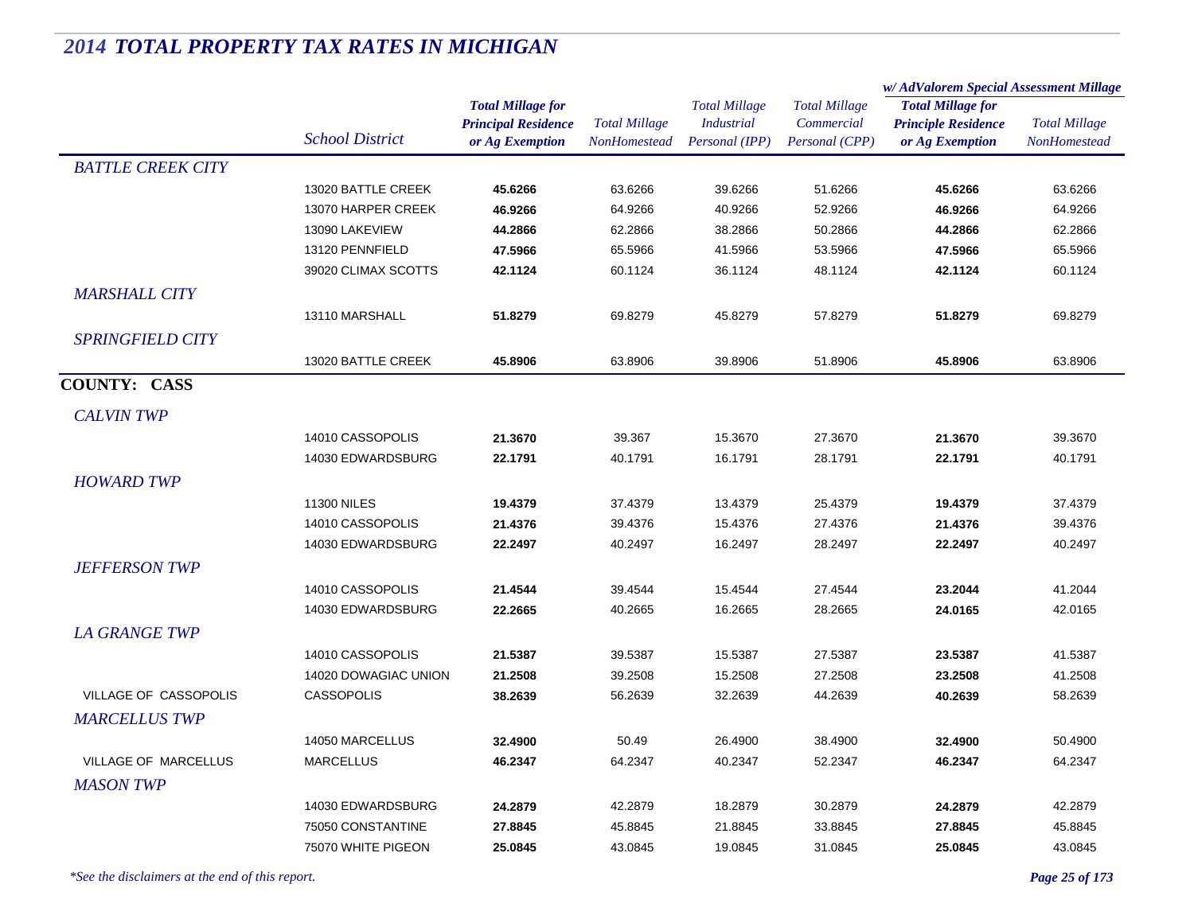# 2014 TOTAL PROPERTY TAX RATES IN MICHIGAN

| | School District | Total Millage for Principal Residence or Ag Exemption | Total Millage NonHomestead | Total Millage Industrial Personal (IPP) | Total Millage Commercial Personal (CPP) | w/ AdValorem Special Assessment Millage: Total Millage for Principle Residence or Ag Exemption | w/ AdValorem Special Assessment Millage: Total Millage NonHomestead |
|---|---|---|---|---|---|---|---|
| *BATTLE CREEK CITY* | | | | | | | |
| | 13020 BATTLE CREEK | **45.6266** | 63.6266 | 39.6266 | 51.6266 | **45.6266** | 63.6266 |
| | 13070 HARPER CREEK | **46.9266** | 64.9266 | 40.9266 | 52.9266 | **46.9266** | 64.9266 |
| | 13090 LAKEVIEW | **44.2866** | 62.2866 | 38.2866 | 50.2866 | **44.2866** | 62.2866 |
| | 13120 PENNFIELD | **47.5966** | 65.5966 | 41.5966 | 53.5966 | **47.5966** | 65.5966 |
| | 39020 CLIMAX SCOTTS | **42.1124** | 60.1124 | 36.1124 | 48.1124 | **42.1124** | 60.1124 |
| *MARSHALL CITY* | | | | | | | |
| | 13110 MARSHALL | **51.8279** | 69.8279 | 45.8279 | 57.8279 | **51.8279** | 69.8279 |
| *SPRINGFIELD CITY* | | | | | | | |
| | 13020 BATTLE CREEK | **45.8906** | 63.8906 | 39.8906 | 51.8906 | **45.8906** | 63.8906 |
| **COUNTY: CASS** | | | | | | | |
| *CALVIN TWP* | | | | | | | |
| | 14010 CASSOPOLIS | **21.3670** | 39.367 | 15.3670 | 27.3670 | **21.3670** | 39.3670 |
| | 14030 EDWARDSBURG | **22.1791** | 40.1791 | 16.1791 | 28.1791 | **22.1791** | 40.1791 |
| *HOWARD TWP* | | | | | | | |
| | 11300 NILES | **19.4379** | 37.4379 | 13.4379 | 25.4379 | **19.4379** | 37.4379 |
| | 14010 CASSOPOLIS | **21.4376** | 39.4376 | 15.4376 | 27.4376 | **21.4376** | 39.4376 |
| | 14030 EDWARDSBURG | **22.2497** | 40.2497 | 16.2497 | 28.2497 | **22.2497** | 40.2497 |
| *JEFFERSON TWP* | | | | | | | |
| | 14010 CASSOPOLIS | **21.4544** | 39.4544 | 15.4544 | 27.4544 | **23.2044** | 41.2044 |
| | 14030 EDWARDSBURG | **22.2665** | 40.2665 | 16.2665 | 28.2665 | **24.0165** | 42.0165 |
| *LA GRANGE TWP* | | | | | | | |
| | 14010 CASSOPOLIS | **21.5387** | 39.5387 | 15.5387 | 27.5387 | **23.5387** | 41.5387 |
| | 14020 DOWAGIAC UNION | **21.2508** | 39.2508 | 15.2508 | 27.2508 | **23.2508** | 41.2508 |
| VILLAGE OF CASSOPOLIS | CASSOPOLIS | **38.2639** | 56.2639 | 32.2639 | 44.2639 | **40.2639** | 58.2639 |
| *MARCELLUS TWP* | | | | | | | |
| | 14050 MARCELLUS | **32.4900** | 50.49 | 26.4900 | 38.4900 | **32.4900** | 50.4900 |
| VILLAGE OF MARCELLUS | MARCELLUS | **46.2347** | 64.2347 | 40.2347 | 52.2347 | **46.2347** | 64.2347 |
| *MASON TWP* | | | | | | | |
| | 14030 EDWARDSBURG | **24.2879** | 42.2879 | 18.2879 | 30.2879 | **24.2879** | 42.2879 |
| | 75050 CONSTANTINE | **27.8845** | 45.8845 | 21.8845 | 33.8845 | **27.8845** | 45.8845 |
| | 75070 WHITE PIGEON | **25.0845** | 43.0845 | 19.0845 | 31.0845 | **25.0845** | 43.0845 |

*\*See the disclaimers at the end of this report.*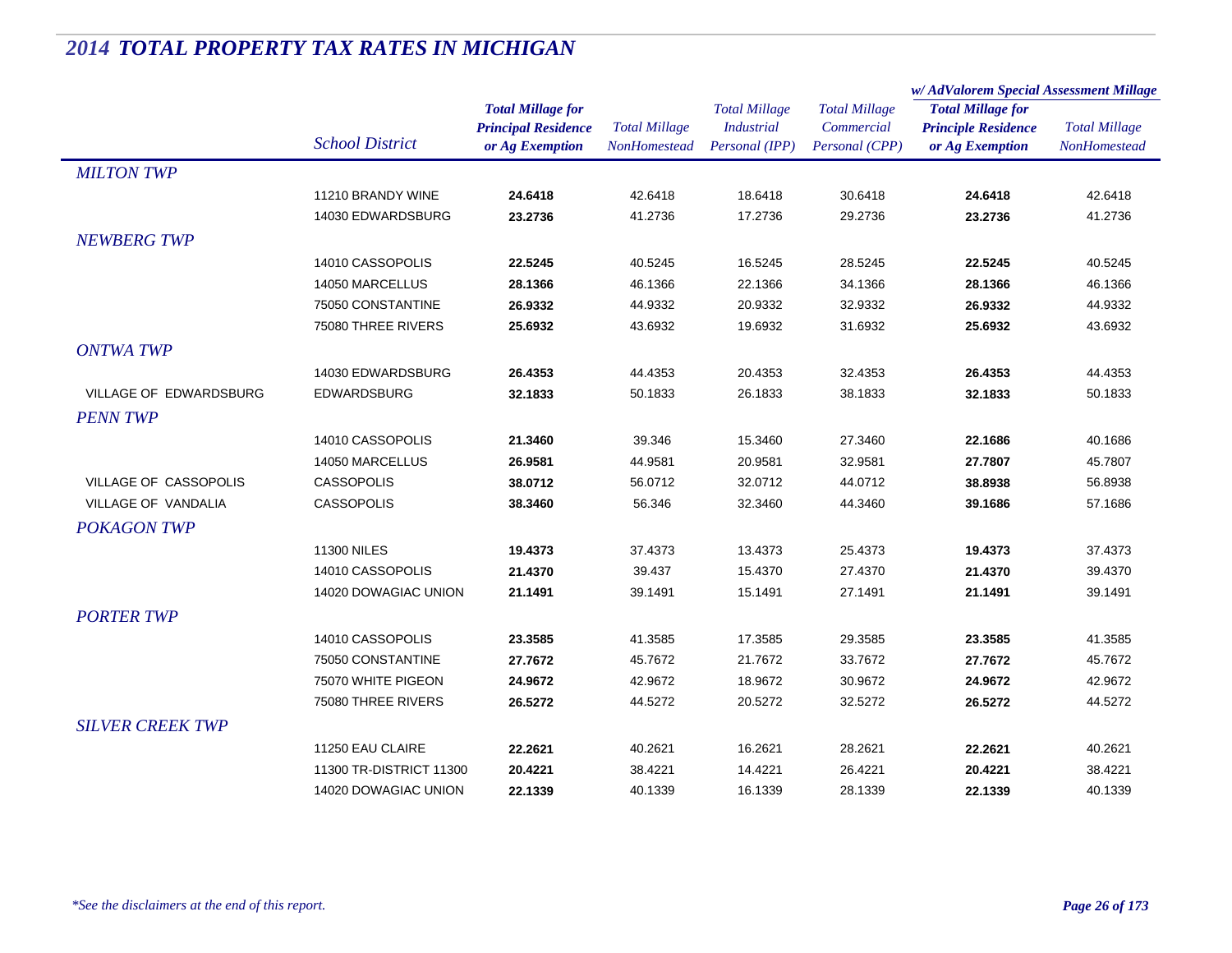# 2014 TOTAL PROPERTY TAX RATES IN MICHIGAN

| | School District | Total Millage for Principal Residence or Ag Exemption | Total Millage NonHomestead | Total Millage Industrial Personal (IPP) | Total Millage Commercial Personal (CPP) | w/ AdValorem Special Assessment Millage: Total Millage for Principle Residence or Ag Exemption | w/ AdValorem Special Assessment Millage: Total Millage NonHomestead |
|---|---|---|---|---|---|---|---|
| *MILTON TWP* | | | | | | | |
| | 11210 BRANDY WINE | **24.6418** | 42.6418 | 18.6418 | 30.6418 | **24.6418** | 42.6418 |
| | 14030 EDWARDSBURG | **23.2736** | 41.2736 | 17.2736 | 29.2736 | **23.2736** | 41.2736 |
| *NEWBERG TWP* | | | | | | | |
| | 14010 CASSOPOLIS | **22.5245** | 40.5245 | 16.5245 | 28.5245 | **22.5245** | 40.5245 |
| | 14050 MARCELLUS | **28.1366** | 46.1366 | 22.1366 | 34.1366 | **28.1366** | 46.1366 |
| | 75050 CONSTANTINE | **26.9332** | 44.9332 | 20.9332 | 32.9332 | **26.9332** | 44.9332 |
| | 75080 THREE RIVERS | **25.6932** | 43.6932 | 19.6932 | 31.6932 | **25.6932** | 43.6932 |
| *ONTWA TWP* | | | | | | | |
| | 14030 EDWARDSBURG | **26.4353** | 44.4353 | 20.4353 | 32.4353 | **26.4353** | 44.4353 |
| VILLAGE OF EDWARDSBURG | EDWARDSBURG | **32.1833** | 50.1833 | 26.1833 | 38.1833 | **32.1833** | 50.1833 |
| *PENN TWP* | | | | | | | |
| | 14010 CASSOPOLIS | **21.3460** | 39.346 | 15.3460 | 27.3460 | **22.1686** | 40.1686 |
| | 14050 MARCELLUS | **26.9581** | 44.9581 | 20.9581 | 32.9581 | **27.7807** | 45.7807 |
| VILLAGE OF CASSOPOLIS | CASSOPOLIS | **38.0712** | 56.0712 | 32.0712 | 44.0712 | **38.8938** | 56.8938 |
| VILLAGE OF VANDALIA | CASSOPOLIS | **38.3460** | 56.346 | 32.3460 | 44.3460 | **39.1686** | 57.1686 |
| *POKAGON TWP* | | | | | | | |
| | 11300 NILES | **19.4373** | 37.4373 | 13.4373 | 25.4373 | **19.4373** | 37.4373 |
| | 14010 CASSOPOLIS | **21.4370** | 39.437 | 15.4370 | 27.4370 | **21.4370** | 39.4370 |
| | 14020 DOWAGIAC UNION | **21.1491** | 39.1491 | 15.1491 | 27.1491 | **21.1491** | 39.1491 |
| *PORTER TWP* | | | | | | | |
| | 14010 CASSOPOLIS | **23.3585** | 41.3585 | 17.3585 | 29.3585 | **23.3585** | 41.3585 |
| | 75050 CONSTANTINE | **27.7672** | 45.7672 | 21.7672 | 33.7672 | **27.7672** | 45.7672 |
| | 75070 WHITE PIGEON | **24.9672** | 42.9672 | 18.9672 | 30.9672 | **24.9672** | 42.9672 |
| | 75080 THREE RIVERS | **26.5272** | 44.5272 | 20.5272 | 32.5272 | **26.5272** | 44.5272 |
| *SILVER CREEK TWP* | | | | | | | |
| | 11250 EAU CLAIRE | **22.2621** | 40.2621 | 16.2621 | 28.2621 | **22.2621** | 40.2621 |
| | 11300 TR-DISTRICT 11300 | **20.4221** | 38.4221 | 14.4221 | 26.4221 | **20.4221** | 38.4221 |
| | 14020 DOWAGIAC UNION | **22.1339** | 40.1339 | 16.1339 | 28.1339 | **22.1339** | 40.1339 |

*\*See the disclaimers at the end of this report.*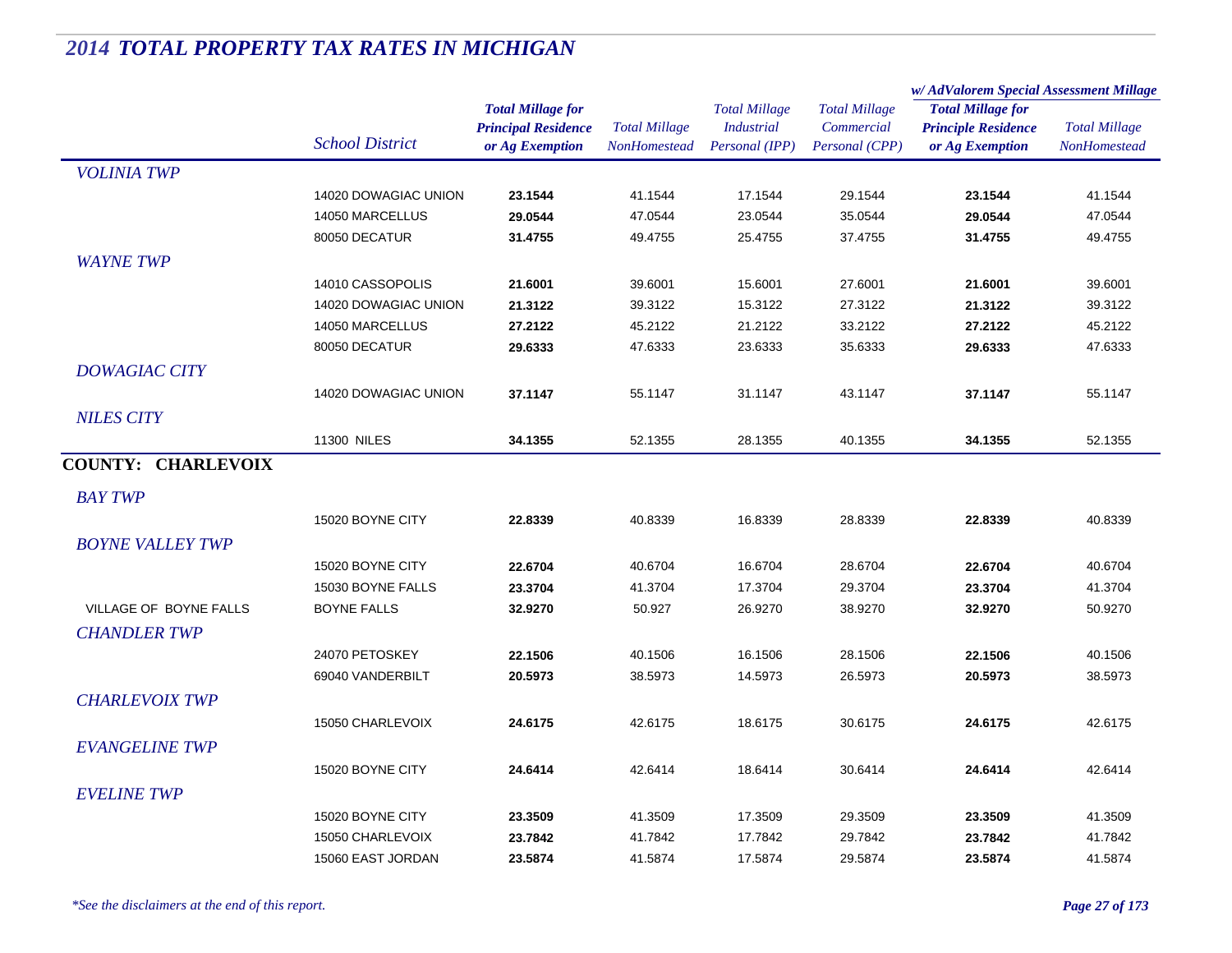# 2014 TOTAL PROPERTY TAX RATES IN MICHIGAN

| | School District | Total Millage for Principal Residence or Ag Exemption | Total Millage NonHomestead | Total Millage Industrial Personal (IPP) | Total Millage Commercial Personal (CPP) | w/ AdValorem Special Assessment Millage: Total Millage for Principle Residence or Ag Exemption | w/ AdValorem Special Assessment Millage: Total Millage NonHomestead |
|---|---|---|---|---|---|---|---|
| *VOLINIA TWP* | | | | | | | |
| | 14020 DOWAGIAC UNION | **23.1544** | 41.1544 | 17.1544 | 29.1544 | **23.1544** | 41.1544 |
| | 14050 MARCELLUS | **29.0544** | 47.0544 | 23.0544 | 35.0544 | **29.0544** | 47.0544 |
| | 80050 DECATUR | **31.4755** | 49.4755 | 25.4755 | 37.4755 | **31.4755** | 49.4755 |
| *WAYNE TWP* | | | | | | | |
| | 14010 CASSOPOLIS | **21.6001** | 39.6001 | 15.6001 | 27.6001 | **21.6001** | 39.6001 |
| | 14020 DOWAGIAC UNION | **21.3122** | 39.3122 | 15.3122 | 27.3122 | **21.3122** | 39.3122 |
| | 14050 MARCELLUS | **27.2122** | 45.2122 | 21.2122 | 33.2122 | **27.2122** | 45.2122 |
| | 80050 DECATUR | **29.6333** | 47.6333 | 23.6333 | 35.6333 | **29.6333** | 47.6333 |
| *DOWAGIAC CITY* | | | | | | | |
| | 14020 DOWAGIAC UNION | **37.1147** | 55.1147 | 31.1147 | 43.1147 | **37.1147** | 55.1147 |
| *NILES CITY* | | | | | | | |
| | 11300 NILES | **34.1355** | 52.1355 | 28.1355 | 40.1355 | **34.1355** | 52.1355 |
| **COUNTY: CHARLEVOIX** | | | | | | | |
| *BAY TWP* | | | | | | | |
| | 15020 BOYNE CITY | **22.8339** | 40.8339 | 16.8339 | 28.8339 | **22.8339** | 40.8339 |
| *BOYNE VALLEY TWP* | | | | | | | |
| | 15020 BOYNE CITY | **22.6704** | 40.6704 | 16.6704 | 28.6704 | **22.6704** | 40.6704 |
| | 15030 BOYNE FALLS | **23.3704** | 41.3704 | 17.3704 | 29.3704 | **23.3704** | 41.3704 |
| VILLAGE OF BOYNE FALLS | BOYNE FALLS | **32.9270** | 50.927 | 26.9270 | 38.9270 | **32.9270** | 50.9270 |
| *CHANDLER TWP* | | | | | | | |
| | 24070 PETOSKEY | **22.1506** | 40.1506 | 16.1506 | 28.1506 | **22.1506** | 40.1506 |
| | 69040 VANDERBILT | **20.5973** | 38.5973 | 14.5973 | 26.5973 | **20.5973** | 38.5973 |
| *CHARLEVOIX TWP* | | | | | | | |
| | 15050 CHARLEVOIX | **24.6175** | 42.6175 | 18.6175 | 30.6175 | **24.6175** | 42.6175 |
| *EVANGELINE TWP* | | | | | | | |
| | 15020 BOYNE CITY | **24.6414** | 42.6414 | 18.6414 | 30.6414 | **24.6414** | 42.6414 |
| *EVELINE TWP* | | | | | | | |
| | 15020 BOYNE CITY | **23.3509** | 41.3509 | 17.3509 | 29.3509 | **23.3509** | 41.3509 |
| | 15050 CHARLEVOIX | **23.7842** | 41.7842 | 17.7842 | 29.7842 | **23.7842** | 41.7842 |
| | 15060 EAST JORDAN | **23.5874** | 41.5874 | 17.5874 | 29.5874 | **23.5874** | 41.5874 |

*\*See the disclaimers at the end of this report.*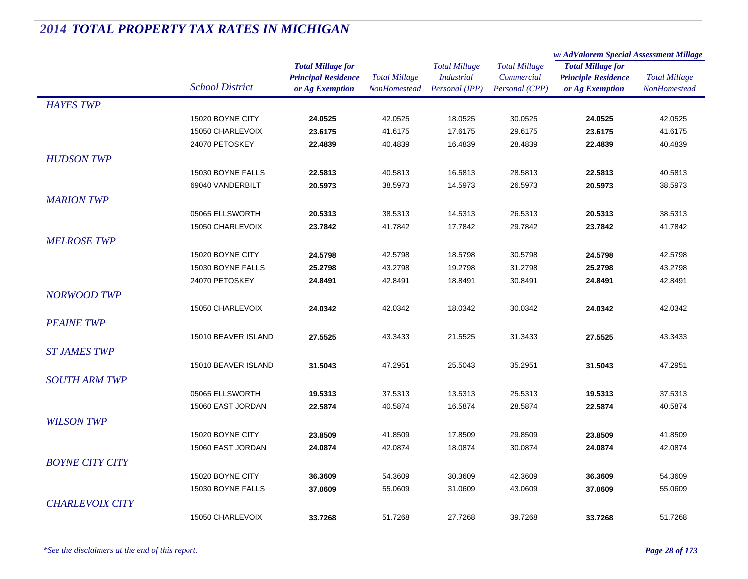# 2014 TOTAL PROPERTY TAX RATES IN MICHIGAN

| | School District | Total Millage for Principal Residence or Ag Exemption | Total Millage NonHomestead | Total Millage Industrial Personal (IPP) | Total Millage Commercial Personal (CPP) | w/ AdValorem Special Assessment Millage: Total Millage for Principle Residence or Ag Exemption | w/ AdValorem Special Assessment Millage: Total Millage NonHomestead |
|---|---|---|---|---|---|---|---|
| *HAYES TWP* | | | | | | | |
| | 15020 BOYNE CITY | **24.0525** | 42.0525 | 18.0525 | 30.0525 | **24.0525** | 42.0525 |
| | 15050 CHARLEVOIX | **23.6175** | 41.6175 | 17.6175 | 29.6175 | **23.6175** | 41.6175 |
| | 24070 PETOSKEY | **22.4839** | 40.4839 | 16.4839 | 28.4839 | **22.4839** | 40.4839 |
| *HUDSON TWP* | | | | | | | |
| | 15030 BOYNE FALLS | **22.5813** | 40.5813 | 16.5813 | 28.5813 | **22.5813** | 40.5813 |
| | 69040 VANDERBILT | **20.5973** | 38.5973 | 14.5973 | 26.5973 | **20.5973** | 38.5973 |
| *MARION TWP* | | | | | | | |
| | 05065 ELLSWORTH | **20.5313** | 38.5313 | 14.5313 | 26.5313 | **20.5313** | 38.5313 |
| | 15050 CHARLEVOIX | **23.7842** | 41.7842 | 17.7842 | 29.7842 | **23.7842** | 41.7842 |
| *MELROSE TWP* | | | | | | | |
| | 15020 BOYNE CITY | **24.5798** | 42.5798 | 18.5798 | 30.5798 | **24.5798** | 42.5798 |
| | 15030 BOYNE FALLS | **25.2798** | 43.2798 | 19.2798 | 31.2798 | **25.2798** | 43.2798 |
| | 24070 PETOSKEY | **24.8491** | 42.8491 | 18.8491 | 30.8491 | **24.8491** | 42.8491 |
| *NORWOOD TWP* | | | | | | | |
| | 15050 CHARLEVOIX | **24.0342** | 42.0342 | 18.0342 | 30.0342 | **24.0342** | 42.0342 |
| *PEAINE TWP* | | | | | | | |
| | 15010 BEAVER ISLAND | **27.5525** | 43.3433 | 21.5525 | 31.3433 | **27.5525** | 43.3433 |
| *ST JAMES TWP* | | | | | | | |
| | 15010 BEAVER ISLAND | **31.5043** | 47.2951 | 25.5043 | 35.2951 | **31.5043** | 47.2951 |
| *SOUTH ARM TWP* | | | | | | | |
| | 05065 ELLSWORTH | **19.5313** | 37.5313 | 13.5313 | 25.5313 | **19.5313** | 37.5313 |
| | 15060 EAST JORDAN | **22.5874** | 40.5874 | 16.5874 | 28.5874 | **22.5874** | 40.5874 |
| *WILSON TWP* | | | | | | | |
| | 15020 BOYNE CITY | **23.8509** | 41.8509 | 17.8509 | 29.8509 | **23.8509** | 41.8509 |
| | 15060 EAST JORDAN | **24.0874** | 42.0874 | 18.0874 | 30.0874 | **24.0874** | 42.0874 |
| *BOYNE CITY CITY* | | | | | | | |
| | 15020 BOYNE CITY | **36.3609** | 54.3609 | 30.3609 | 42.3609 | **36.3609** | 54.3609 |
| | 15030 BOYNE FALLS | **37.0609** | 55.0609 | 31.0609 | 43.0609 | **37.0609** | 55.0609 |
| *CHARLEVOIX CITY* | | | | | | | |
| | 15050 CHARLEVOIX | **33.7268** | 51.7268 | 27.7268 | 39.7268 | **33.7268** | 51.7268 |

*\*See the disclaimers at the end of this report.*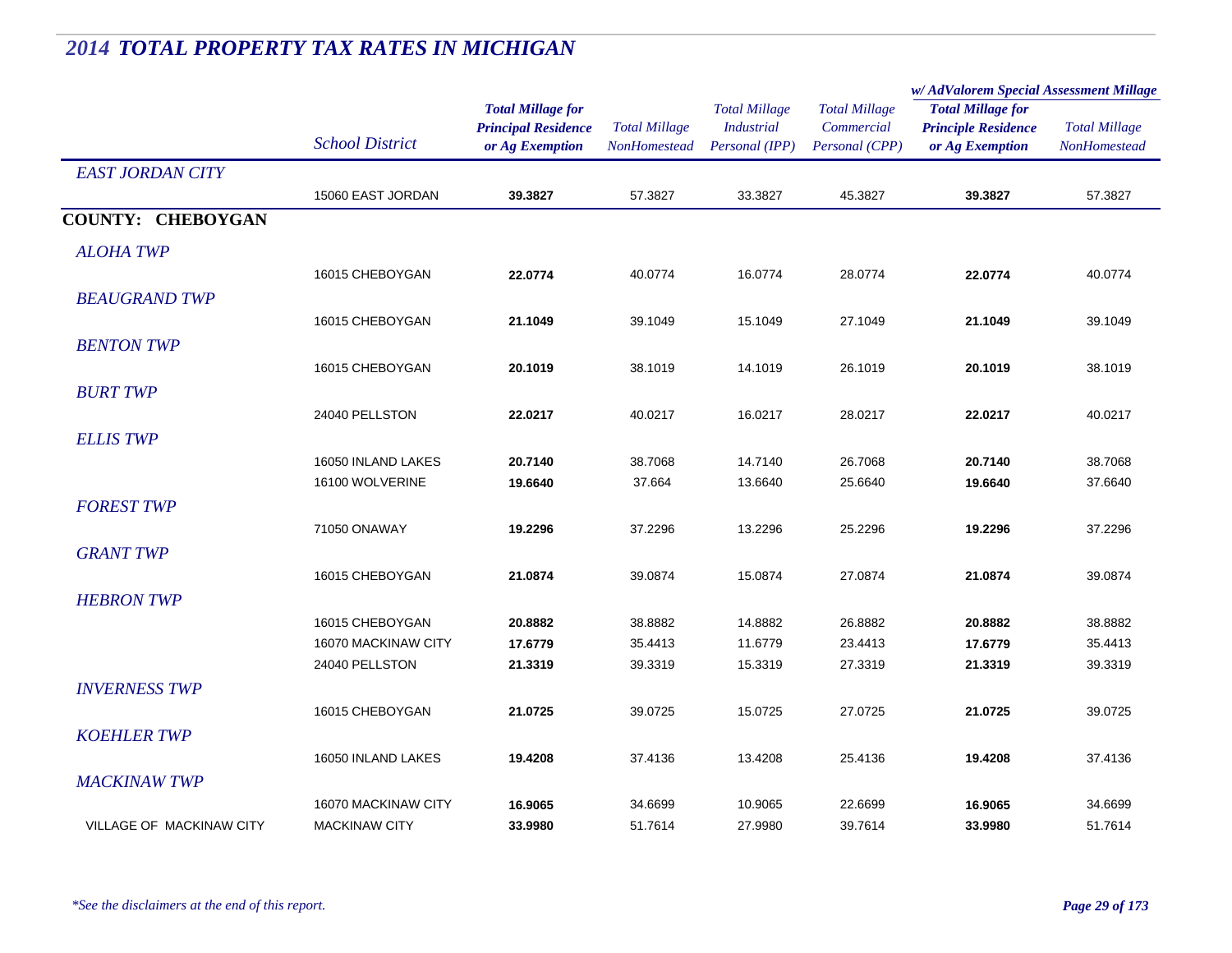## *2014 TOTAL PROPERTY TAX RATES IN MICHIGAN*

| | *School District* | ***Total Millage for Principal Residence or Ag Exemption*** | *Total Millage NonHomestead* | *Total Millage Industrial Personal (IPP)* | *Total Millage Commercial Personal (CPP)* | ***w/ AdValorem Special Assessment Millage*** ***Total Millage for Principle Residence or Ag Exemption*** | *Total Millage NonHomestead* |
|---|---|---|---|---|---|---|---|
| *EAST JORDAN CITY* | | | | | | | |
| | 15060 EAST JORDAN | **39.3827** | 57.3827 | 33.3827 | 45.3827 | **39.3827** | 57.3827 |
| **COUNTY: CHEBOYGAN** | | | | | | | |
| *ALOHA TWP* | | | | | | | |
| | 16015 CHEBOYGAN | **22.0774** | 40.0774 | 16.0774 | 28.0774 | **22.0774** | 40.0774 |
| *BEAUGRAND TWP* | | | | | | | |
| | 16015 CHEBOYGAN | **21.1049** | 39.1049 | 15.1049 | 27.1049 | **21.1049** | 39.1049 |
| *BENTON TWP* | | | | | | | |
| | 16015 CHEBOYGAN | **20.1019** | 38.1019 | 14.1019 | 26.1019 | **20.1019** | 38.1019 |
| *BURT TWP* | | | | | | | |
| | 24040 PELLSTON | **22.0217** | 40.0217 | 16.0217 | 28.0217 | **22.0217** | 40.0217 |
| *ELLIS TWP* | | | | | | | |
| | 16050 INLAND LAKES | **20.7140** | 38.7068 | 14.7140 | 26.7068 | **20.7140** | 38.7068 |
| | 16100 WOLVERINE | **19.6640** | 37.664 | 13.6640 | 25.6640 | **19.6640** | 37.6640 |
| *FOREST TWP* | | | | | | | |
| | 71050 ONAWAY | **19.2296** | 37.2296 | 13.2296 | 25.2296 | **19.2296** | 37.2296 |
| *GRANT TWP* | | | | | | | |
| | 16015 CHEBOYGAN | **21.0874** | 39.0874 | 15.0874 | 27.0874 | **21.0874** | 39.0874 |
| *HEBRON TWP* | | | | | | | |
| | 16015 CHEBOYGAN | **20.8882** | 38.8882 | 14.8882 | 26.8882 | **20.8882** | 38.8882 |
| | 16070 MACKINAW CITY | **17.6779** | 35.4413 | 11.6779 | 23.4413 | **17.6779** | 35.4413 |
| | 24040 PELLSTON | **21.3319** | 39.3319 | 15.3319 | 27.3319 | **21.3319** | 39.3319 |
| *INVERNESS TWP* | | | | | | | |
| | 16015 CHEBOYGAN | **21.0725** | 39.0725 | 15.0725 | 27.0725 | **21.0725** | 39.0725 |
| *KOEHLER TWP* | | | | | | | |
| | 16050 INLAND LAKES | **19.4208** | 37.4136 | 13.4208 | 25.4136 | **19.4208** | 37.4136 |
| *MACKINAW TWP* | | | | | | | |
| | 16070 MACKINAW CITY | **16.9065** | 34.6699 | 10.9065 | 22.6699 | **16.9065** | 34.6699 |
| VILLAGE OF MACKINAW CITY | MACKINAW CITY | **33.9980** | 51.7614 | 27.9980 | 39.7614 | **33.9980** | 51.7614 |

*\*See the disclaimers at the end of this report.*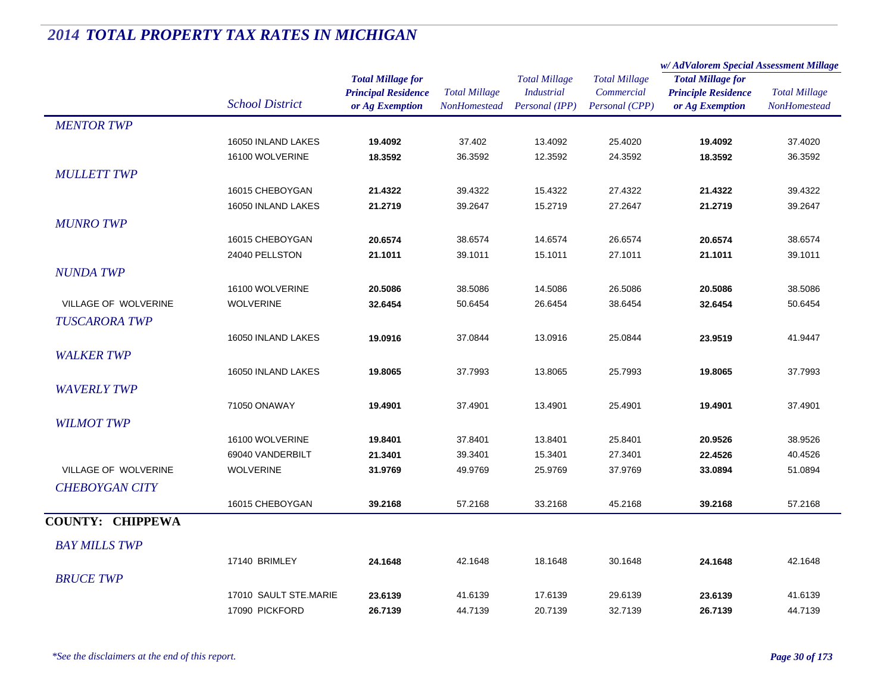# *2014 TOTAL PROPERTY TAX RATES IN MICHIGAN*

| | School District | Total Millage for Principal Residence or Ag Exemption | Total Millage NonHomestead | Total Millage Industrial Personal (IPP) | Total Millage Commercial Personal (CPP) | w/ AdValorem Special Assessment Millage: Total Millage for Principle Residence or Ag Exemption | w/ AdValorem Special Assessment Millage: Total Millage NonHomestead |
|---|---|---|---|---|---|---|---|
| *MENTOR TWP* | | | | | | | |
| | 16050 INLAND LAKES | **19.4092** | 37.402 | 13.4092 | 25.4020 | **19.4092** | 37.4020 |
| | 16100 WOLVERINE | **18.3592** | 36.3592 | 12.3592 | 24.3592 | **18.3592** | 36.3592 |
| *MULLETT TWP* | | | | | | | |
| | 16015 CHEBOYGAN | **21.4322** | 39.4322 | 15.4322 | 27.4322 | **21.4322** | 39.4322 |
| | 16050 INLAND LAKES | **21.2719** | 39.2647 | 15.2719 | 27.2647 | **21.2719** | 39.2647 |
| *MUNRO TWP* | | | | | | | |
| | 16015 CHEBOYGAN | **20.6574** | 38.6574 | 14.6574 | 26.6574 | **20.6574** | 38.6574 |
| | 24040 PELLSTON | **21.1011** | 39.1011 | 15.1011 | 27.1011 | **21.1011** | 39.1011 |
| *NUNDA TWP* | | | | | | | |
| | 16100 WOLVERINE | **20.5086** | 38.5086 | 14.5086 | 26.5086 | **20.5086** | 38.5086 |
| VILLAGE OF WOLVERINE | WOLVERINE | **32.6454** | 50.6454 | 26.6454 | 38.6454 | **32.6454** | 50.6454 |
| *TUSCARORA TWP* | | | | | | | |
| | 16050 INLAND LAKES | **19.0916** | 37.0844 | 13.0916 | 25.0844 | **23.9519** | 41.9447 |
| *WALKER TWP* | | | | | | | |
| | 16050 INLAND LAKES | **19.8065** | 37.7993 | 13.8065 | 25.7993 | **19.8065** | 37.7993 |
| *WAVERLY TWP* | | | | | | | |
| | 71050 ONAWAY | **19.4901** | 37.4901 | 13.4901 | 25.4901 | **19.4901** | 37.4901 |
| *WILMOT TWP* | | | | | | | |
| | 16100 WOLVERINE | **19.8401** | 37.8401 | 13.8401 | 25.8401 | **20.9526** | 38.9526 |
| | 69040 VANDERBILT | **21.3401** | 39.3401 | 15.3401 | 27.3401 | **22.4526** | 40.4526 |
| VILLAGE OF WOLVERINE | WOLVERINE | **31.9769** | 49.9769 | 25.9769 | 37.9769 | **33.0894** | 51.0894 |
| *CHEBOYGAN CITY* | | | | | | | |
| | 16015 CHEBOYGAN | **39.2168** | 57.2168 | 33.2168 | 45.2168 | **39.2168** | 57.2168 |
| **COUNTY: CHIPPEWA** | | | | | | | |
| *BAY MILLS TWP* | | | | | | | |
| | 17140 BRIMLEY | **24.1648** | 42.1648 | 18.1648 | 30.1648 | **24.1648** | 42.1648 |
| *BRUCE TWP* | | | | | | | |
| | 17010 SAULT STE.MARIE | **23.6139** | 41.6139 | 17.6139 | 29.6139 | **23.6139** | 41.6139 |
| | 17090 PICKFORD | **26.7139** | 44.7139 | 20.7139 | 32.7139 | **26.7139** | 44.7139 |

*\*See the disclaimers at the end of this report.*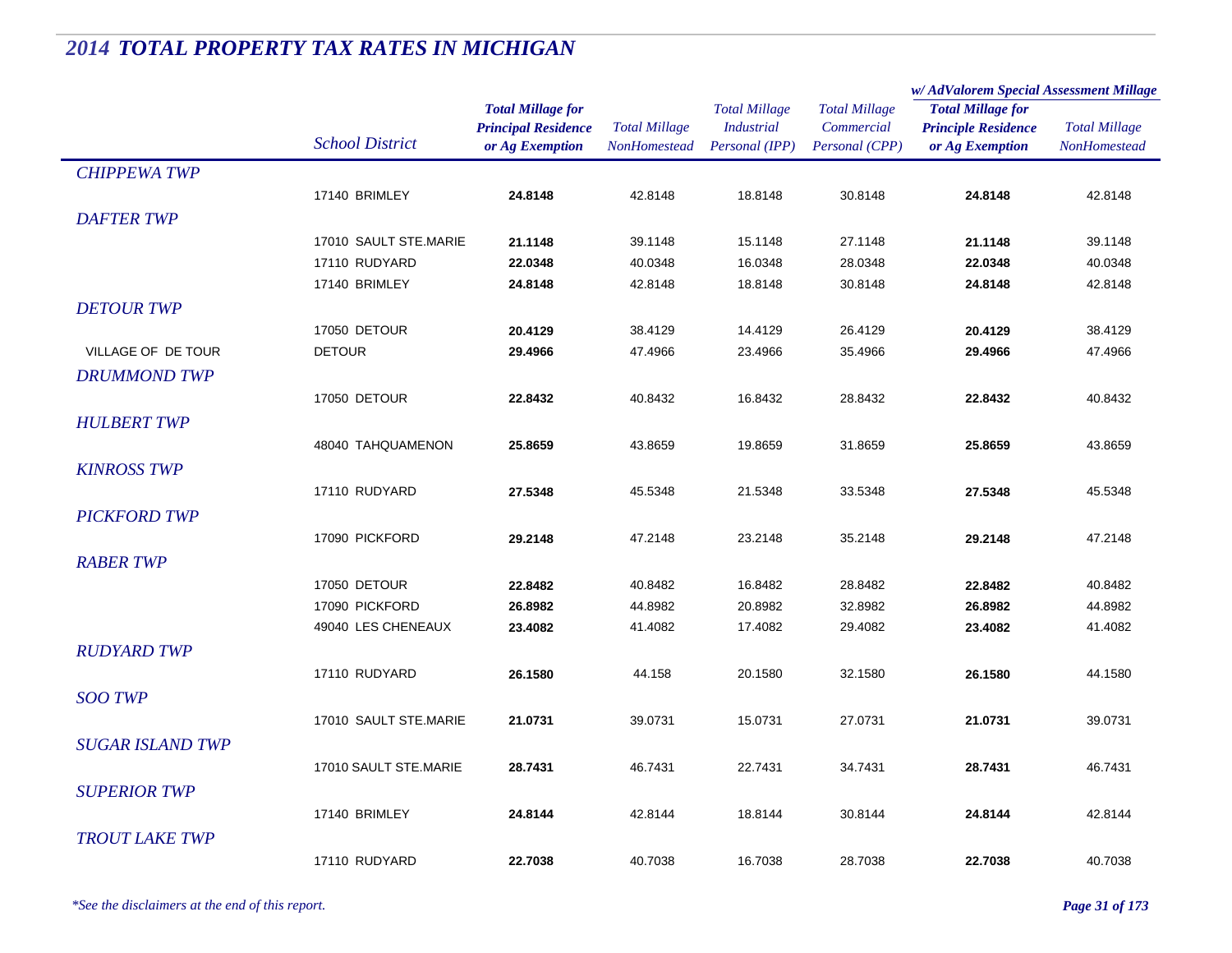## *2014 TOTAL PROPERTY TAX RATES IN MICHIGAN*

| | School District | Total Millage for Principal Residence or Ag Exemption | Total Millage NonHomestead | Total Millage Industrial Personal (IPP) | Total Millage Commercial Personal (CPP) | w/ AdValorem Special Assessment Millage: Total Millage for Principle Residence or Ag Exemption | w/ AdValorem Special Assessment Millage: Total Millage NonHomestead |
|---|---|---|---|---|---|---|---|
| *CHIPPEWA TWP* | | | | | | | |
| | 17140 BRIMLEY | **24.8148** | 42.8148 | 18.8148 | 30.8148 | **24.8148** | 42.8148 |
| *DAFTER TWP* | | | | | | | |
| | 17010 SAULT STE.MARIE | **21.1148** | 39.1148 | 15.1148 | 27.1148 | **21.1148** | 39.1148 |
| | 17110 RUDYARD | **22.0348** | 40.0348 | 16.0348 | 28.0348 | **22.0348** | 40.0348 |
| | 17140 BRIMLEY | **24.8148** | 42.8148 | 18.8148 | 30.8148 | **24.8148** | 42.8148 |
| *DETOUR TWP* | | | | | | | |
| | 17050 DETOUR | **20.4129** | 38.4129 | 14.4129 | 26.4129 | **20.4129** | 38.4129 |
| VILLAGE OF DE TOUR | DETOUR | **29.4966** | 47.4966 | 23.4966 | 35.4966 | **29.4966** | 47.4966 |
| *DRUMMOND TWP* | | | | | | | |
| | 17050 DETOUR | **22.8432** | 40.8432 | 16.8432 | 28.8432 | **22.8432** | 40.8432 |
| *HULBERT TWP* | | | | | | | |
| | 48040 TAHQUAMENON | **25.8659** | 43.8659 | 19.8659 | 31.8659 | **25.8659** | 43.8659 |
| *KINROSS TWP* | | | | | | | |
| | 17110 RUDYARD | **27.5348** | 45.5348 | 21.5348 | 33.5348 | **27.5348** | 45.5348 |
| *PICKFORD TWP* | | | | | | | |
| | 17090 PICKFORD | **29.2148** | 47.2148 | 23.2148 | 35.2148 | **29.2148** | 47.2148 |
| *RABER TWP* | | | | | | | |
| | 17050 DETOUR | **22.8482** | 40.8482 | 16.8482 | 28.8482 | **22.8482** | 40.8482 |
| | 17090 PICKFORD | **26.8982** | 44.8982 | 20.8982 | 32.8982 | **26.8982** | 44.8982 |
| | 49040 LES CHENEAUX | **23.4082** | 41.4082 | 17.4082 | 29.4082 | **23.4082** | 41.4082 |
| *RUDYARD TWP* | | | | | | | |
| | 17110 RUDYARD | **26.1580** | 44.158 | 20.1580 | 32.1580 | **26.1580** | 44.1580 |
| *SOO TWP* | | | | | | | |
| | 17010 SAULT STE.MARIE | **21.0731** | 39.0731 | 15.0731 | 27.0731 | **21.0731** | 39.0731 |
| *SUGAR ISLAND TWP* | | | | | | | |
| | 17010 SAULT STE.MARIE | **28.7431** | 46.7431 | 22.7431 | 34.7431 | **28.7431** | 46.7431 |
| *SUPERIOR TWP* | | | | | | | |
| | 17140 BRIMLEY | **24.8144** | 42.8144 | 18.8144 | 30.8144 | **24.8144** | 42.8144 |
| *TROUT LAKE TWP* | | | | | | | |
| | 17110 RUDYARD | **22.7038** | 40.7038 | 16.7038 | 28.7038 | **22.7038** | 40.7038 |

*\*See the disclaimers at the end of this report.*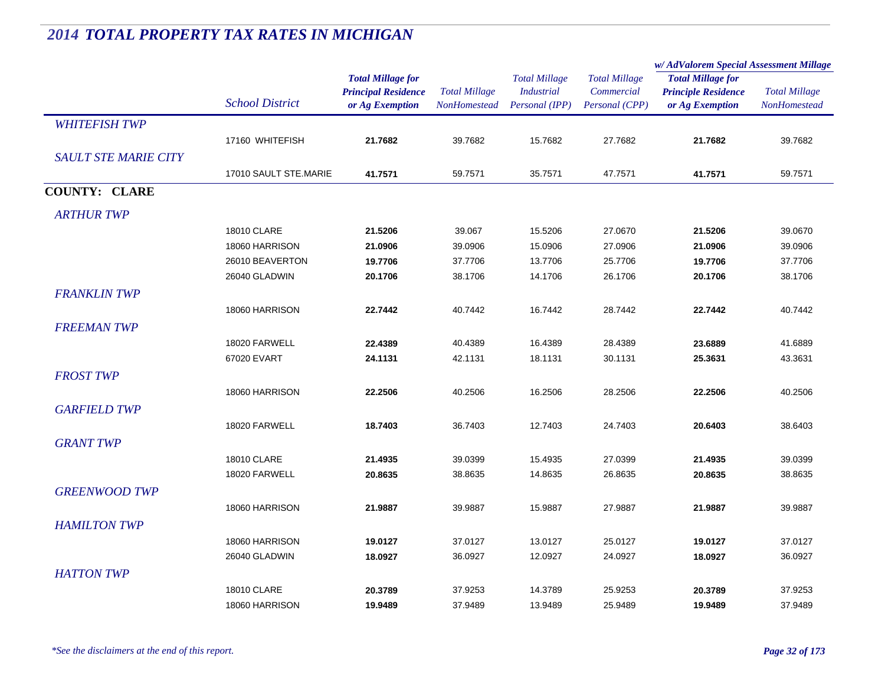# *2014 TOTAL PROPERTY TAX RATES IN MICHIGAN*

| | School District | Total Millage for Principal Residence or Ag Exemption | Total Millage NonHomestead | Total Millage Industrial Personal (IPP) | Total Millage Commercial Personal (CPP) | w/ AdValorem Special Assessment Millage: Total Millage for Principle Residence or Ag Exemption | w/ AdValorem Special Assessment Millage: Total Millage NonHomestead |
|---|---|---|---|---|---|---|---|
| *WHITEFISH TWP* | | | | | | | |
| | 17160 WHITEFISH | **21.7682** | 39.7682 | 15.7682 | 27.7682 | **21.7682** | 39.7682 |
| *SAULT STE MARIE CITY* | | | | | | | |
| | 17010 SAULT STE.MARIE | **41.7571** | 59.7571 | 35.7571 | 47.7571 | **41.7571** | 59.7571 |
| **COUNTY: CLARE** | | | | | | | |
| *ARTHUR TWP* | | | | | | | |
| | 18010 CLARE | **21.5206** | 39.067 | 15.5206 | 27.0670 | **21.5206** | 39.0670 |
| | 18060 HARRISON | **21.0906** | 39.0906 | 15.0906 | 27.0906 | **21.0906** | 39.0906 |
| | 26010 BEAVERTON | **19.7706** | 37.7706 | 13.7706 | 25.7706 | **19.7706** | 37.7706 |
| | 26040 GLADWIN | **20.1706** | 38.1706 | 14.1706 | 26.1706 | **20.1706** | 38.1706 |
| *FRANKLIN TWP* | | | | | | | |
| | 18060 HARRISON | **22.7442** | 40.7442 | 16.7442 | 28.7442 | **22.7442** | 40.7442 |
| *FREEMAN TWP* | | | | | | | |
| | 18020 FARWELL | **22.4389** | 40.4389 | 16.4389 | 28.4389 | **23.6889** | 41.6889 |
| | 67020 EVART | **24.1131** | 42.1131 | 18.1131 | 30.1131 | **25.3631** | 43.3631 |
| *FROST TWP* | | | | | | | |
| | 18060 HARRISON | **22.2506** | 40.2506 | 16.2506 | 28.2506 | **22.2506** | 40.2506 |
| *GARFIELD TWP* | | | | | | | |
| | 18020 FARWELL | **18.7403** | 36.7403 | 12.7403 | 24.7403 | **20.6403** | 38.6403 |
| *GRANT TWP* | | | | | | | |
| | 18010 CLARE | **21.4935** | 39.0399 | 15.4935 | 27.0399 | **21.4935** | 39.0399 |
| | 18020 FARWELL | **20.8635** | 38.8635 | 14.8635 | 26.8635 | **20.8635** | 38.8635 |
| *GREENWOOD TWP* | | | | | | | |
| | 18060 HARRISON | **21.9887** | 39.9887 | 15.9887 | 27.9887 | **21.9887** | 39.9887 |
| *HAMILTON TWP* | | | | | | | |
| | 18060 HARRISON | **19.0127** | 37.0127 | 13.0127 | 25.0127 | **19.0127** | 37.0127 |
| | 26040 GLADWIN | **18.0927** | 36.0927 | 12.0927 | 24.0927 | **18.0927** | 36.0927 |
| *HATTON TWP* | | | | | | | |
| | 18010 CLARE | **20.3789** | 37.9253 | 14.3789 | 25.9253 | **20.3789** | 37.9253 |
| | 18060 HARRISON | **19.9489** | 37.9489 | 13.9489 | 25.9489 | **19.9489** | 37.9489 |

*\*See the disclaimers at the end of this report.*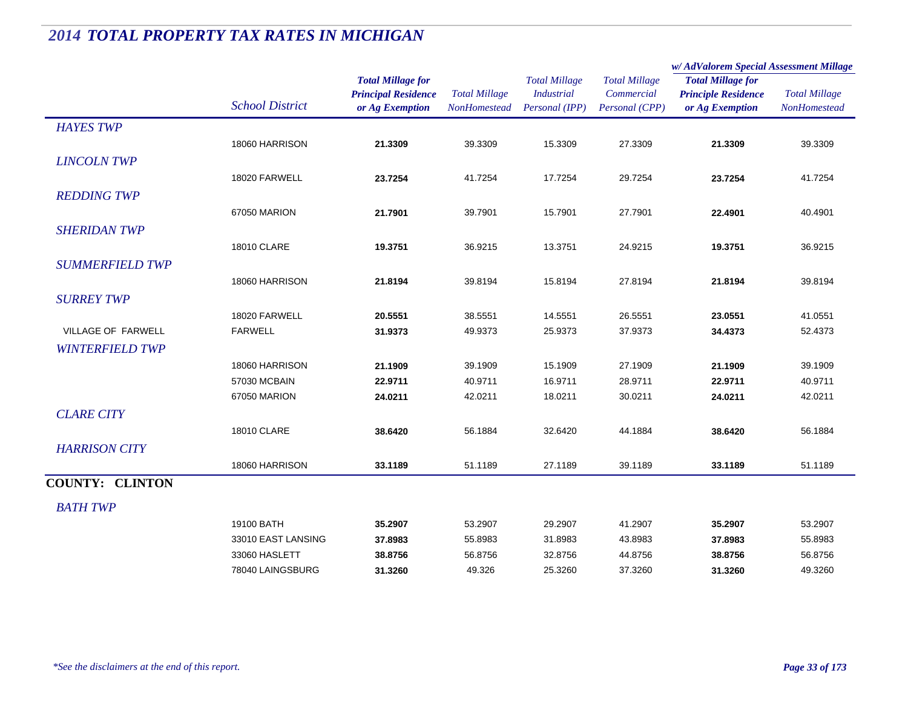## *2014 TOTAL PROPERTY TAX RATES IN MICHIGAN*

| | *School District* | ***Total Millage for Principal Residence or Ag Exemption*** | *Total Millage NonHomestead* | *Total Millage Industrial Personal (IPP)* | *Total Millage Commercial Personal (CPP)* | ***w/ AdValorem Special Assessment Millage*** ***Total Millage for Principle Residence or Ag Exemption*** | *Total Millage NonHomestead* |
|---|---|---|---|---|---|---|---|
| *HAYES TWP* | | | | | | | |
| | 18060 HARRISON | **21.3309** | 39.3309 | 15.3309 | 27.3309 | **21.3309** | 39.3309 |
| *LINCOLN TWP* | | | | | | | |
| | 18020 FARWELL | **23.7254** | 41.7254 | 17.7254 | 29.7254 | **23.7254** | 41.7254 |
| *REDDING TWP* | | | | | | | |
| | 67050 MARION | **21.7901** | 39.7901 | 15.7901 | 27.7901 | **22.4901** | 40.4901 |
| *SHERIDAN TWP* | | | | | | | |
| | 18010 CLARE | **19.3751** | 36.9215 | 13.3751 | 24.9215 | **19.3751** | 36.9215 |
| *SUMMERFIELD TWP* | | | | | | | |
| | 18060 HARRISON | **21.8194** | 39.8194 | 15.8194 | 27.8194 | **21.8194** | 39.8194 |
| *SURREY TWP* | | | | | | | |
| | 18020 FARWELL | **20.5551** | 38.5551 | 14.5551 | 26.5551 | **23.0551** | 41.0551 |
| VILLAGE OF FARWELL | FARWELL | **31.9373** | 49.9373 | 25.9373 | 37.9373 | **34.4373** | 52.4373 |
| *WINTERFIELD TWP* | | | | | | | |
| | 18060 HARRISON | **21.1909** | 39.1909 | 15.1909 | 27.1909 | **21.1909** | 39.1909 |
| | 57030 MCBAIN | **22.9711** | 40.9711 | 16.9711 | 28.9711 | **22.9711** | 40.9711 |
| | 67050 MARION | **24.0211** | 42.0211 | 18.0211 | 30.0211 | **24.0211** | 42.0211 |
| *CLARE CITY* | | | | | | | |
| | 18010 CLARE | **38.6420** | 56.1884 | 32.6420 | 44.1884 | **38.6420** | 56.1884 |
| *HARRISON CITY* | | | | | | | |
| | 18060 HARRISON | **33.1189** | 51.1189 | 27.1189 | 39.1189 | **33.1189** | 51.1189 |
| **COUNTY: CLINTON** | | | | | | | |
| *BATH TWP* | | | | | | | |
| | 19100 BATH | **35.2907** | 53.2907 | 29.2907 | 41.2907 | **35.2907** | 53.2907 |
| | 33010 EAST LANSING | **37.8983** | 55.8983 | 31.8983 | 43.8983 | **37.8983** | 55.8983 |
| | 33060 HASLETT | **38.8756** | 56.8756 | 32.8756 | 44.8756 | **38.8756** | 56.8756 |
| | 78040 LAINGSBURG | **31.3260** | 49.326 | 25.3260 | 37.3260 | **31.3260** | 49.3260 |

*\*See the disclaimers at the end of this report.*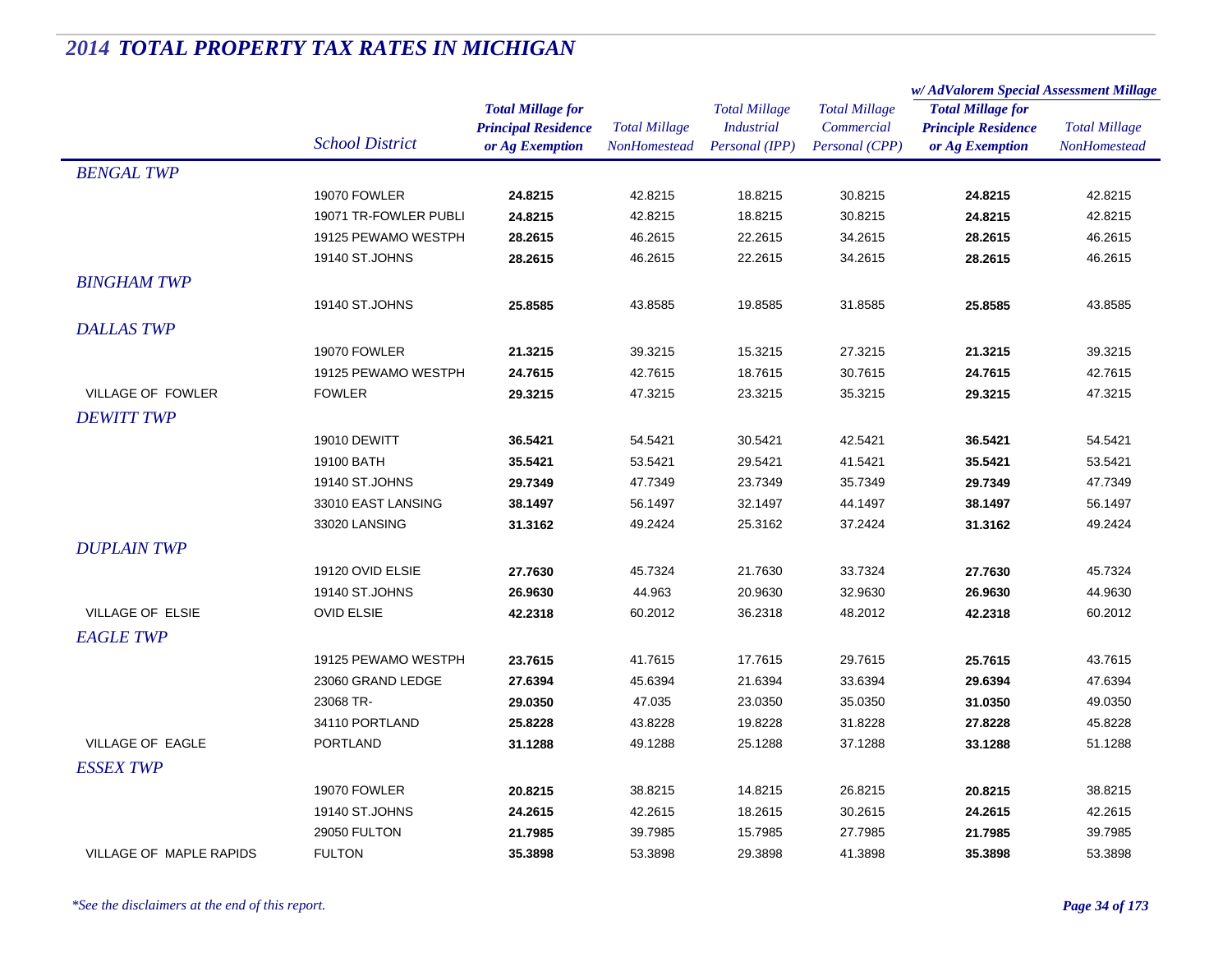# 2014 TOTAL PROPERTY TAX RATES IN MICHIGAN

| | School District | Total Millage for Principal Residence or Ag Exemption | Total Millage NonHomestead | Total Millage Industrial Personal (IPP) | Total Millage Commercial Personal (CPP) | w/ AdValorem Special Assessment Millage: Total Millage for Principle Residence or Ag Exemption | w/ AdValorem Special Assessment Millage: Total Millage NonHomestead |
|---|---|---|---|---|---|---|---|
| *BENGAL TWP* | | | | | | | |
| | 19070 FOWLER | **24.8215** | 42.8215 | 18.8215 | 30.8215 | **24.8215** | 42.8215 |
| | 19071 TR-FOWLER PUBLI | **24.8215** | 42.8215 | 18.8215 | 30.8215 | **24.8215** | 42.8215 |
| | 19125 PEWAMO WESTPH | **28.2615** | 46.2615 | 22.2615 | 34.2615 | **28.2615** | 46.2615 |
| | 19140 ST.JOHNS | **28.2615** | 46.2615 | 22.2615 | 34.2615 | **28.2615** | 46.2615 |
| *BINGHAM TWP* | | | | | | | |
| | 19140 ST.JOHNS | **25.8585** | 43.8585 | 19.8585 | 31.8585 | **25.8585** | 43.8585 |
| *DALLAS TWP* | | | | | | | |
| | 19070 FOWLER | **21.3215** | 39.3215 | 15.3215 | 27.3215 | **21.3215** | 39.3215 |
| | 19125 PEWAMO WESTPH | **24.7615** | 42.7615 | 18.7615 | 30.7615 | **24.7615** | 42.7615 |
| VILLAGE OF FOWLER | FOWLER | **29.3215** | 47.3215 | 23.3215 | 35.3215 | **29.3215** | 47.3215 |
| *DEWITT TWP* | | | | | | | |
| | 19010 DEWITT | **36.5421** | 54.5421 | 30.5421 | 42.5421 | **36.5421** | 54.5421 |
| | 19100 BATH | **35.5421** | 53.5421 | 29.5421 | 41.5421 | **35.5421** | 53.5421 |
| | 19140 ST.JOHNS | **29.7349** | 47.7349 | 23.7349 | 35.7349 | **29.7349** | 47.7349 |
| | 33010 EAST LANSING | **38.1497** | 56.1497 | 32.1497 | 44.1497 | **38.1497** | 56.1497 |
| | 33020 LANSING | **31.3162** | 49.2424 | 25.3162 | 37.2424 | **31.3162** | 49.2424 |
| *DUPLAIN TWP* | | | | | | | |
| | 19120 OVID ELSIE | **27.7630** | 45.7324 | 21.7630 | 33.7324 | **27.7630** | 45.7324 |
| | 19140 ST.JOHNS | **26.9630** | 44.963 | 20.9630 | 32.9630 | **26.9630** | 44.9630 |
| VILLAGE OF ELSIE | OVID ELSIE | **42.2318** | 60.2012 | 36.2318 | 48.2012 | **42.2318** | 60.2012 |
| *EAGLE TWP* | | | | | | | |
| | 19125 PEWAMO WESTPH | **23.7615** | 41.7615 | 17.7615 | 29.7615 | **25.7615** | 43.7615 |
| | 23060 GRAND LEDGE | **27.6394** | 45.6394 | 21.6394 | 33.6394 | **29.6394** | 47.6394 |
| | 23068 TR- | **29.0350** | 47.035 | 23.0350 | 35.0350 | **31.0350** | 49.0350 |
| | 34110 PORTLAND | **25.8228** | 43.8228 | 19.8228 | 31.8228 | **27.8228** | 45.8228 |
| VILLAGE OF EAGLE | PORTLAND | **31.1288** | 49.1288 | 25.1288 | 37.1288 | **33.1288** | 51.1288 |
| *ESSEX TWP* | | | | | | | |
| | 19070 FOWLER | **20.8215** | 38.8215 | 14.8215 | 26.8215 | **20.8215** | 38.8215 |
| | 19140 ST.JOHNS | **24.2615** | 42.2615 | 18.2615 | 30.2615 | **24.2615** | 42.2615 |
| | 29050 FULTON | **21.7985** | 39.7985 | 15.7985 | 27.7985 | **21.7985** | 39.7985 |
| VILLAGE OF MAPLE RAPIDS | FULTON | **35.3898** | 53.3898 | 29.3898 | 41.3898 | **35.3898** | 53.3898 |

*\*See the disclaimers at the end of this report.*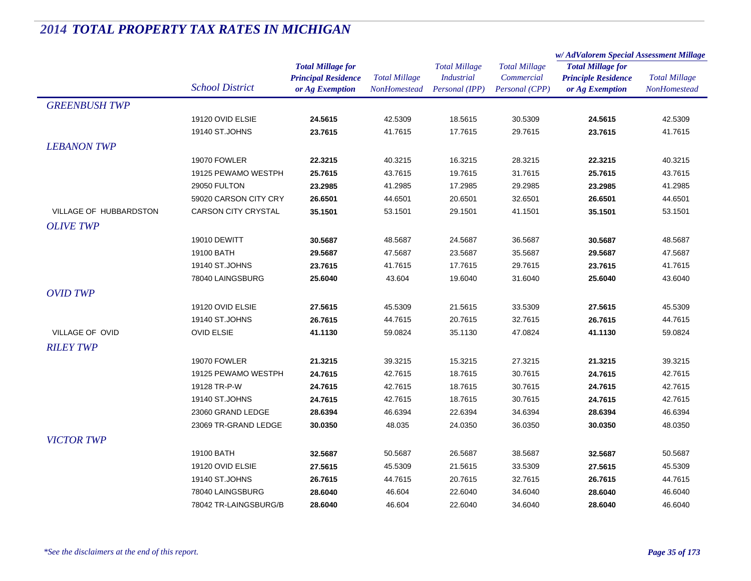# 2014 TOTAL PROPERTY TAX RATES IN MICHIGAN

| | School District | Total Millage for Principal Residence or Ag Exemption | Total Millage NonHomestead | Total Millage Industrial Personal (IPP) | Total Millage Commercial Personal (CPP) | w/ AdValorem Special Assessment Millage Total Millage for Principle Residence or Ag Exemption | w/ AdValorem Special Assessment Millage Total Millage NonHomestead |
|---|---|---|---|---|---|---|---|
| *GREENBUSH TWP* | | | | | | | |
| | 19120 OVID ELSIE | **24.5615** | 42.5309 | 18.5615 | 30.5309 | **24.5615** | 42.5309 |
| | 19140 ST.JOHNS | **23.7615** | 41.7615 | 17.7615 | 29.7615 | **23.7615** | 41.7615 |
| *LEBANON TWP* | | | | | | | |
| | 19070 FOWLER | **22.3215** | 40.3215 | 16.3215 | 28.3215 | **22.3215** | 40.3215 |
| | 19125 PEWAMO WESTPH | **25.7615** | 43.7615 | 19.7615 | 31.7615 | **25.7615** | 43.7615 |
| | 29050 FULTON | **23.2985** | 41.2985 | 17.2985 | 29.2985 | **23.2985** | 41.2985 |
| | 59020 CARSON CITY CRY | **26.6501** | 44.6501 | 20.6501 | 32.6501 | **26.6501** | 44.6501 |
| VILLAGE OF HUBBARDSTON | CARSON CITY CRYSTAL | **35.1501** | 53.1501 | 29.1501 | 41.1501 | **35.1501** | 53.1501 |
| *OLIVE TWP* | | | | | | | |
| | 19010 DEWITT | **30.5687** | 48.5687 | 24.5687 | 36.5687 | **30.5687** | 48.5687 |
| | 19100 BATH | **29.5687** | 47.5687 | 23.5687 | 35.5687 | **29.5687** | 47.5687 |
| | 19140 ST.JOHNS | **23.7615** | 41.7615 | 17.7615 | 29.7615 | **23.7615** | 41.7615 |
| | 78040 LAINGSBURG | **25.6040** | 43.604 | 19.6040 | 31.6040 | **25.6040** | 43.6040 |
| *OVID TWP* | | | | | | | |
| | 19120 OVID ELSIE | **27.5615** | 45.5309 | 21.5615 | 33.5309 | **27.5615** | 45.5309 |
| | 19140 ST.JOHNS | **26.7615** | 44.7615 | 20.7615 | 32.7615 | **26.7615** | 44.7615 |
| VILLAGE OF OVID | OVID ELSIE | **41.1130** | 59.0824 | 35.1130 | 47.0824 | **41.1130** | 59.0824 |
| *RILEY TWP* | | | | | | | |
| | 19070 FOWLER | **21.3215** | 39.3215 | 15.3215 | 27.3215 | **21.3215** | 39.3215 |
| | 19125 PEWAMO WESTPH | **24.7615** | 42.7615 | 18.7615 | 30.7615 | **24.7615** | 42.7615 |
| | 19128 TR-P-W | **24.7615** | 42.7615 | 18.7615 | 30.7615 | **24.7615** | 42.7615 |
| | 19140 ST.JOHNS | **24.7615** | 42.7615 | 18.7615 | 30.7615 | **24.7615** | 42.7615 |
| | 23060 GRAND LEDGE | **28.6394** | 46.6394 | 22.6394 | 34.6394 | **28.6394** | 46.6394 |
| | 23069 TR-GRAND LEDGE | **30.0350** | 48.035 | 24.0350 | 36.0350 | **30.0350** | 48.0350 |
| *VICTOR TWP* | | | | | | | |
| | 19100 BATH | **32.5687** | 50.5687 | 26.5687 | 38.5687 | **32.5687** | 50.5687 |
| | 19120 OVID ELSIE | **27.5615** | 45.5309 | 21.5615 | 33.5309 | **27.5615** | 45.5309 |
| | 19140 ST.JOHNS | **26.7615** | 44.7615 | 20.7615 | 32.7615 | **26.7615** | 44.7615 |
| | 78040 LAINGSBURG | **28.6040** | 46.604 | 22.6040 | 34.6040 | **28.6040** | 46.6040 |
| | 78042 TR-LAINGSBURG/B | **28.6040** | 46.604 | 22.6040 | 34.6040 | **28.6040** | 46.6040 |

*\*See the disclaimers at the end of this report.*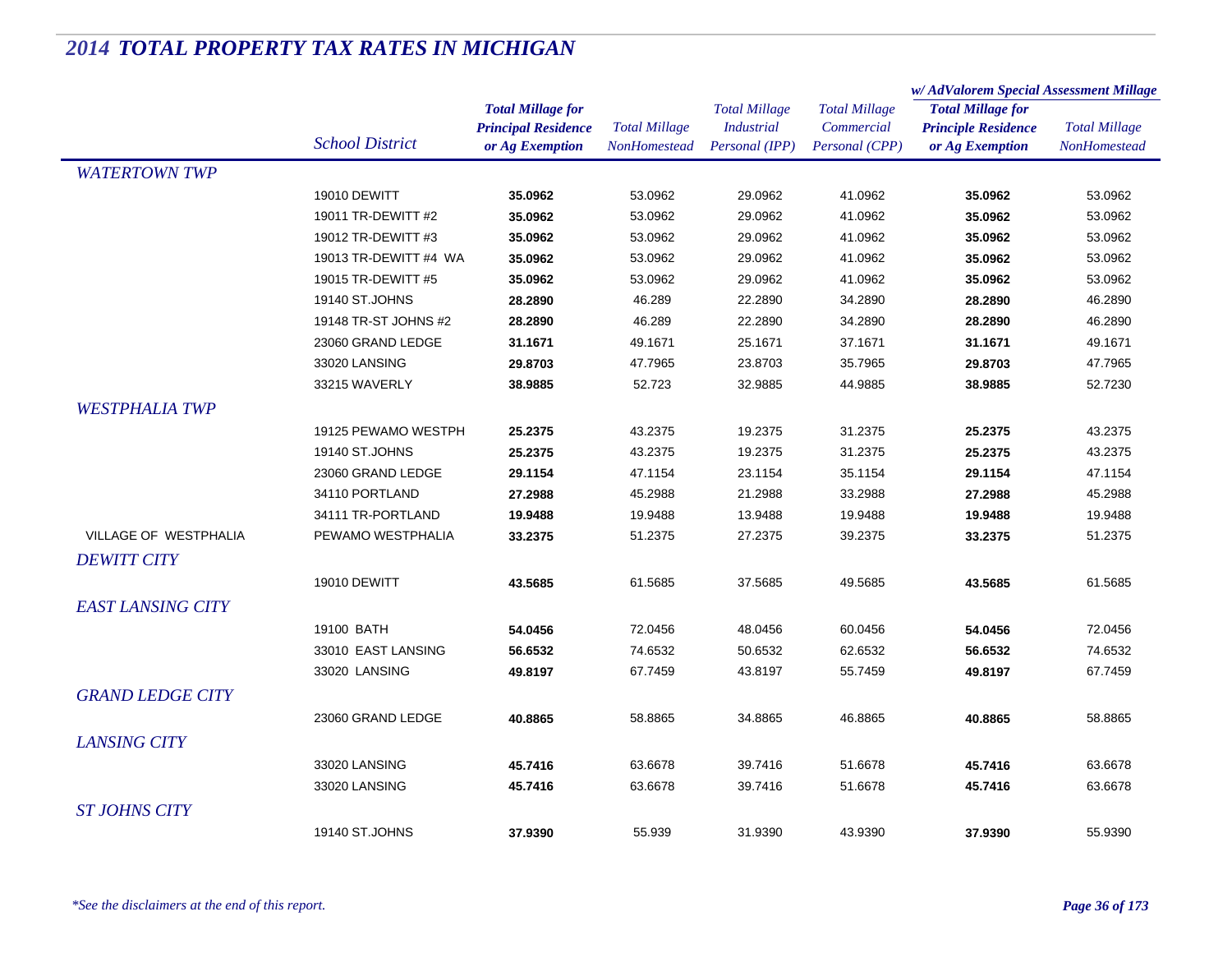# 2014 TOTAL PROPERTY TAX RATES IN MICHIGAN

| | School District | Total Millage for Principal Residence or Ag Exemption | Total Millage NonHomestead | Total Millage Industrial Personal (IPP) | Total Millage Commercial Personal (CPP) | w/ AdValorem Special Assessment Millage: Total Millage for Principle Residence or Ag Exemption | w/ AdValorem Special Assessment Millage: Total Millage NonHomestead |
|---|---|---|---|---|---|---|---|
| *WATERTOWN TWP* | | | | | | | |
| | 19010 DEWITT | **35.0962** | 53.0962 | 29.0962 | 41.0962 | **35.0962** | 53.0962 |
| | 19011 TR-DEWITT #2 | **35.0962** | 53.0962 | 29.0962 | 41.0962 | **35.0962** | 53.0962 |
| | 19012 TR-DEWITT #3 | **35.0962** | 53.0962 | 29.0962 | 41.0962 | **35.0962** | 53.0962 |
| | 19013 TR-DEWITT #4 WA | **35.0962** | 53.0962 | 29.0962 | 41.0962 | **35.0962** | 53.0962 |
| | 19015 TR-DEWITT #5 | **35.0962** | 53.0962 | 29.0962 | 41.0962 | **35.0962** | 53.0962 |
| | 19140 ST.JOHNS | **28.2890** | 46.289 | 22.2890 | 34.2890 | **28.2890** | 46.2890 |
| | 19148 TR-ST JOHNS #2 | **28.2890** | 46.289 | 22.2890 | 34.2890 | **28.2890** | 46.2890 |
| | 23060 GRAND LEDGE | **31.1671** | 49.1671 | 25.1671 | 37.1671 | **31.1671** | 49.1671 |
| | 33020 LANSING | **29.8703** | 47.7965 | 23.8703 | 35.7965 | **29.8703** | 47.7965 |
| | 33215 WAVERLY | **38.9885** | 52.723 | 32.9885 | 44.9885 | **38.9885** | 52.7230 |
| *WESTPHALIA TWP* | | | | | | | |
| | 19125 PEWAMO WESTPH | **25.2375** | 43.2375 | 19.2375 | 31.2375 | **25.2375** | 43.2375 |
| | 19140 ST.JOHNS | **25.2375** | 43.2375 | 19.2375 | 31.2375 | **25.2375** | 43.2375 |
| | 23060 GRAND LEDGE | **29.1154** | 47.1154 | 23.1154 | 35.1154 | **29.1154** | 47.1154 |
| | 34110 PORTLAND | **27.2988** | 45.2988 | 21.2988 | 33.2988 | **27.2988** | 45.2988 |
| | 34111 TR-PORTLAND | **19.9488** | 19.9488 | 13.9488 | 19.9488 | **19.9488** | 19.9488 |
| VILLAGE OF WESTPHALIA | PEWAMO WESTPHALIA | **33.2375** | 51.2375 | 27.2375 | 39.2375 | **33.2375** | 51.2375 |
| *DEWITT CITY* | | | | | | | |
| | 19010 DEWITT | **43.5685** | 61.5685 | 37.5685 | 49.5685 | **43.5685** | 61.5685 |
| *EAST LANSING CITY* | | | | | | | |
| | 19100 BATH | **54.0456** | 72.0456 | 48.0456 | 60.0456 | **54.0456** | 72.0456 |
| | 33010 EAST LANSING | **56.6532** | 74.6532 | 50.6532 | 62.6532 | **56.6532** | 74.6532 |
| | 33020 LANSING | **49.8197** | 67.7459 | 43.8197 | 55.7459 | **49.8197** | 67.7459 |
| *GRAND LEDGE CITY* | | | | | | | |
| | 23060 GRAND LEDGE | **40.8865** | 58.8865 | 34.8865 | 46.8865 | **40.8865** | 58.8865 |
| *LANSING CITY* | | | | | | | |
| | 33020 LANSING | **45.7416** | 63.6678 | 39.7416 | 51.6678 | **45.7416** | 63.6678 |
| | 33020 LANSING | **45.7416** | 63.6678 | 39.7416 | 51.6678 | **45.7416** | 63.6678 |
| *ST JOHNS CITY* | | | | | | | |
| | 19140 ST.JOHNS | **37.9390** | 55.939 | 31.9390 | 43.9390 | **37.9390** | 55.9390 |

*\*See the disclaimers at the end of this report.*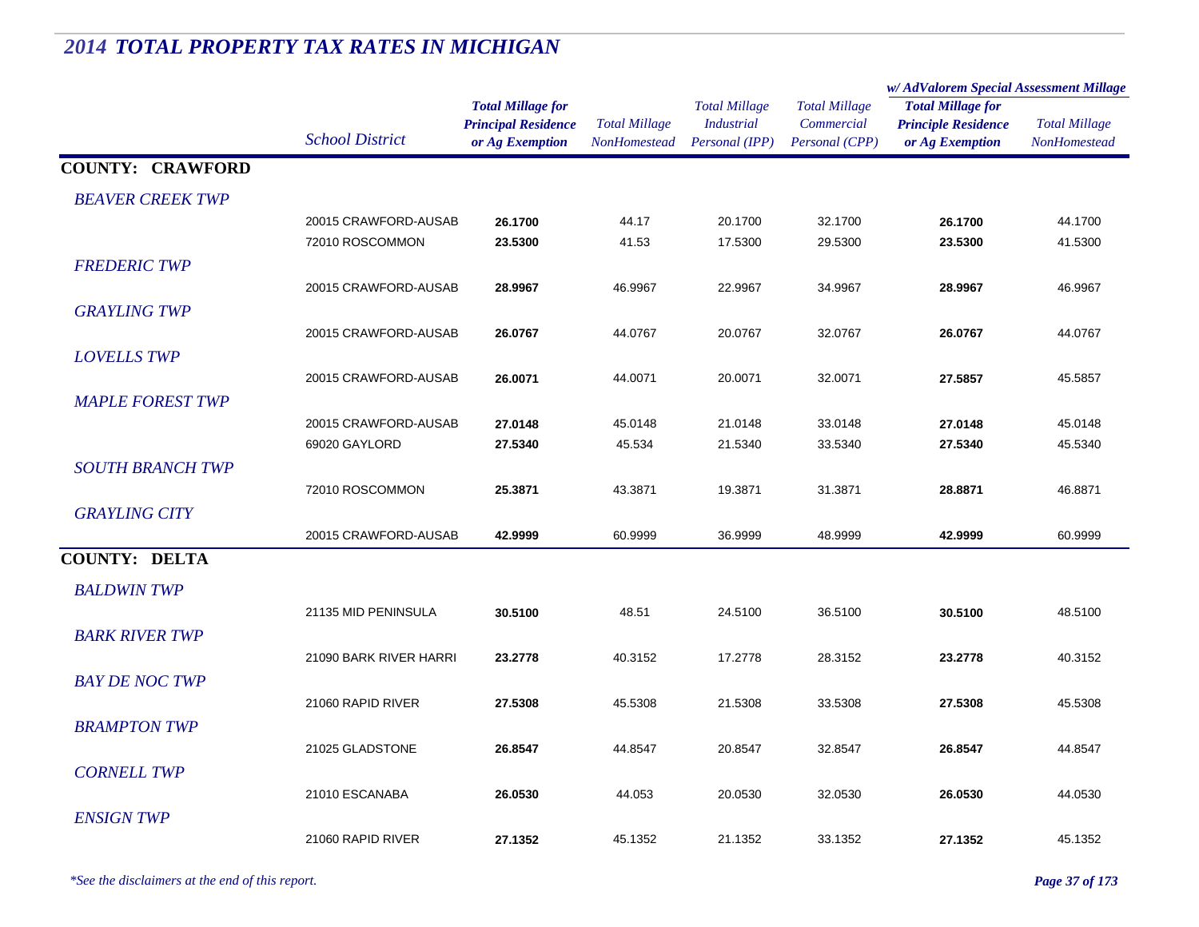# 2014 TOTAL PROPERTY TAX RATES IN MICHIGAN

| | School District | Total Millage for Principal Residence or Ag Exemption | Total Millage NonHomestead | Total Millage Industrial Personal (IPP) | Total Millage Commercial Personal (CPP) | w/ AdValorem Special Assessment Millage: Total Millage for Principle Residence or Ag Exemption | w/ AdValorem Special Assessment Millage: Total Millage NonHomestead |
|---|---|---|---|---|---|---|---|
| **COUNTY: CRAWFORD** | | | | | | | |
| *BEAVER CREEK TWP* | | | | | | | |
| | 20015 CRAWFORD-AUSAB | **26.1700** | 44.17 | 20.1700 | 32.1700 | **26.1700** | 44.1700 |
| | 72010 ROSCOMMON | **23.5300** | 41.53 | 17.5300 | 29.5300 | **23.5300** | 41.5300 |
| *FREDERIC TWP* | | | | | | | |
| | 20015 CRAWFORD-AUSAB | **28.9967** | 46.9967 | 22.9967 | 34.9967 | **28.9967** | 46.9967 |
| *GRAYLING TWP* | | | | | | | |
| | 20015 CRAWFORD-AUSAB | **26.0767** | 44.0767 | 20.0767 | 32.0767 | **26.0767** | 44.0767 |
| *LOVELLS TWP* | | | | | | | |
| | 20015 CRAWFORD-AUSAB | **26.0071** | 44.0071 | 20.0071 | 32.0071 | **27.5857** | 45.5857 |
| *MAPLE FOREST TWP* | | | | | | | |
| | 20015 CRAWFORD-AUSAB | **27.0148** | 45.0148 | 21.0148 | 33.0148 | **27.0148** | 45.0148 |
| | 69020 GAYLORD | **27.5340** | 45.534 | 21.5340 | 33.5340 | **27.5340** | 45.5340 |
| *SOUTH BRANCH TWP* | | | | | | | |
| | 72010 ROSCOMMON | **25.3871** | 43.3871 | 19.3871 | 31.3871 | **28.8871** | 46.8871 |
| *GRAYLING CITY* | | | | | | | |
| | 20015 CRAWFORD-AUSAB | **42.9999** | 60.9999 | 36.9999 | 48.9999 | **42.9999** | 60.9999 |
| **COUNTY: DELTA** | | | | | | | |
| *BALDWIN TWP* | | | | | | | |
| | 21135 MID PENINSULA | **30.5100** | 48.51 | 24.5100 | 36.5100 | **30.5100** | 48.5100 |
| *BARK RIVER TWP* | | | | | | | |
| | 21090 BARK RIVER HARRI | **23.2778** | 40.3152 | 17.2778 | 28.3152 | **23.2778** | 40.3152 |
| *BAY DE NOC TWP* | | | | | | | |
| | 21060 RAPID RIVER | **27.5308** | 45.5308 | 21.5308 | 33.5308 | **27.5308** | 45.5308 |
| *BRAMPTON TWP* | | | | | | | |
| | 21025 GLADSTONE | **26.8547** | 44.8547 | 20.8547 | 32.8547 | **26.8547** | 44.8547 |
| *CORNELL TWP* | | | | | | | |
| | 21010 ESCANABA | **26.0530** | 44.053 | 20.0530 | 32.0530 | **26.0530** | 44.0530 |
| *ENSIGN TWP* | | | | | | | |
| | 21060 RAPID RIVER | **27.1352** | 45.1352 | 21.1352 | 33.1352 | **27.1352** | 45.1352 |

*\*See the disclaimers at the end of this report.*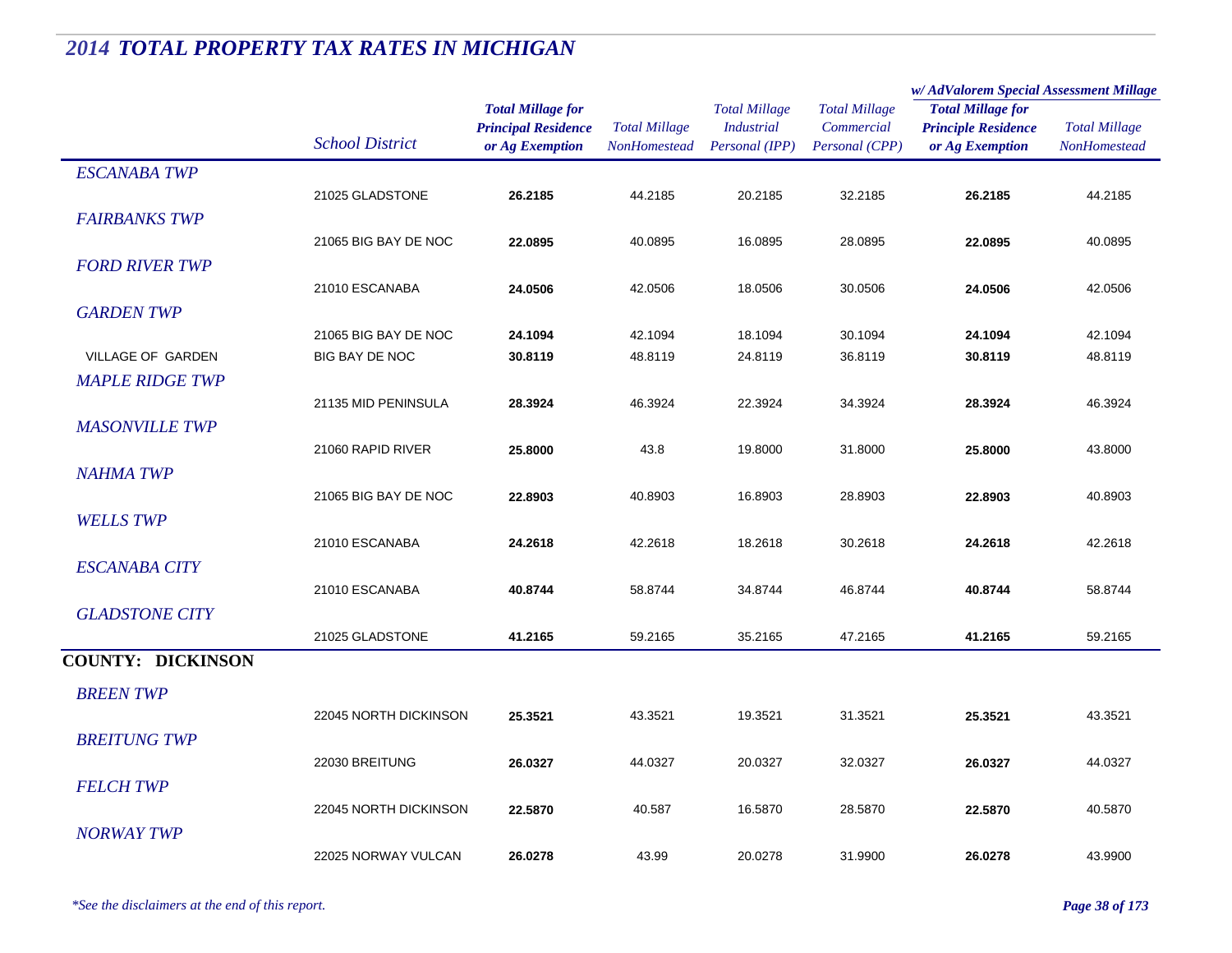# 2014 TOTAL PROPERTY TAX RATES IN MICHIGAN

| | School District | Total Millage for Principal Residence or Ag Exemption | Total Millage NonHomestead | Total Millage Industrial Personal (IPP) | Total Millage Commercial Personal (CPP) | w/ AdValorem Special Assessment Millage: Total Millage for Principle Residence or Ag Exemption | Total Millage NonHomestead |
|---|---|---|---|---|---|---|---|
| *ESCANABA TWP* | | | | | | | |
| | 21025 GLADSTONE | **26.2185** | 44.2185 | 20.2185 | 32.2185 | **26.2185** | 44.2185 |
| *FAIRBANKS TWP* | | | | | | | |
| | 21065 BIG BAY DE NOC | **22.0895** | 40.0895 | 16.0895 | 28.0895 | **22.0895** | 40.0895 |
| *FORD RIVER TWP* | | | | | | | |
| | 21010 ESCANABA | **24.0506** | 42.0506 | 18.0506 | 30.0506 | **24.0506** | 42.0506 |
| *GARDEN TWP* | | | | | | | |
| | 21065 BIG BAY DE NOC | **24.1094** | 42.1094 | 18.1094 | 30.1094 | **24.1094** | 42.1094 |
| VILLAGE OF GARDEN | BIG BAY DE NOC | **30.8119** | 48.8119 | 24.8119 | 36.8119 | **30.8119** | 48.8119 |
| *MAPLE RIDGE TWP* | | | | | | | |
| | 21135 MID PENINSULA | **28.3924** | 46.3924 | 22.3924 | 34.3924 | **28.3924** | 46.3924 |
| *MASONVILLE TWP* | | | | | | | |
| | 21060 RAPID RIVER | **25.8000** | 43.8 | 19.8000 | 31.8000 | **25.8000** | 43.8000 |
| *NAHMA TWP* | | | | | | | |
| | 21065 BIG BAY DE NOC | **22.8903** | 40.8903 | 16.8903 | 28.8903 | **22.8903** | 40.8903 |
| *WELLS TWP* | | | | | | | |
| | 21010 ESCANABA | **24.2618** | 42.2618 | 18.2618 | 30.2618 | **24.2618** | 42.2618 |
| *ESCANABA CITY* | | | | | | | |
| | 21010 ESCANABA | **40.8744** | 58.8744 | 34.8744 | 46.8744 | **40.8744** | 58.8744 |
| *GLADSTONE CITY* | | | | | | | |
| | 21025 GLADSTONE | **41.2165** | 59.2165 | 35.2165 | 47.2165 | **41.2165** | 59.2165 |

**COUNTY: DICKINSON**

| | School District | Total Millage for Principal Residence or Ag Exemption | Total Millage NonHomestead | Total Millage Industrial Personal (IPP) | Total Millage Commercial Personal (CPP) | w/ AdValorem Special Assessment Millage: Total Millage for Principle Residence or Ag Exemption | Total Millage NonHomestead |
|---|---|---|---|---|---|---|---|
| *BREEN TWP* | | | | | | | |
| | 22045 NORTH DICKINSON | **25.3521** | 43.3521 | 19.3521 | 31.3521 | **25.3521** | 43.3521 |
| *BREITUNG TWP* | | | | | | | |
| | 22030 BREITUNG | **26.0327** | 44.0327 | 20.0327 | 32.0327 | **26.0327** | 44.0327 |
| *FELCH TWP* | | | | | | | |
| | 22045 NORTH DICKINSON | **22.5870** | 40.587 | 16.5870 | 28.5870 | **22.5870** | 40.5870 |
| *NORWAY TWP* | | | | | | | |
| | 22025 NORWAY VULCAN | **26.0278** | 43.99 | 20.0278 | 31.9900 | **26.0278** | 43.9900 |

*\*See the disclaimers at the end of this report.*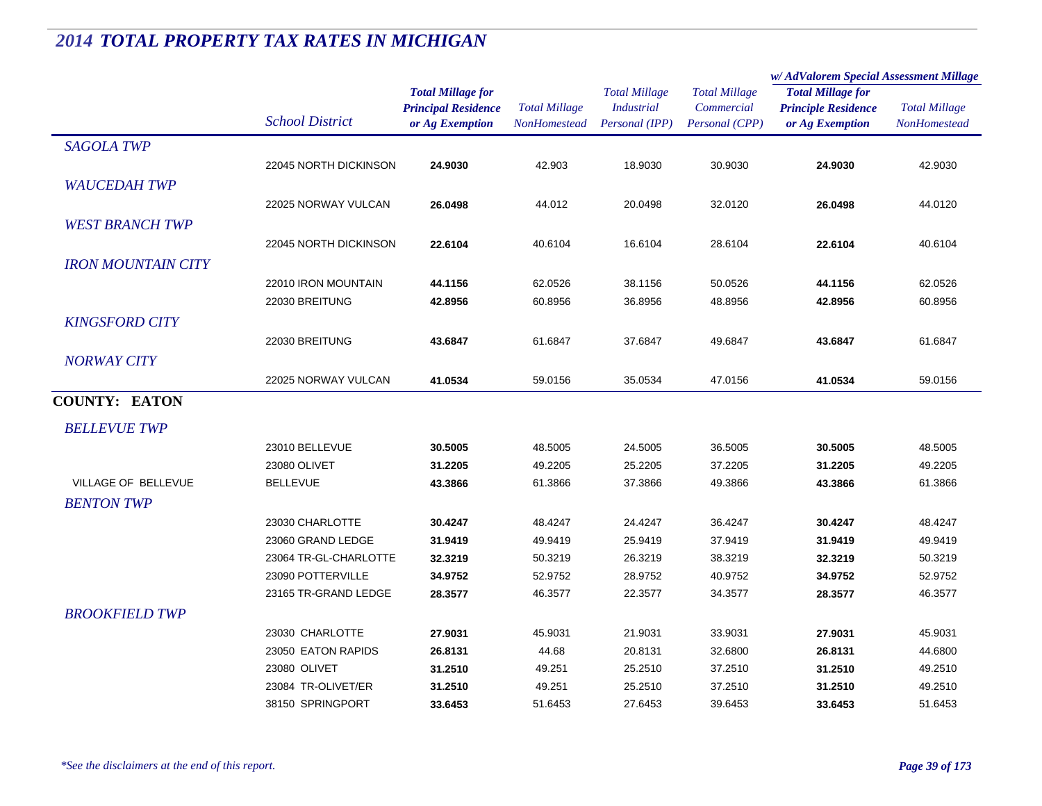# 2014 TOTAL PROPERTY TAX RATES IN MICHIGAN

| | School District | Total Millage for Principal Residence or Ag Exemption | Total Millage NonHomestead | Total Millage Industrial Personal (IPP) | Total Millage Commercial Personal (CPP) | w/ AdValorem Special Assessment Millage: Total Millage for Principle Residence or Ag Exemption | w/ AdValorem Special Assessment Millage: Total Millage NonHomestead |
|---|---|---|---|---|---|---|---|
| *SAGOLA TWP* | | | | | | | |
| | 22045 NORTH DICKINSON | **24.9030** | 42.903 | 18.9030 | 30.9030 | **24.9030** | 42.9030 |
| *WAUCEDAH TWP* | | | | | | | |
| | 22025 NORWAY VULCAN | **26.0498** | 44.012 | 20.0498 | 32.0120 | **26.0498** | 44.0120 |
| *WEST BRANCH TWP* | | | | | | | |
| | 22045 NORTH DICKINSON | **22.6104** | 40.6104 | 16.6104 | 28.6104 | **22.6104** | 40.6104 |
| *IRON MOUNTAIN CITY* | | | | | | | |
| | 22010 IRON MOUNTAIN | **44.1156** | 62.0526 | 38.1156 | 50.0526 | **44.1156** | 62.0526 |
| | 22030 BREITUNG | **42.8956** | 60.8956 | 36.8956 | 48.8956 | **42.8956** | 60.8956 |
| *KINGSFORD CITY* | | | | | | | |
| | 22030 BREITUNG | **43.6847** | 61.6847 | 37.6847 | 49.6847 | **43.6847** | 61.6847 |
| *NORWAY CITY* | | | | | | | |
| | 22025 NORWAY VULCAN | **41.0534** | 59.0156 | 35.0534 | 47.0156 | **41.0534** | 59.0156 |
| **COUNTY: EATON** | | | | | | | |
| *BELLEVUE TWP* | | | | | | | |
| | 23010 BELLEVUE | **30.5005** | 48.5005 | 24.5005 | 36.5005 | **30.5005** | 48.5005 |
| | 23080 OLIVET | **31.2205** | 49.2205 | 25.2205 | 37.2205 | **31.2205** | 49.2205 |
| VILLAGE OF BELLEVUE | BELLEVUE | **43.3866** | 61.3866 | 37.3866 | 49.3866 | **43.3866** | 61.3866 |
| *BENTON TWP* | | | | | | | |
| | 23030 CHARLOTTE | **30.4247** | 48.4247 | 24.4247 | 36.4247 | **30.4247** | 48.4247 |
| | 23060 GRAND LEDGE | **31.9419** | 49.9419 | 25.9419 | 37.9419 | **31.9419** | 49.9419 |
| | 23064 TR-GL-CHARLOTTE | **32.3219** | 50.3219 | 26.3219 | 38.3219 | **32.3219** | 50.3219 |
| | 23090 POTTERVILLE | **34.9752** | 52.9752 | 28.9752 | 40.9752 | **34.9752** | 52.9752 |
| | 23165 TR-GRAND LEDGE | **28.3577** | 46.3577 | 22.3577 | 34.3577 | **28.3577** | 46.3577 |
| *BROOKFIELD TWP* | | | | | | | |
| | 23030 CHARLOTTE | **27.9031** | 45.9031 | 21.9031 | 33.9031 | **27.9031** | 45.9031 |
| | 23050 EATON RAPIDS | **26.8131** | 44.68 | 20.8131 | 32.6800 | **26.8131** | 44.6800 |
| | 23080 OLIVET | **31.2510** | 49.251 | 25.2510 | 37.2510 | **31.2510** | 49.2510 |
| | 23084 TR-OLIVET/ER | **31.2510** | 49.251 | 25.2510 | 37.2510 | **31.2510** | 49.2510 |
| | 38150 SPRINGPORT | **33.6453** | 51.6453 | 27.6453 | 39.6453 | **33.6453** | 51.6453 |

*\*See the disclaimers at the end of this report.*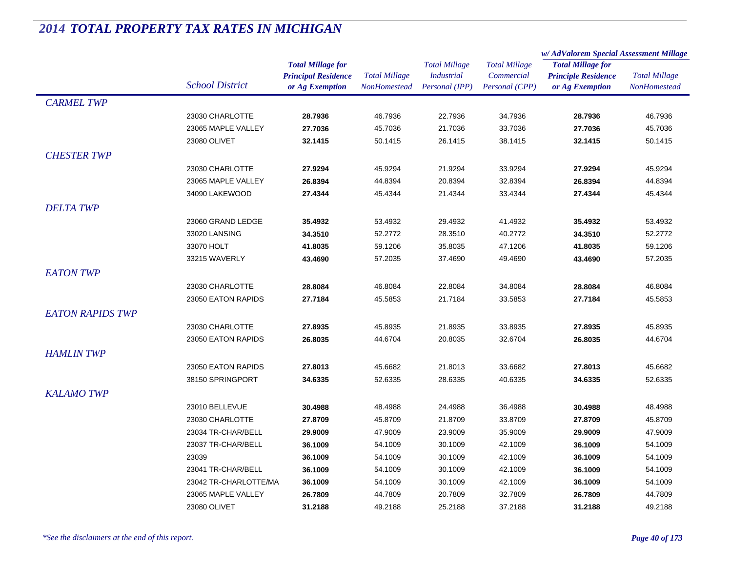# 2014 TOTAL PROPERTY TAX RATES IN MICHIGAN

| | School District | Total Millage for Principal Residence or Ag Exemption | Total Millage NonHomestead | Total Millage Industrial Personal (IPP) | Total Millage Commercial Personal (CPP) | w/ AdValorem Special Assessment Millage: Total Millage for Principle Residence or Ag Exemption | w/ AdValorem Special Assessment Millage: Total Millage NonHomestead |
|---|---|---|---|---|---|---|---|
| *CARMEL TWP* | | | | | | | |
| | 23030 CHARLOTTE | **28.7936** | 46.7936 | 22.7936 | 34.7936 | **28.7936** | 46.7936 |
| | 23065 MAPLE VALLEY | **27.7036** | 45.7036 | 21.7036 | 33.7036 | **27.7036** | 45.7036 |
| | 23080 OLIVET | **32.1415** | 50.1415 | 26.1415 | 38.1415 | **32.1415** | 50.1415 |
| *CHESTER TWP* | | | | | | | |
| | 23030 CHARLOTTE | **27.9294** | 45.9294 | 21.9294 | 33.9294 | **27.9294** | 45.9294 |
| | 23065 MAPLE VALLEY | **26.8394** | 44.8394 | 20.8394 | 32.8394 | **26.8394** | 44.8394 |
| | 34090 LAKEWOOD | **27.4344** | 45.4344 | 21.4344 | 33.4344 | **27.4344** | 45.4344 |
| *DELTA TWP* | | | | | | | |
| | 23060 GRAND LEDGE | **35.4932** | 53.4932 | 29.4932 | 41.4932 | **35.4932** | 53.4932 |
| | 33020 LANSING | **34.3510** | 52.2772 | 28.3510 | 40.2772 | **34.3510** | 52.2772 |
| | 33070 HOLT | **41.8035** | 59.1206 | 35.8035 | 47.1206 | **41.8035** | 59.1206 |
| | 33215 WAVERLY | **43.4690** | 57.2035 | 37.4690 | 49.4690 | **43.4690** | 57.2035 |
| *EATON TWP* | | | | | | | |
| | 23030 CHARLOTTE | **28.8084** | 46.8084 | 22.8084 | 34.8084 | **28.8084** | 46.8084 |
| | 23050 EATON RAPIDS | **27.7184** | 45.5853 | 21.7184 | 33.5853 | **27.7184** | 45.5853 |
| *EATON RAPIDS TWP* | | | | | | | |
| | 23030 CHARLOTTE | **27.8935** | 45.8935 | 21.8935 | 33.8935 | **27.8935** | 45.8935 |
| | 23050 EATON RAPIDS | **26.8035** | 44.6704 | 20.8035 | 32.6704 | **26.8035** | 44.6704 |
| *HAMLIN TWP* | | | | | | | |
| | 23050 EATON RAPIDS | **27.8013** | 45.6682 | 21.8013 | 33.6682 | **27.8013** | 45.6682 |
| | 38150 SPRINGPORT | **34.6335** | 52.6335 | 28.6335 | 40.6335 | **34.6335** | 52.6335 |
| *KALAMO TWP* | | | | | | | |
| | 23010 BELLEVUE | **30.4988** | 48.4988 | 24.4988 | 36.4988 | **30.4988** | 48.4988 |
| | 23030 CHARLOTTE | **27.8709** | 45.8709 | 21.8709 | 33.8709 | **27.8709** | 45.8709 |
| | 23034 TR-CHAR/BELL | **29.9009** | 47.9009 | 23.9009 | 35.9009 | **29.9009** | 47.9009 |
| | 23037 TR-CHAR/BELL | **36.1009** | 54.1009 | 30.1009 | 42.1009 | **36.1009** | 54.1009 |
| | 23039 | **36.1009** | 54.1009 | 30.1009 | 42.1009 | **36.1009** | 54.1009 |
| | 23041 TR-CHAR/BELL | **36.1009** | 54.1009 | 30.1009 | 42.1009 | **36.1009** | 54.1009 |
| | 23042 TR-CHARLOTTE/MA | **36.1009** | 54.1009 | 30.1009 | 42.1009 | **36.1009** | 54.1009 |
| | 23065 MAPLE VALLEY | **26.7809** | 44.7809 | 20.7809 | 32.7809 | **26.7809** | 44.7809 |
| | 23080 OLIVET | **31.2188** | 49.2188 | 25.2188 | 37.2188 | **31.2188** | 49.2188 |

*\*See the disclaimers at the end of this report.*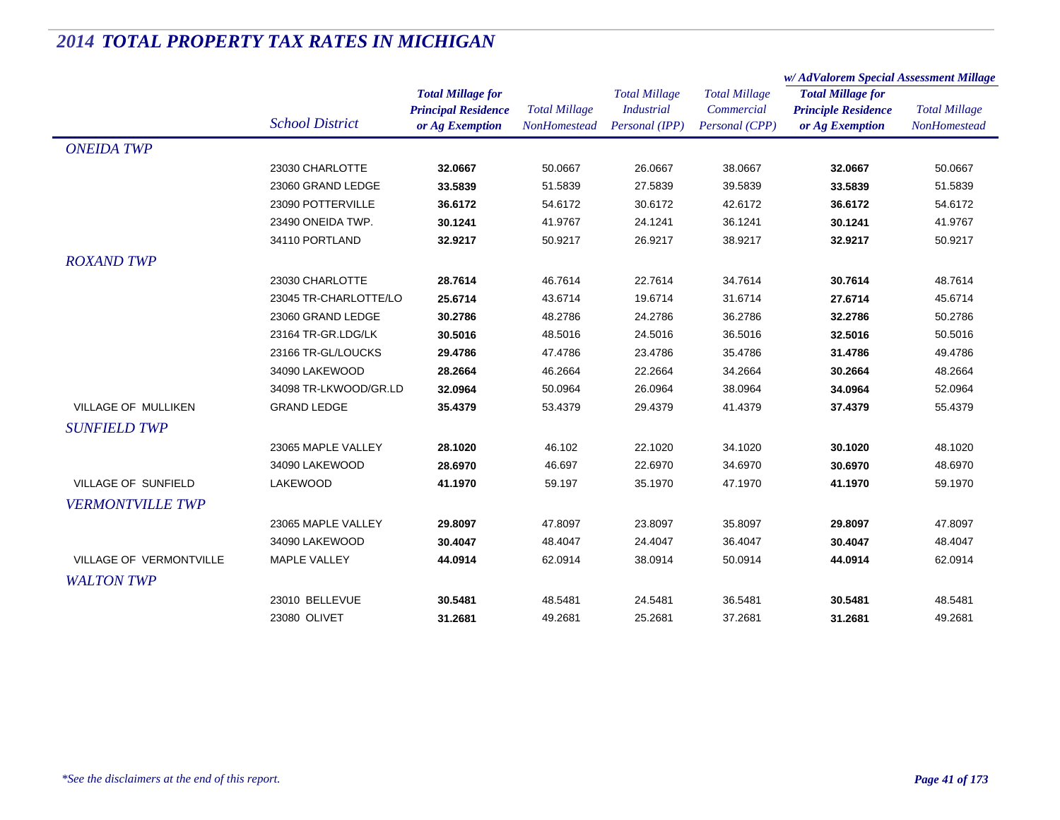# 2014 TOTAL PROPERTY TAX RATES IN MICHIGAN

| | School District | Total Millage for Principal Residence or Ag Exemption | Total Millage NonHomestead | Total Millage Industrial Personal (IPP) | Total Millage Commercial Personal (CPP) | w/ AdValorem Special Assessment Millage: Total Millage for Principle Residence or Ag Exemption | w/ AdValorem Special Assessment Millage: Total Millage NonHomestead |
|---|---|---|---|---|---|---|---|
| *ONEIDA TWP* | | | | | | | |
| | 23030 CHARLOTTE | **32.0667** | 50.0667 | 26.0667 | 38.0667 | **32.0667** | 50.0667 |
| | 23060 GRAND LEDGE | **33.5839** | 51.5839 | 27.5839 | 39.5839 | **33.5839** | 51.5839 |
| | 23090 POTTERVILLE | **36.6172** | 54.6172 | 30.6172 | 42.6172 | **36.6172** | 54.6172 |
| | 23490 ONEIDA TWP. | **30.1241** | 41.9767 | 24.1241 | 36.1241 | **30.1241** | 41.9767 |
| | 34110 PORTLAND | **32.9217** | 50.9217 | 26.9217 | 38.9217 | **32.9217** | 50.9217 |
| *ROXAND TWP* | | | | | | | |
| | 23030 CHARLOTTE | **28.7614** | 46.7614 | 22.7614 | 34.7614 | **30.7614** | 48.7614 |
| | 23045 TR-CHARLOTTE/LO | **25.6714** | 43.6714 | 19.6714 | 31.6714 | **27.6714** | 45.6714 |
| | 23060 GRAND LEDGE | **30.2786** | 48.2786 | 24.2786 | 36.2786 | **32.2786** | 50.2786 |
| | 23164 TR-GR.LDG/LK | **30.5016** | 48.5016 | 24.5016 | 36.5016 | **32.5016** | 50.5016 |
| | 23166 TR-GL/LOUCKS | **29.4786** | 47.4786 | 23.4786 | 35.4786 | **31.4786** | 49.4786 |
| | 34090 LAKEWOOD | **28.2664** | 46.2664 | 22.2664 | 34.2664 | **30.2664** | 48.2664 |
| | 34098 TR-LKWOOD/GR.LD | **32.0964** | 50.0964 | 26.0964 | 38.0964 | **34.0964** | 52.0964 |
| VILLAGE OF MULLIKEN | GRAND LEDGE | **35.4379** | 53.4379 | 29.4379 | 41.4379 | **37.4379** | 55.4379 |
| *SUNFIELD TWP* | | | | | | | |
| | 23065 MAPLE VALLEY | **28.1020** | 46.102 | 22.1020 | 34.1020 | **30.1020** | 48.1020 |
| | 34090 LAKEWOOD | **28.6970** | 46.697 | 22.6970 | 34.6970 | **30.6970** | 48.6970 |
| VILLAGE OF SUNFIELD | LAKEWOOD | **41.1970** | 59.197 | 35.1970 | 47.1970 | **41.1970** | 59.1970 |
| *VERMONTVILLE TWP* | | | | | | | |
| | 23065 MAPLE VALLEY | **29.8097** | 47.8097 | 23.8097 | 35.8097 | **29.8097** | 47.8097 |
| | 34090 LAKEWOOD | **30.4047** | 48.4047 | 24.4047 | 36.4047 | **30.4047** | 48.4047 |
| VILLAGE OF VERMONTVILLE | MAPLE VALLEY | **44.0914** | 62.0914 | 38.0914 | 50.0914 | **44.0914** | 62.0914 |
| *WALTON TWP* | | | | | | | |
| | 23010 BELLEVUE | **30.5481** | 48.5481 | 24.5481 | 36.5481 | **30.5481** | 48.5481 |
| | 23080 OLIVET | **31.2681** | 49.2681 | 25.2681 | 37.2681 | **31.2681** | 49.2681 |

*\*See the disclaimers at the end of this report.*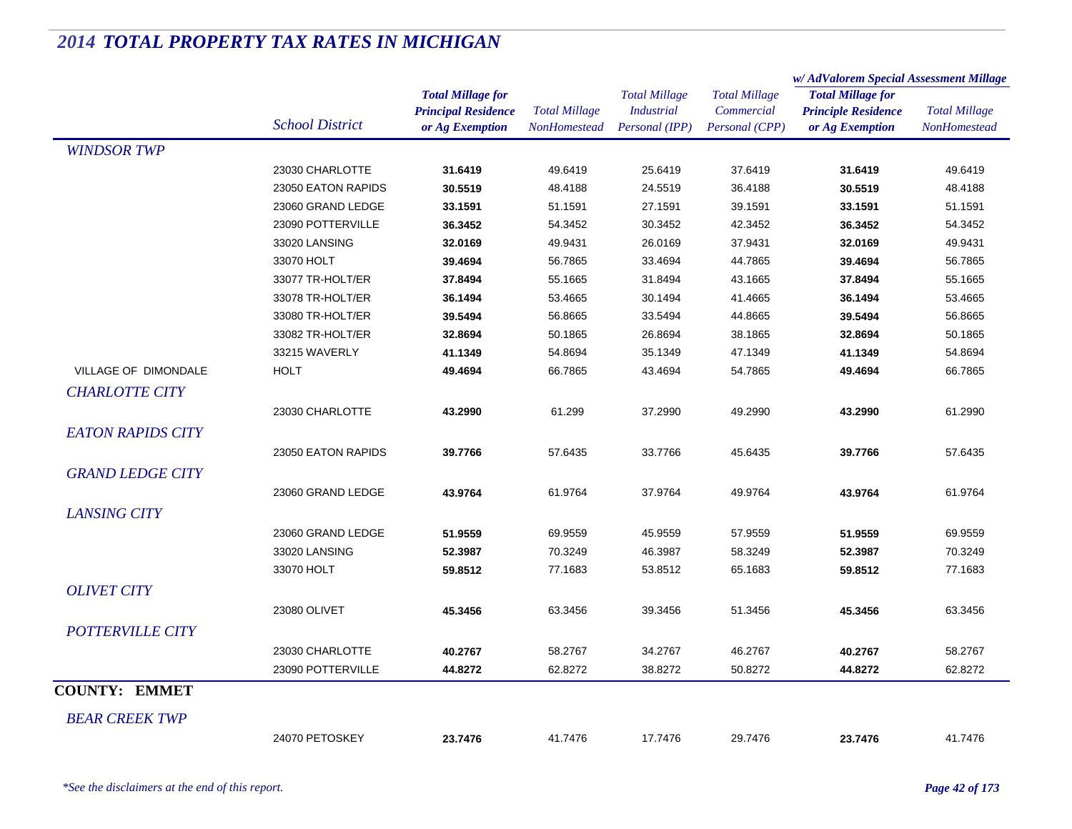# 2014 TOTAL PROPERTY TAX RATES IN MICHIGAN

| | School District | Total Millage for Principal Residence or Ag Exemption | Total Millage NonHomestead | Total Millage Industrial Personal (IPP) | Total Millage Commercial Personal (CPP) | w/ AdValorem Special Assessment Millage: Total Millage for Principle Residence or Ag Exemption | w/ AdValorem Special Assessment Millage: Total Millage NonHomestead |
|---|---|---|---|---|---|---|---|
| *WINDSOR TWP* | | | | | | | |
| | 23030 CHARLOTTE | **31.6419** | 49.6419 | 25.6419 | 37.6419 | **31.6419** | 49.6419 |
| | 23050 EATON RAPIDS | **30.5519** | 48.4188 | 24.5519 | 36.4188 | **30.5519** | 48.4188 |
| | 23060 GRAND LEDGE | **33.1591** | 51.1591 | 27.1591 | 39.1591 | **33.1591** | 51.1591 |
| | 23090 POTTERVILLE | **36.3452** | 54.3452 | 30.3452 | 42.3452 | **36.3452** | 54.3452 |
| | 33020 LANSING | **32.0169** | 49.9431 | 26.0169 | 37.9431 | **32.0169** | 49.9431 |
| | 33070 HOLT | **39.4694** | 56.7865 | 33.4694 | 44.7865 | **39.4694** | 56.7865 |
| | 33077 TR-HOLT/ER | **37.8494** | 55.1665 | 31.8494 | 43.1665 | **37.8494** | 55.1665 |
| | 33078 TR-HOLT/ER | **36.1494** | 53.4665 | 30.1494 | 41.4665 | **36.1494** | 53.4665 |
| | 33080 TR-HOLT/ER | **39.5494** | 56.8665 | 33.5494 | 44.8665 | **39.5494** | 56.8665 |
| | 33082 TR-HOLT/ER | **32.8694** | 50.1865 | 26.8694 | 38.1865 | **32.8694** | 50.1865 |
| | 33215 WAVERLY | **41.1349** | 54.8694 | 35.1349 | 47.1349 | **41.1349** | 54.8694 |
| VILLAGE OF DIMONDALE | HOLT | **49.4694** | 66.7865 | 43.4694 | 54.7865 | **49.4694** | 66.7865 |
| *CHARLOTTE CITY* | | | | | | | |
| | 23030 CHARLOTTE | **43.2990** | 61.299 | 37.2990 | 49.2990 | **43.2990** | 61.2990 |
| *EATON RAPIDS CITY* | | | | | | | |
| | 23050 EATON RAPIDS | **39.7766** | 57.6435 | 33.7766 | 45.6435 | **39.7766** | 57.6435 |
| *GRAND LEDGE CITY* | | | | | | | |
| | 23060 GRAND LEDGE | **43.9764** | 61.9764 | 37.9764 | 49.9764 | **43.9764** | 61.9764 |
| *LANSING CITY* | | | | | | | |
| | 23060 GRAND LEDGE | **51.9559** | 69.9559 | 45.9559 | 57.9559 | **51.9559** | 69.9559 |
| | 33020 LANSING | **52.3987** | 70.3249 | 46.3987 | 58.3249 | **52.3987** | 70.3249 |
| | 33070 HOLT | **59.8512** | 77.1683 | 53.8512 | 65.1683 | **59.8512** | 77.1683 |
| *OLIVET CITY* | | | | | | | |
| | 23080 OLIVET | **45.3456** | 63.3456 | 39.3456 | 51.3456 | **45.3456** | 63.3456 |
| *POTTERVILLE CITY* | | | | | | | |
| | 23030 CHARLOTTE | **40.2767** | 58.2767 | 34.2767 | 46.2767 | **40.2767** | 58.2767 |
| | 23090 POTTERVILLE | **44.8272** | 62.8272 | 38.8272 | 50.8272 | **44.8272** | 62.8272 |
| **COUNTY: EMMET** | | | | | | | |
| *BEAR CREEK TWP* | | | | | | | |
| | 24070 PETOSKEY | **23.7476** | 41.7476 | 17.7476 | 29.7476 | **23.7476** | 41.7476 |

*\*See the disclaimers at the end of this report.*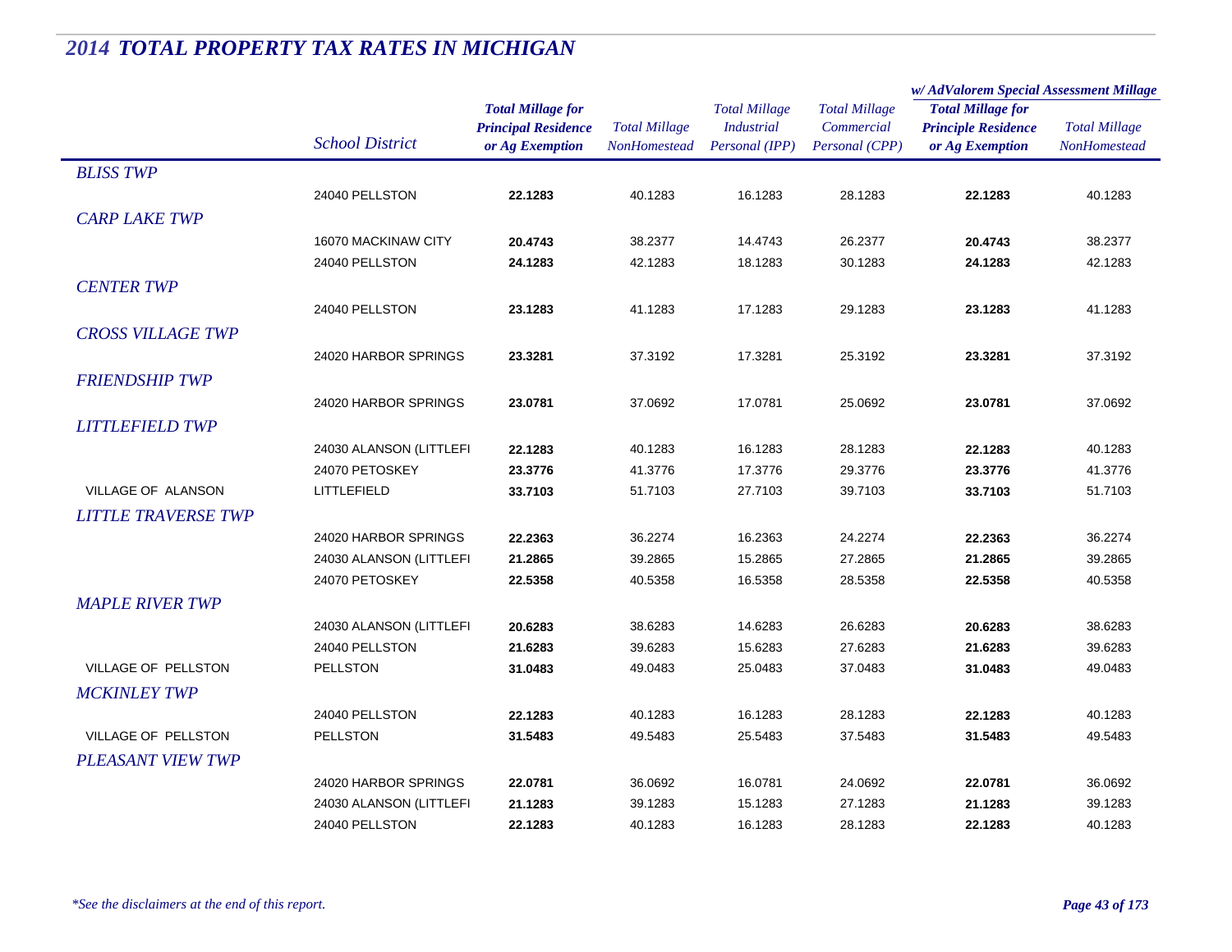## *2014 TOTAL PROPERTY TAX RATES IN MICHIGAN*

| | School District | Total Millage for Principal Residence or Ag Exemption | Total Millage NonHomestead | Total Millage Industrial Personal (IPP) | Total Millage Commercial Personal (CPP) | w/ AdValorem Special Assessment Millage: Total Millage for Principle Residence or Ag Exemption | w/ AdValorem Special Assessment Millage: Total Millage NonHomestead |
|---|---|---|---|---|---|---|---|
| *BLISS TWP* | | | | | | | |
| | 24040 PELLSTON | **22.1283** | 40.1283 | 16.1283 | 28.1283 | **22.1283** | 40.1283 |
| *CARP LAKE TWP* | | | | | | | |
| | 16070 MACKINAW CITY | **20.4743** | 38.2377 | 14.4743 | 26.2377 | **20.4743** | 38.2377 |
| | 24040 PELLSTON | **24.1283** | 42.1283 | 18.1283 | 30.1283 | **24.1283** | 42.1283 |
| *CENTER TWP* | | | | | | | |
| | 24040 PELLSTON | **23.1283** | 41.1283 | 17.1283 | 29.1283 | **23.1283** | 41.1283 |
| *CROSS VILLAGE TWP* | | | | | | | |
| | 24020 HARBOR SPRINGS | **23.3281** | 37.3192 | 17.3281 | 25.3192 | **23.3281** | 37.3192 |
| *FRIENDSHIP TWP* | | | | | | | |
| | 24020 HARBOR SPRINGS | **23.0781** | 37.0692 | 17.0781 | 25.0692 | **23.0781** | 37.0692 |
| *LITTLEFIELD TWP* | | | | | | | |
| | 24030 ALANSON (LITTLEFI | **22.1283** | 40.1283 | 16.1283 | 28.1283 | **22.1283** | 40.1283 |
| | 24070 PETOSKEY | **23.3776** | 41.3776 | 17.3776 | 29.3776 | **23.3776** | 41.3776 |
| VILLAGE OF ALANSON | LITTLEFIELD | **33.7103** | 51.7103 | 27.7103 | 39.7103 | **33.7103** | 51.7103 |
| *LITTLE TRAVERSE TWP* | | | | | | | |
| | 24020 HARBOR SPRINGS | **22.2363** | 36.2274 | 16.2363 | 24.2274 | **22.2363** | 36.2274 |
| | 24030 ALANSON (LITTLEFI | **21.2865** | 39.2865 | 15.2865 | 27.2865 | **21.2865** | 39.2865 |
| | 24070 PETOSKEY | **22.5358** | 40.5358 | 16.5358 | 28.5358 | **22.5358** | 40.5358 |
| *MAPLE RIVER TWP* | | | | | | | |
| | 24030 ALANSON (LITTLEFI | **20.6283** | 38.6283 | 14.6283 | 26.6283 | **20.6283** | 38.6283 |
| | 24040 PELLSTON | **21.6283** | 39.6283 | 15.6283 | 27.6283 | **21.6283** | 39.6283 |
| VILLAGE OF PELLSTON | PELLSTON | **31.0483** | 49.0483 | 25.0483 | 37.0483 | **31.0483** | 49.0483 |
| *MCKINLEY TWP* | | | | | | | |
| | 24040 PELLSTON | **22.1283** | 40.1283 | 16.1283 | 28.1283 | **22.1283** | 40.1283 |
| VILLAGE OF PELLSTON | PELLSTON | **31.5483** | 49.5483 | 25.5483 | 37.5483 | **31.5483** | 49.5483 |
| *PLEASANT VIEW TWP* | | | | | | | |
| | 24020 HARBOR SPRINGS | **22.0781** | 36.0692 | 16.0781 | 24.0692 | **22.0781** | 36.0692 |
| | 24030 ALANSON (LITTLEFI | **21.1283** | 39.1283 | 15.1283 | 27.1283 | **21.1283** | 39.1283 |
| | 24040 PELLSTON | **22.1283** | 40.1283 | 16.1283 | 28.1283 | **22.1283** | 40.1283 |

*\*See the disclaimers at the end of this report.*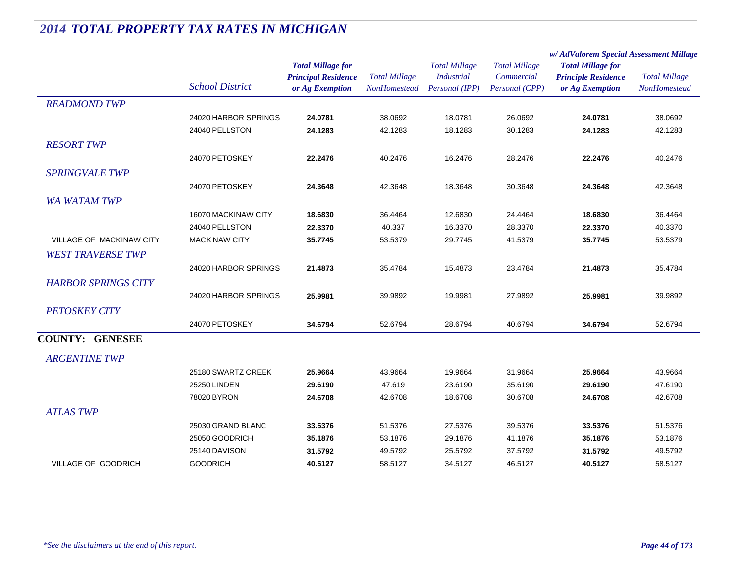# 2014 TOTAL PROPERTY TAX RATES IN MICHIGAN

| | School District | Total Millage for Principal Residence or Ag Exemption | Total Millage NonHomestead | Total Millage Industrial Personal (IPP) | Total Millage Commercial Personal (CPP) | w/ AdValorem Special Assessment Millage: Total Millage for Principle Residence or Ag Exemption | w/ AdValorem Special Assessment Millage: Total Millage NonHomestead |
|---|---|---|---|---|---|---|---|
| *READMOND TWP* | | | | | | | |
| | 24020 HARBOR SPRINGS | **24.0781** | 38.0692 | 18.0781 | 26.0692 | **24.0781** | 38.0692 |
| | 24040 PELLSTON | **24.1283** | 42.1283 | 18.1283 | 30.1283 | **24.1283** | 42.1283 |
| *RESORT TWP* | | | | | | | |
| | 24070 PETOSKEY | **22.2476** | 40.2476 | 16.2476 | 28.2476 | **22.2476** | 40.2476 |
| *SPRINGVALE TWP* | | | | | | | |
| | 24070 PETOSKEY | **24.3648** | 42.3648 | 18.3648 | 30.3648 | **24.3648** | 42.3648 |
| *WA WATAM TWP* | | | | | | | |
| | 16070 MACKINAW CITY | **18.6830** | 36.4464 | 12.6830 | 24.4464 | **18.6830** | 36.4464 |
| | 24040 PELLSTON | **22.3370** | 40.337 | 16.3370 | 28.3370 | **22.3370** | 40.3370 |
| VILLAGE OF MACKINAW CITY | MACKINAW CITY | **35.7745** | 53.5379 | 29.7745 | 41.5379 | **35.7745** | 53.5379 |
| *WEST TRAVERSE TWP* | | | | | | | |
| | 24020 HARBOR SPRINGS | **21.4873** | 35.4784 | 15.4873 | 23.4784 | **21.4873** | 35.4784 |
| *HARBOR SPRINGS CITY* | | | | | | | |
| | 24020 HARBOR SPRINGS | **25.9981** | 39.9892 | 19.9981 | 27.9892 | **25.9981** | 39.9892 |
| *PETOSKEY CITY* | | | | | | | |
| | 24070 PETOSKEY | **34.6794** | 52.6794 | 28.6794 | 40.6794 | **34.6794** | 52.6794 |
| **COUNTY: GENESEE** | | | | | | | |
| *ARGENTINE TWP* | | | | | | | |
| | 25180 SWARTZ CREEK | **25.9664** | 43.9664 | 19.9664 | 31.9664 | **25.9664** | 43.9664 |
| | 25250 LINDEN | **29.6190** | 47.619 | 23.6190 | 35.6190 | **29.6190** | 47.6190 |
| | 78020 BYRON | **24.6708** | 42.6708 | 18.6708 | 30.6708 | **24.6708** | 42.6708 |
| *ATLAS TWP* | | | | | | | |
| | 25030 GRAND BLANC | **33.5376** | 51.5376 | 27.5376 | 39.5376 | **33.5376** | 51.5376 |
| | 25050 GOODRICH | **35.1876** | 53.1876 | 29.1876 | 41.1876 | **35.1876** | 53.1876 |
| | 25140 DAVISON | **31.5792** | 49.5792 | 25.5792 | 37.5792 | **31.5792** | 49.5792 |
| VILLAGE OF GOODRICH | GOODRICH | **40.5127** | 58.5127 | 34.5127 | 46.5127 | **40.5127** | 58.5127 |

*\*See the disclaimers at the end of this report.*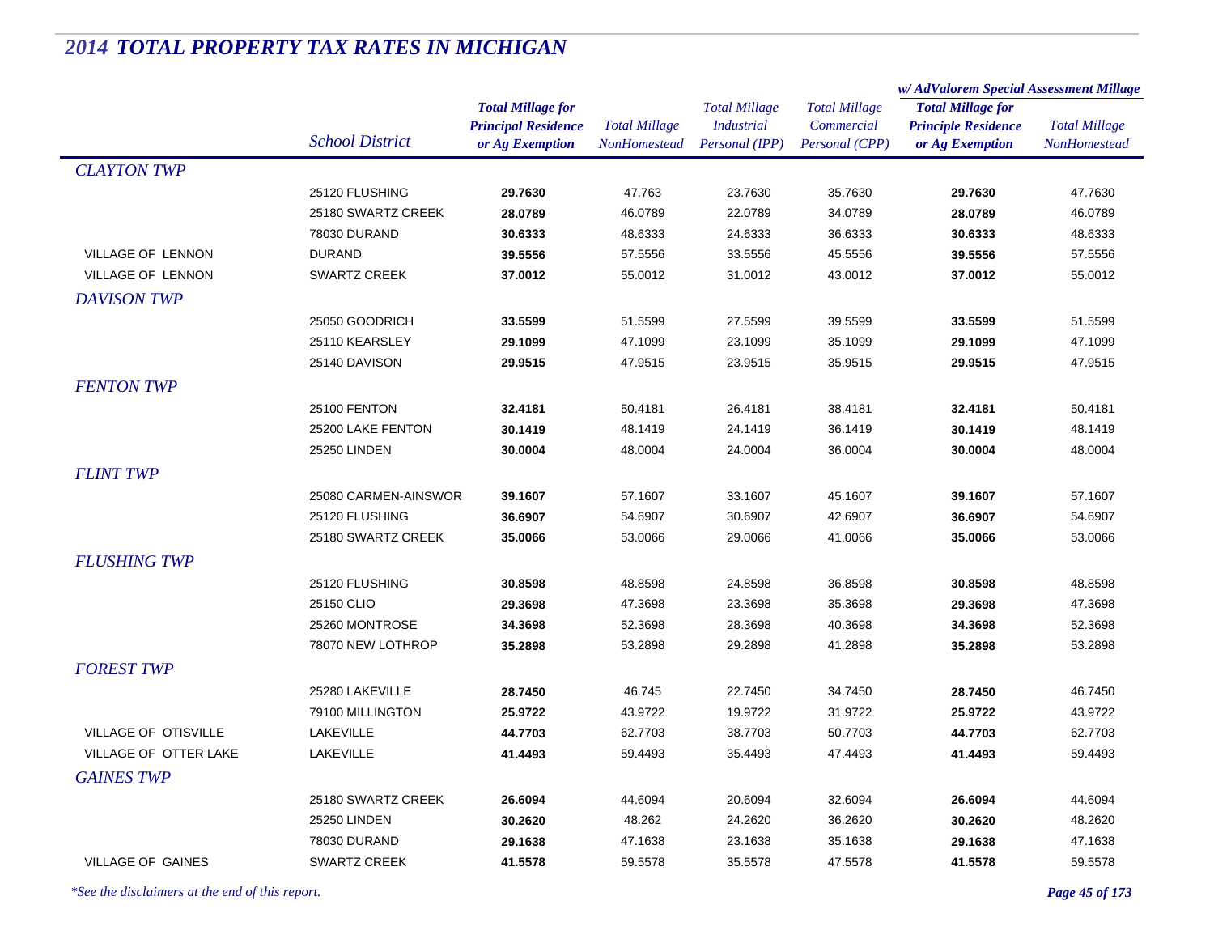# 2014 TOTAL PROPERTY TAX RATES IN MICHIGAN

| | School District | Total Millage for Principal Residence or Ag Exemption | Total Millage NonHomestead | Total Millage Industrial Personal (IPP) | Total Millage Commercial Personal (CPP) | w/ AdValorem Special Assessment Millage: Total Millage for Principle Residence or Ag Exemption | w/ AdValorem Special Assessment Millage: Total Millage NonHomestead |
|---|---|---|---|---|---|---|---|
| *CLAYTON TWP* | | | | | | | |
| | 25120 FLUSHING | **29.7630** | 47.763 | 23.7630 | 35.7630 | **29.7630** | 47.7630 |
| | 25180 SWARTZ CREEK | **28.0789** | 46.0789 | 22.0789 | 34.0789 | **28.0789** | 46.0789 |
| | 78030 DURAND | **30.6333** | 48.6333 | 24.6333 | 36.6333 | **30.6333** | 48.6333 |
| VILLAGE OF LENNON | DURAND | **39.5556** | 57.5556 | 33.5556 | 45.5556 | **39.5556** | 57.5556 |
| VILLAGE OF LENNON | SWARTZ CREEK | **37.0012** | 55.0012 | 31.0012 | 43.0012 | **37.0012** | 55.0012 |
| *DAVISON TWP* | | | | | | | |
| | 25050 GOODRICH | **33.5599** | 51.5599 | 27.5599 | 39.5599 | **33.5599** | 51.5599 |
| | 25110 KEARSLEY | **29.1099** | 47.1099 | 23.1099 | 35.1099 | **29.1099** | 47.1099 |
| | 25140 DAVISON | **29.9515** | 47.9515 | 23.9515 | 35.9515 | **29.9515** | 47.9515 |
| *FENTON TWP* | | | | | | | |
| | 25100 FENTON | **32.4181** | 50.4181 | 26.4181 | 38.4181 | **32.4181** | 50.4181 |
| | 25200 LAKE FENTON | **30.1419** | 48.1419 | 24.1419 | 36.1419 | **30.1419** | 48.1419 |
| | 25250 LINDEN | **30.0004** | 48.0004 | 24.0004 | 36.0004 | **30.0004** | 48.0004 |
| *FLINT TWP* | | | | | | | |
| | 25080 CARMEN-AINSWOR | **39.1607** | 57.1607 | 33.1607 | 45.1607 | **39.1607** | 57.1607 |
| | 25120 FLUSHING | **36.6907** | 54.6907 | 30.6907 | 42.6907 | **36.6907** | 54.6907 |
| | 25180 SWARTZ CREEK | **35.0066** | 53.0066 | 29.0066 | 41.0066 | **35.0066** | 53.0066 |
| *FLUSHING TWP* | | | | | | | |
| | 25120 FLUSHING | **30.8598** | 48.8598 | 24.8598 | 36.8598 | **30.8598** | 48.8598 |
| | 25150 CLIO | **29.3698** | 47.3698 | 23.3698 | 35.3698 | **29.3698** | 47.3698 |
| | 25260 MONTROSE | **34.3698** | 52.3698 | 28.3698 | 40.3698 | **34.3698** | 52.3698 |
| | 78070 NEW LOTHROP | **35.2898** | 53.2898 | 29.2898 | 41.2898 | **35.2898** | 53.2898 |
| *FOREST TWP* | | | | | | | |
| | 25280 LAKEVILLE | **28.7450** | 46.745 | 22.7450 | 34.7450 | **28.7450** | 46.7450 |
| | 79100 MILLINGTON | **25.9722** | 43.9722 | 19.9722 | 31.9722 | **25.9722** | 43.9722 |
| VILLAGE OF OTISVILLE | LAKEVILLE | **44.7703** | 62.7703 | 38.7703 | 50.7703 | **44.7703** | 62.7703 |
| VILLAGE OF OTTER LAKE | LAKEVILLE | **41.4493** | 59.4493 | 35.4493 | 47.4493 | **41.4493** | 59.4493 |
| *GAINES TWP* | | | | | | | |
| | 25180 SWARTZ CREEK | **26.6094** | 44.6094 | 20.6094 | 32.6094 | **26.6094** | 44.6094 |
| | 25250 LINDEN | **30.2620** | 48.262 | 24.2620 | 36.2620 | **30.2620** | 48.2620 |
| | 78030 DURAND | **29.1638** | 47.1638 | 23.1638 | 35.1638 | **29.1638** | 47.1638 |
| VILLAGE OF GAINES | SWARTZ CREEK | **41.5578** | 59.5578 | 35.5578 | 47.5578 | **41.5578** | 59.5578 |

*\*See the disclaimers at the end of this report.*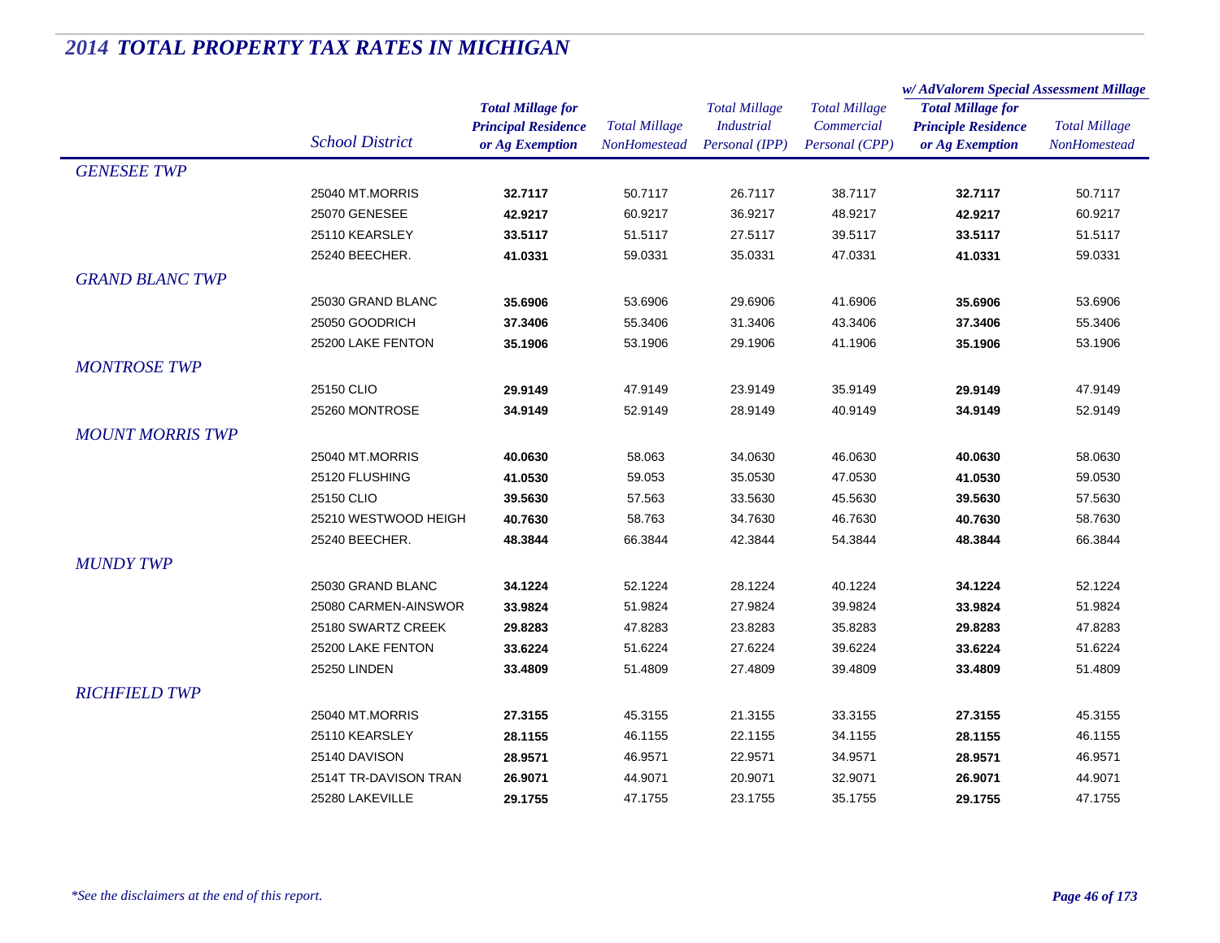# 2014 TOTAL PROPERTY TAX RATES IN MICHIGAN

| | School District | Total Millage for Principal Residence or Ag Exemption | Total Millage NonHomestead | Total Millage Industrial Personal (IPP) | Total Millage Commercial Personal (CPP) | w/ AdValorem Special Assessment Millage: Total Millage for Principle Residence or Ag Exemption | w/ AdValorem Special Assessment Millage: Total Millage NonHomestead |
|---|---|---|---|---|---|---|---|
| *GENESEE TWP* | | | | | | | |
| | 25040 MT.MORRIS | **32.7117** | 50.7117 | 26.7117 | 38.7117 | **32.7117** | 50.7117 |
| | 25070 GENESEE | **42.9217** | 60.9217 | 36.9217 | 48.9217 | **42.9217** | 60.9217 |
| | 25110 KEARSLEY | **33.5117** | 51.5117 | 27.5117 | 39.5117 | **33.5117** | 51.5117 |
| | 25240 BEECHER. | **41.0331** | 59.0331 | 35.0331 | 47.0331 | **41.0331** | 59.0331 |
| *GRAND BLANC TWP* | | | | | | | |
| | 25030 GRAND BLANC | **35.6906** | 53.6906 | 29.6906 | 41.6906 | **35.6906** | 53.6906 |
| | 25050 GOODRICH | **37.3406** | 55.3406 | 31.3406 | 43.3406 | **37.3406** | 55.3406 |
| | 25200 LAKE FENTON | **35.1906** | 53.1906 | 29.1906 | 41.1906 | **35.1906** | 53.1906 |
| *MONTROSE TWP* | | | | | | | |
| | 25150 CLIO | **29.9149** | 47.9149 | 23.9149 | 35.9149 | **29.9149** | 47.9149 |
| | 25260 MONTROSE | **34.9149** | 52.9149 | 28.9149 | 40.9149 | **34.9149** | 52.9149 |
| *MOUNT MORRIS TWP* | | | | | | | |
| | 25040 MT.MORRIS | **40.0630** | 58.063 | 34.0630 | 46.0630 | **40.0630** | 58.0630 |
| | 25120 FLUSHING | **41.0530** | 59.053 | 35.0530 | 47.0530 | **41.0530** | 59.0530 |
| | 25150 CLIO | **39.5630** | 57.563 | 33.5630 | 45.5630 | **39.5630** | 57.5630 |
| | 25210 WESTWOOD HEIGH | **40.7630** | 58.763 | 34.7630 | 46.7630 | **40.7630** | 58.7630 |
| | 25240 BEECHER. | **48.3844** | 66.3844 | 42.3844 | 54.3844 | **48.3844** | 66.3844 |
| *MUNDY TWP* | | | | | | | |
| | 25030 GRAND BLANC | **34.1224** | 52.1224 | 28.1224 | 40.1224 | **34.1224** | 52.1224 |
| | 25080 CARMEN-AINSWOR | **33.9824** | 51.9824 | 27.9824 | 39.9824 | **33.9824** | 51.9824 |
| | 25180 SWARTZ CREEK | **29.8283** | 47.8283 | 23.8283 | 35.8283 | **29.8283** | 47.8283 |
| | 25200 LAKE FENTON | **33.6224** | 51.6224 | 27.6224 | 39.6224 | **33.6224** | 51.6224 |
| | 25250 LINDEN | **33.4809** | 51.4809 | 27.4809 | 39.4809 | **33.4809** | 51.4809 |
| *RICHFIELD TWP* | | | | | | | |
| | 25040 MT.MORRIS | **27.3155** | 45.3155 | 21.3155 | 33.3155 | **27.3155** | 45.3155 |
| | 25110 KEARSLEY | **28.1155** | 46.1155 | 22.1155 | 34.1155 | **28.1155** | 46.1155 |
| | 25140 DAVISON | **28.9571** | 46.9571 | 22.9571 | 34.9571 | **28.9571** | 46.9571 |
| | 2514T TR-DAVISON TRAN | **26.9071** | 44.9071 | 20.9071 | 32.9071 | **26.9071** | 44.9071 |
| | 25280 LAKEVILLE | **29.1755** | 47.1755 | 23.1755 | 35.1755 | **29.1755** | 47.1755 |

*\*See the disclaimers at the end of this report.*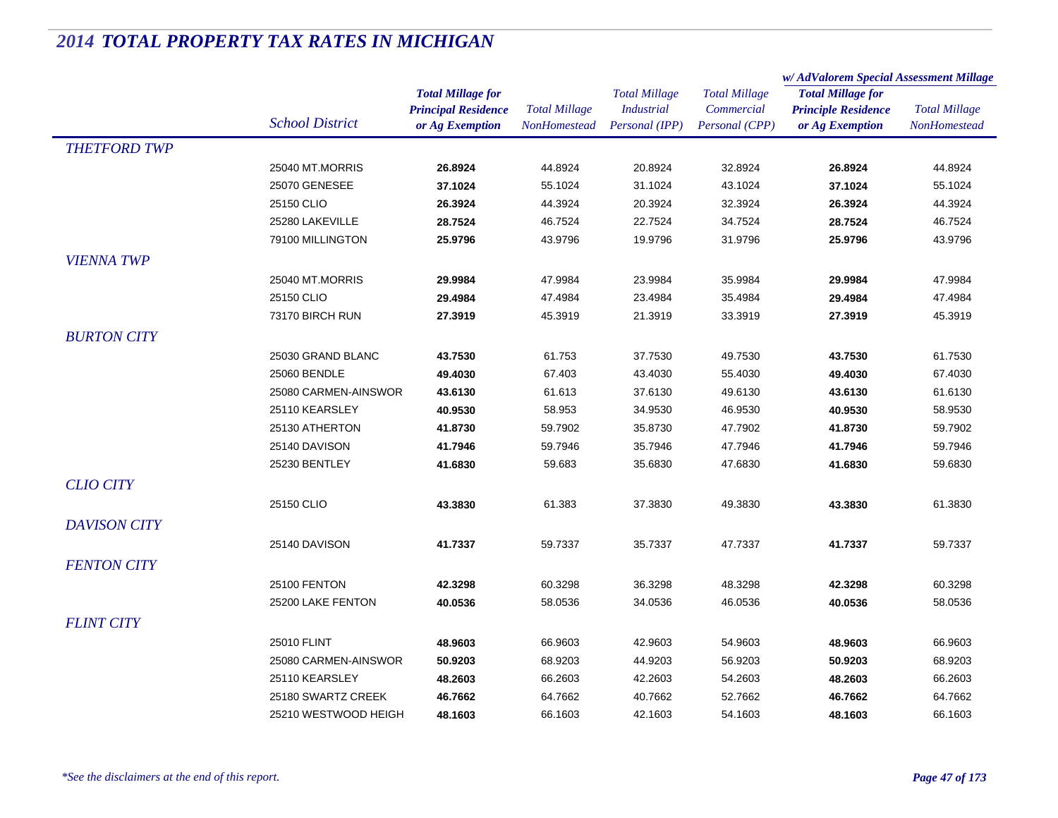# 2014 TOTAL PROPERTY TAX RATES IN MICHIGAN

| | School District | Total Millage for Principal Residence or Ag Exemption | Total Millage NonHomestead | Total Millage Industrial Personal (IPP) | Total Millage Commercial Personal (CPP) | w/ AdValorem Special Assessment Millage: Total Millage for Principle Residence or Ag Exemption | w/ AdValorem Special Assessment Millage: Total Millage NonHomestead |
|---|---|---|---|---|---|---|---|
| *THETFORD TWP* | | | | | | | |
| | 25040 MT.MORRIS | **26.8924** | 44.8924 | 20.8924 | 32.8924 | **26.8924** | 44.8924 |
| | 25070 GENESEE | **37.1024** | 55.1024 | 31.1024 | 43.1024 | **37.1024** | 55.1024 |
| | 25150 CLIO | **26.3924** | 44.3924 | 20.3924 | 32.3924 | **26.3924** | 44.3924 |
| | 25280 LAKEVILLE | **28.7524** | 46.7524 | 22.7524 | 34.7524 | **28.7524** | 46.7524 |
| | 79100 MILLINGTON | **25.9796** | 43.9796 | 19.9796 | 31.9796 | **25.9796** | 43.9796 |
| *VIENNA TWP* | | | | | | | |
| | 25040 MT.MORRIS | **29.9984** | 47.9984 | 23.9984 | 35.9984 | **29.9984** | 47.9984 |
| | 25150 CLIO | **29.4984** | 47.4984 | 23.4984 | 35.4984 | **29.4984** | 47.4984 |
| | 73170 BIRCH RUN | **27.3919** | 45.3919 | 21.3919 | 33.3919 | **27.3919** | 45.3919 |
| *BURTON CITY* | | | | | | | |
| | 25030 GRAND BLANC | **43.7530** | 61.753 | 37.7530 | 49.7530 | **43.7530** | 61.7530 |
| | 25060 BENDLE | **49.4030** | 67.403 | 43.4030 | 55.4030 | **49.4030** | 67.4030 |
| | 25080 CARMEN-AINSWOR | **43.6130** | 61.613 | 37.6130 | 49.6130 | **43.6130** | 61.6130 |
| | 25110 KEARSLEY | **40.9530** | 58.953 | 34.9530 | 46.9530 | **40.9530** | 58.9530 |
| | 25130 ATHERTON | **41.8730** | 59.7902 | 35.8730 | 47.7902 | **41.8730** | 59.7902 |
| | 25140 DAVISON | **41.7946** | 59.7946 | 35.7946 | 47.7946 | **41.7946** | 59.7946 |
| | 25230 BENTLEY | **41.6830** | 59.683 | 35.6830 | 47.6830 | **41.6830** | 59.6830 |
| *CLIO CITY* | | | | | | | |
| | 25150 CLIO | **43.3830** | 61.383 | 37.3830 | 49.3830 | **43.3830** | 61.3830 |
| *DAVISON CITY* | | | | | | | |
| | 25140 DAVISON | **41.7337** | 59.7337 | 35.7337 | 47.7337 | **41.7337** | 59.7337 |
| *FENTON CITY* | | | | | | | |
| | 25100 FENTON | **42.3298** | 60.3298 | 36.3298 | 48.3298 | **42.3298** | 60.3298 |
| | 25200 LAKE FENTON | **40.0536** | 58.0536 | 34.0536 | 46.0536 | **40.0536** | 58.0536 |
| *FLINT CITY* | | | | | | | |
| | 25010 FLINT | **48.9603** | 66.9603 | 42.9603 | 54.9603 | **48.9603** | 66.9603 |
| | 25080 CARMEN-AINSWOR | **50.9203** | 68.9203 | 44.9203 | 56.9203 | **50.9203** | 68.9203 |
| | 25110 KEARSLEY | **48.2603** | 66.2603 | 42.2603 | 54.2603 | **48.2603** | 66.2603 |
| | 25180 SWARTZ CREEK | **46.7662** | 64.7662 | 40.7662 | 52.7662 | **46.7662** | 64.7662 |
| | 25210 WESTWOOD HEIGH | **48.1603** | 66.1603 | 42.1603 | 54.1603 | **48.1603** | 66.1603 |

*\*See the disclaimers at the end of this report.*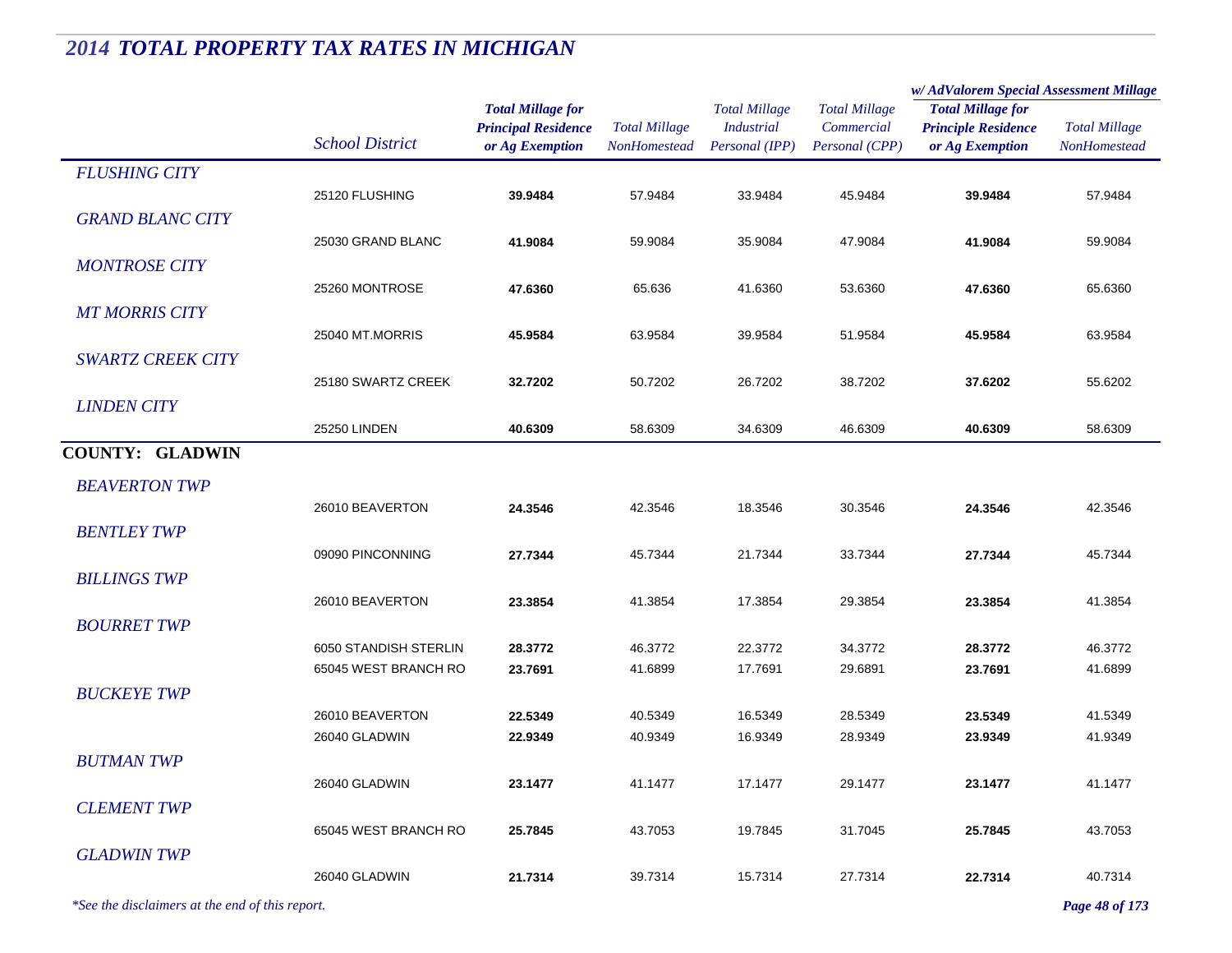# 2014 TOTAL PROPERTY TAX RATES IN MICHIGAN

| | School District | Total Millage for Principal Residence or Ag Exemption | Total Millage NonHomestead | Total Millage Industrial Personal (IPP) | Total Millage Commercial Personal (CPP) | w/ AdValorem Special Assessment Millage: Total Millage for Principle Residence or Ag Exemption | w/ AdValorem Special Assessment Millage: Total Millage NonHomestead |
|---|---|---|---|---|---|---|---|
| *FLUSHING CITY* | | | | | | | |
| | 25120 FLUSHING | **39.9484** | 57.9484 | 33.9484 | 45.9484 | **39.9484** | 57.9484 |
| *GRAND BLANC CITY* | | | | | | | |
| | 25030 GRAND BLANC | **41.9084** | 59.9084 | 35.9084 | 47.9084 | **41.9084** | 59.9084 |
| *MONTROSE CITY* | | | | | | | |
| | 25260 MONTROSE | **47.6360** | 65.636 | 41.6360 | 53.6360 | **47.6360** | 65.6360 |
| *MT MORRIS CITY* | | | | | | | |
| | 25040 MT.MORRIS | **45.9584** | 63.9584 | 39.9584 | 51.9584 | **45.9584** | 63.9584 |
| *SWARTZ CREEK CITY* | | | | | | | |
| | 25180 SWARTZ CREEK | **32.7202** | 50.7202 | 26.7202 | 38.7202 | **37.6202** | 55.6202 |
| *LINDEN CITY* | | | | | | | |
| | 25250 LINDEN | **40.6309** | 58.6309 | 34.6309 | 46.6309 | **40.6309** | 58.6309 |
| **COUNTY: GLADWIN** | | | | | | | |
| *BEAVERTON TWP* | | | | | | | |
| | 26010 BEAVERTON | **24.3546** | 42.3546 | 18.3546 | 30.3546 | **24.3546** | 42.3546 |
| *BENTLEY TWP* | | | | | | | |
| | 09090 PINCONNING | **27.7344** | 45.7344 | 21.7344 | 33.7344 | **27.7344** | 45.7344 |
| *BILLINGS TWP* | | | | | | | |
| | 26010 BEAVERTON | **23.3854** | 41.3854 | 17.3854 | 29.3854 | **23.3854** | 41.3854 |
| *BOURRET TWP* | | | | | | | |
| | 6050 STANDISH STERLIN | **28.3772** | 46.3772 | 22.3772 | 34.3772 | **28.3772** | 46.3772 |
| | 65045 WEST BRANCH RO | **23.7691** | 41.6899 | 17.7691 | 29.6891 | **23.7691** | 41.6899 |
| *BUCKEYE TWP* | | | | | | | |
| | 26010 BEAVERTON | **22.5349** | 40.5349 | 16.5349 | 28.5349 | **23.5349** | 41.5349 |
| | 26040 GLADWIN | **22.9349** | 40.9349 | 16.9349 | 28.9349 | **23.9349** | 41.9349 |
| *BUTMAN TWP* | | | | | | | |
| | 26040 GLADWIN | **23.1477** | 41.1477 | 17.1477 | 29.1477 | **23.1477** | 41.1477 |
| *CLEMENT TWP* | | | | | | | |
| | 65045 WEST BRANCH RO | **25.7845** | 43.7053 | 19.7845 | 31.7045 | **25.7845** | 43.7053 |
| *GLADWIN TWP* | | | | | | | |
| | 26040 GLADWIN | **21.7314** | 39.7314 | 15.7314 | 27.7314 | **22.7314** | 40.7314 |

*\*See the disclaimers at the end of this report.*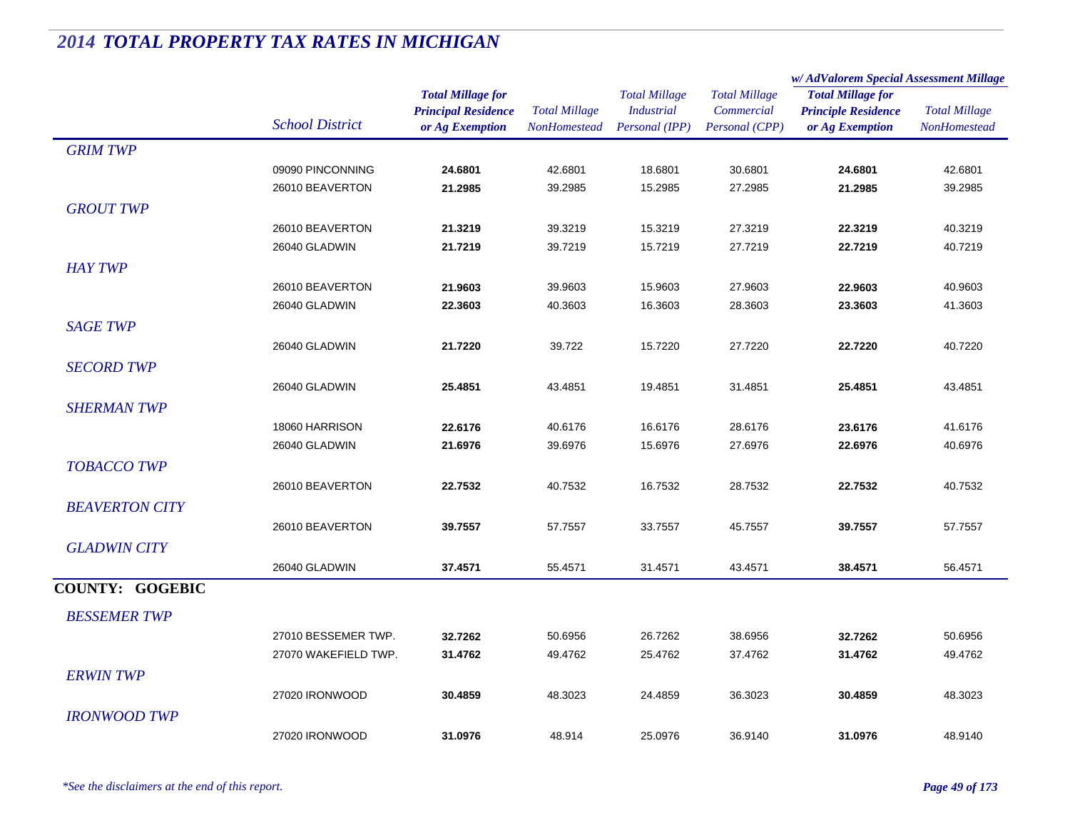# 2014 TOTAL PROPERTY TAX RATES IN MICHIGAN

| | School District | Total Millage for Principal Residence or Ag Exemption | Total Millage NonHomestead | Total Millage Industrial Personal (IPP) | Total Millage Commercial Personal (CPP) | w/ AdValorem Special Assessment Millage: Total Millage for Principle Residence or Ag Exemption | w/ AdValorem Special Assessment Millage: Total Millage NonHomestead |
|---|---|---|---|---|---|---|---|
| *GRIM TWP* | | | | | | | |
| | 09090 PINCONNING | **24.6801** | 42.6801 | 18.6801 | 30.6801 | **24.6801** | 42.6801 |
| | 26010 BEAVERTON | **21.2985** | 39.2985 | 15.2985 | 27.2985 | **21.2985** | 39.2985 |
| *GROUT TWP* | | | | | | | |
| | 26010 BEAVERTON | **21.3219** | 39.3219 | 15.3219 | 27.3219 | **22.3219** | 40.3219 |
| | 26040 GLADWIN | **21.7219** | 39.7219 | 15.7219 | 27.7219 | **22.7219** | 40.7219 |
| *HAY TWP* | | | | | | | |
| | 26010 BEAVERTON | **21.9603** | 39.9603 | 15.9603 | 27.9603 | **22.9603** | 40.9603 |
| | 26040 GLADWIN | **22.3603** | 40.3603 | 16.3603 | 28.3603 | **23.3603** | 41.3603 |
| *SAGE TWP* | | | | | | | |
| | 26040 GLADWIN | **21.7220** | 39.722 | 15.7220 | 27.7220 | **22.7220** | 40.7220 |
| *SECORD TWP* | | | | | | | |
| | 26040 GLADWIN | **25.4851** | 43.4851 | 19.4851 | 31.4851 | **25.4851** | 43.4851 |
| *SHERMAN TWP* | | | | | | | |
| | 18060 HARRISON | **22.6176** | 40.6176 | 16.6176 | 28.6176 | **23.6176** | 41.6176 |
| | 26040 GLADWIN | **21.6976** | 39.6976 | 15.6976 | 27.6976 | **22.6976** | 40.6976 |
| *TOBACCO TWP* | | | | | | | |
| | 26010 BEAVERTON | **22.7532** | 40.7532 | 16.7532 | 28.7532 | **22.7532** | 40.7532 |
| *BEAVERTON CITY* | | | | | | | |
| | 26010 BEAVERTON | **39.7557** | 57.7557 | 33.7557 | 45.7557 | **39.7557** | 57.7557 |
| *GLADWIN CITY* | | | | | | | |
| | 26040 GLADWIN | **37.4571** | 55.4571 | 31.4571 | 43.4571 | **38.4571** | 56.4571 |
| **COUNTY: GOGEBIC** | | | | | | | |
| *BESSEMER TWP* | | | | | | | |
| | 27010 BESSEMER TWP. | **32.7262** | 50.6956 | 26.7262 | 38.6956 | **32.7262** | 50.6956 |
| | 27070 WAKEFIELD TWP. | **31.4762** | 49.4762 | 25.4762 | 37.4762 | **31.4762** | 49.4762 |
| *ERWIN TWP* | | | | | | | |
| | 27020 IRONWOOD | **30.4859** | 48.3023 | 24.4859 | 36.3023 | **30.4859** | 48.3023 |
| *IRONWOOD TWP* | | | | | | | |
| | 27020 IRONWOOD | **31.0976** | 48.914 | 25.0976 | 36.9140 | **31.0976** | 48.9140 |

*\*See the disclaimers at the end of this report.*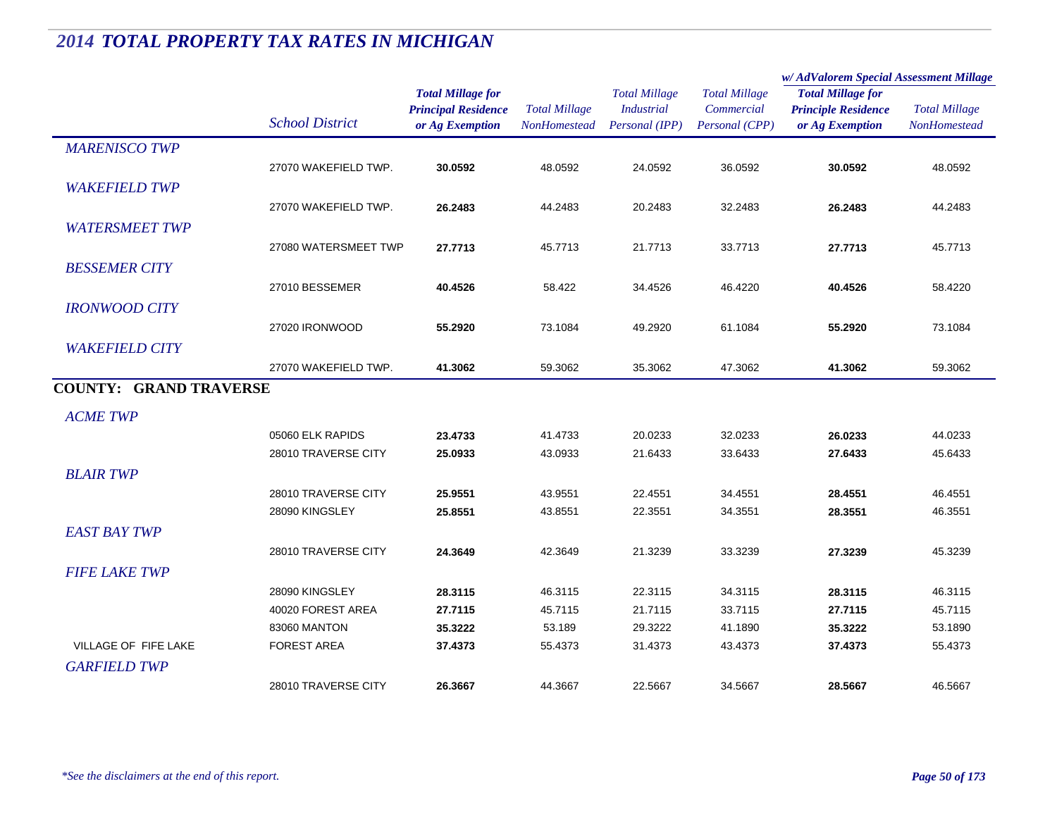# 2014 TOTAL PROPERTY TAX RATES IN MICHIGAN

| | School District | Total Millage for Principal Residence or Ag Exemption | Total Millage NonHomestead | Total Millage Industrial Personal (IPP) | Total Millage Commercial Personal (CPP) | w/ AdValorem Special Assessment Millage: Total Millage for Principle Residence or Ag Exemption | w/ AdValorem Special Assessment Millage: Total Millage NonHomestead |
|---|---|---|---|---|---|---|---|
| *MARENISCO TWP* | | | | | | | |
| | 27070 WAKEFIELD TWP. | **30.0592** | 48.0592 | 24.0592 | 36.0592 | **30.0592** | 48.0592 |
| *WAKEFIELD TWP* | | | | | | | |
| | 27070 WAKEFIELD TWP. | **26.2483** | 44.2483 | 20.2483 | 32.2483 | **26.2483** | 44.2483 |
| *WATERSMEET TWP* | | | | | | | |
| | 27080 WATERSMEET TWP | **27.7713** | 45.7713 | 21.7713 | 33.7713 | **27.7713** | 45.7713 |
| *BESSEMER CITY* | | | | | | | |
| | 27010 BESSEMER | **40.4526** | 58.422 | 34.4526 | 46.4220 | **40.4526** | 58.4220 |
| *IRONWOOD CITY* | | | | | | | |
| | 27020 IRONWOOD | **55.2920** | 73.1084 | 49.2920 | 61.1084 | **55.2920** | 73.1084 |
| *WAKEFIELD CITY* | | | | | | | |
| | 27070 WAKEFIELD TWP. | **41.3062** | 59.3062 | 35.3062 | 47.3062 | **41.3062** | 59.3062 |
| **COUNTY: GRAND TRAVERSE** | | | | | | | |
| *ACME TWP* | | | | | | | |
| | 05060 ELK RAPIDS | **23.4733** | 41.4733 | 20.0233 | 32.0233 | **26.0233** | 44.0233 |
| | 28010 TRAVERSE CITY | **25.0933** | 43.0933 | 21.6433 | 33.6433 | **27.6433** | 45.6433 |
| *BLAIR TWP* | | | | | | | |
| | 28010 TRAVERSE CITY | **25.9551** | 43.9551 | 22.4551 | 34.4551 | **28.4551** | 46.4551 |
| | 28090 KINGSLEY | **25.8551** | 43.8551 | 22.3551 | 34.3551 | **28.3551** | 46.3551 |
| *EAST BAY TWP* | | | | | | | |
| | 28010 TRAVERSE CITY | **24.3649** | 42.3649 | 21.3239 | 33.3239 | **27.3239** | 45.3239 |
| *FIFE LAKE TWP* | | | | | | | |
| | 28090 KINGSLEY | **28.3115** | 46.3115 | 22.3115 | 34.3115 | **28.3115** | 46.3115 |
| | 40020 FOREST AREA | **27.7115** | 45.7115 | 21.7115 | 33.7115 | **27.7115** | 45.7115 |
| | 83060 MANTON | **35.3222** | 53.189 | 29.3222 | 41.1890 | **35.3222** | 53.1890 |
| VILLAGE OF FIFE LAKE | FOREST AREA | **37.4373** | 55.4373 | 31.4373 | 43.4373 | **37.4373** | 55.4373 |
| *GARFIELD TWP* | | | | | | | |
| | 28010 TRAVERSE CITY | **26.3667** | 44.3667 | 22.5667 | 34.5667 | **28.5667** | 46.5667 |

*\*See the disclaimers at the end of this report.*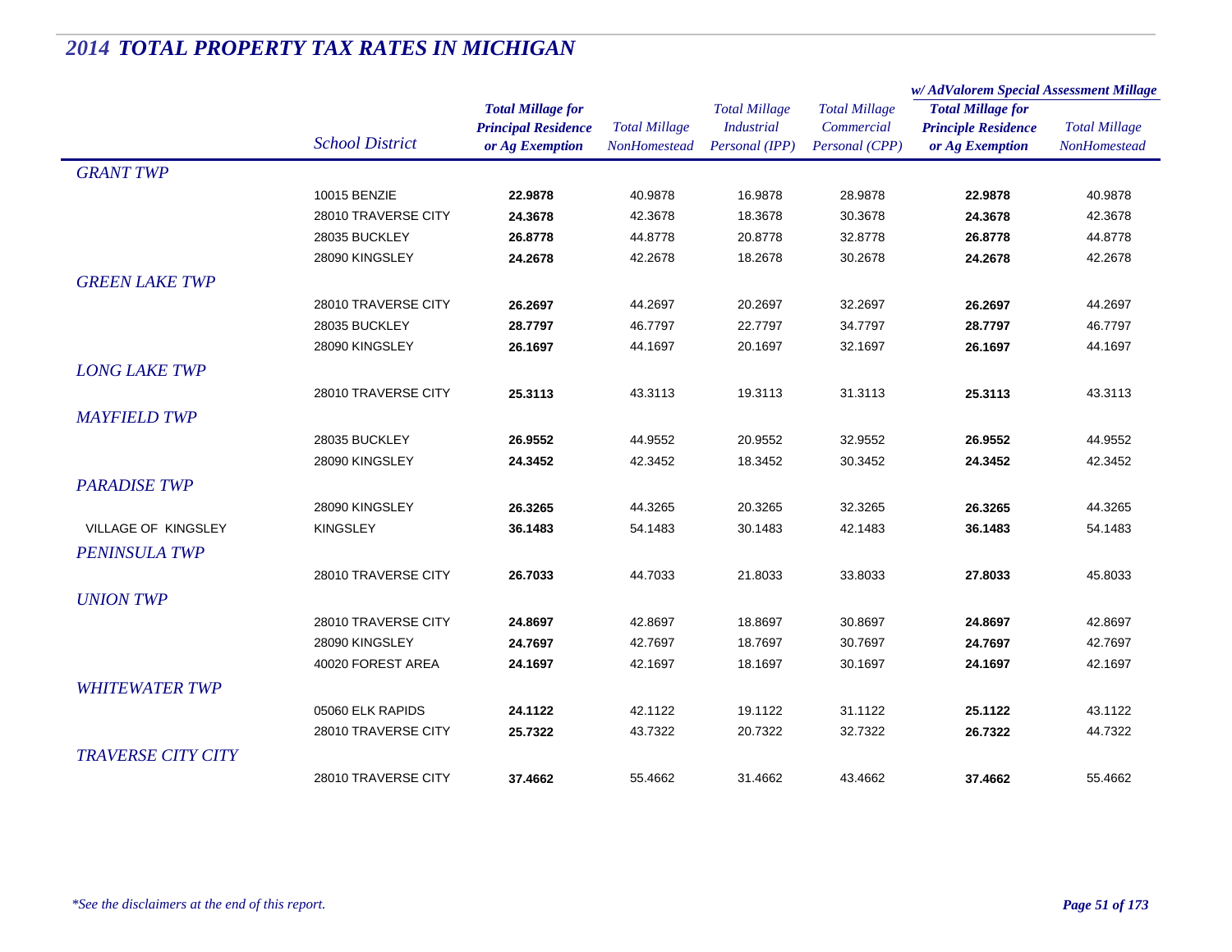# 2014 TOTAL PROPERTY TAX RATES IN MICHIGAN

| | School District | Total Millage for Principal Residence or Ag Exemption | Total Millage NonHomestead | Total Millage Industrial Personal (IPP) | Total Millage Commercial Personal (CPP) | w/ AdValorem Special Assessment Millage: Total Millage for Principle Residence or Ag Exemption | w/ AdValorem Special Assessment Millage: Total Millage NonHomestead |
|---|---|---|---|---|---|---|---|
| *GRANT TWP* | | | | | | | |
| | 10015 BENZIE | **22.9878** | 40.9878 | 16.9878 | 28.9878 | **22.9878** | 40.9878 |
| | 28010 TRAVERSE CITY | **24.3678** | 42.3678 | 18.3678 | 30.3678 | **24.3678** | 42.3678 |
| | 28035 BUCKLEY | **26.8778** | 44.8778 | 20.8778 | 32.8778 | **26.8778** | 44.8778 |
| | 28090 KINGSLEY | **24.2678** | 42.2678 | 18.2678 | 30.2678 | **24.2678** | 42.2678 |
| *GREEN LAKE TWP* | | | | | | | |
| | 28010 TRAVERSE CITY | **26.2697** | 44.2697 | 20.2697 | 32.2697 | **26.2697** | 44.2697 |
| | 28035 BUCKLEY | **28.7797** | 46.7797 | 22.7797 | 34.7797 | **28.7797** | 46.7797 |
| | 28090 KINGSLEY | **26.1697** | 44.1697 | 20.1697 | 32.1697 | **26.1697** | 44.1697 |
| *LONG LAKE TWP* | | | | | | | |
| | 28010 TRAVERSE CITY | **25.3113** | 43.3113 | 19.3113 | 31.3113 | **25.3113** | 43.3113 |
| *MAYFIELD TWP* | | | | | | | |
| | 28035 BUCKLEY | **26.9552** | 44.9552 | 20.9552 | 32.9552 | **26.9552** | 44.9552 |
| | 28090 KINGSLEY | **24.3452** | 42.3452 | 18.3452 | 30.3452 | **24.3452** | 42.3452 |
| *PARADISE TWP* | | | | | | | |
| | 28090 KINGSLEY | **26.3265** | 44.3265 | 20.3265 | 32.3265 | **26.3265** | 44.3265 |
| VILLAGE OF KINGSLEY | KINGSLEY | **36.1483** | 54.1483 | 30.1483 | 42.1483 | **36.1483** | 54.1483 |
| *PENINSULA TWP* | | | | | | | |
| | 28010 TRAVERSE CITY | **26.7033** | 44.7033 | 21.8033 | 33.8033 | **27.8033** | 45.8033 |
| *UNION TWP* | | | | | | | |
| | 28010 TRAVERSE CITY | **24.8697** | 42.8697 | 18.8697 | 30.8697 | **24.8697** | 42.8697 |
| | 28090 KINGSLEY | **24.7697** | 42.7697 | 18.7697 | 30.7697 | **24.7697** | 42.7697 |
| | 40020 FOREST AREA | **24.1697** | 42.1697 | 18.1697 | 30.1697 | **24.1697** | 42.1697 |
| *WHITEWATER TWP* | | | | | | | |
| | 05060 ELK RAPIDS | **24.1122** | 42.1122 | 19.1122 | 31.1122 | **25.1122** | 43.1122 |
| | 28010 TRAVERSE CITY | **25.7322** | 43.7322 | 20.7322 | 32.7322 | **26.7322** | 44.7322 |
| *TRAVERSE CITY CITY* | | | | | | | |
| | 28010 TRAVERSE CITY | **37.4662** | 55.4662 | 31.4662 | 43.4662 | **37.4662** | 55.4662 |

*\*See the disclaimers at the end of this report.*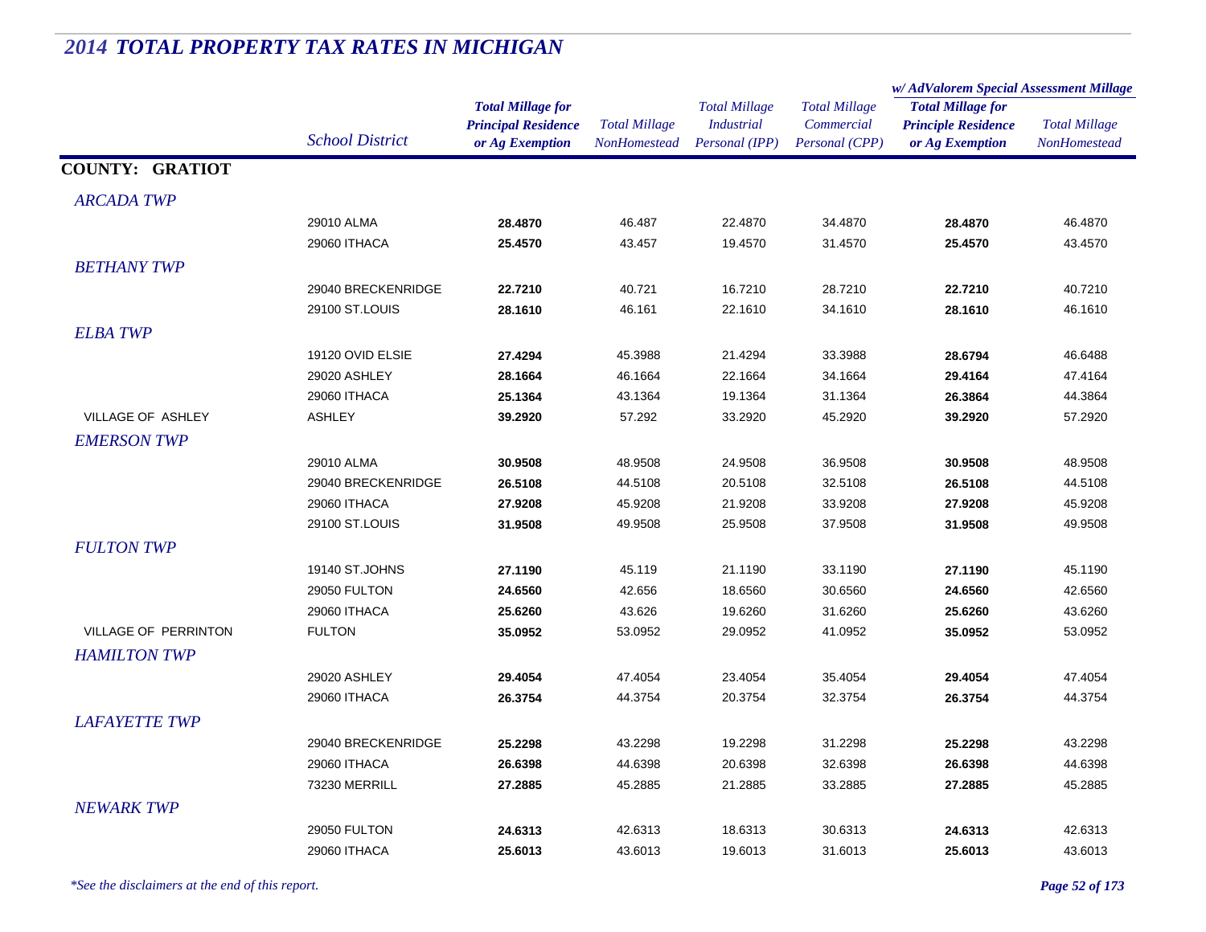# 2014 TOTAL PROPERTY TAX RATES IN MICHIGAN

| | School District | Total Millage for Principal Residence or Ag Exemption | Total Millage NonHomestead | Total Millage Industrial Personal (IPP) | Total Millage Commercial Personal (CPP) | w/ AdValorem Special Assessment Millage: Total Millage for Principle Residence or Ag Exemption | w/ AdValorem Special Assessment Millage: Total Millage NonHomestead |
|---|---|---|---|---|---|---|---|
| **COUNTY: GRATIOT** | | | | | | | |
| *ARCADA TWP* | | | | | | | |
| | 29010 ALMA | **28.4870** | 46.487 | 22.4870 | 34.4870 | **28.4870** | 46.4870 |
| | 29060 ITHACA | **25.4570** | 43.457 | 19.4570 | 31.4570 | **25.4570** | 43.4570 |
| *BETHANY TWP* | | | | | | | |
| | 29040 BRECKENRIDGE | **22.7210** | 40.721 | 16.7210 | 28.7210 | **22.7210** | 40.7210 |
| | 29100 ST.LOUIS | **28.1610** | 46.161 | 22.1610 | 34.1610 | **28.1610** | 46.1610 |
| *ELBA TWP* | | | | | | | |
| | 19120 OVID ELSIE | **27.4294** | 45.3988 | 21.4294 | 33.3988 | **28.6794** | 46.6488 |
| | 29020 ASHLEY | **28.1664** | 46.1664 | 22.1664 | 34.1664 | **29.4164** | 47.4164 |
| | 29060 ITHACA | **25.1364** | 43.1364 | 19.1364 | 31.1364 | **26.3864** | 44.3864 |
| VILLAGE OF ASHLEY | ASHLEY | **39.2920** | 57.292 | 33.2920 | 45.2920 | **39.2920** | 57.2920 |
| *EMERSON TWP* | | | | | | | |
| | 29010 ALMA | **30.9508** | 48.9508 | 24.9508 | 36.9508 | **30.9508** | 48.9508 |
| | 29040 BRECKENRIDGE | **26.5108** | 44.5108 | 20.5108 | 32.5108 | **26.5108** | 44.5108 |
| | 29060 ITHACA | **27.9208** | 45.9208 | 21.9208 | 33.9208 | **27.9208** | 45.9208 |
| | 29100 ST.LOUIS | **31.9508** | 49.9508 | 25.9508 | 37.9508 | **31.9508** | 49.9508 |
| *FULTON TWP* | | | | | | | |
| | 19140 ST.JOHNS | **27.1190** | 45.119 | 21.1190 | 33.1190 | **27.1190** | 45.1190 |
| | 29050 FULTON | **24.6560** | 42.656 | 18.6560 | 30.6560 | **24.6560** | 42.6560 |
| | 29060 ITHACA | **25.6260** | 43.626 | 19.6260 | 31.6260 | **25.6260** | 43.6260 |
| VILLAGE OF PERRINTON | FULTON | **35.0952** | 53.0952 | 29.0952 | 41.0952 | **35.0952** | 53.0952 |
| *HAMILTON TWP* | | | | | | | |
| | 29020 ASHLEY | **29.4054** | 47.4054 | 23.4054 | 35.4054 | **29.4054** | 47.4054 |
| | 29060 ITHACA | **26.3754** | 44.3754 | 20.3754 | 32.3754 | **26.3754** | 44.3754 |
| *LAFAYETTE TWP* | | | | | | | |
| | 29040 BRECKENRIDGE | **25.2298** | 43.2298 | 19.2298 | 31.2298 | **25.2298** | 43.2298 |
| | 29060 ITHACA | **26.6398** | 44.6398 | 20.6398 | 32.6398 | **26.6398** | 44.6398 |
| | 73230 MERRILL | **27.2885** | 45.2885 | 21.2885 | 33.2885 | **27.2885** | 45.2885 |
| *NEWARK TWP* | | | | | | | |
| | 29050 FULTON | **24.6313** | 42.6313 | 18.6313 | 30.6313 | **24.6313** | 42.6313 |
| | 29060 ITHACA | **25.6013** | 43.6013 | 19.6013 | 31.6013 | **25.6013** | 43.6013 |

*\*See the disclaimers at the end of this report.*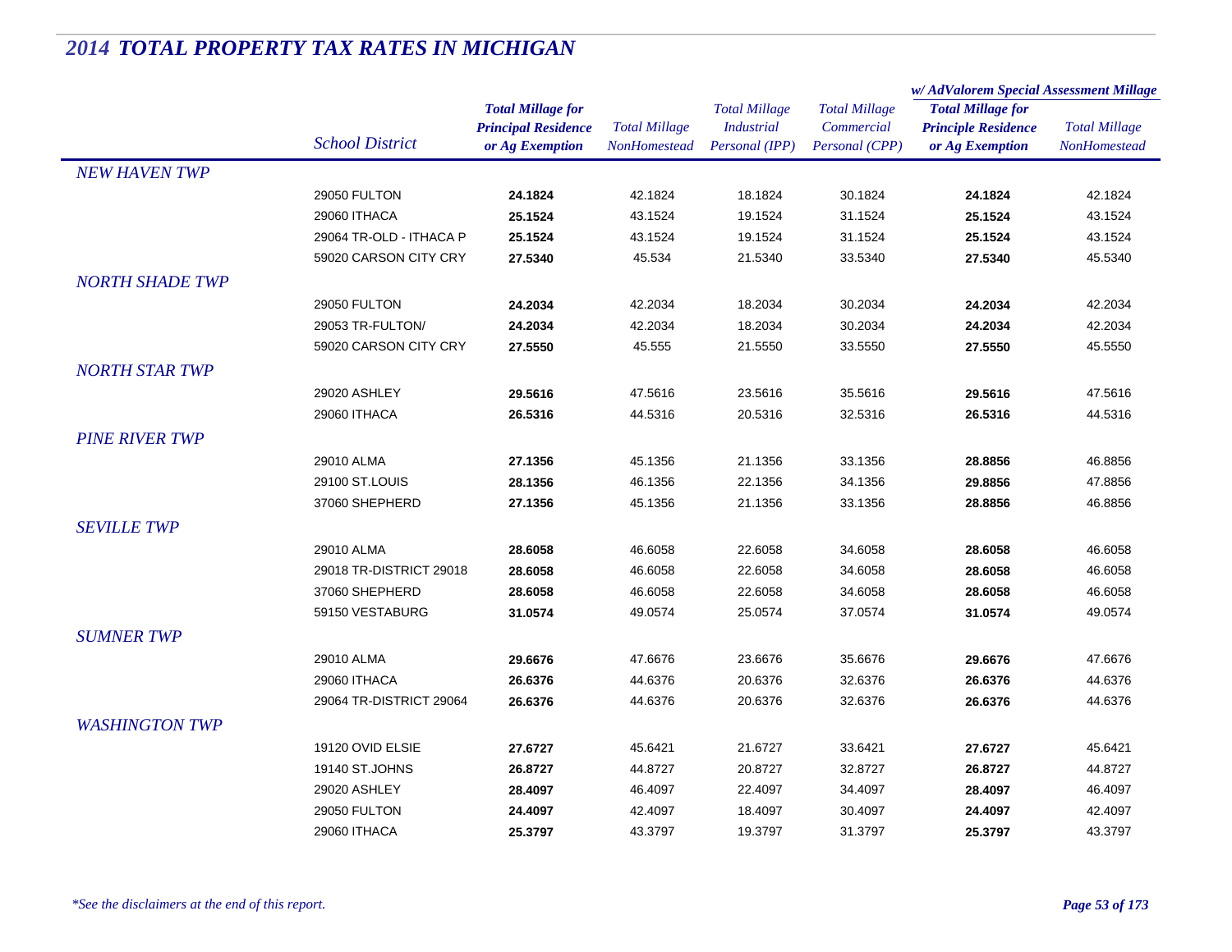# 2014 TOTAL PROPERTY TAX RATES IN MICHIGAN

| | School District | Total Millage for Principal Residence or Ag Exemption | Total Millage NonHomestead | Total Millage Industrial Personal (IPP) | Total Millage Commercial Personal (CPP) | w/ AdValorem Special Assessment Millage: Total Millage for Principle Residence or Ag Exemption | w/ AdValorem Special Assessment Millage: Total Millage NonHomestead |
|---|---|---|---|---|---|---|---|
| *NEW HAVEN TWP* | | | | | | | |
| | 29050 FULTON | **24.1824** | 42.1824 | 18.1824 | 30.1824 | **24.1824** | 42.1824 |
| | 29060 ITHACA | **25.1524** | 43.1524 | 19.1524 | 31.1524 | **25.1524** | 43.1524 |
| | 29064 TR-OLD - ITHACA P | **25.1524** | 43.1524 | 19.1524 | 31.1524 | **25.1524** | 43.1524 |
| | 59020 CARSON CITY CRY | **27.5340** | 45.534 | 21.5340 | 33.5340 | **27.5340** | 45.5340 |
| *NORTH SHADE TWP* | | | | | | | |
| | 29050 FULTON | **24.2034** | 42.2034 | 18.2034 | 30.2034 | **24.2034** | 42.2034 |
| | 29053 TR-FULTON/ | **24.2034** | 42.2034 | 18.2034 | 30.2034 | **24.2034** | 42.2034 |
| | 59020 CARSON CITY CRY | **27.5550** | 45.555 | 21.5550 | 33.5550 | **27.5550** | 45.5550 |
| *NORTH STAR TWP* | | | | | | | |
| | 29020 ASHLEY | **29.5616** | 47.5616 | 23.5616 | 35.5616 | **29.5616** | 47.5616 |
| | 29060 ITHACA | **26.5316** | 44.5316 | 20.5316 | 32.5316 | **26.5316** | 44.5316 |
| *PINE RIVER TWP* | | | | | | | |
| | 29010 ALMA | **27.1356** | 45.1356 | 21.1356 | 33.1356 | **28.8856** | 46.8856 |
| | 29100 ST.LOUIS | **28.1356** | 46.1356 | 22.1356 | 34.1356 | **29.8856** | 47.8856 |
| | 37060 SHEPHERD | **27.1356** | 45.1356 | 21.1356 | 33.1356 | **28.8856** | 46.8856 |
| *SEVILLE TWP* | | | | | | | |
| | 29010 ALMA | **28.6058** | 46.6058 | 22.6058 | 34.6058 | **28.6058** | 46.6058 |
| | 29018 TR-DISTRICT 29018 | **28.6058** | 46.6058 | 22.6058 | 34.6058 | **28.6058** | 46.6058 |
| | 37060 SHEPHERD | **28.6058** | 46.6058 | 22.6058 | 34.6058 | **28.6058** | 46.6058 |
| | 59150 VESTABURG | **31.0574** | 49.0574 | 25.0574 | 37.0574 | **31.0574** | 49.0574 |
| *SUMNER TWP* | | | | | | | |
| | 29010 ALMA | **29.6676** | 47.6676 | 23.6676 | 35.6676 | **29.6676** | 47.6676 |
| | 29060 ITHACA | **26.6376** | 44.6376 | 20.6376 | 32.6376 | **26.6376** | 44.6376 |
| | 29064 TR-DISTRICT 29064 | **26.6376** | 44.6376 | 20.6376 | 32.6376 | **26.6376** | 44.6376 |
| *WASHINGTON TWP* | | | | | | | |
| | 19120 OVID ELSIE | **27.6727** | 45.6421 | 21.6727 | 33.6421 | **27.6727** | 45.6421 |
| | 19140 ST.JOHNS | **26.8727** | 44.8727 | 20.8727 | 32.8727 | **26.8727** | 44.8727 |
| | 29020 ASHLEY | **28.4097** | 46.4097 | 22.4097 | 34.4097 | **28.4097** | 46.4097 |
| | 29050 FULTON | **24.4097** | 42.4097 | 18.4097 | 30.4097 | **24.4097** | 42.4097 |
| | 29060 ITHACA | **25.3797** | 43.3797 | 19.3797 | 31.3797 | **25.3797** | 43.3797 |

*\*See the disclaimers at the end of this report.*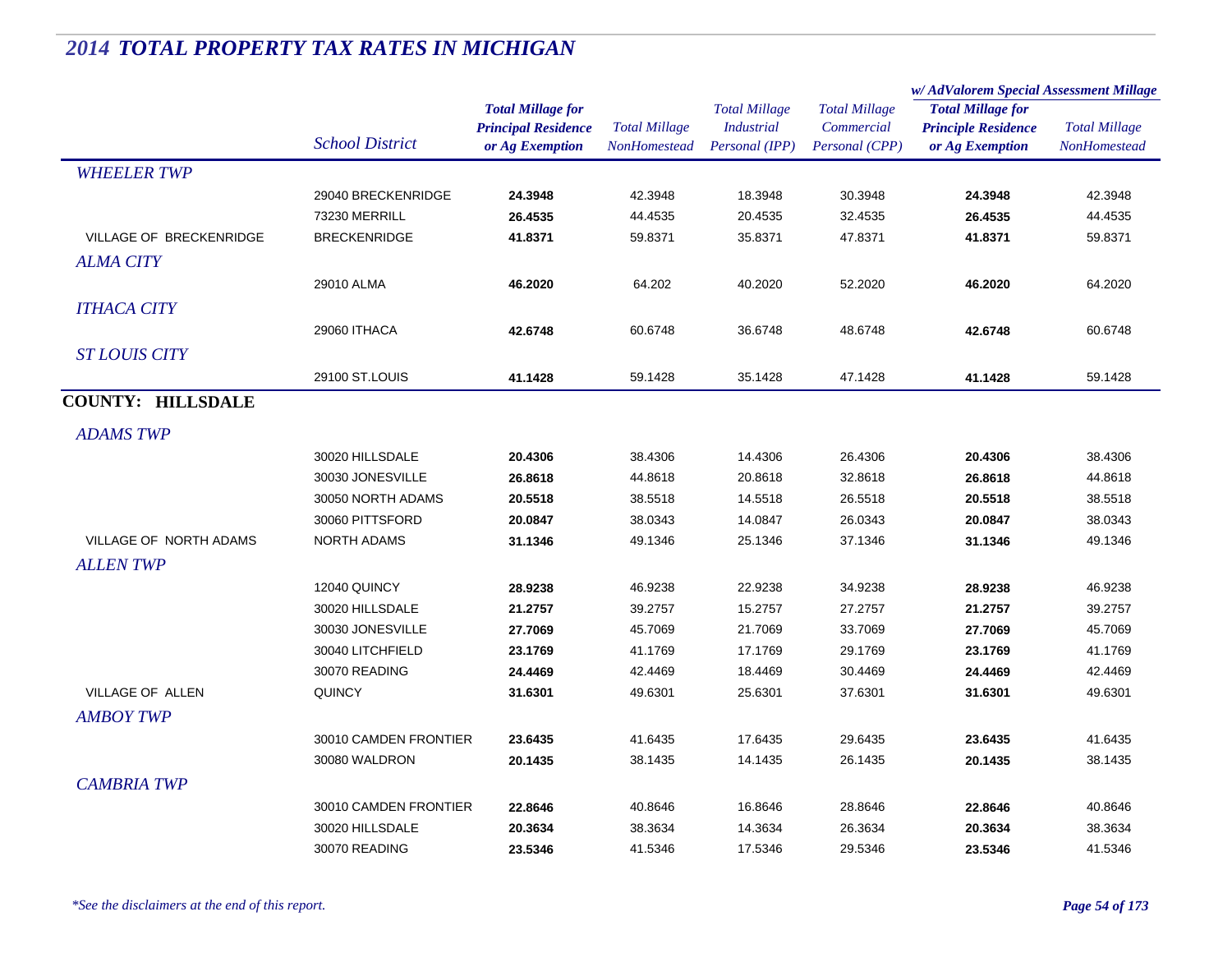# *2014 TOTAL PROPERTY TAX RATES IN MICHIGAN*

| | School District | Total Millage for Principal Residence or Ag Exemption | Total Millage NonHomestead | Total Millage Industrial Personal (IPP) | Total Millage Commercial Personal (CPP) | w/ AdValorem Special Assessment Millage: Total Millage for Principle Residence or Ag Exemption | w/ AdValorem Special Assessment Millage: Total Millage NonHomestead |
|---|---|---|---|---|---|---|---|
| *WHEELER TWP* | | | | | | | |
| | 29040 BRECKENRIDGE | **24.3948** | 42.3948 | 18.3948 | 30.3948 | **24.3948** | 42.3948 |
| | 73230 MERRILL | **26.4535** | 44.4535 | 20.4535 | 32.4535 | **26.4535** | 44.4535 |
| VILLAGE OF BRECKENRIDGE | BRECKENRIDGE | **41.8371** | 59.8371 | 35.8371 | 47.8371 | **41.8371** | 59.8371 |
| *ALMA CITY* | | | | | | | |
| | 29010 ALMA | **46.2020** | 64.202 | 40.2020 | 52.2020 | **46.2020** | 64.2020 |
| *ITHACA CITY* | | | | | | | |
| | 29060 ITHACA | **42.6748** | 60.6748 | 36.6748 | 48.6748 | **42.6748** | 60.6748 |
| *ST LOUIS CITY* | | | | | | | |
| | 29100 ST.LOUIS | **41.1428** | 59.1428 | 35.1428 | 47.1428 | **41.1428** | 59.1428 |
| **COUNTY: HILLSDALE** | | | | | | | |
| *ADAMS TWP* | | | | | | | |
| | 30020 HILLSDALE | **20.4306** | 38.4306 | 14.4306 | 26.4306 | **20.4306** | 38.4306 |
| | 30030 JONESVILLE | **26.8618** | 44.8618 | 20.8618 | 32.8618 | **26.8618** | 44.8618 |
| | 30050 NORTH ADAMS | **20.5518** | 38.5518 | 14.5518 | 26.5518 | **20.5518** | 38.5518 |
| | 30060 PITTSFORD | **20.0847** | 38.0343 | 14.0847 | 26.0343 | **20.0847** | 38.0343 |
| VILLAGE OF NORTH ADAMS | NORTH ADAMS | **31.1346** | 49.1346 | 25.1346 | 37.1346 | **31.1346** | 49.1346 |
| *ALLEN TWP* | | | | | | | |
| | 12040 QUINCY | **28.9238** | 46.9238 | 22.9238 | 34.9238 | **28.9238** | 46.9238 |
| | 30020 HILLSDALE | **21.2757** | 39.2757 | 15.2757 | 27.2757 | **21.2757** | 39.2757 |
| | 30030 JONESVILLE | **27.7069** | 45.7069 | 21.7069 | 33.7069 | **27.7069** | 45.7069 |
| | 30040 LITCHFIELD | **23.1769** | 41.1769 | 17.1769 | 29.1769 | **23.1769** | 41.1769 |
| | 30070 READING | **24.4469** | 42.4469 | 18.4469 | 30.4469 | **24.4469** | 42.4469 |
| VILLAGE OF ALLEN | QUINCY | **31.6301** | 49.6301 | 25.6301 | 37.6301 | **31.6301** | 49.6301 |
| *AMBOY TWP* | | | | | | | |
| | 30010 CAMDEN FRONTIER | **23.6435** | 41.6435 | 17.6435 | 29.6435 | **23.6435** | 41.6435 |
| | 30080 WALDRON | **20.1435** | 38.1435 | 14.1435 | 26.1435 | **20.1435** | 38.1435 |
| *CAMBRIA TWP* | | | | | | | |
| | 30010 CAMDEN FRONTIER | **22.8646** | 40.8646 | 16.8646 | 28.8646 | **22.8646** | 40.8646 |
| | 30020 HILLSDALE | **20.3634** | 38.3634 | 14.3634 | 26.3634 | **20.3634** | 38.3634 |
| | 30070 READING | **23.5346** | 41.5346 | 17.5346 | 29.5346 | **23.5346** | 41.5346 |

*\*See the disclaimers at the end of this report.*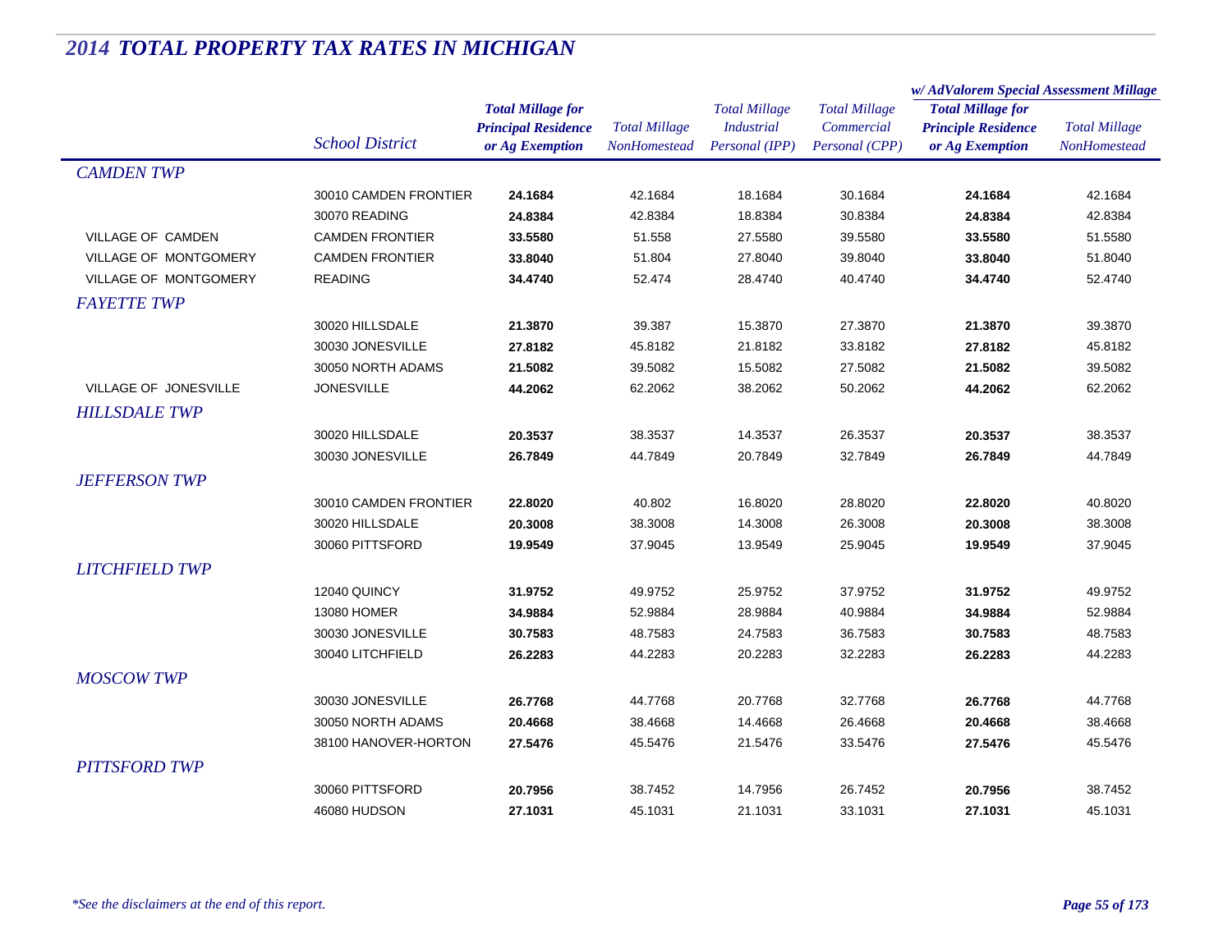# *2014 TOTAL PROPERTY TAX RATES IN MICHIGAN*

| | School District | Total Millage for Principal Residence or Ag Exemption | Total Millage NonHomestead | Total Millage Industrial Personal (IPP) | Total Millage Commercial Personal (CPP) | w/ AdValorem Special Assessment Millage: Total Millage for Principle Residence or Ag Exemption | w/ AdValorem Special Assessment Millage: Total Millage NonHomestead |
|---|---|---|---|---|---|---|---|
| ***CAMDEN TWP*** | | | | | | | |
| | 30010 CAMDEN FRONTIER | **24.1684** | 42.1684 | 18.1684 | 30.1684 | **24.1684** | 42.1684 |
| | 30070 READING | **24.8384** | 42.8384 | 18.8384 | 30.8384 | **24.8384** | 42.8384 |
| VILLAGE OF CAMDEN | CAMDEN FRONTIER | **33.5580** | 51.558 | 27.5580 | 39.5580 | **33.5580** | 51.5580 |
| VILLAGE OF MONTGOMERY | CAMDEN FRONTIER | **33.8040** | 51.804 | 27.8040 | 39.8040 | **33.8040** | 51.8040 |
| VILLAGE OF MONTGOMERY | READING | **34.4740** | 52.474 | 28.4740 | 40.4740 | **34.4740** | 52.4740 |
| ***FAYETTE TWP*** | | | | | | | |
| | 30020 HILLSDALE | **21.3870** | 39.387 | 15.3870 | 27.3870 | **21.3870** | 39.3870 |
| | 30030 JONESVILLE | **27.8182** | 45.8182 | 21.8182 | 33.8182 | **27.8182** | 45.8182 |
| | 30050 NORTH ADAMS | **21.5082** | 39.5082 | 15.5082 | 27.5082 | **21.5082** | 39.5082 |
| VILLAGE OF JONESVILLE | JONESVILLE | **44.2062** | 62.2062 | 38.2062 | 50.2062 | **44.2062** | 62.2062 |
| ***HILLSDALE TWP*** | | | | | | | |
| | 30020 HILLSDALE | **20.3537** | 38.3537 | 14.3537 | 26.3537 | **20.3537** | 38.3537 |
| | 30030 JONESVILLE | **26.7849** | 44.7849 | 20.7849 | 32.7849 | **26.7849** | 44.7849 |
| ***JEFFERSON TWP*** | | | | | | | |
| | 30010 CAMDEN FRONTIER | **22.8020** | 40.802 | 16.8020 | 28.8020 | **22.8020** | 40.8020 |
| | 30020 HILLSDALE | **20.3008** | 38.3008 | 14.3008 | 26.3008 | **20.3008** | 38.3008 |
| | 30060 PITTSFORD | **19.9549** | 37.9045 | 13.9549 | 25.9045 | **19.9549** | 37.9045 |
| ***LITCHFIELD TWP*** | | | | | | | |
| | 12040 QUINCY | **31.9752** | 49.9752 | 25.9752 | 37.9752 | **31.9752** | 49.9752 |
| | 13080 HOMER | **34.9884** | 52.9884 | 28.9884 | 40.9884 | **34.9884** | 52.9884 |
| | 30030 JONESVILLE | **30.7583** | 48.7583 | 24.7583 | 36.7583 | **30.7583** | 48.7583 |
| | 30040 LITCHFIELD | **26.2283** | 44.2283 | 20.2283 | 32.2283 | **26.2283** | 44.2283 |
| ***MOSCOW TWP*** | | | | | | | |
| | 30030 JONESVILLE | **26.7768** | 44.7768 | 20.7768 | 32.7768 | **26.7768** | 44.7768 |
| | 30050 NORTH ADAMS | **20.4668** | 38.4668 | 14.4668 | 26.4668 | **20.4668** | 38.4668 |
| | 38100 HANOVER-HORTON | **27.5476** | 45.5476 | 21.5476 | 33.5476 | **27.5476** | 45.5476 |
| ***PITTSFORD TWP*** | | | | | | | |
| | 30060 PITTSFORD | **20.7956** | 38.7452 | 14.7956 | 26.7452 | **20.7956** | 38.7452 |
| | 46080 HUDSON | **27.1031** | 45.1031 | 21.1031 | 33.1031 | **27.1031** | 45.1031 |

*\*See the disclaimers at the end of this report.*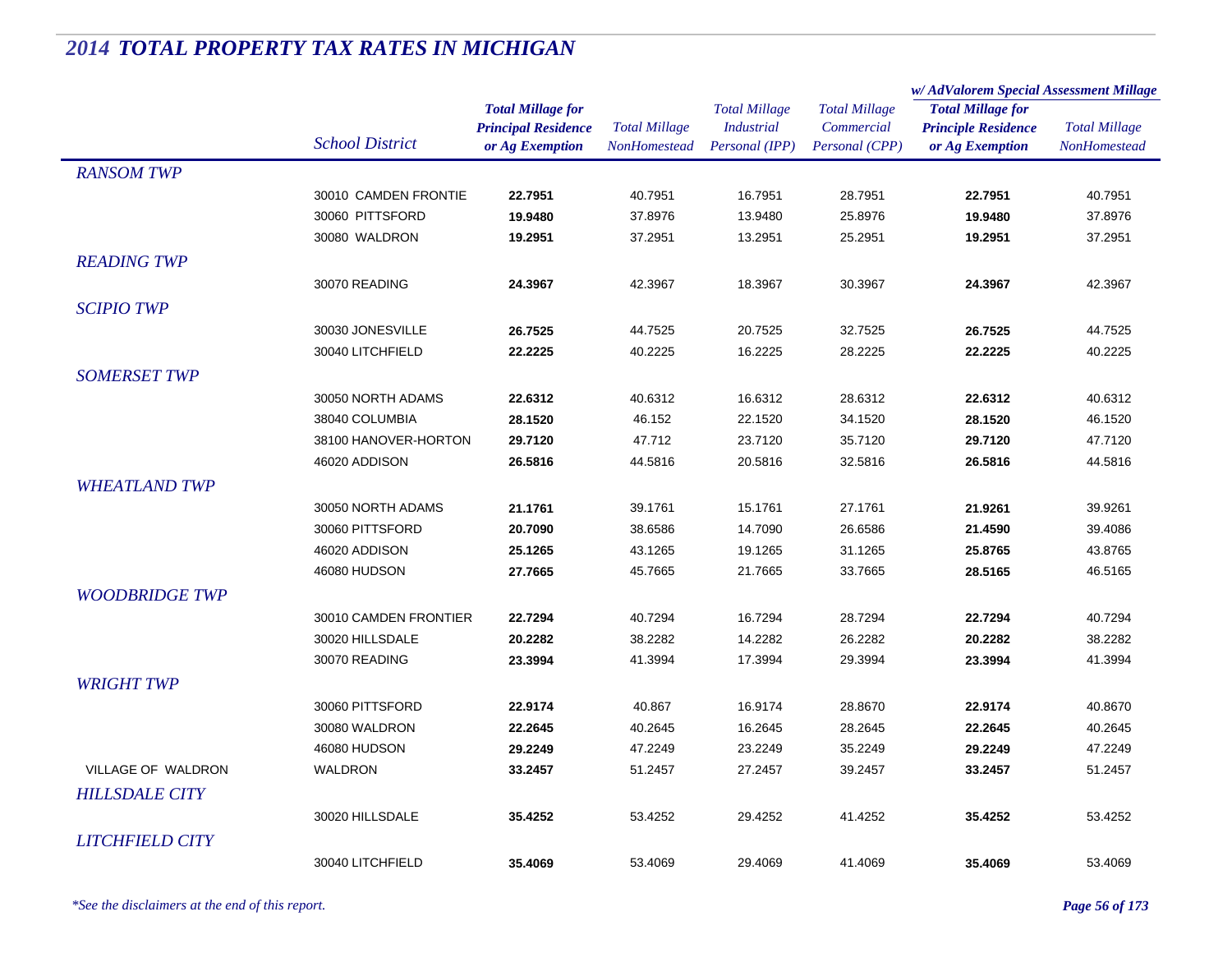# 2014 TOTAL PROPERTY TAX RATES IN MICHIGAN

| | School District | Total Millage for Principal Residence or Ag Exemption | Total Millage NonHomestead | Total Millage Industrial Personal (IPP) | Total Millage Commercial Personal (CPP) | w/ AdValorem Special Assessment Millage Total Millage for Principle Residence or Ag Exemption | w/ AdValorem Special Assessment Millage Total Millage NonHomestead |
|---|---|---|---|---|---|---|---|
| *RANSOM TWP* | | | | | | | |
| | 30010 CAMDEN FRONTIE | **22.7951** | 40.7951 | 16.7951 | 28.7951 | **22.7951** | 40.7951 |
| | 30060 PITTSFORD | **19.9480** | 37.8976 | 13.9480 | 25.8976 | **19.9480** | 37.8976 |
| | 30080 WALDRON | **19.2951** | 37.2951 | 13.2951 | 25.2951 | **19.2951** | 37.2951 |
| *READING TWP* | | | | | | | |
| | 30070 READING | **24.3967** | 42.3967 | 18.3967 | 30.3967 | **24.3967** | 42.3967 |
| *SCIPIO TWP* | | | | | | | |
| | 30030 JONESVILLE | **26.7525** | 44.7525 | 20.7525 | 32.7525 | **26.7525** | 44.7525 |
| | 30040 LITCHFIELD | **22.2225** | 40.2225 | 16.2225 | 28.2225 | **22.2225** | 40.2225 |
| *SOMERSET TWP* | | | | | | | |
| | 30050 NORTH ADAMS | **22.6312** | 40.6312 | 16.6312 | 28.6312 | **22.6312** | 40.6312 |
| | 38040 COLUMBIA | **28.1520** | 46.152 | 22.1520 | 34.1520 | **28.1520** | 46.1520 |
| | 38100 HANOVER-HORTON | **29.7120** | 47.712 | 23.7120 | 35.7120 | **29.7120** | 47.7120 |
| | 46020 ADDISON | **26.5816** | 44.5816 | 20.5816 | 32.5816 | **26.5816** | 44.5816 |
| *WHEATLAND TWP* | | | | | | | |
| | 30050 NORTH ADAMS | **21.1761** | 39.1761 | 15.1761 | 27.1761 | **21.9261** | 39.9261 |
| | 30060 PITTSFORD | **20.7090** | 38.6586 | 14.7090 | 26.6586 | **21.4590** | 39.4086 |
| | 46020 ADDISON | **25.1265** | 43.1265 | 19.1265 | 31.1265 | **25.8765** | 43.8765 |
| | 46080 HUDSON | **27.7665** | 45.7665 | 21.7665 | 33.7665 | **28.5165** | 46.5165 |
| *WOODBRIDGE TWP* | | | | | | | |
| | 30010 CAMDEN FRONTIER | **22.7294** | 40.7294 | 16.7294 | 28.7294 | **22.7294** | 40.7294 |
| | 30020 HILLSDALE | **20.2282** | 38.2282 | 14.2282 | 26.2282 | **20.2282** | 38.2282 |
| | 30070 READING | **23.3994** | 41.3994 | 17.3994 | 29.3994 | **23.3994** | 41.3994 |
| *WRIGHT TWP* | | | | | | | |
| | 30060 PITTSFORD | **22.9174** | 40.867 | 16.9174 | 28.8670 | **22.9174** | 40.8670 |
| | 30080 WALDRON | **22.2645** | 40.2645 | 16.2645 | 28.2645 | **22.2645** | 40.2645 |
| | 46080 HUDSON | **29.2249** | 47.2249 | 23.2249 | 35.2249 | **29.2249** | 47.2249 |
| VILLAGE OF WALDRON | WALDRON | **33.2457** | 51.2457 | 27.2457 | 39.2457 | **33.2457** | 51.2457 |
| *HILLSDALE CITY* | | | | | | | |
| | 30020 HILLSDALE | **35.4252** | 53.4252 | 29.4252 | 41.4252 | **35.4252** | 53.4252 |
| *LITCHFIELD CITY* | | | | | | | |
| | 30040 LITCHFIELD | **35.4069** | 53.4069 | 29.4069 | 41.4069 | **35.4069** | 53.4069 |

*\*See the disclaimers at the end of this report.*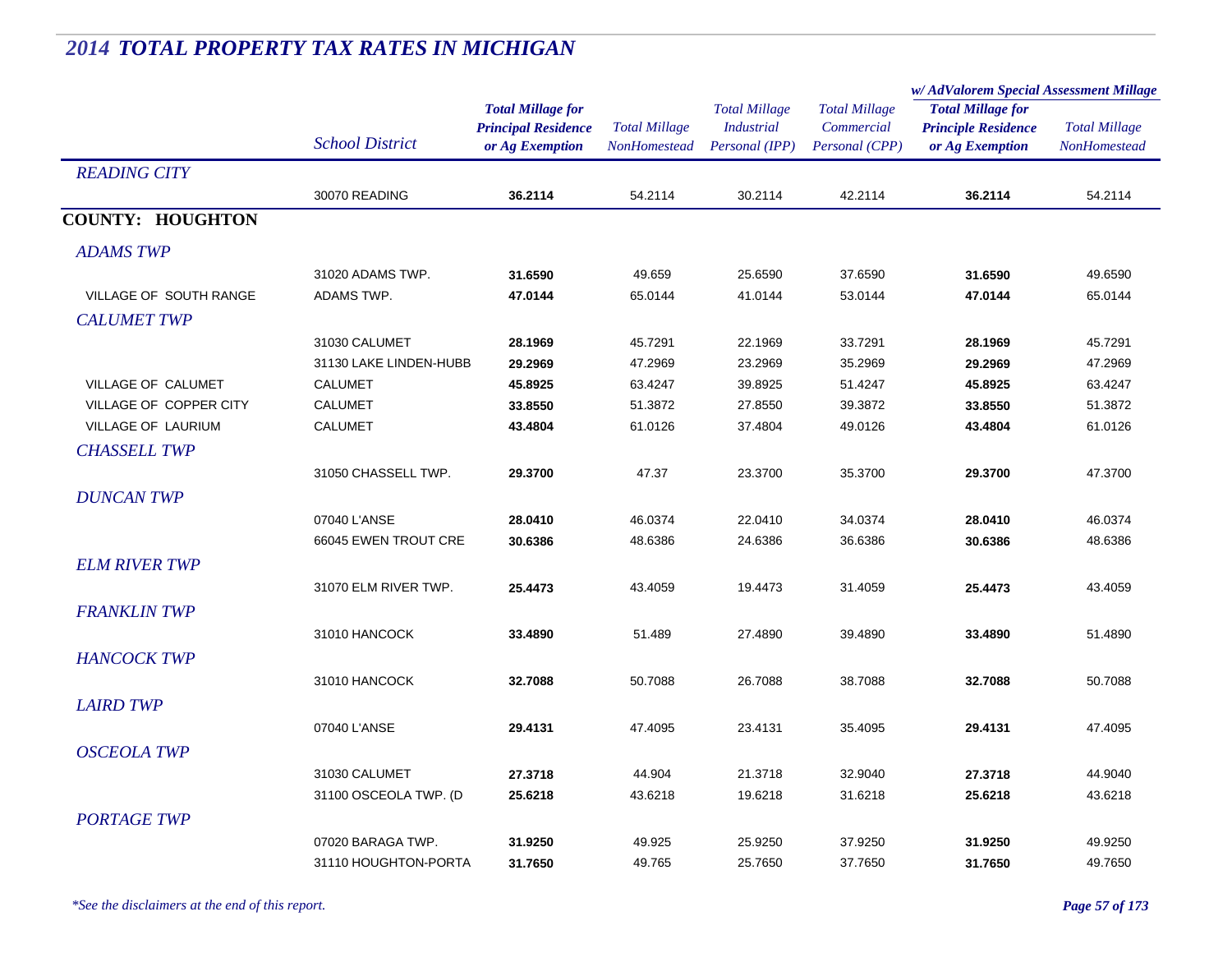## *2014 TOTAL PROPERTY TAX RATES IN MICHIGAN*

| | School District | Total Millage for Principal Residence or Ag Exemption | Total Millage NonHomestead | Total Millage Industrial Personal (IPP) | Total Millage Commercial Personal (CPP) | w/ AdValorem Special Assessment Millage: Total Millage for Principle Residence or Ag Exemption | w/ AdValorem Special Assessment Millage: Total Millage NonHomestead |
|---|---|---|---|---|---|---|---|
| *READING CITY* | | | | | | | |
| | 30070 READING | **36.2114** | 54.2114 | 30.2114 | 42.2114 | **36.2114** | 54.2114 |
| **COUNTY: HOUGHTON** | | | | | | | |
| *ADAMS TWP* | | | | | | | |
| | 31020 ADAMS TWP. | **31.6590** | 49.659 | 25.6590 | 37.6590 | **31.6590** | 49.6590 |
| VILLAGE OF SOUTH RANGE | ADAMS TWP. | **47.0144** | 65.0144 | 41.0144 | 53.0144 | **47.0144** | 65.0144 |
| *CALUMET TWP* | | | | | | | |
| | 31030 CALUMET | **28.1969** | 45.7291 | 22.1969 | 33.7291 | **28.1969** | 45.7291 |
| | 31130 LAKE LINDEN-HUBB | **29.2969** | 47.2969 | 23.2969 | 35.2969 | **29.2969** | 47.2969 |
| VILLAGE OF CALUMET | CALUMET | **45.8925** | 63.4247 | 39.8925 | 51.4247 | **45.8925** | 63.4247 |
| VILLAGE OF COPPER CITY | CALUMET | **33.8550** | 51.3872 | 27.8550 | 39.3872 | **33.8550** | 51.3872 |
| VILLAGE OF LAURIUM | CALUMET | **43.4804** | 61.0126 | 37.4804 | 49.0126 | **43.4804** | 61.0126 |
| *CHASSELL TWP* | | | | | | | |
| | 31050 CHASSELL TWP. | **29.3700** | 47.37 | 23.3700 | 35.3700 | **29.3700** | 47.3700 |
| *DUNCAN TWP* | | | | | | | |
| | 07040 L'ANSE | **28.0410** | 46.0374 | 22.0410 | 34.0374 | **28.0410** | 46.0374 |
| | 66045 EWEN TROUT CRE | **30.6386** | 48.6386 | 24.6386 | 36.6386 | **30.6386** | 48.6386 |
| *ELM RIVER TWP* | | | | | | | |
| | 31070 ELM RIVER TWP. | **25.4473** | 43.4059 | 19.4473 | 31.4059 | **25.4473** | 43.4059 |
| *FRANKLIN TWP* | | | | | | | |
| | 31010 HANCOCK | **33.4890** | 51.489 | 27.4890 | 39.4890 | **33.4890** | 51.4890 |
| *HANCOCK TWP* | | | | | | | |
| | 31010 HANCOCK | **32.7088** | 50.7088 | 26.7088 | 38.7088 | **32.7088** | 50.7088 |
| *LAIRD TWP* | | | | | | | |
| | 07040 L'ANSE | **29.4131** | 47.4095 | 23.4131 | 35.4095 | **29.4131** | 47.4095 |
| *OSCEOLA TWP* | | | | | | | |
| | 31030 CALUMET | **27.3718** | 44.904 | 21.3718 | 32.9040 | **27.3718** | 44.9040 |
| | 31100 OSCEOLA TWP. (D | **25.6218** | 43.6218 | 19.6218 | 31.6218 | **25.6218** | 43.6218 |
| *PORTAGE TWP* | | | | | | | |
| | 07020 BARAGA TWP. | **31.9250** | 49.925 | 25.9250 | 37.9250 | **31.9250** | 49.9250 |
| | 31110 HOUGHTON-PORTA | **31.7650** | 49.765 | 25.7650 | 37.7650 | **31.7650** | 49.7650 |

*\*See the disclaimers at the end of this report.*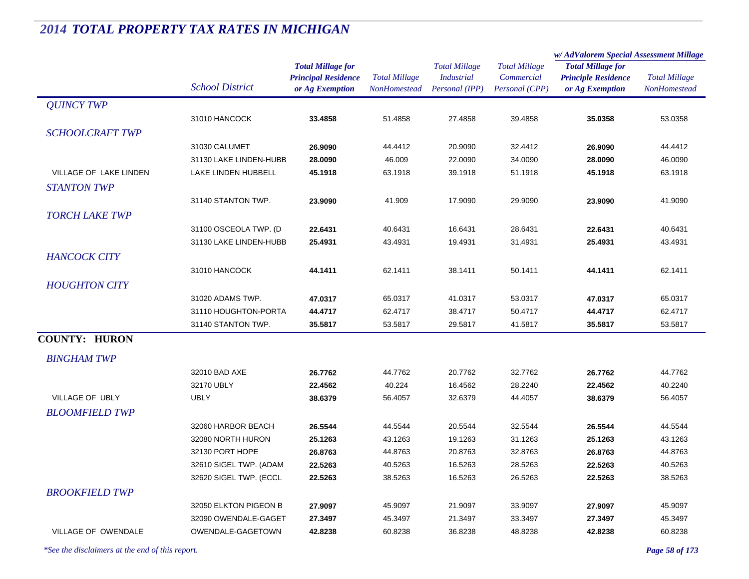# 2014 TOTAL PROPERTY TAX RATES IN MICHIGAN

| | School District | Total Millage for Principal Residence or Ag Exemption | Total Millage NonHomestead | Total Millage Industrial Personal (IPP) | Total Millage Commercial Personal (CPP) | w/ AdValorem Special Assessment Millage Total Millage for Principle Residence or Ag Exemption | w/ AdValorem Special Assessment Millage Total Millage NonHomestead |
|---|---|---|---|---|---|---|---|
| *QUINCY TWP* | | | | | | | |
| | 31010 HANCOCK | **33.4858** | 51.4858 | 27.4858 | 39.4858 | **35.0358** | 53.0358 |
| *SCHOOLCRAFT TWP* | | | | | | | |
| | 31030 CALUMET | **26.9090** | 44.4412 | 20.9090 | 32.4412 | **26.9090** | 44.4412 |
| | 31130 LAKE LINDEN-HUBB | **28.0090** | 46.009 | 22.0090 | 34.0090 | **28.0090** | 46.0090 |
| VILLAGE OF LAKE LINDEN | LAKE LINDEN HUBBELL | **45.1918** | 63.1918 | 39.1918 | 51.1918 | **45.1918** | 63.1918 |
| *STANTON TWP* | | | | | | | |
| | 31140 STANTON TWP. | **23.9090** | 41.909 | 17.9090 | 29.9090 | **23.9090** | 41.9090 |
| *TORCH LAKE TWP* | | | | | | | |
| | 31100 OSCEOLA TWP. (D | **22.6431** | 40.6431 | 16.6431 | 28.6431 | **22.6431** | 40.6431 |
| | 31130 LAKE LINDEN-HUBB | **25.4931** | 43.4931 | 19.4931 | 31.4931 | **25.4931** | 43.4931 |
| *HANCOCK CITY* | | | | | | | |
| | 31010 HANCOCK | **44.1411** | 62.1411 | 38.1411 | 50.1411 | **44.1411** | 62.1411 |
| *HOUGHTON CITY* | | | | | | | |
| | 31020 ADAMS TWP. | **47.0317** | 65.0317 | 41.0317 | 53.0317 | **47.0317** | 65.0317 |
| | 31110 HOUGHTON-PORTA | **44.4717** | 62.4717 | 38.4717 | 50.4717 | **44.4717** | 62.4717 |
| | 31140 STANTON TWP. | **35.5817** | 53.5817 | 29.5817 | 41.5817 | **35.5817** | 53.5817 |
| **COUNTY: HURON** | | | | | | | |
| *BINGHAM TWP* | | | | | | | |
| | 32010 BAD AXE | **26.7762** | 44.7762 | 20.7762 | 32.7762 | **26.7762** | 44.7762 |
| | 32170 UBLY | **22.4562** | 40.224 | 16.4562 | 28.2240 | **22.4562** | 40.2240 |
| VILLAGE OF UBLY | UBLY | **38.6379** | 56.4057 | 32.6379 | 44.4057 | **38.6379** | 56.4057 |
| *BLOOMFIELD TWP* | | | | | | | |
| | 32060 HARBOR BEACH | **26.5544** | 44.5544 | 20.5544 | 32.5544 | **26.5544** | 44.5544 |
| | 32080 NORTH HURON | **25.1263** | 43.1263 | 19.1263 | 31.1263 | **25.1263** | 43.1263 |
| | 32130 PORT HOPE | **26.8763** | 44.8763 | 20.8763 | 32.8763 | **26.8763** | 44.8763 |
| | 32610 SIGEL TWP. (ADAM | **22.5263** | 40.5263 | 16.5263 | 28.5263 | **22.5263** | 40.5263 |
| | 32620 SIGEL TWP. (ECCL | **22.5263** | 38.5263 | 16.5263 | 26.5263 | **22.5263** | 38.5263 |
| *BROOKFIELD TWP* | | | | | | | |
| | 32050 ELKTON PIGEON B | **27.9097** | 45.9097 | 21.9097 | 33.9097 | **27.9097** | 45.9097 |
| | 32090 OWENDALE-GAGET | **27.3497** | 45.3497 | 21.3497 | 33.3497 | **27.3497** | 45.3497 |
| VILLAGE OF OWENDALE | OWENDALE-GAGETOWN | **42.8238** | 60.8238 | 36.8238 | 48.8238 | **42.8238** | 60.8238 |

*\*See the disclaimers at the end of this report.*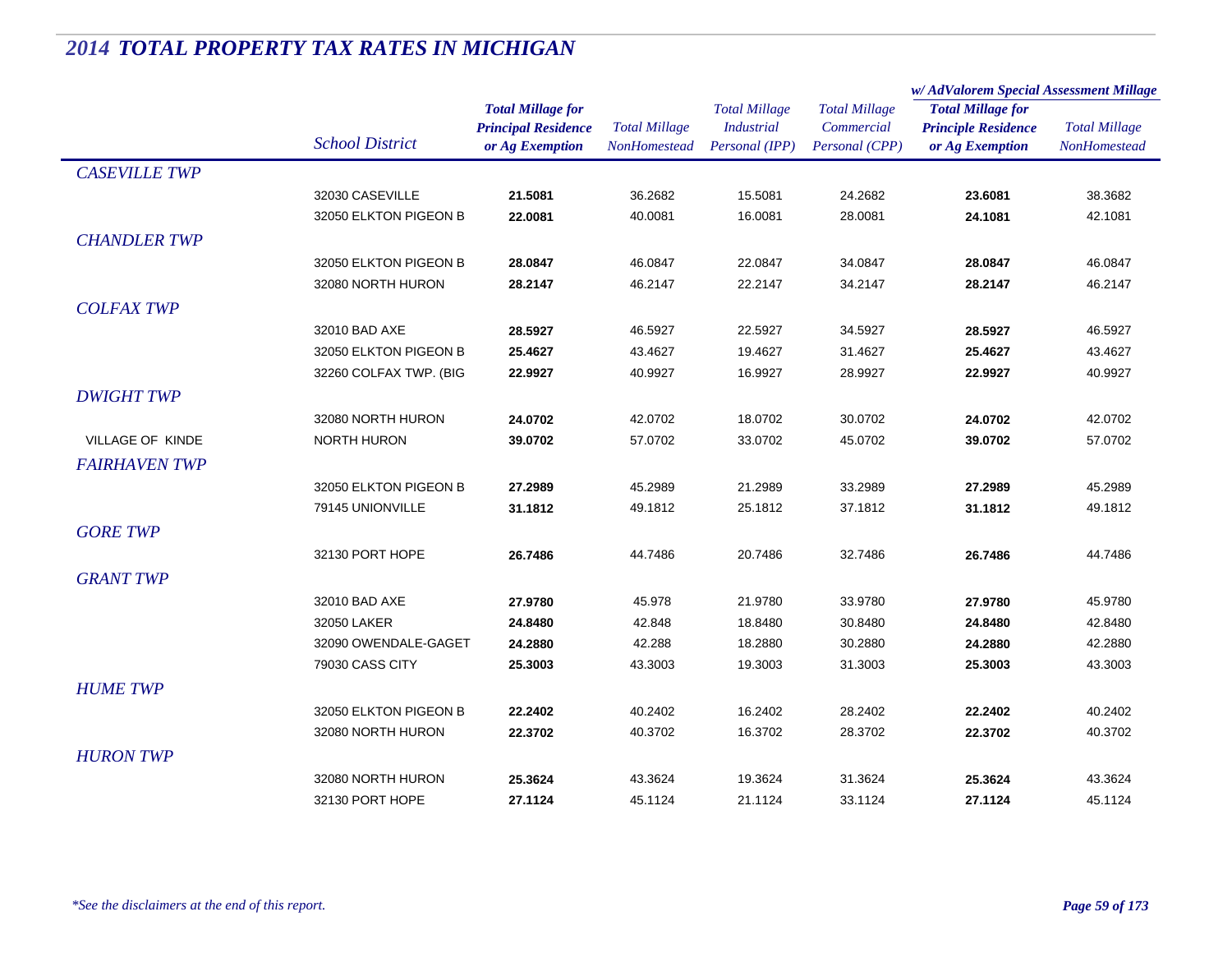# 2014 TOTAL PROPERTY TAX RATES IN MICHIGAN

| | School District | Total Millage for Principal Residence or Ag Exemption | Total Millage NonHomestead | Total Millage Industrial Personal (IPP) | Total Millage Commercial Personal (CPP) | w/ AdValorem Special Assessment Millage: Total Millage for Principle Residence or Ag Exemption | w/ AdValorem Special Assessment Millage: Total Millage NonHomestead |
|---|---|---|---|---|---|---|---|
| *CASEVILLE TWP* | | | | | | | |
| | 32030 CASEVILLE | **21.5081** | 36.2682 | 15.5081 | 24.2682 | **23.6081** | 38.3682 |
| | 32050 ELKTON PIGEON B | **22.0081** | 40.0081 | 16.0081 | 28.0081 | **24.1081** | 42.1081 |
| *CHANDLER TWP* | | | | | | | |
| | 32050 ELKTON PIGEON B | **28.0847** | 46.0847 | 22.0847 | 34.0847 | **28.0847** | 46.0847 |
| | 32080 NORTH HURON | **28.2147** | 46.2147 | 22.2147 | 34.2147 | **28.2147** | 46.2147 |
| *COLFAX TWP* | | | | | | | |
| | 32010 BAD AXE | **28.5927** | 46.5927 | 22.5927 | 34.5927 | **28.5927** | 46.5927 |
| | 32050 ELKTON PIGEON B | **25.4627** | 43.4627 | 19.4627 | 31.4627 | **25.4627** | 43.4627 |
| | 32260 COLFAX TWP. (BIG | **22.9927** | 40.9927 | 16.9927 | 28.9927 | **22.9927** | 40.9927 |
| *DWIGHT TWP* | | | | | | | |
| | 32080 NORTH HURON | **24.0702** | 42.0702 | 18.0702 | 30.0702 | **24.0702** | 42.0702 |
| VILLAGE OF KINDE | NORTH HURON | **39.0702** | 57.0702 | 33.0702 | 45.0702 | **39.0702** | 57.0702 |
| *FAIRHAVEN TWP* | | | | | | | |
| | 32050 ELKTON PIGEON B | **27.2989** | 45.2989 | 21.2989 | 33.2989 | **27.2989** | 45.2989 |
| | 79145 UNIONVILLE | **31.1812** | 49.1812 | 25.1812 | 37.1812 | **31.1812** | 49.1812 |
| *GORE TWP* | | | | | | | |
| | 32130 PORT HOPE | **26.7486** | 44.7486 | 20.7486 | 32.7486 | **26.7486** | 44.7486 |
| *GRANT TWP* | | | | | | | |
| | 32010 BAD AXE | **27.9780** | 45.978 | 21.9780 | 33.9780 | **27.9780** | 45.9780 |
| | 32050 LAKER | **24.8480** | 42.848 | 18.8480 | 30.8480 | **24.8480** | 42.8480 |
| | 32090 OWENDALE-GAGET | **24.2880** | 42.288 | 18.2880 | 30.2880 | **24.2880** | 42.2880 |
| | 79030 CASS CITY | **25.3003** | 43.3003 | 19.3003 | 31.3003 | **25.3003** | 43.3003 |
| *HUME TWP* | | | | | | | |
| | 32050 ELKTON PIGEON B | **22.2402** | 40.2402 | 16.2402 | 28.2402 | **22.2402** | 40.2402 |
| | 32080 NORTH HURON | **22.3702** | 40.3702 | 16.3702 | 28.3702 | **22.3702** | 40.3702 |
| *HURON TWP* | | | | | | | |
| | 32080 NORTH HURON | **25.3624** | 43.3624 | 19.3624 | 31.3624 | **25.3624** | 43.3624 |
| | 32130 PORT HOPE | **27.1124** | 45.1124 | 21.1124 | 33.1124 | **27.1124** | 45.1124 |

*\*See the disclaimers at the end of this report.*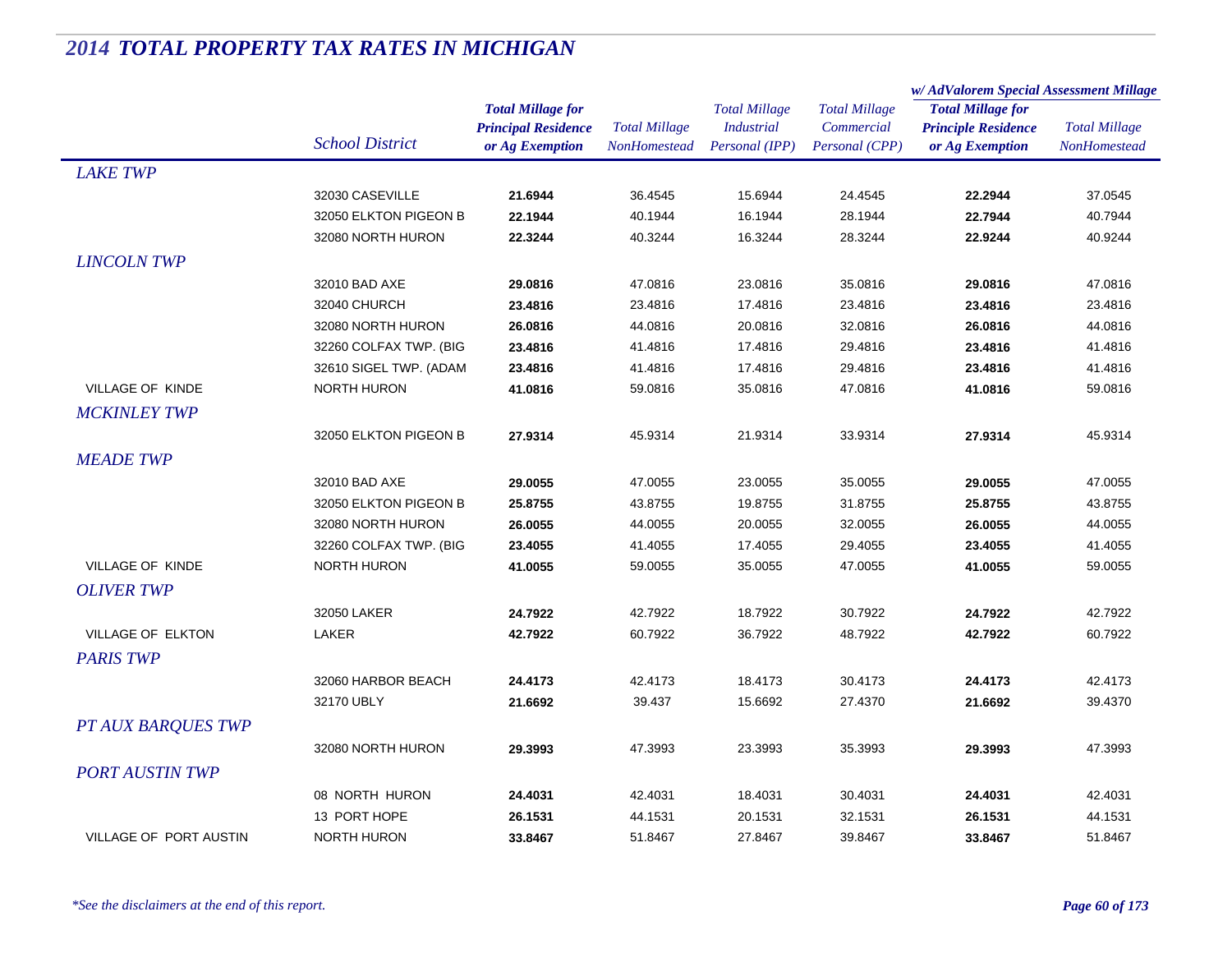## 2014 TOTAL PROPERTY TAX RATES IN MICHIGAN

| | School District | Total Millage for Principal Residence or Ag Exemption | Total Millage NonHomestead | Total Millage Industrial Personal (IPP) | Total Millage Commercial Personal (CPP) | w/ AdValorem Special Assessment Millage: Total Millage for Principle Residence or Ag Exemption | w/ AdValorem Special Assessment Millage: Total Millage NonHomestead |
|---|---|---|---|---|---|---|---|
| *LAKE TWP* | | | | | | | |
| | 32030 CASEVILLE | **21.6944** | 36.4545 | 15.6944 | 24.4545 | **22.2944** | 37.0545 |
| | 32050 ELKTON PIGEON B | **22.1944** | 40.1944 | 16.1944 | 28.1944 | **22.7944** | 40.7944 |
| | 32080 NORTH HURON | **22.3244** | 40.3244 | 16.3244 | 28.3244 | **22.9244** | 40.9244 |
| *LINCOLN TWP* | | | | | | | |
| | 32010 BAD AXE | **29.0816** | 47.0816 | 23.0816 | 35.0816 | **29.0816** | 47.0816 |
| | 32040 CHURCH | **23.4816** | 23.4816 | 17.4816 | 23.4816 | **23.4816** | 23.4816 |
| | 32080 NORTH HURON | **26.0816** | 44.0816 | 20.0816 | 32.0816 | **26.0816** | 44.0816 |
| | 32260 COLFAX TWP. (BIG | **23.4816** | 41.4816 | 17.4816 | 29.4816 | **23.4816** | 41.4816 |
| | 32610 SIGEL TWP. (ADAM | **23.4816** | 41.4816 | 17.4816 | 29.4816 | **23.4816** | 41.4816 |
| VILLAGE OF KINDE | NORTH HURON | **41.0816** | 59.0816 | 35.0816 | 47.0816 | **41.0816** | 59.0816 |
| *MCKINLEY TWP* | | | | | | | |
| | 32050 ELKTON PIGEON B | **27.9314** | 45.9314 | 21.9314 | 33.9314 | **27.9314** | 45.9314 |
| *MEADE TWP* | | | | | | | |
| | 32010 BAD AXE | **29.0055** | 47.0055 | 23.0055 | 35.0055 | **29.0055** | 47.0055 |
| | 32050 ELKTON PIGEON B | **25.8755** | 43.8755 | 19.8755 | 31.8755 | **25.8755** | 43.8755 |
| | 32080 NORTH HURON | **26.0055** | 44.0055 | 20.0055 | 32.0055 | **26.0055** | 44.0055 |
| | 32260 COLFAX TWP. (BIG | **23.4055** | 41.4055 | 17.4055 | 29.4055 | **23.4055** | 41.4055 |
| VILLAGE OF KINDE | NORTH HURON | **41.0055** | 59.0055 | 35.0055 | 47.0055 | **41.0055** | 59.0055 |
| *OLIVER TWP* | | | | | | | |
| | 32050 LAKER | **24.7922** | 42.7922 | 18.7922 | 30.7922 | **24.7922** | 42.7922 |
| VILLAGE OF ELKTON | LAKER | **42.7922** | 60.7922 | 36.7922 | 48.7922 | **42.7922** | 60.7922 |
| *PARIS TWP* | | | | | | | |
| | 32060 HARBOR BEACH | **24.4173** | 42.4173 | 18.4173 | 30.4173 | **24.4173** | 42.4173 |
| | 32170 UBLY | **21.6692** | 39.437 | 15.6692 | 27.4370 | **21.6692** | 39.4370 |
| *PT AUX BARQUES TWP* | | | | | | | |
| | 32080 NORTH HURON | **29.3993** | 47.3993 | 23.3993 | 35.3993 | **29.3993** | 47.3993 |
| *PORT AUSTIN TWP* | | | | | | | |
| | 08 NORTH HURON | **24.4031** | 42.4031 | 18.4031 | 30.4031 | **24.4031** | 42.4031 |
| | 13 PORT HOPE | **26.1531** | 44.1531 | 20.1531 | 32.1531 | **26.1531** | 44.1531 |
| VILLAGE OF PORT AUSTIN | NORTH HURON | **33.8467** | 51.8467 | 27.8467 | 39.8467 | **33.8467** | 51.8467 |

*\*See the disclaimers at the end of this report.*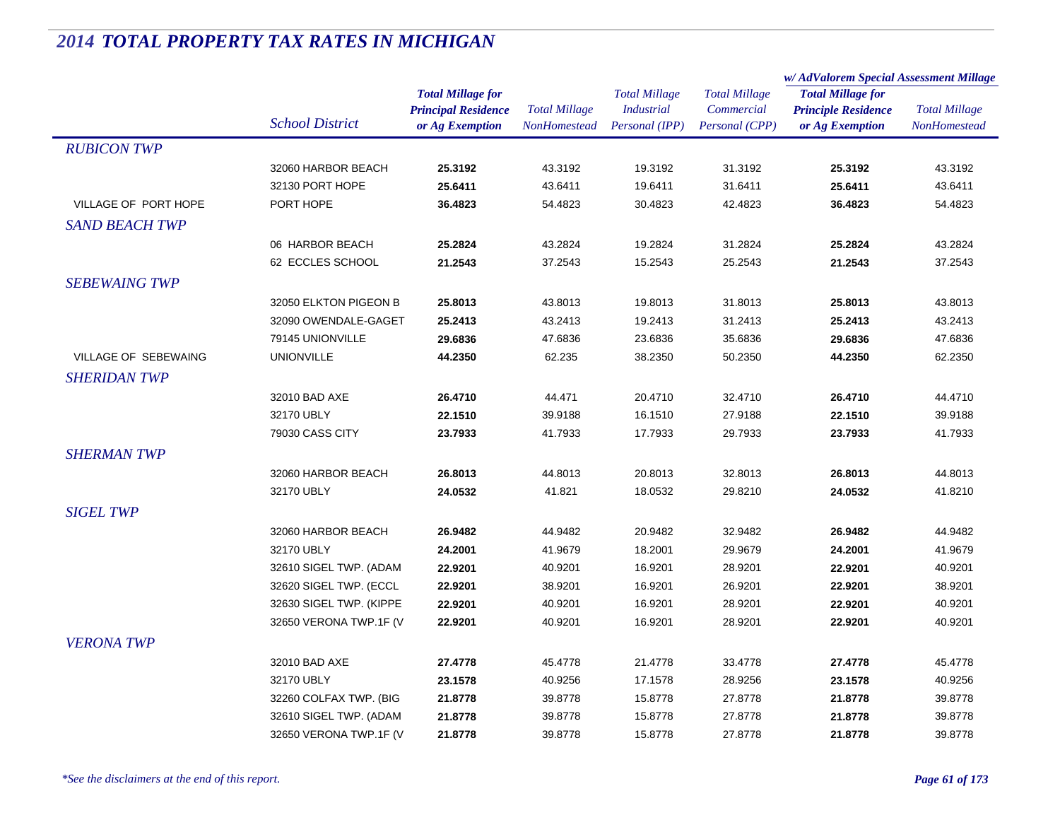# 2014 TOTAL PROPERTY TAX RATES IN MICHIGAN

| | School District | Total Millage for Principal Residence or Ag Exemption | Total Millage NonHomestead | Total Millage Industrial Personal (IPP) | Total Millage Commercial Personal (CPP) | w/ AdValorem Special Assessment Millage Total Millage for Principle Residence or Ag Exemption | w/ AdValorem Special Assessment Millage Total Millage NonHomestead |
|---|---|---|---|---|---|---|---|
| *RUBICON TWP* | | | | | | | |
| | 32060 HARBOR BEACH | **25.3192** | 43.3192 | 19.3192 | 31.3192 | **25.3192** | 43.3192 |
| | 32130 PORT HOPE | **25.6411** | 43.6411 | 19.6411 | 31.6411 | **25.6411** | 43.6411 |
| VILLAGE OF PORT HOPE | PORT HOPE | **36.4823** | 54.4823 | 30.4823 | 42.4823 | **36.4823** | 54.4823 |
| *SAND BEACH TWP* | | | | | | | |
| | 06 HARBOR BEACH | **25.2824** | 43.2824 | 19.2824 | 31.2824 | **25.2824** | 43.2824 |
| | 62 ECCLES SCHOOL | **21.2543** | 37.2543 | 15.2543 | 25.2543 | **21.2543** | 37.2543 |
| *SEBEWAING TWP* | | | | | | | |
| | 32050 ELKTON PIGEON B | **25.8013** | 43.8013 | 19.8013 | 31.8013 | **25.8013** | 43.8013 |
| | 32090 OWENDALE-GAGET | **25.2413** | 43.2413 | 19.2413 | 31.2413 | **25.2413** | 43.2413 |
| | 79145 UNIONVILLE | **29.6836** | 47.6836 | 23.6836 | 35.6836 | **29.6836** | 47.6836 |
| VILLAGE OF SEBEWAING | UNIONVILLE | **44.2350** | 62.235 | 38.2350 | 50.2350 | **44.2350** | 62.2350 |
| *SHERIDAN TWP* | | | | | | | |
| | 32010 BAD AXE | **26.4710** | 44.471 | 20.4710 | 32.4710 | **26.4710** | 44.4710 |
| | 32170 UBLY | **22.1510** | 39.9188 | 16.1510 | 27.9188 | **22.1510** | 39.9188 |
| | 79030 CASS CITY | **23.7933** | 41.7933 | 17.7933 | 29.7933 | **23.7933** | 41.7933 |
| *SHERMAN TWP* | | | | | | | |
| | 32060 HARBOR BEACH | **26.8013** | 44.8013 | 20.8013 | 32.8013 | **26.8013** | 44.8013 |
| | 32170 UBLY | **24.0532** | 41.821 | 18.0532 | 29.8210 | **24.0532** | 41.8210 |
| *SIGEL TWP* | | | | | | | |
| | 32060 HARBOR BEACH | **26.9482** | 44.9482 | 20.9482 | 32.9482 | **26.9482** | 44.9482 |
| | 32170 UBLY | **24.2001** | 41.9679 | 18.2001 | 29.9679 | **24.2001** | 41.9679 |
| | 32610 SIGEL TWP. (ADAM | **22.9201** | 40.9201 | 16.9201 | 28.9201 | **22.9201** | 40.9201 |
| | 32620 SIGEL TWP. (ECCL | **22.9201** | 38.9201 | 16.9201 | 26.9201 | **22.9201** | 38.9201 |
| | 32630 SIGEL TWP. (KIPPE | **22.9201** | 40.9201 | 16.9201 | 28.9201 | **22.9201** | 40.9201 |
| | 32650 VERONA TWP.1F (V | **22.9201** | 40.9201 | 16.9201 | 28.9201 | **22.9201** | 40.9201 |
| *VERONA TWP* | | | | | | | |
| | 32010 BAD AXE | **27.4778** | 45.4778 | 21.4778 | 33.4778 | **27.4778** | 45.4778 |
| | 32170 UBLY | **23.1578** | 40.9256 | 17.1578 | 28.9256 | **23.1578** | 40.9256 |
| | 32260 COLFAX TWP. (BIG | **21.8778** | 39.8778 | 15.8778 | 27.8778 | **21.8778** | 39.8778 |
| | 32610 SIGEL TWP. (ADAM | **21.8778** | 39.8778 | 15.8778 | 27.8778 | **21.8778** | 39.8778 |
| | 32650 VERONA TWP.1F (V | **21.8778** | 39.8778 | 15.8778 | 27.8778 | **21.8778** | 39.8778 |

*\*See the disclaimers at the end of this report.*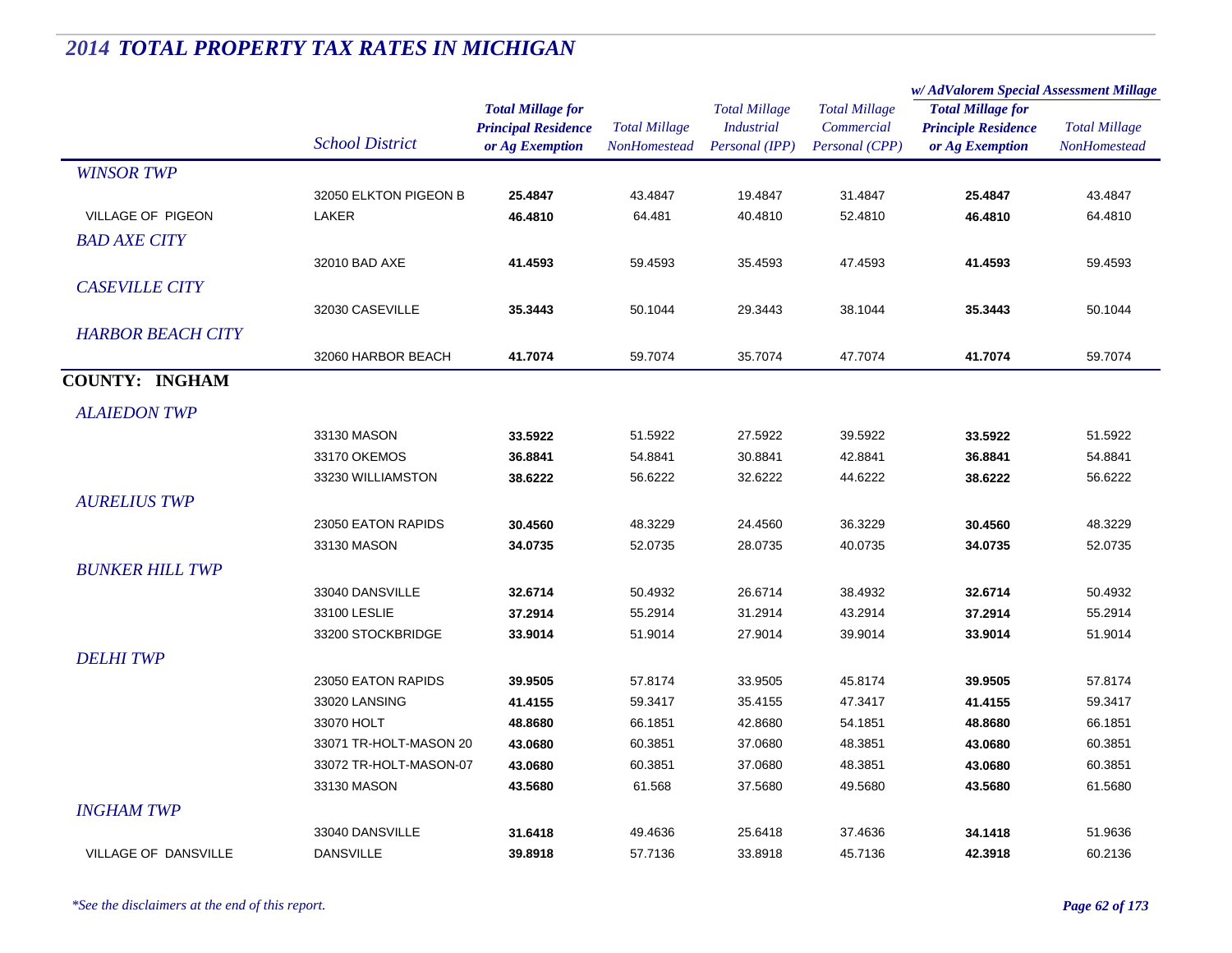# 2014 TOTAL PROPERTY TAX RATES IN MICHIGAN

| | School District | Total Millage for Principal Residence or Ag Exemption | Total Millage NonHomestead | Total Millage Industrial Personal (IPP) | Total Millage Commercial Personal (CPP) | w/ AdValorem Special Assessment Millage: Total Millage for Principle Residence or Ag Exemption | w/ AdValorem Special Assessment Millage: Total Millage NonHomestead |
|---|---|---|---|---|---|---|---|
| *WINSOR TWP* | | | | | | | |
| | 32050 ELKTON PIGEON B | **25.4847** | 43.4847 | 19.4847 | 31.4847 | **25.4847** | 43.4847 |
| VILLAGE OF PIGEON | LAKER | **46.4810** | 64.481 | 40.4810 | 52.4810 | **46.4810** | 64.4810 |
| *BAD AXE CITY* | | | | | | | |
| | 32010 BAD AXE | **41.4593** | 59.4593 | 35.4593 | 47.4593 | **41.4593** | 59.4593 |
| *CASEVILLE CITY* | | | | | | | |
| | 32030 CASEVILLE | **35.3443** | 50.1044 | 29.3443 | 38.1044 | **35.3443** | 50.1044 |
| *HARBOR BEACH CITY* | | | | | | | |
| | 32060 HARBOR BEACH | **41.7074** | 59.7074 | 35.7074 | 47.7074 | **41.7074** | 59.7074 |
| **COUNTY: INGHAM** | | | | | | | |
| *ALAIEDON TWP* | | | | | | | |
| | 33130 MASON | **33.5922** | 51.5922 | 27.5922 | 39.5922 | **33.5922** | 51.5922 |
| | 33170 OKEMOS | **36.8841** | 54.8841 | 30.8841 | 42.8841 | **36.8841** | 54.8841 |
| | 33230 WILLIAMSTON | **38.6222** | 56.6222 | 32.6222 | 44.6222 | **38.6222** | 56.6222 |
| *AURELIUS TWP* | | | | | | | |
| | 23050 EATON RAPIDS | **30.4560** | 48.3229 | 24.4560 | 36.3229 | **30.4560** | 48.3229 |
| | 33130 MASON | **34.0735** | 52.0735 | 28.0735 | 40.0735 | **34.0735** | 52.0735 |
| *BUNKER HILL TWP* | | | | | | | |
| | 33040 DANSVILLE | **32.6714** | 50.4932 | 26.6714 | 38.4932 | **32.6714** | 50.4932 |
| | 33100 LESLIE | **37.2914** | 55.2914 | 31.2914 | 43.2914 | **37.2914** | 55.2914 |
| | 33200 STOCKBRIDGE | **33.9014** | 51.9014 | 27.9014 | 39.9014 | **33.9014** | 51.9014 |
| *DELHI TWP* | | | | | | | |
| | 23050 EATON RAPIDS | **39.9505** | 57.8174 | 33.9505 | 45.8174 | **39.9505** | 57.8174 |
| | 33020 LANSING | **41.4155** | 59.3417 | 35.4155 | 47.3417 | **41.4155** | 59.3417 |
| | 33070 HOLT | **48.8680** | 66.1851 | 42.8680 | 54.1851 | **48.8680** | 66.1851 |
| | 33071 TR-HOLT-MASON 20 | **43.0680** | 60.3851 | 37.0680 | 48.3851 | **43.0680** | 60.3851 |
| | 33072 TR-HOLT-MASON-07 | **43.0680** | 60.3851 | 37.0680 | 48.3851 | **43.0680** | 60.3851 |
| | 33130 MASON | **43.5680** | 61.568 | 37.5680 | 49.5680 | **43.5680** | 61.5680 |
| *INGHAM TWP* | | | | | | | |
| | 33040 DANSVILLE | **31.6418** | 49.4636 | 25.6418 | 37.4636 | **34.1418** | 51.9636 |
| VILLAGE OF DANSVILLE | DANSVILLE | **39.8918** | 57.7136 | 33.8918 | 45.7136 | **42.3918** | 60.2136 |

*\*See the disclaimers at the end of this report.*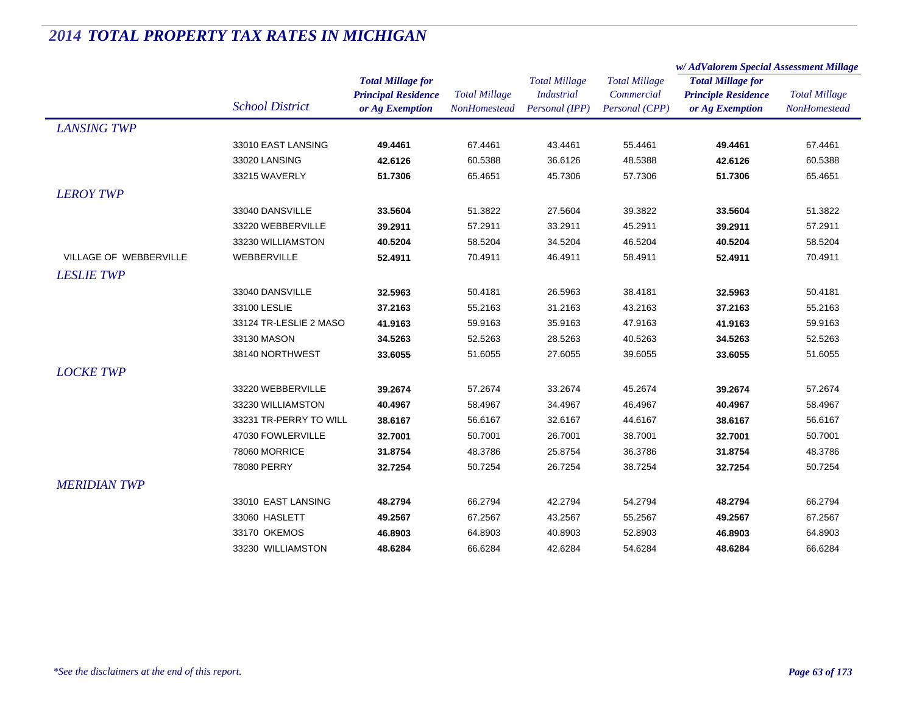# 2014 TOTAL PROPERTY TAX RATES IN MICHIGAN

| | School District | Total Millage for Principal Residence or Ag Exemption | Total Millage NonHomestead | Total Millage Industrial Personal (IPP) | Total Millage Commercial Personal (CPP) | w/ AdValorem Special Assessment Millage: Total Millage for Principle Residence or Ag Exemption | w/ AdValorem Special Assessment Millage: Total Millage NonHomestead |
|---|---|---|---|---|---|---|---|
| *LANSING TWP* | | | | | | | |
| | 33010 EAST LANSING | **49.4461** | 67.4461 | 43.4461 | 55.4461 | **49.4461** | 67.4461 |
| | 33020 LANSING | **42.6126** | 60.5388 | 36.6126 | 48.5388 | **42.6126** | 60.5388 |
| | 33215 WAVERLY | **51.7306** | 65.4651 | 45.7306 | 57.7306 | **51.7306** | 65.4651 |
| *LEROY TWP* | | | | | | | |
| | 33040 DANSVILLE | **33.5604** | 51.3822 | 27.5604 | 39.3822 | **33.5604** | 51.3822 |
| | 33220 WEBBERVILLE | **39.2911** | 57.2911 | 33.2911 | 45.2911 | **39.2911** | 57.2911 |
| | 33230 WILLIAMSTON | **40.5204** | 58.5204 | 34.5204 | 46.5204 | **40.5204** | 58.5204 |
| VILLAGE OF WEBBERVILLE | WEBBERVILLE | **52.4911** | 70.4911 | 46.4911 | 58.4911 | **52.4911** | 70.4911 |
| *LESLIE TWP* | | | | | | | |
| | 33040 DANSVILLE | **32.5963** | 50.4181 | 26.5963 | 38.4181 | **32.5963** | 50.4181 |
| | 33100 LESLIE | **37.2163** | 55.2163 | 31.2163 | 43.2163 | **37.2163** | 55.2163 |
| | 33124 TR-LESLIE 2 MASO | **41.9163** | 59.9163 | 35.9163 | 47.9163 | **41.9163** | 59.9163 |
| | 33130 MASON | **34.5263** | 52.5263 | 28.5263 | 40.5263 | **34.5263** | 52.5263 |
| | 38140 NORTHWEST | **33.6055** | 51.6055 | 27.6055 | 39.6055 | **33.6055** | 51.6055 |
| *LOCKE TWP* | | | | | | | |
| | 33220 WEBBERVILLE | **39.2674** | 57.2674 | 33.2674 | 45.2674 | **39.2674** | 57.2674 |
| | 33230 WILLIAMSTON | **40.4967** | 58.4967 | 34.4967 | 46.4967 | **40.4967** | 58.4967 |
| | 33231 TR-PERRY TO WILL | **38.6167** | 56.6167 | 32.6167 | 44.6167 | **38.6167** | 56.6167 |
| | 47030 FOWLERVILLE | **32.7001** | 50.7001 | 26.7001 | 38.7001 | **32.7001** | 50.7001 |
| | 78060 MORRICE | **31.8754** | 48.3786 | 25.8754 | 36.3786 | **31.8754** | 48.3786 |
| | 78080 PERRY | **32.7254** | 50.7254 | 26.7254 | 38.7254 | **32.7254** | 50.7254 |
| *MERIDIAN TWP* | | | | | | | |
| | 33010 EAST LANSING | **48.2794** | 66.2794 | 42.2794 | 54.2794 | **48.2794** | 66.2794 |
| | 33060 HASLETT | **49.2567** | 67.2567 | 43.2567 | 55.2567 | **49.2567** | 67.2567 |
| | 33170 OKEMOS | **46.8903** | 64.8903 | 40.8903 | 52.8903 | **46.8903** | 64.8903 |
| | 33230 WILLIAMSTON | **48.6284** | 66.6284 | 42.6284 | 54.6284 | **48.6284** | 66.6284 |

*\*See the disclaimers at the end of this report.*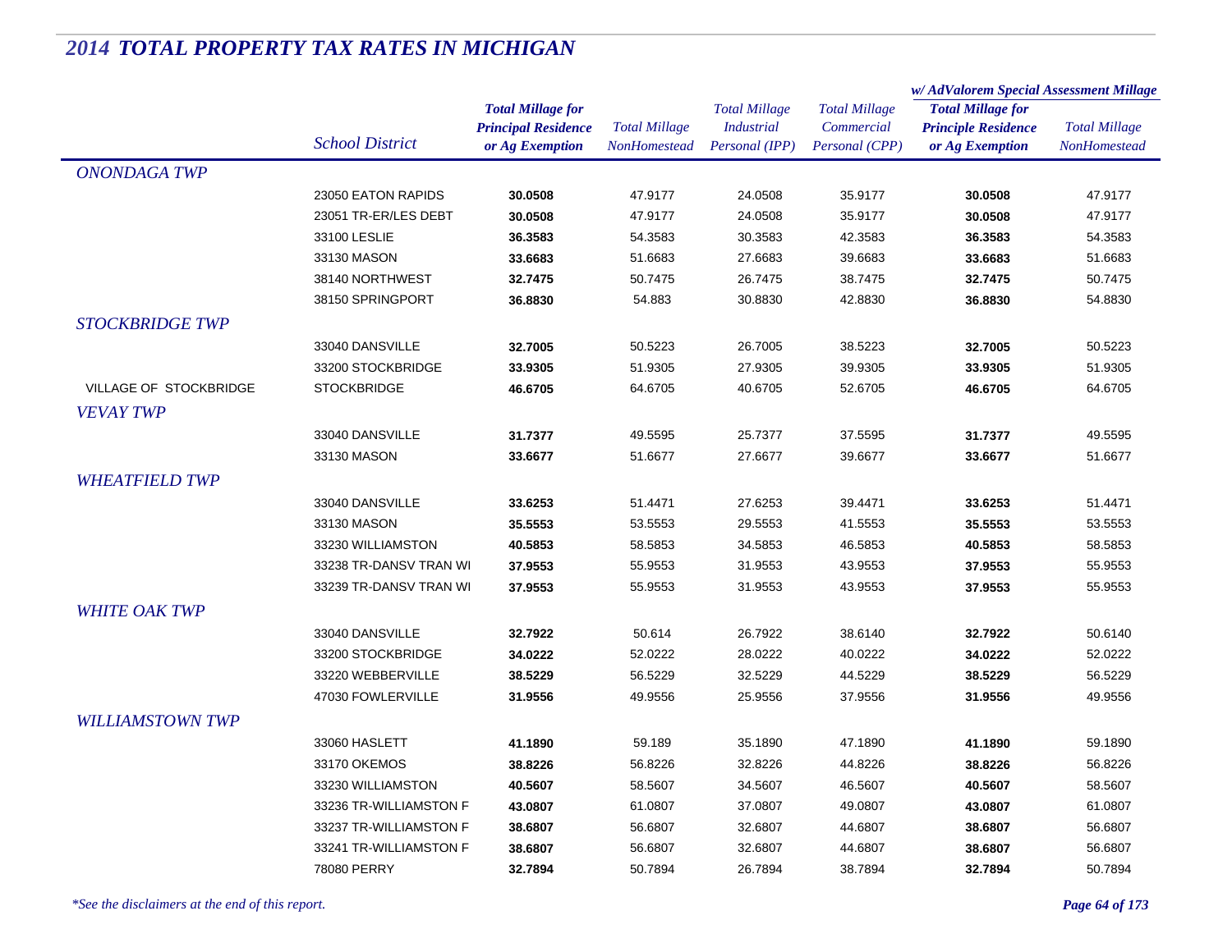# 2014 TOTAL PROPERTY TAX RATES IN MICHIGAN

| | School District | Total Millage for Principal Residence or Ag Exemption | Total Millage NonHomestead | Total Millage Industrial Personal (IPP) | Total Millage Commercial Personal (CPP) | w/ AdValorem Special Assessment Millage: Total Millage for Principle Residence or Ag Exemption | w/ AdValorem Special Assessment Millage: Total Millage NonHomestead |
|---|---|---|---|---|---|---|---|
| *ONONDAGA TWP* | | | | | | | |
| | 23050 EATON RAPIDS | **30.0508** | 47.9177 | 24.0508 | 35.9177 | **30.0508** | 47.9177 |
| | 23051 TR-ER/LES DEBT | **30.0508** | 47.9177 | 24.0508 | 35.9177 | **30.0508** | 47.9177 |
| | 33100 LESLIE | **36.3583** | 54.3583 | 30.3583 | 42.3583 | **36.3583** | 54.3583 |
| | 33130 MASON | **33.6683** | 51.6683 | 27.6683 | 39.6683 | **33.6683** | 51.6683 |
| | 38140 NORTHWEST | **32.7475** | 50.7475 | 26.7475 | 38.7475 | **32.7475** | 50.7475 |
| | 38150 SPRINGPORT | **36.8830** | 54.883 | 30.8830 | 42.8830 | **36.8830** | 54.8830 |
| *STOCKBRIDGE TWP* | | | | | | | |
| | 33040 DANSVILLE | **32.7005** | 50.5223 | 26.7005 | 38.5223 | **32.7005** | 50.5223 |
| | 33200 STOCKBRIDGE | **33.9305** | 51.9305 | 27.9305 | 39.9305 | **33.9305** | 51.9305 |
| VILLAGE OF STOCKBRIDGE | STOCKBRIDGE | **46.6705** | 64.6705 | 40.6705 | 52.6705 | **46.6705** | 64.6705 |
| *VEVAY TWP* | | | | | | | |
| | 33040 DANSVILLE | **31.7377** | 49.5595 | 25.7377 | 37.5595 | **31.7377** | 49.5595 |
| | 33130 MASON | **33.6677** | 51.6677 | 27.6677 | 39.6677 | **33.6677** | 51.6677 |
| *WHEATFIELD TWP* | | | | | | | |
| | 33040 DANSVILLE | **33.6253** | 51.4471 | 27.6253 | 39.4471 | **33.6253** | 51.4471 |
| | 33130 MASON | **35.5553** | 53.5553 | 29.5553 | 41.5553 | **35.5553** | 53.5553 |
| | 33230 WILLIAMSTON | **40.5853** | 58.5853 | 34.5853 | 46.5853 | **40.5853** | 58.5853 |
| | 33238 TR-DANSV TRAN WI | **37.9553** | 55.9553 | 31.9553 | 43.9553 | **37.9553** | 55.9553 |
| | 33239 TR-DANSV TRAN WI | **37.9553** | 55.9553 | 31.9553 | 43.9553 | **37.9553** | 55.9553 |
| *WHITE OAK TWP* | | | | | | | |
| | 33040 DANSVILLE | **32.7922** | 50.614 | 26.7922 | 38.6140 | **32.7922** | 50.6140 |
| | 33200 STOCKBRIDGE | **34.0222** | 52.0222 | 28.0222 | 40.0222 | **34.0222** | 52.0222 |
| | 33220 WEBBERVILLE | **38.5229** | 56.5229 | 32.5229 | 44.5229 | **38.5229** | 56.5229 |
| | 47030 FOWLERVILLE | **31.9556** | 49.9556 | 25.9556 | 37.9556 | **31.9556** | 49.9556 |
| *WILLIAMSTOWN TWP* | | | | | | | |
| | 33060 HASLETT | **41.1890** | 59.189 | 35.1890 | 47.1890 | **41.1890** | 59.1890 |
| | 33170 OKEMOS | **38.8226** | 56.8226 | 32.8226 | 44.8226 | **38.8226** | 56.8226 |
| | 33230 WILLIAMSTON | **40.5607** | 58.5607 | 34.5607 | 46.5607 | **40.5607** | 58.5607 |
| | 33236 TR-WILLIAMSTON F | **43.0807** | 61.0807 | 37.0807 | 49.0807 | **43.0807** | 61.0807 |
| | 33237 TR-WILLIAMSTON F | **38.6807** | 56.6807 | 32.6807 | 44.6807 | **38.6807** | 56.6807 |
| | 33241 TR-WILLIAMSTON F | **38.6807** | 56.6807 | 32.6807 | 44.6807 | **38.6807** | 56.6807 |
| | 78080 PERRY | **32.7894** | 50.7894 | 26.7894 | 38.7894 | **32.7894** | 50.7894 |

*\*See the disclaimers at the end of this report.*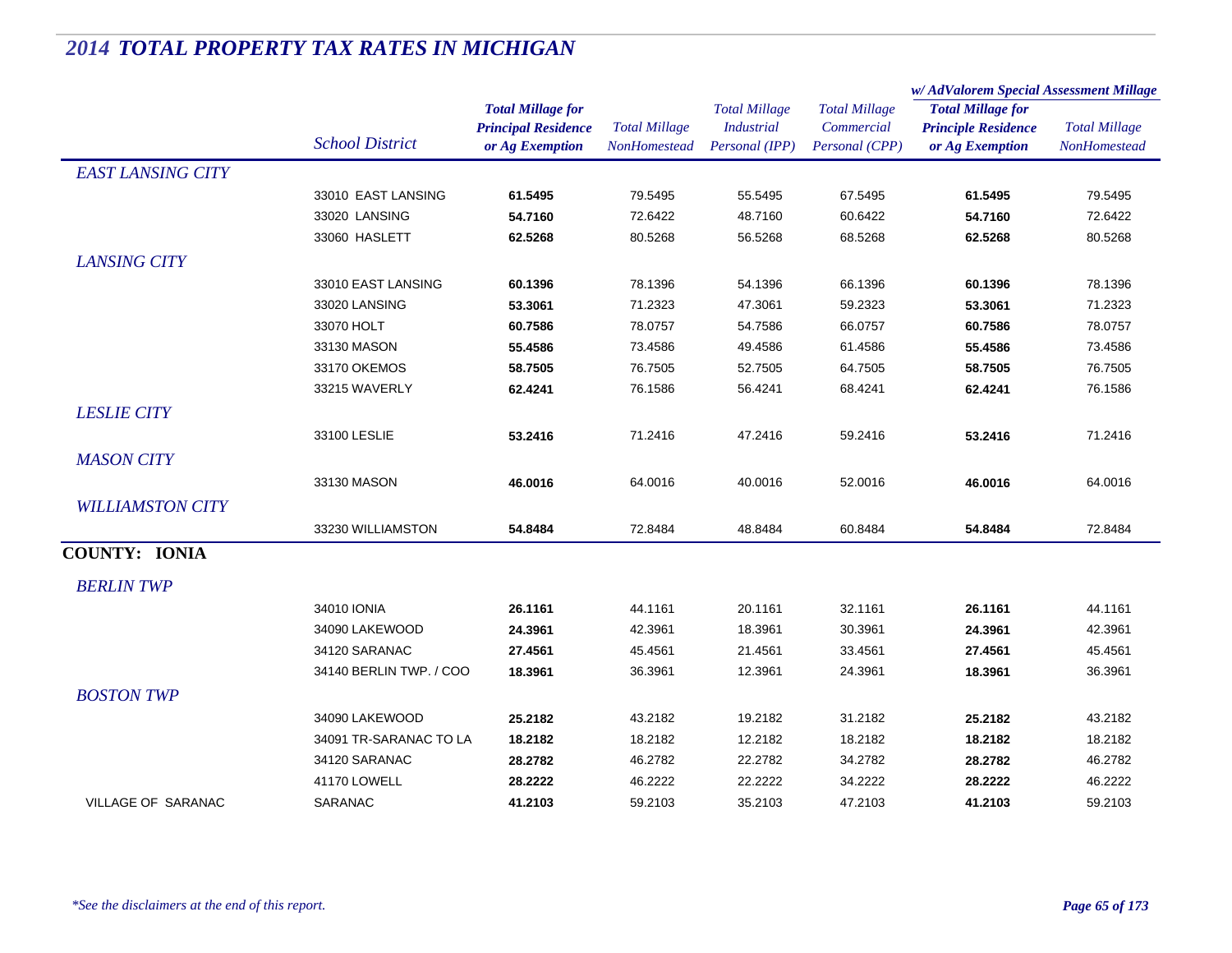# 2014 TOTAL PROPERTY TAX RATES IN MICHIGAN

| | School District | Total Millage for Principal Residence or Ag Exemption | Total Millage NonHomestead | Total Millage Industrial Personal (IPP) | Total Millage Commercial Personal (CPP) | w/ AdValorem Special Assessment Millage Total Millage for Principle Residence or Ag Exemption | Total Millage NonHomestead |
|---|---|---|---|---|---|---|---|
| *EAST LANSING CITY* | | | | | | | |
| | 33010 EAST LANSING | **61.5495** | 79.5495 | 55.5495 | 67.5495 | **61.5495** | 79.5495 |
| | 33020 LANSING | **54.7160** | 72.6422 | 48.7160 | 60.6422 | **54.7160** | 72.6422 |
| | 33060 HASLETT | **62.5268** | 80.5268 | 56.5268 | 68.5268 | **62.5268** | 80.5268 |
| *LANSING CITY* | | | | | | | |
| | 33010 EAST LANSING | **60.1396** | 78.1396 | 54.1396 | 66.1396 | **60.1396** | 78.1396 |
| | 33020 LANSING | **53.3061** | 71.2323 | 47.3061 | 59.2323 | **53.3061** | 71.2323 |
| | 33070 HOLT | **60.7586** | 78.0757 | 54.7586 | 66.0757 | **60.7586** | 78.0757 |
| | 33130 MASON | **55.4586** | 73.4586 | 49.4586 | 61.4586 | **55.4586** | 73.4586 |
| | 33170 OKEMOS | **58.7505** | 76.7505 | 52.7505 | 64.7505 | **58.7505** | 76.7505 |
| | 33215 WAVERLY | **62.4241** | 76.1586 | 56.4241 | 68.4241 | **62.4241** | 76.1586 |
| *LESLIE CITY* | | | | | | | |
| | 33100 LESLIE | **53.2416** | 71.2416 | 47.2416 | 59.2416 | **53.2416** | 71.2416 |
| *MASON CITY* | | | | | | | |
| | 33130 MASON | **46.0016** | 64.0016 | 40.0016 | 52.0016 | **46.0016** | 64.0016 |
| *WILLIAMSTON CITY* | | | | | | | |
| | 33230 WILLIAMSTON | **54.8484** | 72.8484 | 48.8484 | 60.8484 | **54.8484** | 72.8484 |
| **COUNTY: IONIA** | | | | | | | |
| *BERLIN TWP* | | | | | | | |
| | 34010 IONIA | **26.1161** | 44.1161 | 20.1161 | 32.1161 | **26.1161** | 44.1161 |
| | 34090 LAKEWOOD | **24.3961** | 42.3961 | 18.3961 | 30.3961 | **24.3961** | 42.3961 |
| | 34120 SARANAC | **27.4561** | 45.4561 | 21.4561 | 33.4561 | **27.4561** | 45.4561 |
| | 34140 BERLIN TWP. / COO | **18.3961** | 36.3961 | 12.3961 | 24.3961 | **18.3961** | 36.3961 |
| *BOSTON TWP* | | | | | | | |
| | 34090 LAKEWOOD | **25.2182** | 43.2182 | 19.2182 | 31.2182 | **25.2182** | 43.2182 |
| | 34091 TR-SARANAC TO LA | **18.2182** | 18.2182 | 12.2182 | 18.2182 | **18.2182** | 18.2182 |
| | 34120 SARANAC | **28.2782** | 46.2782 | 22.2782 | 34.2782 | **28.2782** | 46.2782 |
| | 41170 LOWELL | **28.2222** | 46.2222 | 22.2222 | 34.2222 | **28.2222** | 46.2222 |
| VILLAGE OF SARANAC | SARANAC | **41.2103** | 59.2103 | 35.2103 | 47.2103 | **41.2103** | 59.2103 |

*\*See the disclaimers at the end of this report.*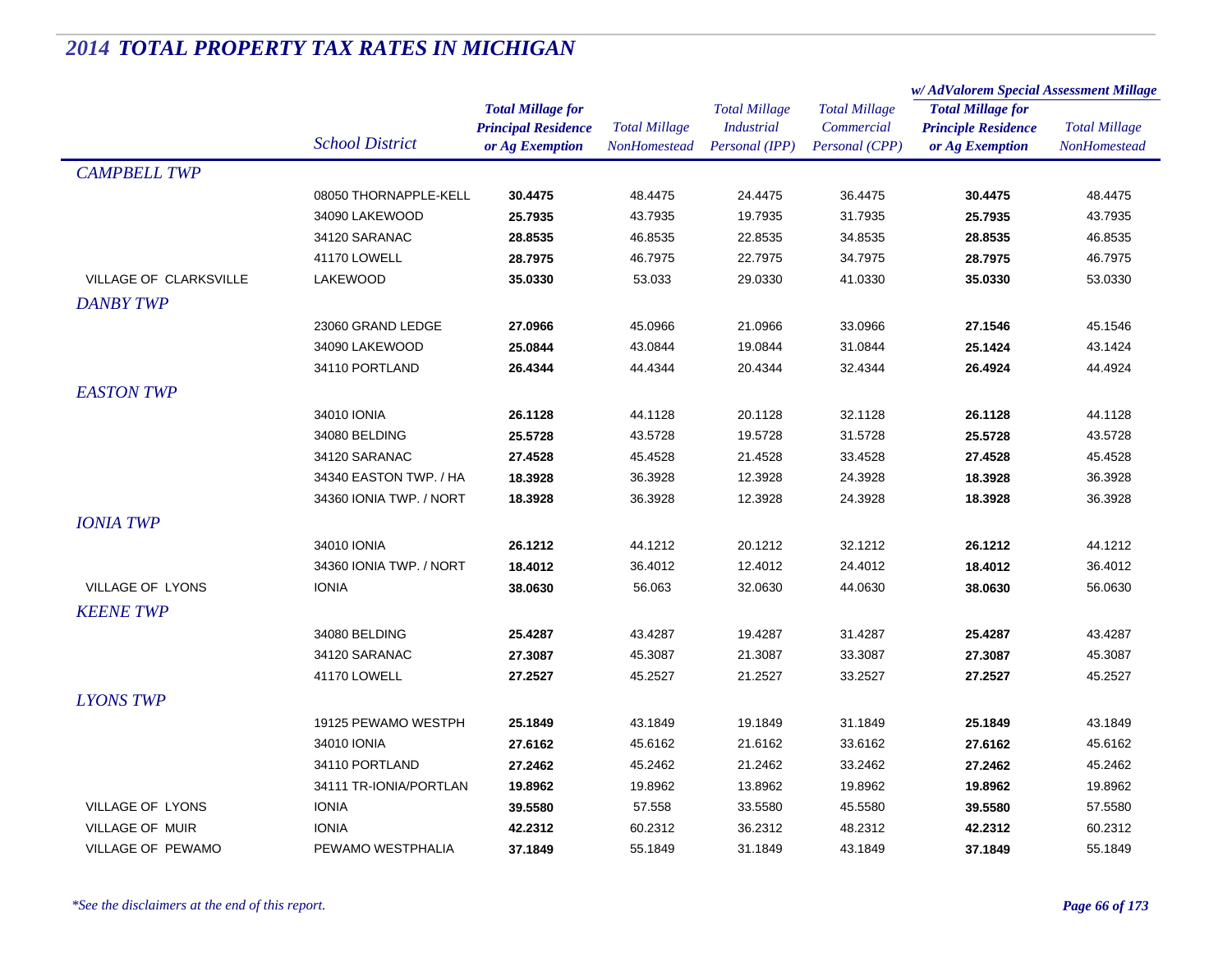# *2014 TOTAL PROPERTY TAX RATES IN MICHIGAN*

| | School District | Total Millage for Principal Residence or Ag Exemption | Total Millage NonHomestead | Total Millage Industrial Personal (IPP) | Total Millage Commercial Personal (CPP) | w/ AdValorem Special Assessment Millage: Total Millage for Principle Residence or Ag Exemption | w/ AdValorem Special Assessment Millage: Total Millage NonHomestead |
|---|---|---|---|---|---|---|---|
| ***CAMPBELL TWP*** | | | | | | | |
| | 08050 THORNAPPLE-KELL | **30.4475** | 48.4475 | 24.4475 | 36.4475 | **30.4475** | 48.4475 |
| | 34090 LAKEWOOD | **25.7935** | 43.7935 | 19.7935 | 31.7935 | **25.7935** | 43.7935 |
| | 34120 SARANAC | **28.8535** | 46.8535 | 22.8535 | 34.8535 | **28.8535** | 46.8535 |
| | 41170 LOWELL | **28.7975** | 46.7975 | 22.7975 | 34.7975 | **28.7975** | 46.7975 |
| VILLAGE OF CLARKSVILLE | LAKEWOOD | **35.0330** | 53.033 | 29.0330 | 41.0330 | **35.0330** | 53.0330 |
| ***DANBY TWP*** | | | | | | | |
| | 23060 GRAND LEDGE | **27.0966** | 45.0966 | 21.0966 | 33.0966 | **27.1546** | 45.1546 |
| | 34090 LAKEWOOD | **25.0844** | 43.0844 | 19.0844 | 31.0844 | **25.1424** | 43.1424 |
| | 34110 PORTLAND | **26.4344** | 44.4344 | 20.4344 | 32.4344 | **26.4924** | 44.4924 |
| ***EASTON TWP*** | | | | | | | |
| | 34010 IONIA | **26.1128** | 44.1128 | 20.1128 | 32.1128 | **26.1128** | 44.1128 |
| | 34080 BELDING | **25.5728** | 43.5728 | 19.5728 | 31.5728 | **25.5728** | 43.5728 |
| | 34120 SARANAC | **27.4528** | 45.4528 | 21.4528 | 33.4528 | **27.4528** | 45.4528 |
| | 34340 EASTON TWP. / HA | **18.3928** | 36.3928 | 12.3928 | 24.3928 | **18.3928** | 36.3928 |
| | 34360 IONIA TWP. / NORT | **18.3928** | 36.3928 | 12.3928 | 24.3928 | **18.3928** | 36.3928 |
| ***IONIA TWP*** | | | | | | | |
| | 34010 IONIA | **26.1212** | 44.1212 | 20.1212 | 32.1212 | **26.1212** | 44.1212 |
| | 34360 IONIA TWP. / NORT | **18.4012** | 36.4012 | 12.4012 | 24.4012 | **18.4012** | 36.4012 |
| VILLAGE OF LYONS | IONIA | **38.0630** | 56.063 | 32.0630 | 44.0630 | **38.0630** | 56.0630 |
| ***KEENE TWP*** | | | | | | | |
| | 34080 BELDING | **25.4287** | 43.4287 | 19.4287 | 31.4287 | **25.4287** | 43.4287 |
| | 34120 SARANAC | **27.3087** | 45.3087 | 21.3087 | 33.3087 | **27.3087** | 45.3087 |
| | 41170 LOWELL | **27.2527** | 45.2527 | 21.2527 | 33.2527 | **27.2527** | 45.2527 |
| ***LYONS TWP*** | | | | | | | |
| | 19125 PEWAMO WESTPH | **25.1849** | 43.1849 | 19.1849 | 31.1849 | **25.1849** | 43.1849 |
| | 34010 IONIA | **27.6162** | 45.6162 | 21.6162 | 33.6162 | **27.6162** | 45.6162 |
| | 34110 PORTLAND | **27.2462** | 45.2462 | 21.2462 | 33.2462 | **27.2462** | 45.2462 |
| | 34111 TR-IONIA/PORTLAN | **19.8962** | 19.8962 | 13.8962 | 19.8962 | **19.8962** | 19.8962 |
| VILLAGE OF LYONS | IONIA | **39.5580** | 57.558 | 33.5580 | 45.5580 | **39.5580** | 57.5580 |
| VILLAGE OF MUIR | IONIA | **42.2312** | 60.2312 | 36.2312 | 48.2312 | **42.2312** | 60.2312 |
| VILLAGE OF PEWAMO | PEWAMO WESTPHALIA | **37.1849** | 55.1849 | 31.1849 | 43.1849 | **37.1849** | 55.1849 |

*\*See the disclaimers at the end of this report.*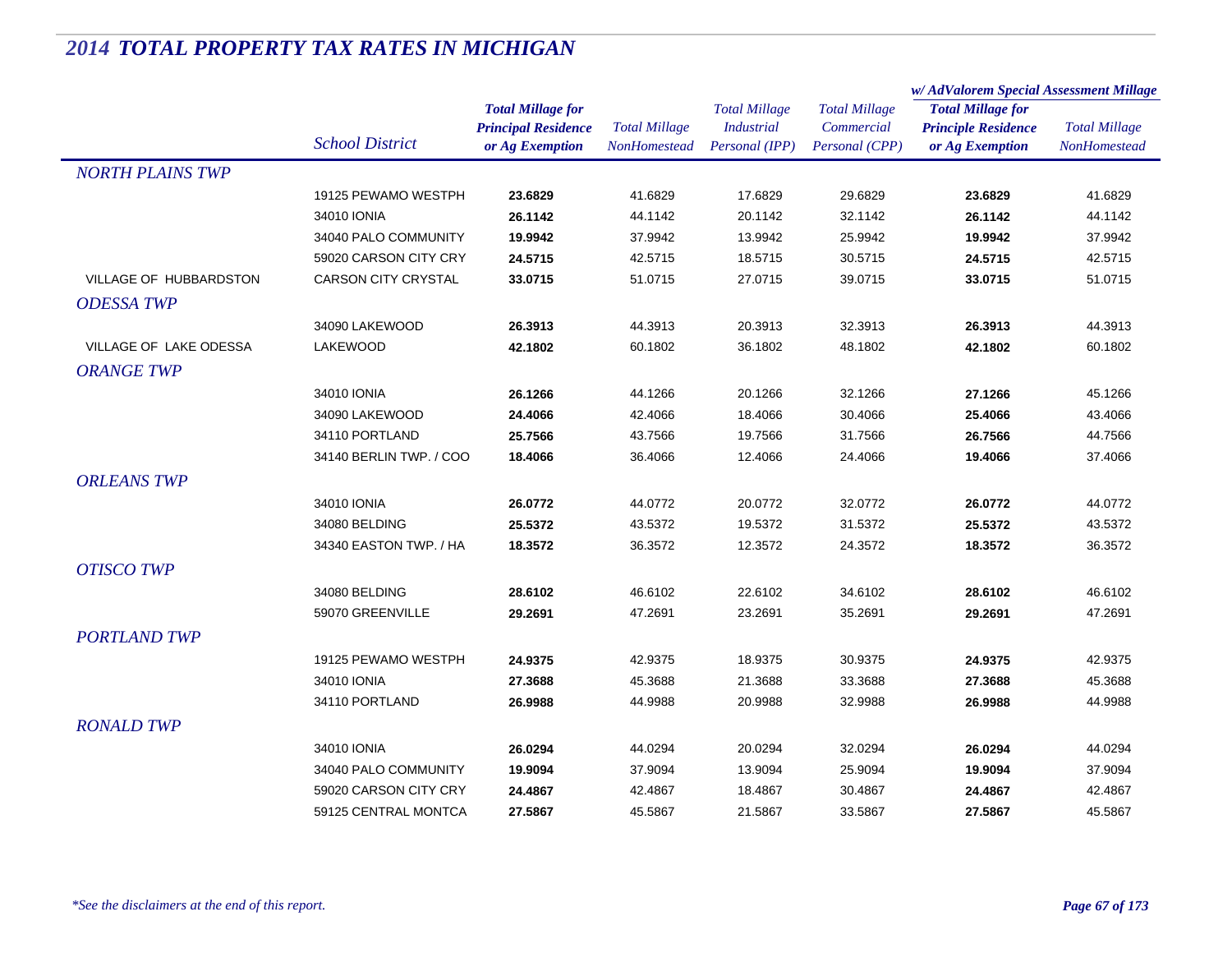# *2014 TOTAL PROPERTY TAX RATES IN MICHIGAN*

| | School District | Total Millage for Principal Residence or Ag Exemption | Total Millage NonHomestead | Total Millage Industrial Personal (IPP) | Total Millage Commercial Personal (CPP) | w/ AdValorem Special Assessment Millage: Total Millage for Principle Residence or Ag Exemption | w/ AdValorem Special Assessment Millage: Total Millage NonHomestead |
|---|---|---|---|---|---|---|---|
| *NORTH PLAINS TWP* | | | | | | | |
| | 19125 PEWAMO WESTPH | **23.6829** | 41.6829 | 17.6829 | 29.6829 | **23.6829** | 41.6829 |
| | 34010 IONIA | **26.1142** | 44.1142 | 20.1142 | 32.1142 | **26.1142** | 44.1142 |
| | 34040 PALO COMMUNITY | **19.9942** | 37.9942 | 13.9942 | 25.9942 | **19.9942** | 37.9942 |
| | 59020 CARSON CITY CRY | **24.5715** | 42.5715 | 18.5715 | 30.5715 | **24.5715** | 42.5715 |
| VILLAGE OF HUBBARDSTON | CARSON CITY CRYSTAL | **33.0715** | 51.0715 | 27.0715 | 39.0715 | **33.0715** | 51.0715 |
| *ODESSA TWP* | | | | | | | |
| | 34090 LAKEWOOD | **26.3913** | 44.3913 | 20.3913 | 32.3913 | **26.3913** | 44.3913 |
| VILLAGE OF LAKE ODESSA | LAKEWOOD | **42.1802** | 60.1802 | 36.1802 | 48.1802 | **42.1802** | 60.1802 |
| *ORANGE TWP* | | | | | | | |
| | 34010 IONIA | **26.1266** | 44.1266 | 20.1266 | 32.1266 | **27.1266** | 45.1266 |
| | 34090 LAKEWOOD | **24.4066** | 42.4066 | 18.4066 | 30.4066 | **25.4066** | 43.4066 |
| | 34110 PORTLAND | **25.7566** | 43.7566 | 19.7566 | 31.7566 | **26.7566** | 44.7566 |
| | 34140 BERLIN TWP. / COO | **18.4066** | 36.4066 | 12.4066 | 24.4066 | **19.4066** | 37.4066 |
| *ORLEANS TWP* | | | | | | | |
| | 34010 IONIA | **26.0772** | 44.0772 | 20.0772 | 32.0772 | **26.0772** | 44.0772 |
| | 34080 BELDING | **25.5372** | 43.5372 | 19.5372 | 31.5372 | **25.5372** | 43.5372 |
| | 34340 EASTON TWP. / HA | **18.3572** | 36.3572 | 12.3572 | 24.3572 | **18.3572** | 36.3572 |
| *OTISCO TWP* | | | | | | | |
| | 34080 BELDING | **28.6102** | 46.6102 | 22.6102 | 34.6102 | **28.6102** | 46.6102 |
| | 59070 GREENVILLE | **29.2691** | 47.2691 | 23.2691 | 35.2691 | **29.2691** | 47.2691 |
| *PORTLAND TWP* | | | | | | | |
| | 19125 PEWAMO WESTPH | **24.9375** | 42.9375 | 18.9375 | 30.9375 | **24.9375** | 42.9375 |
| | 34010 IONIA | **27.3688** | 45.3688 | 21.3688 | 33.3688 | **27.3688** | 45.3688 |
| | 34110 PORTLAND | **26.9988** | 44.9988 | 20.9988 | 32.9988 | **26.9988** | 44.9988 |
| *RONALD TWP* | | | | | | | |
| | 34010 IONIA | **26.0294** | 44.0294 | 20.0294 | 32.0294 | **26.0294** | 44.0294 |
| | 34040 PALO COMMUNITY | **19.9094** | 37.9094 | 13.9094 | 25.9094 | **19.9094** | 37.9094 |
| | 59020 CARSON CITY CRY | **24.4867** | 42.4867 | 18.4867 | 30.4867 | **24.4867** | 42.4867 |
| | 59125 CENTRAL MONTCA | **27.5867** | 45.5867 | 21.5867 | 33.5867 | **27.5867** | 45.5867 |

*\*See the disclaimers at the end of this report.*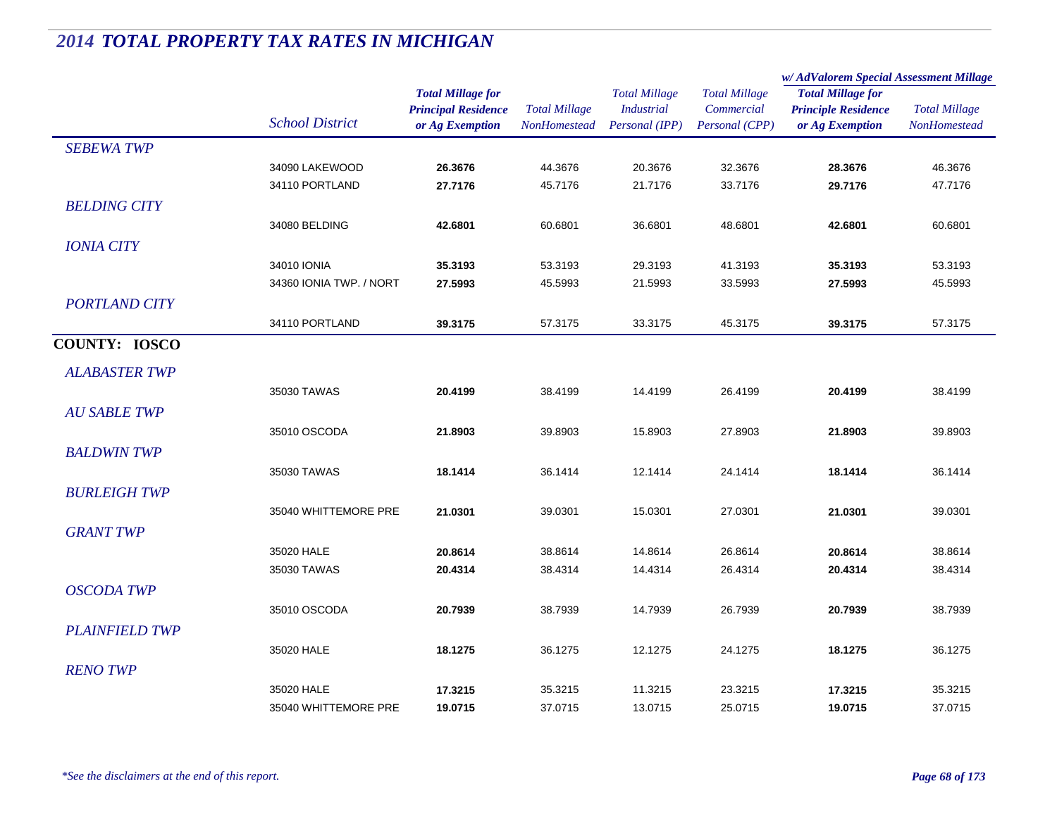# *2014 TOTAL PROPERTY TAX RATES IN MICHIGAN*

| | School District | Total Millage for Principal Residence or Ag Exemption | Total Millage NonHomestead | Total Millage Industrial Personal (IPP) | Total Millage Commercial Personal (CPP) | w/ AdValorem Special Assessment Millage: Total Millage for Principle Residence or Ag Exemption | w/ AdValorem Special Assessment Millage: Total Millage NonHomestead |
|---|---|---|---|---|---|---|---|
| *SEBEWA TWP* | | | | | | | |
| | 34090 LAKEWOOD | **26.3676** | 44.3676 | 20.3676 | 32.3676 | **28.3676** | 46.3676 |
| | 34110 PORTLAND | **27.7176** | 45.7176 | 21.7176 | 33.7176 | **29.7176** | 47.7176 |
| *BELDING CITY* | | | | | | | |
| | 34080 BELDING | **42.6801** | 60.6801 | 36.6801 | 48.6801 | **42.6801** | 60.6801 |
| *IONIA CITY* | | | | | | | |
| | 34010 IONIA | **35.3193** | 53.3193 | 29.3193 | 41.3193 | **35.3193** | 53.3193 |
| | 34360 IONIA TWP. / NORT | **27.5993** | 45.5993 | 21.5993 | 33.5993 | **27.5993** | 45.5993 |
| *PORTLAND CITY* | | | | | | | |
| | 34110 PORTLAND | **39.3175** | 57.3175 | 33.3175 | 45.3175 | **39.3175** | 57.3175 |
| **COUNTY: IOSCO** | | | | | | | |
| *ALABASTER TWP* | | | | | | | |
| | 35030 TAWAS | **20.4199** | 38.4199 | 14.4199 | 26.4199 | **20.4199** | 38.4199 |
| *AU SABLE TWP* | | | | | | | |
| | 35010 OSCODA | **21.8903** | 39.8903 | 15.8903 | 27.8903 | **21.8903** | 39.8903 |
| *BALDWIN TWP* | | | | | | | |
| | 35030 TAWAS | **18.1414** | 36.1414 | 12.1414 | 24.1414 | **18.1414** | 36.1414 |
| *BURLEIGH TWP* | | | | | | | |
| | 35040 WHITTEMORE PRE | **21.0301** | 39.0301 | 15.0301 | 27.0301 | **21.0301** | 39.0301 |
| *GRANT TWP* | | | | | | | |
| | 35020 HALE | **20.8614** | 38.8614 | 14.8614 | 26.8614 | **20.8614** | 38.8614 |
| | 35030 TAWAS | **20.4314** | 38.4314 | 14.4314 | 26.4314 | **20.4314** | 38.4314 |
| *OSCODA TWP* | | | | | | | |
| | 35010 OSCODA | **20.7939** | 38.7939 | 14.7939 | 26.7939 | **20.7939** | 38.7939 |
| *PLAINFIELD TWP* | | | | | | | |
| | 35020 HALE | **18.1275** | 36.1275 | 12.1275 | 24.1275 | **18.1275** | 36.1275 |
| *RENO TWP* | | | | | | | |
| | 35020 HALE | **17.3215** | 35.3215 | 11.3215 | 23.3215 | **17.3215** | 35.3215 |
| | 35040 WHITTEMORE PRE | **19.0715** | 37.0715 | 13.0715 | 25.0715 | **19.0715** | 37.0715 |

*\*See the disclaimers at the end of this report.*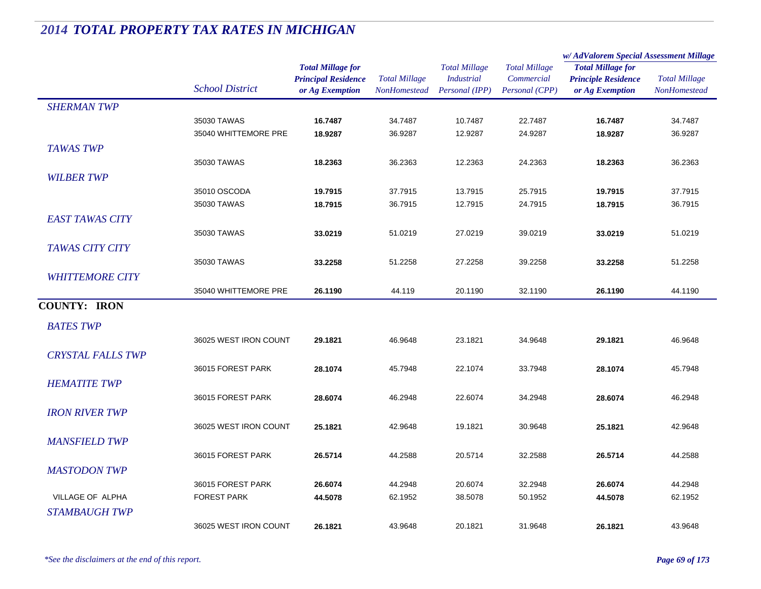## *2014 TOTAL PROPERTY TAX RATES IN MICHIGAN*

| | School District | Total Millage for Principal Residence or Ag Exemption | Total Millage NonHomestead | Total Millage Industrial Personal (IPP) | Total Millage Commercial Personal (CPP) | w/ AdValorem Special Assessment Millage: Total Millage for Principle Residence or Ag Exemption | w/ AdValorem Special Assessment Millage: Total Millage NonHomestead |
|---|---|---|---|---|---|---|---|
| *SHERMAN TWP* | | | | | | | |
| | 35030 TAWAS | **16.7487** | 34.7487 | 10.7487 | 22.7487 | **16.7487** | 34.7487 |
| | 35040 WHITTEMORE PRE | **18.9287** | 36.9287 | 12.9287 | 24.9287 | **18.9287** | 36.9287 |
| *TAWAS TWP* | | | | | | | |
| | 35030 TAWAS | **18.2363** | 36.2363 | 12.2363 | 24.2363 | **18.2363** | 36.2363 |
| *WILBER TWP* | | | | | | | |
| | 35010 OSCODA | **19.7915** | 37.7915 | 13.7915 | 25.7915 | **19.7915** | 37.7915 |
| | 35030 TAWAS | **18.7915** | 36.7915 | 12.7915 | 24.7915 | **18.7915** | 36.7915 |
| *EAST TAWAS CITY* | | | | | | | |
| | 35030 TAWAS | **33.0219** | 51.0219 | 27.0219 | 39.0219 | **33.0219** | 51.0219 |
| *TAWAS CITY CITY* | | | | | | | |
| | 35030 TAWAS | **33.2258** | 51.2258 | 27.2258 | 39.2258 | **33.2258** | 51.2258 |
| *WHITTEMORE CITY* | | | | | | | |
| | 35040 WHITTEMORE PRE | **26.1190** | 44.119 | 20.1190 | 32.1190 | **26.1190** | 44.1190 |
| **COUNTY: IRON** | | | | | | | |
| *BATES TWP* | | | | | | | |
| | 36025 WEST IRON COUNT | **29.1821** | 46.9648 | 23.1821 | 34.9648 | **29.1821** | 46.9648 |
| *CRYSTAL FALLS TWP* | | | | | | | |
| | 36015 FOREST PARK | **28.1074** | 45.7948 | 22.1074 | 33.7948 | **28.1074** | 45.7948 |
| *HEMATITE TWP* | | | | | | | |
| | 36015 FOREST PARK | **28.6074** | 46.2948 | 22.6074 | 34.2948 | **28.6074** | 46.2948 |
| *IRON RIVER TWP* | | | | | | | |
| | 36025 WEST IRON COUNT | **25.1821** | 42.9648 | 19.1821 | 30.9648 | **25.1821** | 42.9648 |
| *MANSFIELD TWP* | | | | | | | |
| | 36015 FOREST PARK | **26.5714** | 44.2588 | 20.5714 | 32.2588 | **26.5714** | 44.2588 |
| *MASTODON TWP* | | | | | | | |
| | 36015 FOREST PARK | **26.6074** | 44.2948 | 20.6074 | 32.2948 | **26.6074** | 44.2948 |
| VILLAGE OF ALPHA | FOREST PARK | **44.5078** | 62.1952 | 38.5078 | 50.1952 | **44.5078** | 62.1952 |
| *STAMBAUGH TWP* | | | | | | | |
| | 36025 WEST IRON COUNT | **26.1821** | 43.9648 | 20.1821 | 31.9648 | **26.1821** | 43.9648 |

*\*See the disclaimers at the end of this report.*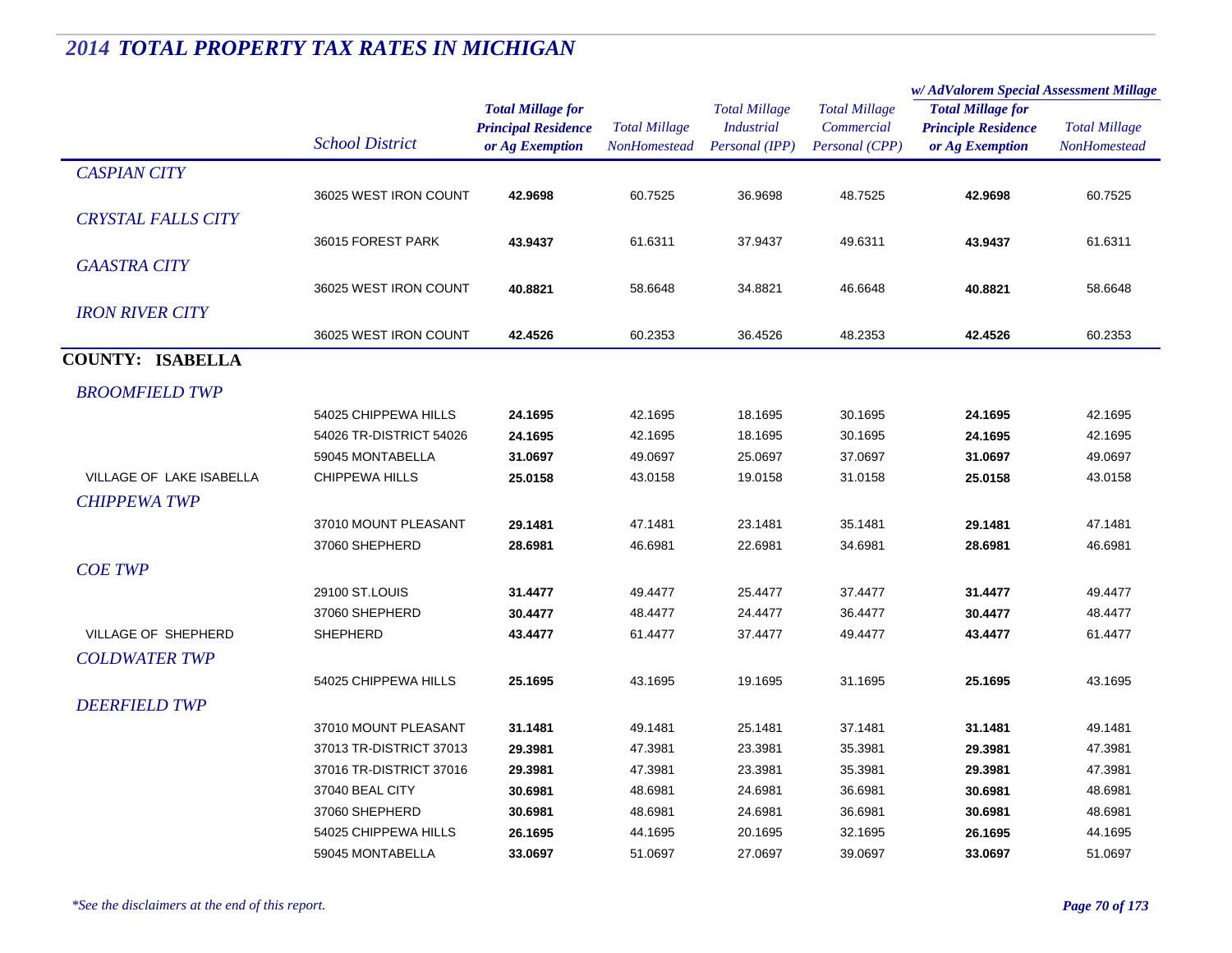# 2014 TOTAL PROPERTY TAX RATES IN MICHIGAN

| | School District | Total Millage for Principal Residence or Ag Exemption | Total Millage NonHomestead | Total Millage Industrial Personal (IPP) | Total Millage Commercial Personal (CPP) | w/ AdValorem Special Assessment Millage: Total Millage for Principle Residence or Ag Exemption | w/ AdValorem Special Assessment Millage: Total Millage NonHomestead |
|---|---|---|---|---|---|---|---|
| *CASPIAN CITY* | | | | | | | |
| | 36025 WEST IRON COUNT | **42.9698** | 60.7525 | 36.9698 | 48.7525 | **42.9698** | 60.7525 |
| *CRYSTAL FALLS CITY* | | | | | | | |
| | 36015 FOREST PARK | **43.9437** | 61.6311 | 37.9437 | 49.6311 | **43.9437** | 61.6311 |
| *GAASTRA CITY* | | | | | | | |
| | 36025 WEST IRON COUNT | **40.8821** | 58.6648 | 34.8821 | 46.6648 | **40.8821** | 58.6648 |
| *IRON RIVER CITY* | | | | | | | |
| | 36025 WEST IRON COUNT | **42.4526** | 60.2353 | 36.4526 | 48.2353 | **42.4526** | 60.2353 |
| **COUNTY: ISABELLA** | | | | | | | |
| *BROOMFIELD TWP* | | | | | | | |
| | 54025 CHIPPEWA HILLS | **24.1695** | 42.1695 | 18.1695 | 30.1695 | **24.1695** | 42.1695 |
| | 54026 TR-DISTRICT 54026 | **24.1695** | 42.1695 | 18.1695 | 30.1695 | **24.1695** | 42.1695 |
| | 59045 MONTABELLA | **31.0697** | 49.0697 | 25.0697 | 37.0697 | **31.0697** | 49.0697 |
| VILLAGE OF LAKE ISABELLA | CHIPPEWA HILLS | **25.0158** | 43.0158 | 19.0158 | 31.0158 | **25.0158** | 43.0158 |
| *CHIPPEWA TWP* | | | | | | | |
| | 37010 MOUNT PLEASANT | **29.1481** | 47.1481 | 23.1481 | 35.1481 | **29.1481** | 47.1481 |
| | 37060 SHEPHERD | **28.6981** | 46.6981 | 22.6981 | 34.6981 | **28.6981** | 46.6981 |
| *COE TWP* | | | | | | | |
| | 29100 ST.LOUIS | **31.4477** | 49.4477 | 25.4477 | 37.4477 | **31.4477** | 49.4477 |
| | 37060 SHEPHERD | **30.4477** | 48.4477 | 24.4477 | 36.4477 | **30.4477** | 48.4477 |
| VILLAGE OF SHEPHERD | SHEPHERD | **43.4477** | 61.4477 | 37.4477 | 49.4477 | **43.4477** | 61.4477 |
| *COLDWATER TWP* | | | | | | | |
| | 54025 CHIPPEWA HILLS | **25.1695** | 43.1695 | 19.1695 | 31.1695 | **25.1695** | 43.1695 |
| *DEERFIELD TWP* | | | | | | | |
| | 37010 MOUNT PLEASANT | **31.1481** | 49.1481 | 25.1481 | 37.1481 | **31.1481** | 49.1481 |
| | 37013 TR-DISTRICT 37013 | **29.3981** | 47.3981 | 23.3981 | 35.3981 | **29.3981** | 47.3981 |
| | 37016 TR-DISTRICT 37016 | **29.3981** | 47.3981 | 23.3981 | 35.3981 | **29.3981** | 47.3981 |
| | 37040 BEAL CITY | **30.6981** | 48.6981 | 24.6981 | 36.6981 | **30.6981** | 48.6981 |
| | 37060 SHEPHERD | **30.6981** | 48.6981 | 24.6981 | 36.6981 | **30.6981** | 48.6981 |
| | 54025 CHIPPEWA HILLS | **26.1695** | 44.1695 | 20.1695 | 32.1695 | **26.1695** | 44.1695 |
| | 59045 MONTABELLA | **33.0697** | 51.0697 | 27.0697 | 39.0697 | **33.0697** | 51.0697 |

*\*See the disclaimers at the end of this report.*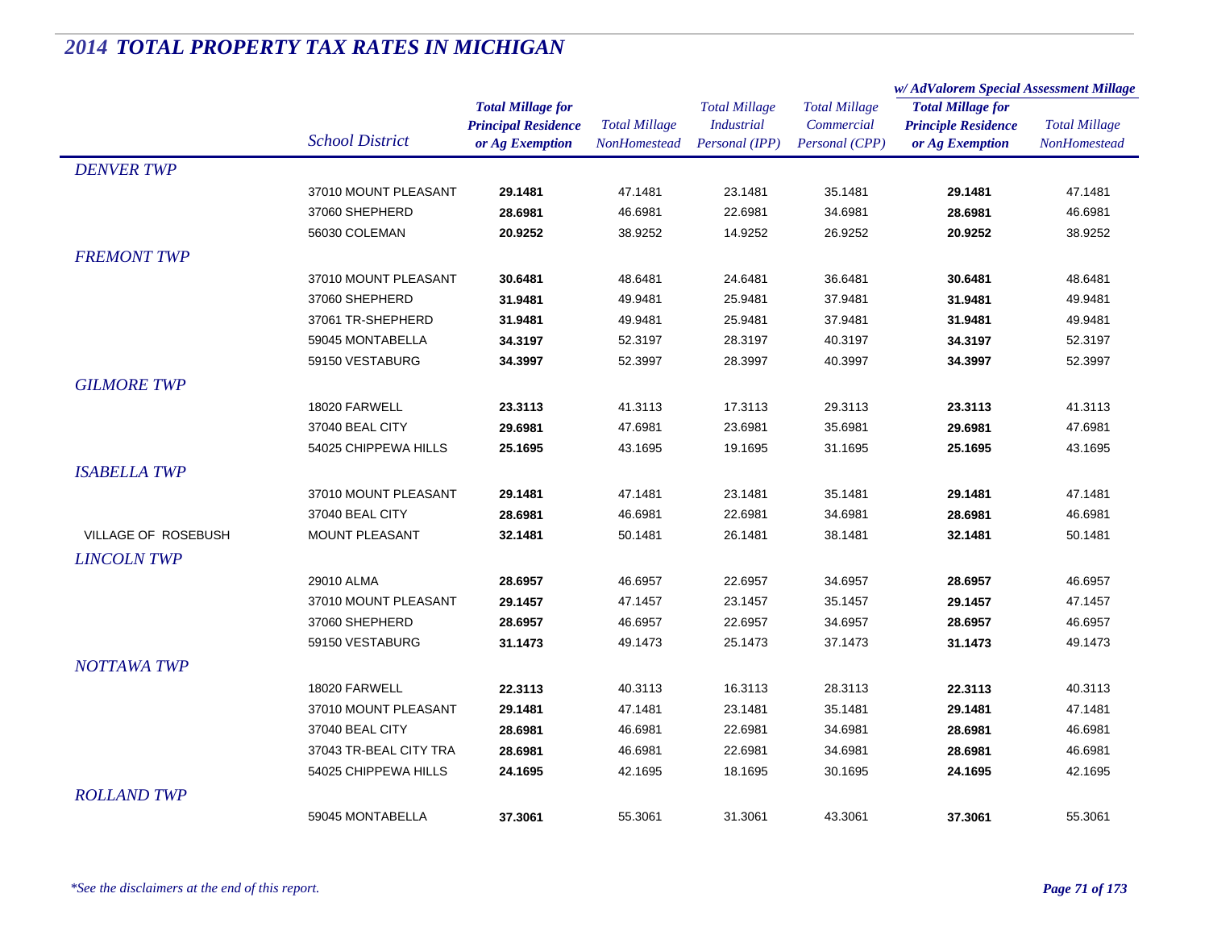# 2014 TOTAL PROPERTY TAX RATES IN MICHIGAN

| | School District | Total Millage for Principal Residence or Ag Exemption | Total Millage NonHomestead | Total Millage Industrial Personal (IPP) | Total Millage Commercial Personal (CPP) | w/ AdValorem Special Assessment Millage: Total Millage for Principle Residence or Ag Exemption | w/ AdValorem Special Assessment Millage: Total Millage NonHomestead |
|---|---|---|---|---|---|---|---|
| *DENVER TWP* | | | | | | | |
| | 37010 MOUNT PLEASANT | **29.1481** | 47.1481 | 23.1481 | 35.1481 | **29.1481** | 47.1481 |
| | 37060 SHEPHERD | **28.6981** | 46.6981 | 22.6981 | 34.6981 | **28.6981** | 46.6981 |
| | 56030 COLEMAN | **20.9252** | 38.9252 | 14.9252 | 26.9252 | **20.9252** | 38.9252 |
| *FREMONT TWP* | | | | | | | |
| | 37010 MOUNT PLEASANT | **30.6481** | 48.6481 | 24.6481 | 36.6481 | **30.6481** | 48.6481 |
| | 37060 SHEPHERD | **31.9481** | 49.9481 | 25.9481 | 37.9481 | **31.9481** | 49.9481 |
| | 37061 TR-SHEPHERD | **31.9481** | 49.9481 | 25.9481 | 37.9481 | **31.9481** | 49.9481 |
| | 59045 MONTABELLA | **34.3197** | 52.3197 | 28.3197 | 40.3197 | **34.3197** | 52.3197 |
| | 59150 VESTABURG | **34.3997** | 52.3997 | 28.3997 | 40.3997 | **34.3997** | 52.3997 |
| *GILMORE TWP* | | | | | | | |
| | 18020 FARWELL | **23.3113** | 41.3113 | 17.3113 | 29.3113 | **23.3113** | 41.3113 |
| | 37040 BEAL CITY | **29.6981** | 47.6981 | 23.6981 | 35.6981 | **29.6981** | 47.6981 |
| | 54025 CHIPPEWA HILLS | **25.1695** | 43.1695 | 19.1695 | 31.1695 | **25.1695** | 43.1695 |
| *ISABELLA TWP* | | | | | | | |
| | 37010 MOUNT PLEASANT | **29.1481** | 47.1481 | 23.1481 | 35.1481 | **29.1481** | 47.1481 |
| | 37040 BEAL CITY | **28.6981** | 46.6981 | 22.6981 | 34.6981 | **28.6981** | 46.6981 |
| VILLAGE OF ROSEBUSH | MOUNT PLEASANT | **32.1481** | 50.1481 | 26.1481 | 38.1481 | **32.1481** | 50.1481 |
| *LINCOLN TWP* | | | | | | | |
| | 29010 ALMA | **28.6957** | 46.6957 | 22.6957 | 34.6957 | **28.6957** | 46.6957 |
| | 37010 MOUNT PLEASANT | **29.1457** | 47.1457 | 23.1457 | 35.1457 | **29.1457** | 47.1457 |
| | 37060 SHEPHERD | **28.6957** | 46.6957 | 22.6957 | 34.6957 | **28.6957** | 46.6957 |
| | 59150 VESTABURG | **31.1473** | 49.1473 | 25.1473 | 37.1473 | **31.1473** | 49.1473 |
| *NOTTAWA TWP* | | | | | | | |
| | 18020 FARWELL | **22.3113** | 40.3113 | 16.3113 | 28.3113 | **22.3113** | 40.3113 |
| | 37010 MOUNT PLEASANT | **29.1481** | 47.1481 | 23.1481 | 35.1481 | **29.1481** | 47.1481 |
| | 37040 BEAL CITY | **28.6981** | 46.6981 | 22.6981 | 34.6981 | **28.6981** | 46.6981 |
| | 37043 TR-BEAL CITY TRA | **28.6981** | 46.6981 | 22.6981 | 34.6981 | **28.6981** | 46.6981 |
| | 54025 CHIPPEWA HILLS | **24.1695** | 42.1695 | 18.1695 | 30.1695 | **24.1695** | 42.1695 |
| *ROLLAND TWP* | | | | | | | |
| | 59045 MONTABELLA | **37.3061** | 55.3061 | 31.3061 | 43.3061 | **37.3061** | 55.3061 |

*\*See the disclaimers at the end of this report.*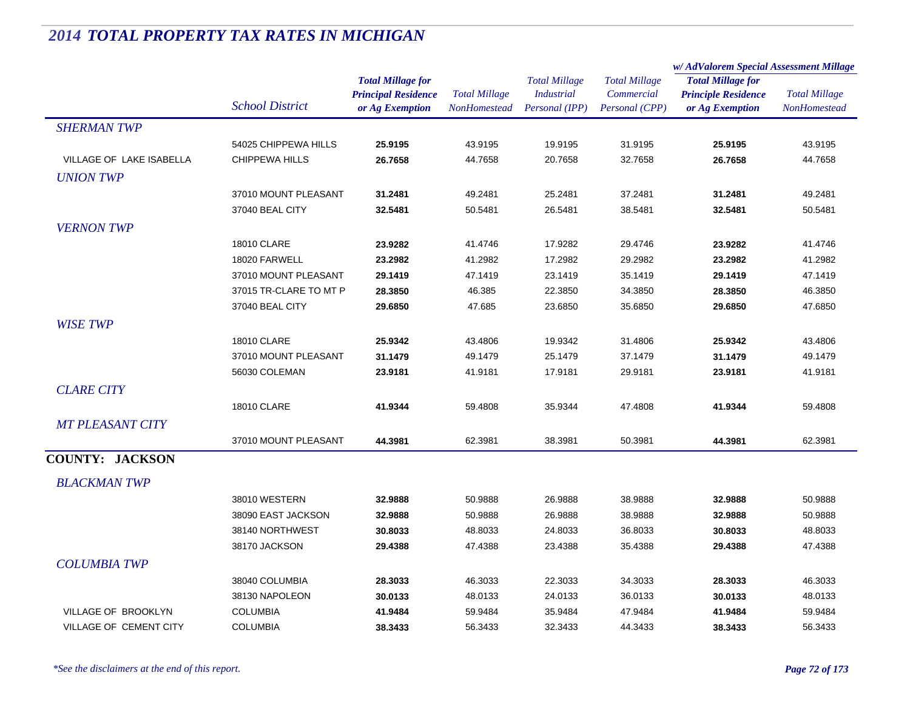# 2014 TOTAL PROPERTY TAX RATES IN MICHIGAN

| | School District | Total Millage for Principal Residence or Ag Exemption | Total Millage NonHomestead | Total Millage Industrial Personal (IPP) | Total Millage Commercial Personal (CPP) | w/ AdValorem Special Assessment Millage Total Millage for Principle Residence or Ag Exemption | Total Millage NonHomestead |
|---|---|---|---|---|---|---|---|
| *SHERMAN TWP* | | | | | | | |
| | 54025 CHIPPEWA HILLS | **25.9195** | 43.9195 | 19.9195 | 31.9195 | **25.9195** | 43.9195 |
| VILLAGE OF LAKE ISABELLA | CHIPPEWA HILLS | **26.7658** | 44.7658 | 20.7658 | 32.7658 | **26.7658** | 44.7658 |
| *UNION TWP* | | | | | | | |
| | 37010 MOUNT PLEASANT | **31.2481** | 49.2481 | 25.2481 | 37.2481 | **31.2481** | 49.2481 |
| | 37040 BEAL CITY | **32.5481** | 50.5481 | 26.5481 | 38.5481 | **32.5481** | 50.5481 |
| *VERNON TWP* | | | | | | | |
| | 18010 CLARE | **23.9282** | 41.4746 | 17.9282 | 29.4746 | **23.9282** | 41.4746 |
| | 18020 FARWELL | **23.2982** | 41.2982 | 17.2982 | 29.2982 | **23.2982** | 41.2982 |
| | 37010 MOUNT PLEASANT | **29.1419** | 47.1419 | 23.1419 | 35.1419 | **29.1419** | 47.1419 |
| | 37015 TR-CLARE TO MT P | **28.3850** | 46.385 | 22.3850 | 34.3850 | **28.3850** | 46.3850 |
| | 37040 BEAL CITY | **29.6850** | 47.685 | 23.6850 | 35.6850 | **29.6850** | 47.6850 |
| *WISE TWP* | | | | | | | |
| | 18010 CLARE | **25.9342** | 43.4806 | 19.9342 | 31.4806 | **25.9342** | 43.4806 |
| | 37010 MOUNT PLEASANT | **31.1479** | 49.1479 | 25.1479 | 37.1479 | **31.1479** | 49.1479 |
| | 56030 COLEMAN | **23.9181** | 41.9181 | 17.9181 | 29.9181 | **23.9181** | 41.9181 |
| *CLARE CITY* | | | | | | | |
| | 18010 CLARE | **41.9344** | 59.4808 | 35.9344 | 47.4808 | **41.9344** | 59.4808 |
| *MT PLEASANT CITY* | | | | | | | |
| | 37010 MOUNT PLEASANT | **44.3981** | 62.3981 | 38.3981 | 50.3981 | **44.3981** | 62.3981 |
| **COUNTY: JACKSON** | | | | | | | |
| *BLACKMAN TWP* | | | | | | | |
| | 38010 WESTERN | **32.9888** | 50.9888 | 26.9888 | 38.9888 | **32.9888** | 50.9888 |
| | 38090 EAST JACKSON | **32.9888** | 50.9888 | 26.9888 | 38.9888 | **32.9888** | 50.9888 |
| | 38140 NORTHWEST | **30.8033** | 48.8033 | 24.8033 | 36.8033 | **30.8033** | 48.8033 |
| | 38170 JACKSON | **29.4388** | 47.4388 | 23.4388 | 35.4388 | **29.4388** | 47.4388 |
| *COLUMBIA TWP* | | | | | | | |
| | 38040 COLUMBIA | **28.3033** | 46.3033 | 22.3033 | 34.3033 | **28.3033** | 46.3033 |
| | 38130 NAPOLEON | **30.0133** | 48.0133 | 24.0133 | 36.0133 | **30.0133** | 48.0133 |
| VILLAGE OF BROOKLYN | COLUMBIA | **41.9484** | 59.9484 | 35.9484 | 47.9484 | **41.9484** | 59.9484 |
| VILLAGE OF CEMENT CITY | COLUMBIA | **38.3433** | 56.3433 | 32.3433 | 44.3433 | **38.3433** | 56.3433 |

*\*See the disclaimers at the end of this report.*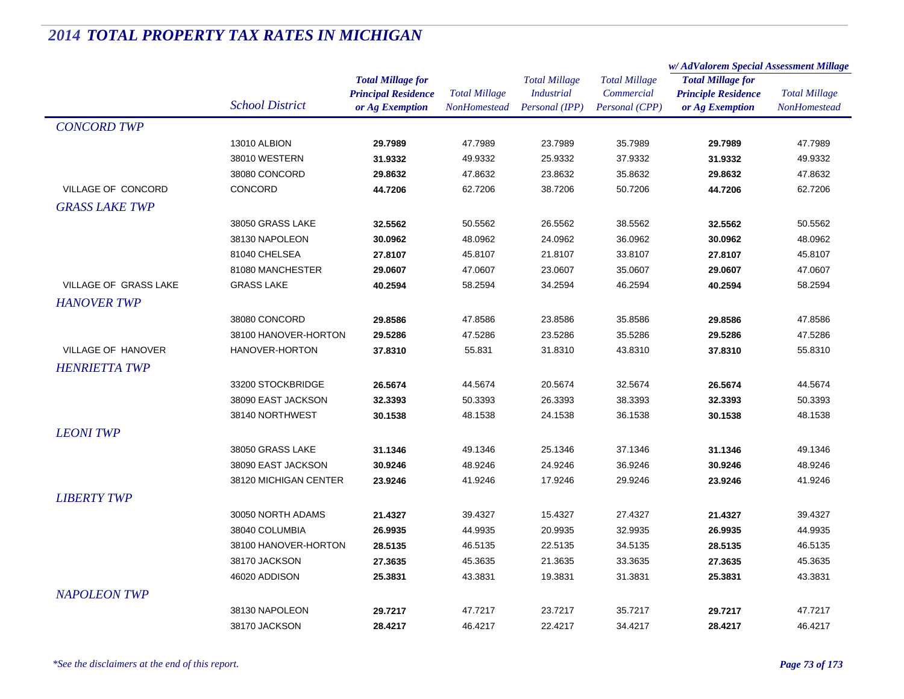# 2014 TOTAL PROPERTY TAX RATES IN MICHIGAN

| | School District | Total Millage for Principal Residence or Ag Exemption | Total Millage NonHomestead | Total Millage Industrial Personal (IPP) | Total Millage Commercial Personal (CPP) | w/ AdValorem Special Assessment Millage: Total Millage for Principle Residence or Ag Exemption | w/ AdValorem Special Assessment Millage: Total Millage NonHomestead |
|---|---|---|---|---|---|---|---|
| *CONCORD TWP* | | | | | | | |
| | 13010 ALBION | **29.7989** | 47.7989 | 23.7989 | 35.7989 | **29.7989** | 47.7989 |
| | 38010 WESTERN | **31.9332** | 49.9332 | 25.9332 | 37.9332 | **31.9332** | 49.9332 |
| | 38080 CONCORD | **29.8632** | 47.8632 | 23.8632 | 35.8632 | **29.8632** | 47.8632 |
| VILLAGE OF CONCORD | CONCORD | **44.7206** | 62.7206 | 38.7206 | 50.7206 | **44.7206** | 62.7206 |
| *GRASS LAKE TWP* | | | | | | | |
| | 38050 GRASS LAKE | **32.5562** | 50.5562 | 26.5562 | 38.5562 | **32.5562** | 50.5562 |
| | 38130 NAPOLEON | **30.0962** | 48.0962 | 24.0962 | 36.0962 | **30.0962** | 48.0962 |
| | 81040 CHELSEA | **27.8107** | 45.8107 | 21.8107 | 33.8107 | **27.8107** | 45.8107 |
| | 81080 MANCHESTER | **29.0607** | 47.0607 | 23.0607 | 35.0607 | **29.0607** | 47.0607 |
| VILLAGE OF GRASS LAKE | GRASS LAKE | **40.2594** | 58.2594 | 34.2594 | 46.2594 | **40.2594** | 58.2594 |
| *HANOVER TWP* | | | | | | | |
| | 38080 CONCORD | **29.8586** | 47.8586 | 23.8586 | 35.8586 | **29.8586** | 47.8586 |
| | 38100 HANOVER-HORTON | **29.5286** | 47.5286 | 23.5286 | 35.5286 | **29.5286** | 47.5286 |
| VILLAGE OF HANOVER | HANOVER-HORTON | **37.8310** | 55.831 | 31.8310 | 43.8310 | **37.8310** | 55.8310 |
| *HENRIETTA TWP* | | | | | | | |
| | 33200 STOCKBRIDGE | **26.5674** | 44.5674 | 20.5674 | 32.5674 | **26.5674** | 44.5674 |
| | 38090 EAST JACKSON | **32.3393** | 50.3393 | 26.3393 | 38.3393 | **32.3393** | 50.3393 |
| | 38140 NORTHWEST | **30.1538** | 48.1538 | 24.1538 | 36.1538 | **30.1538** | 48.1538 |
| *LEONI TWP* | | | | | | | |
| | 38050 GRASS LAKE | **31.1346** | 49.1346 | 25.1346 | 37.1346 | **31.1346** | 49.1346 |
| | 38090 EAST JACKSON | **30.9246** | 48.9246 | 24.9246 | 36.9246 | **30.9246** | 48.9246 |
| | 38120 MICHIGAN CENTER | **23.9246** | 41.9246 | 17.9246 | 29.9246 | **23.9246** | 41.9246 |
| *LIBERTY TWP* | | | | | | | |
| | 30050 NORTH ADAMS | **21.4327** | 39.4327 | 15.4327 | 27.4327 | **21.4327** | 39.4327 |
| | 38040 COLUMBIA | **26.9935** | 44.9935 | 20.9935 | 32.9935 | **26.9935** | 44.9935 |
| | 38100 HANOVER-HORTON | **28.5135** | 46.5135 | 22.5135 | 34.5135 | **28.5135** | 46.5135 |
| | 38170 JACKSON | **27.3635** | 45.3635 | 21.3635 | 33.3635 | **27.3635** | 45.3635 |
| | 46020 ADDISON | **25.3831** | 43.3831 | 19.3831 | 31.3831 | **25.3831** | 43.3831 |
| *NAPOLEON TWP* | | | | | | | |
| | 38130 NAPOLEON | **29.7217** | 47.7217 | 23.7217 | 35.7217 | **29.7217** | 47.7217 |
| | 38170 JACKSON | **28.4217** | 46.4217 | 22.4217 | 34.4217 | **28.4217** | 46.4217 |

*\*See the disclaimers at the end of this report.*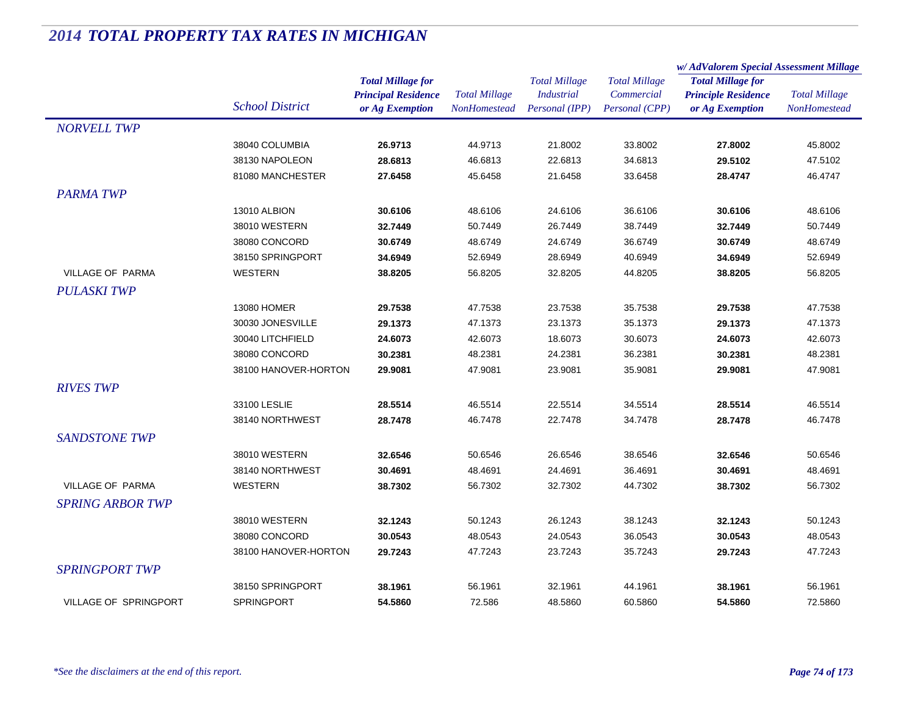# *2014 TOTAL PROPERTY TAX RATES IN MICHIGAN*

| | *School District* | ***Total Millage for Principal Residence or Ag Exemption*** | *Total Millage NonHomestead* | *Total Millage Industrial Personal (IPP)* | *Total Millage Commercial Personal (CPP)* | ***w/ AdValorem Special Assessment Millage*** ***Total Millage for Principle Residence or Ag Exemption*** | *Total Millage NonHomestead* |
|---|---|---|---|---|---|---|---|
| *NORVELL TWP* | | | | | | | |
| | 38040 COLUMBIA | **26.9713** | 44.9713 | 21.8002 | 33.8002 | **27.8002** | 45.8002 |
| | 38130 NAPOLEON | **28.6813** | 46.6813 | 22.6813 | 34.6813 | **29.5102** | 47.5102 |
| | 81080 MANCHESTER | **27.6458** | 45.6458 | 21.6458 | 33.6458 | **28.4747** | 46.4747 |
| *PARMA TWP* | | | | | | | |
| | 13010 ALBION | **30.6106** | 48.6106 | 24.6106 | 36.6106 | **30.6106** | 48.6106 |
| | 38010 WESTERN | **32.7449** | 50.7449 | 26.7449 | 38.7449 | **32.7449** | 50.7449 |
| | 38080 CONCORD | **30.6749** | 48.6749 | 24.6749 | 36.6749 | **30.6749** | 48.6749 |
| | 38150 SPRINGPORT | **34.6949** | 52.6949 | 28.6949 | 40.6949 | **34.6949** | 52.6949 |
| VILLAGE OF PARMA | WESTERN | **38.8205** | 56.8205 | 32.8205 | 44.8205 | **38.8205** | 56.8205 |
| *PULASKI TWP* | | | | | | | |
| | 13080 HOMER | **29.7538** | 47.7538 | 23.7538 | 35.7538 | **29.7538** | 47.7538 |
| | 30030 JONESVILLE | **29.1373** | 47.1373 | 23.1373 | 35.1373 | **29.1373** | 47.1373 |
| | 30040 LITCHFIELD | **24.6073** | 42.6073 | 18.6073 | 30.6073 | **24.6073** | 42.6073 |
| | 38080 CONCORD | **30.2381** | 48.2381 | 24.2381 | 36.2381 | **30.2381** | 48.2381 |
| | 38100 HANOVER-HORTON | **29.9081** | 47.9081 | 23.9081 | 35.9081 | **29.9081** | 47.9081 |
| *RIVES TWP* | | | | | | | |
| | 33100 LESLIE | **28.5514** | 46.5514 | 22.5514 | 34.5514 | **28.5514** | 46.5514 |
| | 38140 NORTHWEST | **28.7478** | 46.7478 | 22.7478 | 34.7478 | **28.7478** | 46.7478 |
| *SANDSTONE TWP* | | | | | | | |
| | 38010 WESTERN | **32.6546** | 50.6546 | 26.6546 | 38.6546 | **32.6546** | 50.6546 |
| | 38140 NORTHWEST | **30.4691** | 48.4691 | 24.4691 | 36.4691 | **30.4691** | 48.4691 |
| VILLAGE OF PARMA | WESTERN | **38.7302** | 56.7302 | 32.7302 | 44.7302 | **38.7302** | 56.7302 |
| *SPRING ARBOR TWP* | | | | | | | |
| | 38010 WESTERN | **32.1243** | 50.1243 | 26.1243 | 38.1243 | **32.1243** | 50.1243 |
| | 38080 CONCORD | **30.0543** | 48.0543 | 24.0543 | 36.0543 | **30.0543** | 48.0543 |
| | 38100 HANOVER-HORTON | **29.7243** | 47.7243 | 23.7243 | 35.7243 | **29.7243** | 47.7243 |
| *SPRINGPORT TWP* | | | | | | | |
| | 38150 SPRINGPORT | **38.1961** | 56.1961 | 32.1961 | 44.1961 | **38.1961** | 56.1961 |
| VILLAGE OF SPRINGPORT | SPRINGPORT | **54.5860** | 72.586 | 48.5860 | 60.5860 | **54.5860** | 72.5860 |

*\*See the disclaimers at the end of this report.*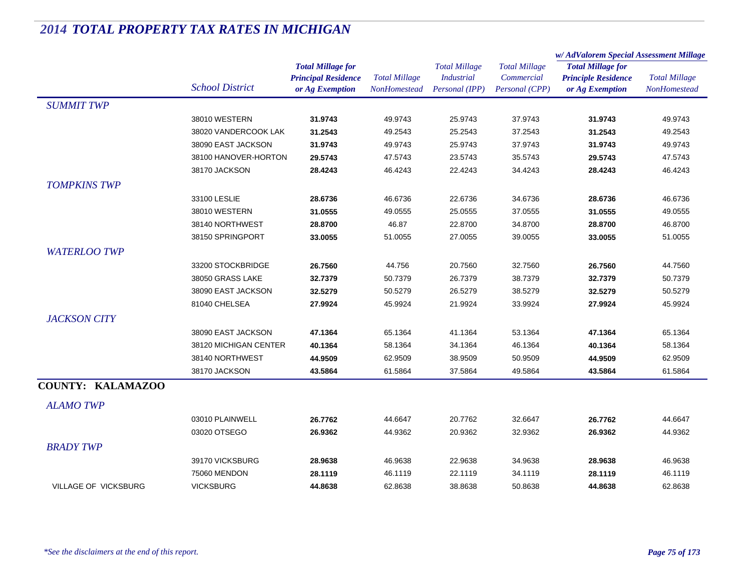# 2014 TOTAL PROPERTY TAX RATES IN MICHIGAN

| | School District | Total Millage for Principal Residence or Ag Exemption | Total Millage NonHomestead | Total Millage Industrial Personal (IPP) | Total Millage Commercial Personal (CPP) | w/ AdValorem Special Assessment Millage Total Millage for Principle Residence or Ag Exemption | w/ AdValorem Special Assessment Millage Total Millage NonHomestead |
|---|---|---|---|---|---|---|---|
| *SUMMIT TWP* | | | | | | | |
| | 38010 WESTERN | **31.9743** | 49.9743 | 25.9743 | 37.9743 | **31.9743** | 49.9743 |
| | 38020 VANDERCOOK LAK | **31.2543** | 49.2543 | 25.2543 | 37.2543 | **31.2543** | 49.2543 |
| | 38090 EAST JACKSON | **31.9743** | 49.9743 | 25.9743 | 37.9743 | **31.9743** | 49.9743 |
| | 38100 HANOVER-HORTON | **29.5743** | 47.5743 | 23.5743 | 35.5743 | **29.5743** | 47.5743 |
| | 38170 JACKSON | **28.4243** | 46.4243 | 22.4243 | 34.4243 | **28.4243** | 46.4243 |
| *TOMPKINS TWP* | | | | | | | |
| | 33100 LESLIE | **28.6736** | 46.6736 | 22.6736 | 34.6736 | **28.6736** | 46.6736 |
| | 38010 WESTERN | **31.0555** | 49.0555 | 25.0555 | 37.0555 | **31.0555** | 49.0555 |
| | 38140 NORTHWEST | **28.8700** | 46.87 | 22.8700 | 34.8700 | **28.8700** | 46.8700 |
| | 38150 SPRINGPORT | **33.0055** | 51.0055 | 27.0055 | 39.0055 | **33.0055** | 51.0055 |
| *WATERLOO TWP* | | | | | | | |
| | 33200 STOCKBRIDGE | **26.7560** | 44.756 | 20.7560 | 32.7560 | **26.7560** | 44.7560 |
| | 38050 GRASS LAKE | **32.7379** | 50.7379 | 26.7379 | 38.7379 | **32.7379** | 50.7379 |
| | 38090 EAST JACKSON | **32.5279** | 50.5279 | 26.5279 | 38.5279 | **32.5279** | 50.5279 |
| | 81040 CHELSEA | **27.9924** | 45.9924 | 21.9924 | 33.9924 | **27.9924** | 45.9924 |
| *JACKSON CITY* | | | | | | | |
| | 38090 EAST JACKSON | **47.1364** | 65.1364 | 41.1364 | 53.1364 | **47.1364** | 65.1364 |
| | 38120 MICHIGAN CENTER | **40.1364** | 58.1364 | 34.1364 | 46.1364 | **40.1364** | 58.1364 |
| | 38140 NORTHWEST | **44.9509** | 62.9509 | 38.9509 | 50.9509 | **44.9509** | 62.9509 |
| | 38170 JACKSON | **43.5864** | 61.5864 | 37.5864 | 49.5864 | **43.5864** | 61.5864 |
| **COUNTY: KALAMAZOO** | | | | | | | |
| *ALAMO TWP* | | | | | | | |
| | 03010 PLAINWELL | **26.7762** | 44.6647 | 20.7762 | 32.6647 | **26.7762** | 44.6647 |
| | 03020 OTSEGO | **26.9362** | 44.9362 | 20.9362 | 32.9362 | **26.9362** | 44.9362 |
| *BRADY TWP* | | | | | | | |
| | 39170 VICKSBURG | **28.9638** | 46.9638 | 22.9638 | 34.9638 | **28.9638** | 46.9638 |
| | 75060 MENDON | **28.1119** | 46.1119 | 22.1119 | 34.1119 | **28.1119** | 46.1119 |
| VILLAGE OF VICKSBURG | VICKSBURG | **44.8638** | 62.8638 | 38.8638 | 50.8638 | **44.8638** | 62.8638 |

*\*See the disclaimers at the end of this report.*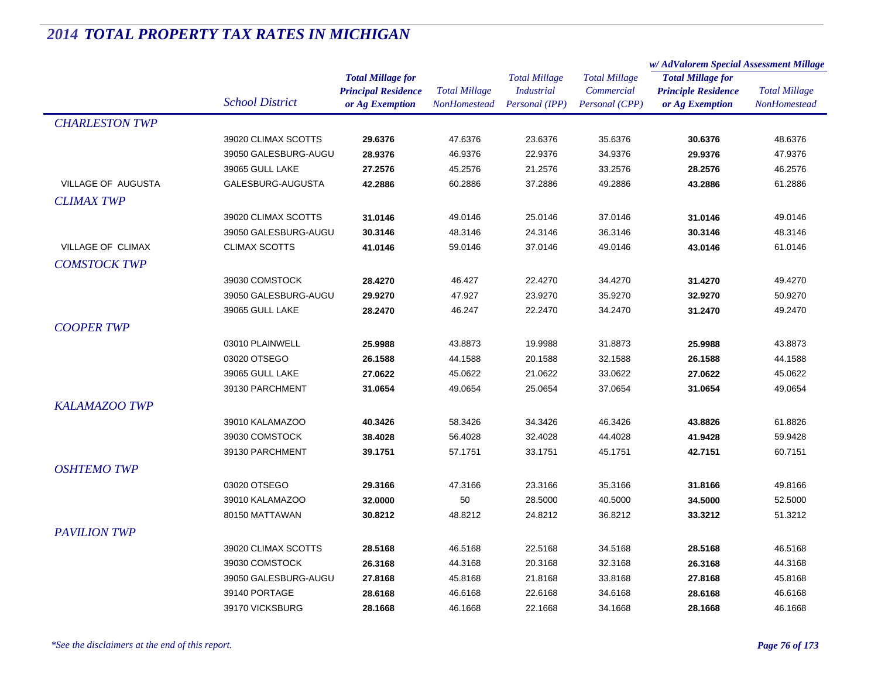# 2014 TOTAL PROPERTY TAX RATES IN MICHIGAN

| | School District | Total Millage for Principal Residence or Ag Exemption | Total Millage NonHomestead | Total Millage Industrial Personal (IPP) | Total Millage Commercial Personal (CPP) | w/ AdValorem Special Assessment Millage: Total Millage for Principle Residence or Ag Exemption | w/ AdValorem Special Assessment Millage: Total Millage NonHomestead |
|---|---|---|---|---|---|---|---|
| *CHARLESTON TWP* | | | | | | | |
| | 39020 CLIMAX SCOTTS | **29.6376** | 47.6376 | 23.6376 | 35.6376 | **30.6376** | 48.6376 |
| | 39050 GALESBURG-AUGU | **28.9376** | 46.9376 | 22.9376 | 34.9376 | **29.9376** | 47.9376 |
| | 39065 GULL LAKE | **27.2576** | 45.2576 | 21.2576 | 33.2576 | **28.2576** | 46.2576 |
| VILLAGE OF AUGUSTA | GALESBURG-AUGUSTA | **42.2886** | 60.2886 | 37.2886 | 49.2886 | **43.2886** | 61.2886 |
| *CLIMAX TWP* | | | | | | | |
| | 39020 CLIMAX SCOTTS | **31.0146** | 49.0146 | 25.0146 | 37.0146 | **31.0146** | 49.0146 |
| | 39050 GALESBURG-AUGU | **30.3146** | 48.3146 | 24.3146 | 36.3146 | **30.3146** | 48.3146 |
| VILLAGE OF CLIMAX | CLIMAX SCOTTS | **41.0146** | 59.0146 | 37.0146 | 49.0146 | **43.0146** | 61.0146 |
| *COMSTOCK TWP* | | | | | | | |
| | 39030 COMSTOCK | **28.4270** | 46.427 | 22.4270 | 34.4270 | **31.4270** | 49.4270 |
| | 39050 GALESBURG-AUGU | **29.9270** | 47.927 | 23.9270 | 35.9270 | **32.9270** | 50.9270 |
| | 39065 GULL LAKE | **28.2470** | 46.247 | 22.2470 | 34.2470 | **31.2470** | 49.2470 |
| *COOPER TWP* | | | | | | | |
| | 03010 PLAINWELL | **25.9988** | 43.8873 | 19.9988 | 31.8873 | **25.9988** | 43.8873 |
| | 03020 OTSEGO | **26.1588** | 44.1588 | 20.1588 | 32.1588 | **26.1588** | 44.1588 |
| | 39065 GULL LAKE | **27.0622** | 45.0622 | 21.0622 | 33.0622 | **27.0622** | 45.0622 |
| | 39130 PARCHMENT | **31.0654** | 49.0654 | 25.0654 | 37.0654 | **31.0654** | 49.0654 |
| *KALAMAZOO TWP* | | | | | | | |
| | 39010 KALAMAZOO | **40.3426** | 58.3426 | 34.3426 | 46.3426 | **43.8826** | 61.8826 |
| | 39030 COMSTOCK | **38.4028** | 56.4028 | 32.4028 | 44.4028 | **41.9428** | 59.9428 |
| | 39130 PARCHMENT | **39.1751** | 57.1751 | 33.1751 | 45.1751 | **42.7151** | 60.7151 |
| *OSHTEMO TWP* | | | | | | | |
| | 03020 OTSEGO | **29.3166** | 47.3166 | 23.3166 | 35.3166 | **31.8166** | 49.8166 |
| | 39010 KALAMAZOO | **32.0000** | 50 | 28.5000 | 40.5000 | **34.5000** | 52.5000 |
| | 80150 MATTAWAN | **30.8212** | 48.8212 | 24.8212 | 36.8212 | **33.3212** | 51.3212 |
| *PAVILION TWP* | | | | | | | |
| | 39020 CLIMAX SCOTTS | **28.5168** | 46.5168 | 22.5168 | 34.5168 | **28.5168** | 46.5168 |
| | 39030 COMSTOCK | **26.3168** | 44.3168 | 20.3168 | 32.3168 | **26.3168** | 44.3168 |
| | 39050 GALESBURG-AUGU | **27.8168** | 45.8168 | 21.8168 | 33.8168 | **27.8168** | 45.8168 |
| | 39140 PORTAGE | **28.6168** | 46.6168 | 22.6168 | 34.6168 | **28.6168** | 46.6168 |
| | 39170 VICKSBURG | **28.1668** | 46.1668 | 22.1668 | 34.1668 | **28.1668** | 46.1668 |

*\*See the disclaimers at the end of this report.*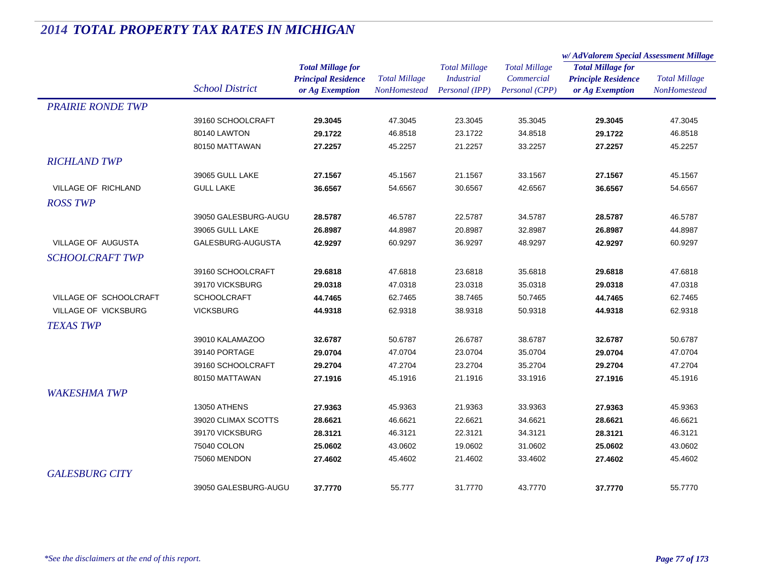# 2014 TOTAL PROPERTY TAX RATES IN MICHIGAN

| | School District | Total Millage for Principal Residence or Ag Exemption | Total Millage NonHomestead | Total Millage Industrial Personal (IPP) | Total Millage Commercial Personal (CPP) | w/ AdValorem Special Assessment Millage: Total Millage for Principle Residence or Ag Exemption | w/ AdValorem Special Assessment Millage: Total Millage NonHomestead |
|---|---|---|---|---|---|---|---|
| *PRAIRIE RONDE TWP* | | | | | | | |
| | 39160 SCHOOLCRAFT | **29.3045** | 47.3045 | 23.3045 | 35.3045 | **29.3045** | 47.3045 |
| | 80140 LAWTON | **29.1722** | 46.8518 | 23.1722 | 34.8518 | **29.1722** | 46.8518 |
| | 80150 MATTAWAN | **27.2257** | 45.2257 | 21.2257 | 33.2257 | **27.2257** | 45.2257 |
| *RICHLAND TWP* | | | | | | | |
| | 39065 GULL LAKE | **27.1567** | 45.1567 | 21.1567 | 33.1567 | **27.1567** | 45.1567 |
| VILLAGE OF RICHLAND | GULL LAKE | **36.6567** | 54.6567 | 30.6567 | 42.6567 | **36.6567** | 54.6567 |
| *ROSS TWP* | | | | | | | |
| | 39050 GALESBURG-AUGU | **28.5787** | 46.5787 | 22.5787 | 34.5787 | **28.5787** | 46.5787 |
| | 39065 GULL LAKE | **26.8987** | 44.8987 | 20.8987 | 32.8987 | **26.8987** | 44.8987 |
| VILLAGE OF AUGUSTA | GALESBURG-AUGUSTA | **42.9297** | 60.9297 | 36.9297 | 48.9297 | **42.9297** | 60.9297 |
| *SCHOOLCRAFT TWP* | | | | | | | |
| | 39160 SCHOOLCRAFT | **29.6818** | 47.6818 | 23.6818 | 35.6818 | **29.6818** | 47.6818 |
| | 39170 VICKSBURG | **29.0318** | 47.0318 | 23.0318 | 35.0318 | **29.0318** | 47.0318 |
| VILLAGE OF SCHOOLCRAFT | SCHOOLCRAFT | **44.7465** | 62.7465 | 38.7465 | 50.7465 | **44.7465** | 62.7465 |
| VILLAGE OF VICKSBURG | VICKSBURG | **44.9318** | 62.9318 | 38.9318 | 50.9318 | **44.9318** | 62.9318 |
| *TEXAS TWP* | | | | | | | |
| | 39010 KALAMAZOO | **32.6787** | 50.6787 | 26.6787 | 38.6787 | **32.6787** | 50.6787 |
| | 39140 PORTAGE | **29.0704** | 47.0704 | 23.0704 | 35.0704 | **29.0704** | 47.0704 |
| | 39160 SCHOOLCRAFT | **29.2704** | 47.2704 | 23.2704 | 35.2704 | **29.2704** | 47.2704 |
| | 80150 MATTAWAN | **27.1916** | 45.1916 | 21.1916 | 33.1916 | **27.1916** | 45.1916 |
| *WAKESHMA TWP* | | | | | | | |
| | 13050 ATHENS | **27.9363** | 45.9363 | 21.9363 | 33.9363 | **27.9363** | 45.9363 |
| | 39020 CLIMAX SCOTTS | **28.6621** | 46.6621 | 22.6621 | 34.6621 | **28.6621** | 46.6621 |
| | 39170 VICKSBURG | **28.3121** | 46.3121 | 22.3121 | 34.3121 | **28.3121** | 46.3121 |
| | 75040 COLON | **25.0602** | 43.0602 | 19.0602 | 31.0602 | **25.0602** | 43.0602 |
| | 75060 MENDON | **27.4602** | 45.4602 | 21.4602 | 33.4602 | **27.4602** | 45.4602 |
| *GALESBURG CITY* | | | | | | | |
| | 39050 GALESBURG-AUGU | **37.7770** | 55.777 | 31.7770 | 43.7770 | **37.7770** | 55.7770 |

*\*See the disclaimers at the end of this report.*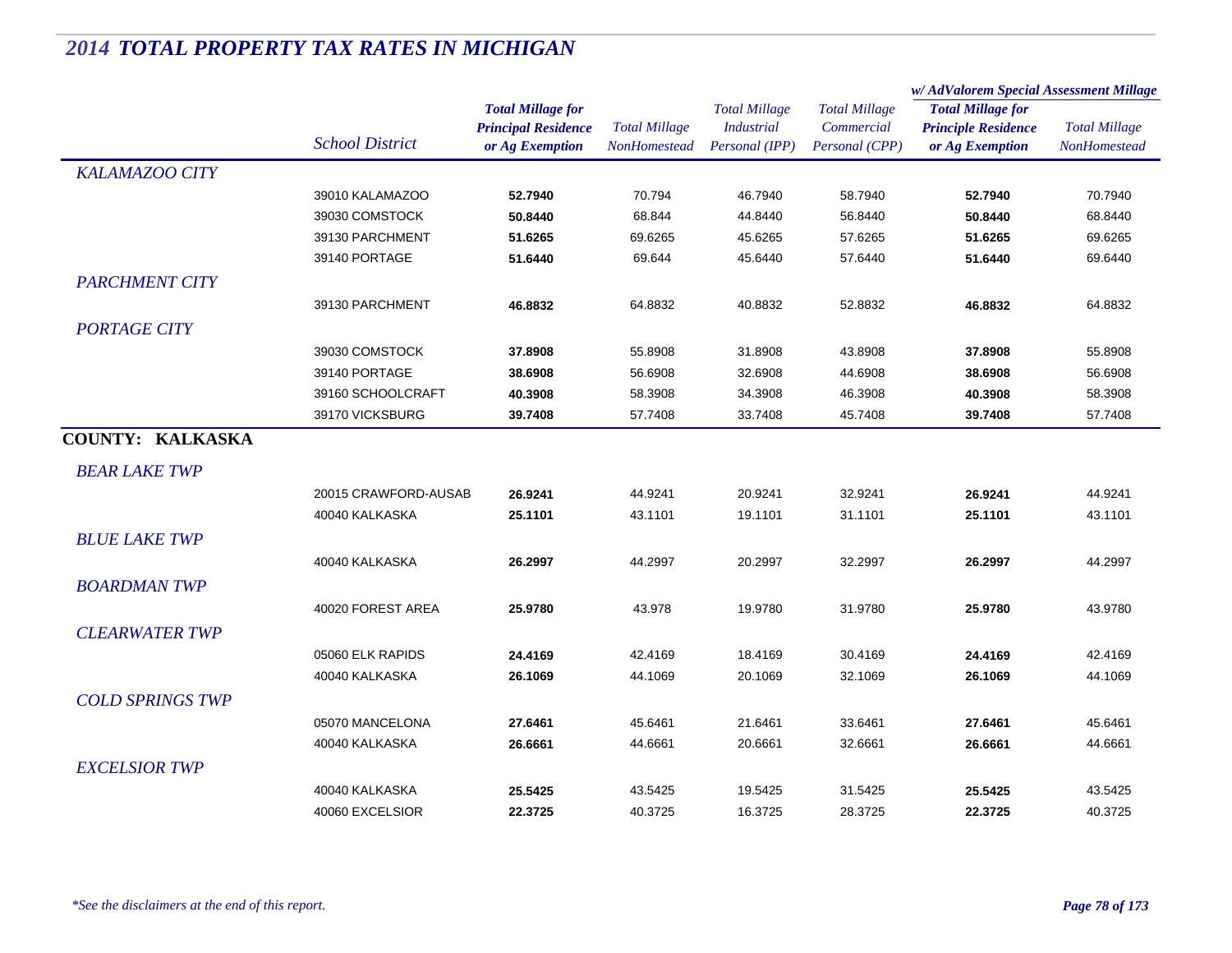# 2014 TOTAL PROPERTY TAX RATES IN MICHIGAN

| | School District | Total Millage for Principal Residence or Ag Exemption | Total Millage NonHomestead | Total Millage Industrial Personal (IPP) | Total Millage Commercial Personal (CPP) | w/ AdValorem Special Assessment Millage: Total Millage for Principle Residence or Ag Exemption | w/ AdValorem Special Assessment Millage: Total Millage NonHomestead |
|---|---|---|---|---|---|---|---|
| *KALAMAZOO CITY* | | | | | | | |
| | 39010 KALAMAZOO | **52.7940** | 70.794 | 46.7940 | 58.7940 | **52.7940** | 70.7940 |
| | 39030 COMSTOCK | **50.8440** | 68.844 | 44.8440 | 56.8440 | **50.8440** | 68.8440 |
| | 39130 PARCHMENT | **51.6265** | 69.6265 | 45.6265 | 57.6265 | **51.6265** | 69.6265 |
| | 39140 PORTAGE | **51.6440** | 69.644 | 45.6440 | 57.6440 | **51.6440** | 69.6440 |
| *PARCHMENT CITY* | | | | | | | |
| | 39130 PARCHMENT | **46.8832** | 64.8832 | 40.8832 | 52.8832 | **46.8832** | 64.8832 |
| *PORTAGE CITY* | | | | | | | |
| | 39030 COMSTOCK | **37.8908** | 55.8908 | 31.8908 | 43.8908 | **37.8908** | 55.8908 |
| | 39140 PORTAGE | **38.6908** | 56.6908 | 32.6908 | 44.6908 | **38.6908** | 56.6908 |
| | 39160 SCHOOLCRAFT | **40.3908** | 58.3908 | 34.3908 | 46.3908 | **40.3908** | 58.3908 |
| | 39170 VICKSBURG | **39.7408** | 57.7408 | 33.7408 | 45.7408 | **39.7408** | 57.7408 |
| **COUNTY: KALKASKA** | | | | | | | |
| *BEAR LAKE TWP* | | | | | | | |
| | 20015 CRAWFORD-AUSAB | **26.9241** | 44.9241 | 20.9241 | 32.9241 | **26.9241** | 44.9241 |
| | 40040 KALKASKA | **25.1101** | 43.1101 | 19.1101 | 31.1101 | **25.1101** | 43.1101 |
| *BLUE LAKE TWP* | | | | | | | |
| | 40040 KALKASKA | **26.2997** | 44.2997 | 20.2997 | 32.2997 | **26.2997** | 44.2997 |
| *BOARDMAN TWP* | | | | | | | |
| | 40020 FOREST AREA | **25.9780** | 43.978 | 19.9780 | 31.9780 | **25.9780** | 43.9780 |
| *CLEARWATER TWP* | | | | | | | |
| | 05060 ELK RAPIDS | **24.4169** | 42.4169 | 18.4169 | 30.4169 | **24.4169** | 42.4169 |
| | 40040 KALKASKA | **26.1069** | 44.1069 | 20.1069 | 32.1069 | **26.1069** | 44.1069 |
| *COLD SPRINGS TWP* | | | | | | | |
| | 05070 MANCELONA | **27.6461** | 45.6461 | 21.6461 | 33.6461 | **27.6461** | 45.6461 |
| | 40040 KALKASKA | **26.6661** | 44.6661 | 20.6661 | 32.6661 | **26.6661** | 44.6661 |
| *EXCELSIOR TWP* | | | | | | | |
| | 40040 KALKASKA | **25.5425** | 43.5425 | 19.5425 | 31.5425 | **25.5425** | 43.5425 |
| | 40060 EXCELSIOR | **22.3725** | 40.3725 | 16.3725 | 28.3725 | **22.3725** | 40.3725 |

*\*See the disclaimers at the end of this report.*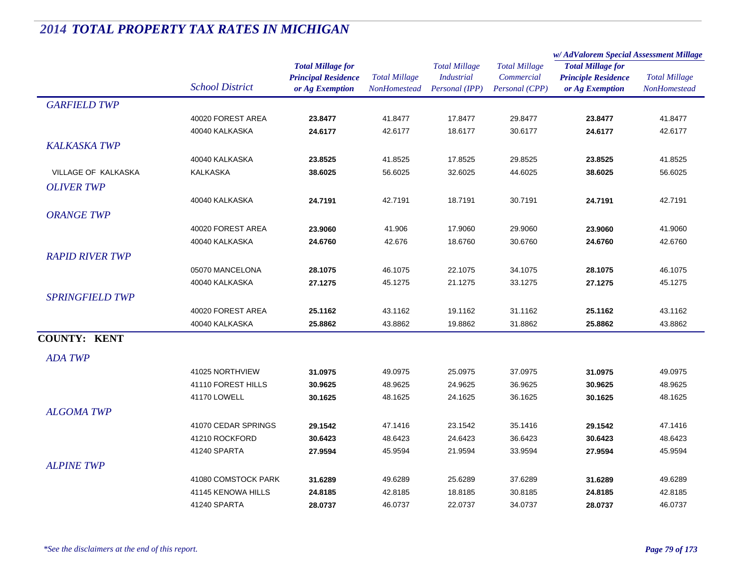## *2014 TOTAL PROPERTY TAX RATES IN MICHIGAN*

| | School District | Total Millage for Principal Residence or Ag Exemption | Total Millage NonHomestead | Total Millage Industrial Personal (IPP) | Total Millage Commercial Personal (CPP) | w/ AdValorem Special Assessment Millage: Total Millage for Principle Residence or Ag Exemption | w/ AdValorem Special Assessment Millage: Total Millage NonHomestead |
|---|---|---|---|---|---|---|---|
| *GARFIELD TWP* | | | | | | | |
| | 40020 FOREST AREA | **23.8477** | 41.8477 | 17.8477 | 29.8477 | **23.8477** | 41.8477 |
| | 40040 KALKASKA | **24.6177** | 42.6177 | 18.6177 | 30.6177 | **24.6177** | 42.6177 |
| *KALKASKA TWP* | | | | | | | |
| | 40040 KALKASKA | **23.8525** | 41.8525 | 17.8525 | 29.8525 | **23.8525** | 41.8525 |
| VILLAGE OF KALKASKA | KALKASKA | **38.6025** | 56.6025 | 32.6025 | 44.6025 | **38.6025** | 56.6025 |
| *OLIVER TWP* | | | | | | | |
| | 40040 KALKASKA | **24.7191** | 42.7191 | 18.7191 | 30.7191 | **24.7191** | 42.7191 |
| *ORANGE TWP* | | | | | | | |
| | 40020 FOREST AREA | **23.9060** | 41.906 | 17.9060 | 29.9060 | **23.9060** | 41.9060 |
| | 40040 KALKASKA | **24.6760** | 42.676 | 18.6760 | 30.6760 | **24.6760** | 42.6760 |
| *RAPID RIVER TWP* | | | | | | | |
| | 05070 MANCELONA | **28.1075** | 46.1075 | 22.1075 | 34.1075 | **28.1075** | 46.1075 |
| | 40040 KALKASKA | **27.1275** | 45.1275 | 21.1275 | 33.1275 | **27.1275** | 45.1275 |
| *SPRINGFIELD TWP* | | | | | | | |
| | 40020 FOREST AREA | **25.1162** | 43.1162 | 19.1162 | 31.1162 | **25.1162** | 43.1162 |
| | 40040 KALKASKA | **25.8862** | 43.8862 | 19.8862 | 31.8862 | **25.8862** | 43.8862 |
| **COUNTY: KENT** | | | | | | | |
| *ADA TWP* | | | | | | | |
| | 41025 NORTHVIEW | **31.0975** | 49.0975 | 25.0975 | 37.0975 | **31.0975** | 49.0975 |
| | 41110 FOREST HILLS | **30.9625** | 48.9625 | 24.9625 | 36.9625 | **30.9625** | 48.9625 |
| | 41170 LOWELL | **30.1625** | 48.1625 | 24.1625 | 36.1625 | **30.1625** | 48.1625 |
| *ALGOMA TWP* | | | | | | | |
| | 41070 CEDAR SPRINGS | **29.1542** | 47.1416 | 23.1542 | 35.1416 | **29.1542** | 47.1416 |
| | 41210 ROCKFORD | **30.6423** | 48.6423 | 24.6423 | 36.6423 | **30.6423** | 48.6423 |
| | 41240 SPARTA | **27.9594** | 45.9594 | 21.9594 | 33.9594 | **27.9594** | 45.9594 |
| *ALPINE TWP* | | | | | | | |
| | 41080 COMSTOCK PARK | **31.6289** | 49.6289 | 25.6289 | 37.6289 | **31.6289** | 49.6289 |
| | 41145 KENOWA HILLS | **24.8185** | 42.8185 | 18.8185 | 30.8185 | **24.8185** | 42.8185 |
| | 41240 SPARTA | **28.0737** | 46.0737 | 22.0737 | 34.0737 | **28.0737** | 46.0737 |

*\*See the disclaimers at the end of this report.*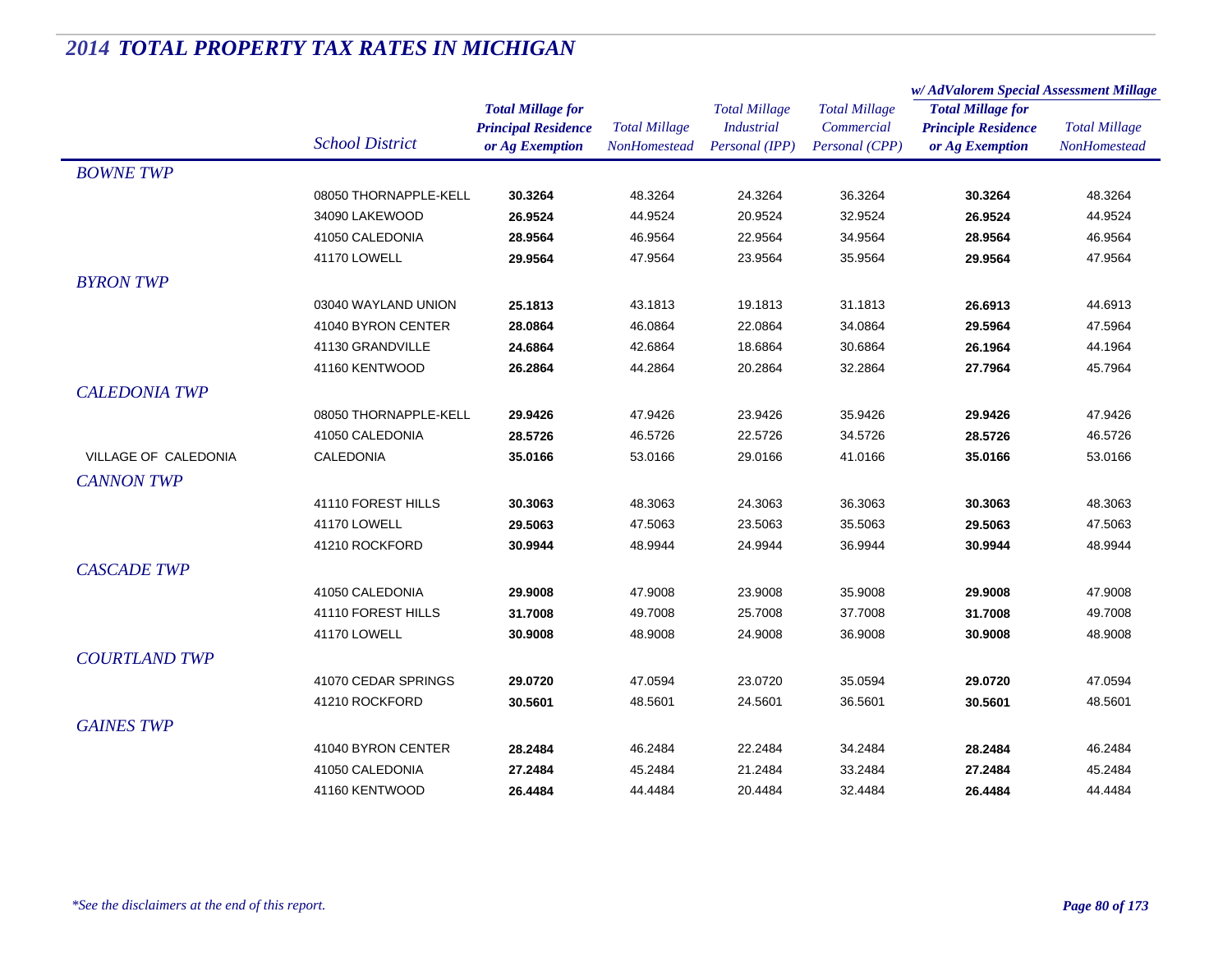# *2014 TOTAL PROPERTY TAX RATES IN MICHIGAN*

| | School District | Total Millage for Principal Residence or Ag Exemption | Total Millage NonHomestead | Total Millage Industrial Personal (IPP) | Total Millage Commercial Personal (CPP) | w/ AdValorem Special Assessment Millage: Total Millage for Principle Residence or Ag Exemption | w/ AdValorem Special Assessment Millage: Total Millage NonHomestead |
|---|---|---|---|---|---|---|---|
| *BOWNE TWP* | | | | | | | |
| | 08050 THORNAPPLE-KELL | **30.3264** | 48.3264 | 24.3264 | 36.3264 | **30.3264** | 48.3264 |
| | 34090 LAKEWOOD | **26.9524** | 44.9524 | 20.9524 | 32.9524 | **26.9524** | 44.9524 |
| | 41050 CALEDONIA | **28.9564** | 46.9564 | 22.9564 | 34.9564 | **28.9564** | 46.9564 |
| | 41170 LOWELL | **29.9564** | 47.9564 | 23.9564 | 35.9564 | **29.9564** | 47.9564 |
| *BYRON TWP* | | | | | | | |
| | 03040 WAYLAND UNION | **25.1813** | 43.1813 | 19.1813 | 31.1813 | **26.6913** | 44.6913 |
| | 41040 BYRON CENTER | **28.0864** | 46.0864 | 22.0864 | 34.0864 | **29.5964** | 47.5964 |
| | 41130 GRANDVILLE | **24.6864** | 42.6864 | 18.6864 | 30.6864 | **26.1964** | 44.1964 |
| | 41160 KENTWOOD | **26.2864** | 44.2864 | 20.2864 | 32.2864 | **27.7964** | 45.7964 |
| *CALEDONIA TWP* | | | | | | | |
| | 08050 THORNAPPLE-KELL | **29.9426** | 47.9426 | 23.9426 | 35.9426 | **29.9426** | 47.9426 |
| | 41050 CALEDONIA | **28.5726** | 46.5726 | 22.5726 | 34.5726 | **28.5726** | 46.5726 |
| VILLAGE OF CALEDONIA | CALEDONIA | **35.0166** | 53.0166 | 29.0166 | 41.0166 | **35.0166** | 53.0166 |
| *CANNON TWP* | | | | | | | |
| | 41110 FOREST HILLS | **30.3063** | 48.3063 | 24.3063 | 36.3063 | **30.3063** | 48.3063 |
| | 41170 LOWELL | **29.5063** | 47.5063 | 23.5063 | 35.5063 | **29.5063** | 47.5063 |
| | 41210 ROCKFORD | **30.9944** | 48.9944 | 24.9944 | 36.9944 | **30.9944** | 48.9944 |
| *CASCADE TWP* | | | | | | | |
| | 41050 CALEDONIA | **29.9008** | 47.9008 | 23.9008 | 35.9008 | **29.9008** | 47.9008 |
| | 41110 FOREST HILLS | **31.7008** | 49.7008 | 25.7008 | 37.7008 | **31.7008** | 49.7008 |
| | 41170 LOWELL | **30.9008** | 48.9008 | 24.9008 | 36.9008 | **30.9008** | 48.9008 |
| *COURTLAND TWP* | | | | | | | |
| | 41070 CEDAR SPRINGS | **29.0720** | 47.0594 | 23.0720 | 35.0594 | **29.0720** | 47.0594 |
| | 41210 ROCKFORD | **30.5601** | 48.5601 | 24.5601 | 36.5601 | **30.5601** | 48.5601 |
| *GAINES TWP* | | | | | | | |
| | 41040 BYRON CENTER | **28.2484** | 46.2484 | 22.2484 | 34.2484 | **28.2484** | 46.2484 |
| | 41050 CALEDONIA | **27.2484** | 45.2484 | 21.2484 | 33.2484 | **27.2484** | 45.2484 |
| | 41160 KENTWOOD | **26.4484** | 44.4484 | 20.4484 | 32.4484 | **26.4484** | 44.4484 |

*\*See the disclaimers at the end of this report.*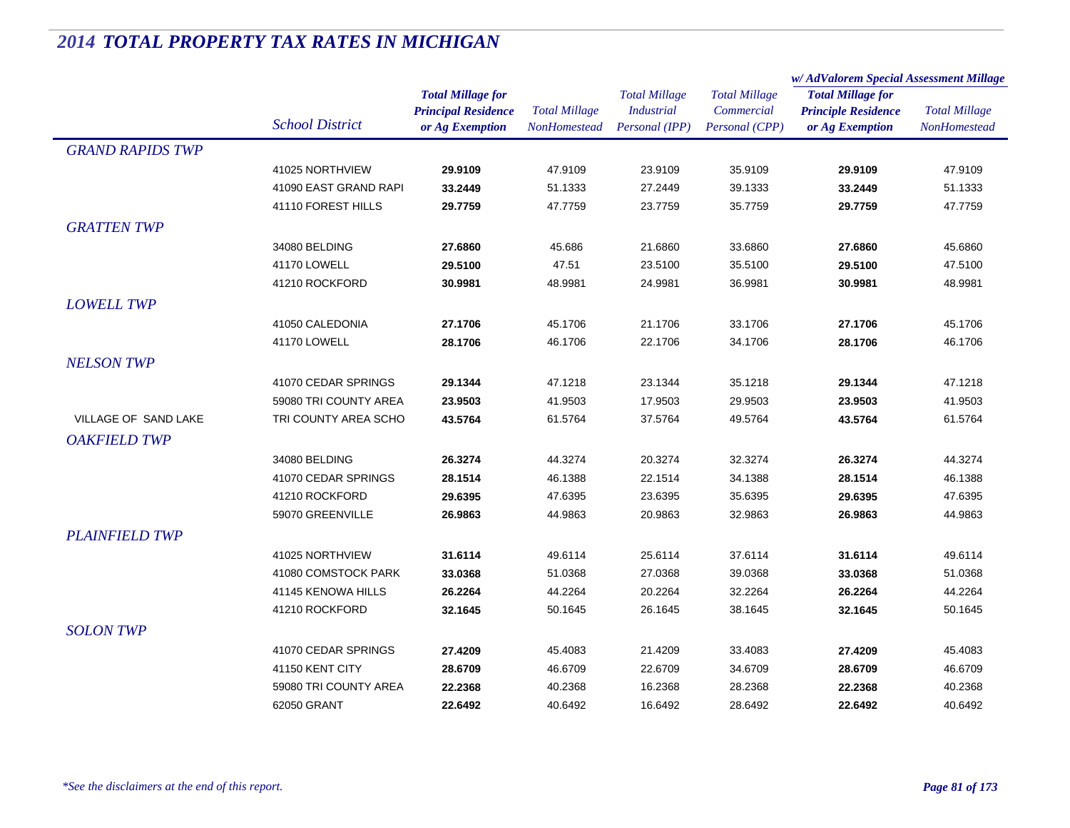# 2014 TOTAL PROPERTY TAX RATES IN MICHIGAN

| | School District | Total Millage for Principal Residence or Ag Exemption | Total Millage NonHomestead | Total Millage Industrial Personal (IPP) | Total Millage Commercial Personal (CPP) | w/ AdValorem Special Assessment Millage: Total Millage for Principle Residence or Ag Exemption | w/ AdValorem Special Assessment Millage: Total Millage NonHomestead |
|---|---|---|---|---|---|---|---|
| *GRAND RAPIDS TWP* | | | | | | | |
| | 41025 NORTHVIEW | **29.9109** | 47.9109 | 23.9109 | 35.9109 | **29.9109** | 47.9109 |
| | 41090 EAST GRAND RAPI | **33.2449** | 51.1333 | 27.2449 | 39.1333 | **33.2449** | 51.1333 |
| | 41110 FOREST HILLS | **29.7759** | 47.7759 | 23.7759 | 35.7759 | **29.7759** | 47.7759 |
| *GRATTEN TWP* | | | | | | | |
| | 34080 BELDING | **27.6860** | 45.686 | 21.6860 | 33.6860 | **27.6860** | 45.6860 |
| | 41170 LOWELL | **29.5100** | 47.51 | 23.5100 | 35.5100 | **29.5100** | 47.5100 |
| | 41210 ROCKFORD | **30.9981** | 48.9981 | 24.9981 | 36.9981 | **30.9981** | 48.9981 |
| *LOWELL TWP* | | | | | | | |
| | 41050 CALEDONIA | **27.1706** | 45.1706 | 21.1706 | 33.1706 | **27.1706** | 45.1706 |
| | 41170 LOWELL | **28.1706** | 46.1706 | 22.1706 | 34.1706 | **28.1706** | 46.1706 |
| *NELSON TWP* | | | | | | | |
| | 41070 CEDAR SPRINGS | **29.1344** | 47.1218 | 23.1344 | 35.1218 | **29.1344** | 47.1218 |
| | 59080 TRI COUNTY AREA | **23.9503** | 41.9503 | 17.9503 | 29.9503 | **23.9503** | 41.9503 |
| VILLAGE OF SAND LAKE | TRI COUNTY AREA SCHO | **43.5764** | 61.5764 | 37.5764 | 49.5764 | **43.5764** | 61.5764 |
| *OAKFIELD TWP* | | | | | | | |
| | 34080 BELDING | **26.3274** | 44.3274 | 20.3274 | 32.3274 | **26.3274** | 44.3274 |
| | 41070 CEDAR SPRINGS | **28.1514** | 46.1388 | 22.1514 | 34.1388 | **28.1514** | 46.1388 |
| | 41210 ROCKFORD | **29.6395** | 47.6395 | 23.6395 | 35.6395 | **29.6395** | 47.6395 |
| | 59070 GREENVILLE | **26.9863** | 44.9863 | 20.9863 | 32.9863 | **26.9863** | 44.9863 |
| *PLAINFIELD TWP* | | | | | | | |
| | 41025 NORTHVIEW | **31.6114** | 49.6114 | 25.6114 | 37.6114 | **31.6114** | 49.6114 |
| | 41080 COMSTOCK PARK | **33.0368** | 51.0368 | 27.0368 | 39.0368 | **33.0368** | 51.0368 |
| | 41145 KENOWA HILLS | **26.2264** | 44.2264 | 20.2264 | 32.2264 | **26.2264** | 44.2264 |
| | 41210 ROCKFORD | **32.1645** | 50.1645 | 26.1645 | 38.1645 | **32.1645** | 50.1645 |
| *SOLON TWP* | | | | | | | |
| | 41070 CEDAR SPRINGS | **27.4209** | 45.4083 | 21.4209 | 33.4083 | **27.4209** | 45.4083 |
| | 41150 KENT CITY | **28.6709** | 46.6709 | 22.6709 | 34.6709 | **28.6709** | 46.6709 |
| | 59080 TRI COUNTY AREA | **22.2368** | 40.2368 | 16.2368 | 28.2368 | **22.2368** | 40.2368 |
| | 62050 GRANT | **22.6492** | 40.6492 | 16.6492 | 28.6492 | **22.6492** | 40.6492 |

*\*See the disclaimers at the end of this report.*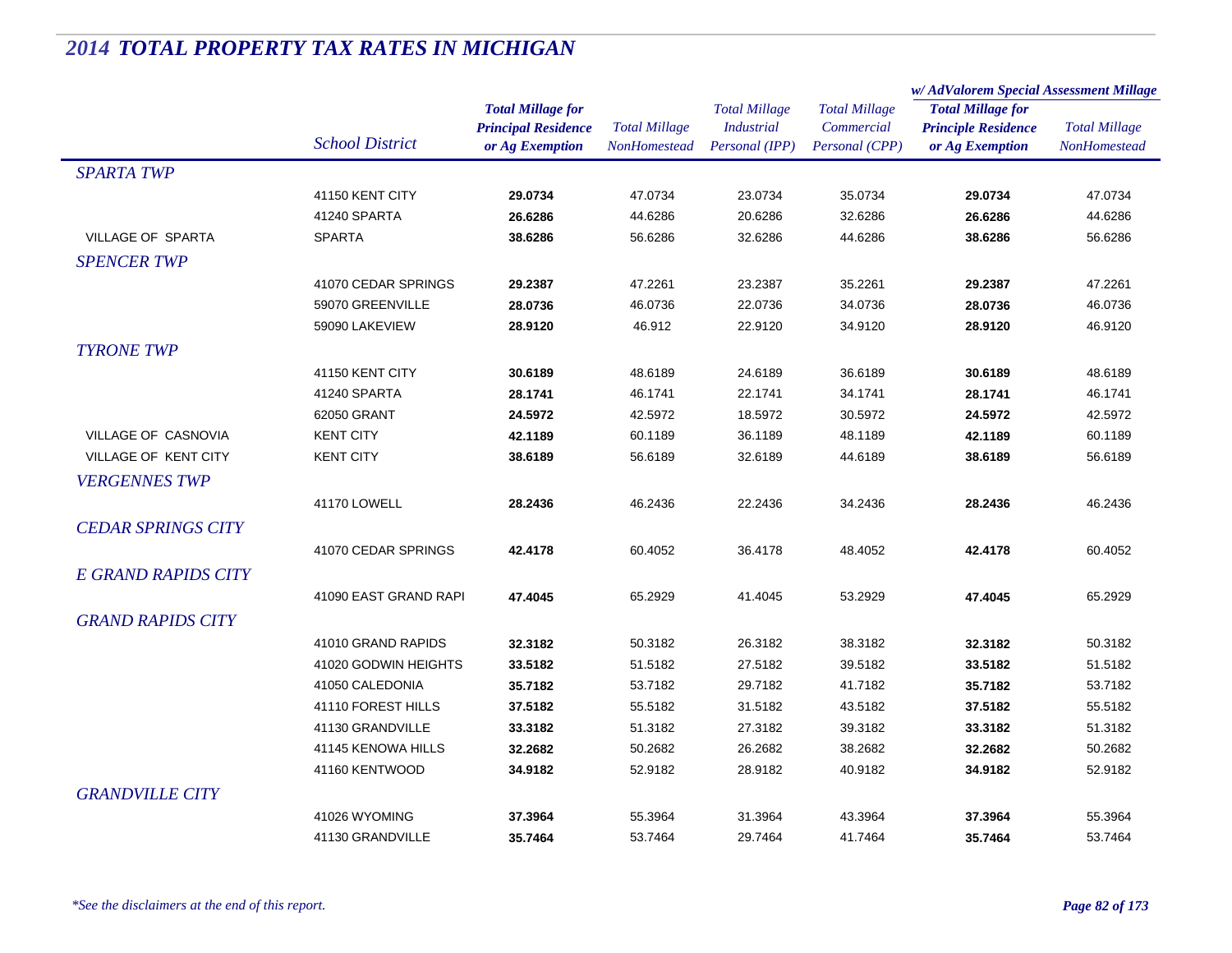## 2014 TOTAL PROPERTY TAX RATES IN MICHIGAN

| | School District | Total Millage for Principal Residence or Ag Exemption | Total Millage NonHomestead | Total Millage Industrial Personal (IPP) | Total Millage Commercial Personal (CPP) | w/ AdValorem Special Assessment Millage: Total Millage for Principle Residence or Ag Exemption | w/ AdValorem Special Assessment Millage: Total Millage NonHomestead |
|---|---|---|---|---|---|---|---|
| *SPARTA TWP* | | | | | | | |
| | 41150 KENT CITY | **29.0734** | 47.0734 | 23.0734 | 35.0734 | **29.0734** | 47.0734 |
| | 41240 SPARTA | **26.6286** | 44.6286 | 20.6286 | 32.6286 | **26.6286** | 44.6286 |
| VILLAGE OF SPARTA | SPARTA | **38.6286** | 56.6286 | 32.6286 | 44.6286 | **38.6286** | 56.6286 |
| *SPENCER TWP* | | | | | | | |
| | 41070 CEDAR SPRINGS | **29.2387** | 47.2261 | 23.2387 | 35.2261 | **29.2387** | 47.2261 |
| | 59070 GREENVILLE | **28.0736** | 46.0736 | 22.0736 | 34.0736 | **28.0736** | 46.0736 |
| | 59090 LAKEVIEW | **28.9120** | 46.912 | 22.9120 | 34.9120 | **28.9120** | 46.9120 |
| *TYRONE TWP* | | | | | | | |
| | 41150 KENT CITY | **30.6189** | 48.6189 | 24.6189 | 36.6189 | **30.6189** | 48.6189 |
| | 41240 SPARTA | **28.1741** | 46.1741 | 22.1741 | 34.1741 | **28.1741** | 46.1741 |
| | 62050 GRANT | **24.5972** | 42.5972 | 18.5972 | 30.5972 | **24.5972** | 42.5972 |
| VILLAGE OF CASNOVIA | KENT CITY | **42.1189** | 60.1189 | 36.1189 | 48.1189 | **42.1189** | 60.1189 |
| VILLAGE OF KENT CITY | KENT CITY | **38.6189** | 56.6189 | 32.6189 | 44.6189 | **38.6189** | 56.6189 |
| *VERGENNES TWP* | | | | | | | |
| | 41170 LOWELL | **28.2436** | 46.2436 | 22.2436 | 34.2436 | **28.2436** | 46.2436 |
| *CEDAR SPRINGS CITY* | | | | | | | |
| | 41070 CEDAR SPRINGS | **42.4178** | 60.4052 | 36.4178 | 48.4052 | **42.4178** | 60.4052 |
| *E GRAND RAPIDS CITY* | | | | | | | |
| | 41090 EAST GRAND RAPI | **47.4045** | 65.2929 | 41.4045 | 53.2929 | **47.4045** | 65.2929 |
| *GRAND RAPIDS CITY* | | | | | | | |
| | 41010 GRAND RAPIDS | **32.3182** | 50.3182 | 26.3182 | 38.3182 | **32.3182** | 50.3182 |
| | 41020 GODWIN HEIGHTS | **33.5182** | 51.5182 | 27.5182 | 39.5182 | **33.5182** | 51.5182 |
| | 41050 CALEDONIA | **35.7182** | 53.7182 | 29.7182 | 41.7182 | **35.7182** | 53.7182 |
| | 41110 FOREST HILLS | **37.5182** | 55.5182 | 31.5182 | 43.5182 | **37.5182** | 55.5182 |
| | 41130 GRANDVILLE | **33.3182** | 51.3182 | 27.3182 | 39.3182 | **33.3182** | 51.3182 |
| | 41145 KENOWA HILLS | **32.2682** | 50.2682 | 26.2682 | 38.2682 | **32.2682** | 50.2682 |
| | 41160 KENTWOOD | **34.9182** | 52.9182 | 28.9182 | 40.9182 | **34.9182** | 52.9182 |
| *GRANDVILLE CITY* | | | | | | | |
| | 41026 WYOMING | **37.3964** | 55.3964 | 31.3964 | 43.3964 | **37.3964** | 55.3964 |
| | 41130 GRANDVILLE | **35.7464** | 53.7464 | 29.7464 | 41.7464 | **35.7464** | 53.7464 |

*\*See the disclaimers at the end of this report.*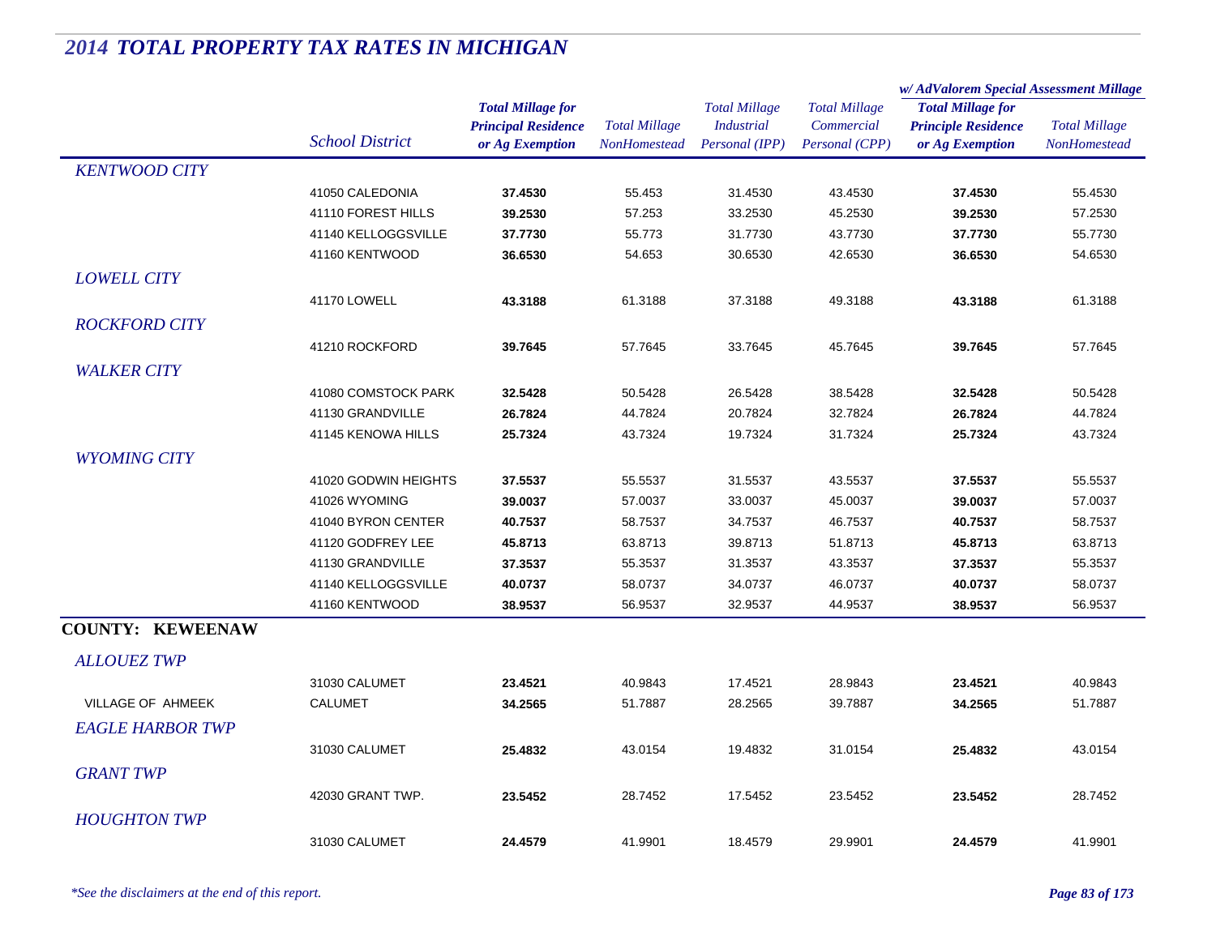# 2014 TOTAL PROPERTY TAX RATES IN MICHIGAN

| | School District | Total Millage for Principal Residence or Ag Exemption | Total Millage NonHomestead | Total Millage Industrial Personal (IPP) | Total Millage Commercial Personal (CPP) | w/ AdValorem Special Assessment Millage: Total Millage for Principle Residence or Ag Exemption | Total Millage NonHomestead |
|---|---|---|---|---|---|---|---|
| *KENTWOOD CITY* | | | | | | | |
| | 41050 CALEDONIA | **37.4530** | 55.453 | 31.4530 | 43.4530 | **37.4530** | 55.4530 |
| | 41110 FOREST HILLS | **39.2530** | 57.253 | 33.2530 | 45.2530 | **39.2530** | 57.2530 |
| | 41140 KELLOGGSVILLE | **37.7730** | 55.773 | 31.7730 | 43.7730 | **37.7730** | 55.7730 |
| | 41160 KENTWOOD | **36.6530** | 54.653 | 30.6530 | 42.6530 | **36.6530** | 54.6530 |
| *LOWELL CITY* | | | | | | | |
| | 41170 LOWELL | **43.3188** | 61.3188 | 37.3188 | 49.3188 | **43.3188** | 61.3188 |
| *ROCKFORD CITY* | | | | | | | |
| | 41210 ROCKFORD | **39.7645** | 57.7645 | 33.7645 | 45.7645 | **39.7645** | 57.7645 |
| *WALKER CITY* | | | | | | | |
| | 41080 COMSTOCK PARK | **32.5428** | 50.5428 | 26.5428 | 38.5428 | **32.5428** | 50.5428 |
| | 41130 GRANDVILLE | **26.7824** | 44.7824 | 20.7824 | 32.7824 | **26.7824** | 44.7824 |
| | 41145 KENOWA HILLS | **25.7324** | 43.7324 | 19.7324 | 31.7324 | **25.7324** | 43.7324 |
| *WYOMING CITY* | | | | | | | |
| | 41020 GODWIN HEIGHTS | **37.5537** | 55.5537 | 31.5537 | 43.5537 | **37.5537** | 55.5537 |
| | 41026 WYOMING | **39.0037** | 57.0037 | 33.0037 | 45.0037 | **39.0037** | 57.0037 |
| | 41040 BYRON CENTER | **40.7537** | 58.7537 | 34.7537 | 46.7537 | **40.7537** | 58.7537 |
| | 41120 GODFREY LEE | **45.8713** | 63.8713 | 39.8713 | 51.8713 | **45.8713** | 63.8713 |
| | 41130 GRANDVILLE | **37.3537** | 55.3537 | 31.3537 | 43.3537 | **37.3537** | 55.3537 |
| | 41140 KELLOGGSVILLE | **40.0737** | 58.0737 | 34.0737 | 46.0737 | **40.0737** | 58.0737 |
| | 41160 KENTWOOD | **38.9537** | 56.9537 | 32.9537 | 44.9537 | **38.9537** | 56.9537 |

## COUNTY: KEWEENAW

| | School District | Total Millage for Principal Residence or Ag Exemption | Total Millage NonHomestead | Total Millage Industrial Personal (IPP) | Total Millage Commercial Personal (CPP) | w/ AdValorem Special Assessment Millage: Total Millage for Principle Residence or Ag Exemption | Total Millage NonHomestead |
|---|---|---|---|---|---|---|---|
| *ALLOUEZ TWP* | | | | | | | |
| | 31030 CALUMET | **23.4521** | 40.9843 | 17.4521 | 28.9843 | **23.4521** | 40.9843 |
| VILLAGE OF AHMEEK | CALUMET | **34.2565** | 51.7887 | 28.2565 | 39.7887 | **34.2565** | 51.7887 |
| *EAGLE HARBOR TWP* | | | | | | | |
| | 31030 CALUMET | **25.4832** | 43.0154 | 19.4832 | 31.0154 | **25.4832** | 43.0154 |
| *GRANT TWP* | | | | | | | |
| | 42030 GRANT TWP. | **23.5452** | 28.7452 | 17.5452 | 23.5452 | **23.5452** | 28.7452 |
| *HOUGHTON TWP* | | | | | | | |
| | 31030 CALUMET | **24.4579** | 41.9901 | 18.4579 | 29.9901 | **24.4579** | 41.9901 |

*\*See the disclaimers at the end of this report.*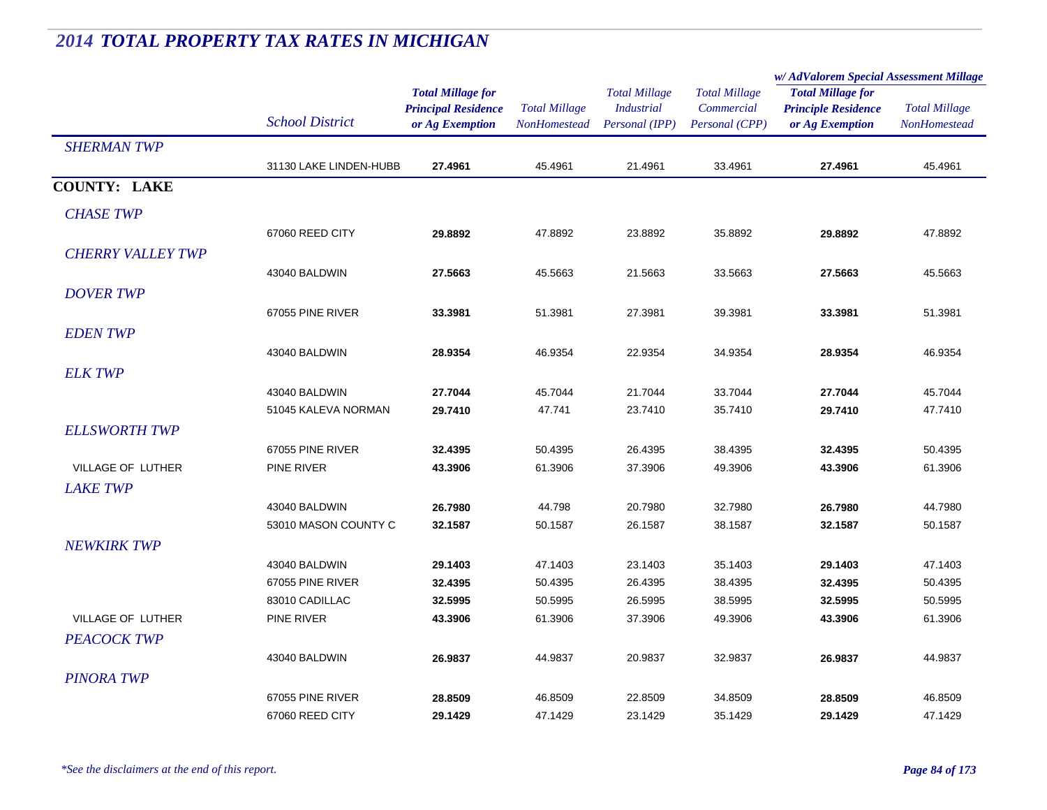# 2014 TOTAL PROPERTY TAX RATES IN MICHIGAN

| | School District | Total Millage for Principal Residence or Ag Exemption | Total Millage NonHomestead | Total Millage Industrial Personal (IPP) | Total Millage Commercial Personal (CPP) | w/ AdValorem Special Assessment Millage: Total Millage for Principle Residence or Ag Exemption | w/ AdValorem Special Assessment Millage: Total Millage NonHomestead |
|---|---|---|---|---|---|---|---|
| *SHERMAN TWP* | | | | | | | |
| | 31130 LAKE LINDEN-HUBB | **27.4961** | 45.4961 | 21.4961 | 33.4961 | **27.4961** | 45.4961 |
| **COUNTY: LAKE** | | | | | | | |
| *CHASE TWP* | | | | | | | |
| | 67060 REED CITY | **29.8892** | 47.8892 | 23.8892 | 35.8892 | **29.8892** | 47.8892 |
| *CHERRY VALLEY TWP* | | | | | | | |
| | 43040 BALDWIN | **27.5663** | 45.5663 | 21.5663 | 33.5663 | **27.5663** | 45.5663 |
| *DOVER TWP* | | | | | | | |
| | 67055 PINE RIVER | **33.3981** | 51.3981 | 27.3981 | 39.3981 | **33.3981** | 51.3981 |
| *EDEN TWP* | | | | | | | |
| | 43040 BALDWIN | **28.9354** | 46.9354 | 22.9354 | 34.9354 | **28.9354** | 46.9354 |
| *ELK TWP* | | | | | | | |
| | 43040 BALDWIN | **27.7044** | 45.7044 | 21.7044 | 33.7044 | **27.7044** | 45.7044 |
| | 51045 KALEVA NORMAN | **29.7410** | 47.741 | 23.7410 | 35.7410 | **29.7410** | 47.7410 |
| *ELLSWORTH TWP* | | | | | | | |
| | 67055 PINE RIVER | **32.4395** | 50.4395 | 26.4395 | 38.4395 | **32.4395** | 50.4395 |
| VILLAGE OF LUTHER | PINE RIVER | **43.3906** | 61.3906 | 37.3906 | 49.3906 | **43.3906** | 61.3906 |
| *LAKE TWP* | | | | | | | |
| | 43040 BALDWIN | **26.7980** | 44.798 | 20.7980 | 32.7980 | **26.7980** | 44.7980 |
| | 53010 MASON COUNTY C | **32.1587** | 50.1587 | 26.1587 | 38.1587 | **32.1587** | 50.1587 |
| *NEWKIRK TWP* | | | | | | | |
| | 43040 BALDWIN | **29.1403** | 47.1403 | 23.1403 | 35.1403 | **29.1403** | 47.1403 |
| | 67055 PINE RIVER | **32.4395** | 50.4395 | 26.4395 | 38.4395 | **32.4395** | 50.4395 |
| | 83010 CADILLAC | **32.5995** | 50.5995 | 26.5995 | 38.5995 | **32.5995** | 50.5995 |
| VILLAGE OF LUTHER | PINE RIVER | **43.3906** | 61.3906 | 37.3906 | 49.3906 | **43.3906** | 61.3906 |
| *PEACOCK TWP* | | | | | | | |
| | 43040 BALDWIN | **26.9837** | 44.9837 | 20.9837 | 32.9837 | **26.9837** | 44.9837 |
| *PINORA TWP* | | | | | | | |
| | 67055 PINE RIVER | **28.8509** | 46.8509 | 22.8509 | 34.8509 | **28.8509** | 46.8509 |
| | 67060 REED CITY | **29.1429** | 47.1429 | 23.1429 | 35.1429 | **29.1429** | 47.1429 |

*\*See the disclaimers at the end of this report.*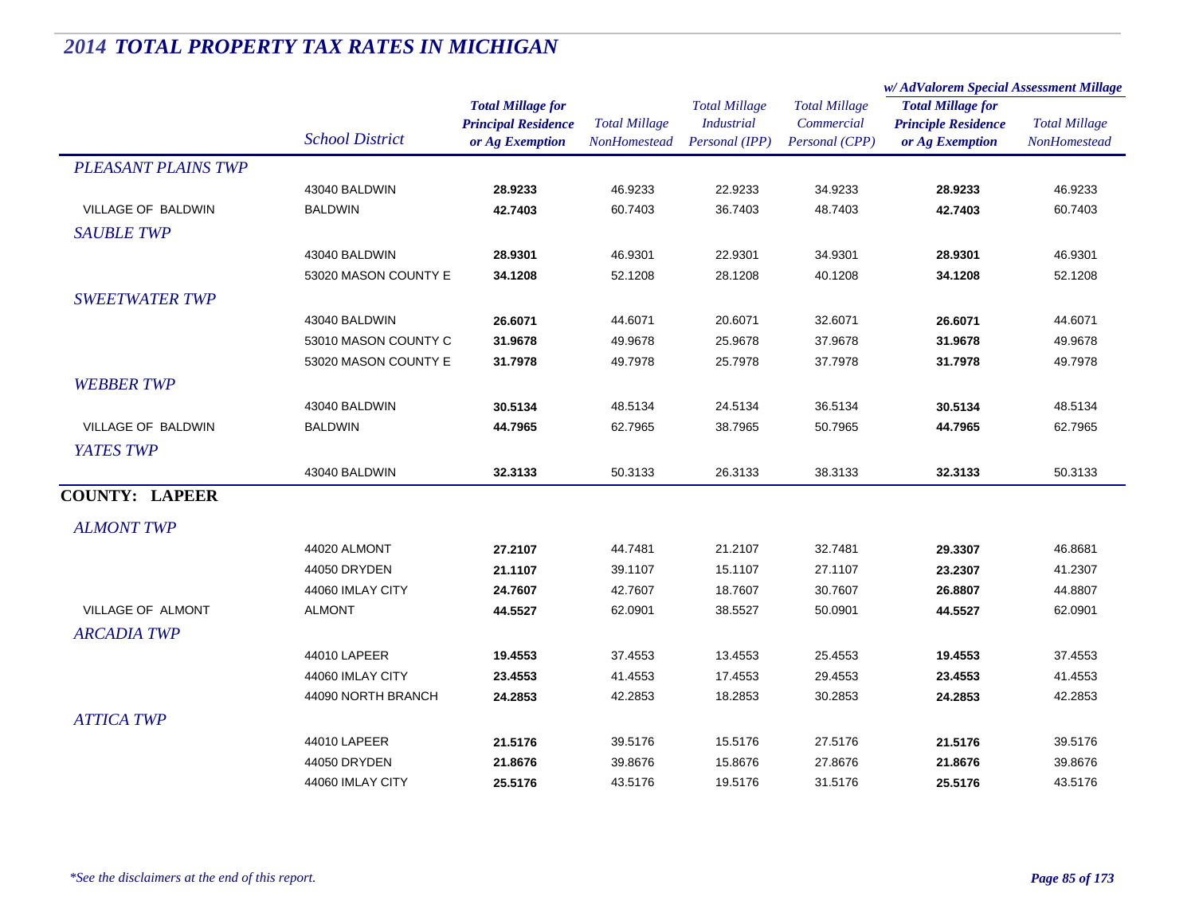# 2014 TOTAL PROPERTY TAX RATES IN MICHIGAN

| | School District | Total Millage for Principal Residence or Ag Exemption | Total Millage NonHomestead | Total Millage Industrial Personal (IPP) | Total Millage Commercial Personal (CPP) | w/ AdValorem Special Assessment Millage: Total Millage for Principle Residence or Ag Exemption | w/ AdValorem Special Assessment Millage: Total Millage NonHomestead |
|---|---|---|---|---|---|---|---|
| *PLEASANT PLAINS TWP* | | | | | | | |
| | 43040 BALDWIN | **28.9233** | 46.9233 | 22.9233 | 34.9233 | **28.9233** | 46.9233 |
| VILLAGE OF BALDWIN | BALDWIN | **42.7403** | 60.7403 | 36.7403 | 48.7403 | **42.7403** | 60.7403 |
| *SAUBLE TWP* | | | | | | | |
| | 43040 BALDWIN | **28.9301** | 46.9301 | 22.9301 | 34.9301 | **28.9301** | 46.9301 |
| | 53020 MASON COUNTY E | **34.1208** | 52.1208 | 28.1208 | 40.1208 | **34.1208** | 52.1208 |
| *SWEETWATER TWP* | | | | | | | |
| | 43040 BALDWIN | **26.6071** | 44.6071 | 20.6071 | 32.6071 | **26.6071** | 44.6071 |
| | 53010 MASON COUNTY C | **31.9678** | 49.9678 | 25.9678 | 37.9678 | **31.9678** | 49.9678 |
| | 53020 MASON COUNTY E | **31.7978** | 49.7978 | 25.7978 | 37.7978 | **31.7978** | 49.7978 |
| *WEBBER TWP* | | | | | | | |
| | 43040 BALDWIN | **30.5134** | 48.5134 | 24.5134 | 36.5134 | **30.5134** | 48.5134 |
| VILLAGE OF BALDWIN | BALDWIN | **44.7965** | 62.7965 | 38.7965 | 50.7965 | **44.7965** | 62.7965 |
| *YATES TWP* | | | | | | | |
| | 43040 BALDWIN | **32.3133** | 50.3133 | 26.3133 | 38.3133 | **32.3133** | 50.3133 |
| **COUNTY: LAPEER** | | | | | | | |
| *ALMONT TWP* | | | | | | | |
| | 44020 ALMONT | **27.2107** | 44.7481 | 21.2107 | 32.7481 | **29.3307** | 46.8681 |
| | 44050 DRYDEN | **21.1107** | 39.1107 | 15.1107 | 27.1107 | **23.2307** | 41.2307 |
| | 44060 IMLAY CITY | **24.7607** | 42.7607 | 18.7607 | 30.7607 | **26.8807** | 44.8807 |
| VILLAGE OF ALMONT | ALMONT | **44.5527** | 62.0901 | 38.5527 | 50.0901 | **44.5527** | 62.0901 |
| *ARCADIA TWP* | | | | | | | |
| | 44010 LAPEER | **19.4553** | 37.4553 | 13.4553 | 25.4553 | **19.4553** | 37.4553 |
| | 44060 IMLAY CITY | **23.4553** | 41.4553 | 17.4553 | 29.4553 | **23.4553** | 41.4553 |
| | 44090 NORTH BRANCH | **24.2853** | 42.2853 | 18.2853 | 30.2853 | **24.2853** | 42.2853 |
| *ATTICA TWP* | | | | | | | |
| | 44010 LAPEER | **21.5176** | 39.5176 | 15.5176 | 27.5176 | **21.5176** | 39.5176 |
| | 44050 DRYDEN | **21.8676** | 39.8676 | 15.8676 | 27.8676 | **21.8676** | 39.8676 |
| | 44060 IMLAY CITY | **25.5176** | 43.5176 | 19.5176 | 31.5176 | **25.5176** | 43.5176 |

*\*See the disclaimers at the end of this report.*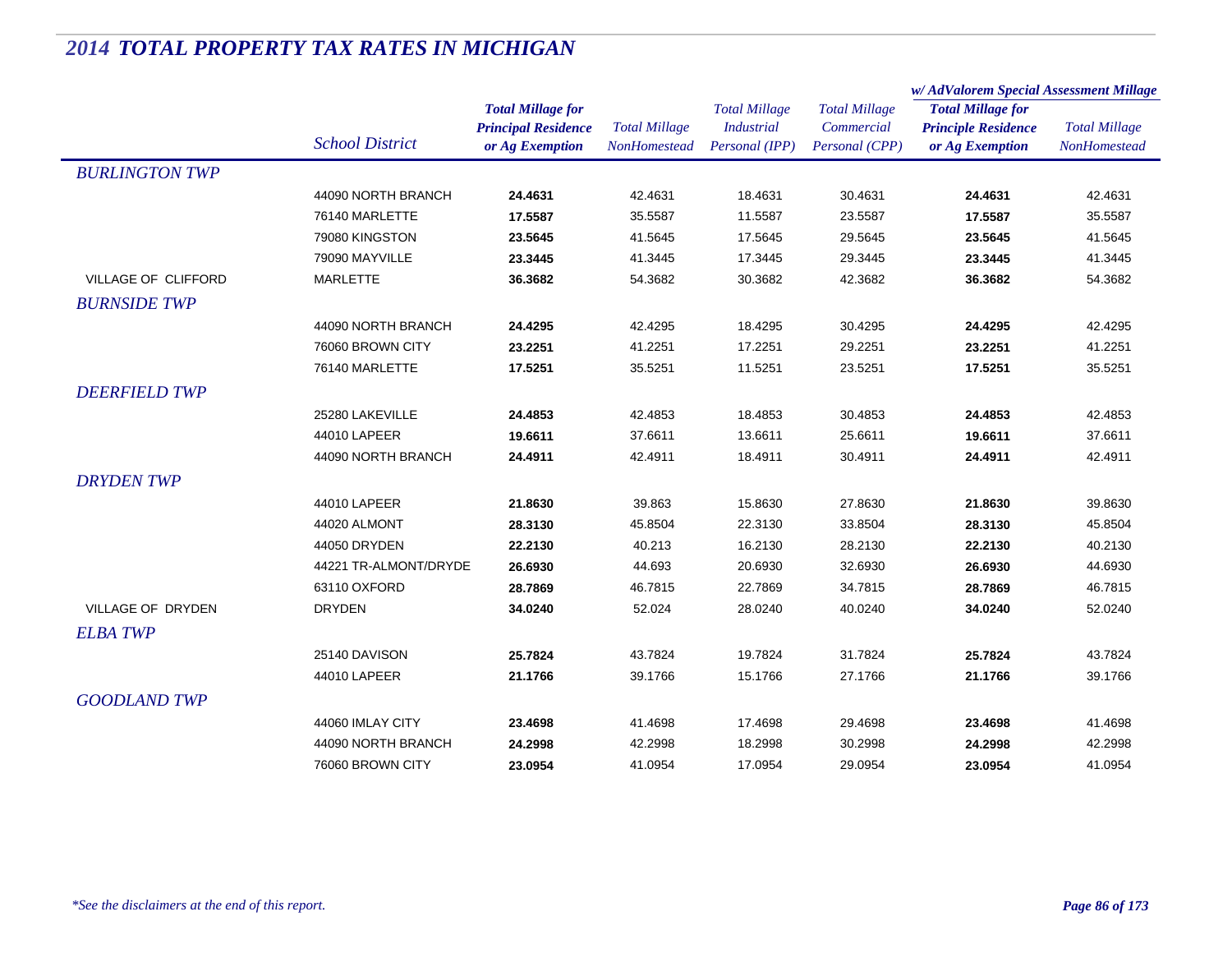# 2014 TOTAL PROPERTY TAX RATES IN MICHIGAN

| | School District | Total Millage for Principal Residence or Ag Exemption | Total Millage NonHomestead | Total Millage Industrial Personal (IPP) | Total Millage Commercial Personal (CPP) | w/ AdValorem Special Assessment Millage: Total Millage for Principle Residence or Ag Exemption | w/ AdValorem Special Assessment Millage: Total Millage NonHomestead |
|---|---|---|---|---|---|---|---|
| *BURLINGTON TWP* | | | | | | | |
| | 44090 NORTH BRANCH | **24.4631** | 42.4631 | 18.4631 | 30.4631 | **24.4631** | 42.4631 |
| | 76140 MARLETTE | **17.5587** | 35.5587 | 11.5587 | 23.5587 | **17.5587** | 35.5587 |
| | 79080 KINGSTON | **23.5645** | 41.5645 | 17.5645 | 29.5645 | **23.5645** | 41.5645 |
| | 79090 MAYVILLE | **23.3445** | 41.3445 | 17.3445 | 29.3445 | **23.3445** | 41.3445 |
| VILLAGE OF CLIFFORD | MARLETTE | **36.3682** | 54.3682 | 30.3682 | 42.3682 | **36.3682** | 54.3682 |
| *BURNSIDE TWP* | | | | | | | |
| | 44090 NORTH BRANCH | **24.4295** | 42.4295 | 18.4295 | 30.4295 | **24.4295** | 42.4295 |
| | 76060 BROWN CITY | **23.2251** | 41.2251 | 17.2251 | 29.2251 | **23.2251** | 41.2251 |
| | 76140 MARLETTE | **17.5251** | 35.5251 | 11.5251 | 23.5251 | **17.5251** | 35.5251 |
| *DEERFIELD TWP* | | | | | | | |
| | 25280 LAKEVILLE | **24.4853** | 42.4853 | 18.4853 | 30.4853 | **24.4853** | 42.4853 |
| | 44010 LAPEER | **19.6611** | 37.6611 | 13.6611 | 25.6611 | **19.6611** | 37.6611 |
| | 44090 NORTH BRANCH | **24.4911** | 42.4911 | 18.4911 | 30.4911 | **24.4911** | 42.4911 |
| *DRYDEN TWP* | | | | | | | |
| | 44010 LAPEER | **21.8630** | 39.863 | 15.8630 | 27.8630 | **21.8630** | 39.8630 |
| | 44020 ALMONT | **28.3130** | 45.8504 | 22.3130 | 33.8504 | **28.3130** | 45.8504 |
| | 44050 DRYDEN | **22.2130** | 40.213 | 16.2130 | 28.2130 | **22.2130** | 40.2130 |
| | 44221 TR-ALMONT/DRYDE | **26.6930** | 44.693 | 20.6930 | 32.6930 | **26.6930** | 44.6930 |
| | 63110 OXFORD | **28.7869** | 46.7815 | 22.7869 | 34.7815 | **28.7869** | 46.7815 |
| VILLAGE OF DRYDEN | DRYDEN | **34.0240** | 52.024 | 28.0240 | 40.0240 | **34.0240** | 52.0240 |
| *ELBA TWP* | | | | | | | |
| | 25140 DAVISON | **25.7824** | 43.7824 | 19.7824 | 31.7824 | **25.7824** | 43.7824 |
| | 44010 LAPEER | **21.1766** | 39.1766 | 15.1766 | 27.1766 | **21.1766** | 39.1766 |
| *GOODLAND TWP* | | | | | | | |
| | 44060 IMLAY CITY | **23.4698** | 41.4698 | 17.4698 | 29.4698 | **23.4698** | 41.4698 |
| | 44090 NORTH BRANCH | **24.2998** | 42.2998 | 18.2998 | 30.2998 | **24.2998** | 42.2998 |
| | 76060 BROWN CITY | **23.0954** | 41.0954 | 17.0954 | 29.0954 | **23.0954** | 41.0954 |

*\*See the disclaimers at the end of this report.*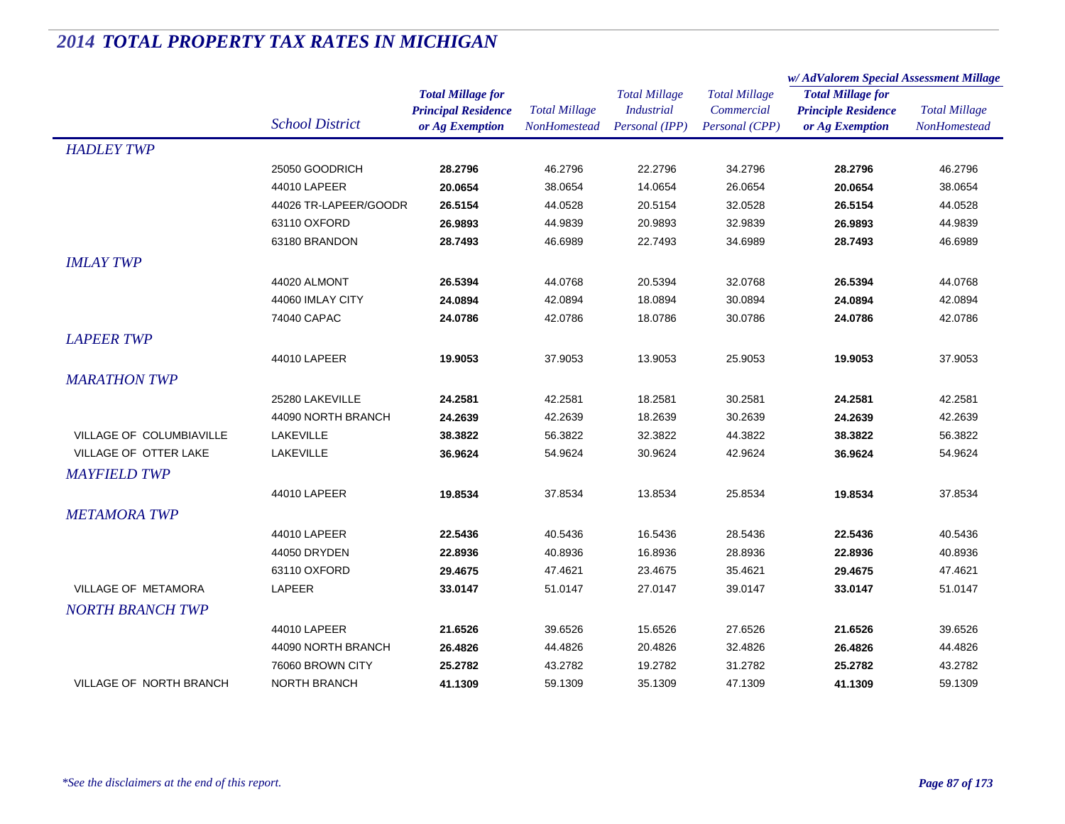# 2014 TOTAL PROPERTY TAX RATES IN MICHIGAN

| | School District | Total Millage for Principal Residence or Ag Exemption | Total Millage NonHomestead | Total Millage Industrial Personal (IPP) | Total Millage Commercial Personal (CPP) | w/ AdValorem Special Assessment Millage: Total Millage for Principle Residence or Ag Exemption | w/ AdValorem Special Assessment Millage: Total Millage NonHomestead |
|---|---|---|---|---|---|---|---|
| *HADLEY TWP* | | | | | | | |
| | 25050 GOODRICH | **28.2796** | 46.2796 | 22.2796 | 34.2796 | **28.2796** | 46.2796 |
| | 44010 LAPEER | **20.0654** | 38.0654 | 14.0654 | 26.0654 | **20.0654** | 38.0654 |
| | 44026 TR-LAPEER/GOODR | **26.5154** | 44.0528 | 20.5154 | 32.0528 | **26.5154** | 44.0528 |
| | 63110 OXFORD | **26.9893** | 44.9839 | 20.9893 | 32.9839 | **26.9893** | 44.9839 |
| | 63180 BRANDON | **28.7493** | 46.6989 | 22.7493 | 34.6989 | **28.7493** | 46.6989 |
| *IMLAY TWP* | | | | | | | |
| | 44020 ALMONT | **26.5394** | 44.0768 | 20.5394 | 32.0768 | **26.5394** | 44.0768 |
| | 44060 IMLAY CITY | **24.0894** | 42.0894 | 18.0894 | 30.0894 | **24.0894** | 42.0894 |
| | 74040 CAPAC | **24.0786** | 42.0786 | 18.0786 | 30.0786 | **24.0786** | 42.0786 |
| *LAPEER TWP* | | | | | | | |
| | 44010 LAPEER | **19.9053** | 37.9053 | 13.9053 | 25.9053 | **19.9053** | 37.9053 |
| *MARATHON TWP* | | | | | | | |
| | 25280 LAKEVILLE | **24.2581** | 42.2581 | 18.2581 | 30.2581 | **24.2581** | 42.2581 |
| | 44090 NORTH BRANCH | **24.2639** | 42.2639 | 18.2639 | 30.2639 | **24.2639** | 42.2639 |
| VILLAGE OF COLUMBIAVILLE | LAKEVILLE | **38.3822** | 56.3822 | 32.3822 | 44.3822 | **38.3822** | 56.3822 |
| VILLAGE OF OTTER LAKE | LAKEVILLE | **36.9624** | 54.9624 | 30.9624 | 42.9624 | **36.9624** | 54.9624 |
| *MAYFIELD TWP* | | | | | | | |
| | 44010 LAPEER | **19.8534** | 37.8534 | 13.8534 | 25.8534 | **19.8534** | 37.8534 |
| *METAMORA TWP* | | | | | | | |
| | 44010 LAPEER | **22.5436** | 40.5436 | 16.5436 | 28.5436 | **22.5436** | 40.5436 |
| | 44050 DRYDEN | **22.8936** | 40.8936 | 16.8936 | 28.8936 | **22.8936** | 40.8936 |
| | 63110 OXFORD | **29.4675** | 47.4621 | 23.4675 | 35.4621 | **29.4675** | 47.4621 |
| VILLAGE OF METAMORA | LAPEER | **33.0147** | 51.0147 | 27.0147 | 39.0147 | **33.0147** | 51.0147 |
| *NORTH BRANCH TWP* | | | | | | | |
| | 44010 LAPEER | **21.6526** | 39.6526 | 15.6526 | 27.6526 | **21.6526** | 39.6526 |
| | 44090 NORTH BRANCH | **26.4826** | 44.4826 | 20.4826 | 32.4826 | **26.4826** | 44.4826 |
| | 76060 BROWN CITY | **25.2782** | 43.2782 | 19.2782 | 31.2782 | **25.2782** | 43.2782 |
| VILLAGE OF NORTH BRANCH | NORTH BRANCH | **41.1309** | 59.1309 | 35.1309 | 47.1309 | **41.1309** | 59.1309 |

*\*See the disclaimers at the end of this report.*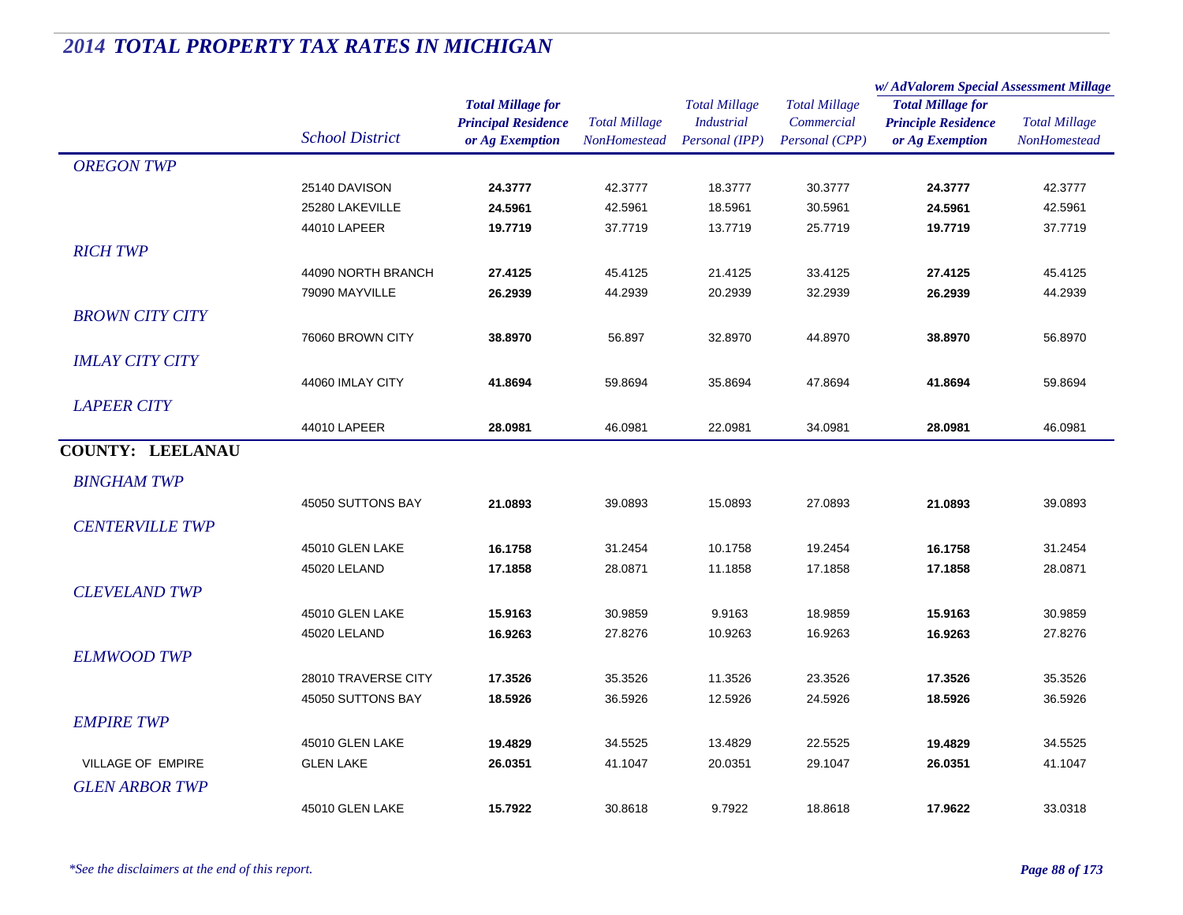# 2014 TOTAL PROPERTY TAX RATES IN MICHIGAN

| | School District | Total Millage for Principal Residence or Ag Exemption | Total Millage NonHomestead | Total Millage Industrial Personal (IPP) | Total Millage Commercial Personal (CPP) | w/ AdValorem Special Assessment Millage: Total Millage for Principle Residence or Ag Exemption | w/ AdValorem Special Assessment Millage: Total Millage NonHomestead |
|---|---|---|---|---|---|---|---|
| *OREGON TWP* | | | | | | | |
| | 25140 DAVISON | **24.3777** | 42.3777 | 18.3777 | 30.3777 | **24.3777** | 42.3777 |
| | 25280 LAKEVILLE | **24.5961** | 42.5961 | 18.5961 | 30.5961 | **24.5961** | 42.5961 |
| | 44010 LAPEER | **19.7719** | 37.7719 | 13.7719 | 25.7719 | **19.7719** | 37.7719 |
| *RICH TWP* | | | | | | | |
| | 44090 NORTH BRANCH | **27.4125** | 45.4125 | 21.4125 | 33.4125 | **27.4125** | 45.4125 |
| | 79090 MAYVILLE | **26.2939** | 44.2939 | 20.2939 | 32.2939 | **26.2939** | 44.2939 |
| *BROWN CITY CITY* | | | | | | | |
| | 76060 BROWN CITY | **38.8970** | 56.897 | 32.8970 | 44.8970 | **38.8970** | 56.8970 |
| *IMLAY CITY CITY* | | | | | | | |
| | 44060 IMLAY CITY | **41.8694** | 59.8694 | 35.8694 | 47.8694 | **41.8694** | 59.8694 |
| *LAPEER CITY* | | | | | | | |
| | 44010 LAPEER | **28.0981** | 46.0981 | 22.0981 | 34.0981 | **28.0981** | 46.0981 |
| **COUNTY: LEELANAU** | | | | | | | |
| *BINGHAM TWP* | | | | | | | |
| | 45050 SUTTONS BAY | **21.0893** | 39.0893 | 15.0893 | 27.0893 | **21.0893** | 39.0893 |
| *CENTERVILLE TWP* | | | | | | | |
| | 45010 GLEN LAKE | **16.1758** | 31.2454 | 10.1758 | 19.2454 | **16.1758** | 31.2454 |
| | 45020 LELAND | **17.1858** | 28.0871 | 11.1858 | 17.1858 | **17.1858** | 28.0871 |
| *CLEVELAND TWP* | | | | | | | |
| | 45010 GLEN LAKE | **15.9163** | 30.9859 | 9.9163 | 18.9859 | **15.9163** | 30.9859 |
| | 45020 LELAND | **16.9263** | 27.8276 | 10.9263 | 16.9263 | **16.9263** | 27.8276 |
| *ELMWOOD TWP* | | | | | | | |
| | 28010 TRAVERSE CITY | **17.3526** | 35.3526 | 11.3526 | 23.3526 | **17.3526** | 35.3526 |
| | 45050 SUTTONS BAY | **18.5926** | 36.5926 | 12.5926 | 24.5926 | **18.5926** | 36.5926 |
| *EMPIRE TWP* | | | | | | | |
| | 45010 GLEN LAKE | **19.4829** | 34.5525 | 13.4829 | 22.5525 | **19.4829** | 34.5525 |
| VILLAGE OF EMPIRE | GLEN LAKE | **26.0351** | 41.1047 | 20.0351 | 29.1047 | **26.0351** | 41.1047 |
| *GLEN ARBOR TWP* | | | | | | | |
| | 45010 GLEN LAKE | **15.7922** | 30.8618 | 9.7922 | 18.8618 | **17.9622** | 33.0318 |

*\*See the disclaimers at the end of this report.*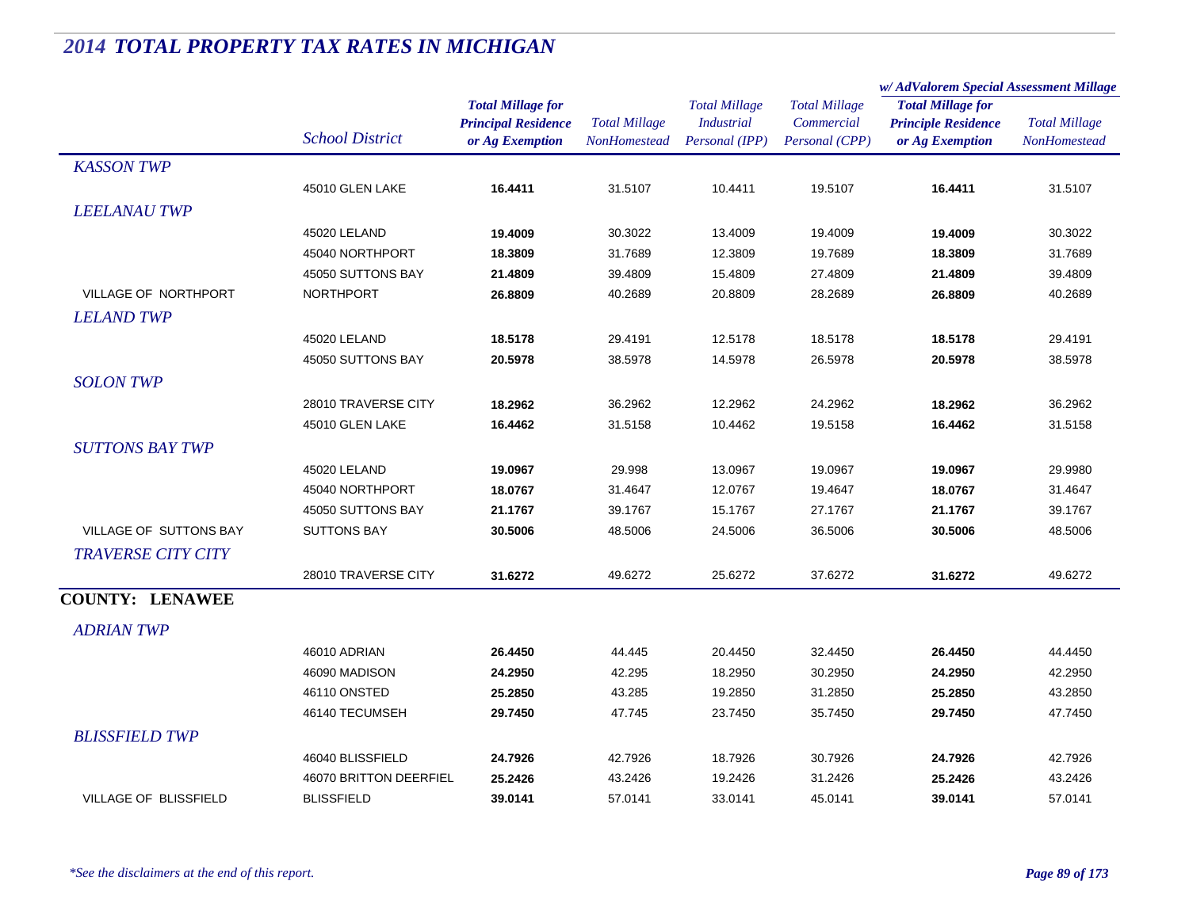## 2014 TOTAL PROPERTY TAX RATES IN MICHIGAN

| | School District | Total Millage for Principal Residence or Ag Exemption | Total Millage NonHomestead | Total Millage Industrial Personal (IPP) | Total Millage Commercial Personal (CPP) | w/ AdValorem Special Assessment Millage: Total Millage for Principle Residence or Ag Exemption | w/ AdValorem Special Assessment Millage: Total Millage NonHomestead |
|---|---|---|---|---|---|---|---|
| *KASSON TWP* | | | | | | | |
| | 45010 GLEN LAKE | **16.4411** | 31.5107 | 10.4411 | 19.5107 | **16.4411** | 31.5107 |
| *LEELANAU TWP* | | | | | | | |
| | 45020 LELAND | **19.4009** | 30.3022 | 13.4009 | 19.4009 | **19.4009** | 30.3022 |
| | 45040 NORTHPORT | **18.3809** | 31.7689 | 12.3809 | 19.7689 | **18.3809** | 31.7689 |
| | 45050 SUTTONS BAY | **21.4809** | 39.4809 | 15.4809 | 27.4809 | **21.4809** | 39.4809 |
| VILLAGE OF NORTHPORT | NORTHPORT | **26.8809** | 40.2689 | 20.8809 | 28.2689 | **26.8809** | 40.2689 |
| *LELAND TWP* | | | | | | | |
| | 45020 LELAND | **18.5178** | 29.4191 | 12.5178 | 18.5178 | **18.5178** | 29.4191 |
| | 45050 SUTTONS BAY | **20.5978** | 38.5978 | 14.5978 | 26.5978 | **20.5978** | 38.5978 |
| *SOLON TWP* | | | | | | | |
| | 28010 TRAVERSE CITY | **18.2962** | 36.2962 | 12.2962 | 24.2962 | **18.2962** | 36.2962 |
| | 45010 GLEN LAKE | **16.4462** | 31.5158 | 10.4462 | 19.5158 | **16.4462** | 31.5158 |
| *SUTTONS BAY TWP* | | | | | | | |
| | 45020 LELAND | **19.0967** | 29.998 | 13.0967 | 19.0967 | **19.0967** | 29.9980 |
| | 45040 NORTHPORT | **18.0767** | 31.4647 | 12.0767 | 19.4647 | **18.0767** | 31.4647 |
| | 45050 SUTTONS BAY | **21.1767** | 39.1767 | 15.1767 | 27.1767 | **21.1767** | 39.1767 |
| VILLAGE OF SUTTONS BAY | SUTTONS BAY | **30.5006** | 48.5006 | 24.5006 | 36.5006 | **30.5006** | 48.5006 |
| *TRAVERSE CITY CITY* | | | | | | | |
| | 28010 TRAVERSE CITY | **31.6272** | 49.6272 | 25.6272 | 37.6272 | **31.6272** | 49.6272 |
| **COUNTY: LENAWEE** | | | | | | | |
| *ADRIAN TWP* | | | | | | | |
| | 46010 ADRIAN | **26.4450** | 44.445 | 20.4450 | 32.4450 | **26.4450** | 44.4450 |
| | 46090 MADISON | **24.2950** | 42.295 | 18.2950 | 30.2950 | **24.2950** | 42.2950 |
| | 46110 ONSTED | **25.2850** | 43.285 | 19.2850 | 31.2850 | **25.2850** | 43.2850 |
| | 46140 TECUMSEH | **29.7450** | 47.745 | 23.7450 | 35.7450 | **29.7450** | 47.7450 |
| *BLISSFIELD TWP* | | | | | | | |
| | 46040 BLISSFIELD | **24.7926** | 42.7926 | 18.7926 | 30.7926 | **24.7926** | 42.7926 |
| | 46070 BRITTON DEERFIEL | **25.2426** | 43.2426 | 19.2426 | 31.2426 | **25.2426** | 43.2426 |
| VILLAGE OF BLISSFIELD | BLISSFIELD | **39.0141** | 57.0141 | 33.0141 | 45.0141 | **39.0141** | 57.0141 |

*\*See the disclaimers at the end of this report.*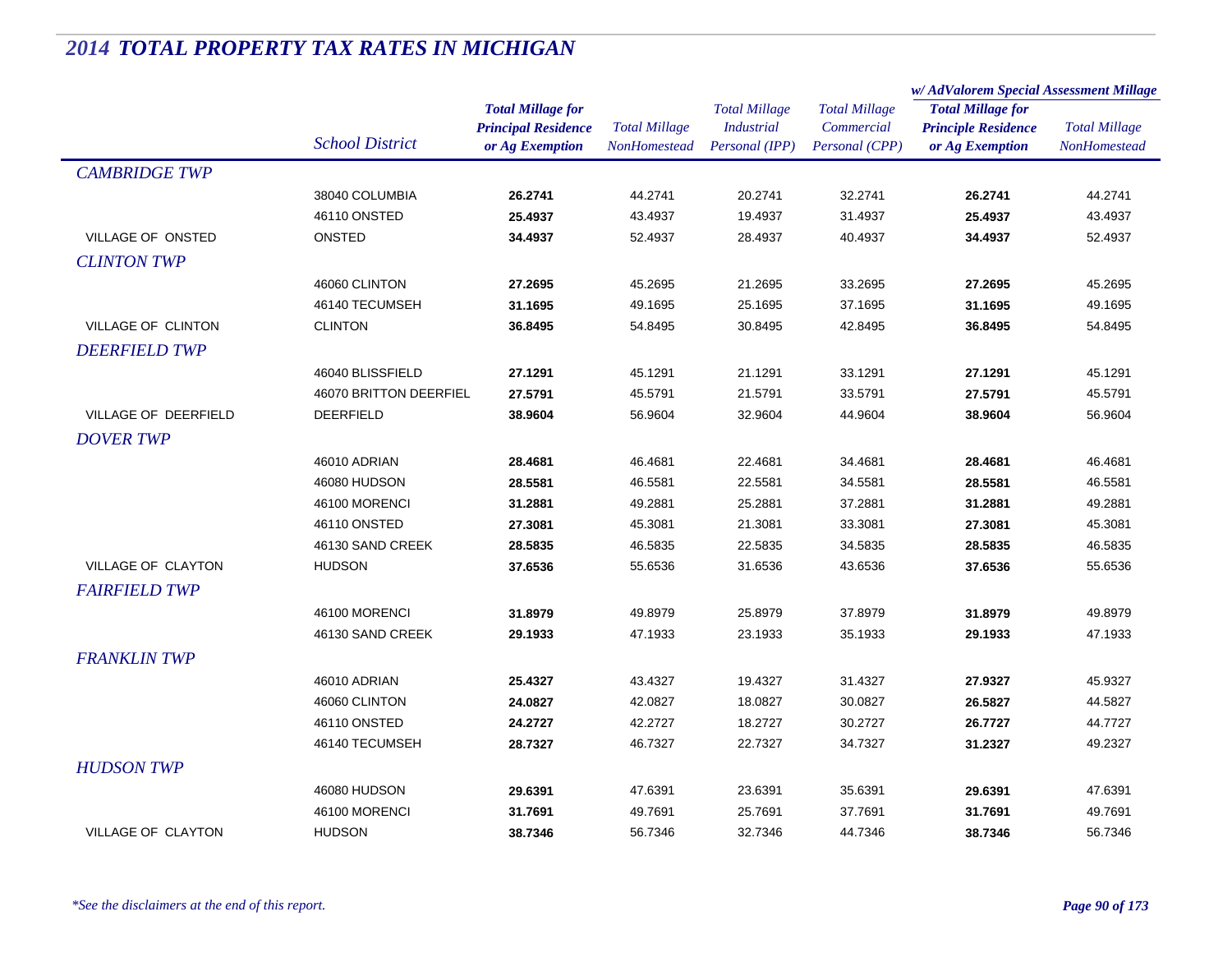# 2014 TOTAL PROPERTY TAX RATES IN MICHIGAN

| | School District | Total Millage for Principal Residence or Ag Exemption | Total Millage NonHomestead | Total Millage Industrial Personal (IPP) | Total Millage Commercial Personal (CPP) | w/ AdValorem Special Assessment Millage: Total Millage for Principle Residence or Ag Exemption | w/ AdValorem Special Assessment Millage: Total Millage NonHomestead |
|---|---|---|---|---|---|---|---|
| ***CAMBRIDGE TWP*** | | | | | | | |
| | 38040 COLUMBIA | **26.2741** | 44.2741 | 20.2741 | 32.2741 | **26.2741** | 44.2741 |
| | 46110 ONSTED | **25.4937** | 43.4937 | 19.4937 | 31.4937 | **25.4937** | 43.4937 |
| VILLAGE OF ONSTED | ONSTED | **34.4937** | 52.4937 | 28.4937 | 40.4937 | **34.4937** | 52.4937 |
| ***CLINTON TWP*** | | | | | | | |
| | 46060 CLINTON | **27.2695** | 45.2695 | 21.2695 | 33.2695 | **27.2695** | 45.2695 |
| | 46140 TECUMSEH | **31.1695** | 49.1695 | 25.1695 | 37.1695 | **31.1695** | 49.1695 |
| VILLAGE OF CLINTON | CLINTON | **36.8495** | 54.8495 | 30.8495 | 42.8495 | **36.8495** | 54.8495 |
| ***DEERFIELD TWP*** | | | | | | | |
| | 46040 BLISSFIELD | **27.1291** | 45.1291 | 21.1291 | 33.1291 | **27.1291** | 45.1291 |
| | 46070 BRITTON DEERFIEL | **27.5791** | 45.5791 | 21.5791 | 33.5791 | **27.5791** | 45.5791 |
| VILLAGE OF DEERFIELD | DEERFIELD | **38.9604** | 56.9604 | 32.9604 | 44.9604 | **38.9604** | 56.9604 |
| ***DOVER TWP*** | | | | | | | |
| | 46010 ADRIAN | **28.4681** | 46.4681 | 22.4681 | 34.4681 | **28.4681** | 46.4681 |
| | 46080 HUDSON | **28.5581** | 46.5581 | 22.5581 | 34.5581 | **28.5581** | 46.5581 |
| | 46100 MORENCI | **31.2881** | 49.2881 | 25.2881 | 37.2881 | **31.2881** | 49.2881 |
| | 46110 ONSTED | **27.3081** | 45.3081 | 21.3081 | 33.3081 | **27.3081** | 45.3081 |
| | 46130 SAND CREEK | **28.5835** | 46.5835 | 22.5835 | 34.5835 | **28.5835** | 46.5835 |
| VILLAGE OF CLAYTON | HUDSON | **37.6536** | 55.6536 | 31.6536 | 43.6536 | **37.6536** | 55.6536 |
| ***FAIRFIELD TWP*** | | | | | | | |
| | 46100 MORENCI | **31.8979** | 49.8979 | 25.8979 | 37.8979 | **31.8979** | 49.8979 |
| | 46130 SAND CREEK | **29.1933** | 47.1933 | 23.1933 | 35.1933 | **29.1933** | 47.1933 |
| ***FRANKLIN TWP*** | | | | | | | |
| | 46010 ADRIAN | **25.4327** | 43.4327 | 19.4327 | 31.4327 | **27.9327** | 45.9327 |
| | 46060 CLINTON | **24.0827** | 42.0827 | 18.0827 | 30.0827 | **26.5827** | 44.5827 |
| | 46110 ONSTED | **24.2727** | 42.2727 | 18.2727 | 30.2727 | **26.7727** | 44.7727 |
| | 46140 TECUMSEH | **28.7327** | 46.7327 | 22.7327 | 34.7327 | **31.2327** | 49.2327 |
| ***HUDSON TWP*** | | | | | | | |
| | 46080 HUDSON | **29.6391** | 47.6391 | 23.6391 | 35.6391 | **29.6391** | 47.6391 |
| | 46100 MORENCI | **31.7691** | 49.7691 | 25.7691 | 37.7691 | **31.7691** | 49.7691 |
| VILLAGE OF CLAYTON | HUDSON | **38.7346** | 56.7346 | 32.7346 | 44.7346 | **38.7346** | 56.7346 |

*\*See the disclaimers at the end of this report.*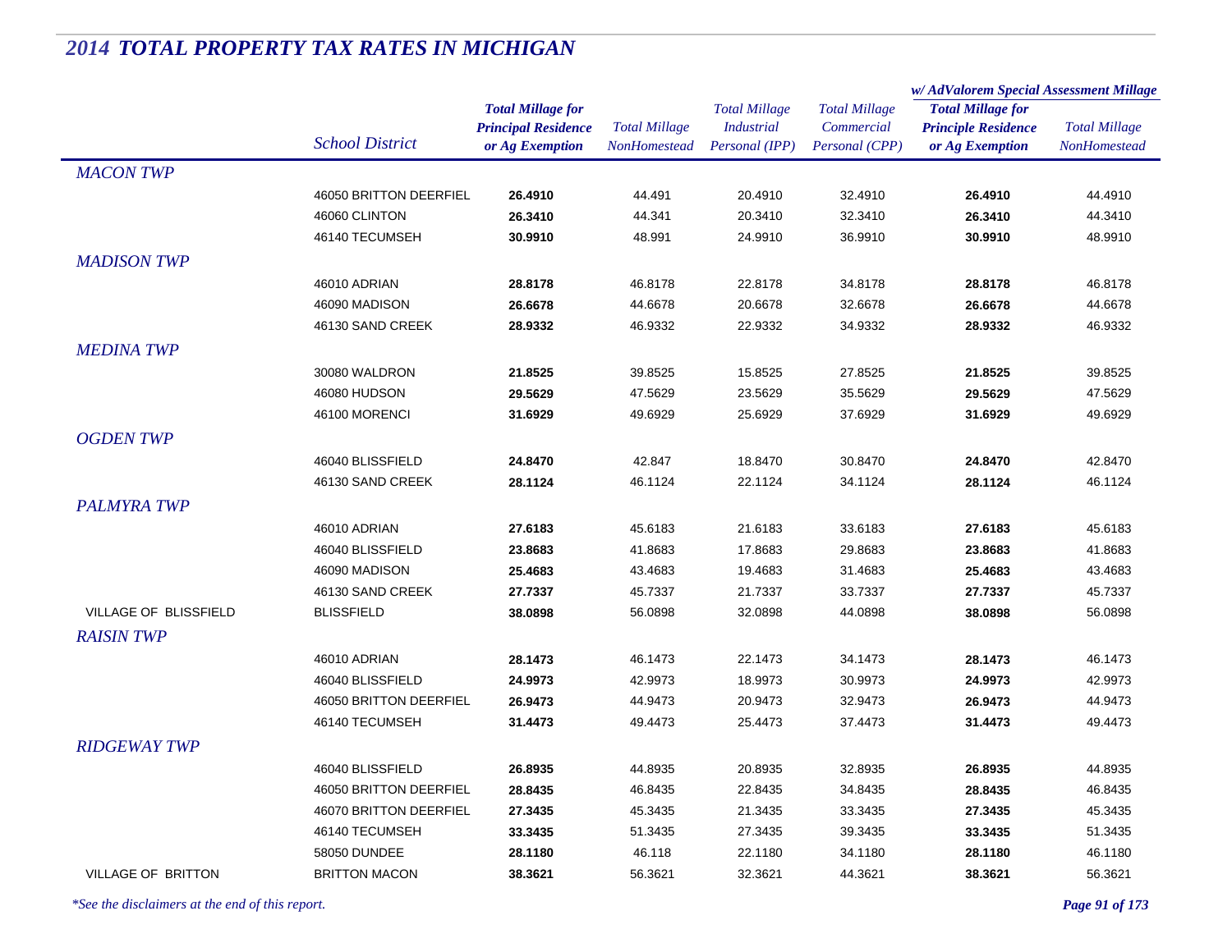# 2014 TOTAL PROPERTY TAX RATES IN MICHIGAN

| | School District | Total Millage for Principal Residence or Ag Exemption | Total Millage NonHomestead | Total Millage Industrial Personal (IPP) | Total Millage Commercial Personal (CPP) | w/ AdValorem Special Assessment Millage Total Millage for Principle Residence or Ag Exemption | w/ AdValorem Special Assessment Millage Total Millage NonHomestead |
|---|---|---|---|---|---|---|---|
| *MACON TWP* | | | | | | | |
| | 46050 BRITTON DEERFIEL | **26.4910** | 44.491 | 20.4910 | 32.4910 | **26.4910** | 44.4910 |
| | 46060 CLINTON | **26.3410** | 44.341 | 20.3410 | 32.3410 | **26.3410** | 44.3410 |
| | 46140 TECUMSEH | **30.9910** | 48.991 | 24.9910 | 36.9910 | **30.9910** | 48.9910 |
| *MADISON TWP* | | | | | | | |
| | 46010 ADRIAN | **28.8178** | 46.8178 | 22.8178 | 34.8178 | **28.8178** | 46.8178 |
| | 46090 MADISON | **26.6678** | 44.6678 | 20.6678 | 32.6678 | **26.6678** | 44.6678 |
| | 46130 SAND CREEK | **28.9332** | 46.9332 | 22.9332 | 34.9332 | **28.9332** | 46.9332 |
| *MEDINA TWP* | | | | | | | |
| | 30080 WALDRON | **21.8525** | 39.8525 | 15.8525 | 27.8525 | **21.8525** | 39.8525 |
| | 46080 HUDSON | **29.5629** | 47.5629 | 23.5629 | 35.5629 | **29.5629** | 47.5629 |
| | 46100 MORENCI | **31.6929** | 49.6929 | 25.6929 | 37.6929 | **31.6929** | 49.6929 |
| *OGDEN TWP* | | | | | | | |
| | 46040 BLISSFIELD | **24.8470** | 42.847 | 18.8470 | 30.8470 | **24.8470** | 42.8470 |
| | 46130 SAND CREEK | **28.1124** | 46.1124 | 22.1124 | 34.1124 | **28.1124** | 46.1124 |
| *PALMYRA TWP* | | | | | | | |
| | 46010 ADRIAN | **27.6183** | 45.6183 | 21.6183 | 33.6183 | **27.6183** | 45.6183 |
| | 46040 BLISSFIELD | **23.8683** | 41.8683 | 17.8683 | 29.8683 | **23.8683** | 41.8683 |
| | 46090 MADISON | **25.4683** | 43.4683 | 19.4683 | 31.4683 | **25.4683** | 43.4683 |
| | 46130 SAND CREEK | **27.7337** | 45.7337 | 21.7337 | 33.7337 | **27.7337** | 45.7337 |
| VILLAGE OF BLISSFIELD | BLISSFIELD | **38.0898** | 56.0898 | 32.0898 | 44.0898 | **38.0898** | 56.0898 |
| *RAISIN TWP* | | | | | | | |
| | 46010 ADRIAN | **28.1473** | 46.1473 | 22.1473 | 34.1473 | **28.1473** | 46.1473 |
| | 46040 BLISSFIELD | **24.9973** | 42.9973 | 18.9973 | 30.9973 | **24.9973** | 42.9973 |
| | 46050 BRITTON DEERFIEL | **26.9473** | 44.9473 | 20.9473 | 32.9473 | **26.9473** | 44.9473 |
| | 46140 TECUMSEH | **31.4473** | 49.4473 | 25.4473 | 37.4473 | **31.4473** | 49.4473 |
| *RIDGEWAY TWP* | | | | | | | |
| | 46040 BLISSFIELD | **26.8935** | 44.8935 | 20.8935 | 32.8935 | **26.8935** | 44.8935 |
| | 46050 BRITTON DEERFIEL | **28.8435** | 46.8435 | 22.8435 | 34.8435 | **28.8435** | 46.8435 |
| | 46070 BRITTON DEERFIEL | **27.3435** | 45.3435 | 21.3435 | 33.3435 | **27.3435** | 45.3435 |
| | 46140 TECUMSEH | **33.3435** | 51.3435 | 27.3435 | 39.3435 | **33.3435** | 51.3435 |
| | 58050 DUNDEE | **28.1180** | 46.118 | 22.1180 | 34.1180 | **28.1180** | 46.1180 |
| VILLAGE OF BRITTON | BRITTON MACON | **38.3621** | 56.3621 | 32.3621 | 44.3621 | **38.3621** | 56.3621 |

*\*See the disclaimers at the end of this report.*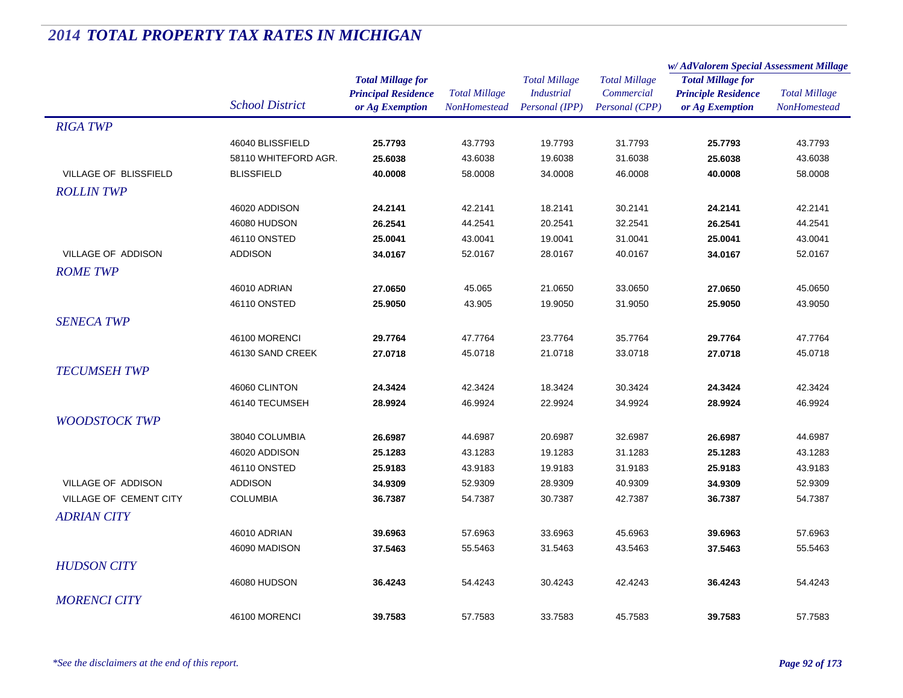# *2014 TOTAL PROPERTY TAX RATES IN MICHIGAN*

| | School District | Total Millage for Principal Residence or Ag Exemption | Total Millage NonHomestead | Total Millage Industrial Personal (IPP) | Total Millage Commercial Personal (CPP) | w/ AdValorem Special Assessment Millage: Total Millage for Principle Residence or Ag Exemption | w/ AdValorem Special Assessment Millage: Total Millage NonHomestead |
|---|---|---|---|---|---|---|---|
| *RIGA TWP* | | | | | | | |
| | 46040 BLISSFIELD | **25.7793** | 43.7793 | 19.7793 | 31.7793 | **25.7793** | 43.7793 |
| | 58110 WHITEFORD AGR. | **25.6038** | 43.6038 | 19.6038 | 31.6038 | **25.6038** | 43.6038 |
| VILLAGE OF BLISSFIELD | BLISSFIELD | **40.0008** | 58.0008 | 34.0008 | 46.0008 | **40.0008** | 58.0008 |
| *ROLLIN TWP* | | | | | | | |
| | 46020 ADDISON | **24.2141** | 42.2141 | 18.2141 | 30.2141 | **24.2141** | 42.2141 |
| | 46080 HUDSON | **26.2541** | 44.2541 | 20.2541 | 32.2541 | **26.2541** | 44.2541 |
| | 46110 ONSTED | **25.0041** | 43.0041 | 19.0041 | 31.0041 | **25.0041** | 43.0041 |
| VILLAGE OF ADDISON | ADDISON | **34.0167** | 52.0167 | 28.0167 | 40.0167 | **34.0167** | 52.0167 |
| *ROME TWP* | | | | | | | |
| | 46010 ADRIAN | **27.0650** | 45.065 | 21.0650 | 33.0650 | **27.0650** | 45.0650 |
| | 46110 ONSTED | **25.9050** | 43.905 | 19.9050 | 31.9050 | **25.9050** | 43.9050 |
| *SENECA TWP* | | | | | | | |
| | 46100 MORENCI | **29.7764** | 47.7764 | 23.7764 | 35.7764 | **29.7764** | 47.7764 |
| | 46130 SAND CREEK | **27.0718** | 45.0718 | 21.0718 | 33.0718 | **27.0718** | 45.0718 |
| *TECUMSEH TWP* | | | | | | | |
| | 46060 CLINTON | **24.3424** | 42.3424 | 18.3424 | 30.3424 | **24.3424** | 42.3424 |
| | 46140 TECUMSEH | **28.9924** | 46.9924 | 22.9924 | 34.9924 | **28.9924** | 46.9924 |
| *WOODSTOCK TWP* | | | | | | | |
| | 38040 COLUMBIA | **26.6987** | 44.6987 | 20.6987 | 32.6987 | **26.6987** | 44.6987 |
| | 46020 ADDISON | **25.1283** | 43.1283 | 19.1283 | 31.1283 | **25.1283** | 43.1283 |
| | 46110 ONSTED | **25.9183** | 43.9183 | 19.9183 | 31.9183 | **25.9183** | 43.9183 |
| VILLAGE OF ADDISON | ADDISON | **34.9309** | 52.9309 | 28.9309 | 40.9309 | **34.9309** | 52.9309 |
| VILLAGE OF CEMENT CITY | COLUMBIA | **36.7387** | 54.7387 | 30.7387 | 42.7387 | **36.7387** | 54.7387 |
| *ADRIAN CITY* | | | | | | | |
| | 46010 ADRIAN | **39.6963** | 57.6963 | 33.6963 | 45.6963 | **39.6963** | 57.6963 |
| | 46090 MADISON | **37.5463** | 55.5463 | 31.5463 | 43.5463 | **37.5463** | 55.5463 |
| *HUDSON CITY* | | | | | | | |
| | 46080 HUDSON | **36.4243** | 54.4243 | 30.4243 | 42.4243 | **36.4243** | 54.4243 |
| *MORENCI CITY* | | | | | | | |
| | 46100 MORENCI | **39.7583** | 57.7583 | 33.7583 | 45.7583 | **39.7583** | 57.7583 |

*\*See the disclaimers at the end of this report.*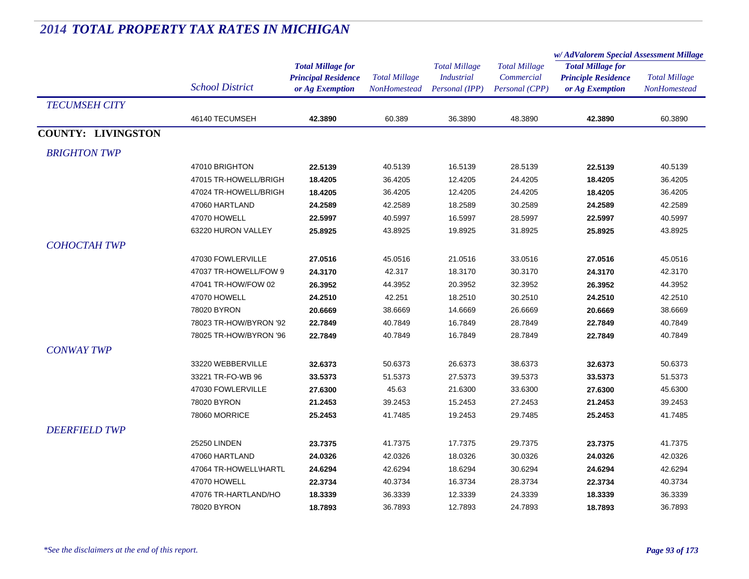# *2014 TOTAL PROPERTY TAX RATES IN MICHIGAN*

| | School District | Total Millage for Principal Residence or Ag Exemption | Total Millage NonHomestead | Total Millage Industrial Personal (IPP) | Total Millage Commercial Personal (CPP) | w/ AdValorem Special Assessment Millage: Total Millage for Principle Residence or Ag Exemption | w/ AdValorem Special Assessment Millage: Total Millage NonHomestead |
|---|---|---|---|---|---|---|---|
| *TECUMSEH CITY* | | | | | | | |
| | 46140 TECUMSEH | **42.3890** | 60.389 | 36.3890 | 48.3890 | **42.3890** | 60.3890 |
| **COUNTY: LIVINGSTON** | | | | | | | |
| *BRIGHTON TWP* | | | | | | | |
| | 47010 BRIGHTON | **22.5139** | 40.5139 | 16.5139 | 28.5139 | **22.5139** | 40.5139 |
| | 47015 TR-HOWELL/BRIGH | **18.4205** | 36.4205 | 12.4205 | 24.4205 | **18.4205** | 36.4205 |
| | 47024 TR-HOWELL/BRIGH | **18.4205** | 36.4205 | 12.4205 | 24.4205 | **18.4205** | 36.4205 |
| | 47060 HARTLAND | **24.2589** | 42.2589 | 18.2589 | 30.2589 | **24.2589** | 42.2589 |
| | 47070 HOWELL | **22.5997** | 40.5997 | 16.5997 | 28.5997 | **22.5997** | 40.5997 |
| | 63220 HURON VALLEY | **25.8925** | 43.8925 | 19.8925 | 31.8925 | **25.8925** | 43.8925 |
| *COHOCTAH TWP* | | | | | | | |
| | 47030 FOWLERVILLE | **27.0516** | 45.0516 | 21.0516 | 33.0516 | **27.0516** | 45.0516 |
| | 47037 TR-HOWELL/FOW 9 | **24.3170** | 42.317 | 18.3170 | 30.3170 | **24.3170** | 42.3170 |
| | 47041 TR-HOW/FOW 02 | **26.3952** | 44.3952 | 20.3952 | 32.3952 | **26.3952** | 44.3952 |
| | 47070 HOWELL | **24.2510** | 42.251 | 18.2510 | 30.2510 | **24.2510** | 42.2510 |
| | 78020 BYRON | **20.6669** | 38.6669 | 14.6669 | 26.6669 | **20.6669** | 38.6669 |
| | 78023 TR-HOW/BYRON '92 | **22.7849** | 40.7849 | 16.7849 | 28.7849 | **22.7849** | 40.7849 |
| | 78025 TR-HOW/BYRON '96 | **22.7849** | 40.7849 | 16.7849 | 28.7849 | **22.7849** | 40.7849 |
| *CONWAY TWP* | | | | | | | |
| | 33220 WEBBERVILLE | **32.6373** | 50.6373 | 26.6373 | 38.6373 | **32.6373** | 50.6373 |
| | 33221 TR-FO-WB 96 | **33.5373** | 51.5373 | 27.5373 | 39.5373 | **33.5373** | 51.5373 |
| | 47030 FOWLERVILLE | **27.6300** | 45.63 | 21.6300 | 33.6300 | **27.6300** | 45.6300 |
| | 78020 BYRON | **21.2453** | 39.2453 | 15.2453 | 27.2453 | **21.2453** | 39.2453 |
| | 78060 MORRICE | **25.2453** | 41.7485 | 19.2453 | 29.7485 | **25.2453** | 41.7485 |
| *DEERFIELD TWP* | | | | | | | |
| | 25250 LINDEN | **23.7375** | 41.7375 | 17.7375 | 29.7375 | **23.7375** | 41.7375 |
| | 47060 HARTLAND | **24.0326** | 42.0326 | 18.0326 | 30.0326 | **24.0326** | 42.0326 |
| | 47064 TR-HOWELL\HARTL | **24.6294** | 42.6294 | 18.6294 | 30.6294 | **24.6294** | 42.6294 |
| | 47070 HOWELL | **22.3734** | 40.3734 | 16.3734 | 28.3734 | **22.3734** | 40.3734 |
| | 47076 TR-HARTLAND/HO | **18.3339** | 36.3339 | 12.3339 | 24.3339 | **18.3339** | 36.3339 |
| | 78020 BYRON | **18.7893** | 36.7893 | 12.7893 | 24.7893 | **18.7893** | 36.7893 |

*\*See the disclaimers at the end of this report.*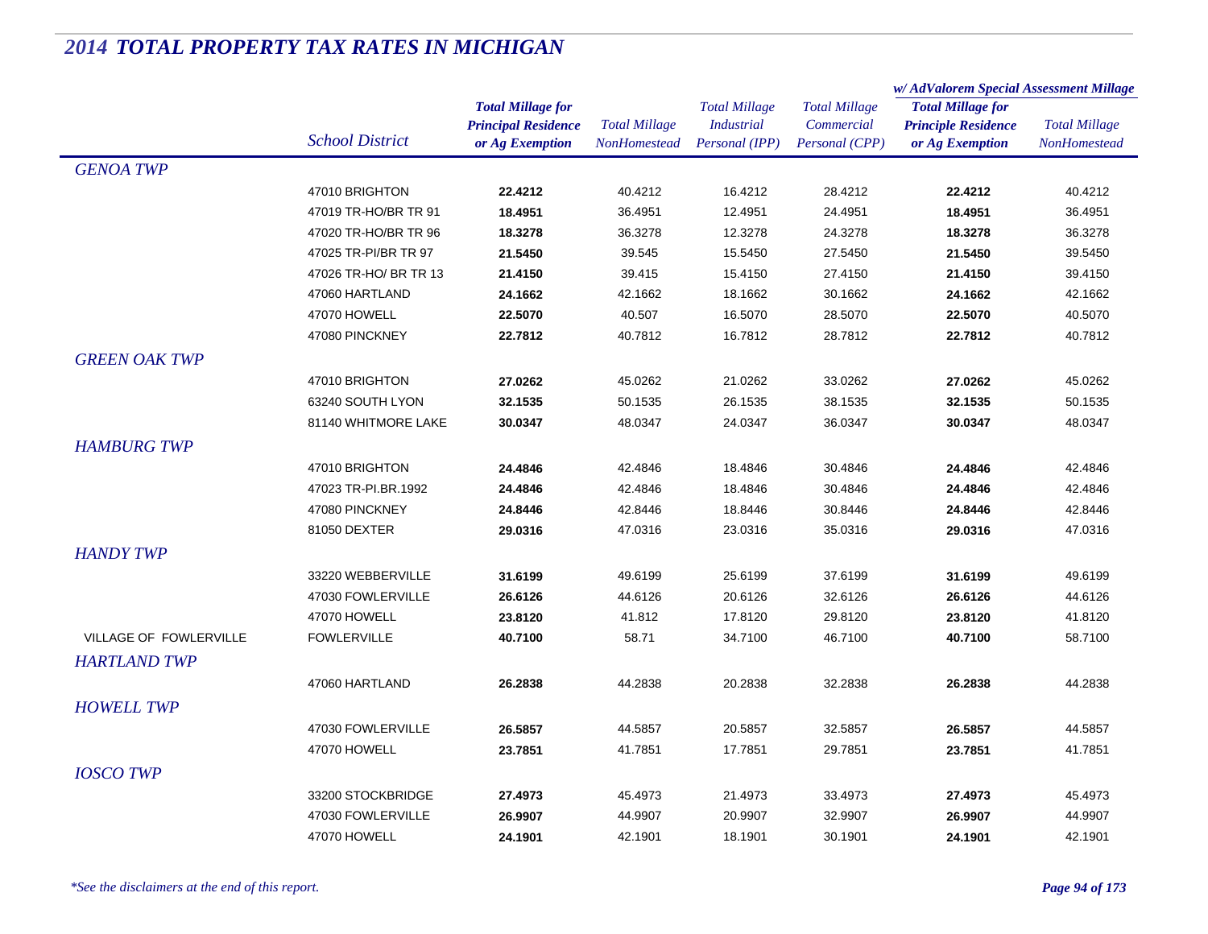# *2014 TOTAL PROPERTY TAX RATES IN MICHIGAN*

| | | | | | | w/ AdValorem Special Assessment Millage | |
|---|---|---|---|---|---|---|---|
| | *School District* | ***Total Millage for Principal Residence or Ag Exemption*** | *Total Millage NonHomestead* | *Total Millage Industrial Personal (IPP)* | *Total Millage Commercial Personal (CPP)* | ***Total Millage for Principle Residence or Ag Exemption*** | *Total Millage NonHomestead* |
| *GENOA TWP* | | | | | | | |
| | 47010 BRIGHTON | **22.4212** | 40.4212 | 16.4212 | 28.4212 | **22.4212** | 40.4212 |
| | 47019 TR-HO/BR TR 91 | **18.4951** | 36.4951 | 12.4951 | 24.4951 | **18.4951** | 36.4951 |
| | 47020 TR-HO/BR TR 96 | **18.3278** | 36.3278 | 12.3278 | 24.3278 | **18.3278** | 36.3278 |
| | 47025 TR-PI/BR TR 97 | **21.5450** | 39.545 | 15.5450 | 27.5450 | **21.5450** | 39.5450 |
| | 47026 TR-HO/ BR TR 13 | **21.4150** | 39.415 | 15.4150 | 27.4150 | **21.4150** | 39.4150 |
| | 47060 HARTLAND | **24.1662** | 42.1662 | 18.1662 | 30.1662 | **24.1662** | 42.1662 |
| | 47070 HOWELL | **22.5070** | 40.507 | 16.5070 | 28.5070 | **22.5070** | 40.5070 |
| | 47080 PINCKNEY | **22.7812** | 40.7812 | 16.7812 | 28.7812 | **22.7812** | 40.7812 |
| *GREEN OAK TWP* | | | | | | | |
| | 47010 BRIGHTON | **27.0262** | 45.0262 | 21.0262 | 33.0262 | **27.0262** | 45.0262 |
| | 63240 SOUTH LYON | **32.1535** | 50.1535 | 26.1535 | 38.1535 | **32.1535** | 50.1535 |
| | 81140 WHITMORE LAKE | **30.0347** | 48.0347 | 24.0347 | 36.0347 | **30.0347** | 48.0347 |
| *HAMBURG TWP* | | | | | | | |
| | 47010 BRIGHTON | **24.4846** | 42.4846 | 18.4846 | 30.4846 | **24.4846** | 42.4846 |
| | 47023 TR-PI.BR.1992 | **24.4846** | 42.4846 | 18.4846 | 30.4846 | **24.4846** | 42.4846 |
| | 47080 PINCKNEY | **24.8446** | 42.8446 | 18.8446 | 30.8446 | **24.8446** | 42.8446 |
| | 81050 DEXTER | **29.0316** | 47.0316 | 23.0316 | 35.0316 | **29.0316** | 47.0316 |
| *HANDY TWP* | | | | | | | |
| | 33220 WEBBERVILLE | **31.6199** | 49.6199 | 25.6199 | 37.6199 | **31.6199** | 49.6199 |
| | 47030 FOWLERVILLE | **26.6126** | 44.6126 | 20.6126 | 32.6126 | **26.6126** | 44.6126 |
| | 47070 HOWELL | **23.8120** | 41.812 | 17.8120 | 29.8120 | **23.8120** | 41.8120 |
| VILLAGE OF FOWLERVILLE | FOWLERVILLE | **40.7100** | 58.71 | 34.7100 | 46.7100 | **40.7100** | 58.7100 |
| *HARTLAND TWP* | | | | | | | |
| | 47060 HARTLAND | **26.2838** | 44.2838 | 20.2838 | 32.2838 | **26.2838** | 44.2838 |
| *HOWELL TWP* | | | | | | | |
| | 47030 FOWLERVILLE | **26.5857** | 44.5857 | 20.5857 | 32.5857 | **26.5857** | 44.5857 |
| | 47070 HOWELL | **23.7851** | 41.7851 | 17.7851 | 29.7851 | **23.7851** | 41.7851 |
| *IOSCO TWP* | | | | | | | |
| | 33200 STOCKBRIDGE | **27.4973** | 45.4973 | 21.4973 | 33.4973 | **27.4973** | 45.4973 |
| | 47030 FOWLERVILLE | **26.9907** | 44.9907 | 20.9907 | 32.9907 | **26.9907** | 44.9907 |
| | 47070 HOWELL | **24.1901** | 42.1901 | 18.1901 | 30.1901 | **24.1901** | 42.1901 |

*\*See the disclaimers at the end of this report.*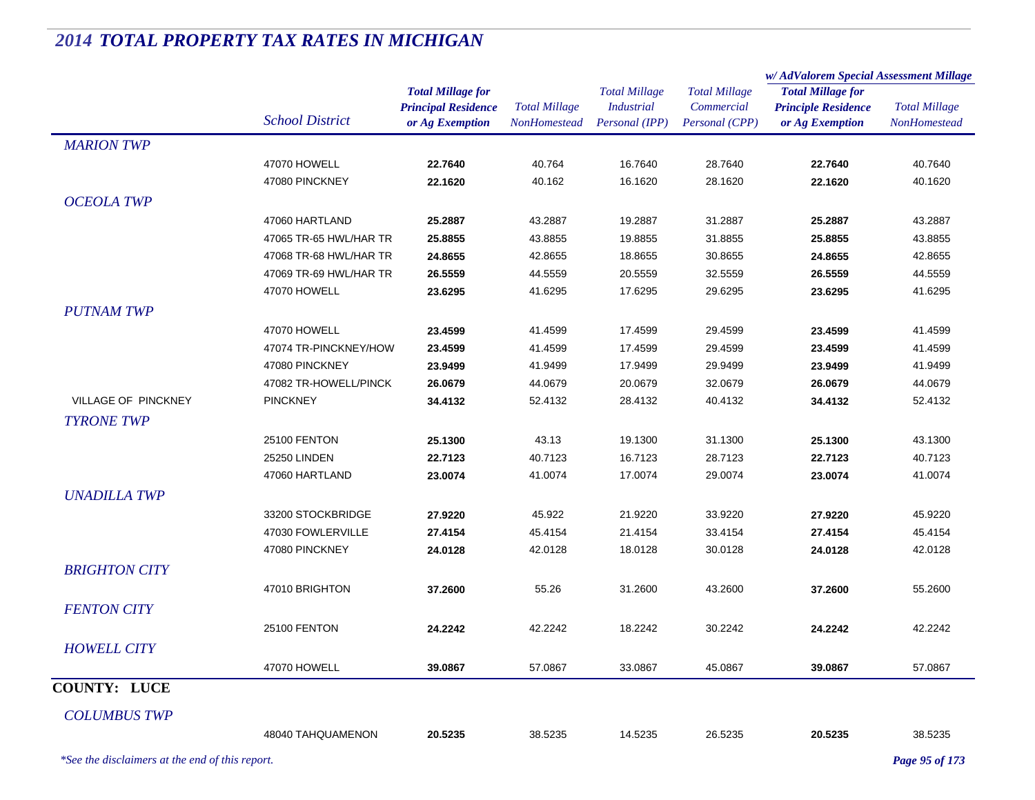# 2014 TOTAL PROPERTY TAX RATES IN MICHIGAN

| | School District | Total Millage for Principal Residence or Ag Exemption | Total Millage NonHomestead | Total Millage Industrial Personal (IPP) | Total Millage Commercial Personal (CPP) | w/ AdValorem Special Assessment Millage: Total Millage for Principle Residence or Ag Exemption | w/ AdValorem Special Assessment Millage: Total Millage NonHomestead |
|---|---|---|---|---|---|---|---|
| *MARION TWP* | | | | | | | |
| | 47070 HOWELL | **22.7640** | 40.764 | 16.7640 | 28.7640 | **22.7640** | 40.7640 |
| | 47080 PINCKNEY | **22.1620** | 40.162 | 16.1620 | 28.1620 | **22.1620** | 40.1620 |
| *OCEOLA TWP* | | | | | | | |
| | 47060 HARTLAND | **25.2887** | 43.2887 | 19.2887 | 31.2887 | **25.2887** | 43.2887 |
| | 47065 TR-65 HWL/HAR TR | **25.8855** | 43.8855 | 19.8855 | 31.8855 | **25.8855** | 43.8855 |
| | 47068 TR-68 HWL/HAR TR | **24.8655** | 42.8655 | 18.8655 | 30.8655 | **24.8655** | 42.8655 |
| | 47069 TR-69 HWL/HAR TR | **26.5559** | 44.5559 | 20.5559 | 32.5559 | **26.5559** | 44.5559 |
| | 47070 HOWELL | **23.6295** | 41.6295 | 17.6295 | 29.6295 | **23.6295** | 41.6295 |
| *PUTNAM TWP* | | | | | | | |
| | 47070 HOWELL | **23.4599** | 41.4599 | 17.4599 | 29.4599 | **23.4599** | 41.4599 |
| | 47074 TR-PINCKNEY/HOW | **23.4599** | 41.4599 | 17.4599 | 29.4599 | **23.4599** | 41.4599 |
| | 47080 PINCKNEY | **23.9499** | 41.9499 | 17.9499 | 29.9499 | **23.9499** | 41.9499 |
| | 47082 TR-HOWELL/PINCK | **26.0679** | 44.0679 | 20.0679 | 32.0679 | **26.0679** | 44.0679 |
| VILLAGE OF PINCKNEY | PINCKNEY | **34.4132** | 52.4132 | 28.4132 | 40.4132 | **34.4132** | 52.4132 |
| *TYRONE TWP* | | | | | | | |
| | 25100 FENTON | **25.1300** | 43.13 | 19.1300 | 31.1300 | **25.1300** | 43.1300 |
| | 25250 LINDEN | **22.7123** | 40.7123 | 16.7123 | 28.7123 | **22.7123** | 40.7123 |
| | 47060 HARTLAND | **23.0074** | 41.0074 | 17.0074 | 29.0074 | **23.0074** | 41.0074 |
| *UNADILLA TWP* | | | | | | | |
| | 33200 STOCKBRIDGE | **27.9220** | 45.922 | 21.9220 | 33.9220 | **27.9220** | 45.9220 |
| | 47030 FOWLERVILLE | **27.4154** | 45.4154 | 21.4154 | 33.4154 | **27.4154** | 45.4154 |
| | 47080 PINCKNEY | **24.0128** | 42.0128 | 18.0128 | 30.0128 | **24.0128** | 42.0128 |
| *BRIGHTON CITY* | | | | | | | |
| | 47010 BRIGHTON | **37.2600** | 55.26 | 31.2600 | 43.2600 | **37.2600** | 55.2600 |
| *FENTON CITY* | | | | | | | |
| | 25100 FENTON | **24.2242** | 42.2242 | 18.2242 | 30.2242 | **24.2242** | 42.2242 |
| *HOWELL CITY* | | | | | | | |
| | 47070 HOWELL | **39.0867** | 57.0867 | 33.0867 | 45.0867 | **39.0867** | 57.0867 |

## COUNTY: LUCE

| | School District | Total Millage for Principal Residence or Ag Exemption | Total Millage NonHomestead | Total Millage Industrial Personal (IPP) | Total Millage Commercial Personal (CPP) | w/ AdValorem Special Assessment Millage: Total Millage for Principle Residence or Ag Exemption | w/ AdValorem Special Assessment Millage: Total Millage NonHomestead |
|---|---|---|---|---|---|---|---|
| *COLUMBUS TWP* | | | | | | | |
| | 48040 TAHQUAMENON | **20.5235** | 38.5235 | 14.5235 | 26.5235 | **20.5235** | 38.5235 |

*\*See the disclaimers at the end of this report.*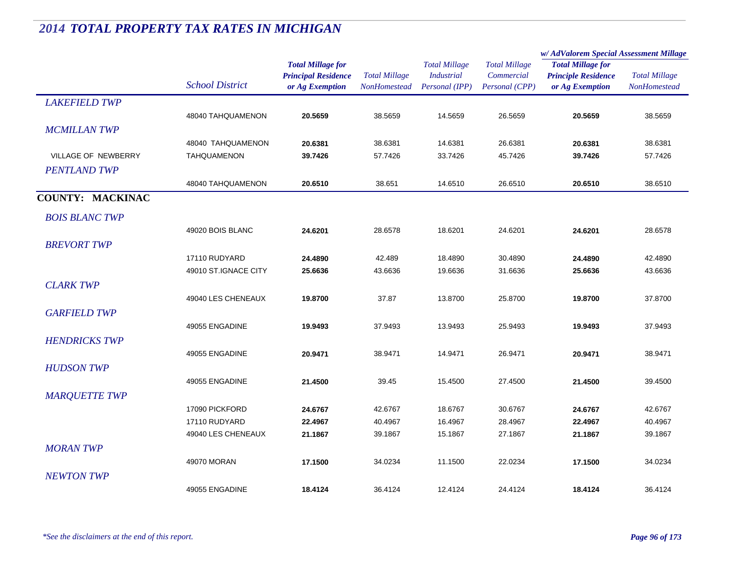## *2014 TOTAL PROPERTY TAX RATES IN MICHIGAN*

| | *School District* | ***Total Millage for Principal Residence or Ag Exemption*** | *Total Millage NonHomestead* | *Total Millage Industrial Personal (IPP)* | *Total Millage Commercial Personal (CPP)* | ***w/ AdValorem Special Assessment Millage*** ***Total Millage for Principle Residence or Ag Exemption*** | *Total Millage NonHomestead* |
|---|---|---|---|---|---|---|---|
| *LAKEFIELD TWP* | | | | | | | |
| | 48040 TAHQUAMENON | **20.5659** | 38.5659 | 14.5659 | 26.5659 | **20.5659** | 38.5659 |
| *MCMILLAN TWP* | | | | | | | |
| | 48040 TAHQUAMENON | **20.6381** | 38.6381 | 14.6381 | 26.6381 | **20.6381** | 38.6381 |
| VILLAGE OF NEWBERRY | TAHQUAMENON | **39.7426** | 57.7426 | 33.7426 | 45.7426 | **39.7426** | 57.7426 |
| *PENTLAND TWP* | | | | | | | |
| | 48040 TAHQUAMENON | **20.6510** | 38.651 | 14.6510 | 26.6510 | **20.6510** | 38.6510 |
| **COUNTY: MACKINAC** | | | | | | | |
| *BOIS BLANC TWP* | | | | | | | |
| | 49020 BOIS BLANC | **24.6201** | 28.6578 | 18.6201 | 24.6201 | **24.6201** | 28.6578 |
| *BREVORT TWP* | | | | | | | |
| | 17110 RUDYARD | **24.4890** | 42.489 | 18.4890 | 30.4890 | **24.4890** | 42.4890 |
| | 49010 ST.IGNACE CITY | **25.6636** | 43.6636 | 19.6636 | 31.6636 | **25.6636** | 43.6636 |
| *CLARK TWP* | | | | | | | |
| | 49040 LES CHENEAUX | **19.8700** | 37.87 | 13.8700 | 25.8700 | **19.8700** | 37.8700 |
| *GARFIELD TWP* | | | | | | | |
| | 49055 ENGADINE | **19.9493** | 37.9493 | 13.9493 | 25.9493 | **19.9493** | 37.9493 |
| *HENDRICKS TWP* | | | | | | | |
| | 49055 ENGADINE | **20.9471** | 38.9471 | 14.9471 | 26.9471 | **20.9471** | 38.9471 |
| *HUDSON TWP* | | | | | | | |
| | 49055 ENGADINE | **21.4500** | 39.45 | 15.4500 | 27.4500 | **21.4500** | 39.4500 |
| *MARQUETTE TWP* | | | | | | | |
| | 17090 PICKFORD | **24.6767** | 42.6767 | 18.6767 | 30.6767 | **24.6767** | 42.6767 |
| | 17110 RUDYARD | **22.4967** | 40.4967 | 16.4967 | 28.4967 | **22.4967** | 40.4967 |
| | 49040 LES CHENEAUX | **21.1867** | 39.1867 | 15.1867 | 27.1867 | **21.1867** | 39.1867 |
| *MORAN TWP* | | | | | | | |
| | 49070 MORAN | **17.1500** | 34.0234 | 11.1500 | 22.0234 | **17.1500** | 34.0234 |
| *NEWTON TWP* | | | | | | | |
| | 49055 ENGADINE | **18.4124** | 36.4124 | 12.4124 | 24.4124 | **18.4124** | 36.4124 |

*\*See the disclaimers at the end of this report.*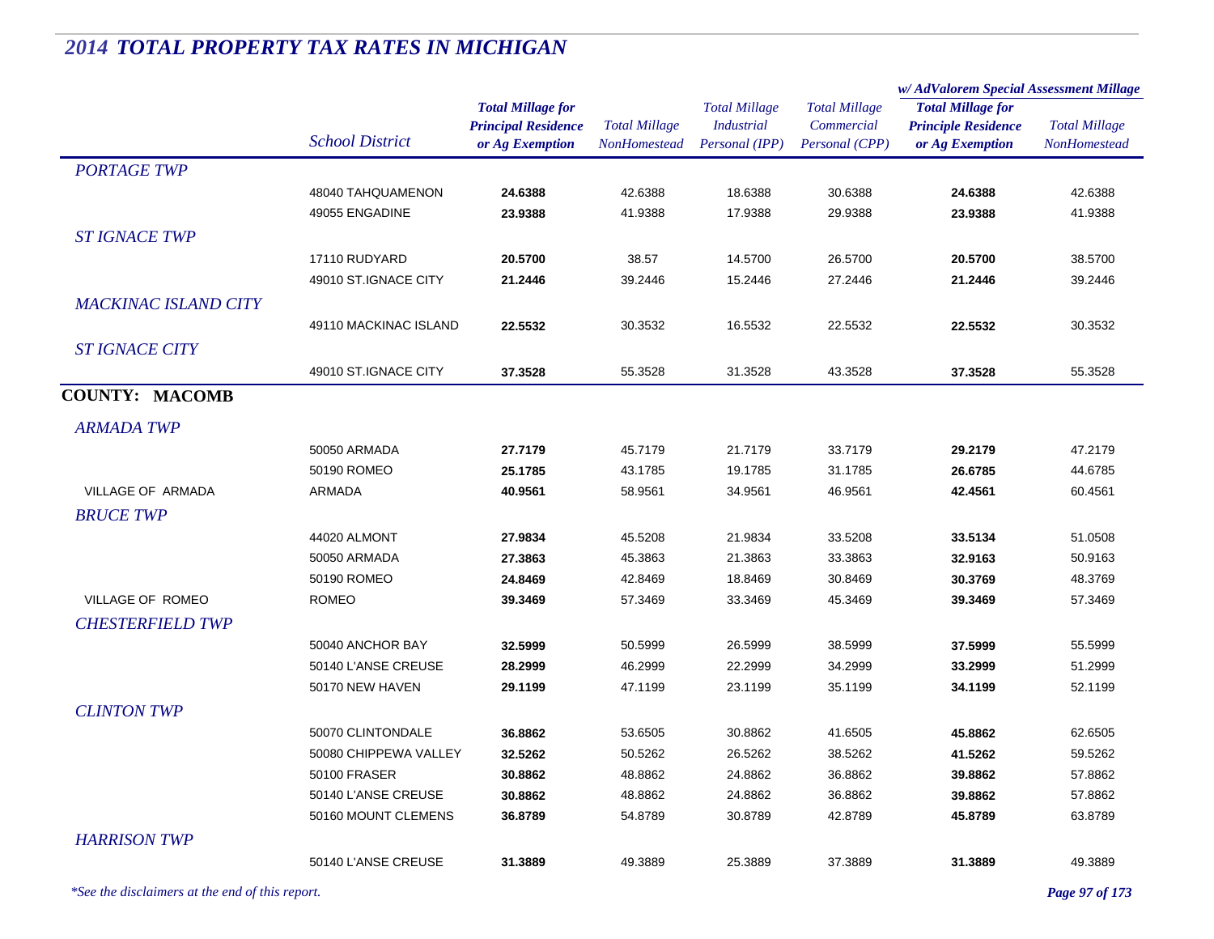# 2014 TOTAL PROPERTY TAX RATES IN MICHIGAN

| | School District | Total Millage for Principal Residence or Ag Exemption | Total Millage NonHomestead | Total Millage Industrial Personal (IPP) | Total Millage Commercial Personal (CPP) | w/ AdValorem Special Assessment Millage: Total Millage for Principle Residence or Ag Exemption | w/ AdValorem Special Assessment Millage: Total Millage NonHomestead |
|---|---|---|---|---|---|---|---|
| *PORTAGE TWP* | | | | | | | |
| | 48040 TAHQUAMENON | **24.6388** | 42.6388 | 18.6388 | 30.6388 | **24.6388** | 42.6388 |
| | 49055 ENGADINE | **23.9388** | 41.9388 | 17.9388 | 29.9388 | **23.9388** | 41.9388 |
| *ST IGNACE TWP* | | | | | | | |
| | 17110 RUDYARD | **20.5700** | 38.57 | 14.5700 | 26.5700 | **20.5700** | 38.5700 |
| | 49010 ST.IGNACE CITY | **21.2446** | 39.2446 | 15.2446 | 27.2446 | **21.2446** | 39.2446 |
| *MACKINAC ISLAND CITY* | | | | | | | |
| | 49110 MACKINAC ISLAND | **22.5532** | 30.3532 | 16.5532 | 22.5532 | **22.5532** | 30.3532 |
| *ST IGNACE CITY* | | | | | | | |
| | 49010 ST.IGNACE CITY | **37.3528** | 55.3528 | 31.3528 | 43.3528 | **37.3528** | 55.3528 |
| **COUNTY: MACOMB** | | | | | | | |
| *ARMADA TWP* | | | | | | | |
| | 50050 ARMADA | **27.7179** | 45.7179 | 21.7179 | 33.7179 | **29.2179** | 47.2179 |
| | 50190 ROMEO | **25.1785** | 43.1785 | 19.1785 | 31.1785 | **26.6785** | 44.6785 |
| VILLAGE OF ARMADA | ARMADA | **40.9561** | 58.9561 | 34.9561 | 46.9561 | **42.4561** | 60.4561 |
| *BRUCE TWP* | | | | | | | |
| | 44020 ALMONT | **27.9834** | 45.5208 | 21.9834 | 33.5208 | **33.5134** | 51.0508 |
| | 50050 ARMADA | **27.3863** | 45.3863 | 21.3863 | 33.3863 | **32.9163** | 50.9163 |
| | 50190 ROMEO | **24.8469** | 42.8469 | 18.8469 | 30.8469 | **30.3769** | 48.3769 |
| VILLAGE OF ROMEO | ROMEO | **39.3469** | 57.3469 | 33.3469 | 45.3469 | **39.3469** | 57.3469 |
| *CHESTERFIELD TWP* | | | | | | | |
| | 50040 ANCHOR BAY | **32.5999** | 50.5999 | 26.5999 | 38.5999 | **37.5999** | 55.5999 |
| | 50140 L'ANSE CREUSE | **28.2999** | 46.2999 | 22.2999 | 34.2999 | **33.2999** | 51.2999 |
| | 50170 NEW HAVEN | **29.1199** | 47.1199 | 23.1199 | 35.1199 | **34.1199** | 52.1199 |
| *CLINTON TWP* | | | | | | | |
| | 50070 CLINTONDALE | **36.8862** | 53.6505 | 30.8862 | 41.6505 | **45.8862** | 62.6505 |
| | 50080 CHIPPEWA VALLEY | **32.5262** | 50.5262 | 26.5262 | 38.5262 | **41.5262** | 59.5262 |
| | 50100 FRASER | **30.8862** | 48.8862 | 24.8862 | 36.8862 | **39.8862** | 57.8862 |
| | 50140 L'ANSE CREUSE | **30.8862** | 48.8862 | 24.8862 | 36.8862 | **39.8862** | 57.8862 |
| | 50160 MOUNT CLEMENS | **36.8789** | 54.8789 | 30.8789 | 42.8789 | **45.8789** | 63.8789 |
| *HARRISON TWP* | | | | | | | |
| | 50140 L'ANSE CREUSE | **31.3889** | 49.3889 | 25.3889 | 37.3889 | **31.3889** | 49.3889 |

*See the disclaimers at the end of this report.*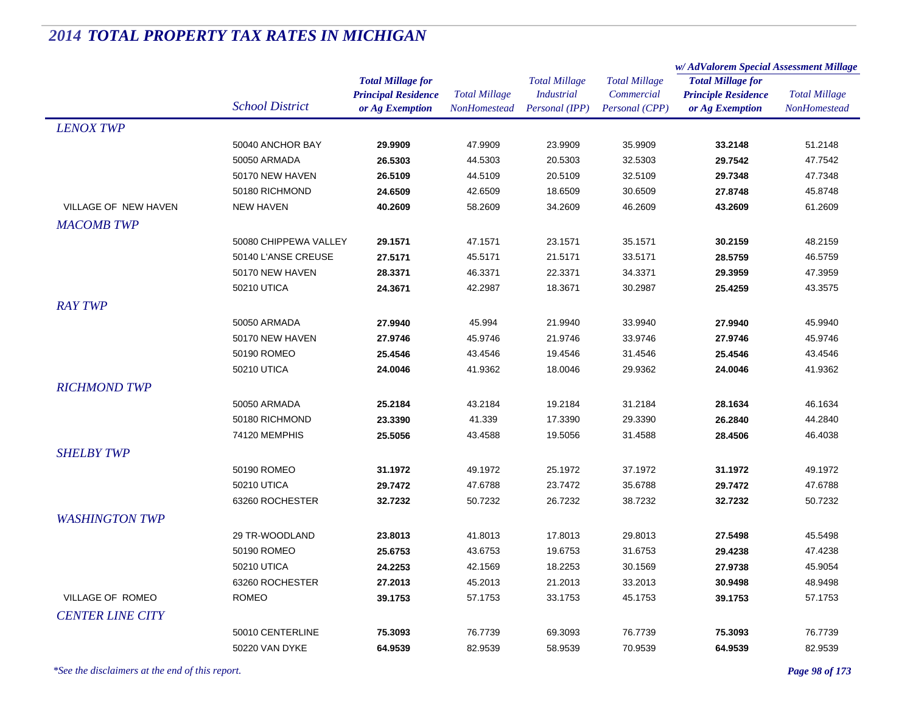# 2014 TOTAL PROPERTY TAX RATES IN MICHIGAN

| | School District | Total Millage for Principal Residence or Ag Exemption | Total Millage NonHomestead | Total Millage Industrial Personal (IPP) | Total Millage Commercial Personal (CPP) | w/ AdValorem Special Assessment Millage: Total Millage for Principle Residence or Ag Exemption | w/ AdValorem Special Assessment Millage: Total Millage NonHomestead |
|---|---|---|---|---|---|---|---|
| *LENOX TWP* | | | | | | | |
| | 50040 ANCHOR BAY | **29.9909** | 47.9909 | 23.9909 | 35.9909 | **33.2148** | 51.2148 |
| | 50050 ARMADA | **26.5303** | 44.5303 | 20.5303 | 32.5303 | **29.7542** | 47.7542 |
| | 50170 NEW HAVEN | **26.5109** | 44.5109 | 20.5109 | 32.5109 | **29.7348** | 47.7348 |
| | 50180 RICHMOND | **24.6509** | 42.6509 | 18.6509 | 30.6509 | **27.8748** | 45.8748 |
| VILLAGE OF NEW HAVEN | NEW HAVEN | **40.2609** | 58.2609 | 34.2609 | 46.2609 | **43.2609** | 61.2609 |
| *MACOMB TWP* | | | | | | | |
| | 50080 CHIPPEWA VALLEY | **29.1571** | 47.1571 | 23.1571 | 35.1571 | **30.2159** | 48.2159 |
| | 50140 L'ANSE CREUSE | **27.5171** | 45.5171 | 21.5171 | 33.5171 | **28.5759** | 46.5759 |
| | 50170 NEW HAVEN | **28.3371** | 46.3371 | 22.3371 | 34.3371 | **29.3959** | 47.3959 |
| | 50210 UTICA | **24.3671** | 42.2987 | 18.3671 | 30.2987 | **25.4259** | 43.3575 |
| *RAY TWP* | | | | | | | |
| | 50050 ARMADA | **27.9940** | 45.994 | 21.9940 | 33.9940 | **27.9940** | 45.9940 |
| | 50170 NEW HAVEN | **27.9746** | 45.9746 | 21.9746 | 33.9746 | **27.9746** | 45.9746 |
| | 50190 ROMEO | **25.4546** | 43.4546 | 19.4546 | 31.4546 | **25.4546** | 43.4546 |
| | 50210 UTICA | **24.0046** | 41.9362 | 18.0046 | 29.9362 | **24.0046** | 41.9362 |
| *RICHMOND TWP* | | | | | | | |
| | 50050 ARMADA | **25.2184** | 43.2184 | 19.2184 | 31.2184 | **28.1634** | 46.1634 |
| | 50180 RICHMOND | **23.3390** | 41.339 | 17.3390 | 29.3390 | **26.2840** | 44.2840 |
| | 74120 MEMPHIS | **25.5056** | 43.4588 | 19.5056 | 31.4588 | **28.4506** | 46.4038 |
| *SHELBY TWP* | | | | | | | |
| | 50190 ROMEO | **31.1972** | 49.1972 | 25.1972 | 37.1972 | **31.1972** | 49.1972 |
| | 50210 UTICA | **29.7472** | 47.6788 | 23.7472 | 35.6788 | **29.7472** | 47.6788 |
| | 63260 ROCHESTER | **32.7232** | 50.7232 | 26.7232 | 38.7232 | **32.7232** | 50.7232 |
| *WASHINGTON TWP* | | | | | | | |
| | 29 TR-WOODLAND | **23.8013** | 41.8013 | 17.8013 | 29.8013 | **27.5498** | 45.5498 |
| | 50190 ROMEO | **25.6753** | 43.6753 | 19.6753 | 31.6753 | **29.4238** | 47.4238 |
| | 50210 UTICA | **24.2253** | 42.1569 | 18.2253 | 30.1569 | **27.9738** | 45.9054 |
| | 63260 ROCHESTER | **27.2013** | 45.2013 | 21.2013 | 33.2013 | **30.9498** | 48.9498 |
| VILLAGE OF ROMEO | ROMEO | **39.1753** | 57.1753 | 33.1753 | 45.1753 | **39.1753** | 57.1753 |
| *CENTER LINE CITY* | | | | | | | |
| | 50010 CENTERLINE | **75.3093** | 76.7739 | 69.3093 | 76.7739 | **75.3093** | 76.7739 |
| | 50220 VAN DYKE | **64.9539** | 82.9539 | 58.9539 | 70.9539 | **64.9539** | 82.9539 |

*\*See the disclaimers at the end of this report.*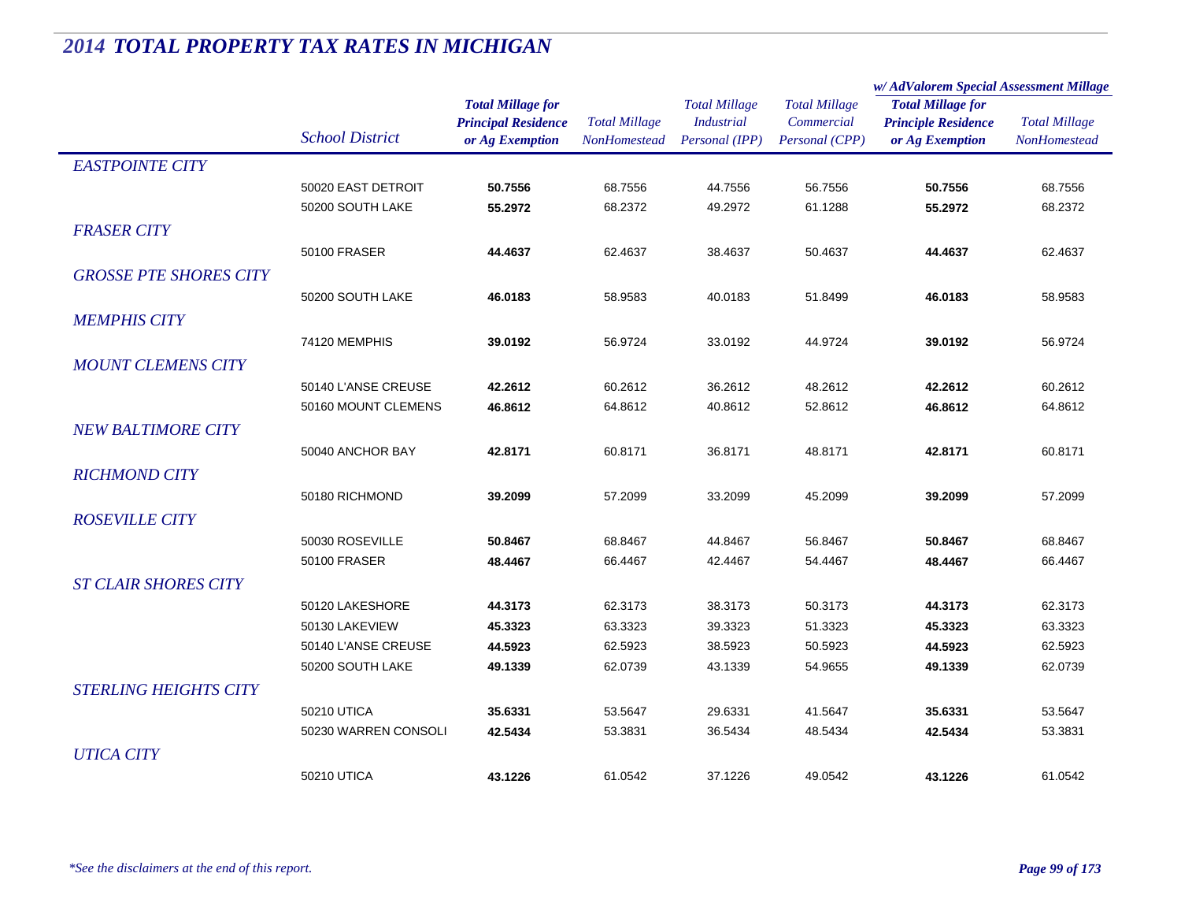# 2014 TOTAL PROPERTY TAX RATES IN MICHIGAN

| | School District | Total Millage for Principal Residence or Ag Exemption | Total Millage NonHomestead | Total Millage Industrial Personal (IPP) | Total Millage Commercial Personal (CPP) | w/ AdValorem Special Assessment Millage | |
|---|---|---|---|---|---|---|---|
| | | | | | | **Total Millage for Principle Residence or Ag Exemption** | Total Millage NonHomestead |
| *EASTPOINTE CITY* | | | | | | | |
| | 50020 EAST DETROIT | **50.7556** | 68.7556 | 44.7556 | 56.7556 | **50.7556** | 68.7556 |
| | 50200 SOUTH LAKE | **55.2972** | 68.2372 | 49.2972 | 61.1288 | **55.2972** | 68.2372 |
| *FRASER CITY* | | | | | | | |
| | 50100 FRASER | **44.4637** | 62.4637 | 38.4637 | 50.4637 | **44.4637** | 62.4637 |
| *GROSSE PTE SHORES CITY* | | | | | | | |
| | 50200 SOUTH LAKE | **46.0183** | 58.9583 | 40.0183 | 51.8499 | **46.0183** | 58.9583 |
| *MEMPHIS CITY* | | | | | | | |
| | 74120 MEMPHIS | **39.0192** | 56.9724 | 33.0192 | 44.9724 | **39.0192** | 56.9724 |
| *MOUNT CLEMENS CITY* | | | | | | | |
| | 50140 L'ANSE CREUSE | **42.2612** | 60.2612 | 36.2612 | 48.2612 | **42.2612** | 60.2612 |
| | 50160 MOUNT CLEMENS | **46.8612** | 64.8612 | 40.8612 | 52.8612 | **46.8612** | 64.8612 |
| *NEW BALTIMORE CITY* | | | | | | | |
| | 50040 ANCHOR BAY | **42.8171** | 60.8171 | 36.8171 | 48.8171 | **42.8171** | 60.8171 |
| *RICHMOND CITY* | | | | | | | |
| | 50180 RICHMOND | **39.2099** | 57.2099 | 33.2099 | 45.2099 | **39.2099** | 57.2099 |
| *ROSEVILLE CITY* | | | | | | | |
| | 50030 ROSEVILLE | **50.8467** | 68.8467 | 44.8467 | 56.8467 | **50.8467** | 68.8467 |
| | 50100 FRASER | **48.4467** | 66.4467 | 42.4467 | 54.4467 | **48.4467** | 66.4467 |
| *ST CLAIR SHORES CITY* | | | | | | | |
| | 50120 LAKESHORE | **44.3173** | 62.3173 | 38.3173 | 50.3173 | **44.3173** | 62.3173 |
| | 50130 LAKEVIEW | **45.3323** | 63.3323 | 39.3323 | 51.3323 | **45.3323** | 63.3323 |
| | 50140 L'ANSE CREUSE | **44.5923** | 62.5923 | 38.5923 | 50.5923 | **44.5923** | 62.5923 |
| | 50200 SOUTH LAKE | **49.1339** | 62.0739 | 43.1339 | 54.9655 | **49.1339** | 62.0739 |
| *STERLING HEIGHTS CITY* | | | | | | | |
| | 50210 UTICA | **35.6331** | 53.5647 | 29.6331 | 41.5647 | **35.6331** | 53.5647 |
| | 50230 WARREN CONSOLI | **42.5434** | 53.3831 | 36.5434 | 48.5434 | **42.5434** | 53.3831 |
| *UTICA CITY* | | | | | | | |
| | 50210 UTICA | **43.1226** | 61.0542 | 37.1226 | 49.0542 | **43.1226** | 61.0542 |

*\*See the disclaimers at the end of this report.*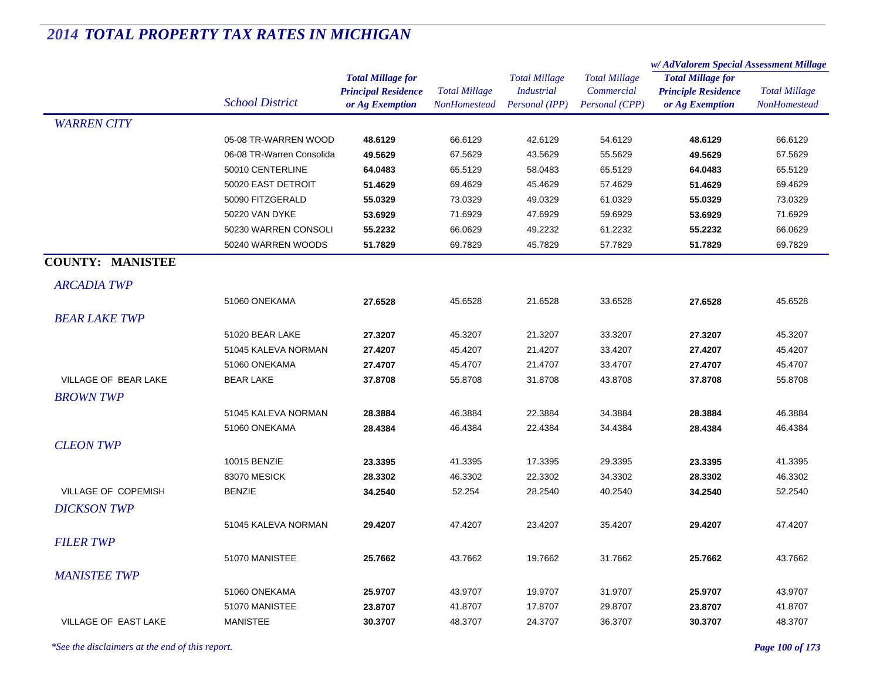# *2014 TOTAL PROPERTY TAX RATES IN MICHIGAN*

| | School District | Total Millage for Principal Residence or Ag Exemption | Total Millage NonHomestead | Total Millage Industrial Personal (IPP) | Total Millage Commercial Personal (CPP) | w/ AdValorem Special Assessment Millage: Total Millage for Principle Residence or Ag Exemption | w/ AdValorem Special Assessment Millage: Total Millage NonHomestead |
|---|---|---|---|---|---|---|---|
| *WARREN CITY* | | | | | | | |
| | 05-08 TR-WARREN WOOD | **48.6129** | 66.6129 | 42.6129 | 54.6129 | **48.6129** | 66.6129 |
| | 06-08 TR-Warren Consolida | **49.5629** | 67.5629 | 43.5629 | 55.5629 | **49.5629** | 67.5629 |
| | 50010 CENTERLINE | **64.0483** | 65.5129 | 58.0483 | 65.5129 | **64.0483** | 65.5129 |
| | 50020 EAST DETROIT | **51.4629** | 69.4629 | 45.4629 | 57.4629 | **51.4629** | 69.4629 |
| | 50090 FITZGERALD | **55.0329** | 73.0329 | 49.0329 | 61.0329 | **55.0329** | 73.0329 |
| | 50220 VAN DYKE | **53.6929** | 71.6929 | 47.6929 | 59.6929 | **53.6929** | 71.6929 |
| | 50230 WARREN CONSOLI | **55.2232** | 66.0629 | 49.2232 | 61.2232 | **55.2232** | 66.0629 |
| | 50240 WARREN WOODS | **51.7829** | 69.7829 | 45.7829 | 57.7829 | **51.7829** | 69.7829 |
| **COUNTY: MANISTEE** | | | | | | | |
| *ARCADIA TWP* | | | | | | | |
| | 51060 ONEKAMA | **27.6528** | 45.6528 | 21.6528 | 33.6528 | **27.6528** | 45.6528 |
| *BEAR LAKE TWP* | | | | | | | |
| | 51020 BEAR LAKE | **27.3207** | 45.3207 | 21.3207 | 33.3207 | **27.3207** | 45.3207 |
| | 51045 KALEVA NORMAN | **27.4207** | 45.4207 | 21.4207 | 33.4207 | **27.4207** | 45.4207 |
| | 51060 ONEKAMA | **27.4707** | 45.4707 | 21.4707 | 33.4707 | **27.4707** | 45.4707 |
| VILLAGE OF BEAR LAKE | BEAR LAKE | **37.8708** | 55.8708 | 31.8708 | 43.8708 | **37.8708** | 55.8708 |
| *BROWN TWP* | | | | | | | |
| | 51045 KALEVA NORMAN | **28.3884** | 46.3884 | 22.3884 | 34.3884 | **28.3884** | 46.3884 |
| | 51060 ONEKAMA | **28.4384** | 46.4384 | 22.4384 | 34.4384 | **28.4384** | 46.4384 |
| *CLEON TWP* | | | | | | | |
| | 10015 BENZIE | **23.3395** | 41.3395 | 17.3395 | 29.3395 | **23.3395** | 41.3395 |
| | 83070 MESICK | **28.3302** | 46.3302 | 22.3302 | 34.3302 | **28.3302** | 46.3302 |
| VILLAGE OF COPEMISH | BENZIE | **34.2540** | 52.254 | 28.2540 | 40.2540 | **34.2540** | 52.2540 |
| *DICKSON TWP* | | | | | | | |
| | 51045 KALEVA NORMAN | **29.4207** | 47.4207 | 23.4207 | 35.4207 | **29.4207** | 47.4207 |
| *FILER TWP* | | | | | | | |
| | 51070 MANISTEE | **25.7662** | 43.7662 | 19.7662 | 31.7662 | **25.7662** | 43.7662 |
| *MANISTEE TWP* | | | | | | | |
| | 51060 ONEKAMA | **25.9707** | 43.9707 | 19.9707 | 31.9707 | **25.9707** | 43.9707 |
| | 51070 MANISTEE | **23.8707** | 41.8707 | 17.8707 | 29.8707 | **23.8707** | 41.8707 |
| VILLAGE OF EAST LAKE | MANISTEE | **30.3707** | 48.3707 | 24.3707 | 36.3707 | **30.3707** | 48.3707 |

*\*See the disclaimers at the end of this report.*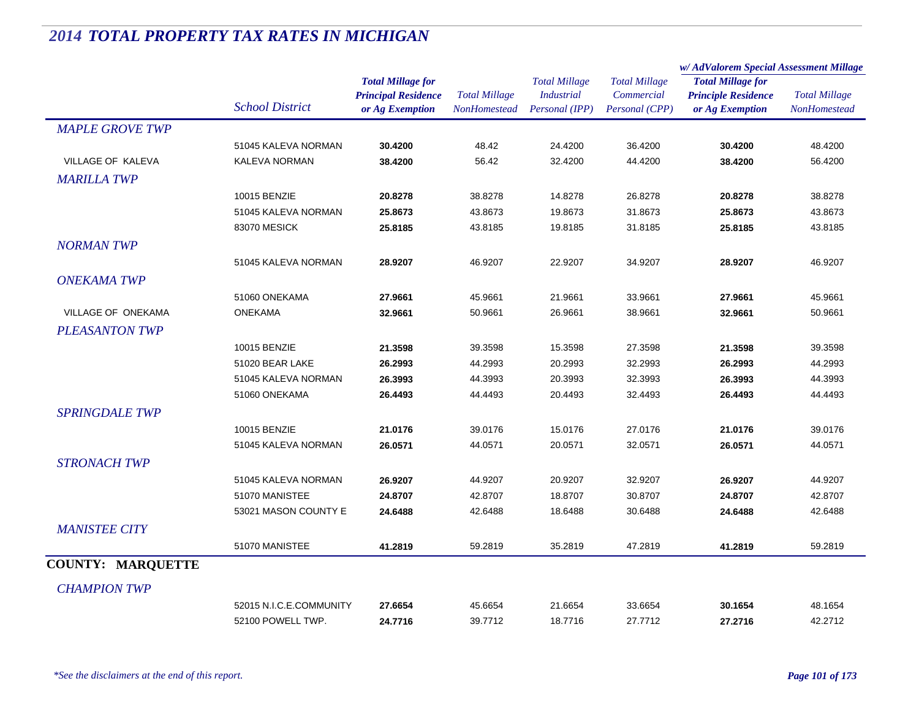# *2014 TOTAL PROPERTY TAX RATES IN MICHIGAN*

| | School District | Total Millage for Principal Residence or Ag Exemption | Total Millage NonHomestead | Total Millage Industrial Personal (IPP) | Total Millage Commercial Personal (CPP) | w/ AdValorem Special Assessment Millage: Total Millage for Principle Residence or Ag Exemption | w/ AdValorem Special Assessment Millage: Total Millage NonHomestead |
|---|---|---|---|---|---|---|---|
| *MAPLE GROVE TWP* | | | | | | | |
| | 51045 KALEVA NORMAN | **30.4200** | 48.42 | 24.4200 | 36.4200 | **30.4200** | 48.4200 |
| VILLAGE OF KALEVA | KALEVA NORMAN | **38.4200** | 56.42 | 32.4200 | 44.4200 | **38.4200** | 56.4200 |
| *MARILLA TWP* | | | | | | | |
| | 10015 BENZIE | **20.8278** | 38.8278 | 14.8278 | 26.8278 | **20.8278** | 38.8278 |
| | 51045 KALEVA NORMAN | **25.8673** | 43.8673 | 19.8673 | 31.8673 | **25.8673** | 43.8673 |
| | 83070 MESICK | **25.8185** | 43.8185 | 19.8185 | 31.8185 | **25.8185** | 43.8185 |
| *NORMAN TWP* | | | | | | | |
| | 51045 KALEVA NORMAN | **28.9207** | 46.9207 | 22.9207 | 34.9207 | **28.9207** | 46.9207 |
| *ONEKAMA TWP* | | | | | | | |
| | 51060 ONEKAMA | **27.9661** | 45.9661 | 21.9661 | 33.9661 | **27.9661** | 45.9661 |
| VILLAGE OF ONEKAMA | ONEKAMA | **32.9661** | 50.9661 | 26.9661 | 38.9661 | **32.9661** | 50.9661 |
| *PLEASANTON TWP* | | | | | | | |
| | 10015 BENZIE | **21.3598** | 39.3598 | 15.3598 | 27.3598 | **21.3598** | 39.3598 |
| | 51020 BEAR LAKE | **26.2993** | 44.2993 | 20.2993 | 32.2993 | **26.2993** | 44.2993 |
| | 51045 KALEVA NORMAN | **26.3993** | 44.3993 | 20.3993 | 32.3993 | **26.3993** | 44.3993 |
| | 51060 ONEKAMA | **26.4493** | 44.4493 | 20.4493 | 32.4493 | **26.4493** | 44.4493 |
| *SPRINGDALE TWP* | | | | | | | |
| | 10015 BENZIE | **21.0176** | 39.0176 | 15.0176 | 27.0176 | **21.0176** | 39.0176 |
| | 51045 KALEVA NORMAN | **26.0571** | 44.0571 | 20.0571 | 32.0571 | **26.0571** | 44.0571 |
| *STRONACH TWP* | | | | | | | |
| | 51045 KALEVA NORMAN | **26.9207** | 44.9207 | 20.9207 | 32.9207 | **26.9207** | 44.9207 |
| | 51070 MANISTEE | **24.8707** | 42.8707 | 18.8707 | 30.8707 | **24.8707** | 42.8707 |
| | 53021 MASON COUNTY E | **24.6488** | 42.6488 | 18.6488 | 30.6488 | **24.6488** | 42.6488 |
| *MANISTEE CITY* | | | | | | | |
| | 51070 MANISTEE | **41.2819** | 59.2819 | 35.2819 | 47.2819 | **41.2819** | 59.2819 |
| **COUNTY: MARQUETTE** | | | | | | | |
| *CHAMPION TWP* | | | | | | | |
| | 52015 N.I.C.E.COMMUNITY | **27.6654** | 45.6654 | 21.6654 | 33.6654 | **30.1654** | 48.1654 |
| | 52100 POWELL TWP. | **24.7716** | 39.7712 | 18.7716 | 27.7712 | **27.2716** | 42.2712 |

*\*See the disclaimers at the end of this report.*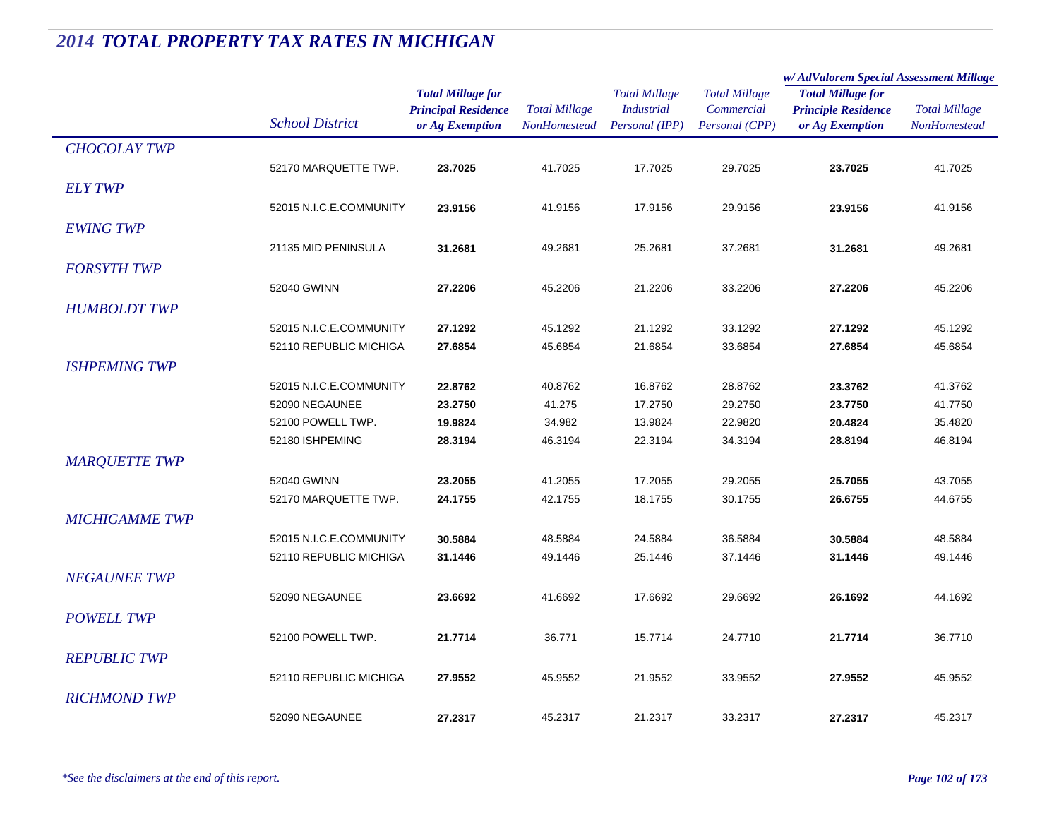# 2014 TOTAL PROPERTY TAX RATES IN MICHIGAN

| | School District | Total Millage for Principal Residence or Ag Exemption | Total Millage NonHomestead | Total Millage Industrial Personal (IPP) | Total Millage Commercial Personal (CPP) | w/ AdValorem Special Assessment Millage: Total Millage for Principle Residence or Ag Exemption | w/ AdValorem Special Assessment Millage: Total Millage NonHomestead |
|---|---|---|---|---|---|---|---|
| *CHOCOLAY TWP* | | | | | | | |
| | 52170 MARQUETTE TWP. | **23.7025** | 41.7025 | 17.7025 | 29.7025 | **23.7025** | 41.7025 |
| *ELY TWP* | | | | | | | |
| | 52015 N.I.C.E.COMMUNITY | **23.9156** | 41.9156 | 17.9156 | 29.9156 | **23.9156** | 41.9156 |
| *EWING TWP* | | | | | | | |
| | 21135 MID PENINSULA | **31.2681** | 49.2681 | 25.2681 | 37.2681 | **31.2681** | 49.2681 |
| *FORSYTH TWP* | | | | | | | |
| | 52040 GWINN | **27.2206** | 45.2206 | 21.2206 | 33.2206 | **27.2206** | 45.2206 |
| *HUMBOLDT TWP* | | | | | | | |
| | 52015 N.I.C.E.COMMUNITY | **27.1292** | 45.1292 | 21.1292 | 33.1292 | **27.1292** | 45.1292 |
| | 52110 REPUBLIC MICHIGA | **27.6854** | 45.6854 | 21.6854 | 33.6854 | **27.6854** | 45.6854 |
| *ISHPEMING TWP* | | | | | | | |
| | 52015 N.I.C.E.COMMUNITY | **22.8762** | 40.8762 | 16.8762 | 28.8762 | **23.3762** | 41.3762 |
| | 52090 NEGAUNEE | **23.2750** | 41.275 | 17.2750 | 29.2750 | **23.7750** | 41.7750 |
| | 52100 POWELL TWP. | **19.9824** | 34.982 | 13.9824 | 22.9820 | **20.4824** | 35.4820 |
| | 52180 ISHPEMING | **28.3194** | 46.3194 | 22.3194 | 34.3194 | **28.8194** | 46.8194 |
| *MARQUETTE TWP* | | | | | | | |
| | 52040 GWINN | **23.2055** | 41.2055 | 17.2055 | 29.2055 | **25.7055** | 43.7055 |
| | 52170 MARQUETTE TWP. | **24.1755** | 42.1755 | 18.1755 | 30.1755 | **26.6755** | 44.6755 |
| *MICHIGAMME TWP* | | | | | | | |
| | 52015 N.I.C.E.COMMUNITY | **30.5884** | 48.5884 | 24.5884 | 36.5884 | **30.5884** | 48.5884 |
| | 52110 REPUBLIC MICHIGA | **31.1446** | 49.1446 | 25.1446 | 37.1446 | **31.1446** | 49.1446 |
| *NEGAUNEE TWP* | | | | | | | |
| | 52090 NEGAUNEE | **23.6692** | 41.6692 | 17.6692 | 29.6692 | **26.1692** | 44.1692 |
| *POWELL TWP* | | | | | | | |
| | 52100 POWELL TWP. | **21.7714** | 36.771 | 15.7714 | 24.7710 | **21.7714** | 36.7710 |
| *REPUBLIC TWP* | | | | | | | |
| | 52110 REPUBLIC MICHIGA | **27.9552** | 45.9552 | 21.9552 | 33.9552 | **27.9552** | 45.9552 |
| *RICHMOND TWP* | | | | | | | |
| | 52090 NEGAUNEE | **27.2317** | 45.2317 | 21.2317 | 33.2317 | **27.2317** | 45.2317 |

*\*See the disclaimers at the end of this report.*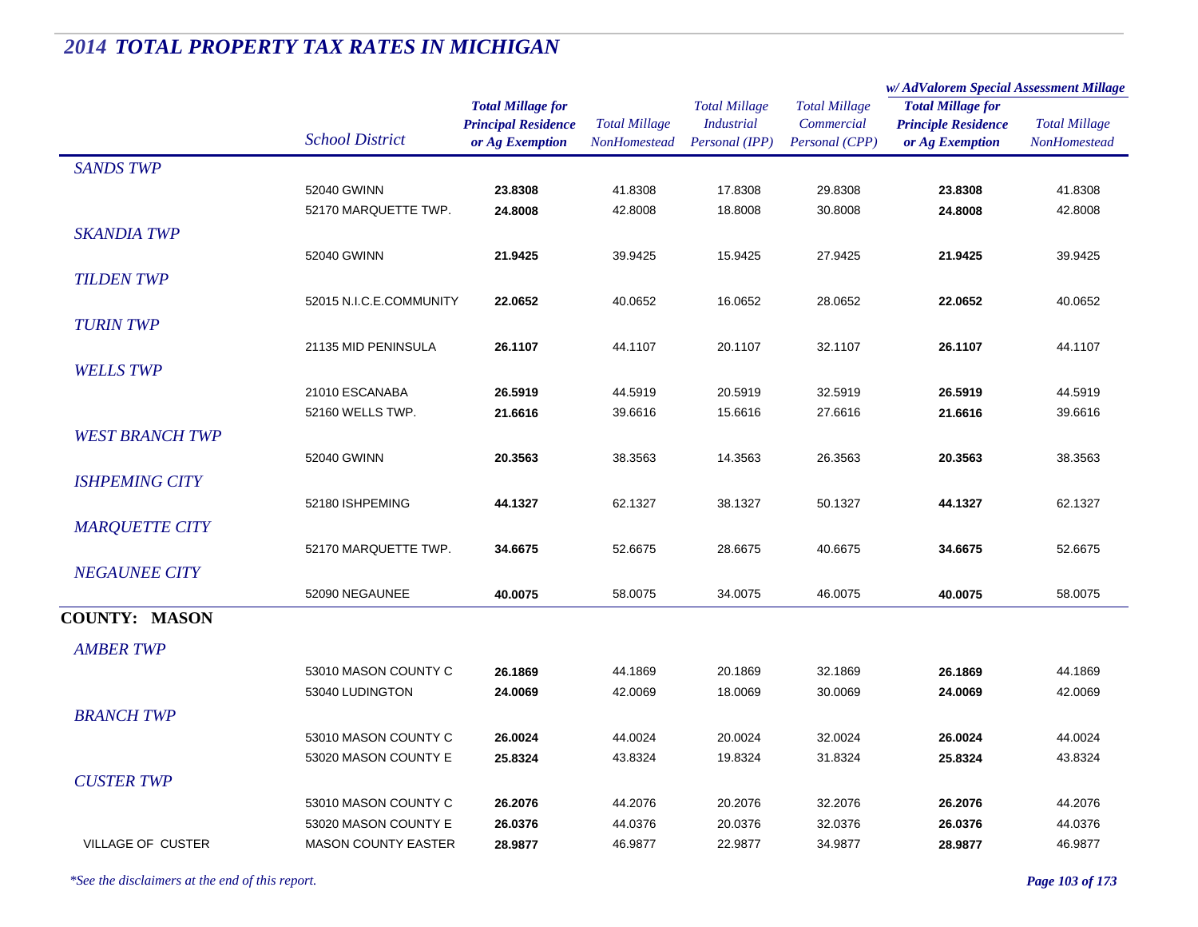## 2014 TOTAL PROPERTY TAX RATES IN MICHIGAN

| | School District | Total Millage for Principal Residence or Ag Exemption | Total Millage NonHomestead | Total Millage Industrial Personal (IPP) | Total Millage Commercial Personal (CPP) | w/ AdValorem Special Assessment Millage: Total Millage for Principle Residence or Ag Exemption | w/ AdValorem Special Assessment Millage: Total Millage NonHomestead |
|---|---|---|---|---|---|---|---|
| *SANDS TWP* | | | | | | | |
| | 52040 GWINN | **23.8308** | 41.8308 | 17.8308 | 29.8308 | **23.8308** | 41.8308 |
| | 52170 MARQUETTE TWP. | **24.8008** | 42.8008 | 18.8008 | 30.8008 | **24.8008** | 42.8008 |
| *SKANDIA TWP* | | | | | | | |
| | 52040 GWINN | **21.9425** | 39.9425 | 15.9425 | 27.9425 | **21.9425** | 39.9425 |
| *TILDEN TWP* | | | | | | | |
| | 52015 N.I.C.E.COMMUNITY | **22.0652** | 40.0652 | 16.0652 | 28.0652 | **22.0652** | 40.0652 |
| *TURIN TWP* | | | | | | | |
| | 21135 MID PENINSULA | **26.1107** | 44.1107 | 20.1107 | 32.1107 | **26.1107** | 44.1107 |
| *WELLS TWP* | | | | | | | |
| | 21010 ESCANABA | **26.5919** | 44.5919 | 20.5919 | 32.5919 | **26.5919** | 44.5919 |
| | 52160 WELLS TWP. | **21.6616** | 39.6616 | 15.6616 | 27.6616 | **21.6616** | 39.6616 |
| *WEST BRANCH TWP* | | | | | | | |
| | 52040 GWINN | **20.3563** | 38.3563 | 14.3563 | 26.3563 | **20.3563** | 38.3563 |
| *ISHPEMING CITY* | | | | | | | |
| | 52180 ISHPEMING | **44.1327** | 62.1327 | 38.1327 | 50.1327 | **44.1327** | 62.1327 |
| *MARQUETTE CITY* | | | | | | | |
| | 52170 MARQUETTE TWP. | **34.6675** | 52.6675 | 28.6675 | 40.6675 | **34.6675** | 52.6675 |
| *NEGAUNEE CITY* | | | | | | | |
| | 52090 NEGAUNEE | **40.0075** | 58.0075 | 34.0075 | 46.0075 | **40.0075** | 58.0075 |
| **COUNTY: MASON** | | | | | | | |
| *AMBER TWP* | | | | | | | |
| | 53010 MASON COUNTY C | **26.1869** | 44.1869 | 20.1869 | 32.1869 | **26.1869** | 44.1869 |
| | 53040 LUDINGTON | **24.0069** | 42.0069 | 18.0069 | 30.0069 | **24.0069** | 42.0069 |
| *BRANCH TWP* | | | | | | | |
| | 53010 MASON COUNTY C | **26.0024** | 44.0024 | 20.0024 | 32.0024 | **26.0024** | 44.0024 |
| | 53020 MASON COUNTY E | **25.8324** | 43.8324 | 19.8324 | 31.8324 | **25.8324** | 43.8324 |
| *CUSTER TWP* | | | | | | | |
| | 53010 MASON COUNTY C | **26.2076** | 44.2076 | 20.2076 | 32.2076 | **26.2076** | 44.2076 |
| | 53020 MASON COUNTY E | **26.0376** | 44.0376 | 20.0376 | 32.0376 | **26.0376** | 44.0376 |
| VILLAGE OF CUSTER | MASON COUNTY EASTER | **28.9877** | 46.9877 | 22.9877 | 34.9877 | **28.9877** | 46.9877 |

*\*See the disclaimers at the end of this report.*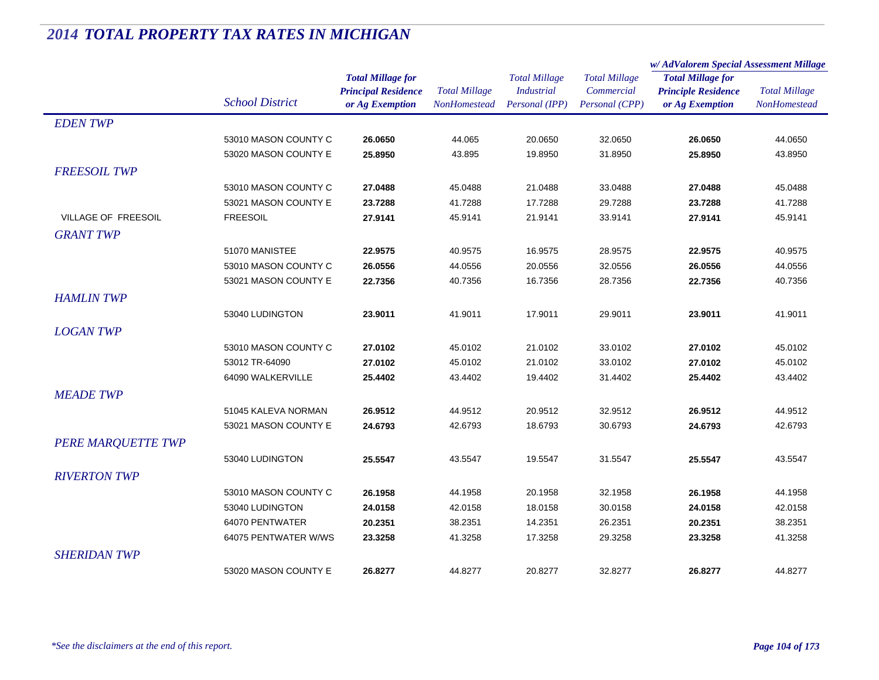# 2014 TOTAL PROPERTY TAX RATES IN MICHIGAN

| | School District | Total Millage for Principal Residence or Ag Exemption | Total Millage NonHomestead | Total Millage Industrial Personal (IPP) | Total Millage Commercial Personal (CPP) | w/ AdValorem Special Assessment Millage: Total Millage for Principle Residence or Ag Exemption | w/ AdValorem Special Assessment Millage: Total Millage NonHomestead |
|---|---|---|---|---|---|---|---|
| *EDEN TWP* | | | | | | | |
| | 53010 MASON COUNTY C | **26.0650** | 44.065 | 20.0650 | 32.0650 | **26.0650** | 44.0650 |
| | 53020 MASON COUNTY E | **25.8950** | 43.895 | 19.8950 | 31.8950 | **25.8950** | 43.8950 |
| *FREESOIL TWP* | | | | | | | |
| | 53010 MASON COUNTY C | **27.0488** | 45.0488 | 21.0488 | 33.0488 | **27.0488** | 45.0488 |
| | 53021 MASON COUNTY E | **23.7288** | 41.7288 | 17.7288 | 29.7288 | **23.7288** | 41.7288 |
| VILLAGE OF FREESOIL | FREESOIL | **27.9141** | 45.9141 | 21.9141 | 33.9141 | **27.9141** | 45.9141 |
| *GRANT TWP* | | | | | | | |
| | 51070 MANISTEE | **22.9575** | 40.9575 | 16.9575 | 28.9575 | **22.9575** | 40.9575 |
| | 53010 MASON COUNTY C | **26.0556** | 44.0556 | 20.0556 | 32.0556 | **26.0556** | 44.0556 |
| | 53021 MASON COUNTY E | **22.7356** | 40.7356 | 16.7356 | 28.7356 | **22.7356** | 40.7356 |
| *HAMLIN TWP* | | | | | | | |
| | 53040 LUDINGTON | **23.9011** | 41.9011 | 17.9011 | 29.9011 | **23.9011** | 41.9011 |
| *LOGAN TWP* | | | | | | | |
| | 53010 MASON COUNTY C | **27.0102** | 45.0102 | 21.0102 | 33.0102 | **27.0102** | 45.0102 |
| | 53012 TR-64090 | **27.0102** | 45.0102 | 21.0102 | 33.0102 | **27.0102** | 45.0102 |
| | 64090 WALKERVILLE | **25.4402** | 43.4402 | 19.4402 | 31.4402 | **25.4402** | 43.4402 |
| *MEADE TWP* | | | | | | | |
| | 51045 KALEVA NORMAN | **26.9512** | 44.9512 | 20.9512 | 32.9512 | **26.9512** | 44.9512 |
| | 53021 MASON COUNTY E | **24.6793** | 42.6793 | 18.6793 | 30.6793 | **24.6793** | 42.6793 |
| *PERE MARQUETTE TWP* | | | | | | | |
| | 53040 LUDINGTON | **25.5547** | 43.5547 | 19.5547 | 31.5547 | **25.5547** | 43.5547 |
| *RIVERTON TWP* | | | | | | | |
| | 53010 MASON COUNTY C | **26.1958** | 44.1958 | 20.1958 | 32.1958 | **26.1958** | 44.1958 |
| | 53040 LUDINGTON | **24.0158** | 42.0158 | 18.0158 | 30.0158 | **24.0158** | 42.0158 |
| | 64070 PENTWATER | **20.2351** | 38.2351 | 14.2351 | 26.2351 | **20.2351** | 38.2351 |
| | 64075 PENTWATER W/WS | **23.3258** | 41.3258 | 17.3258 | 29.3258 | **23.3258** | 41.3258 |
| *SHERIDAN TWP* | | | | | | | |
| | 53020 MASON COUNTY E | **26.8277** | 44.8277 | 20.8277 | 32.8277 | **26.8277** | 44.8277 |

*\*See the disclaimers at the end of this report.*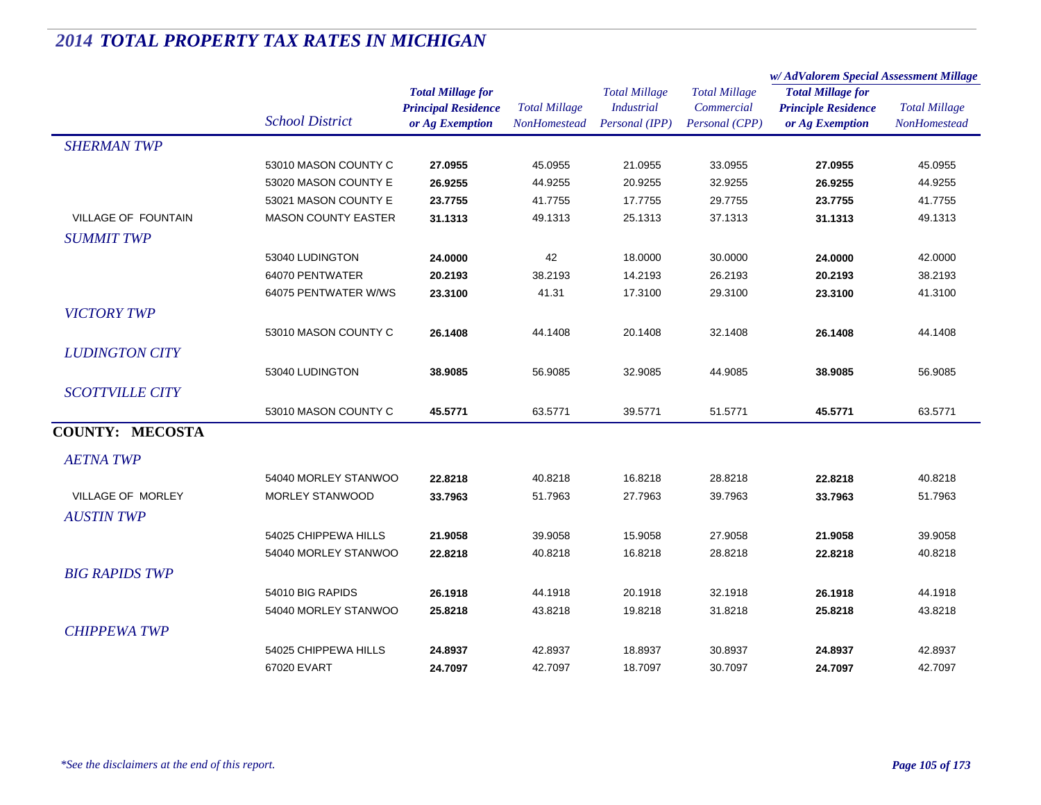# 2014 TOTAL PROPERTY TAX RATES IN MICHIGAN

| | School District | Total Millage for Principal Residence or Ag Exemption | Total Millage NonHomestead | Total Millage Industrial Personal (IPP) | Total Millage Commercial Personal (CPP) | w/ AdValorem Special Assessment Millage: Total Millage for Principle Residence or Ag Exemption | w/ AdValorem Special Assessment Millage: Total Millage NonHomestead |
|---|---|---|---|---|---|---|---|
| *SHERMAN TWP* | | | | | | | |
| | 53010 MASON COUNTY C | **27.0955** | 45.0955 | 21.0955 | 33.0955 | **27.0955** | 45.0955 |
| | 53020 MASON COUNTY E | **26.9255** | 44.9255 | 20.9255 | 32.9255 | **26.9255** | 44.9255 |
| | 53021 MASON COUNTY E | **23.7755** | 41.7755 | 17.7755 | 29.7755 | **23.7755** | 41.7755 |
| VILLAGE OF FOUNTAIN | MASON COUNTY EASTER | **31.1313** | 49.1313 | 25.1313 | 37.1313 | **31.1313** | 49.1313 |
| *SUMMIT TWP* | | | | | | | |
| | 53040 LUDINGTON | **24.0000** | 42 | 18.0000 | 30.0000 | **24.0000** | 42.0000 |
| | 64070 PENTWATER | **20.2193** | 38.2193 | 14.2193 | 26.2193 | **20.2193** | 38.2193 |
| | 64075 PENTWATER W/WS | **23.3100** | 41.31 | 17.3100 | 29.3100 | **23.3100** | 41.3100 |
| *VICTORY TWP* | | | | | | | |
| | 53010 MASON COUNTY C | **26.1408** | 44.1408 | 20.1408 | 32.1408 | **26.1408** | 44.1408 |
| *LUDINGTON CITY* | | | | | | | |
| | 53040 LUDINGTON | **38.9085** | 56.9085 | 32.9085 | 44.9085 | **38.9085** | 56.9085 |
| *SCOTTVILLE CITY* | | | | | | | |
| | 53010 MASON COUNTY C | **45.5771** | 63.5771 | 39.5771 | 51.5771 | **45.5771** | 63.5771 |
| **COUNTY: MECOSTA** | | | | | | | |
| *AETNA TWP* | | | | | | | |
| | 54040 MORLEY STANWOO | **22.8218** | 40.8218 | 16.8218 | 28.8218 | **22.8218** | 40.8218 |
| VILLAGE OF MORLEY | MORLEY STANWOOD | **33.7963** | 51.7963 | 27.7963 | 39.7963 | **33.7963** | 51.7963 |
| *AUSTIN TWP* | | | | | | | |
| | 54025 CHIPPEWA HILLS | **21.9058** | 39.9058 | 15.9058 | 27.9058 | **21.9058** | 39.9058 |
| | 54040 MORLEY STANWOO | **22.8218** | 40.8218 | 16.8218 | 28.8218 | **22.8218** | 40.8218 |
| *BIG RAPIDS TWP* | | | | | | | |
| | 54010 BIG RAPIDS | **26.1918** | 44.1918 | 20.1918 | 32.1918 | **26.1918** | 44.1918 |
| | 54040 MORLEY STANWOO | **25.8218** | 43.8218 | 19.8218 | 31.8218 | **25.8218** | 43.8218 |
| *CHIPPEWA TWP* | | | | | | | |
| | 54025 CHIPPEWA HILLS | **24.8937** | 42.8937 | 18.8937 | 30.8937 | **24.8937** | 42.8937 |
| | 67020 EVART | **24.7097** | 42.7097 | 18.7097 | 30.7097 | **24.7097** | 42.7097 |

*\*See the disclaimers at the end of this report.*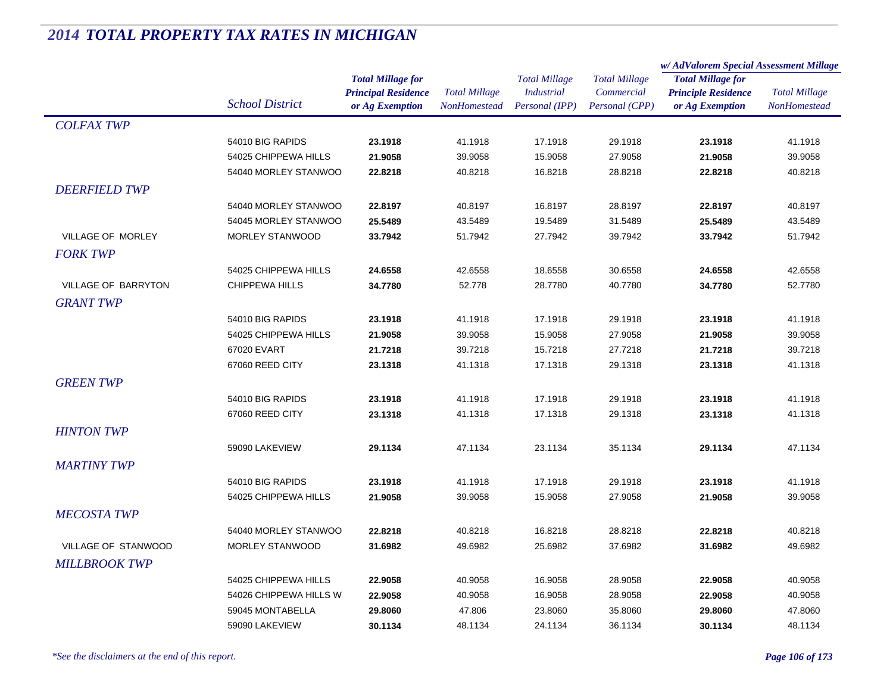# 2014 TOTAL PROPERTY TAX RATES IN MICHIGAN

| | School District | Total Millage for Principal Residence or Ag Exemption | Total Millage NonHomestead | Total Millage Industrial Personal (IPP) | Total Millage Commercial Personal (CPP) | w/ AdValorem Special Assessment Millage: Total Millage for Principle Residence or Ag Exemption | w/ AdValorem Special Assessment Millage: Total Millage NonHomestead |
|---|---|---|---|---|---|---|---|
| *COLFAX TWP* | | | | | | | |
| | 54010 BIG RAPIDS | **23.1918** | 41.1918 | 17.1918 | 29.1918 | **23.1918** | 41.1918 |
| | 54025 CHIPPEWA HILLS | **21.9058** | 39.9058 | 15.9058 | 27.9058 | **21.9058** | 39.9058 |
| | 54040 MORLEY STANWOO | **22.8218** | 40.8218 | 16.8218 | 28.8218 | **22.8218** | 40.8218 |
| *DEERFIELD TWP* | | | | | | | |
| | 54040 MORLEY STANWOO | **22.8197** | 40.8197 | 16.8197 | 28.8197 | **22.8197** | 40.8197 |
| | 54045 MORLEY STANWOO | **25.5489** | 43.5489 | 19.5489 | 31.5489 | **25.5489** | 43.5489 |
| VILLAGE OF MORLEY | MORLEY STANWOOD | **33.7942** | 51.7942 | 27.7942 | 39.7942 | **33.7942** | 51.7942 |
| *FORK TWP* | | | | | | | |
| | 54025 CHIPPEWA HILLS | **24.6558** | 42.6558 | 18.6558 | 30.6558 | **24.6558** | 42.6558 |
| VILLAGE OF BARRYTON | CHIPPEWA HILLS | **34.7780** | 52.778 | 28.7780 | 40.7780 | **34.7780** | 52.7780 |
| *GRANT TWP* | | | | | | | |
| | 54010 BIG RAPIDS | **23.1918** | 41.1918 | 17.1918 | 29.1918 | **23.1918** | 41.1918 |
| | 54025 CHIPPEWA HILLS | **21.9058** | 39.9058 | 15.9058 | 27.9058 | **21.9058** | 39.9058 |
| | 67020 EVART | **21.7218** | 39.7218 | 15.7218 | 27.7218 | **21.7218** | 39.7218 |
| | 67060 REED CITY | **23.1318** | 41.1318 | 17.1318 | 29.1318 | **23.1318** | 41.1318 |
| *GREEN TWP* | | | | | | | |
| | 54010 BIG RAPIDS | **23.1918** | 41.1918 | 17.1918 | 29.1918 | **23.1918** | 41.1918 |
| | 67060 REED CITY | **23.1318** | 41.1318 | 17.1318 | 29.1318 | **23.1318** | 41.1318 |
| *HINTON TWP* | | | | | | | |
| | 59090 LAKEVIEW | **29.1134** | 47.1134 | 23.1134 | 35.1134 | **29.1134** | 47.1134 |
| *MARTINY TWP* | | | | | | | |
| | 54010 BIG RAPIDS | **23.1918** | 41.1918 | 17.1918 | 29.1918 | **23.1918** | 41.1918 |
| | 54025 CHIPPEWA HILLS | **21.9058** | 39.9058 | 15.9058 | 27.9058 | **21.9058** | 39.9058 |
| *MECOSTA TWP* | | | | | | | |
| | 54040 MORLEY STANWOO | **22.8218** | 40.8218 | 16.8218 | 28.8218 | **22.8218** | 40.8218 |
| VILLAGE OF STANWOOD | MORLEY STANWOOD | **31.6982** | 49.6982 | 25.6982 | 37.6982 | **31.6982** | 49.6982 |
| *MILLBROOK TWP* | | | | | | | |
| | 54025 CHIPPEWA HILLS | **22.9058** | 40.9058 | 16.9058 | 28.9058 | **22.9058** | 40.9058 |
| | 54026 CHIPPEWA HILLS W | **22.9058** | 40.9058 | 16.9058 | 28.9058 | **22.9058** | 40.9058 |
| | 59045 MONTABELLA | **29.8060** | 47.806 | 23.8060 | 35.8060 | **29.8060** | 47.8060 |
| | 59090 LAKEVIEW | **30.1134** | 48.1134 | 24.1134 | 36.1134 | **30.1134** | 48.1134 |

*\*See the disclaimers at the end of this report.*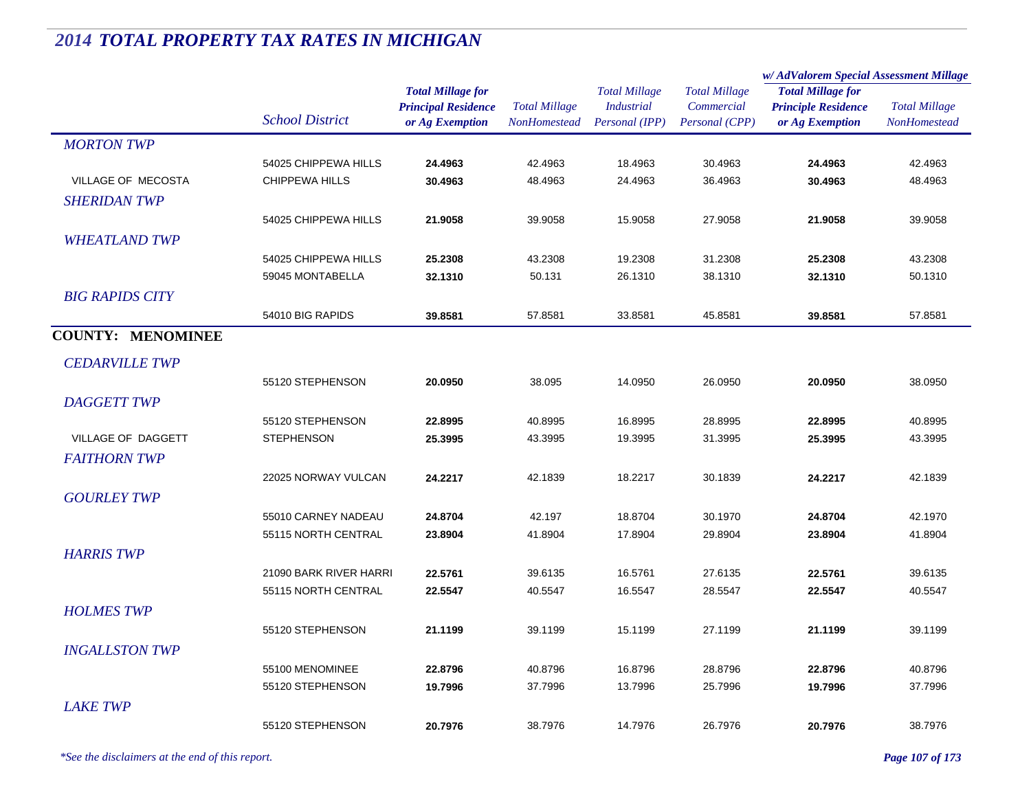# 2014 TOTAL PROPERTY TAX RATES IN MICHIGAN

| | School District | Total Millage for Principal Residence or Ag Exemption | Total Millage NonHomestead | Total Millage Industrial Personal (IPP) | Total Millage Commercial Personal (CPP) | w/ AdValorem Special Assessment Millage: Total Millage for Principle Residence or Ag Exemption | w/ AdValorem Special Assessment Millage: Total Millage NonHomestead |
|---|---|---|---|---|---|---|---|
| *MORTON TWP* | | | | | | | |
| | 54025 CHIPPEWA HILLS | **24.4963** | 42.4963 | 18.4963 | 30.4963 | **24.4963** | 42.4963 |
| VILLAGE OF MECOSTA | CHIPPEWA HILLS | **30.4963** | 48.4963 | 24.4963 | 36.4963 | **30.4963** | 48.4963 |
| *SHERIDAN TWP* | | | | | | | |
| | 54025 CHIPPEWA HILLS | **21.9058** | 39.9058 | 15.9058 | 27.9058 | **21.9058** | 39.9058 |
| *WHEATLAND TWP* | | | | | | | |
| | 54025 CHIPPEWA HILLS | **25.2308** | 43.2308 | 19.2308 | 31.2308 | **25.2308** | 43.2308 |
| | 59045 MONTABELLA | **32.1310** | 50.131 | 26.1310 | 38.1310 | **32.1310** | 50.1310 |
| *BIG RAPIDS CITY* | | | | | | | |
| | 54010 BIG RAPIDS | **39.8581** | 57.8581 | 33.8581 | 45.8581 | **39.8581** | 57.8581 |
| **COUNTY: MENOMINEE** | | | | | | | |
| *CEDARVILLE TWP* | | | | | | | |
| | 55120 STEPHENSON | **20.0950** | 38.095 | 14.0950 | 26.0950 | **20.0950** | 38.0950 |
| *DAGGETT TWP* | | | | | | | |
| | 55120 STEPHENSON | **22.8995** | 40.8995 | 16.8995 | 28.8995 | **22.8995** | 40.8995 |
| VILLAGE OF DAGGETT | STEPHENSON | **25.3995** | 43.3995 | 19.3995 | 31.3995 | **25.3995** | 43.3995 |
| *FAITHORN TWP* | | | | | | | |
| | 22025 NORWAY VULCAN | **24.2217** | 42.1839 | 18.2217 | 30.1839 | **24.2217** | 42.1839 |
| *GOURLEY TWP* | | | | | | | |
| | 55010 CARNEY NADEAU | **24.8704** | 42.197 | 18.8704 | 30.1970 | **24.8704** | 42.1970 |
| | 55115 NORTH CENTRAL | **23.8904** | 41.8904 | 17.8904 | 29.8904 | **23.8904** | 41.8904 |
| *HARRIS TWP* | | | | | | | |
| | 21090 BARK RIVER HARRI | **22.5761** | 39.6135 | 16.5761 | 27.6135 | **22.5761** | 39.6135 |
| | 55115 NORTH CENTRAL | **22.5547** | 40.5547 | 16.5547 | 28.5547 | **22.5547** | 40.5547 |
| *HOLMES TWP* | | | | | | | |
| | 55120 STEPHENSON | **21.1199** | 39.1199 | 15.1199 | 27.1199 | **21.1199** | 39.1199 |
| *INGALLSTON TWP* | | | | | | | |
| | 55100 MENOMINEE | **22.8796** | 40.8796 | 16.8796 | 28.8796 | **22.8796** | 40.8796 |
| | 55120 STEPHENSON | **19.7996** | 37.7996 | 13.7996 | 25.7996 | **19.7996** | 37.7996 |
| *LAKE TWP* | | | | | | | |
| | 55120 STEPHENSON | **20.7976** | 38.7976 | 14.7976 | 26.7976 | **20.7976** | 38.7976 |

*\*See the disclaimers at the end of this report.*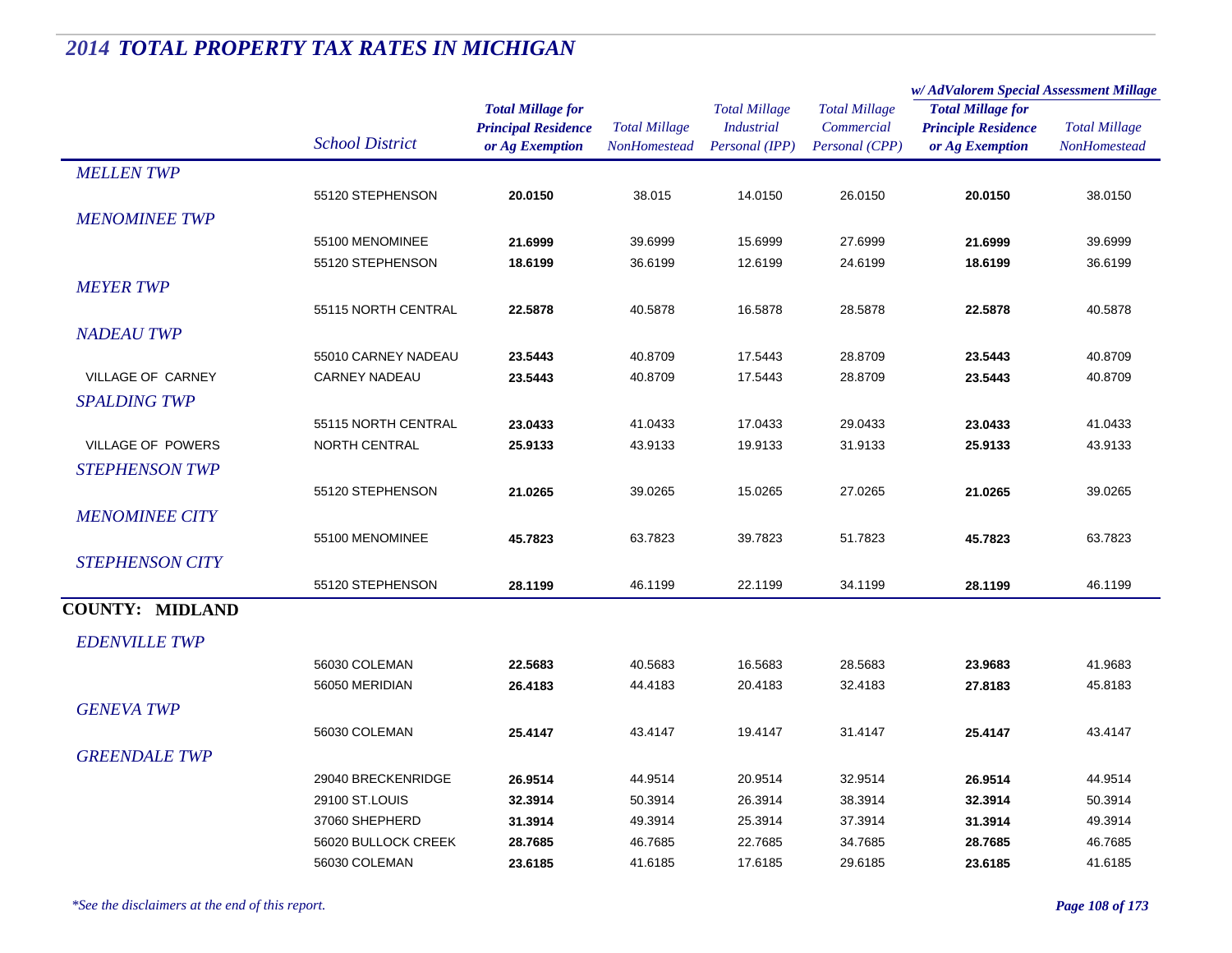# 2014 TOTAL PROPERTY TAX RATES IN MICHIGAN

| | School District | Total Millage for Principal Residence or Ag Exemption | Total Millage NonHomestead | Total Millage Industrial Personal (IPP) | Total Millage Commercial Personal (CPP) | w/ AdValorem Special Assessment Millage: Total Millage for Principle Residence or Ag Exemption | w/ AdValorem Special Assessment Millage: Total Millage NonHomestead |
|---|---|---|---|---|---|---|---|
| *MELLEN TWP* | | | | | | | |
| | 55120 STEPHENSON | **20.0150** | 38.015 | 14.0150 | 26.0150 | **20.0150** | 38.0150 |
| *MENOMINEE TWP* | | | | | | | |
| | 55100 MENOMINEE | **21.6999** | 39.6999 | 15.6999 | 27.6999 | **21.6999** | 39.6999 |
| | 55120 STEPHENSON | **18.6199** | 36.6199 | 12.6199 | 24.6199 | **18.6199** | 36.6199 |
| *MEYER TWP* | | | | | | | |
| | 55115 NORTH CENTRAL | **22.5878** | 40.5878 | 16.5878 | 28.5878 | **22.5878** | 40.5878 |
| *NADEAU TWP* | | | | | | | |
| | 55010 CARNEY NADEAU | **23.5443** | 40.8709 | 17.5443 | 28.8709 | **23.5443** | 40.8709 |
| VILLAGE OF CARNEY | CARNEY NADEAU | **23.5443** | 40.8709 | 17.5443 | 28.8709 | **23.5443** | 40.8709 |
| *SPALDING TWP* | | | | | | | |
| | 55115 NORTH CENTRAL | **23.0433** | 41.0433 | 17.0433 | 29.0433 | **23.0433** | 41.0433 |
| VILLAGE OF POWERS | NORTH CENTRAL | **25.9133** | 43.9133 | 19.9133 | 31.9133 | **25.9133** | 43.9133 |
| *STEPHENSON TWP* | | | | | | | |
| | 55120 STEPHENSON | **21.0265** | 39.0265 | 15.0265 | 27.0265 | **21.0265** | 39.0265 |
| *MENOMINEE CITY* | | | | | | | |
| | 55100 MENOMINEE | **45.7823** | 63.7823 | 39.7823 | 51.7823 | **45.7823** | 63.7823 |
| *STEPHENSON CITY* | | | | | | | |
| | 55120 STEPHENSON | **28.1199** | 46.1199 | 22.1199 | 34.1199 | **28.1199** | 46.1199 |
| **COUNTY: MIDLAND** | | | | | | | |
| *EDENVILLE TWP* | | | | | | | |
| | 56030 COLEMAN | **22.5683** | 40.5683 | 16.5683 | 28.5683 | **23.9683** | 41.9683 |
| | 56050 MERIDIAN | **26.4183** | 44.4183 | 20.4183 | 32.4183 | **27.8183** | 45.8183 |
| *GENEVA TWP* | | | | | | | |
| | 56030 COLEMAN | **25.4147** | 43.4147 | 19.4147 | 31.4147 | **25.4147** | 43.4147 |
| *GREENDALE TWP* | | | | | | | |
| | 29040 BRECKENRIDGE | **26.9514** | 44.9514 | 20.9514 | 32.9514 | **26.9514** | 44.9514 |
| | 29100 ST.LOUIS | **32.3914** | 50.3914 | 26.3914 | 38.3914 | **32.3914** | 50.3914 |
| | 37060 SHEPHERD | **31.3914** | 49.3914 | 25.3914 | 37.3914 | **31.3914** | 49.3914 |
| | 56020 BULLOCK CREEK | **28.7685** | 46.7685 | 22.7685 | 34.7685 | **28.7685** | 46.7685 |
| | 56030 COLEMAN | **23.6185** | 41.6185 | 17.6185 | 29.6185 | **23.6185** | 41.6185 |

*\*See the disclaimers at the end of this report.*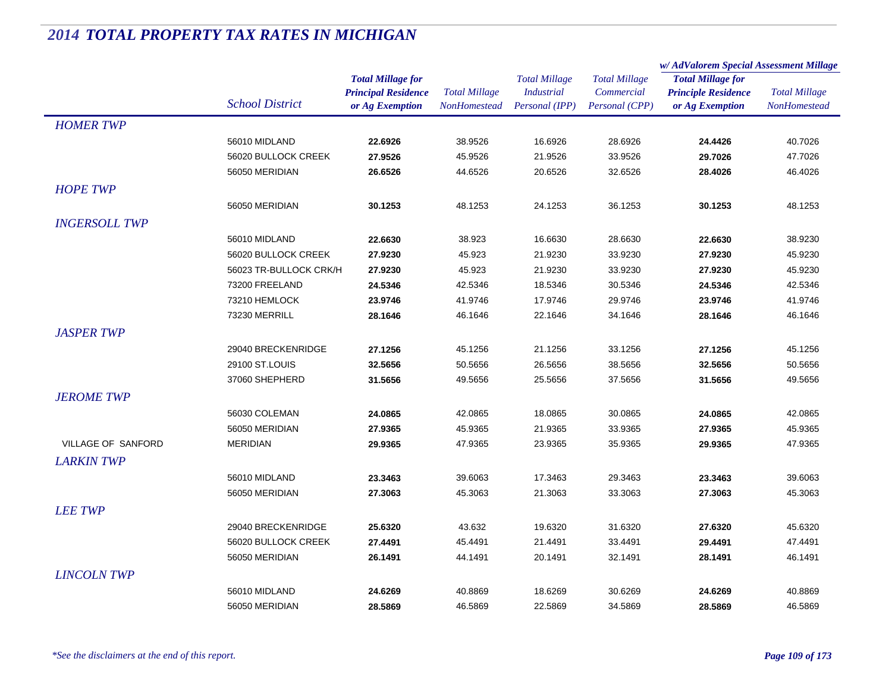# 2014 TOTAL PROPERTY TAX RATES IN MICHIGAN

| | School District | Total Millage for Principal Residence or Ag Exemption | Total Millage NonHomestead | Total Millage Industrial Personal (IPP) | Total Millage Commercial Personal (CPP) | w/ AdValorem Special Assessment Millage Total Millage for Principle Residence or Ag Exemption | w/ AdValorem Special Assessment Millage Total Millage NonHomestead |
|---|---|---|---|---|---|---|---|
| *HOMER TWP* | | | | | | | |
| | 56010 MIDLAND | **22.6926** | 38.9526 | 16.6926 | 28.6926 | **24.4426** | 40.7026 |
| | 56020 BULLOCK CREEK | **27.9526** | 45.9526 | 21.9526 | 33.9526 | **29.7026** | 47.7026 |
| | 56050 MERIDIAN | **26.6526** | 44.6526 | 20.6526 | 32.6526 | **28.4026** | 46.4026 |
| *HOPE TWP* | | | | | | | |
| | 56050 MERIDIAN | **30.1253** | 48.1253 | 24.1253 | 36.1253 | **30.1253** | 48.1253 |
| *INGERSOLL TWP* | | | | | | | |
| | 56010 MIDLAND | **22.6630** | 38.923 | 16.6630 | 28.6630 | **22.6630** | 38.9230 |
| | 56020 BULLOCK CREEK | **27.9230** | 45.923 | 21.9230 | 33.9230 | **27.9230** | 45.9230 |
| | 56023 TR-BULLOCK CRK/H | **27.9230** | 45.923 | 21.9230 | 33.9230 | **27.9230** | 45.9230 |
| | 73200 FREELAND | **24.5346** | 42.5346 | 18.5346 | 30.5346 | **24.5346** | 42.5346 |
| | 73210 HEMLOCK | **23.9746** | 41.9746 | 17.9746 | 29.9746 | **23.9746** | 41.9746 |
| | 73230 MERRILL | **28.1646** | 46.1646 | 22.1646 | 34.1646 | **28.1646** | 46.1646 |
| *JASPER TWP* | | | | | | | |
| | 29040 BRECKENRIDGE | **27.1256** | 45.1256 | 21.1256 | 33.1256 | **27.1256** | 45.1256 |
| | 29100 ST.LOUIS | **32.5656** | 50.5656 | 26.5656 | 38.5656 | **32.5656** | 50.5656 |
| | 37060 SHEPHERD | **31.5656** | 49.5656 | 25.5656 | 37.5656 | **31.5656** | 49.5656 |
| *JEROME TWP* | | | | | | | |
| | 56030 COLEMAN | **24.0865** | 42.0865 | 18.0865 | 30.0865 | **24.0865** | 42.0865 |
| | 56050 MERIDIAN | **27.9365** | 45.9365 | 21.9365 | 33.9365 | **27.9365** | 45.9365 |
| VILLAGE OF SANFORD | MERIDIAN | **29.9365** | 47.9365 | 23.9365 | 35.9365 | **29.9365** | 47.9365 |
| *LARKIN TWP* | | | | | | | |
| | 56010 MIDLAND | **23.3463** | 39.6063 | 17.3463 | 29.3463 | **23.3463** | 39.6063 |
| | 56050 MERIDIAN | **27.3063** | 45.3063 | 21.3063 | 33.3063 | **27.3063** | 45.3063 |
| *LEE TWP* | | | | | | | |
| | 29040 BRECKENRIDGE | **25.6320** | 43.632 | 19.6320 | 31.6320 | **27.6320** | 45.6320 |
| | 56020 BULLOCK CREEK | **27.4491** | 45.4491 | 21.4491 | 33.4491 | **29.4491** | 47.4491 |
| | 56050 MERIDIAN | **26.1491** | 44.1491 | 20.1491 | 32.1491 | **28.1491** | 46.1491 |
| *LINCOLN TWP* | | | | | | | |
| | 56010 MIDLAND | **24.6269** | 40.8869 | 18.6269 | 30.6269 | **24.6269** | 40.8869 |
| | 56050 MERIDIAN | **28.5869** | 46.5869 | 22.5869 | 34.5869 | **28.5869** | 46.5869 |

*\*See the disclaimers at the end of this report.*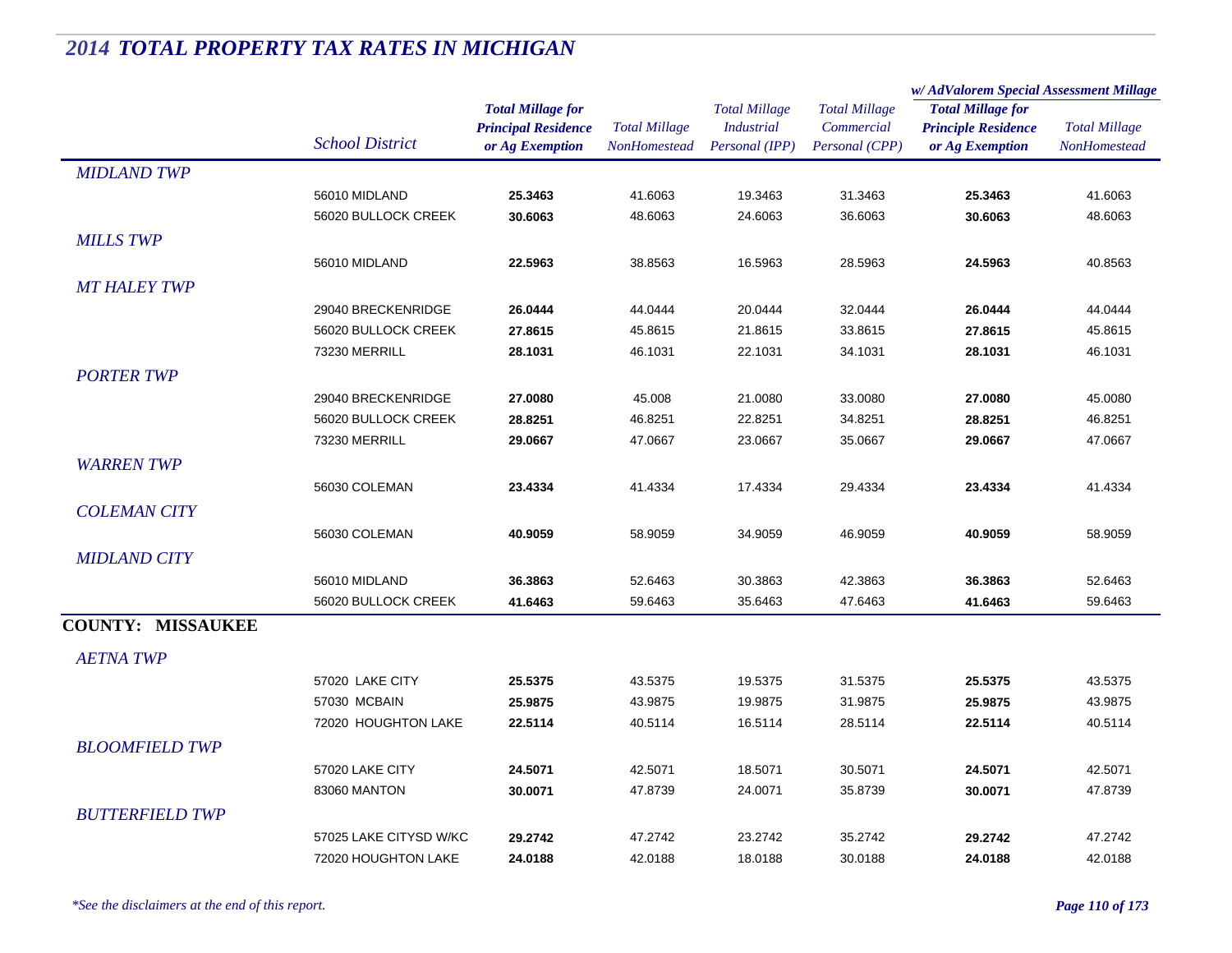# 2014 TOTAL PROPERTY TAX RATES IN MICHIGAN

| | School District | Total Millage for Principal Residence or Ag Exemption | Total Millage NonHomestead | Total Millage Industrial Personal (IPP) | Total Millage Commercial Personal (CPP) | w/ AdValorem Special Assessment Millage: Total Millage for Principle Residence or Ag Exemption | w/ AdValorem Special Assessment Millage: Total Millage NonHomestead |
|---|---|---|---|---|---|---|---|
| *MIDLAND TWP* | | | | | | | |
| | 56010 MIDLAND | **25.3463** | 41.6063 | 19.3463 | 31.3463 | **25.3463** | 41.6063 |
| | 56020 BULLOCK CREEK | **30.6063** | 48.6063 | 24.6063 | 36.6063 | **30.6063** | 48.6063 |
| *MILLS TWP* | | | | | | | |
| | 56010 MIDLAND | **22.5963** | 38.8563 | 16.5963 | 28.5963 | **24.5963** | 40.8563 |
| *MT HALEY TWP* | | | | | | | |
| | 29040 BRECKENRIDGE | **26.0444** | 44.0444 | 20.0444 | 32.0444 | **26.0444** | 44.0444 |
| | 56020 BULLOCK CREEK | **27.8615** | 45.8615 | 21.8615 | 33.8615 | **27.8615** | 45.8615 |
| | 73230 MERRILL | **28.1031** | 46.1031 | 22.1031 | 34.1031 | **28.1031** | 46.1031 |
| *PORTER TWP* | | | | | | | |
| | 29040 BRECKENRIDGE | **27.0080** | 45.008 | 21.0080 | 33.0080 | **27.0080** | 45.0080 |
| | 56020 BULLOCK CREEK | **28.8251** | 46.8251 | 22.8251 | 34.8251 | **28.8251** | 46.8251 |
| | 73230 MERRILL | **29.0667** | 47.0667 | 23.0667 | 35.0667 | **29.0667** | 47.0667 |
| *WARREN TWP* | | | | | | | |
| | 56030 COLEMAN | **23.4334** | 41.4334 | 17.4334 | 29.4334 | **23.4334** | 41.4334 |
| *COLEMAN CITY* | | | | | | | |
| | 56030 COLEMAN | **40.9059** | 58.9059 | 34.9059 | 46.9059 | **40.9059** | 58.9059 |
| *MIDLAND CITY* | | | | | | | |
| | 56010 MIDLAND | **36.3863** | 52.6463 | 30.3863 | 42.3863 | **36.3863** | 52.6463 |
| | 56020 BULLOCK CREEK | **41.6463** | 59.6463 | 35.6463 | 47.6463 | **41.6463** | 59.6463 |
| **COUNTY: MISSAUKEE** | | | | | | | |
| *AETNA TWP* | | | | | | | |
| | 57020 LAKE CITY | **25.5375** | 43.5375 | 19.5375 | 31.5375 | **25.5375** | 43.5375 |
| | 57030 MCBAIN | **25.9875** | 43.9875 | 19.9875 | 31.9875 | **25.9875** | 43.9875 |
| | 72020 HOUGHTON LAKE | **22.5114** | 40.5114 | 16.5114 | 28.5114 | **22.5114** | 40.5114 |
| *BLOOMFIELD TWP* | | | | | | | |
| | 57020 LAKE CITY | **24.5071** | 42.5071 | 18.5071 | 30.5071 | **24.5071** | 42.5071 |
| | 83060 MANTON | **30.0071** | 47.8739 | 24.0071 | 35.8739 | **30.0071** | 47.8739 |
| *BUTTERFIELD TWP* | | | | | | | |
| | 57025 LAKE CITYSD W/KC | **29.2742** | 47.2742 | 23.2742 | 35.2742 | **29.2742** | 47.2742 |
| | 72020 HOUGHTON LAKE | **24.0188** | 42.0188 | 18.0188 | 30.0188 | **24.0188** | 42.0188 |

*\*See the disclaimers at the end of this report.*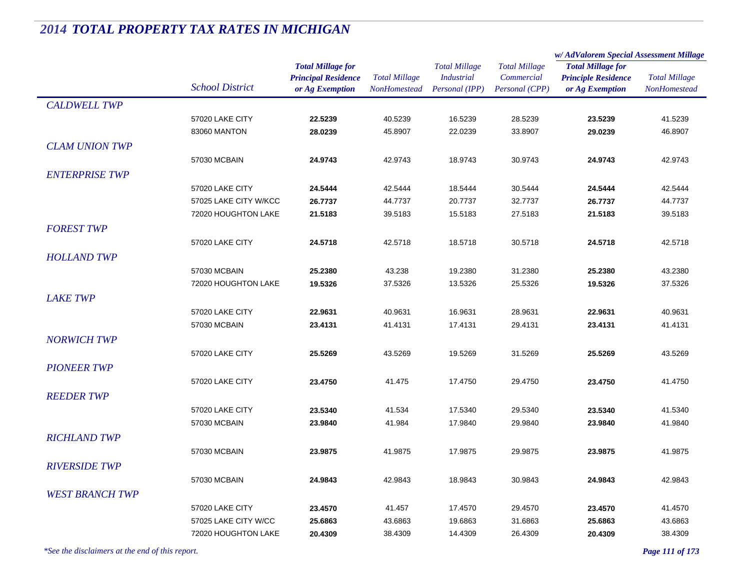# 2014 TOTAL PROPERTY TAX RATES IN MICHIGAN

| | School District | Total Millage for Principal Residence or Ag Exemption | Total Millage NonHomestead | Total Millage Industrial Personal (IPP) | Total Millage Commercial Personal (CPP) | w/ AdValorem Special Assessment Millage Total Millage for Principle Residence or Ag Exemption | w/ AdValorem Special Assessment Millage Total Millage NonHomestead |
|---|---|---|---|---|---|---|---|
| *CALDWELL TWP* | | | | | | | |
| | 57020 LAKE CITY | **22.5239** | 40.5239 | 16.5239 | 28.5239 | **23.5239** | 41.5239 |
| | 83060 MANTON | **28.0239** | 45.8907 | 22.0239 | 33.8907 | **29.0239** | 46.8907 |
| *CLAM UNION TWP* | | | | | | | |
| | 57030 MCBAIN | **24.9743** | 42.9743 | 18.9743 | 30.9743 | **24.9743** | 42.9743 |
| *ENTERPRISE TWP* | | | | | | | |
| | 57020 LAKE CITY | **24.5444** | 42.5444 | 18.5444 | 30.5444 | **24.5444** | 42.5444 |
| | 57025 LAKE CITY W/KCC | **26.7737** | 44.7737 | 20.7737 | 32.7737 | **26.7737** | 44.7737 |
| | 72020 HOUGHTON LAKE | **21.5183** | 39.5183 | 15.5183 | 27.5183 | **21.5183** | 39.5183 |
| *FOREST TWP* | | | | | | | |
| | 57020 LAKE CITY | **24.5718** | 42.5718 | 18.5718 | 30.5718 | **24.5718** | 42.5718 |
| *HOLLAND TWP* | | | | | | | |
| | 57030 MCBAIN | **25.2380** | 43.238 | 19.2380 | 31.2380 | **25.2380** | 43.2380 |
| | 72020 HOUGHTON LAKE | **19.5326** | 37.5326 | 13.5326 | 25.5326 | **19.5326** | 37.5326 |
| *LAKE TWP* | | | | | | | |
| | 57020 LAKE CITY | **22.9631** | 40.9631 | 16.9631 | 28.9631 | **22.9631** | 40.9631 |
| | 57030 MCBAIN | **23.4131** | 41.4131 | 17.4131 | 29.4131 | **23.4131** | 41.4131 |
| *NORWICH TWP* | | | | | | | |
| | 57020 LAKE CITY | **25.5269** | 43.5269 | 19.5269 | 31.5269 | **25.5269** | 43.5269 |
| *PIONEER TWP* | | | | | | | |
| | 57020 LAKE CITY | **23.4750** | 41.475 | 17.4750 | 29.4750 | **23.4750** | 41.4750 |
| *REEDER TWP* | | | | | | | |
| | 57020 LAKE CITY | **23.5340** | 41.534 | 17.5340 | 29.5340 | **23.5340** | 41.5340 |
| | 57030 MCBAIN | **23.9840** | 41.984 | 17.9840 | 29.9840 | **23.9840** | 41.9840 |
| *RICHLAND TWP* | | | | | | | |
| | 57030 MCBAIN | **23.9875** | 41.9875 | 17.9875 | 29.9875 | **23.9875** | 41.9875 |
| *RIVERSIDE TWP* | | | | | | | |
| | 57030 MCBAIN | **24.9843** | 42.9843 | 18.9843 | 30.9843 | **24.9843** | 42.9843 |
| *WEST BRANCH TWP* | | | | | | | |
| | 57020 LAKE CITY | **23.4570** | 41.457 | 17.4570 | 29.4570 | **23.4570** | 41.4570 |
| | 57025 LAKE CITY W/CC | **25.6863** | 43.6863 | 19.6863 | 31.6863 | **25.6863** | 43.6863 |
| | 72020 HOUGHTON LAKE | **20.4309** | 38.4309 | 14.4309 | 26.4309 | **20.4309** | 38.4309 |

*\*See the disclaimers at the end of this report.*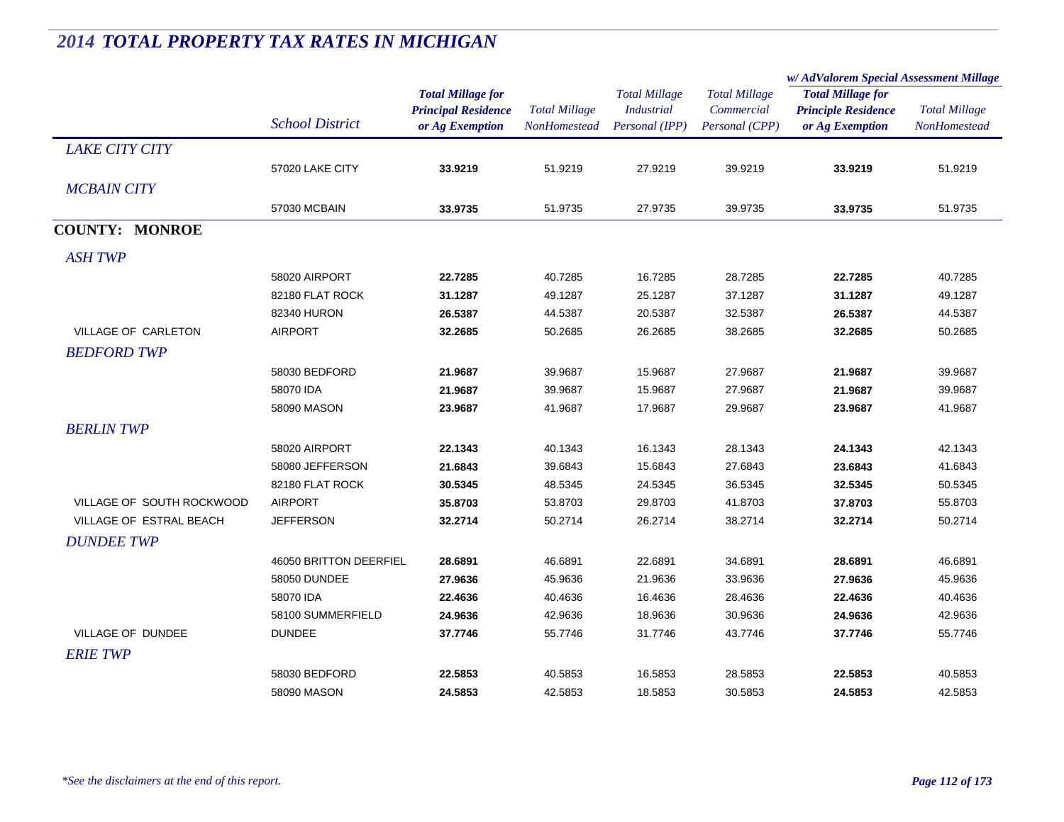# 2014 TOTAL PROPERTY TAX RATES IN MICHIGAN

| | School District | Total Millage for Principal Residence or Ag Exemption | Total Millage NonHomestead | Total Millage Industrial Personal (IPP) | Total Millage Commercial Personal (CPP) | w/ AdValorem Special Assessment Millage: Total Millage for Principle Residence or Ag Exemption | w/ AdValorem Special Assessment Millage: Total Millage NonHomestead |
|---|---|---|---|---|---|---|---|
| *LAKE CITY CITY* | | | | | | | |
| | 57020 LAKE CITY | **33.9219** | 51.9219 | 27.9219 | 39.9219 | **33.9219** | 51.9219 |
| *MCBAIN CITY* | | | | | | | |
| | 57030 MCBAIN | **33.9735** | 51.9735 | 27.9735 | 39.9735 | **33.9735** | 51.9735 |
| **COUNTY: MONROE** | | | | | | | |
| *ASH TWP* | | | | | | | |
| | 58020 AIRPORT | **22.7285** | 40.7285 | 16.7285 | 28.7285 | **22.7285** | 40.7285 |
| | 82180 FLAT ROCK | **31.1287** | 49.1287 | 25.1287 | 37.1287 | **31.1287** | 49.1287 |
| | 82340 HURON | **26.5387** | 44.5387 | 20.5387 | 32.5387 | **26.5387** | 44.5387 |
| VILLAGE OF CARLETON | AIRPORT | **32.2685** | 50.2685 | 26.2685 | 38.2685 | **32.2685** | 50.2685 |
| *BEDFORD TWP* | | | | | | | |
| | 58030 BEDFORD | **21.9687** | 39.9687 | 15.9687 | 27.9687 | **21.9687** | 39.9687 |
| | 58070 IDA | **21.9687** | 39.9687 | 15.9687 | 27.9687 | **21.9687** | 39.9687 |
| | 58090 MASON | **23.9687** | 41.9687 | 17.9687 | 29.9687 | **23.9687** | 41.9687 |
| *BERLIN TWP* | | | | | | | |
| | 58020 AIRPORT | **22.1343** | 40.1343 | 16.1343 | 28.1343 | **24.1343** | 42.1343 |
| | 58080 JEFFERSON | **21.6843** | 39.6843 | 15.6843 | 27.6843 | **23.6843** | 41.6843 |
| | 82180 FLAT ROCK | **30.5345** | 48.5345 | 24.5345 | 36.5345 | **32.5345** | 50.5345 |
| VILLAGE OF SOUTH ROCKWOOD | AIRPORT | **35.8703** | 53.8703 | 29.8703 | 41.8703 | **37.8703** | 55.8703 |
| VILLAGE OF ESTRAL BEACH | JEFFERSON | **32.2714** | 50.2714 | 26.2714 | 38.2714 | **32.2714** | 50.2714 |
| *DUNDEE TWP* | | | | | | | |
| | 46050 BRITTON DEERFIEL | **28.6891** | 46.6891 | 22.6891 | 34.6891 | **28.6891** | 46.6891 |
| | 58050 DUNDEE | **27.9636** | 45.9636 | 21.9636 | 33.9636 | **27.9636** | 45.9636 |
| | 58070 IDA | **22.4636** | 40.4636 | 16.4636 | 28.4636 | **22.4636** | 40.4636 |
| | 58100 SUMMERFIELD | **24.9636** | 42.9636 | 18.9636 | 30.9636 | **24.9636** | 42.9636 |
| VILLAGE OF DUNDEE | DUNDEE | **37.7746** | 55.7746 | 31.7746 | 43.7746 | **37.7746** | 55.7746 |
| *ERIE TWP* | | | | | | | |
| | 58030 BEDFORD | **22.5853** | 40.5853 | 16.5853 | 28.5853 | **22.5853** | 40.5853 |
| | 58090 MASON | **24.5853** | 42.5853 | 18.5853 | 30.5853 | **24.5853** | 42.5853 |

*\*See the disclaimers at the end of this report.*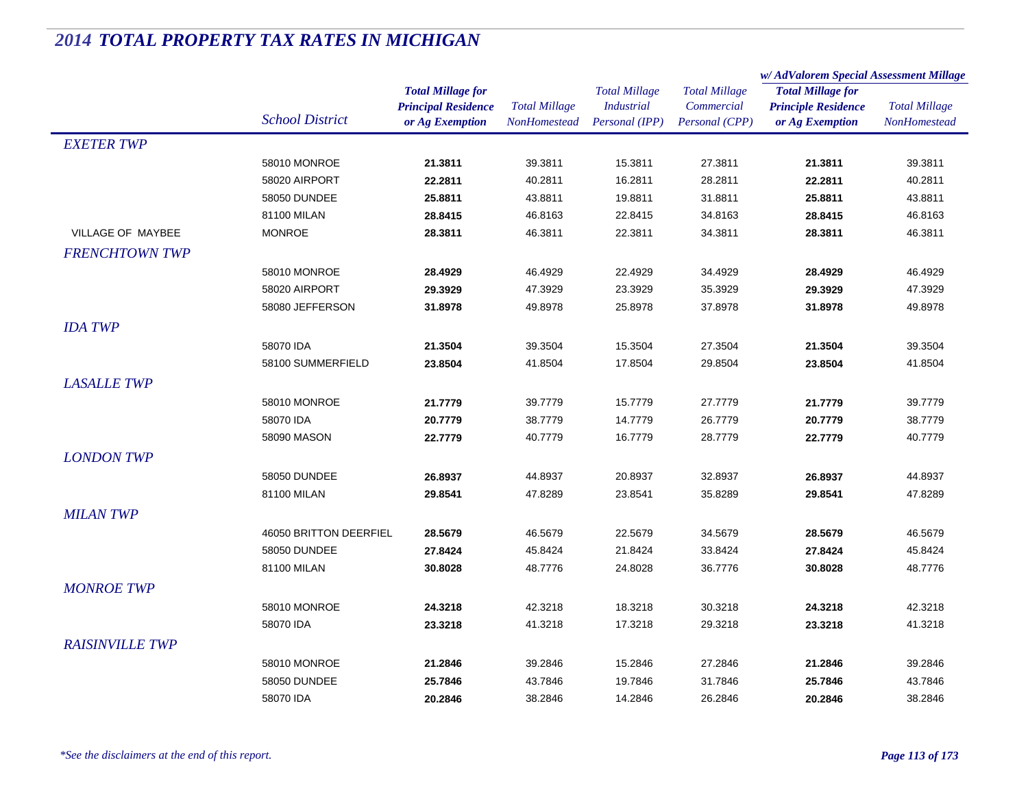# 2014 TOTAL PROPERTY TAX RATES IN MICHIGAN

| | School District | Total Millage for Principal Residence or Ag Exemption | Total Millage NonHomestead | Total Millage Industrial Personal (IPP) | Total Millage Commercial Personal (CPP) | w/ AdValorem Special Assessment Millage: Total Millage for Principle Residence or Ag Exemption | w/ AdValorem Special Assessment Millage: Total Millage NonHomestead |
|---|---|---|---|---|---|---|---|
| *EXETER TWP* | | | | | | | |
| | 58010 MONROE | **21.3811** | 39.3811 | 15.3811 | 27.3811 | **21.3811** | 39.3811 |
| | 58020 AIRPORT | **22.2811** | 40.2811 | 16.2811 | 28.2811 | **22.2811** | 40.2811 |
| | 58050 DUNDEE | **25.8811** | 43.8811 | 19.8811 | 31.8811 | **25.8811** | 43.8811 |
| | 81100 MILAN | **28.8415** | 46.8163 | 22.8415 | 34.8163 | **28.8415** | 46.8163 |
| VILLAGE OF MAYBEE | MONROE | **28.3811** | 46.3811 | 22.3811 | 34.3811 | **28.3811** | 46.3811 |
| *FRENCHTOWN TWP* | | | | | | | |
| | 58010 MONROE | **28.4929** | 46.4929 | 22.4929 | 34.4929 | **28.4929** | 46.4929 |
| | 58020 AIRPORT | **29.3929** | 47.3929 | 23.3929 | 35.3929 | **29.3929** | 47.3929 |
| | 58080 JEFFERSON | **31.8978** | 49.8978 | 25.8978 | 37.8978 | **31.8978** | 49.8978 |
| *IDA TWP* | | | | | | | |
| | 58070 IDA | **21.3504** | 39.3504 | 15.3504 | 27.3504 | **21.3504** | 39.3504 |
| | 58100 SUMMERFIELD | **23.8504** | 41.8504 | 17.8504 | 29.8504 | **23.8504** | 41.8504 |
| *LASALLE TWP* | | | | | | | |
| | 58010 MONROE | **21.7779** | 39.7779 | 15.7779 | 27.7779 | **21.7779** | 39.7779 |
| | 58070 IDA | **20.7779** | 38.7779 | 14.7779 | 26.7779 | **20.7779** | 38.7779 |
| | 58090 MASON | **22.7779** | 40.7779 | 16.7779 | 28.7779 | **22.7779** | 40.7779 |
| *LONDON TWP* | | | | | | | |
| | 58050 DUNDEE | **26.8937** | 44.8937 | 20.8937 | 32.8937 | **26.8937** | 44.8937 |
| | 81100 MILAN | **29.8541** | 47.8289 | 23.8541 | 35.8289 | **29.8541** | 47.8289 |
| *MILAN TWP* | | | | | | | |
| | 46050 BRITTON DEERFIEL | **28.5679** | 46.5679 | 22.5679 | 34.5679 | **28.5679** | 46.5679 |
| | 58050 DUNDEE | **27.8424** | 45.8424 | 21.8424 | 33.8424 | **27.8424** | 45.8424 |
| | 81100 MILAN | **30.8028** | 48.7776 | 24.8028 | 36.7776 | **30.8028** | 48.7776 |
| *MONROE TWP* | | | | | | | |
| | 58010 MONROE | **24.3218** | 42.3218 | 18.3218 | 30.3218 | **24.3218** | 42.3218 |
| | 58070 IDA | **23.3218** | 41.3218 | 17.3218 | 29.3218 | **23.3218** | 41.3218 |
| *RAISINVILLE TWP* | | | | | | | |
| | 58010 MONROE | **21.2846** | 39.2846 | 15.2846 | 27.2846 | **21.2846** | 39.2846 |
| | 58050 DUNDEE | **25.7846** | 43.7846 | 19.7846 | 31.7846 | **25.7846** | 43.7846 |
| | 58070 IDA | **20.2846** | 38.2846 | 14.2846 | 26.2846 | **20.2846** | 38.2846 |

*\*See the disclaimers at the end of this report.*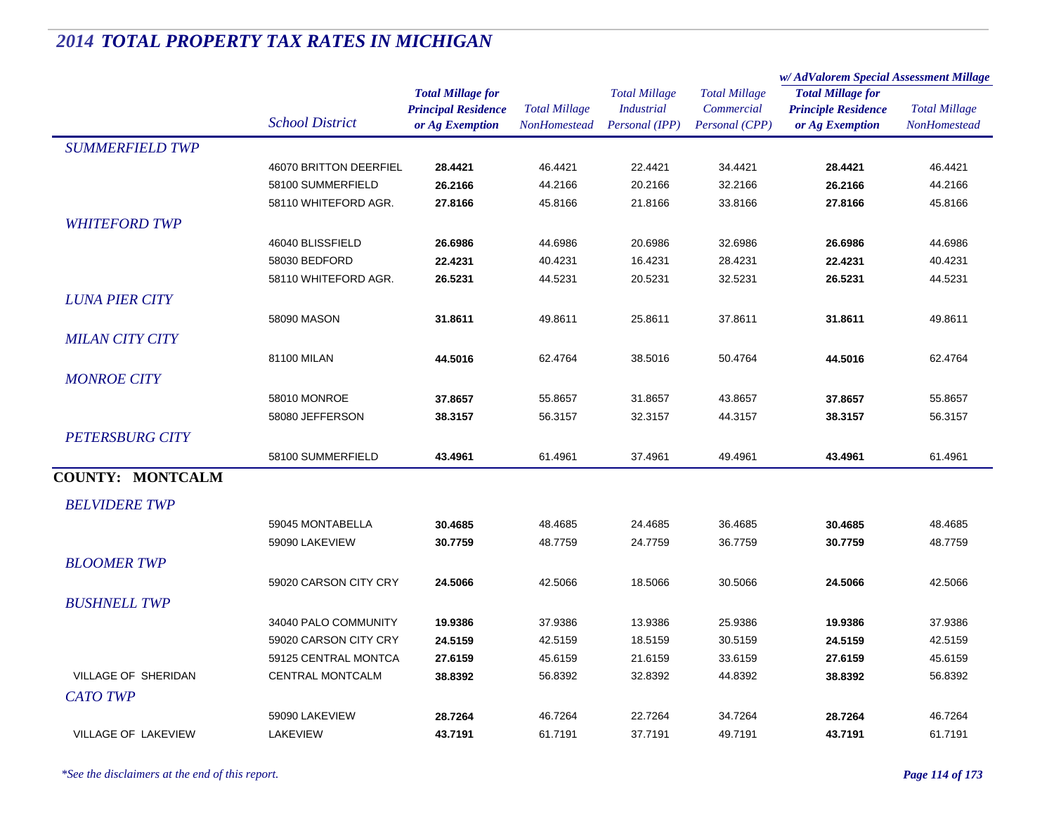## 2014 TOTAL PROPERTY TAX RATES IN MICHIGAN

| | School District | Total Millage for Principal Residence or Ag Exemption | Total Millage NonHomestead | Total Millage Industrial Personal (IPP) | Total Millage Commercial Personal (CPP) | w/ AdValorem Special Assessment Millage: Total Millage for Principle Residence or Ag Exemption | w/ AdValorem Special Assessment Millage: Total Millage NonHomestead |
|---|---|---|---|---|---|---|---|
| *SUMMERFIELD TWP* | | | | | | | |
| | 46070 BRITTON DEERFIEL | **28.4421** | 46.4421 | 22.4421 | 34.4421 | **28.4421** | 46.4421 |
| | 58100 SUMMERFIELD | **26.2166** | 44.2166 | 20.2166 | 32.2166 | **26.2166** | 44.2166 |
| | 58110 WHITEFORD AGR. | **27.8166** | 45.8166 | 21.8166 | 33.8166 | **27.8166** | 45.8166 |
| *WHITEFORD TWP* | | | | | | | |
| | 46040 BLISSFIELD | **26.6986** | 44.6986 | 20.6986 | 32.6986 | **26.6986** | 44.6986 |
| | 58030 BEDFORD | **22.4231** | 40.4231 | 16.4231 | 28.4231 | **22.4231** | 40.4231 |
| | 58110 WHITEFORD AGR. | **26.5231** | 44.5231 | 20.5231 | 32.5231 | **26.5231** | 44.5231 |
| *LUNA PIER CITY* | | | | | | | |
| | 58090 MASON | **31.8611** | 49.8611 | 25.8611 | 37.8611 | **31.8611** | 49.8611 |
| *MILAN CITY CITY* | | | | | | | |
| | 81100 MILAN | **44.5016** | 62.4764 | 38.5016 | 50.4764 | **44.5016** | 62.4764 |
| *MONROE CITY* | | | | | | | |
| | 58010 MONROE | **37.8657** | 55.8657 | 31.8657 | 43.8657 | **37.8657** | 55.8657 |
| | 58080 JEFFERSON | **38.3157** | 56.3157 | 32.3157 | 44.3157 | **38.3157** | 56.3157 |
| *PETERSBURG CITY* | | | | | | | |
| | 58100 SUMMERFIELD | **43.4961** | 61.4961 | 37.4961 | 49.4961 | **43.4961** | 61.4961 |
| **COUNTY: MONTCALM** | | | | | | | |
| *BELVIDERE TWP* | | | | | | | |
| | 59045 MONTABELLA | **30.4685** | 48.4685 | 24.4685 | 36.4685 | **30.4685** | 48.4685 |
| | 59090 LAKEVIEW | **30.7759** | 48.7759 | 24.7759 | 36.7759 | **30.7759** | 48.7759 |
| *BLOOMER TWP* | | | | | | | |
| | 59020 CARSON CITY CRY | **24.5066** | 42.5066 | 18.5066 | 30.5066 | **24.5066** | 42.5066 |
| *BUSHNELL TWP* | | | | | | | |
| | 34040 PALO COMMUNITY | **19.9386** | 37.9386 | 13.9386 | 25.9386 | **19.9386** | 37.9386 |
| | 59020 CARSON CITY CRY | **24.5159** | 42.5159 | 18.5159 | 30.5159 | **24.5159** | 42.5159 |
| | 59125 CENTRAL MONTCA | **27.6159** | 45.6159 | 21.6159 | 33.6159 | **27.6159** | 45.6159 |
| VILLAGE OF SHERIDAN | CENTRAL MONTCALM | **38.8392** | 56.8392 | 32.8392 | 44.8392 | **38.8392** | 56.8392 |
| *CATO TWP* | | | | | | | |
| | 59090 LAKEVIEW | **28.7264** | 46.7264 | 22.7264 | 34.7264 | **28.7264** | 46.7264 |
| VILLAGE OF LAKEVIEW | LAKEVIEW | **43.7191** | 61.7191 | 37.7191 | 49.7191 | **43.7191** | 61.7191 |

*\*See the disclaimers at the end of this report.*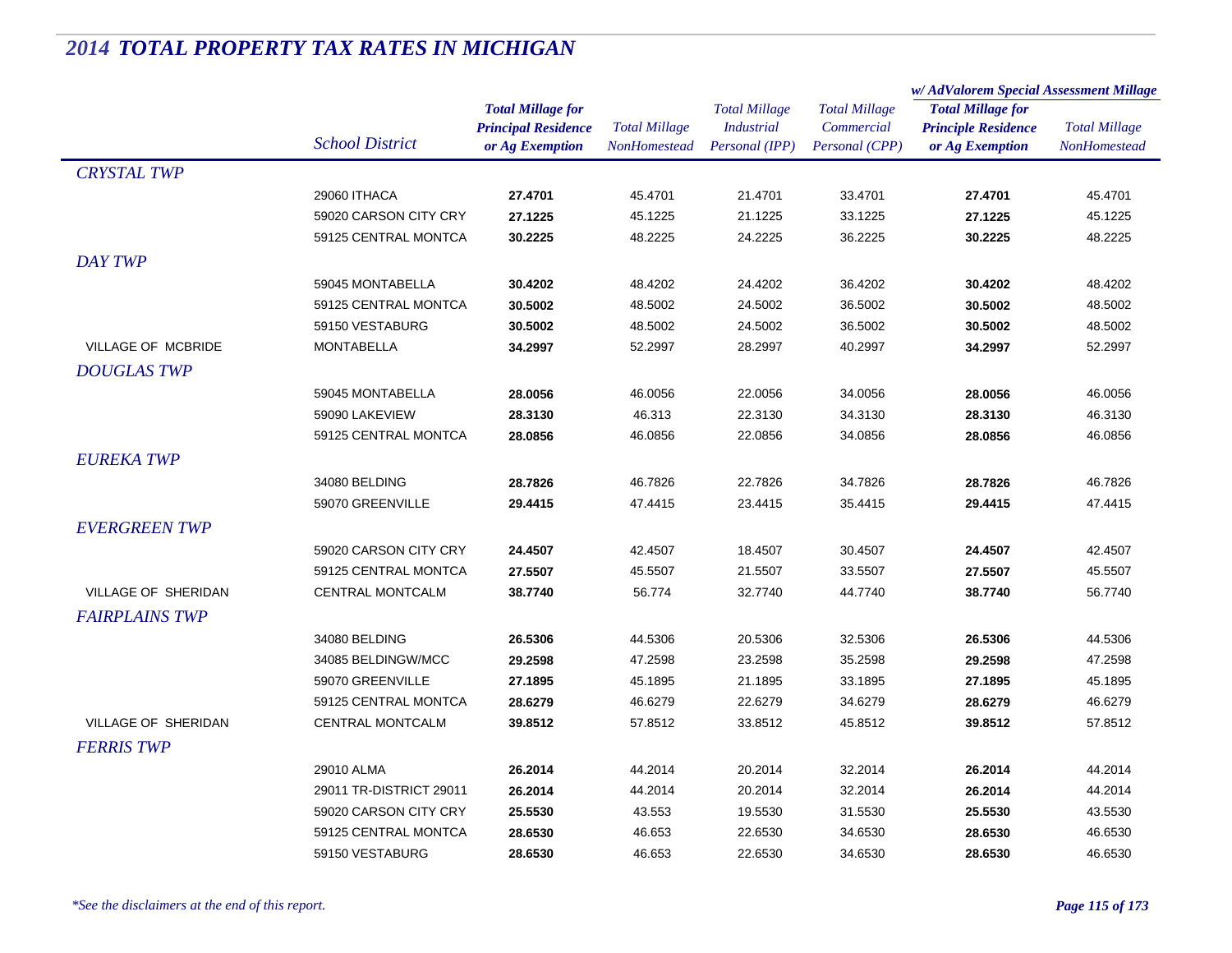# 2014 TOTAL PROPERTY TAX RATES IN MICHIGAN

| | School District | Total Millage for Principal Residence or Ag Exemption | Total Millage NonHomestead | Total Millage Industrial Personal (IPP) | Total Millage Commercial Personal (CPP) | w/ AdValorem Special Assessment Millage: Total Millage for Principle Residence or Ag Exemption | w/ AdValorem Special Assessment Millage: Total Millage NonHomestead |
|---|---|---|---|---|---|---|---|
| *CRYSTAL TWP* | | | | | | | |
| | 29060 ITHACA | **27.4701** | 45.4701 | 21.4701 | 33.4701 | **27.4701** | 45.4701 |
| | 59020 CARSON CITY CRY | **27.1225** | 45.1225 | 21.1225 | 33.1225 | **27.1225** | 45.1225 |
| | 59125 CENTRAL MONTCA | **30.2225** | 48.2225 | 24.2225 | 36.2225 | **30.2225** | 48.2225 |
| *DAY TWP* | | | | | | | |
| | 59045 MONTABELLA | **30.4202** | 48.4202 | 24.4202 | 36.4202 | **30.4202** | 48.4202 |
| | 59125 CENTRAL MONTCA | **30.5002** | 48.5002 | 24.5002 | 36.5002 | **30.5002** | 48.5002 |
| | 59150 VESTABURG | **30.5002** | 48.5002 | 24.5002 | 36.5002 | **30.5002** | 48.5002 |
| VILLAGE OF MCBRIDE | MONTABELLA | **34.2997** | 52.2997 | 28.2997 | 40.2997 | **34.2997** | 52.2997 |
| *DOUGLAS TWP* | | | | | | | |
| | 59045 MONTABELLA | **28.0056** | 46.0056 | 22.0056 | 34.0056 | **28.0056** | 46.0056 |
| | 59090 LAKEVIEW | **28.3130** | 46.313 | 22.3130 | 34.3130 | **28.3130** | 46.3130 |
| | 59125 CENTRAL MONTCA | **28.0856** | 46.0856 | 22.0856 | 34.0856 | **28.0856** | 46.0856 |
| *EUREKA TWP* | | | | | | | |
| | 34080 BELDING | **28.7826** | 46.7826 | 22.7826 | 34.7826 | **28.7826** | 46.7826 |
| | 59070 GREENVILLE | **29.4415** | 47.4415 | 23.4415 | 35.4415 | **29.4415** | 47.4415 |
| *EVERGREEN TWP* | | | | | | | |
| | 59020 CARSON CITY CRY | **24.4507** | 42.4507 | 18.4507 | 30.4507 | **24.4507** | 42.4507 |
| | 59125 CENTRAL MONTCA | **27.5507** | 45.5507 | 21.5507 | 33.5507 | **27.5507** | 45.5507 |
| VILLAGE OF SHERIDAN | CENTRAL MONTCALM | **38.7740** | 56.774 | 32.7740 | 44.7740 | **38.7740** | 56.7740 |
| *FAIRPLAINS TWP* | | | | | | | |
| | 34080 BELDING | **26.5306** | 44.5306 | 20.5306 | 32.5306 | **26.5306** | 44.5306 |
| | 34085 BELDINGW/MCC | **29.2598** | 47.2598 | 23.2598 | 35.2598 | **29.2598** | 47.2598 |
| | 59070 GREENVILLE | **27.1895** | 45.1895 | 21.1895 | 33.1895 | **27.1895** | 45.1895 |
| | 59125 CENTRAL MONTCA | **28.6279** | 46.6279 | 22.6279 | 34.6279 | **28.6279** | 46.6279 |
| VILLAGE OF SHERIDAN | CENTRAL MONTCALM | **39.8512** | 57.8512 | 33.8512 | 45.8512 | **39.8512** | 57.8512 |
| *FERRIS TWP* | | | | | | | |
| | 29010 ALMA | **26.2014** | 44.2014 | 20.2014 | 32.2014 | **26.2014** | 44.2014 |
| | 29011 TR-DISTRICT 29011 | **26.2014** | 44.2014 | 20.2014 | 32.2014 | **26.2014** | 44.2014 |
| | 59020 CARSON CITY CRY | **25.5530** | 43.553 | 19.5530 | 31.5530 | **25.5530** | 43.5530 |
| | 59125 CENTRAL MONTCA | **28.6530** | 46.653 | 22.6530 | 34.6530 | **28.6530** | 46.6530 |
| | 59150 VESTABURG | **28.6530** | 46.653 | 22.6530 | 34.6530 | **28.6530** | 46.6530 |

*\*See the disclaimers at the end of this report.*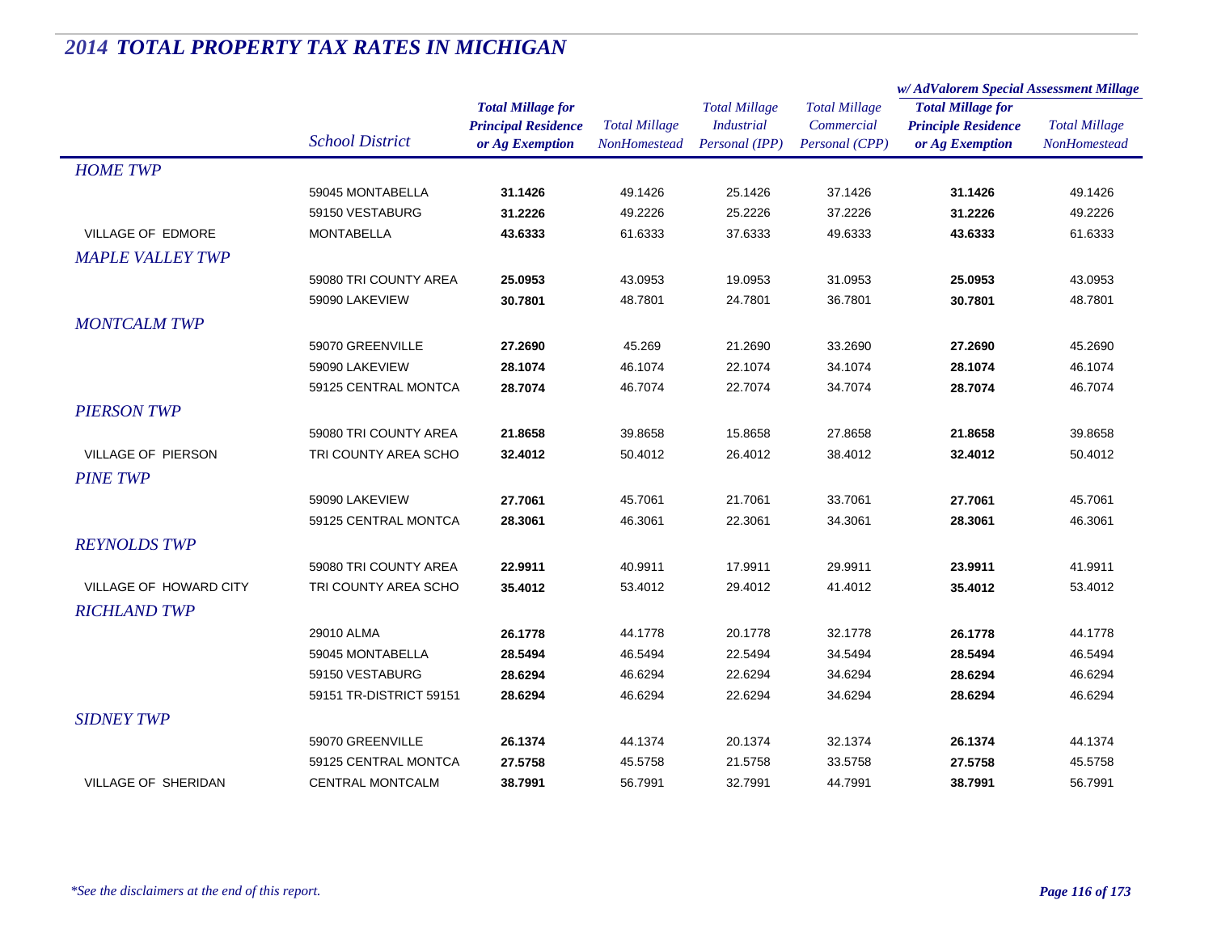## *2014 TOTAL PROPERTY TAX RATES IN MICHIGAN*

| | School District | Total Millage for Principal Residence or Ag Exemption | Total Millage NonHomestead | Total Millage Industrial Personal (IPP) | Total Millage Commercial Personal (CPP) | w/ AdValorem Special Assessment Millage: Total Millage for Principle Residence or Ag Exemption | w/ AdValorem Special Assessment Millage: Total Millage NonHomestead |
|---|---|---|---|---|---|---|---|
| *HOME TWP* | | | | | | | |
| | 59045 MONTABELLA | **31.1426** | 49.1426 | 25.1426 | 37.1426 | **31.1426** | 49.1426 |
| | 59150 VESTABURG | **31.2226** | 49.2226 | 25.2226 | 37.2226 | **31.2226** | 49.2226 |
| VILLAGE OF EDMORE | MONTABELLA | **43.6333** | 61.6333 | 37.6333 | 49.6333 | **43.6333** | 61.6333 |
| *MAPLE VALLEY TWP* | | | | | | | |
| | 59080 TRI COUNTY AREA | **25.0953** | 43.0953 | 19.0953 | 31.0953 | **25.0953** | 43.0953 |
| | 59090 LAKEVIEW | **30.7801** | 48.7801 | 24.7801 | 36.7801 | **30.7801** | 48.7801 |
| *MONTCALM TWP* | | | | | | | |
| | 59070 GREENVILLE | **27.2690** | 45.269 | 21.2690 | 33.2690 | **27.2690** | 45.2690 |
| | 59090 LAKEVIEW | **28.1074** | 46.1074 | 22.1074 | 34.1074 | **28.1074** | 46.1074 |
| | 59125 CENTRAL MONTCA | **28.7074** | 46.7074 | 22.7074 | 34.7074 | **28.7074** | 46.7074 |
| *PIERSON TWP* | | | | | | | |
| | 59080 TRI COUNTY AREA | **21.8658** | 39.8658 | 15.8658 | 27.8658 | **21.8658** | 39.8658 |
| VILLAGE OF PIERSON | TRI COUNTY AREA SCHO | **32.4012** | 50.4012 | 26.4012 | 38.4012 | **32.4012** | 50.4012 |
| *PINE TWP* | | | | | | | |
| | 59090 LAKEVIEW | **27.7061** | 45.7061 | 21.7061 | 33.7061 | **27.7061** | 45.7061 |
| | 59125 CENTRAL MONTCA | **28.3061** | 46.3061 | 22.3061 | 34.3061 | **28.3061** | 46.3061 |
| *REYNOLDS TWP* | | | | | | | |
| | 59080 TRI COUNTY AREA | **22.9911** | 40.9911 | 17.9911 | 29.9911 | **23.9911** | 41.9911 |
| VILLAGE OF HOWARD CITY | TRI COUNTY AREA SCHO | **35.4012** | 53.4012 | 29.4012 | 41.4012 | **35.4012** | 53.4012 |
| *RICHLAND TWP* | | | | | | | |
| | 29010 ALMA | **26.1778** | 44.1778 | 20.1778 | 32.1778 | **26.1778** | 44.1778 |
| | 59045 MONTABELLA | **28.5494** | 46.5494 | 22.5494 | 34.5494 | **28.5494** | 46.5494 |
| | 59150 VESTABURG | **28.6294** | 46.6294 | 22.6294 | 34.6294 | **28.6294** | 46.6294 |
| | 59151 TR-DISTRICT 59151 | **28.6294** | 46.6294 | 22.6294 | 34.6294 | **28.6294** | 46.6294 |
| *SIDNEY TWP* | | | | | | | |
| | 59070 GREENVILLE | **26.1374** | 44.1374 | 20.1374 | 32.1374 | **26.1374** | 44.1374 |
| | 59125 CENTRAL MONTCA | **27.5758** | 45.5758 | 21.5758 | 33.5758 | **27.5758** | 45.5758 |
| VILLAGE OF SHERIDAN | CENTRAL MONTCALM | **38.7991** | 56.7991 | 32.7991 | 44.7991 | **38.7991** | 56.7991 |

*\*See the disclaimers at the end of this report.*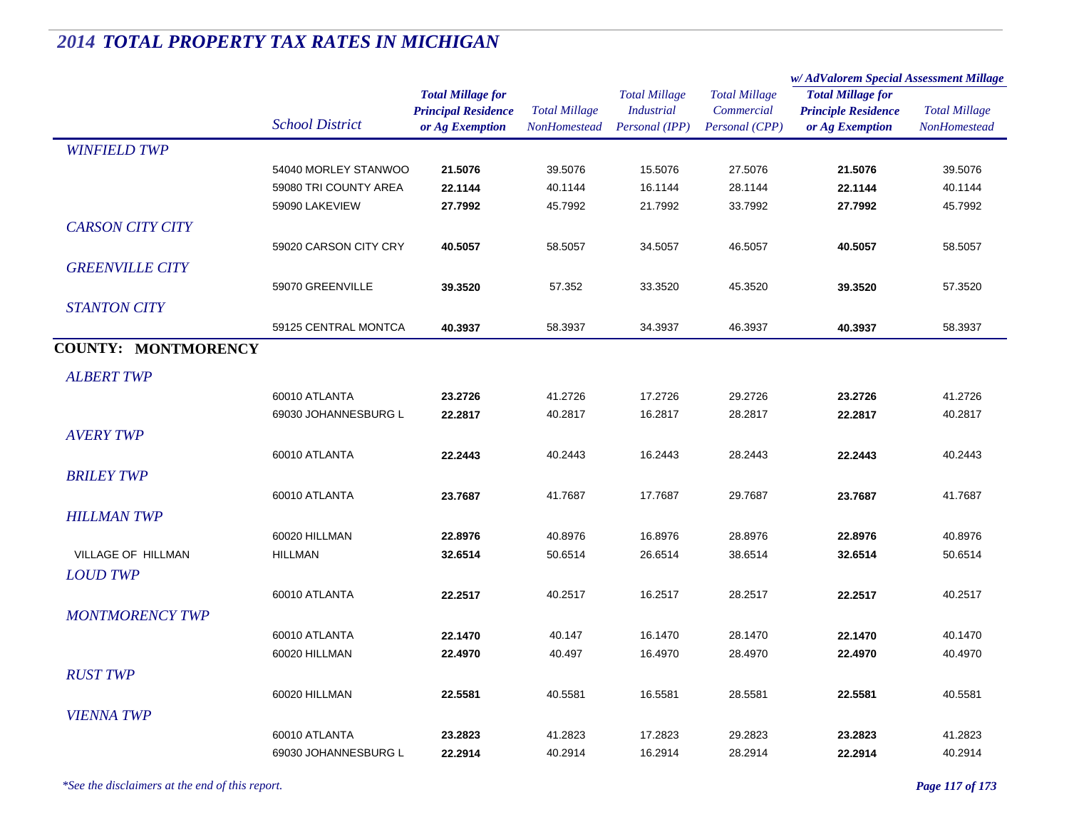# 2014 TOTAL PROPERTY TAX RATES IN MICHIGAN

| | School District | Total Millage for Principal Residence or Ag Exemption | Total Millage NonHomestead | Total Millage Industrial Personal (IPP) | Total Millage Commercial Personal (CPP) | w/ AdValorem Special Assessment Millage: Total Millage for Principle Residence or Ag Exemption | w/ AdValorem Special Assessment Millage: Total Millage NonHomestead |
|---|---|---|---|---|---|---|---|
| *WINFIELD TWP* | | | | | | | |
| | 54040 MORLEY STANWOO | **21.5076** | 39.5076 | 15.5076 | 27.5076 | **21.5076** | 39.5076 |
| | 59080 TRI COUNTY AREA | **22.1144** | 40.1144 | 16.1144 | 28.1144 | **22.1144** | 40.1144 |
| | 59090 LAKEVIEW | **27.7992** | 45.7992 | 21.7992 | 33.7992 | **27.7992** | 45.7992 |
| *CARSON CITY CITY* | | | | | | | |
| | 59020 CARSON CITY CRY | **40.5057** | 58.5057 | 34.5057 | 46.5057 | **40.5057** | 58.5057 |
| *GREENVILLE CITY* | | | | | | | |
| | 59070 GREENVILLE | **39.3520** | 57.352 | 33.3520 | 45.3520 | **39.3520** | 57.3520 |
| *STANTON CITY* | | | | | | | |
| | 59125 CENTRAL MONTCA | **40.3937** | 58.3937 | 34.3937 | 46.3937 | **40.3937** | 58.3937 |
| **COUNTY: MONTMORENCY** | | | | | | | |
| *ALBERT TWP* | | | | | | | |
| | 60010 ATLANTA | **23.2726** | 41.2726 | 17.2726 | 29.2726 | **23.2726** | 41.2726 |
| | 69030 JOHANNESBURG L | **22.2817** | 40.2817 | 16.2817 | 28.2817 | **22.2817** | 40.2817 |
| *AVERY TWP* | | | | | | | |
| | 60010 ATLANTA | **22.2443** | 40.2443 | 16.2443 | 28.2443 | **22.2443** | 40.2443 |
| *BRILEY TWP* | | | | | | | |
| | 60010 ATLANTA | **23.7687** | 41.7687 | 17.7687 | 29.7687 | **23.7687** | 41.7687 |
| *HILLMAN TWP* | | | | | | | |
| | 60020 HILLMAN | **22.8976** | 40.8976 | 16.8976 | 28.8976 | **22.8976** | 40.8976 |
| VILLAGE OF HILLMAN | HILLMAN | **32.6514** | 50.6514 | 26.6514 | 38.6514 | **32.6514** | 50.6514 |
| *LOUD TWP* | | | | | | | |
| | 60010 ATLANTA | **22.2517** | 40.2517 | 16.2517 | 28.2517 | **22.2517** | 40.2517 |
| *MONTMORENCY TWP* | | | | | | | |
| | 60010 ATLANTA | **22.1470** | 40.147 | 16.1470 | 28.1470 | **22.1470** | 40.1470 |
| | 60020 HILLMAN | **22.4970** | 40.497 | 16.4970 | 28.4970 | **22.4970** | 40.4970 |
| *RUST TWP* | | | | | | | |
| | 60020 HILLMAN | **22.5581** | 40.5581 | 16.5581 | 28.5581 | **22.5581** | 40.5581 |
| *VIENNA TWP* | | | | | | | |
| | 60010 ATLANTA | **23.2823** | 41.2823 | 17.2823 | 29.2823 | **23.2823** | 41.2823 |
| | 69030 JOHANNESBURG L | **22.2914** | 40.2914 | 16.2914 | 28.2914 | **22.2914** | 40.2914 |

*\*See the disclaimers at the end of this report.*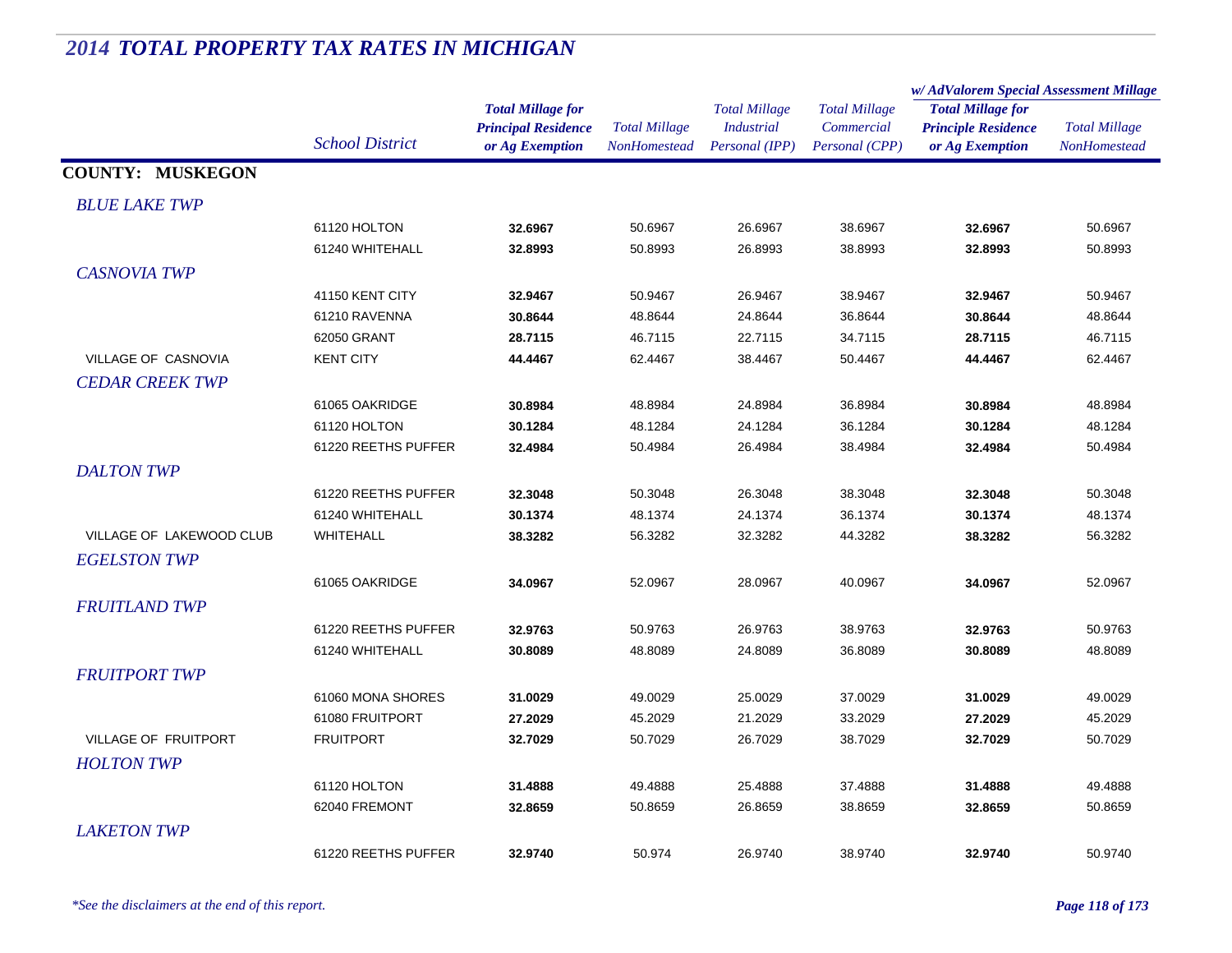# 2014 TOTAL PROPERTY TAX RATES IN MICHIGAN

| | School District | Total Millage for Principal Residence or Ag Exemption | Total Millage NonHomestead | Total Millage Industrial Personal (IPP) | Total Millage Commercial Personal (CPP) | w/ AdValorem Special Assessment Millage: Total Millage for Principle Residence or Ag Exemption | w/ AdValorem Special Assessment Millage: Total Millage NonHomestead |
|---|---|---|---|---|---|---|---|
| **COUNTY: MUSKEGON** | | | | | | | |
| *BLUE LAKE TWP* | | | | | | | |
| | 61120 HOLTON | **32.6967** | 50.6967 | 26.6967 | 38.6967 | **32.6967** | 50.6967 |
| | 61240 WHITEHALL | **32.8993** | 50.8993 | 26.8993 | 38.8993 | **32.8993** | 50.8993 |
| *CASNOVIA TWP* | | | | | | | |
| | 41150 KENT CITY | **32.9467** | 50.9467 | 26.9467 | 38.9467 | **32.9467** | 50.9467 |
| | 61210 RAVENNA | **30.8644** | 48.8644 | 24.8644 | 36.8644 | **30.8644** | 48.8644 |
| | 62050 GRANT | **28.7115** | 46.7115 | 22.7115 | 34.7115 | **28.7115** | 46.7115 |
| VILLAGE OF CASNOVIA | KENT CITY | **44.4467** | 62.4467 | 38.4467 | 50.4467 | **44.4467** | 62.4467 |
| *CEDAR CREEK TWP* | | | | | | | |
| | 61065 OAKRIDGE | **30.8984** | 48.8984 | 24.8984 | 36.8984 | **30.8984** | 48.8984 |
| | 61120 HOLTON | **30.1284** | 48.1284 | 24.1284 | 36.1284 | **30.1284** | 48.1284 |
| | 61220 REETHS PUFFER | **32.4984** | 50.4984 | 26.4984 | 38.4984 | **32.4984** | 50.4984 |
| *DALTON TWP* | | | | | | | |
| | 61220 REETHS PUFFER | **32.3048** | 50.3048 | 26.3048 | 38.3048 | **32.3048** | 50.3048 |
| | 61240 WHITEHALL | **30.1374** | 48.1374 | 24.1374 | 36.1374 | **30.1374** | 48.1374 |
| VILLAGE OF LAKEWOOD CLUB | WHITEHALL | **38.3282** | 56.3282 | 32.3282 | 44.3282 | **38.3282** | 56.3282 |
| *EGELSTON TWP* | | | | | | | |
| | 61065 OAKRIDGE | **34.0967** | 52.0967 | 28.0967 | 40.0967 | **34.0967** | 52.0967 |
| *FRUITLAND TWP* | | | | | | | |
| | 61220 REETHS PUFFER | **32.9763** | 50.9763 | 26.9763 | 38.9763 | **32.9763** | 50.9763 |
| | 61240 WHITEHALL | **30.8089** | 48.8089 | 24.8089 | 36.8089 | **30.8089** | 48.8089 |
| *FRUITPORT TWP* | | | | | | | |
| | 61060 MONA SHORES | **31.0029** | 49.0029 | 25.0029 | 37.0029 | **31.0029** | 49.0029 |
| | 61080 FRUITPORT | **27.2029** | 45.2029 | 21.2029 | 33.2029 | **27.2029** | 45.2029 |
| VILLAGE OF FRUITPORT | FRUITPORT | **32.7029** | 50.7029 | 26.7029 | 38.7029 | **32.7029** | 50.7029 |
| *HOLTON TWP* | | | | | | | |
| | 61120 HOLTON | **31.4888** | 49.4888 | 25.4888 | 37.4888 | **31.4888** | 49.4888 |
| | 62040 FREMONT | **32.8659** | 50.8659 | 26.8659 | 38.8659 | **32.8659** | 50.8659 |
| *LAKETON TWP* | | | | | | | |
| | 61220 REETHS PUFFER | **32.9740** | 50.974 | 26.9740 | 38.9740 | **32.9740** | 50.9740 |

*\*See the disclaimers at the end of this report.*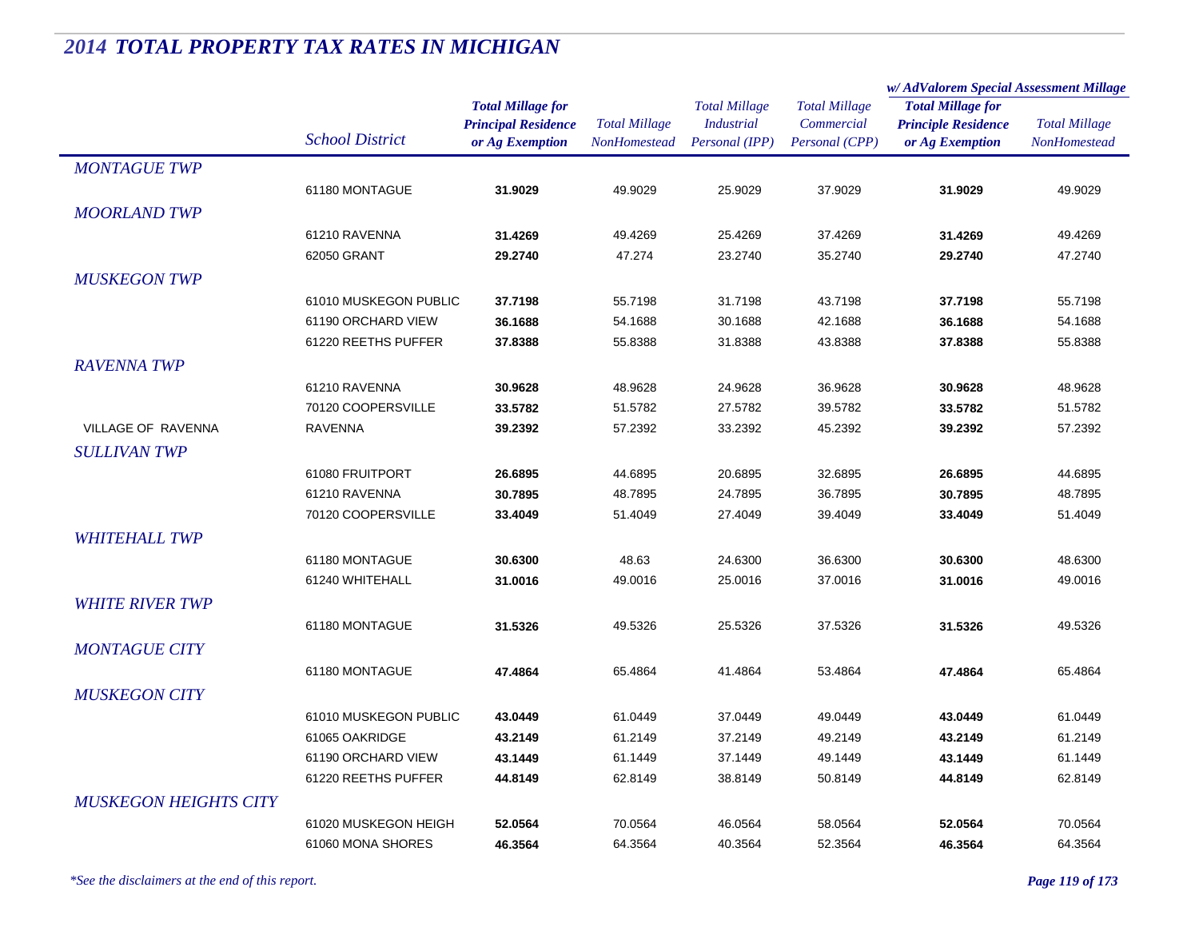# *2014 TOTAL PROPERTY TAX RATES IN MICHIGAN*

| | School District | Total Millage for Principal Residence or Ag Exemption | Total Millage NonHomestead | Total Millage Industrial Personal (IPP) | Total Millage Commercial Personal (CPP) | w/ AdValorem Special Assessment Millage: Total Millage for Principle Residence or Ag Exemption | w/ AdValorem Special Assessment Millage: Total Millage NonHomestead |
|---|---|---|---|---|---|---|---|
| *MONTAGUE TWP* | | | | | | | |
| | 61180 MONTAGUE | **31.9029** | 49.9029 | 25.9029 | 37.9029 | **31.9029** | 49.9029 |
| *MOORLAND TWP* | | | | | | | |
| | 61210 RAVENNA | **31.4269** | 49.4269 | 25.4269 | 37.4269 | **31.4269** | 49.4269 |
| | 62050 GRANT | **29.2740** | 47.274 | 23.2740 | 35.2740 | **29.2740** | 47.2740 |
| *MUSKEGON TWP* | | | | | | | |
| | 61010 MUSKEGON PUBLIC | **37.7198** | 55.7198 | 31.7198 | 43.7198 | **37.7198** | 55.7198 |
| | 61190 ORCHARD VIEW | **36.1688** | 54.1688 | 30.1688 | 42.1688 | **36.1688** | 54.1688 |
| | 61220 REETHS PUFFER | **37.8388** | 55.8388 | 31.8388 | 43.8388 | **37.8388** | 55.8388 |
| *RAVENNA TWP* | | | | | | | |
| | 61210 RAVENNA | **30.9628** | 48.9628 | 24.9628 | 36.9628 | **30.9628** | 48.9628 |
| | 70120 COOPERSVILLE | **33.5782** | 51.5782 | 27.5782 | 39.5782 | **33.5782** | 51.5782 |
| VILLAGE OF RAVENNA | RAVENNA | **39.2392** | 57.2392 | 33.2392 | 45.2392 | **39.2392** | 57.2392 |
| *SULLIVAN TWP* | | | | | | | |
| | 61080 FRUITPORT | **26.6895** | 44.6895 | 20.6895 | 32.6895 | **26.6895** | 44.6895 |
| | 61210 RAVENNA | **30.7895** | 48.7895 | 24.7895 | 36.7895 | **30.7895** | 48.7895 |
| | 70120 COOPERSVILLE | **33.4049** | 51.4049 | 27.4049 | 39.4049 | **33.4049** | 51.4049 |
| *WHITEHALL TWP* | | | | | | | |
| | 61180 MONTAGUE | **30.6300** | 48.63 | 24.6300 | 36.6300 | **30.6300** | 48.6300 |
| | 61240 WHITEHALL | **31.0016** | 49.0016 | 25.0016 | 37.0016 | **31.0016** | 49.0016 |
| *WHITE RIVER TWP* | | | | | | | |
| | 61180 MONTAGUE | **31.5326** | 49.5326 | 25.5326 | 37.5326 | **31.5326** | 49.5326 |
| *MONTAGUE CITY* | | | | | | | |
| | 61180 MONTAGUE | **47.4864** | 65.4864 | 41.4864 | 53.4864 | **47.4864** | 65.4864 |
| *MUSKEGON CITY* | | | | | | | |
| | 61010 MUSKEGON PUBLIC | **43.0449** | 61.0449 | 37.0449 | 49.0449 | **43.0449** | 61.0449 |
| | 61065 OAKRIDGE | **43.2149** | 61.2149 | 37.2149 | 49.2149 | **43.2149** | 61.2149 |
| | 61190 ORCHARD VIEW | **43.1449** | 61.1449 | 37.1449 | 49.1449 | **43.1449** | 61.1449 |
| | 61220 REETHS PUFFER | **44.8149** | 62.8149 | 38.8149 | 50.8149 | **44.8149** | 62.8149 |
| *MUSKEGON HEIGHTS CITY* | | | | | | | |
| | 61020 MUSKEGON HEIGH | **52.0564** | 70.0564 | 46.0564 | 58.0564 | **52.0564** | 70.0564 |
| | 61060 MONA SHORES | **46.3564** | 64.3564 | 40.3564 | 52.3564 | **46.3564** | 64.3564 |

*\*See the disclaimers at the end of this report.*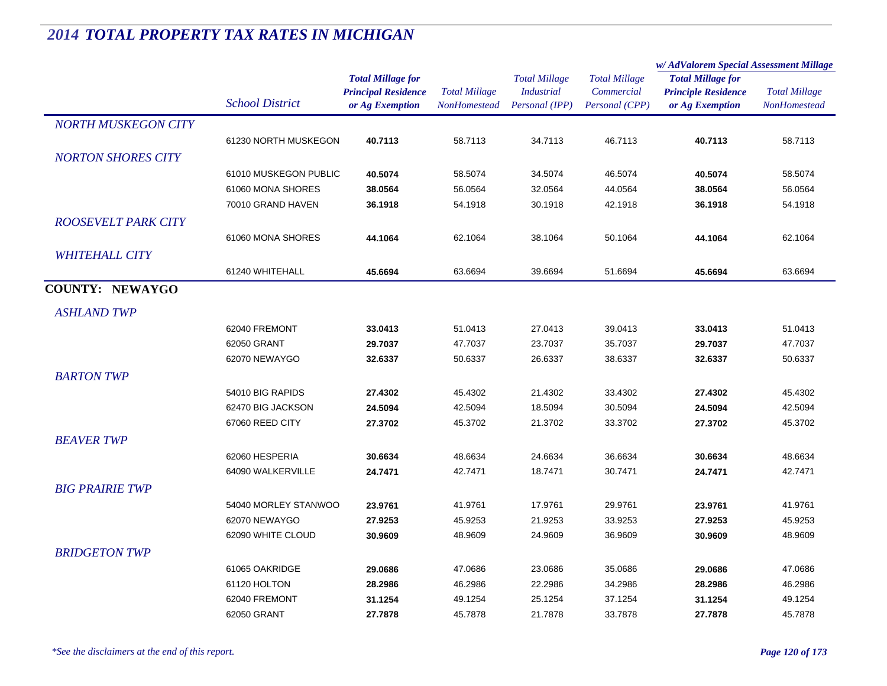# 2014 TOTAL PROPERTY TAX RATES IN MICHIGAN

| | School District | Total Millage for Principal Residence or Ag Exemption | Total Millage NonHomestead | Total Millage Industrial Personal (IPP) | Total Millage Commercial Personal (CPP) | w/ AdValorem Special Assessment Millage Total Millage for Principle Residence or Ag Exemption | Total Millage NonHomestead |
|---|---|---|---|---|---|---|---|
| *NORTH MUSKEGON CITY* | | | | | | | |
| | 61230 NORTH MUSKEGON | **40.7113** | 58.7113 | 34.7113 | 46.7113 | **40.7113** | 58.7113 |
| *NORTON SHORES CITY* | | | | | | | |
| | 61010 MUSKEGON PUBLIC | **40.5074** | 58.5074 | 34.5074 | 46.5074 | **40.5074** | 58.5074 |
| | 61060 MONA SHORES | **38.0564** | 56.0564 | 32.0564 | 44.0564 | **38.0564** | 56.0564 |
| | 70010 GRAND HAVEN | **36.1918** | 54.1918 | 30.1918 | 42.1918 | **36.1918** | 54.1918 |
| *ROOSEVELT PARK CITY* | | | | | | | |
| | 61060 MONA SHORES | **44.1064** | 62.1064 | 38.1064 | 50.1064 | **44.1064** | 62.1064 |
| *WHITEHALL CITY* | | | | | | | |
| | 61240 WHITEHALL | **45.6694** | 63.6694 | 39.6694 | 51.6694 | **45.6694** | 63.6694 |
| **COUNTY: NEWAYGO** | | | | | | | |
| *ASHLAND TWP* | | | | | | | |
| | 62040 FREMONT | **33.0413** | 51.0413 | 27.0413 | 39.0413 | **33.0413** | 51.0413 |
| | 62050 GRANT | **29.7037** | 47.7037 | 23.7037 | 35.7037 | **29.7037** | 47.7037 |
| | 62070 NEWAYGO | **32.6337** | 50.6337 | 26.6337 | 38.6337 | **32.6337** | 50.6337 |
| *BARTON TWP* | | | | | | | |
| | 54010 BIG RAPIDS | **27.4302** | 45.4302 | 21.4302 | 33.4302 | **27.4302** | 45.4302 |
| | 62470 BIG JACKSON | **24.5094** | 42.5094 | 18.5094 | 30.5094 | **24.5094** | 42.5094 |
| | 67060 REED CITY | **27.3702** | 45.3702 | 21.3702 | 33.3702 | **27.3702** | 45.3702 |
| *BEAVER TWP* | | | | | | | |
| | 62060 HESPERIA | **30.6634** | 48.6634 | 24.6634 | 36.6634 | **30.6634** | 48.6634 |
| | 64090 WALKERVILLE | **24.7471** | 42.7471 | 18.7471 | 30.7471 | **24.7471** | 42.7471 |
| *BIG PRAIRIE TWP* | | | | | | | |
| | 54040 MORLEY STANWOO | **23.9761** | 41.9761 | 17.9761 | 29.9761 | **23.9761** | 41.9761 |
| | 62070 NEWAYGO | **27.9253** | 45.9253 | 21.9253 | 33.9253 | **27.9253** | 45.9253 |
| | 62090 WHITE CLOUD | **30.9609** | 48.9609 | 24.9609 | 36.9609 | **30.9609** | 48.9609 |
| *BRIDGETON TWP* | | | | | | | |
| | 61065 OAKRIDGE | **29.0686** | 47.0686 | 23.0686 | 35.0686 | **29.0686** | 47.0686 |
| | 61120 HOLTON | **28.2986** | 46.2986 | 22.2986 | 34.2986 | **28.2986** | 46.2986 |
| | 62040 FREMONT | **31.1254** | 49.1254 | 25.1254 | 37.1254 | **31.1254** | 49.1254 |
| | 62050 GRANT | **27.7878** | 45.7878 | 21.7878 | 33.7878 | **27.7878** | 45.7878 |

*\*See the disclaimers at the end of this report.*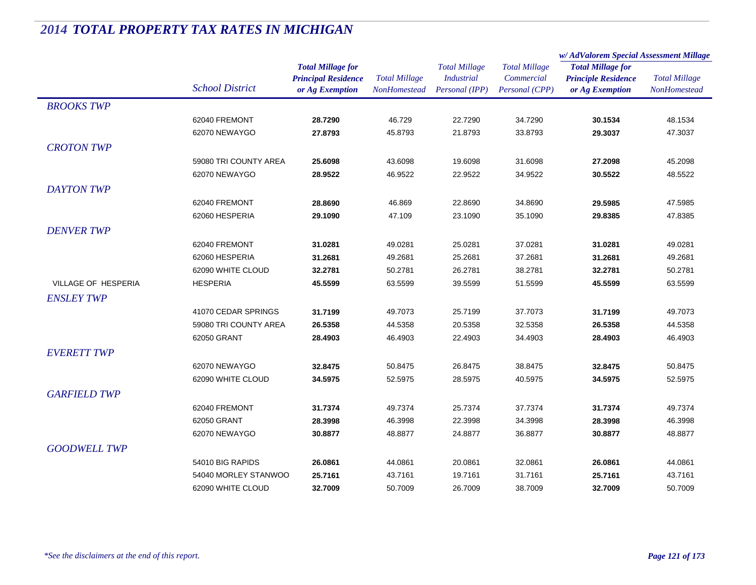# 2014 TOTAL PROPERTY TAX RATES IN MICHIGAN

| | School District | Total Millage for Principal Residence or Ag Exemption | Total Millage NonHomestead | Total Millage Industrial Personal (IPP) | Total Millage Commercial Personal (CPP) | w/ AdValorem Special Assessment Millage: Total Millage for Principle Residence or Ag Exemption | w/ AdValorem Special Assessment Millage: Total Millage NonHomestead |
|---|---|---|---|---|---|---|---|
| *BROOKS TWP* | | | | | | | |
| | 62040 FREMONT | **28.7290** | 46.729 | 22.7290 | 34.7290 | **30.1534** | 48.1534 |
| | 62070 NEWAYGO | **27.8793** | 45.8793 | 21.8793 | 33.8793 | **29.3037** | 47.3037 |
| *CROTON TWP* | | | | | | | |
| | 59080 TRI COUNTY AREA | **25.6098** | 43.6098 | 19.6098 | 31.6098 | **27.2098** | 45.2098 |
| | 62070 NEWAYGO | **28.9522** | 46.9522 | 22.9522 | 34.9522 | **30.5522** | 48.5522 |
| *DAYTON TWP* | | | | | | | |
| | 62040 FREMONT | **28.8690** | 46.869 | 22.8690 | 34.8690 | **29.5985** | 47.5985 |
| | 62060 HESPERIA | **29.1090** | 47.109 | 23.1090 | 35.1090 | **29.8385** | 47.8385 |
| *DENVER TWP* | | | | | | | |
| | 62040 FREMONT | **31.0281** | 49.0281 | 25.0281 | 37.0281 | **31.0281** | 49.0281 |
| | 62060 HESPERIA | **31.2681** | 49.2681 | 25.2681 | 37.2681 | **31.2681** | 49.2681 |
| | 62090 WHITE CLOUD | **32.2781** | 50.2781 | 26.2781 | 38.2781 | **32.2781** | 50.2781 |
| VILLAGE OF HESPERIA | HESPERIA | **45.5599** | 63.5599 | 39.5599 | 51.5599 | **45.5599** | 63.5599 |
| *ENSLEY TWP* | | | | | | | |
| | 41070 CEDAR SPRINGS | **31.7199** | 49.7073 | 25.7199 | 37.7073 | **31.7199** | 49.7073 |
| | 59080 TRI COUNTY AREA | **26.5358** | 44.5358 | 20.5358 | 32.5358 | **26.5358** | 44.5358 |
| | 62050 GRANT | **28.4903** | 46.4903 | 22.4903 | 34.4903 | **28.4903** | 46.4903 |
| *EVERETT TWP* | | | | | | | |
| | 62070 NEWAYGO | **32.8475** | 50.8475 | 26.8475 | 38.8475 | **32.8475** | 50.8475 |
| | 62090 WHITE CLOUD | **34.5975** | 52.5975 | 28.5975 | 40.5975 | **34.5975** | 52.5975 |
| *GARFIELD TWP* | | | | | | | |
| | 62040 FREMONT | **31.7374** | 49.7374 | 25.7374 | 37.7374 | **31.7374** | 49.7374 |
| | 62050 GRANT | **28.3998** | 46.3998 | 22.3998 | 34.3998 | **28.3998** | 46.3998 |
| | 62070 NEWAYGO | **30.8877** | 48.8877 | 24.8877 | 36.8877 | **30.8877** | 48.8877 |
| *GOODWELL TWP* | | | | | | | |
| | 54010 BIG RAPIDS | **26.0861** | 44.0861 | 20.0861 | 32.0861 | **26.0861** | 44.0861 |
| | 54040 MORLEY STANWOO | **25.7161** | 43.7161 | 19.7161 | 31.7161 | **25.7161** | 43.7161 |
| | 62090 WHITE CLOUD | **32.7009** | 50.7009 | 26.7009 | 38.7009 | **32.7009** | 50.7009 |

*\*See the disclaimers at the end of this report.*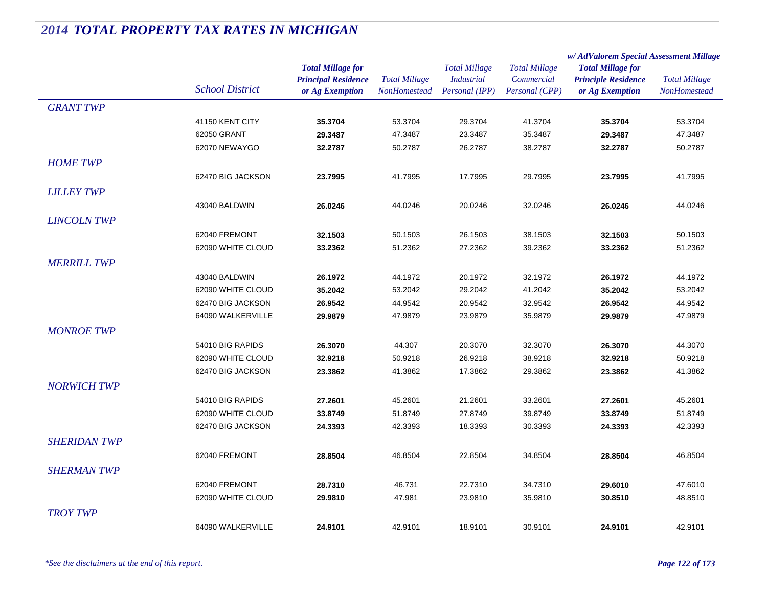# 2014 TOTAL PROPERTY TAX RATES IN MICHIGAN

| | School District | Total Millage for Principal Residence or Ag Exemption | Total Millage NonHomestead | Total Millage Industrial Personal (IPP) | Total Millage Commercial Personal (CPP) | w/ AdValorem Special Assessment Millage: Total Millage for Principle Residence or Ag Exemption | w/ AdValorem Special Assessment Millage: Total Millage NonHomestead |
|---|---|---|---|---|---|---|---|
| *GRANT TWP* | | | | | | | |
| | 41150 KENT CITY | **35.3704** | 53.3704 | 29.3704 | 41.3704 | **35.3704** | 53.3704 |
| | 62050 GRANT | **29.3487** | 47.3487 | 23.3487 | 35.3487 | **29.3487** | 47.3487 |
| | 62070 NEWAYGO | **32.2787** | 50.2787 | 26.2787 | 38.2787 | **32.2787** | 50.2787 |
| *HOME TWP* | | | | | | | |
| | 62470 BIG JACKSON | **23.7995** | 41.7995 | 17.7995 | 29.7995 | **23.7995** | 41.7995 |
| *LILLEY TWP* | | | | | | | |
| | 43040 BALDWIN | **26.0246** | 44.0246 | 20.0246 | 32.0246 | **26.0246** | 44.0246 |
| *LINCOLN TWP* | | | | | | | |
| | 62040 FREMONT | **32.1503** | 50.1503 | 26.1503 | 38.1503 | **32.1503** | 50.1503 |
| | 62090 WHITE CLOUD | **33.2362** | 51.2362 | 27.2362 | 39.2362 | **33.2362** | 51.2362 |
| *MERRILL TWP* | | | | | | | |
| | 43040 BALDWIN | **26.1972** | 44.1972 | 20.1972 | 32.1972 | **26.1972** | 44.1972 |
| | 62090 WHITE CLOUD | **35.2042** | 53.2042 | 29.2042 | 41.2042 | **35.2042** | 53.2042 |
| | 62470 BIG JACKSON | **26.9542** | 44.9542 | 20.9542 | 32.9542 | **26.9542** | 44.9542 |
| | 64090 WALKERVILLE | **29.9879** | 47.9879 | 23.9879 | 35.9879 | **29.9879** | 47.9879 |
| *MONROE TWP* | | | | | | | |
| | 54010 BIG RAPIDS | **26.3070** | 44.307 | 20.3070 | 32.3070 | **26.3070** | 44.3070 |
| | 62090 WHITE CLOUD | **32.9218** | 50.9218 | 26.9218 | 38.9218 | **32.9218** | 50.9218 |
| | 62470 BIG JACKSON | **23.3862** | 41.3862 | 17.3862 | 29.3862 | **23.3862** | 41.3862 |
| *NORWICH TWP* | | | | | | | |
| | 54010 BIG RAPIDS | **27.2601** | 45.2601 | 21.2601 | 33.2601 | **27.2601** | 45.2601 |
| | 62090 WHITE CLOUD | **33.8749** | 51.8749 | 27.8749 | 39.8749 | **33.8749** | 51.8749 |
| | 62470 BIG JACKSON | **24.3393** | 42.3393 | 18.3393 | 30.3393 | **24.3393** | 42.3393 |
| *SHERIDAN TWP* | | | | | | | |
| | 62040 FREMONT | **28.8504** | 46.8504 | 22.8504 | 34.8504 | **28.8504** | 46.8504 |
| *SHERMAN TWP* | | | | | | | |
| | 62040 FREMONT | **28.7310** | 46.731 | 22.7310 | 34.7310 | **29.6010** | 47.6010 |
| | 62090 WHITE CLOUD | **29.9810** | 47.981 | 23.9810 | 35.9810 | **30.8510** | 48.8510 |
| *TROY TWP* | | | | | | | |
| | 64090 WALKERVILLE | **24.9101** | 42.9101 | 18.9101 | 30.9101 | **24.9101** | 42.9101 |

*\*See the disclaimers at the end of this report.*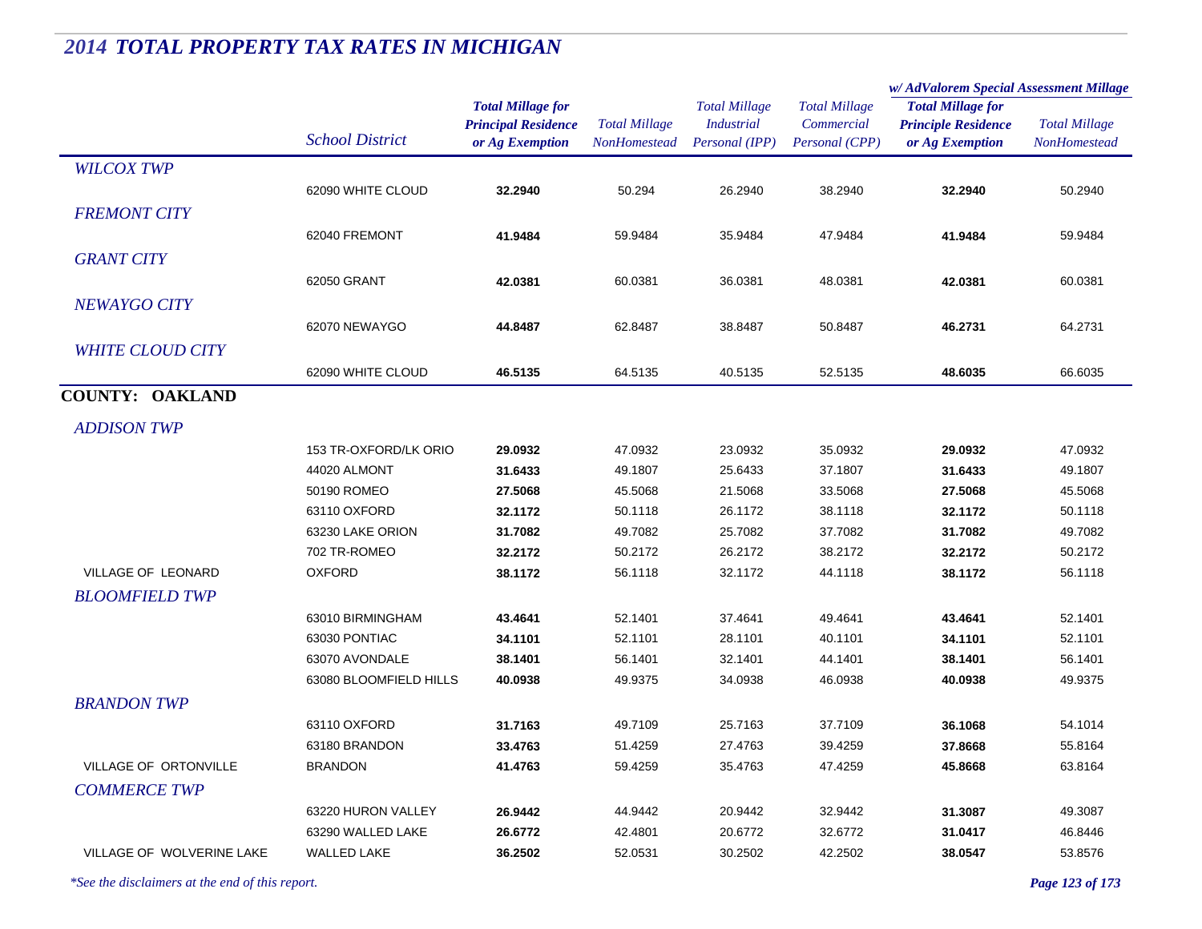# 2014 TOTAL PROPERTY TAX RATES IN MICHIGAN

| | School District | Total Millage for Principal Residence or Ag Exemption | Total Millage NonHomestead | Total Millage Industrial Personal (IPP) | Total Millage Commercial Personal (CPP) | w/ AdValorem Special Assessment Millage: Total Millage for Principle Residence or Ag Exemption | w/ AdValorem Special Assessment Millage: Total Millage NonHomestead |
|---|---|---|---|---|---|---|---|
| *WILCOX TWP* | | | | | | | |
| | 62090 WHITE CLOUD | **32.2940** | 50.294 | 26.2940 | 38.2940 | **32.2940** | 50.2940 |
| *FREMONT CITY* | | | | | | | |
| | 62040 FREMONT | **41.9484** | 59.9484 | 35.9484 | 47.9484 | **41.9484** | 59.9484 |
| *GRANT CITY* | | | | | | | |
| | 62050 GRANT | **42.0381** | 60.0381 | 36.0381 | 48.0381 | **42.0381** | 60.0381 |
| *NEWAYGO CITY* | | | | | | | |
| | 62070 NEWAYGO | **44.8487** | 62.8487 | 38.8487 | 50.8487 | **46.2731** | 64.2731 |
| *WHITE CLOUD CITY* | | | | | | | |
| | 62090 WHITE CLOUD | **46.5135** | 64.5135 | 40.5135 | 52.5135 | **48.6035** | 66.6035 |
| **COUNTY: OAKLAND** | | | | | | | |
| *ADDISON TWP* | | | | | | | |
| | 153 TR-OXFORD/LK ORIO | **29.0932** | 47.0932 | 23.0932 | 35.0932 | **29.0932** | 47.0932 |
| | 44020 ALMONT | **31.6433** | 49.1807 | 25.6433 | 37.1807 | **31.6433** | 49.1807 |
| | 50190 ROMEO | **27.5068** | 45.5068 | 21.5068 | 33.5068 | **27.5068** | 45.5068 |
| | 63110 OXFORD | **32.1172** | 50.1118 | 26.1172 | 38.1118 | **32.1172** | 50.1118 |
| | 63230 LAKE ORION | **31.7082** | 49.7082 | 25.7082 | 37.7082 | **31.7082** | 49.7082 |
| | 702 TR-ROMEO | **32.2172** | 50.2172 | 26.2172 | 38.2172 | **32.2172** | 50.2172 |
| VILLAGE OF LEONARD | OXFORD | **38.1172** | 56.1118 | 32.1172 | 44.1118 | **38.1172** | 56.1118 |
| *BLOOMFIELD TWP* | | | | | | | |
| | 63010 BIRMINGHAM | **43.4641** | 52.1401 | 37.4641 | 49.4641 | **43.4641** | 52.1401 |
| | 63030 PONTIAC | **34.1101** | 52.1101 | 28.1101 | 40.1101 | **34.1101** | 52.1101 |
| | 63070 AVONDALE | **38.1401** | 56.1401 | 32.1401 | 44.1401 | **38.1401** | 56.1401 |
| | 63080 BLOOMFIELD HILLS | **40.0938** | 49.9375 | 34.0938 | 46.0938 | **40.0938** | 49.9375 |
| *BRANDON TWP* | | | | | | | |
| | 63110 OXFORD | **31.7163** | 49.7109 | 25.7163 | 37.7109 | **36.1068** | 54.1014 |
| | 63180 BRANDON | **33.4763** | 51.4259 | 27.4763 | 39.4259 | **37.8668** | 55.8164 |
| VILLAGE OF ORTONVILLE | BRANDON | **41.4763** | 59.4259 | 35.4763 | 47.4259 | **45.8668** | 63.8164 |
| *COMMERCE TWP* | | | | | | | |
| | 63220 HURON VALLEY | **26.9442** | 44.9442 | 20.9442 | 32.9442 | **31.3087** | 49.3087 |
| | 63290 WALLED LAKE | **26.6772** | 42.4801 | 20.6772 | 32.6772 | **31.0417** | 46.8446 |
| VILLAGE OF WOLVERINE LAKE | WALLED LAKE | **36.2502** | 52.0531 | 30.2502 | 42.2502 | **38.0547** | 53.8576 |

*\*See the disclaimers at the end of this report.*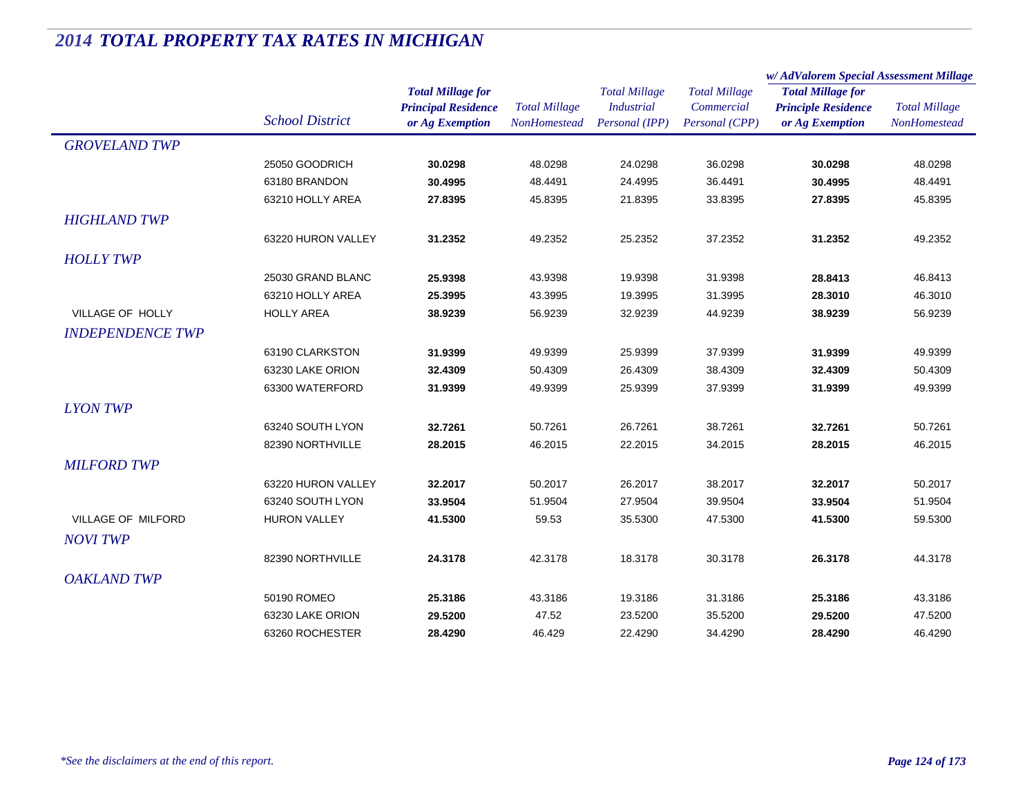## *2014 TOTAL PROPERTY TAX RATES IN MICHIGAN*

| | *School District* | ***Total Millage for Principal Residence or Ag Exemption*** | *Total Millage NonHomestead* | *Total Millage Industrial Personal (IPP)* | *Total Millage Commercial Personal (CPP)* | *w/ AdValorem Special Assessment Millage* ***Total Millage for Principle Residence or Ag Exemption*** | *Total Millage NonHomestead* |
|---|---|---|---|---|---|---|---|
| *GROVELAND TWP* | | | | | | | |
| | 25050 GOODRICH | **30.0298** | 48.0298 | 24.0298 | 36.0298 | **30.0298** | 48.0298 |
| | 63180 BRANDON | **30.4995** | 48.4491 | 24.4995 | 36.4491 | **30.4995** | 48.4491 |
| | 63210 HOLLY AREA | **27.8395** | 45.8395 | 21.8395 | 33.8395 | **27.8395** | 45.8395 |
| *HIGHLAND TWP* | | | | | | | |
| | 63220 HURON VALLEY | **31.2352** | 49.2352 | 25.2352 | 37.2352 | **31.2352** | 49.2352 |
| *HOLLY TWP* | | | | | | | |
| | 25030 GRAND BLANC | **25.9398** | 43.9398 | 19.9398 | 31.9398 | **28.8413** | 46.8413 |
| | 63210 HOLLY AREA | **25.3995** | 43.3995 | 19.3995 | 31.3995 | **28.3010** | 46.3010 |
| VILLAGE OF HOLLY | HOLLY AREA | **38.9239** | 56.9239 | 32.9239 | 44.9239 | **38.9239** | 56.9239 |
| *INDEPENDENCE TWP* | | | | | | | |
| | 63190 CLARKSTON | **31.9399** | 49.9399 | 25.9399 | 37.9399 | **31.9399** | 49.9399 |
| | 63230 LAKE ORION | **32.4309** | 50.4309 | 26.4309 | 38.4309 | **32.4309** | 50.4309 |
| | 63300 WATERFORD | **31.9399** | 49.9399 | 25.9399 | 37.9399 | **31.9399** | 49.9399 |
| *LYON TWP* | | | | | | | |
| | 63240 SOUTH LYON | **32.7261** | 50.7261 | 26.7261 | 38.7261 | **32.7261** | 50.7261 |
| | 82390 NORTHVILLE | **28.2015** | 46.2015 | 22.2015 | 34.2015 | **28.2015** | 46.2015 |
| *MILFORD TWP* | | | | | | | |
| | 63220 HURON VALLEY | **32.2017** | 50.2017 | 26.2017 | 38.2017 | **32.2017** | 50.2017 |
| | 63240 SOUTH LYON | **33.9504** | 51.9504 | 27.9504 | 39.9504 | **33.9504** | 51.9504 |
| VILLAGE OF MILFORD | HURON VALLEY | **41.5300** | 59.53 | 35.5300 | 47.5300 | **41.5300** | 59.5300 |
| *NOVI TWP* | | | | | | | |
| | 82390 NORTHVILLE | **24.3178** | 42.3178 | 18.3178 | 30.3178 | **26.3178** | 44.3178 |
| *OAKLAND TWP* | | | | | | | |
| | 50190 ROMEO | **25.3186** | 43.3186 | 19.3186 | 31.3186 | **25.3186** | 43.3186 |
| | 63230 LAKE ORION | **29.5200** | 47.52 | 23.5200 | 35.5200 | **29.5200** | 47.5200 |
| | 63260 ROCHESTER | **28.4290** | 46.429 | 22.4290 | 34.4290 | **28.4290** | 46.4290 |

*\*See the disclaimers at the end of this report.*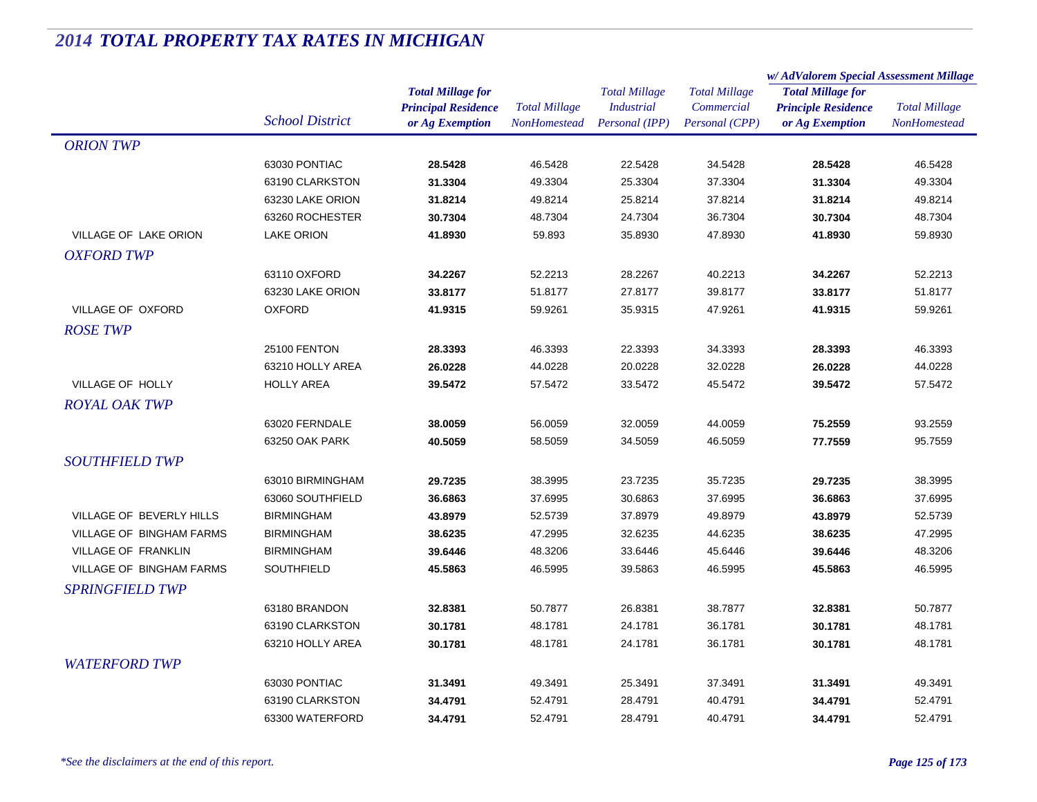# 2014 TOTAL PROPERTY TAX RATES IN MICHIGAN

| | School District | Total Millage for Principal Residence or Ag Exemption | Total Millage NonHomestead | Total Millage Industrial Personal (IPP) | Total Millage Commercial Personal (CPP) | w/ AdValorem Special Assessment Millage: Total Millage for Principle Residence or Ag Exemption | w/ AdValorem Special Assessment Millage: Total Millage NonHomestead |
|---|---|---|---|---|---|---|---|
| *ORION TWP* | | | | | | | |
| | 63030 PONTIAC | **28.5428** | 46.5428 | 22.5428 | 34.5428 | **28.5428** | 46.5428 |
| | 63190 CLARKSTON | **31.3304** | 49.3304 | 25.3304 | 37.3304 | **31.3304** | 49.3304 |
| | 63230 LAKE ORION | **31.8214** | 49.8214 | 25.8214 | 37.8214 | **31.8214** | 49.8214 |
| | 63260 ROCHESTER | **30.7304** | 48.7304 | 24.7304 | 36.7304 | **30.7304** | 48.7304 |
| VILLAGE OF LAKE ORION | LAKE ORION | **41.8930** | 59.893 | 35.8930 | 47.8930 | **41.8930** | 59.8930 |
| *OXFORD TWP* | | | | | | | |
| | 63110 OXFORD | **34.2267** | 52.2213 | 28.2267 | 40.2213 | **34.2267** | 52.2213 |
| | 63230 LAKE ORION | **33.8177** | 51.8177 | 27.8177 | 39.8177 | **33.8177** | 51.8177 |
| VILLAGE OF OXFORD | OXFORD | **41.9315** | 59.9261 | 35.9315 | 47.9261 | **41.9315** | 59.9261 |
| *ROSE TWP* | | | | | | | |
| | 25100 FENTON | **28.3393** | 46.3393 | 22.3393 | 34.3393 | **28.3393** | 46.3393 |
| | 63210 HOLLY AREA | **26.0228** | 44.0228 | 20.0228 | 32.0228 | **26.0228** | 44.0228 |
| VILLAGE OF HOLLY | HOLLY AREA | **39.5472** | 57.5472 | 33.5472 | 45.5472 | **39.5472** | 57.5472 |
| *ROYAL OAK TWP* | | | | | | | |
| | 63020 FERNDALE | **38.0059** | 56.0059 | 32.0059 | 44.0059 | **75.2559** | 93.2559 |
| | 63250 OAK PARK | **40.5059** | 58.5059 | 34.5059 | 46.5059 | **77.7559** | 95.7559 |
| *SOUTHFIELD TWP* | | | | | | | |
| | 63010 BIRMINGHAM | **29.7235** | 38.3995 | 23.7235 | 35.7235 | **29.7235** | 38.3995 |
| | 63060 SOUTHFIELD | **36.6863** | 37.6995 | 30.6863 | 37.6995 | **36.6863** | 37.6995 |
| VILLAGE OF BEVERLY HILLS | BIRMINGHAM | **43.8979** | 52.5739 | 37.8979 | 49.8979 | **43.8979** | 52.5739 |
| VILLAGE OF BINGHAM FARMS | BIRMINGHAM | **38.6235** | 47.2995 | 32.6235 | 44.6235 | **38.6235** | 47.2995 |
| VILLAGE OF FRANKLIN | BIRMINGHAM | **39.6446** | 48.3206 | 33.6446 | 45.6446 | **39.6446** | 48.3206 |
| VILLAGE OF BINGHAM FARMS | SOUTHFIELD | **45.5863** | 46.5995 | 39.5863 | 46.5995 | **45.5863** | 46.5995 |
| *SPRINGFIELD TWP* | | | | | | | |
| | 63180 BRANDON | **32.8381** | 50.7877 | 26.8381 | 38.7877 | **32.8381** | 50.7877 |
| | 63190 CLARKSTON | **30.1781** | 48.1781 | 24.1781 | 36.1781 | **30.1781** | 48.1781 |
| | 63210 HOLLY AREA | **30.1781** | 48.1781 | 24.1781 | 36.1781 | **30.1781** | 48.1781 |
| *WATERFORD TWP* | | | | | | | |
| | 63030 PONTIAC | **31.3491** | 49.3491 | 25.3491 | 37.3491 | **31.3491** | 49.3491 |
| | 63190 CLARKSTON | **34.4791** | 52.4791 | 28.4791 | 40.4791 | **34.4791** | 52.4791 |
| | 63300 WATERFORD | **34.4791** | 52.4791 | 28.4791 | 40.4791 | **34.4791** | 52.4791 |

*\*See the disclaimers at the end of this report.*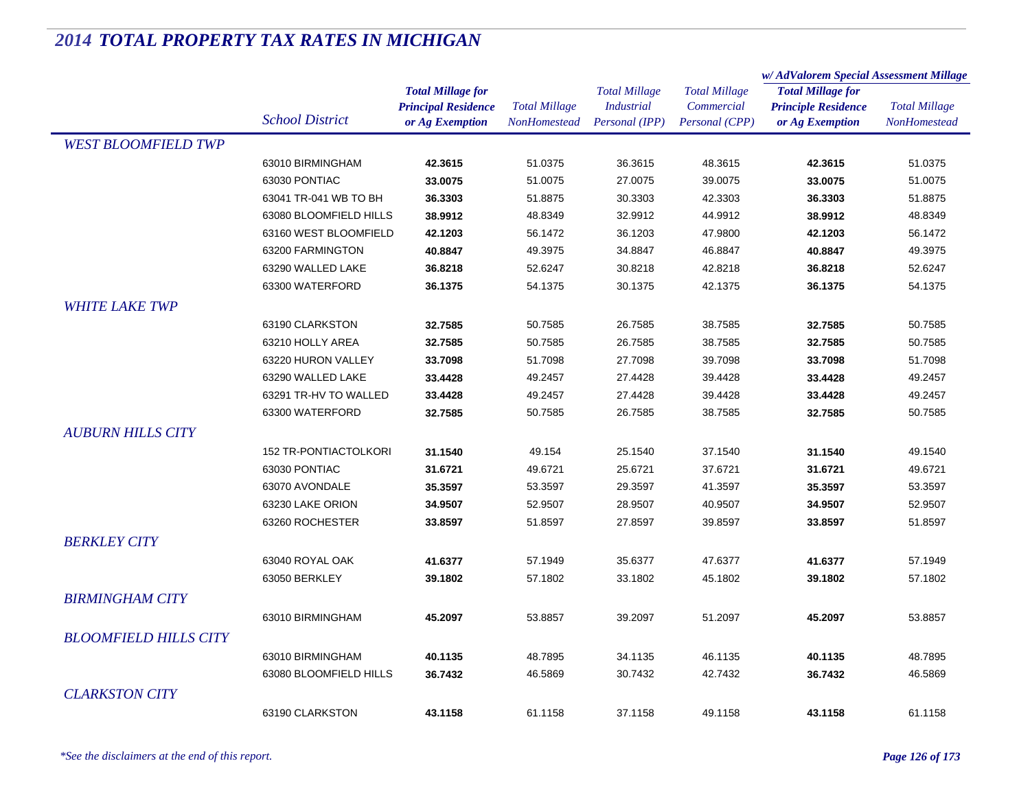# *2014 TOTAL PROPERTY TAX RATES IN MICHIGAN*

| | School District | Total Millage for Principal Residence or Ag Exemption | Total Millage NonHomestead | Total Millage Industrial Personal (IPP) | Total Millage Commercial Personal (CPP) | w/ AdValorem Special Assessment Millage: Total Millage for Principle Residence or Ag Exemption | w/ AdValorem Special Assessment Millage: Total Millage NonHomestead |
|---|---|---|---|---|---|---|---|
| *WEST BLOOMFIELD TWP* | | | | | | | |
| | 63010 BIRMINGHAM | **42.3615** | 51.0375 | 36.3615 | 48.3615 | **42.3615** | 51.0375 |
| | 63030 PONTIAC | **33.0075** | 51.0075 | 27.0075 | 39.0075 | **33.0075** | 51.0075 |
| | 63041 TR-041 WB TO BH | **36.3303** | 51.8875 | 30.3303 | 42.3303 | **36.3303** | 51.8875 |
| | 63080 BLOOMFIELD HILLS | **38.9912** | 48.8349 | 32.9912 | 44.9912 | **38.9912** | 48.8349 |
| | 63160 WEST BLOOMFIELD | **42.1203** | 56.1472 | 36.1203 | 47.9800 | **42.1203** | 56.1472 |
| | 63200 FARMINGTON | **40.8847** | 49.3975 | 34.8847 | 46.8847 | **40.8847** | 49.3975 |
| | 63290 WALLED LAKE | **36.8218** | 52.6247 | 30.8218 | 42.8218 | **36.8218** | 52.6247 |
| | 63300 WATERFORD | **36.1375** | 54.1375 | 30.1375 | 42.1375 | **36.1375** | 54.1375 |
| *WHITE LAKE TWP* | | | | | | | |
| | 63190 CLARKSTON | **32.7585** | 50.7585 | 26.7585 | 38.7585 | **32.7585** | 50.7585 |
| | 63210 HOLLY AREA | **32.7585** | 50.7585 | 26.7585 | 38.7585 | **32.7585** | 50.7585 |
| | 63220 HURON VALLEY | **33.7098** | 51.7098 | 27.7098 | 39.7098 | **33.7098** | 51.7098 |
| | 63290 WALLED LAKE | **33.4428** | 49.2457 | 27.4428 | 39.4428 | **33.4428** | 49.2457 |
| | 63291 TR-HV TO WALLED | **33.4428** | 49.2457 | 27.4428 | 39.4428 | **33.4428** | 49.2457 |
| | 63300 WATERFORD | **32.7585** | 50.7585 | 26.7585 | 38.7585 | **32.7585** | 50.7585 |
| *AUBURN HILLS CITY* | | | | | | | |
| | 152 TR-PONTIACTOLKORI | **31.1540** | 49.154 | 25.1540 | 37.1540 | **31.1540** | 49.1540 |
| | 63030 PONTIAC | **31.6721** | 49.6721 | 25.6721 | 37.6721 | **31.6721** | 49.6721 |
| | 63070 AVONDALE | **35.3597** | 53.3597 | 29.3597 | 41.3597 | **35.3597** | 53.3597 |
| | 63230 LAKE ORION | **34.9507** | 52.9507 | 28.9507 | 40.9507 | **34.9507** | 52.9507 |
| | 63260 ROCHESTER | **33.8597** | 51.8597 | 27.8597 | 39.8597 | **33.8597** | 51.8597 |
| *BERKLEY CITY* | | | | | | | |
| | 63040 ROYAL OAK | **41.6377** | 57.1949 | 35.6377 | 47.6377 | **41.6377** | 57.1949 |
| | 63050 BERKLEY | **39.1802** | 57.1802 | 33.1802 | 45.1802 | **39.1802** | 57.1802 |
| *BIRMINGHAM CITY* | | | | | | | |
| | 63010 BIRMINGHAM | **45.2097** | 53.8857 | 39.2097 | 51.2097 | **45.2097** | 53.8857 |
| *BLOOMFIELD HILLS CITY* | | | | | | | |
| | 63010 BIRMINGHAM | **40.1135** | 48.7895 | 34.1135 | 46.1135 | **40.1135** | 48.7895 |
| | 63080 BLOOMFIELD HILLS | **36.7432** | 46.5869 | 30.7432 | 42.7432 | **36.7432** | 46.5869 |
| *CLARKSTON CITY* | | | | | | | |
| | 63190 CLARKSTON | **43.1158** | 61.1158 | 37.1158 | 49.1158 | **43.1158** | 61.1158 |

*\*See the disclaimers at the end of this report.*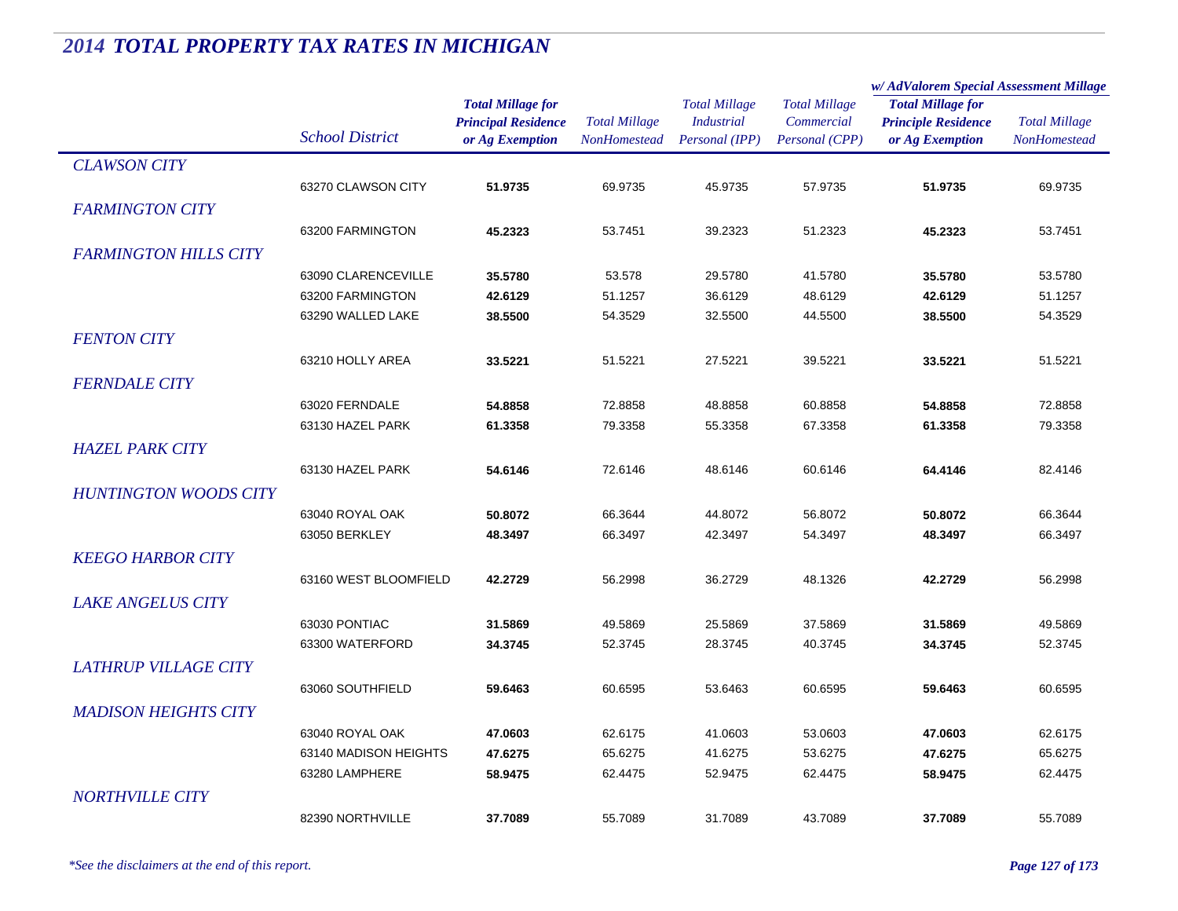# *2014 TOTAL PROPERTY TAX RATES IN MICHIGAN*

| | School District | Total Millage for Principal Residence or Ag Exemption | Total Millage NonHomestead | Total Millage Industrial Personal (IPP) | Total Millage Commercial Personal (CPP) | w/ AdValorem Special Assessment Millage Total Millage for Principle Residence or Ag Exemption | w/ AdValorem Special Assessment Millage Total Millage NonHomestead |
|---|---|---|---|---|---|---|---|
| *CLAWSON CITY* | | | | | | | |
| | 63270 CLAWSON CITY | **51.9735** | 69.9735 | 45.9735 | 57.9735 | **51.9735** | 69.9735 |
| *FARMINGTON CITY* | | | | | | | |
| | 63200 FARMINGTON | **45.2323** | 53.7451 | 39.2323 | 51.2323 | **45.2323** | 53.7451 |
| *FARMINGTON HILLS CITY* | | | | | | | |
| | 63090 CLARENCEVILLE | **35.5780** | 53.578 | 29.5780 | 41.5780 | **35.5780** | 53.5780 |
| | 63200 FARMINGTON | **42.6129** | 51.1257 | 36.6129 | 48.6129 | **42.6129** | 51.1257 |
| | 63290 WALLED LAKE | **38.5500** | 54.3529 | 32.5500 | 44.5500 | **38.5500** | 54.3529 |
| *FENTON CITY* | | | | | | | |
| | 63210 HOLLY AREA | **33.5221** | 51.5221 | 27.5221 | 39.5221 | **33.5221** | 51.5221 |
| *FERNDALE CITY* | | | | | | | |
| | 63020 FERNDALE | **54.8858** | 72.8858 | 48.8858 | 60.8858 | **54.8858** | 72.8858 |
| | 63130 HAZEL PARK | **61.3358** | 79.3358 | 55.3358 | 67.3358 | **61.3358** | 79.3358 |
| *HAZEL PARK CITY* | | | | | | | |
| | 63130 HAZEL PARK | **54.6146** | 72.6146 | 48.6146 | 60.6146 | **64.4146** | 82.4146 |
| *HUNTINGTON WOODS CITY* | | | | | | | |
| | 63040 ROYAL OAK | **50.8072** | 66.3644 | 44.8072 | 56.8072 | **50.8072** | 66.3644 |
| | 63050 BERKLEY | **48.3497** | 66.3497 | 42.3497 | 54.3497 | **48.3497** | 66.3497 |
| *KEEGO HARBOR CITY* | | | | | | | |
| | 63160 WEST BLOOMFIELD | **42.2729** | 56.2998 | 36.2729 | 48.1326 | **42.2729** | 56.2998 |
| *LAKE ANGELUS CITY* | | | | | | | |
| | 63030 PONTIAC | **31.5869** | 49.5869 | 25.5869 | 37.5869 | **31.5869** | 49.5869 |
| | 63300 WATERFORD | **34.3745** | 52.3745 | 28.3745 | 40.3745 | **34.3745** | 52.3745 |
| *LATHRUP VILLAGE CITY* | | | | | | | |
| | 63060 SOUTHFIELD | **59.6463** | 60.6595 | 53.6463 | 60.6595 | **59.6463** | 60.6595 |
| *MADISON HEIGHTS CITY* | | | | | | | |
| | 63040 ROYAL OAK | **47.0603** | 62.6175 | 41.0603 | 53.0603 | **47.0603** | 62.6175 |
| | 63140 MADISON HEIGHTS | **47.6275** | 65.6275 | 41.6275 | 53.6275 | **47.6275** | 65.6275 |
| | 63280 LAMPHERE | **58.9475** | 62.4475 | 52.9475 | 62.4475 | **58.9475** | 62.4475 |
| *NORTHVILLE CITY* | | | | | | | |
| | 82390 NORTHVILLE | **37.7089** | 55.7089 | 31.7089 | 43.7089 | **37.7089** | 55.7089 |

*\*See the disclaimers at the end of this report.*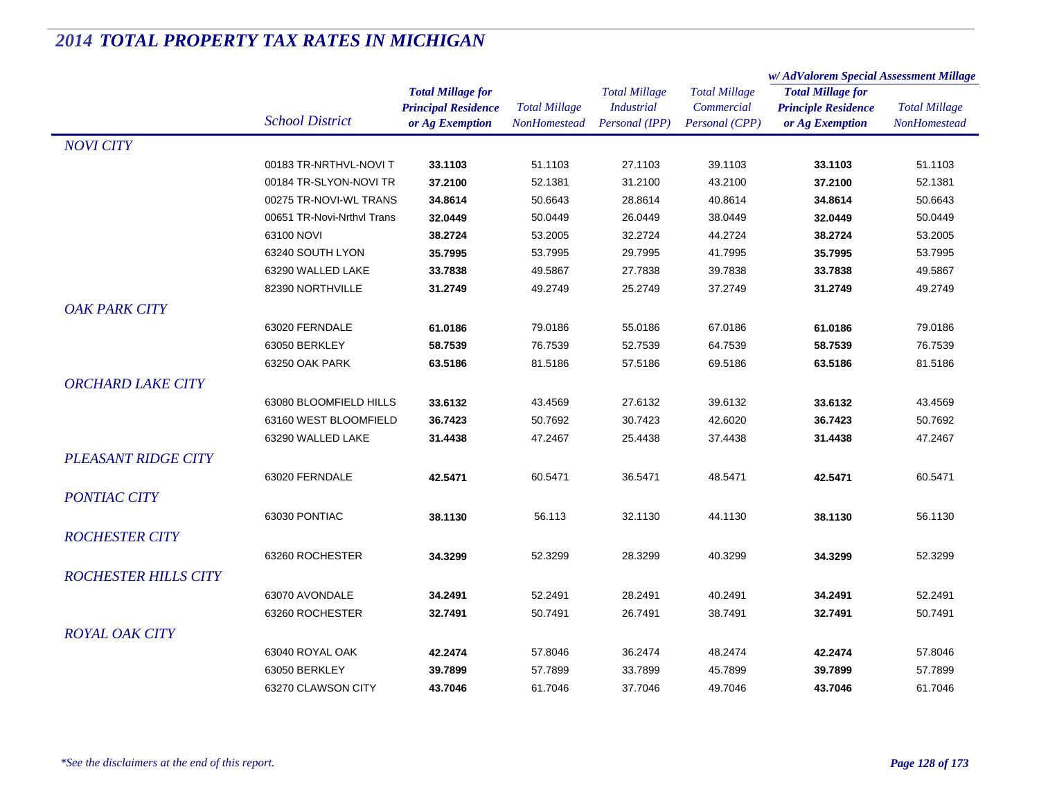# *2014 TOTAL PROPERTY TAX RATES IN MICHIGAN*

| | School District | Total Millage for Principal Residence or Ag Exemption | Total Millage NonHomestead | Total Millage Industrial Personal (IPP) | Total Millage Commercial Personal (CPP) | w/ AdValorem Special Assessment Millage: Total Millage for Principle Residence or Ag Exemption | w/ AdValorem Special Assessment Millage: Total Millage NonHomestead |
|---|---|---|---|---|---|---|---|
| *NOVI CITY* | | | | | | | |
| | 00183 TR-NRTHVL-NOVI T | **33.1103** | 51.1103 | 27.1103 | 39.1103 | **33.1103** | 51.1103 |
| | 00184 TR-SLYON-NOVI TR | **37.2100** | 52.1381 | 31.2100 | 43.2100 | **37.2100** | 52.1381 |
| | 00275 TR-NOVI-WL TRANS | **34.8614** | 50.6643 | 28.8614 | 40.8614 | **34.8614** | 50.6643 |
| | 00651 TR-Novi-Nrthvl Trans | **32.0449** | 50.0449 | 26.0449 | 38.0449 | **32.0449** | 50.0449 |
| | 63100 NOVI | **38.2724** | 53.2005 | 32.2724 | 44.2724 | **38.2724** | 53.2005 |
| | 63240 SOUTH LYON | **35.7995** | 53.7995 | 29.7995 | 41.7995 | **35.7995** | 53.7995 |
| | 63290 WALLED LAKE | **33.7838** | 49.5867 | 27.7838 | 39.7838 | **33.7838** | 49.5867 |
| | 82390 NORTHVILLE | **31.2749** | 49.2749 | 25.2749 | 37.2749 | **31.2749** | 49.2749 |
| *OAK PARK CITY* | | | | | | | |
| | 63020 FERNDALE | **61.0186** | 79.0186 | 55.0186 | 67.0186 | **61.0186** | 79.0186 |
| | 63050 BERKLEY | **58.7539** | 76.7539 | 52.7539 | 64.7539 | **58.7539** | 76.7539 |
| | 63250 OAK PARK | **63.5186** | 81.5186 | 57.5186 | 69.5186 | **63.5186** | 81.5186 |
| *ORCHARD LAKE CITY* | | | | | | | |
| | 63080 BLOOMFIELD HILLS | **33.6132** | 43.4569 | 27.6132 | 39.6132 | **33.6132** | 43.4569 |
| | 63160 WEST BLOOMFIELD | **36.7423** | 50.7692 | 30.7423 | 42.6020 | **36.7423** | 50.7692 |
| | 63290 WALLED LAKE | **31.4438** | 47.2467 | 25.4438 | 37.4438 | **31.4438** | 47.2467 |
| *PLEASANT RIDGE CITY* | | | | | | | |
| | 63020 FERNDALE | **42.5471** | 60.5471 | 36.5471 | 48.5471 | **42.5471** | 60.5471 |
| *PONTIAC CITY* | | | | | | | |
| | 63030 PONTIAC | **38.1130** | 56.113 | 32.1130 | 44.1130 | **38.1130** | 56.1130 |
| *ROCHESTER CITY* | | | | | | | |
| | 63260 ROCHESTER | **34.3299** | 52.3299 | 28.3299 | 40.3299 | **34.3299** | 52.3299 |
| *ROCHESTER HILLS CITY* | | | | | | | |
| | 63070 AVONDALE | **34.2491** | 52.2491 | 28.2491 | 40.2491 | **34.2491** | 52.2491 |
| | 63260 ROCHESTER | **32.7491** | 50.7491 | 26.7491 | 38.7491 | **32.7491** | 50.7491 |
| *ROYAL OAK CITY* | | | | | | | |
| | 63040 ROYAL OAK | **42.2474** | 57.8046 | 36.2474 | 48.2474 | **42.2474** | 57.8046 |
| | 63050 BERKLEY | **39.7899** | 57.7899 | 33.7899 | 45.7899 | **39.7899** | 57.7899 |
| | 63270 CLAWSON CITY | **43.7046** | 61.7046 | 37.7046 | 49.7046 | **43.7046** | 61.7046 |

*\*See the disclaimers at the end of this report.*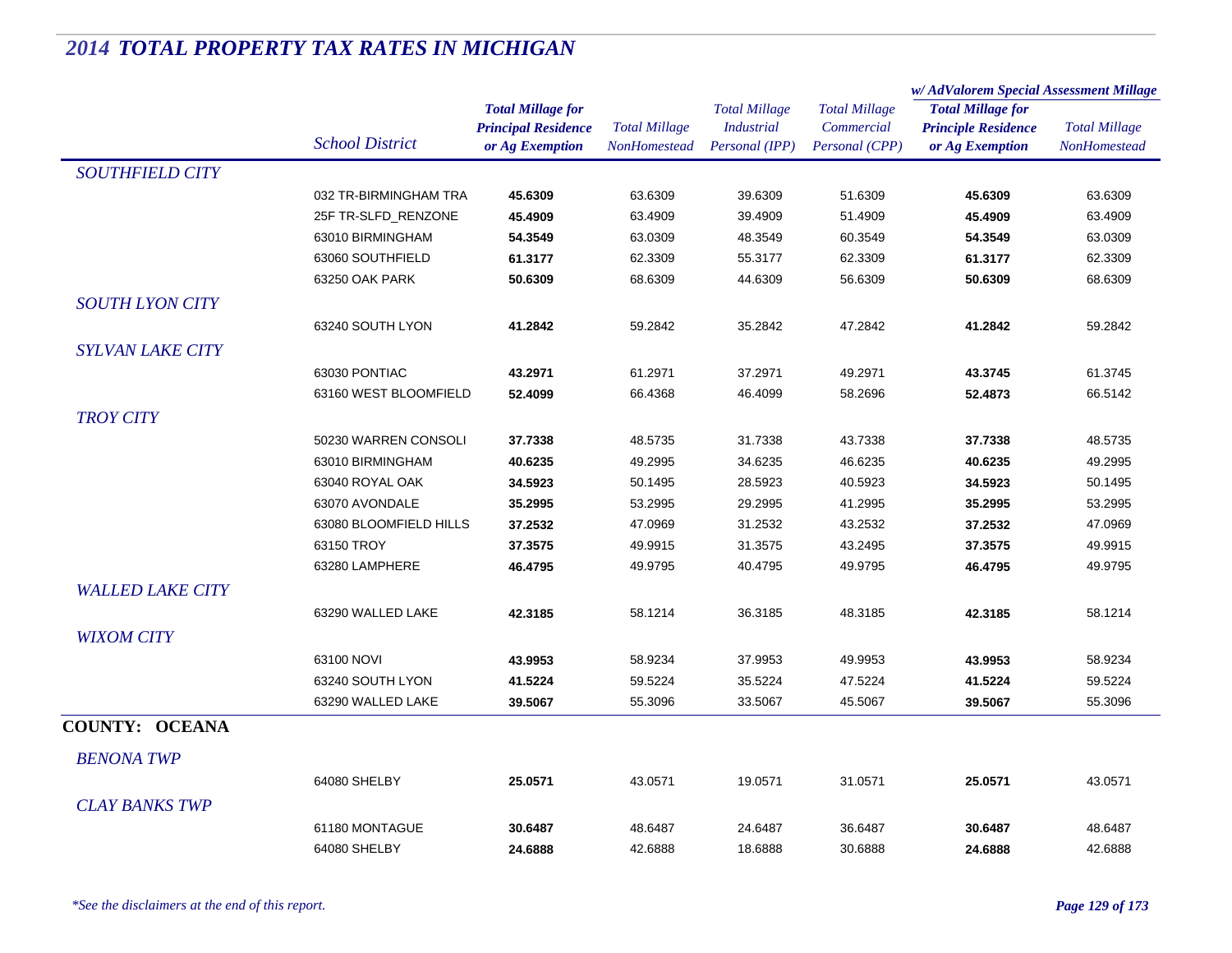# 2014 TOTAL PROPERTY TAX RATES IN MICHIGAN

| | School District | Total Millage for Principal Residence or Ag Exemption | Total Millage NonHomestead | Total Millage Industrial Personal (IPP) | Total Millage Commercial Personal (CPP) | w/ AdValorem Special Assessment Millage: Total Millage for Principle Residence or Ag Exemption | w/ AdValorem Special Assessment Millage: Total Millage NonHomestead |
|---|---|---|---|---|---|---|---|
| *SOUTHFIELD CITY* | | | | | | | |
| | 032 TR-BIRMINGHAM TRA | **45.6309** | 63.6309 | 39.6309 | 51.6309 | **45.6309** | 63.6309 |
| | 25F TR-SLFD_RENZONE | **45.4909** | 63.4909 | 39.4909 | 51.4909 | **45.4909** | 63.4909 |
| | 63010 BIRMINGHAM | **54.3549** | 63.0309 | 48.3549 | 60.3549 | **54.3549** | 63.0309 |
| | 63060 SOUTHFIELD | **61.3177** | 62.3309 | 55.3177 | 62.3309 | **61.3177** | 62.3309 |
| | 63250 OAK PARK | **50.6309** | 68.6309 | 44.6309 | 56.6309 | **50.6309** | 68.6309 |
| *SOUTH LYON CITY* | | | | | | | |
| | 63240 SOUTH LYON | **41.2842** | 59.2842 | 35.2842 | 47.2842 | **41.2842** | 59.2842 |
| *SYLVAN LAKE CITY* | | | | | | | |
| | 63030 PONTIAC | **43.2971** | 61.2971 | 37.2971 | 49.2971 | **43.3745** | 61.3745 |
| | 63160 WEST BLOOMFIELD | **52.4099** | 66.4368 | 46.4099 | 58.2696 | **52.4873** | 66.5142 |
| *TROY CITY* | | | | | | | |
| | 50230 WARREN CONSOLI | **37.7338** | 48.5735 | 31.7338 | 43.7338 | **37.7338** | 48.5735 |
| | 63010 BIRMINGHAM | **40.6235** | 49.2995 | 34.6235 | 46.6235 | **40.6235** | 49.2995 |
| | 63040 ROYAL OAK | **34.5923** | 50.1495 | 28.5923 | 40.5923 | **34.5923** | 50.1495 |
| | 63070 AVONDALE | **35.2995** | 53.2995 | 29.2995 | 41.2995 | **35.2995** | 53.2995 |
| | 63080 BLOOMFIELD HILLS | **37.2532** | 47.0969 | 31.2532 | 43.2532 | **37.2532** | 47.0969 |
| | 63150 TROY | **37.3575** | 49.9915 | 31.3575 | 43.2495 | **37.3575** | 49.9915 |
| | 63280 LAMPHERE | **46.4795** | 49.9795 | 40.4795 | 49.9795 | **46.4795** | 49.9795 |
| *WALLED LAKE CITY* | | | | | | | |
| | 63290 WALLED LAKE | **42.3185** | 58.1214 | 36.3185 | 48.3185 | **42.3185** | 58.1214 |
| *WIXOM CITY* | | | | | | | |
| | 63100 NOVI | **43.9953** | 58.9234 | 37.9953 | 49.9953 | **43.9953** | 58.9234 |
| | 63240 SOUTH LYON | **41.5224** | 59.5224 | 35.5224 | 47.5224 | **41.5224** | 59.5224 |
| | 63290 WALLED LAKE | **39.5067** | 55.3096 | 33.5067 | 45.5067 | **39.5067** | 55.3096 |
| **COUNTY: OCEANA** | | | | | | | |
| *BENONA TWP* | | | | | | | |
| | 64080 SHELBY | **25.0571** | 43.0571 | 19.0571 | 31.0571 | **25.0571** | 43.0571 |
| *CLAY BANKS TWP* | | | | | | | |
| | 61180 MONTAGUE | **30.6487** | 48.6487 | 24.6487 | 36.6487 | **30.6487** | 48.6487 |
| | 64080 SHELBY | **24.6888** | 42.6888 | 18.6888 | 30.6888 | **24.6888** | 42.6888 |

*\*See the disclaimers at the end of this report.*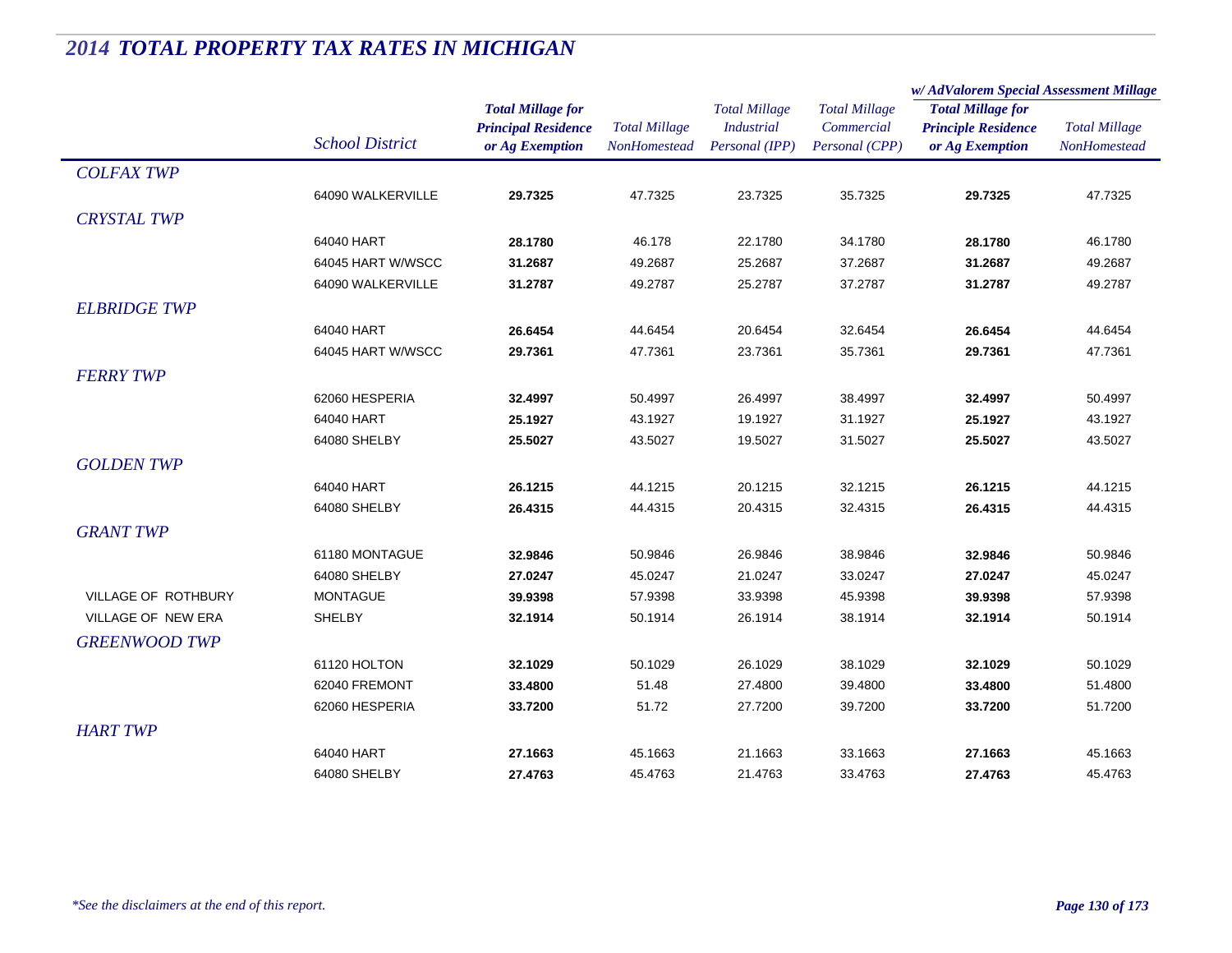# *2014 TOTAL PROPERTY TAX RATES IN MICHIGAN*

| | *School District* | ***Total Millage for Principal Residence or Ag Exemption*** | *Total Millage NonHomestead* | *Total Millage Industrial Personal (IPP)* | *Total Millage Commercial Personal (CPP)* | ***w/ AdValorem Special Assessment Millage*** ***Total Millage for Principle Residence or Ag Exemption*** | *Total Millage NonHomestead* |
|---|---|---|---|---|---|---|---|
| *COLFAX TWP* | | | | | | | |
| | 64090 WALKERVILLE | **29.7325** | 47.7325 | 23.7325 | 35.7325 | **29.7325** | 47.7325 |
| *CRYSTAL TWP* | | | | | | | |
| | 64040 HART | **28.1780** | 46.178 | 22.1780 | 34.1780 | **28.1780** | 46.1780 |
| | 64045 HART W/WSCC | **31.2687** | 49.2687 | 25.2687 | 37.2687 | **31.2687** | 49.2687 |
| | 64090 WALKERVILLE | **31.2787** | 49.2787 | 25.2787 | 37.2787 | **31.2787** | 49.2787 |
| *ELBRIDGE TWP* | | | | | | | |
| | 64040 HART | **26.6454** | 44.6454 | 20.6454 | 32.6454 | **26.6454** | 44.6454 |
| | 64045 HART W/WSCC | **29.7361** | 47.7361 | 23.7361 | 35.7361 | **29.7361** | 47.7361 |
| *FERRY TWP* | | | | | | | |
| | 62060 HESPERIA | **32.4997** | 50.4997 | 26.4997 | 38.4997 | **32.4997** | 50.4997 |
| | 64040 HART | **25.1927** | 43.1927 | 19.1927 | 31.1927 | **25.1927** | 43.1927 |
| | 64080 SHELBY | **25.5027** | 43.5027 | 19.5027 | 31.5027 | **25.5027** | 43.5027 |
| *GOLDEN TWP* | | | | | | | |
| | 64040 HART | **26.1215** | 44.1215 | 20.1215 | 32.1215 | **26.1215** | 44.1215 |
| | 64080 SHELBY | **26.4315** | 44.4315 | 20.4315 | 32.4315 | **26.4315** | 44.4315 |
| *GRANT TWP* | | | | | | | |
| | 61180 MONTAGUE | **32.9846** | 50.9846 | 26.9846 | 38.9846 | **32.9846** | 50.9846 |
| | 64080 SHELBY | **27.0247** | 45.0247 | 21.0247 | 33.0247 | **27.0247** | 45.0247 |
| VILLAGE OF ROTHBURY | MONTAGUE | **39.9398** | 57.9398 | 33.9398 | 45.9398 | **39.9398** | 57.9398 |
| VILLAGE OF NEW ERA | SHELBY | **32.1914** | 50.1914 | 26.1914 | 38.1914 | **32.1914** | 50.1914 |
| *GREENWOOD TWP* | | | | | | | |
| | 61120 HOLTON | **32.1029** | 50.1029 | 26.1029 | 38.1029 | **32.1029** | 50.1029 |
| | 62040 FREMONT | **33.4800** | 51.48 | 27.4800 | 39.4800 | **33.4800** | 51.4800 |
| | 62060 HESPERIA | **33.7200** | 51.72 | 27.7200 | 39.7200 | **33.7200** | 51.7200 |
| *HART TWP* | | | | | | | |
| | 64040 HART | **27.1663** | 45.1663 | 21.1663 | 33.1663 | **27.1663** | 45.1663 |
| | 64080 SHELBY | **27.4763** | 45.4763 | 21.4763 | 33.4763 | **27.4763** | 45.4763 |

*\*See the disclaimers at the end of this report.*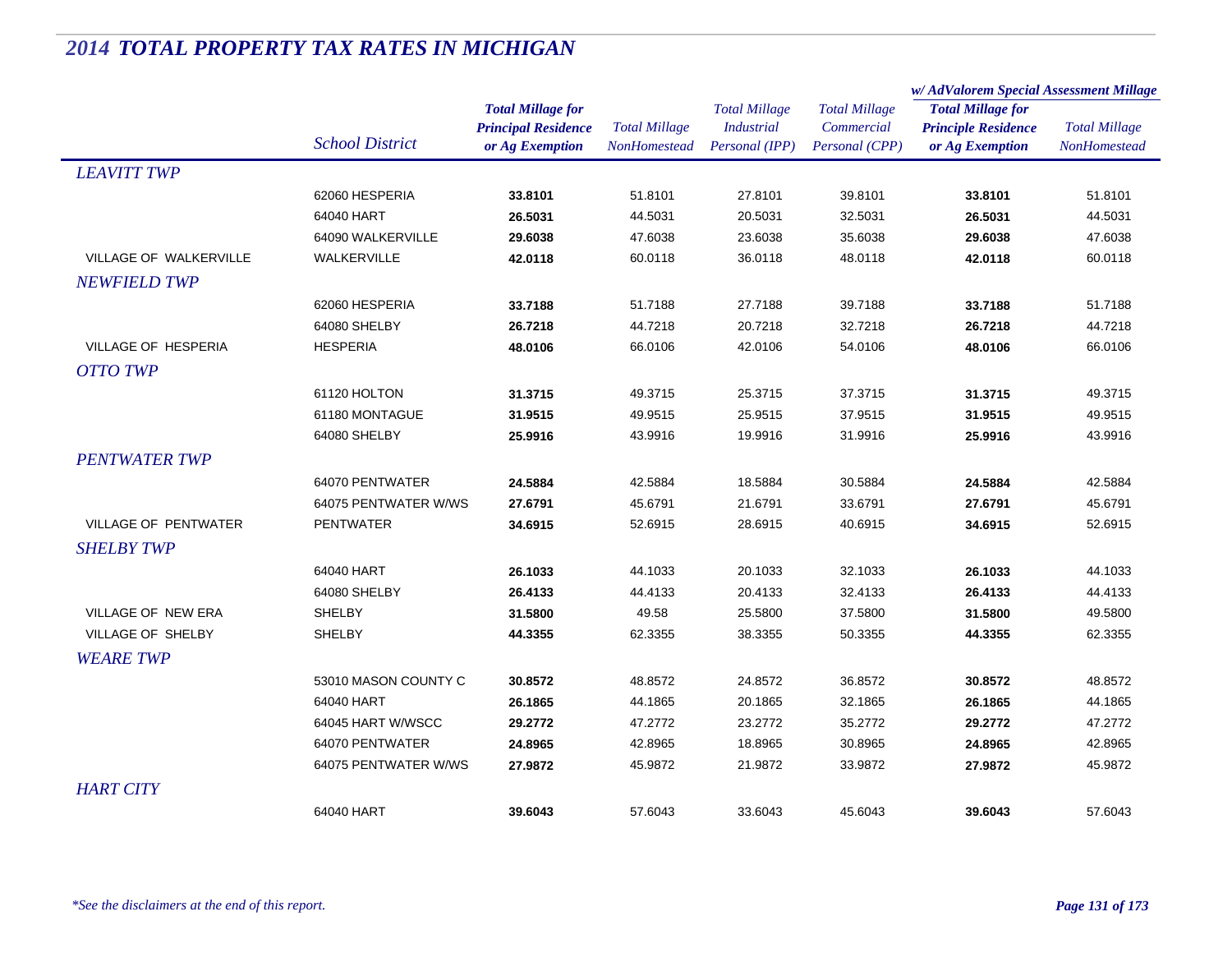# 2014 TOTAL PROPERTY TAX RATES IN MICHIGAN

| | School District | Total Millage for Principal Residence or Ag Exemption | Total Millage NonHomestead | Total Millage Industrial Personal (IPP) | Total Millage Commercial Personal (CPP) | w/ AdValorem Special Assessment Millage: Total Millage for Principle Residence or Ag Exemption | w/ AdValorem Special Assessment Millage: Total Millage NonHomestead |
|---|---|---|---|---|---|---|---|
| *LEAVITT TWP* | | | | | | | |
| | 62060 HESPERIA | **33.8101** | 51.8101 | 27.8101 | 39.8101 | **33.8101** | 51.8101 |
| | 64040 HART | **26.5031** | 44.5031 | 20.5031 | 32.5031 | **26.5031** | 44.5031 |
| | 64090 WALKERVILLE | **29.6038** | 47.6038 | 23.6038 | 35.6038 | **29.6038** | 47.6038 |
| VILLAGE OF WALKERVILLE | WALKERVILLE | **42.0118** | 60.0118 | 36.0118 | 48.0118 | **42.0118** | 60.0118 |
| *NEWFIELD TWP* | | | | | | | |
| | 62060 HESPERIA | **33.7188** | 51.7188 | 27.7188 | 39.7188 | **33.7188** | 51.7188 |
| | 64080 SHELBY | **26.7218** | 44.7218 | 20.7218 | 32.7218 | **26.7218** | 44.7218 |
| VILLAGE OF HESPERIA | HESPERIA | **48.0106** | 66.0106 | 42.0106 | 54.0106 | **48.0106** | 66.0106 |
| *OTTO TWP* | | | | | | | |
| | 61120 HOLTON | **31.3715** | 49.3715 | 25.3715 | 37.3715 | **31.3715** | 49.3715 |
| | 61180 MONTAGUE | **31.9515** | 49.9515 | 25.9515 | 37.9515 | **31.9515** | 49.9515 |
| | 64080 SHELBY | **25.9916** | 43.9916 | 19.9916 | 31.9916 | **25.9916** | 43.9916 |
| *PENTWATER TWP* | | | | | | | |
| | 64070 PENTWATER | **24.5884** | 42.5884 | 18.5884 | 30.5884 | **24.5884** | 42.5884 |
| | 64075 PENTWATER W/WS | **27.6791** | 45.6791 | 21.6791 | 33.6791 | **27.6791** | 45.6791 |
| VILLAGE OF PENTWATER | PENTWATER | **34.6915** | 52.6915 | 28.6915 | 40.6915 | **34.6915** | 52.6915 |
| *SHELBY TWP* | | | | | | | |
| | 64040 HART | **26.1033** | 44.1033 | 20.1033 | 32.1033 | **26.1033** | 44.1033 |
| | 64080 SHELBY | **26.4133** | 44.4133 | 20.4133 | 32.4133 | **26.4133** | 44.4133 |
| VILLAGE OF NEW ERA | SHELBY | **31.5800** | 49.58 | 25.5800 | 37.5800 | **31.5800** | 49.5800 |
| VILLAGE OF SHELBY | SHELBY | **44.3355** | 62.3355 | 38.3355 | 50.3355 | **44.3355** | 62.3355 |
| *WEARE TWP* | | | | | | | |
| | 53010 MASON COUNTY C | **30.8572** | 48.8572 | 24.8572 | 36.8572 | **30.8572** | 48.8572 |
| | 64040 HART | **26.1865** | 44.1865 | 20.1865 | 32.1865 | **26.1865** | 44.1865 |
| | 64045 HART W/WSCC | **29.2772** | 47.2772 | 23.2772 | 35.2772 | **29.2772** | 47.2772 |
| | 64070 PENTWATER | **24.8965** | 42.8965 | 18.8965 | 30.8965 | **24.8965** | 42.8965 |
| | 64075 PENTWATER W/WS | **27.9872** | 45.9872 | 21.9872 | 33.9872 | **27.9872** | 45.9872 |
| *HART CITY* | | | | | | | |
| | 64040 HART | **39.6043** | 57.6043 | 33.6043 | 45.6043 | **39.6043** | 57.6043 |

*\*See the disclaimers at the end of this report.*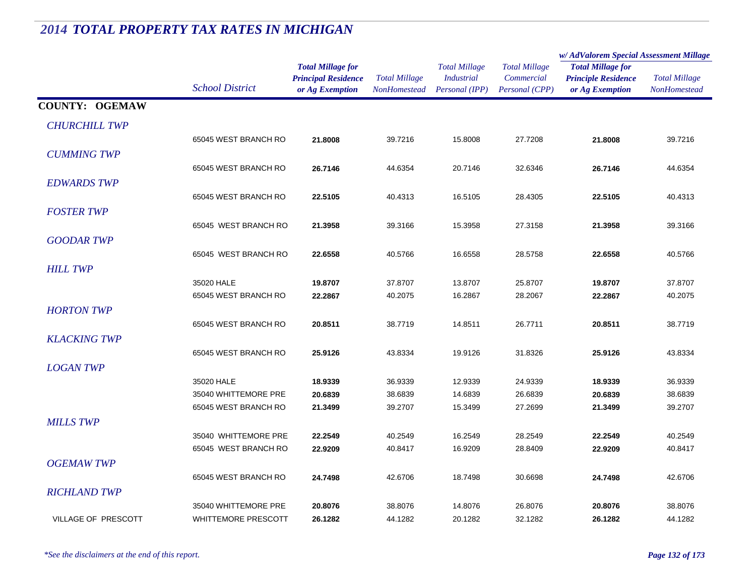# 2014 TOTAL PROPERTY TAX RATES IN MICHIGAN

| | School District | Total Millage for Principal Residence or Ag Exemption | Total Millage NonHomestead | Total Millage Industrial Personal (IPP) | Total Millage Commercial Personal (CPP) | w/ AdValorem Special Assessment Millage: Total Millage for Principle Residence or Ag Exemption | w/ AdValorem Special Assessment Millage: Total Millage NonHomestead |
|---|---|---|---|---|---|---|---|
| **COUNTY: OGEMAW** | | | | | | | |
| *CHURCHILL TWP* | | | | | | | |
| | 65045 WEST BRANCH RO | **21.8008** | 39.7216 | 15.8008 | 27.7208 | **21.8008** | 39.7216 |
| *CUMMING TWP* | | | | | | | |
| | 65045 WEST BRANCH RO | **26.7146** | 44.6354 | 20.7146 | 32.6346 | **26.7146** | 44.6354 |
| *EDWARDS TWP* | | | | | | | |
| | 65045 WEST BRANCH RO | **22.5105** | 40.4313 | 16.5105 | 28.4305 | **22.5105** | 40.4313 |
| *FOSTER TWP* | | | | | | | |
| | 65045 WEST BRANCH RO | **21.3958** | 39.3166 | 15.3958 | 27.3158 | **21.3958** | 39.3166 |
| *GOODAR TWP* | | | | | | | |
| | 65045 WEST BRANCH RO | **22.6558** | 40.5766 | 16.6558 | 28.5758 | **22.6558** | 40.5766 |
| *HILL TWP* | | | | | | | |
| | 35020 HALE | **19.8707** | 37.8707 | 13.8707 | 25.8707 | **19.8707** | 37.8707 |
| | 65045 WEST BRANCH RO | **22.2867** | 40.2075 | 16.2867 | 28.2067 | **22.2867** | 40.2075 |
| *HORTON TWP* | | | | | | | |
| | 65045 WEST BRANCH RO | **20.8511** | 38.7719 | 14.8511 | 26.7711 | **20.8511** | 38.7719 |
| *KLACKING TWP* | | | | | | | |
| | 65045 WEST BRANCH RO | **25.9126** | 43.8334 | 19.9126 | 31.8326 | **25.9126** | 43.8334 |
| *LOGAN TWP* | | | | | | | |
| | 35020 HALE | **18.9339** | 36.9339 | 12.9339 | 24.9339 | **18.9339** | 36.9339 |
| | 35040 WHITTEMORE PRE | **20.6839** | 38.6839 | 14.6839 | 26.6839 | **20.6839** | 38.6839 |
| | 65045 WEST BRANCH RO | **21.3499** | 39.2707 | 15.3499 | 27.2699 | **21.3499** | 39.2707 |
| *MILLS TWP* | | | | | | | |
| | 35040 WHITTEMORE PRE | **22.2549** | 40.2549 | 16.2549 | 28.2549 | **22.2549** | 40.2549 |
| | 65045 WEST BRANCH RO | **22.9209** | 40.8417 | 16.9209 | 28.8409 | **22.9209** | 40.8417 |
| *OGEMAW TWP* | | | | | | | |
| | 65045 WEST BRANCH RO | **24.7498** | 42.6706 | 18.7498 | 30.6698 | **24.7498** | 42.6706 |
| *RICHLAND TWP* | | | | | | | |
| | 35040 WHITTEMORE PRE | **20.8076** | 38.8076 | 14.8076 | 26.8076 | **20.8076** | 38.8076 |
| VILLAGE OF PRESCOTT | WHITTEMORE PRESCOTT | **26.1282** | 44.1282 | 20.1282 | 32.1282 | **26.1282** | 44.1282 |

*\*See the disclaimers at the end of this report.*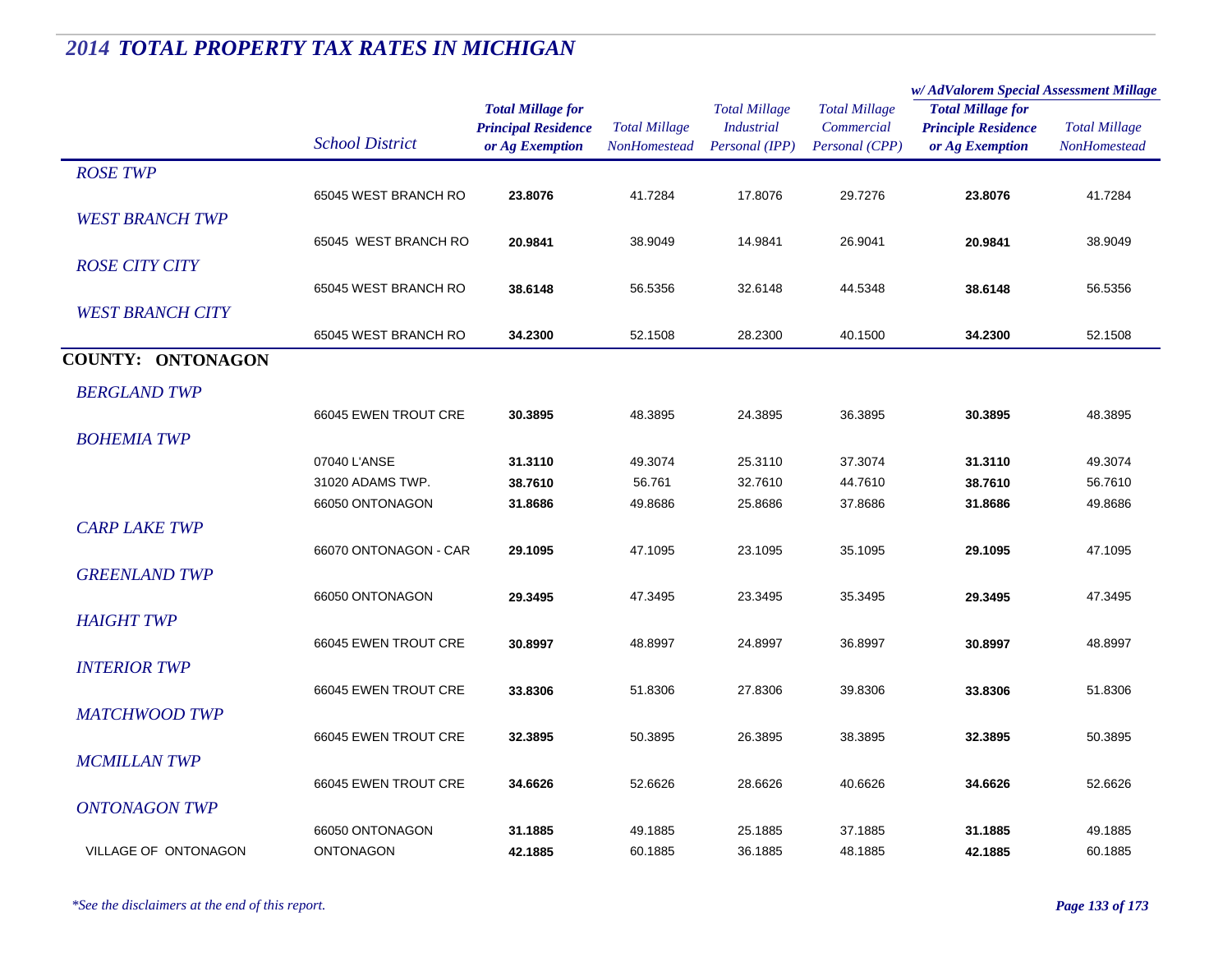# *2014 TOTAL PROPERTY TAX RATES IN MICHIGAN*

| | School District | Total Millage for Principal Residence or Ag Exemption | Total Millage NonHomestead | Total Millage Industrial Personal (IPP) | Total Millage Commercial Personal (CPP) | w/ AdValorem Special Assessment Millage: Total Millage for Principle Residence or Ag Exemption | w/ AdValorem Special Assessment Millage: Total Millage NonHomestead |
|---|---|---|---|---|---|---|---|
| *ROSE TWP* | | | | | | | |
| | 65045 WEST BRANCH RO | **23.8076** | 41.7284 | 17.8076 | 29.7276 | **23.8076** | 41.7284 |
| *WEST BRANCH TWP* | | | | | | | |
| | 65045 WEST BRANCH RO | **20.9841** | 38.9049 | 14.9841 | 26.9041 | **20.9841** | 38.9049 |
| *ROSE CITY CITY* | | | | | | | |
| | 65045 WEST BRANCH RO | **38.6148** | 56.5356 | 32.6148 | 44.5348 | **38.6148** | 56.5356 |
| *WEST BRANCH CITY* | | | | | | | |
| | 65045 WEST BRANCH RO | **34.2300** | 52.1508 | 28.2300 | 40.1500 | **34.2300** | 52.1508 |
| **COUNTY: ONTONAGON** | | | | | | | |
| *BERGLAND TWP* | | | | | | | |
| | 66045 EWEN TROUT CRE | **30.3895** | 48.3895 | 24.3895 | 36.3895 | **30.3895** | 48.3895 |
| *BOHEMIA TWP* | | | | | | | |
| | 07040 L'ANSE | **31.3110** | 49.3074 | 25.3110 | 37.3074 | **31.3110** | 49.3074 |
| | 31020 ADAMS TWP. | **38.7610** | 56.761 | 32.7610 | 44.7610 | **38.7610** | 56.7610 |
| | 66050 ONTONAGON | **31.8686** | 49.8686 | 25.8686 | 37.8686 | **31.8686** | 49.8686 |
| *CARP LAKE TWP* | | | | | | | |
| | 66070 ONTONAGON - CAR | **29.1095** | 47.1095 | 23.1095 | 35.1095 | **29.1095** | 47.1095 |
| *GREENLAND TWP* | | | | | | | |
| | 66050 ONTONAGON | **29.3495** | 47.3495 | 23.3495 | 35.3495 | **29.3495** | 47.3495 |
| *HAIGHT TWP* | | | | | | | |
| | 66045 EWEN TROUT CRE | **30.8997** | 48.8997 | 24.8997 | 36.8997 | **30.8997** | 48.8997 |
| *INTERIOR TWP* | | | | | | | |
| | 66045 EWEN TROUT CRE | **33.8306** | 51.8306 | 27.8306 | 39.8306 | **33.8306** | 51.8306 |
| *MATCHWOOD TWP* | | | | | | | |
| | 66045 EWEN TROUT CRE | **32.3895** | 50.3895 | 26.3895 | 38.3895 | **32.3895** | 50.3895 |
| *MCMILLAN TWP* | | | | | | | |
| | 66045 EWEN TROUT CRE | **34.6626** | 52.6626 | 28.6626 | 40.6626 | **34.6626** | 52.6626 |
| *ONTONAGON TWP* | | | | | | | |
| | 66050 ONTONAGON | **31.1885** | 49.1885 | 25.1885 | 37.1885 | **31.1885** | 49.1885 |
| VILLAGE OF ONTONAGON | ONTONAGON | **42.1885** | 60.1885 | 36.1885 | 48.1885 | **42.1885** | 60.1885 |

*\*See the disclaimers at the end of this report.*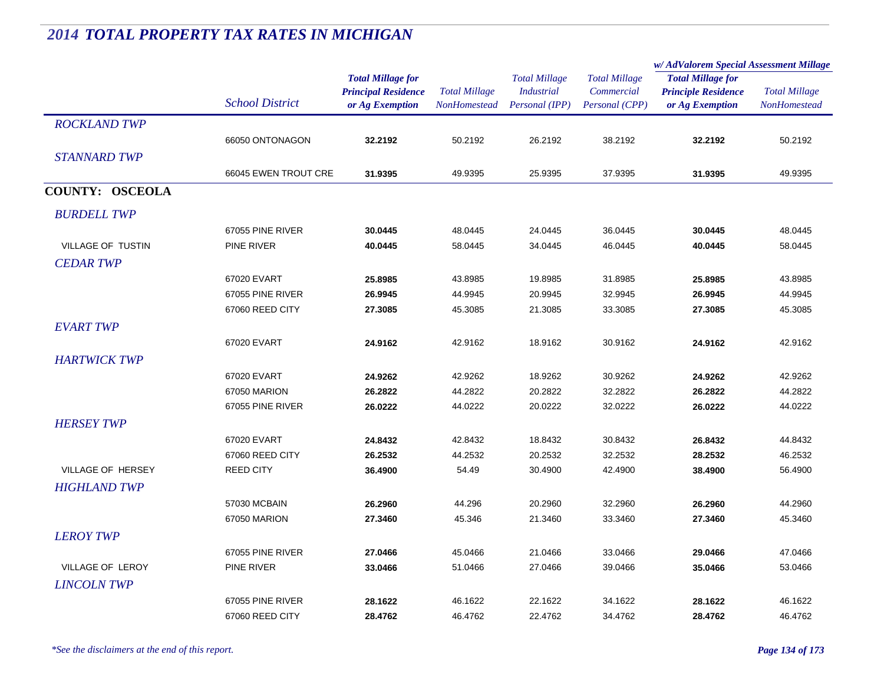## 2014 TOTAL PROPERTY TAX RATES IN MICHIGAN

| | School District | Total Millage for Principal Residence or Ag Exemption | Total Millage NonHomestead | Total Millage Industrial Personal (IPP) | Total Millage Commercial Personal (CPP) | w/ AdValorem Special Assessment Millage Total Millage for Principle Residence or Ag Exemption | w/ AdValorem Special Assessment Millage Total Millage NonHomestead |
|---|---|---|---|---|---|---|---|
| *ROCKLAND TWP* | | | | | | | |
| | 66050 ONTONAGON | **32.2192** | 50.2192 | 26.2192 | 38.2192 | **32.2192** | 50.2192 |
| *STANNARD TWP* | | | | | | | |
| | 66045 EWEN TROUT CRE | **31.9395** | 49.9395 | 25.9395 | 37.9395 | **31.9395** | 49.9395 |
| **COUNTY: OSCEOLA** | | | | | | | |
| *BURDELL TWP* | | | | | | | |
| | 67055 PINE RIVER | **30.0445** | 48.0445 | 24.0445 | 36.0445 | **30.0445** | 48.0445 |
| VILLAGE OF TUSTIN | PINE RIVER | **40.0445** | 58.0445 | 34.0445 | 46.0445 | **40.0445** | 58.0445 |
| *CEDAR TWP* | | | | | | | |
| | 67020 EVART | **25.8985** | 43.8985 | 19.8985 | 31.8985 | **25.8985** | 43.8985 |
| | 67055 PINE RIVER | **26.9945** | 44.9945 | 20.9945 | 32.9945 | **26.9945** | 44.9945 |
| | 67060 REED CITY | **27.3085** | 45.3085 | 21.3085 | 33.3085 | **27.3085** | 45.3085 |
| *EVART TWP* | | | | | | | |
| | 67020 EVART | **24.9162** | 42.9162 | 18.9162 | 30.9162 | **24.9162** | 42.9162 |
| *HARTWICK TWP* | | | | | | | |
| | 67020 EVART | **24.9262** | 42.9262 | 18.9262 | 30.9262 | **24.9262** | 42.9262 |
| | 67050 MARION | **26.2822** | 44.2822 | 20.2822 | 32.2822 | **26.2822** | 44.2822 |
| | 67055 PINE RIVER | **26.0222** | 44.0222 | 20.0222 | 32.0222 | **26.0222** | 44.0222 |
| *HERSEY TWP* | | | | | | | |
| | 67020 EVART | **24.8432** | 42.8432 | 18.8432 | 30.8432 | **26.8432** | 44.8432 |
| | 67060 REED CITY | **26.2532** | 44.2532 | 20.2532 | 32.2532 | **28.2532** | 46.2532 |
| VILLAGE OF HERSEY | REED CITY | **36.4900** | 54.49 | 30.4900 | 42.4900 | **38.4900** | 56.4900 |
| *HIGHLAND TWP* | | | | | | | |
| | 57030 MCBAIN | **26.2960** | 44.296 | 20.2960 | 32.2960 | **26.2960** | 44.2960 |
| | 67050 MARION | **27.3460** | 45.346 | 21.3460 | 33.3460 | **27.3460** | 45.3460 |
| *LEROY TWP* | | | | | | | |
| | 67055 PINE RIVER | **27.0466** | 45.0466 | 21.0466 | 33.0466 | **29.0466** | 47.0466 |
| VILLAGE OF LEROY | PINE RIVER | **33.0466** | 51.0466 | 27.0466 | 39.0466 | **35.0466** | 53.0466 |
| *LINCOLN TWP* | | | | | | | |
| | 67055 PINE RIVER | **28.1622** | 46.1622 | 22.1622 | 34.1622 | **28.1622** | 46.1622 |
| | 67060 REED CITY | **28.4762** | 46.4762 | 22.4762 | 34.4762 | **28.4762** | 46.4762 |

*\*See the disclaimers at the end of this report.*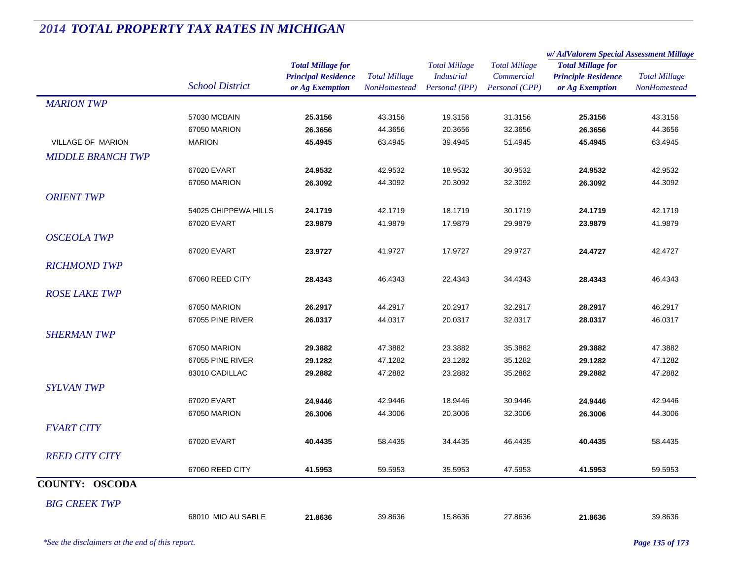# 2014 TOTAL PROPERTY TAX RATES IN MICHIGAN

| | School District | Total Millage for Principal Residence or Ag Exemption | Total Millage NonHomestead | Total Millage Industrial Personal (IPP) | Total Millage Commercial Personal (CPP) | w/ AdValorem Special Assessment Millage: Total Millage for Principle Residence or Ag Exemption | w/ AdValorem Special Assessment Millage: Total Millage NonHomestead |
|---|---|---|---|---|---|---|---|
| *MARION TWP* | | | | | | | |
| | 57030 MCBAIN | **25.3156** | 43.3156 | 19.3156 | 31.3156 | **25.3156** | 43.3156 |
| | 67050 MARION | **26.3656** | 44.3656 | 20.3656 | 32.3656 | **26.3656** | 44.3656 |
| VILLAGE OF MARION | MARION | **45.4945** | 63.4945 | 39.4945 | 51.4945 | **45.4945** | 63.4945 |
| *MIDDLE BRANCH TWP* | | | | | | | |
| | 67020 EVART | **24.9532** | 42.9532 | 18.9532 | 30.9532 | **24.9532** | 42.9532 |
| | 67050 MARION | **26.3092** | 44.3092 | 20.3092 | 32.3092 | **26.3092** | 44.3092 |
| *ORIENT TWP* | | | | | | | |
| | 54025 CHIPPEWA HILLS | **24.1719** | 42.1719 | 18.1719 | 30.1719 | **24.1719** | 42.1719 |
| | 67020 EVART | **23.9879** | 41.9879 | 17.9879 | 29.9879 | **23.9879** | 41.9879 |
| *OSCEOLA TWP* | | | | | | | |
| | 67020 EVART | **23.9727** | 41.9727 | 17.9727 | 29.9727 | **24.4727** | 42.4727 |
| *RICHMOND TWP* | | | | | | | |
| | 67060 REED CITY | **28.4343** | 46.4343 | 22.4343 | 34.4343 | **28.4343** | 46.4343 |
| *ROSE LAKE TWP* | | | | | | | |
| | 67050 MARION | **26.2917** | 44.2917 | 20.2917 | 32.2917 | **28.2917** | 46.2917 |
| | 67055 PINE RIVER | **26.0317** | 44.0317 | 20.0317 | 32.0317 | **28.0317** | 46.0317 |
| *SHERMAN TWP* | | | | | | | |
| | 67050 MARION | **29.3882** | 47.3882 | 23.3882 | 35.3882 | **29.3882** | 47.3882 |
| | 67055 PINE RIVER | **29.1282** | 47.1282 | 23.1282 | 35.1282 | **29.1282** | 47.1282 |
| | 83010 CADILLAC | **29.2882** | 47.2882 | 23.2882 | 35.2882 | **29.2882** | 47.2882 |
| *SYLVAN TWP* | | | | | | | |
| | 67020 EVART | **24.9446** | 42.9446 | 18.9446 | 30.9446 | **24.9446** | 42.9446 |
| | 67050 MARION | **26.3006** | 44.3006 | 20.3006 | 32.3006 | **26.3006** | 44.3006 |
| *EVART CITY* | | | | | | | |
| | 67020 EVART | **40.4435** | 58.4435 | 34.4435 | 46.4435 | **40.4435** | 58.4435 |
| *REED CITY CITY* | | | | | | | |
| | 67060 REED CITY | **41.5953** | 59.5953 | 35.5953 | 47.5953 | **41.5953** | 59.5953 |
| **COUNTY: OSCODA** | | | | | | | |
| *BIG CREEK TWP* | | | | | | | |
| | 68010 MIO AU SABLE | **21.8636** | 39.8636 | 15.8636 | 27.8636 | **21.8636** | 39.8636 |

*\*See the disclaimers at the end of this report.*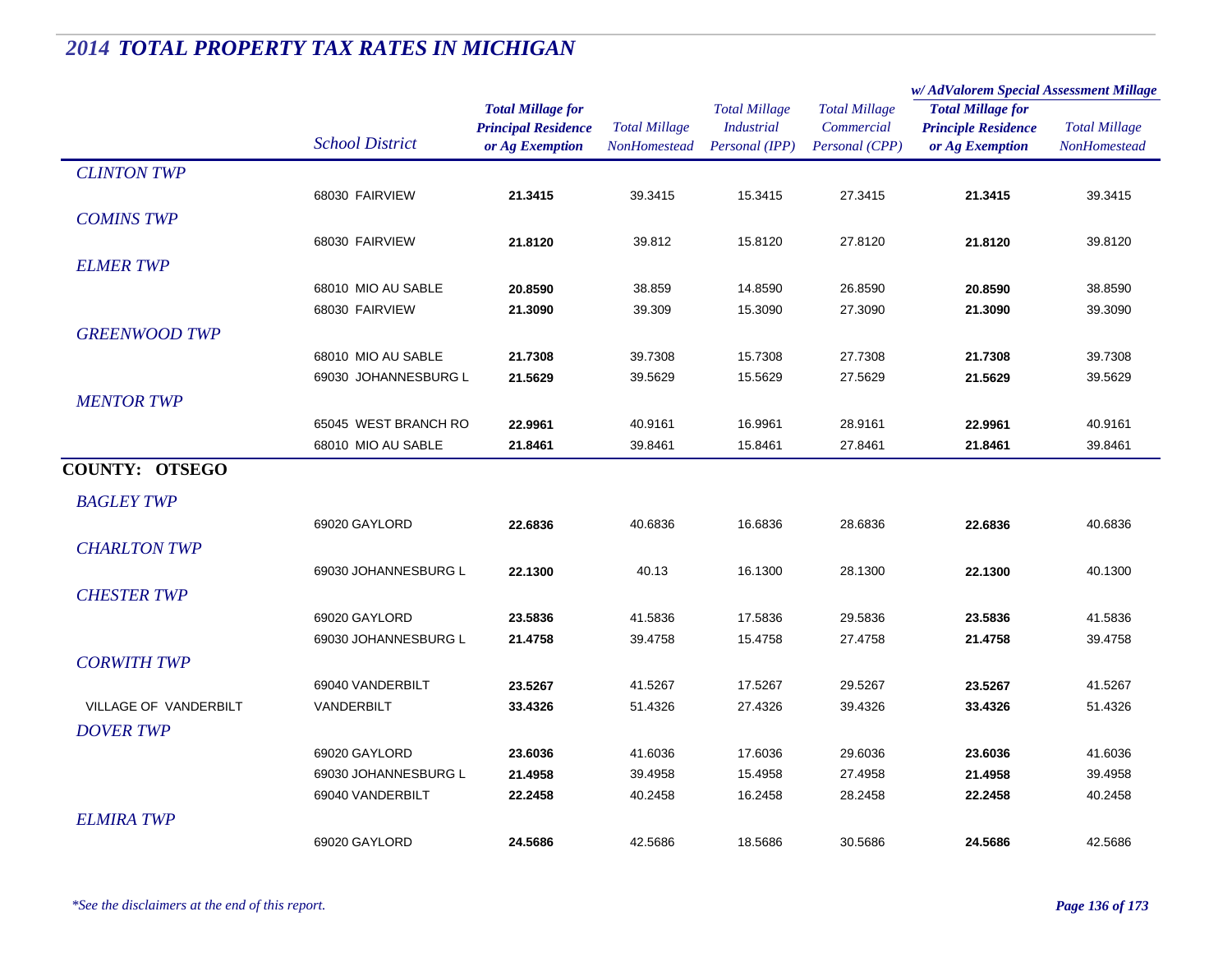# *2014 TOTAL PROPERTY TAX RATES IN MICHIGAN*

| | School District | Total Millage for Principal Residence or Ag Exemption | Total Millage NonHomestead | Total Millage Industrial Personal (IPP) | Total Millage Commercial Personal (CPP) | w/ AdValorem Special Assessment Millage: Total Millage for Principle Residence or Ag Exemption | w/ AdValorem Special Assessment Millage: Total Millage NonHomestead |
|---|---|---|---|---|---|---|---|
| *CLINTON TWP* | | | | | | | |
| | 68030 FAIRVIEW | **21.3415** | 39.3415 | 15.3415 | 27.3415 | **21.3415** | 39.3415 |
| *COMINS TWP* | | | | | | | |
| | 68030 FAIRVIEW | **21.8120** | 39.812 | 15.8120 | 27.8120 | **21.8120** | 39.8120 |
| *ELMER TWP* | | | | | | | |
| | 68010 MIO AU SABLE | **20.8590** | 38.859 | 14.8590 | 26.8590 | **20.8590** | 38.8590 |
| | 68030 FAIRVIEW | **21.3090** | 39.309 | 15.3090 | 27.3090 | **21.3090** | 39.3090 |
| *GREENWOOD TWP* | | | | | | | |
| | 68010 MIO AU SABLE | **21.7308** | 39.7308 | 15.7308 | 27.7308 | **21.7308** | 39.7308 |
| | 69030 JOHANNESBURG L | **21.5629** | 39.5629 | 15.5629 | 27.5629 | **21.5629** | 39.5629 |
| *MENTOR TWP* | | | | | | | |
| | 65045 WEST BRANCH RO | **22.9961** | 40.9161 | 16.9961 | 28.9161 | **22.9961** | 40.9161 |
| | 68010 MIO AU SABLE | **21.8461** | 39.8461 | 15.8461 | 27.8461 | **21.8461** | 39.8461 |
| **COUNTY: OTSEGO** | | | | | | | |
| *BAGLEY TWP* | | | | | | | |
| | 69020 GAYLORD | **22.6836** | 40.6836 | 16.6836 | 28.6836 | **22.6836** | 40.6836 |
| *CHARLTON TWP* | | | | | | | |
| | 69030 JOHANNESBURG L | **22.1300** | 40.13 | 16.1300 | 28.1300 | **22.1300** | 40.1300 |
| *CHESTER TWP* | | | | | | | |
| | 69020 GAYLORD | **23.5836** | 41.5836 | 17.5836 | 29.5836 | **23.5836** | 41.5836 |
| | 69030 JOHANNESBURG L | **21.4758** | 39.4758 | 15.4758 | 27.4758 | **21.4758** | 39.4758 |
| *CORWITH TWP* | | | | | | | |
| | 69040 VANDERBILT | **23.5267** | 41.5267 | 17.5267 | 29.5267 | **23.5267** | 41.5267 |
| VILLAGE OF VANDERBILT | VANDERBILT | **33.4326** | 51.4326 | 27.4326 | 39.4326 | **33.4326** | 51.4326 |
| *DOVER TWP* | | | | | | | |
| | 69020 GAYLORD | **23.6036** | 41.6036 | 17.6036 | 29.6036 | **23.6036** | 41.6036 |
| | 69030 JOHANNESBURG L | **21.4958** | 39.4958 | 15.4958 | 27.4958 | **21.4958** | 39.4958 |
| | 69040 VANDERBILT | **22.2458** | 40.2458 | 16.2458 | 28.2458 | **22.2458** | 40.2458 |
| *ELMIRA TWP* | | | | | | | |
| | 69020 GAYLORD | **24.5686** | 42.5686 | 18.5686 | 30.5686 | **24.5686** | 42.5686 |

*\*See the disclaimers at the end of this report.*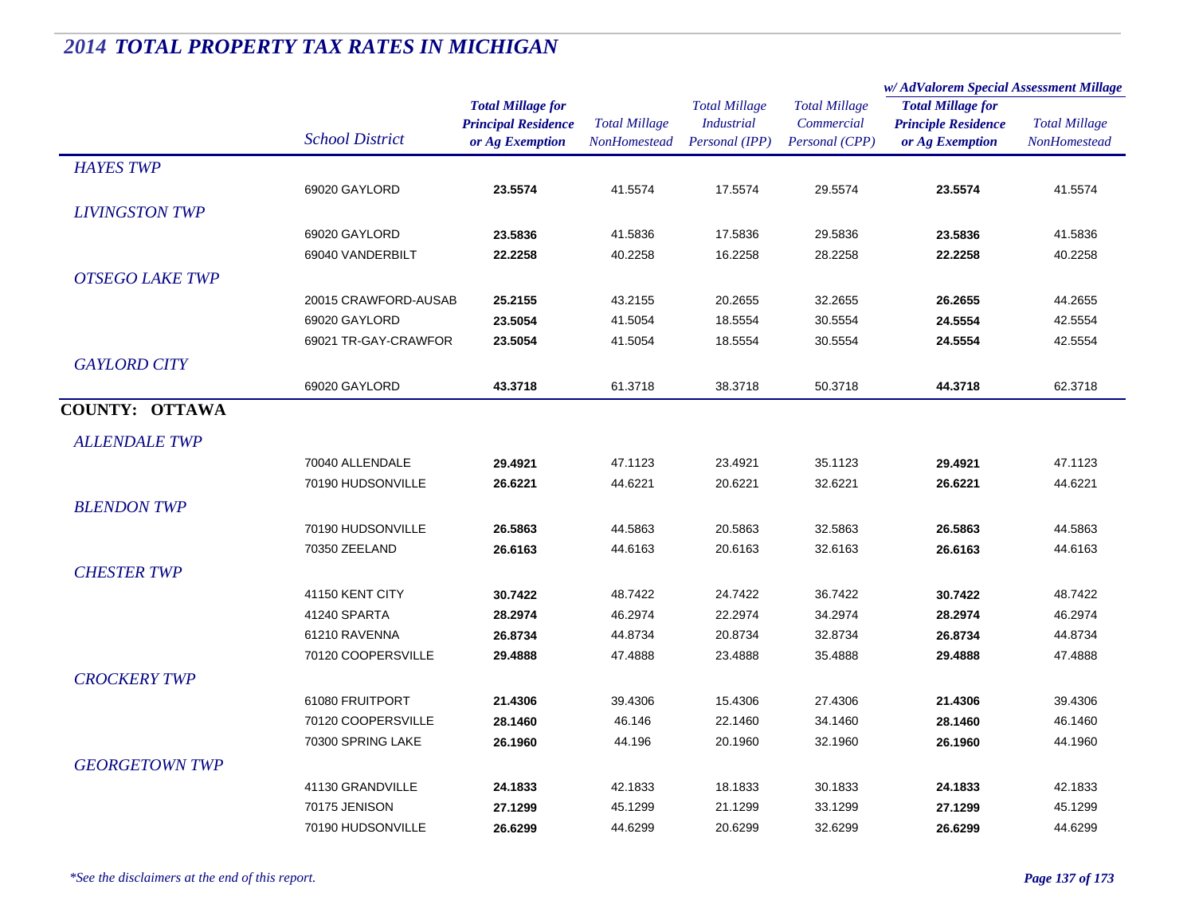# 2014 TOTAL PROPERTY TAX RATES IN MICHIGAN

| | School District | Total Millage for Principal Residence or Ag Exemption | Total Millage NonHomestead | Total Millage Industrial Personal (IPP) | Total Millage Commercial Personal (CPP) | w/ AdValorem Special Assessment Millage Total Millage for Principle Residence or Ag Exemption | w/ AdValorem Special Assessment Millage Total Millage NonHomestead |
|---|---|---|---|---|---|---|---|
| *HAYES TWP* | | | | | | | |
| | 69020 GAYLORD | **23.5574** | 41.5574 | 17.5574 | 29.5574 | **23.5574** | 41.5574 |
| *LIVINGSTON TWP* | | | | | | | |
| | 69020 GAYLORD | **23.5836** | 41.5836 | 17.5836 | 29.5836 | **23.5836** | 41.5836 |
| | 69040 VANDERBILT | **22.2258** | 40.2258 | 16.2258 | 28.2258 | **22.2258** | 40.2258 |
| *OTSEGO LAKE TWP* | | | | | | | |
| | 20015 CRAWFORD-AUSAB | **25.2155** | 43.2155 | 20.2655 | 32.2655 | **26.2655** | 44.2655 |
| | 69020 GAYLORD | **23.5054** | 41.5054 | 18.5554 | 30.5554 | **24.5554** | 42.5554 |
| | 69021 TR-GAY-CRAWFOR | **23.5054** | 41.5054 | 18.5554 | 30.5554 | **24.5554** | 42.5554 |
| *GAYLORD CITY* | | | | | | | |
| | 69020 GAYLORD | **43.3718** | 61.3718 | 38.3718 | 50.3718 | **44.3718** | 62.3718 |
| **COUNTY: OTTAWA** | | | | | | | |
| *ALLENDALE TWP* | | | | | | | |
| | 70040 ALLENDALE | **29.4921** | 47.1123 | 23.4921 | 35.1123 | **29.4921** | 47.1123 |
| | 70190 HUDSONVILLE | **26.6221** | 44.6221 | 20.6221 | 32.6221 | **26.6221** | 44.6221 |
| *BLENDON TWP* | | | | | | | |
| | 70190 HUDSONVILLE | **26.5863** | 44.5863 | 20.5863 | 32.5863 | **26.5863** | 44.5863 |
| | 70350 ZEELAND | **26.6163** | 44.6163 | 20.6163 | 32.6163 | **26.6163** | 44.6163 |
| *CHESTER TWP* | | | | | | | |
| | 41150 KENT CITY | **30.7422** | 48.7422 | 24.7422 | 36.7422 | **30.7422** | 48.7422 |
| | 41240 SPARTA | **28.2974** | 46.2974 | 22.2974 | 34.2974 | **28.2974** | 46.2974 |
| | 61210 RAVENNA | **26.8734** | 44.8734 | 20.8734 | 32.8734 | **26.8734** | 44.8734 |
| | 70120 COOPERSVILLE | **29.4888** | 47.4888 | 23.4888 | 35.4888 | **29.4888** | 47.4888 |
| *CROCKERY TWP* | | | | | | | |
| | 61080 FRUITPORT | **21.4306** | 39.4306 | 15.4306 | 27.4306 | **21.4306** | 39.4306 |
| | 70120 COOPERSVILLE | **28.1460** | 46.146 | 22.1460 | 34.1460 | **28.1460** | 46.1460 |
| | 70300 SPRING LAKE | **26.1960** | 44.196 | 20.1960 | 32.1960 | **26.1960** | 44.1960 |
| *GEORGETOWN TWP* | | | | | | | |
| | 41130 GRANDVILLE | **24.1833** | 42.1833 | 18.1833 | 30.1833 | **24.1833** | 42.1833 |
| | 70175 JENISON | **27.1299** | 45.1299 | 21.1299 | 33.1299 | **27.1299** | 45.1299 |
| | 70190 HUDSONVILLE | **26.6299** | 44.6299 | 20.6299 | 32.6299 | **26.6299** | 44.6299 |

*\*See the disclaimers at the end of this report.*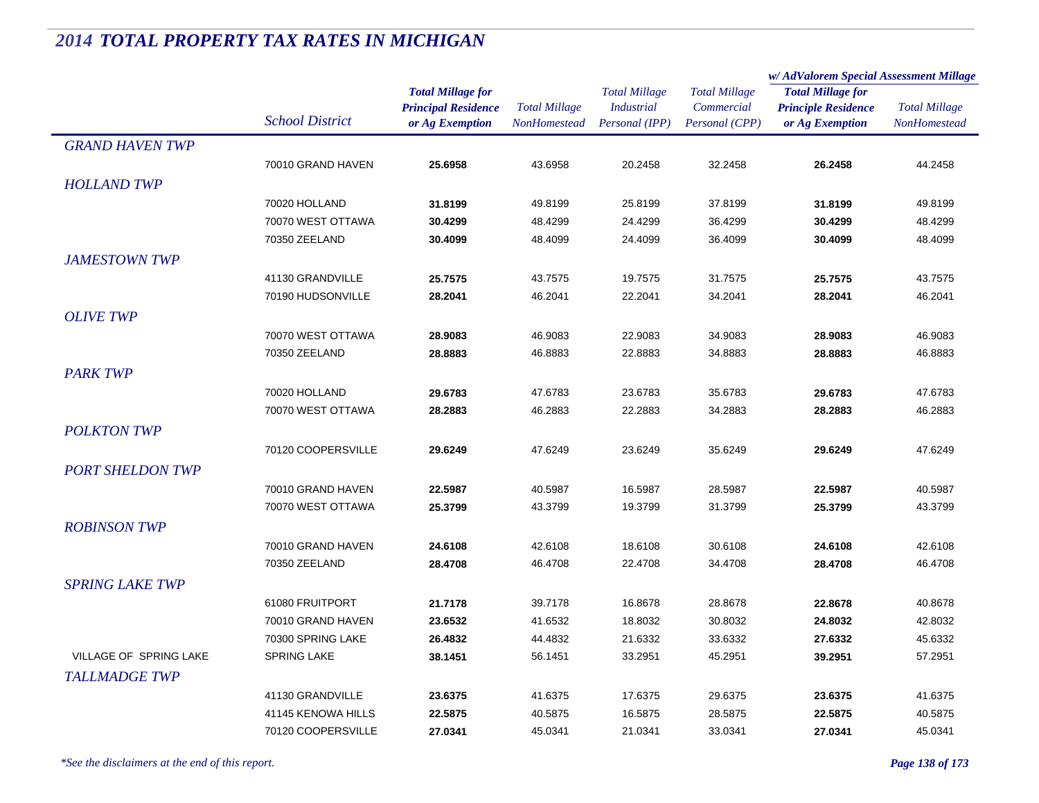## *2014 TOTAL PROPERTY TAX RATES IN MICHIGAN*

| | School District | Total Millage for Principal Residence or Ag Exemption | Total Millage NonHomestead | Total Millage Industrial Personal (IPP) | Total Millage Commercial Personal (CPP) | w/ AdValorem Special Assessment Millage | |
|---|---|---|---|---|---|---|---|
| | | | | | | Total Millage for Principle Residence or Ag Exemption | Total Millage NonHomestead |
| *GRAND HAVEN TWP* | | | | | | | |
| | 70010 GRAND HAVEN | **25.6958** | 43.6958 | 20.2458 | 32.2458 | **26.2458** | 44.2458 |
| *HOLLAND TWP* | | | | | | | |
| | 70020 HOLLAND | **31.8199** | 49.8199 | 25.8199 | 37.8199 | **31.8199** | 49.8199 |
| | 70070 WEST OTTAWA | **30.4299** | 48.4299 | 24.4299 | 36.4299 | **30.4299** | 48.4299 |
| | 70350 ZEELAND | **30.4099** | 48.4099 | 24.4099 | 36.4099 | **30.4099** | 48.4099 |
| *JAMESTOWN TWP* | | | | | | | |
| | 41130 GRANDVILLE | **25.7575** | 43.7575 | 19.7575 | 31.7575 | **25.7575** | 43.7575 |
| | 70190 HUDSONVILLE | **28.2041** | 46.2041 | 22.2041 | 34.2041 | **28.2041** | 46.2041 |
| *OLIVE TWP* | | | | | | | |
| | 70070 WEST OTTAWA | **28.9083** | 46.9083 | 22.9083 | 34.9083 | **28.9083** | 46.9083 |
| | 70350 ZEELAND | **28.8883** | 46.8883 | 22.8883 | 34.8883 | **28.8883** | 46.8883 |
| *PARK TWP* | | | | | | | |
| | 70020 HOLLAND | **29.6783** | 47.6783 | 23.6783 | 35.6783 | **29.6783** | 47.6783 |
| | 70070 WEST OTTAWA | **28.2883** | 46.2883 | 22.2883 | 34.2883 | **28.2883** | 46.2883 |
| *POLKTON TWP* | | | | | | | |
| | 70120 COOPERSVILLE | **29.6249** | 47.6249 | 23.6249 | 35.6249 | **29.6249** | 47.6249 |
| *PORT SHELDON TWP* | | | | | | | |
| | 70010 GRAND HAVEN | **22.5987** | 40.5987 | 16.5987 | 28.5987 | **22.5987** | 40.5987 |
| | 70070 WEST OTTAWA | **25.3799** | 43.3799 | 19.3799 | 31.3799 | **25.3799** | 43.3799 |
| *ROBINSON TWP* | | | | | | | |
| | 70010 GRAND HAVEN | **24.6108** | 42.6108 | 18.6108 | 30.6108 | **24.6108** | 42.6108 |
| | 70350 ZEELAND | **28.4708** | 46.4708 | 22.4708 | 34.4708 | **28.4708** | 46.4708 |
| *SPRING LAKE TWP* | | | | | | | |
| | 61080 FRUITPORT | **21.7178** | 39.7178 | 16.8678 | 28.8678 | **22.8678** | 40.8678 |
| | 70010 GRAND HAVEN | **23.6532** | 41.6532 | 18.8032 | 30.8032 | **24.8032** | 42.8032 |
| | 70300 SPRING LAKE | **26.4832** | 44.4832 | 21.6332 | 33.6332 | **27.6332** | 45.6332 |
| VILLAGE OF SPRING LAKE | SPRING LAKE | **38.1451** | 56.1451 | 33.2951 | 45.2951 | **39.2951** | 57.2951 |
| *TALLMADGE TWP* | | | | | | | |
| | 41130 GRANDVILLE | **23.6375** | 41.6375 | 17.6375 | 29.6375 | **23.6375** | 41.6375 |
| | 41145 KENOWA HILLS | **22.5875** | 40.5875 | 16.5875 | 28.5875 | **22.5875** | 40.5875 |
| | 70120 COOPERSVILLE | **27.0341** | 45.0341 | 21.0341 | 33.0341 | **27.0341** | 45.0341 |

*\*See the disclaimers at the end of this report.*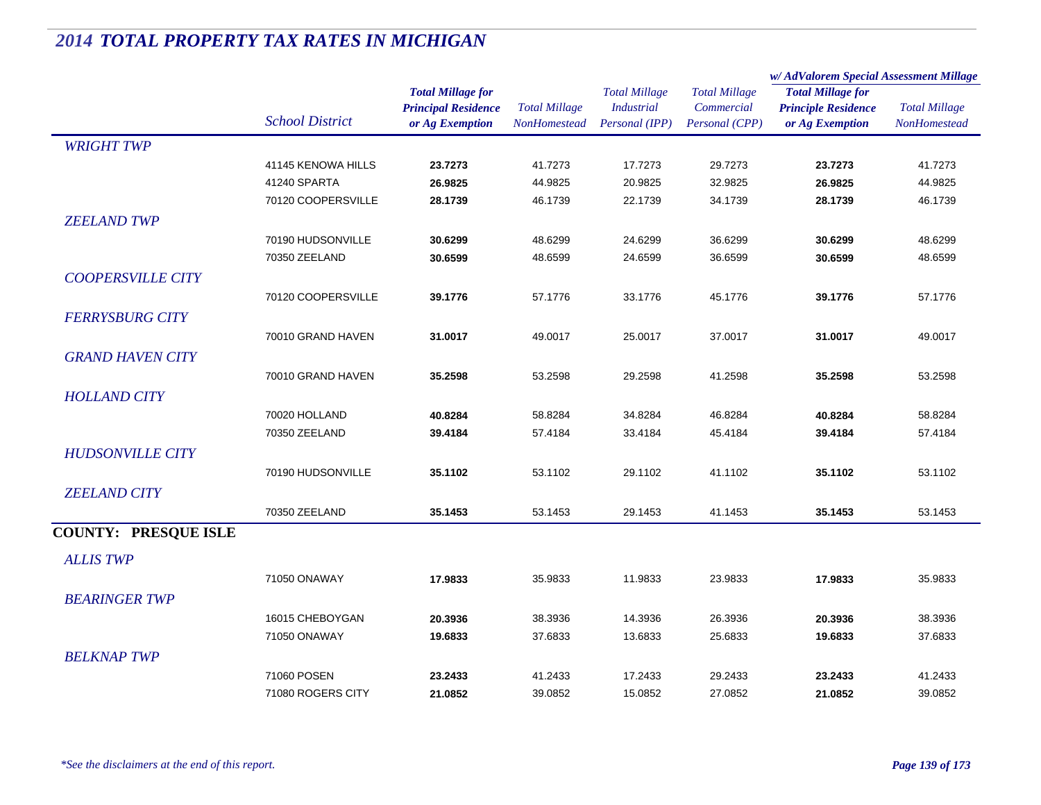# 2014 TOTAL PROPERTY TAX RATES IN MICHIGAN

| | School District | Total Millage for Principal Residence or Ag Exemption | Total Millage NonHomestead | Total Millage Industrial Personal (IPP) | Total Millage Commercial Personal (CPP) | w/ AdValorem Special Assessment Millage Total Millage for Principle Residence or Ag Exemption | w/ AdValorem Special Assessment Millage Total Millage NonHomestead |
|---|---|---|---|---|---|---|---|
| *WRIGHT TWP* | | | | | | | |
| | 41145 KENOWA HILLS | **23.7273** | 41.7273 | 17.7273 | 29.7273 | **23.7273** | 41.7273 |
| | 41240 SPARTA | **26.9825** | 44.9825 | 20.9825 | 32.9825 | **26.9825** | 44.9825 |
| | 70120 COOPERSVILLE | **28.1739** | 46.1739 | 22.1739 | 34.1739 | **28.1739** | 46.1739 |
| *ZEELAND TWP* | | | | | | | |
| | 70190 HUDSONVILLE | **30.6299** | 48.6299 | 24.6299 | 36.6299 | **30.6299** | 48.6299 |
| | 70350 ZEELAND | **30.6599** | 48.6599 | 24.6599 | 36.6599 | **30.6599** | 48.6599 |
| *COOPERSVILLE CITY* | | | | | | | |
| | 70120 COOPERSVILLE | **39.1776** | 57.1776 | 33.1776 | 45.1776 | **39.1776** | 57.1776 |
| *FERRYSBURG CITY* | | | | | | | |
| | 70010 GRAND HAVEN | **31.0017** | 49.0017 | 25.0017 | 37.0017 | **31.0017** | 49.0017 |
| *GRAND HAVEN CITY* | | | | | | | |
| | 70010 GRAND HAVEN | **35.2598** | 53.2598 | 29.2598 | 41.2598 | **35.2598** | 53.2598 |
| *HOLLAND CITY* | | | | | | | |
| | 70020 HOLLAND | **40.8284** | 58.8284 | 34.8284 | 46.8284 | **40.8284** | 58.8284 |
| | 70350 ZEELAND | **39.4184** | 57.4184 | 33.4184 | 45.4184 | **39.4184** | 57.4184 |
| *HUDSONVILLE CITY* | | | | | | | |
| | 70190 HUDSONVILLE | **35.1102** | 53.1102 | 29.1102 | 41.1102 | **35.1102** | 53.1102 |
| *ZEELAND CITY* | | | | | | | |
| | 70350 ZEELAND | **35.1453** | 53.1453 | 29.1453 | 41.1453 | **35.1453** | 53.1453 |
| **COUNTY: PRESQUE ISLE** | | | | | | | |
| *ALLIS TWP* | | | | | | | |
| | 71050 ONAWAY | **17.9833** | 35.9833 | 11.9833 | 23.9833 | **17.9833** | 35.9833 |
| *BEARINGER TWP* | | | | | | | |
| | 16015 CHEBOYGAN | **20.3936** | 38.3936 | 14.3936 | 26.3936 | **20.3936** | 38.3936 |
| | 71050 ONAWAY | **19.6833** | 37.6833 | 13.6833 | 25.6833 | **19.6833** | 37.6833 |
| *BELKNAP TWP* | | | | | | | |
| | 71060 POSEN | **23.2433** | 41.2433 | 17.2433 | 29.2433 | **23.2433** | 41.2433 |
| | 71080 ROGERS CITY | **21.0852** | 39.0852 | 15.0852 | 27.0852 | **21.0852** | 39.0852 |

*\*See the disclaimers at the end of this report.*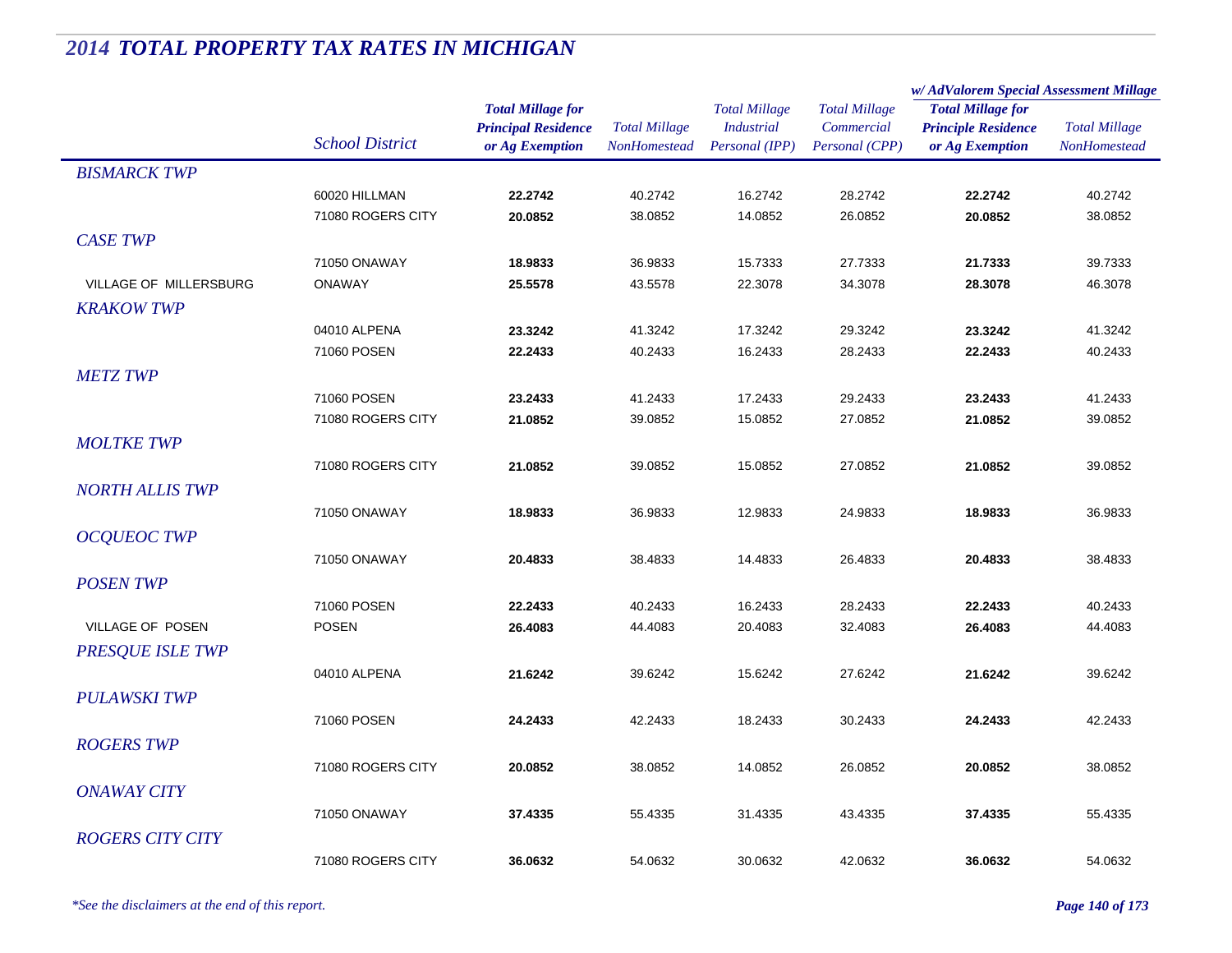## 2014 TOTAL PROPERTY TAX RATES IN MICHIGAN

| | School District | Total Millage for Principal Residence or Ag Exemption | Total Millage NonHomestead | Total Millage Industrial Personal (IPP) | Total Millage Commercial Personal (CPP) | w/ AdValorem Special Assessment Millage: Total Millage for Principle Residence or Ag Exemption | w/ AdValorem Special Assessment Millage: Total Millage NonHomestead |
|---|---|---|---|---|---|---|---|
| *BISMARCK TWP* | | | | | | | |
| | 60020 HILLMAN | **22.2742** | 40.2742 | 16.2742 | 28.2742 | **22.2742** | 40.2742 |
| | 71080 ROGERS CITY | **20.0852** | 38.0852 | 14.0852 | 26.0852 | **20.0852** | 38.0852 |
| *CASE TWP* | | | | | | | |
| | 71050 ONAWAY | **18.9833** | 36.9833 | 15.7333 | 27.7333 | **21.7333** | 39.7333 |
| VILLAGE OF MILLERSBURG | ONAWAY | **25.5578** | 43.5578 | 22.3078 | 34.3078 | **28.3078** | 46.3078 |
| *KRAKOW TWP* | | | | | | | |
| | 04010 ALPENA | **23.3242** | 41.3242 | 17.3242 | 29.3242 | **23.3242** | 41.3242 |
| | 71060 POSEN | **22.2433** | 40.2433 | 16.2433 | 28.2433 | **22.2433** | 40.2433 |
| *METZ TWP* | | | | | | | |
| | 71060 POSEN | **23.2433** | 41.2433 | 17.2433 | 29.2433 | **23.2433** | 41.2433 |
| | 71080 ROGERS CITY | **21.0852** | 39.0852 | 15.0852 | 27.0852 | **21.0852** | 39.0852 |
| *MOLTKE TWP* | | | | | | | |
| | 71080 ROGERS CITY | **21.0852** | 39.0852 | 15.0852 | 27.0852 | **21.0852** | 39.0852 |
| *NORTH ALLIS TWP* | | | | | | | |
| | 71050 ONAWAY | **18.9833** | 36.9833 | 12.9833 | 24.9833 | **18.9833** | 36.9833 |
| *OCQUEOC TWP* | | | | | | | |
| | 71050 ONAWAY | **20.4833** | 38.4833 | 14.4833 | 26.4833 | **20.4833** | 38.4833 |
| *POSEN TWP* | | | | | | | |
| | 71060 POSEN | **22.2433** | 40.2433 | 16.2433 | 28.2433 | **22.2433** | 40.2433 |
| VILLAGE OF POSEN | POSEN | **26.4083** | 44.4083 | 20.4083 | 32.4083 | **26.4083** | 44.4083 |
| *PRESQUE ISLE TWP* | | | | | | | |
| | 04010 ALPENA | **21.6242** | 39.6242 | 15.6242 | 27.6242 | **21.6242** | 39.6242 |
| *PULAWSKI TWP* | | | | | | | |
| | 71060 POSEN | **24.2433** | 42.2433 | 18.2433 | 30.2433 | **24.2433** | 42.2433 |
| *ROGERS TWP* | | | | | | | |
| | 71080 ROGERS CITY | **20.0852** | 38.0852 | 14.0852 | 26.0852 | **20.0852** | 38.0852 |
| *ONAWAY CITY* | | | | | | | |
| | 71050 ONAWAY | **37.4335** | 55.4335 | 31.4335 | 43.4335 | **37.4335** | 55.4335 |
| *ROGERS CITY CITY* | | | | | | | |
| | 71080 ROGERS CITY | **36.0632** | 54.0632 | 30.0632 | 42.0632 | **36.0632** | 54.0632 |

*\*See the disclaimers at the end of this report.*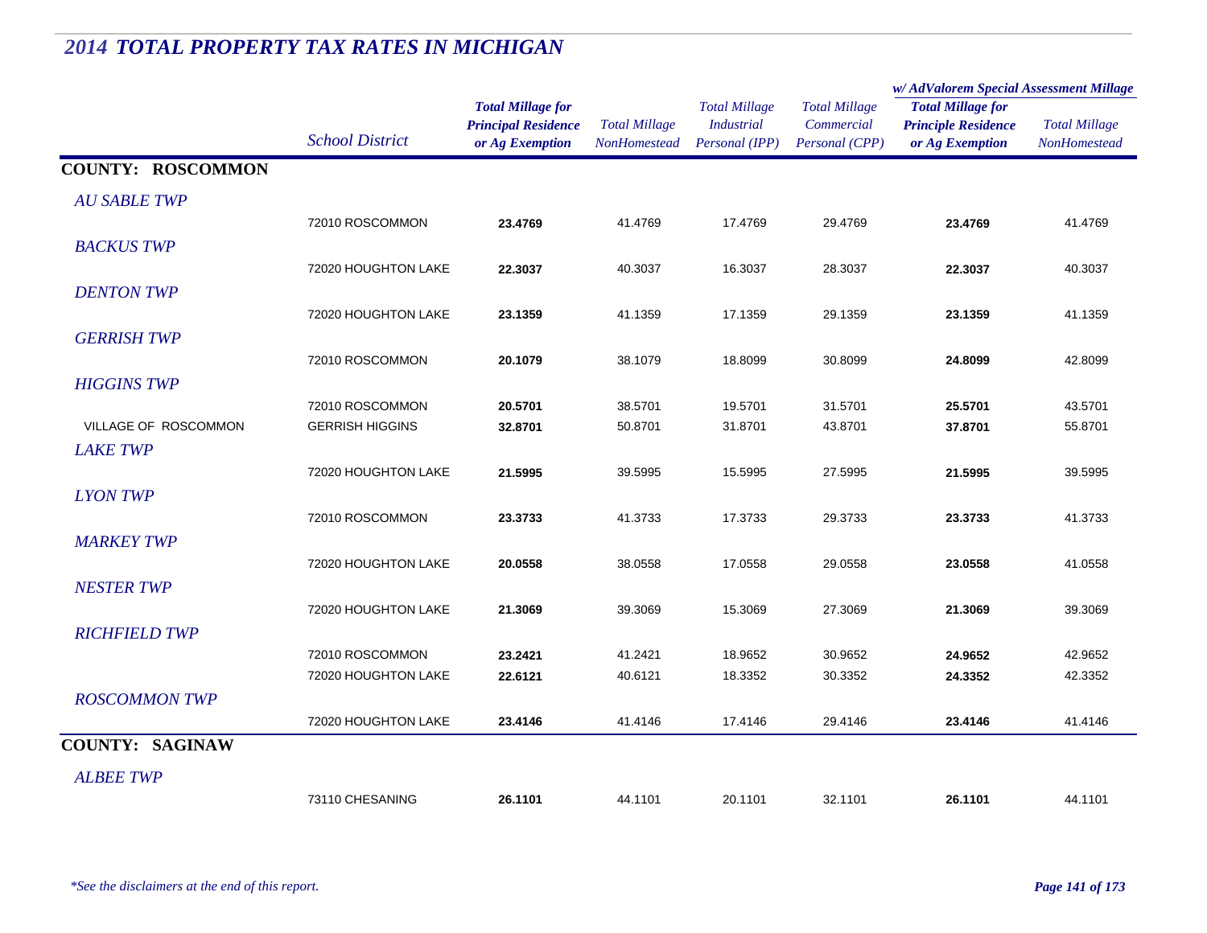# *2014 TOTAL PROPERTY TAX RATES IN MICHIGAN*

| | School District | Total Millage for Principal Residence or Ag Exemption | Total Millage NonHomestead | Total Millage Industrial Personal (IPP) | Total Millage Commercial Personal (CPP) | w/ AdValorem Special Assessment Millage: Total Millage for Principle Residence or Ag Exemption | w/ AdValorem Special Assessment Millage: Total Millage NonHomestead |
|---|---|---|---|---|---|---|---|
| **COUNTY: ROSCOMMON** | | | | | | | |
| *AU SABLE TWP* | | | | | | | |
| | 72010 ROSCOMMON | **23.4769** | 41.4769 | 17.4769 | 29.4769 | **23.4769** | 41.4769 |
| *BACKUS TWP* | | | | | | | |
| | 72020 HOUGHTON LAKE | **22.3037** | 40.3037 | 16.3037 | 28.3037 | **22.3037** | 40.3037 |
| *DENTON TWP* | | | | | | | |
| | 72020 HOUGHTON LAKE | **23.1359** | 41.1359 | 17.1359 | 29.1359 | **23.1359** | 41.1359 |
| *GERRISH TWP* | | | | | | | |
| | 72010 ROSCOMMON | **20.1079** | 38.1079 | 18.8099 | 30.8099 | **24.8099** | 42.8099 |
| *HIGGINS TWP* | | | | | | | |
| | 72010 ROSCOMMON | **20.5701** | 38.5701 | 19.5701 | 31.5701 | **25.5701** | 43.5701 |
| VILLAGE OF ROSCOMMON | GERRISH HIGGINS | **32.8701** | 50.8701 | 31.8701 | 43.8701 | **37.8701** | 55.8701 |
| *LAKE TWP* | | | | | | | |
| | 72020 HOUGHTON LAKE | **21.5995** | 39.5995 | 15.5995 | 27.5995 | **21.5995** | 39.5995 |
| *LYON TWP* | | | | | | | |
| | 72010 ROSCOMMON | **23.3733** | 41.3733 | 17.3733 | 29.3733 | **23.3733** | 41.3733 |
| *MARKEY TWP* | | | | | | | |
| | 72020 HOUGHTON LAKE | **20.0558** | 38.0558 | 17.0558 | 29.0558 | **23.0558** | 41.0558 |
| *NESTER TWP* | | | | | | | |
| | 72020 HOUGHTON LAKE | **21.3069** | 39.3069 | 15.3069 | 27.3069 | **21.3069** | 39.3069 |
| *RICHFIELD TWP* | | | | | | | |
| | 72010 ROSCOMMON | **23.2421** | 41.2421 | 18.9652 | 30.9652 | **24.9652** | 42.9652 |
| | 72020 HOUGHTON LAKE | **22.6121** | 40.6121 | 18.3352 | 30.3352 | **24.3352** | 42.3352 |
| *ROSCOMMON TWP* | | | | | | | |
| | 72020 HOUGHTON LAKE | **23.4146** | 41.4146 | 17.4146 | 29.4146 | **23.4146** | 41.4146 |
| **COUNTY: SAGINAW** | | | | | | | |
| *ALBEE TWP* | | | | | | | |
| | 73110 CHESANING | **26.1101** | 44.1101 | 20.1101 | 32.1101 | **26.1101** | 44.1101 |

*\*See the disclaimers at the end of this report.*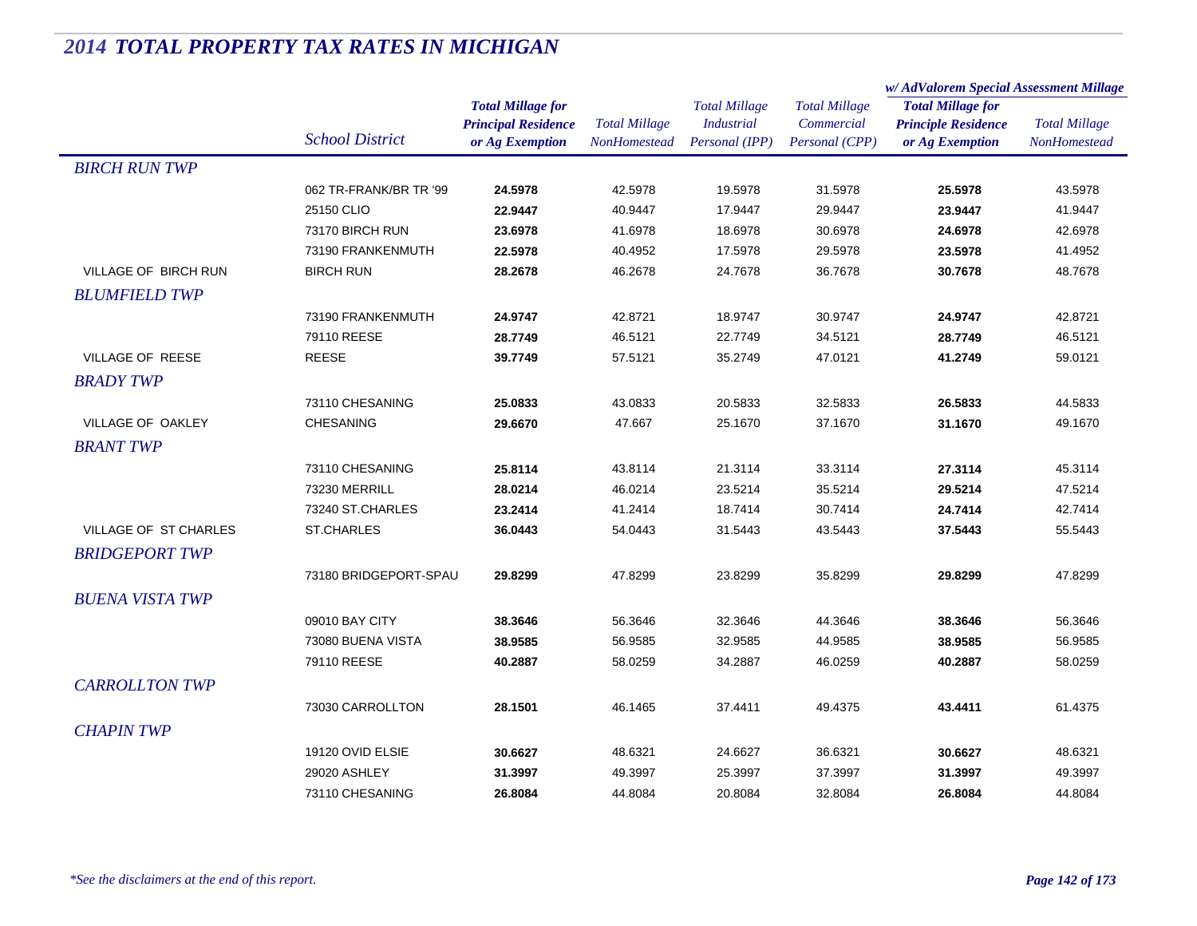# 2014 TOTAL PROPERTY TAX RATES IN MICHIGAN

| | School District | Total Millage for Principal Residence or Ag Exemption | Total Millage NonHomestead | Total Millage Industrial Personal (IPP) | Total Millage Commercial Personal (CPP) | w/ AdValorem Special Assessment Millage: Total Millage for Principle Residence or Ag Exemption | w/ AdValorem Special Assessment Millage: Total Millage NonHomestead |
|---|---|---|---|---|---|---|---|
| ***BIRCH RUN TWP*** | | | | | | | |
| | 062 TR-FRANK/BR TR '99 | **24.5978** | 42.5978 | 19.5978 | 31.5978 | **25.5978** | 43.5978 |
| | 25150 CLIO | **22.9447** | 40.9447 | 17.9447 | 29.9447 | **23.9447** | 41.9447 |
| | 73170 BIRCH RUN | **23.6978** | 41.6978 | 18.6978 | 30.6978 | **24.6978** | 42.6978 |
| | 73190 FRANKENMUTH | **22.5978** | 40.4952 | 17.5978 | 29.5978 | **23.5978** | 41.4952 |
| VILLAGE OF BIRCH RUN | BIRCH RUN | **28.2678** | 46.2678 | 24.7678 | 36.7678 | **30.7678** | 48.7678 |
| ***BLUMFIELD TWP*** | | | | | | | |
| | 73190 FRANKENMUTH | **24.9747** | 42.8721 | 18.9747 | 30.9747 | **24.9747** | 42.8721 |
| | 79110 REESE | **28.7749** | 46.5121 | 22.7749 | 34.5121 | **28.7749** | 46.5121 |
| VILLAGE OF REESE | REESE | **39.7749** | 57.5121 | 35.2749 | 47.0121 | **41.2749** | 59.0121 |
| ***BRADY TWP*** | | | | | | | |
| | 73110 CHESANING | **25.0833** | 43.0833 | 20.5833 | 32.5833 | **26.5833** | 44.5833 |
| VILLAGE OF OAKLEY | CHESANING | **29.6670** | 47.667 | 25.1670 | 37.1670 | **31.1670** | 49.1670 |
| ***BRANT TWP*** | | | | | | | |
| | 73110 CHESANING | **25.8114** | 43.8114 | 21.3114 | 33.3114 | **27.3114** | 45.3114 |
| | 73230 MERRILL | **28.0214** | 46.0214 | 23.5214 | 35.5214 | **29.5214** | 47.5214 |
| | 73240 ST.CHARLES | **23.2414** | 41.2414 | 18.7414 | 30.7414 | **24.7414** | 42.7414 |
| VILLAGE OF ST CHARLES | ST.CHARLES | **36.0443** | 54.0443 | 31.5443 | 43.5443 | **37.5443** | 55.5443 |
| ***BRIDGEPORT TWP*** | | | | | | | |
| | 73180 BRIDGEPORT-SPAU | **29.8299** | 47.8299 | 23.8299 | 35.8299 | **29.8299** | 47.8299 |
| ***BUENA VISTA TWP*** | | | | | | | |
| | 09010 BAY CITY | **38.3646** | 56.3646 | 32.3646 | 44.3646 | **38.3646** | 56.3646 |
| | 73080 BUENA VISTA | **38.9585** | 56.9585 | 32.9585 | 44.9585 | **38.9585** | 56.9585 |
| | 79110 REESE | **40.2887** | 58.0259 | 34.2887 | 46.0259 | **40.2887** | 58.0259 |
| ***CARROLLTON TWP*** | | | | | | | |
| | 73030 CARROLLTON | **28.1501** | 46.1465 | 37.4411 | 49.4375 | **43.4411** | 61.4375 |
| ***CHAPIN TWP*** | | | | | | | |
| | 19120 OVID ELSIE | **30.6627** | 48.6321 | 24.6627 | 36.6321 | **30.6627** | 48.6321 |
| | 29020 ASHLEY | **31.3997** | 49.3997 | 25.3997 | 37.3997 | **31.3997** | 49.3997 |
| | 73110 CHESANING | **26.8084** | 44.8084 | 20.8084 | 32.8084 | **26.8084** | 44.8084 |

*\*See the disclaimers at the end of this report.*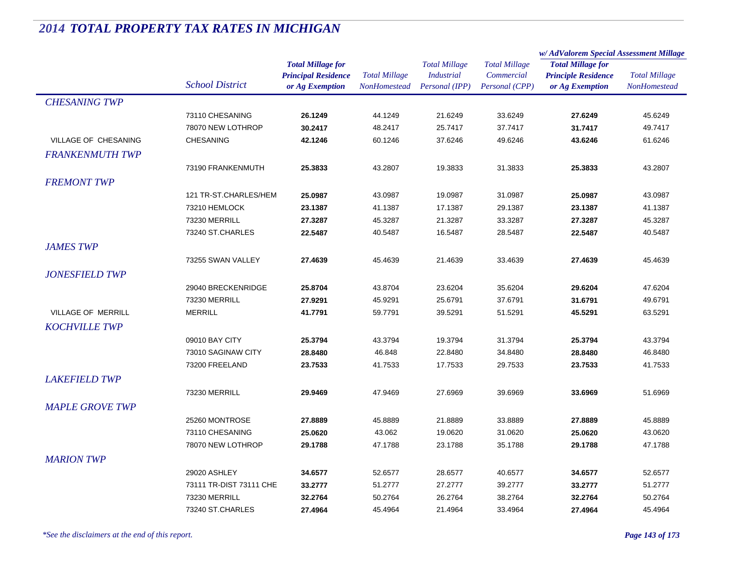# 2014 TOTAL PROPERTY TAX RATES IN MICHIGAN

| | School District | Total Millage for Principal Residence or Ag Exemption | Total Millage NonHomestead | Total Millage Industrial Personal (IPP) | Total Millage Commercial Personal (CPP) | w/ AdValorem Special Assessment Millage: Total Millage for Principle Residence or Ag Exemption | w/ AdValorem Special Assessment Millage: Total Millage NonHomestead |
|---|---|---|---|---|---|---|---|
| *CHESANING TWP* | | | | | | | |
| | 73110 CHESANING | **26.1249** | 44.1249 | 21.6249 | 33.6249 | **27.6249** | 45.6249 |
| | 78070 NEW LOTHROP | **30.2417** | 48.2417 | 25.7417 | 37.7417 | **31.7417** | 49.7417 |
| VILLAGE OF CHESANING | CHESANING | **42.1246** | 60.1246 | 37.6246 | 49.6246 | **43.6246** | 61.6246 |
| *FRANKENMUTH TWP* | | | | | | | |
| | 73190 FRANKENMUTH | **25.3833** | 43.2807 | 19.3833 | 31.3833 | **25.3833** | 43.2807 |
| *FREMONT TWP* | | | | | | | |
| | 121 TR-ST.CHARLES/HEM | **25.0987** | 43.0987 | 19.0987 | 31.0987 | **25.0987** | 43.0987 |
| | 73210 HEMLOCK | **23.1387** | 41.1387 | 17.1387 | 29.1387 | **23.1387** | 41.1387 |
| | 73230 MERRILL | **27.3287** | 45.3287 | 21.3287 | 33.3287 | **27.3287** | 45.3287 |
| | 73240 ST.CHARLES | **22.5487** | 40.5487 | 16.5487 | 28.5487 | **22.5487** | 40.5487 |
| *JAMES TWP* | | | | | | | |
| | 73255 SWAN VALLEY | **27.4639** | 45.4639 | 21.4639 | 33.4639 | **27.4639** | 45.4639 |
| *JONESFIELD TWP* | | | | | | | |
| | 29040 BRECKENRIDGE | **25.8704** | 43.8704 | 23.6204 | 35.6204 | **29.6204** | 47.6204 |
| | 73230 MERRILL | **27.9291** | 45.9291 | 25.6791 | 37.6791 | **31.6791** | 49.6791 |
| VILLAGE OF MERRILL | MERRILL | **41.7791** | 59.7791 | 39.5291 | 51.5291 | **45.5291** | 63.5291 |
| *KOCHVILLE TWP* | | | | | | | |
| | 09010 BAY CITY | **25.3794** | 43.3794 | 19.3794 | 31.3794 | **25.3794** | 43.3794 |
| | 73010 SAGINAW CITY | **28.8480** | 46.848 | 22.8480 | 34.8480 | **28.8480** | 46.8480 |
| | 73200 FREELAND | **23.7533** | 41.7533 | 17.7533 | 29.7533 | **23.7533** | 41.7533 |
| *LAKEFIELD TWP* | | | | | | | |
| | 73230 MERRILL | **29.9469** | 47.9469 | 27.6969 | 39.6969 | **33.6969** | 51.6969 |
| *MAPLE GROVE TWP* | | | | | | | |
| | 25260 MONTROSE | **27.8889** | 45.8889 | 21.8889 | 33.8889 | **27.8889** | 45.8889 |
| | 73110 CHESANING | **25.0620** | 43.062 | 19.0620 | 31.0620 | **25.0620** | 43.0620 |
| | 78070 NEW LOTHROP | **29.1788** | 47.1788 | 23.1788 | 35.1788 | **29.1788** | 47.1788 |
| *MARION TWP* | | | | | | | |
| | 29020 ASHLEY | **34.6577** | 52.6577 | 28.6577 | 40.6577 | **34.6577** | 52.6577 |
| | 73111 TR-DIST 73111 CHE | **33.2777** | 51.2777 | 27.2777 | 39.2777 | **33.2777** | 51.2777 |
| | 73230 MERRILL | **32.2764** | 50.2764 | 26.2764 | 38.2764 | **32.2764** | 50.2764 |
| | 73240 ST.CHARLES | **27.4964** | 45.4964 | 21.4964 | 33.4964 | **27.4964** | 45.4964 |

*\*See the disclaimers at the end of this report.*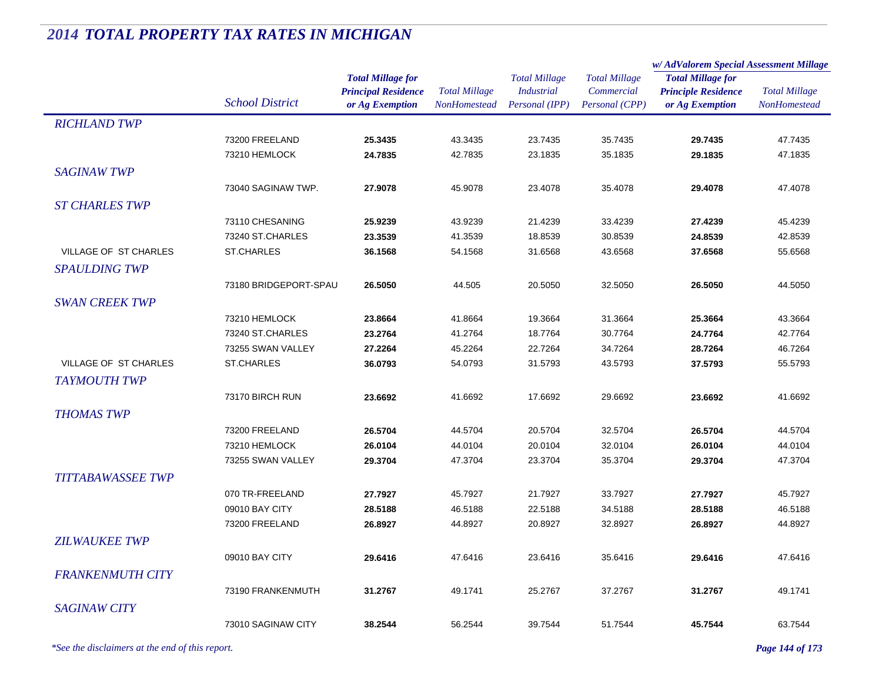# 2014 TOTAL PROPERTY TAX RATES IN MICHIGAN

| | School District | Total Millage for Principal Residence or Ag Exemption | Total Millage NonHomestead | Total Millage Industrial Personal (IPP) | Total Millage Commercial Personal (CPP) | w/ AdValorem Special Assessment Millage: Total Millage for Principle Residence or Ag Exemption | w/ AdValorem Special Assessment Millage: Total Millage NonHomestead |
|---|---|---|---|---|---|---|---|
| *RICHLAND TWP* | | | | | | | |
| | 73200 FREELAND | **25.3435** | 43.3435 | 23.7435 | 35.7435 | **29.7435** | 47.7435 |
| | 73210 HEMLOCK | **24.7835** | 42.7835 | 23.1835 | 35.1835 | **29.1835** | 47.1835 |
| *SAGINAW TWP* | | | | | | | |
| | 73040 SAGINAW TWP. | **27.9078** | 45.9078 | 23.4078 | 35.4078 | **29.4078** | 47.4078 |
| *ST CHARLES TWP* | | | | | | | |
| | 73110 CHESANING | **25.9239** | 43.9239 | 21.4239 | 33.4239 | **27.4239** | 45.4239 |
| | 73240 ST.CHARLES | **23.3539** | 41.3539 | 18.8539 | 30.8539 | **24.8539** | 42.8539 |
| VILLAGE OF ST CHARLES | ST.CHARLES | **36.1568** | 54.1568 | 31.6568 | 43.6568 | **37.6568** | 55.6568 |
| *SPAULDING TWP* | | | | | | | |
| | 73180 BRIDGEPORT-SPAU | **26.5050** | 44.505 | 20.5050 | 32.5050 | **26.5050** | 44.5050 |
| *SWAN CREEK TWP* | | | | | | | |
| | 73210 HEMLOCK | **23.8664** | 41.8664 | 19.3664 | 31.3664 | **25.3664** | 43.3664 |
| | 73240 ST.CHARLES | **23.2764** | 41.2764 | 18.7764 | 30.7764 | **24.7764** | 42.7764 |
| | 73255 SWAN VALLEY | **27.2264** | 45.2264 | 22.7264 | 34.7264 | **28.7264** | 46.7264 |
| VILLAGE OF ST CHARLES | ST.CHARLES | **36.0793** | 54.0793 | 31.5793 | 43.5793 | **37.5793** | 55.5793 |
| *TAYMOUTH TWP* | | | | | | | |
| | 73170 BIRCH RUN | **23.6692** | 41.6692 | 17.6692 | 29.6692 | **23.6692** | 41.6692 |
| *THOMAS TWP* | | | | | | | |
| | 73200 FREELAND | **26.5704** | 44.5704 | 20.5704 | 32.5704 | **26.5704** | 44.5704 |
| | 73210 HEMLOCK | **26.0104** | 44.0104 | 20.0104 | 32.0104 | **26.0104** | 44.0104 |
| | 73255 SWAN VALLEY | **29.3704** | 47.3704 | 23.3704 | 35.3704 | **29.3704** | 47.3704 |
| *TITTABAWASSEE TWP* | | | | | | | |
| | 070 TR-FREELAND | **27.7927** | 45.7927 | 21.7927 | 33.7927 | **27.7927** | 45.7927 |
| | 09010 BAY CITY | **28.5188** | 46.5188 | 22.5188 | 34.5188 | **28.5188** | 46.5188 |
| | 73200 FREELAND | **26.8927** | 44.8927 | 20.8927 | 32.8927 | **26.8927** | 44.8927 |
| *ZILWAUKEE TWP* | | | | | | | |
| | 09010 BAY CITY | **29.6416** | 47.6416 | 23.6416 | 35.6416 | **29.6416** | 47.6416 |
| *FRANKENMUTH CITY* | | | | | | | |
| | 73190 FRANKENMUTH | **31.2767** | 49.1741 | 25.2767 | 37.2767 | **31.2767** | 49.1741 |
| *SAGINAW CITY* | | | | | | | |
| | 73010 SAGINAW CITY | **38.2544** | 56.2544 | 39.7544 | 51.7544 | **45.7544** | 63.7544 |

*\*See the disclaimers at the end of this report.*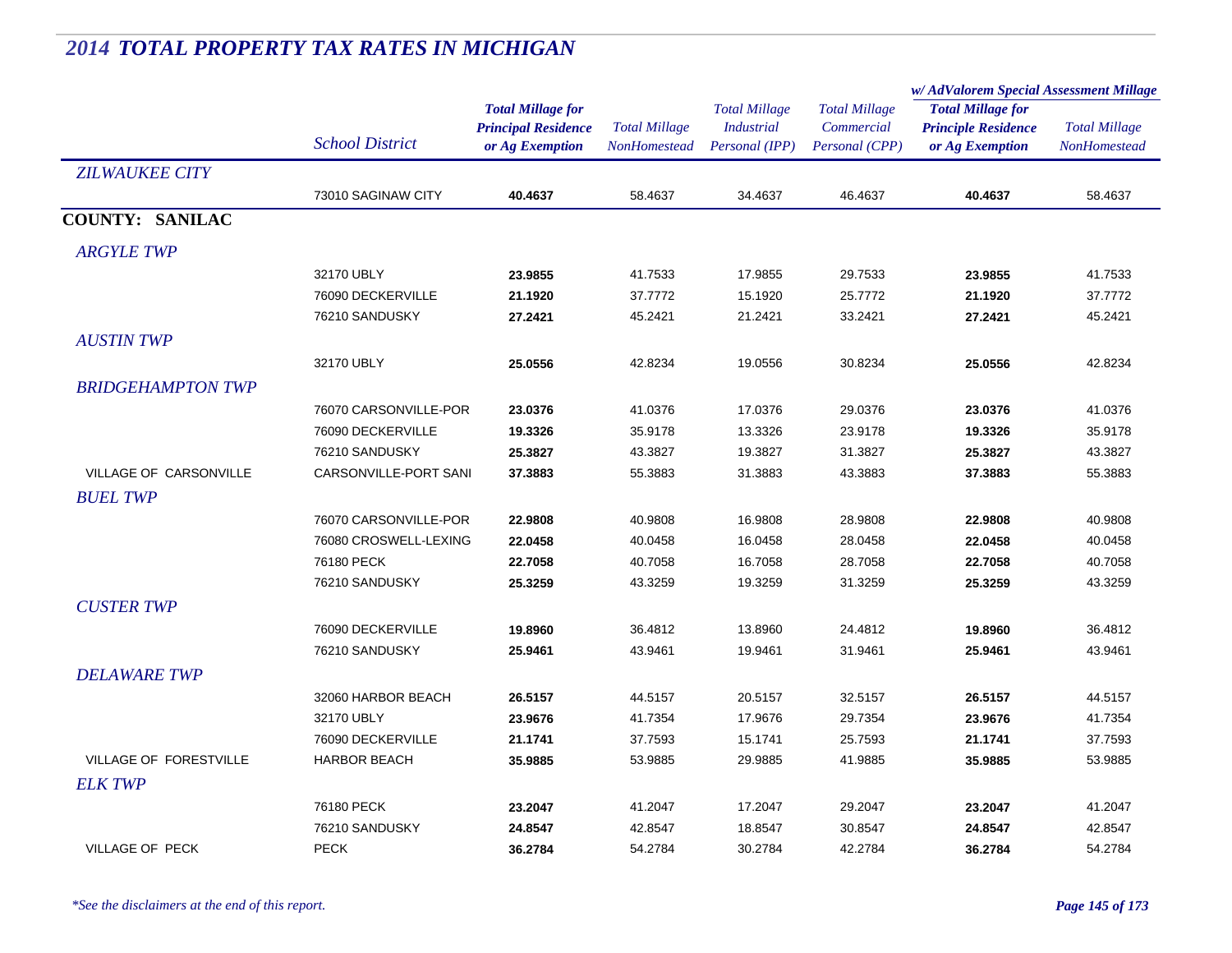# 2014 TOTAL PROPERTY TAX RATES IN MICHIGAN

| | School District | Total Millage for Principal Residence or Ag Exemption | Total Millage NonHomestead | Total Millage Industrial Personal (IPP) | Total Millage Commercial Personal (CPP) | w/ AdValorem Special Assessment Millage: Total Millage for Principle Residence or Ag Exemption | w/ AdValorem Special Assessment Millage: Total Millage NonHomestead |
|---|---|---|---|---|---|---|---|
| *ZILWAUKEE CITY* | | | | | | | |
| | 73010 SAGINAW CITY | **40.4637** | 58.4637 | 34.4637 | 46.4637 | **40.4637** | 58.4637 |
| **COUNTY: SANILAC** | | | | | | | |
| *ARGYLE TWP* | | | | | | | |
| | 32170 UBLY | **23.9855** | 41.7533 | 17.9855 | 29.7533 | **23.9855** | 41.7533 |
| | 76090 DECKERVILLE | **21.1920** | 37.7772 | 15.1920 | 25.7772 | **21.1920** | 37.7772 |
| | 76210 SANDUSKY | **27.2421** | 45.2421 | 21.2421 | 33.2421 | **27.2421** | 45.2421 |
| *AUSTIN TWP* | | | | | | | |
| | 32170 UBLY | **25.0556** | 42.8234 | 19.0556 | 30.8234 | **25.0556** | 42.8234 |
| *BRIDGEHAMPTON TWP* | | | | | | | |
| | 76070 CARSONVILLE-POR | **23.0376** | 41.0376 | 17.0376 | 29.0376 | **23.0376** | 41.0376 |
| | 76090 DECKERVILLE | **19.3326** | 35.9178 | 13.3326 | 23.9178 | **19.3326** | 35.9178 |
| | 76210 SANDUSKY | **25.3827** | 43.3827 | 19.3827 | 31.3827 | **25.3827** | 43.3827 |
| VILLAGE OF CARSONVILLE | CARSONVILLE-PORT SANI | **37.3883** | 55.3883 | 31.3883 | 43.3883 | **37.3883** | 55.3883 |
| *BUEL TWP* | | | | | | | |
| | 76070 CARSONVILLE-POR | **22.9808** | 40.9808 | 16.9808 | 28.9808 | **22.9808** | 40.9808 |
| | 76080 CROSWELL-LEXING | **22.0458** | 40.0458 | 16.0458 | 28.0458 | **22.0458** | 40.0458 |
| | 76180 PECK | **22.7058** | 40.7058 | 16.7058 | 28.7058 | **22.7058** | 40.7058 |
| | 76210 SANDUSKY | **25.3259** | 43.3259 | 19.3259 | 31.3259 | **25.3259** | 43.3259 |
| *CUSTER TWP* | | | | | | | |
| | 76090 DECKERVILLE | **19.8960** | 36.4812 | 13.8960 | 24.4812 | **19.8960** | 36.4812 |
| | 76210 SANDUSKY | **25.9461** | 43.9461 | 19.9461 | 31.9461 | **25.9461** | 43.9461 |
| *DELAWARE TWP* | | | | | | | |
| | 32060 HARBOR BEACH | **26.5157** | 44.5157 | 20.5157 | 32.5157 | **26.5157** | 44.5157 |
| | 32170 UBLY | **23.9676** | 41.7354 | 17.9676 | 29.7354 | **23.9676** | 41.7354 |
| | 76090 DECKERVILLE | **21.1741** | 37.7593 | 15.1741 | 25.7593 | **21.1741** | 37.7593 |
| VILLAGE OF FORESTVILLE | HARBOR BEACH | **35.9885** | 53.9885 | 29.9885 | 41.9885 | **35.9885** | 53.9885 |
| *ELK TWP* | | | | | | | |
| | 76180 PECK | **23.2047** | 41.2047 | 17.2047 | 29.2047 | **23.2047** | 41.2047 |
| | 76210 SANDUSKY | **24.8547** | 42.8547 | 18.8547 | 30.8547 | **24.8547** | 42.8547 |
| VILLAGE OF PECK | PECK | **36.2784** | 54.2784 | 30.2784 | 42.2784 | **36.2784** | 54.2784 |

*\*See the disclaimers at the end of this report.*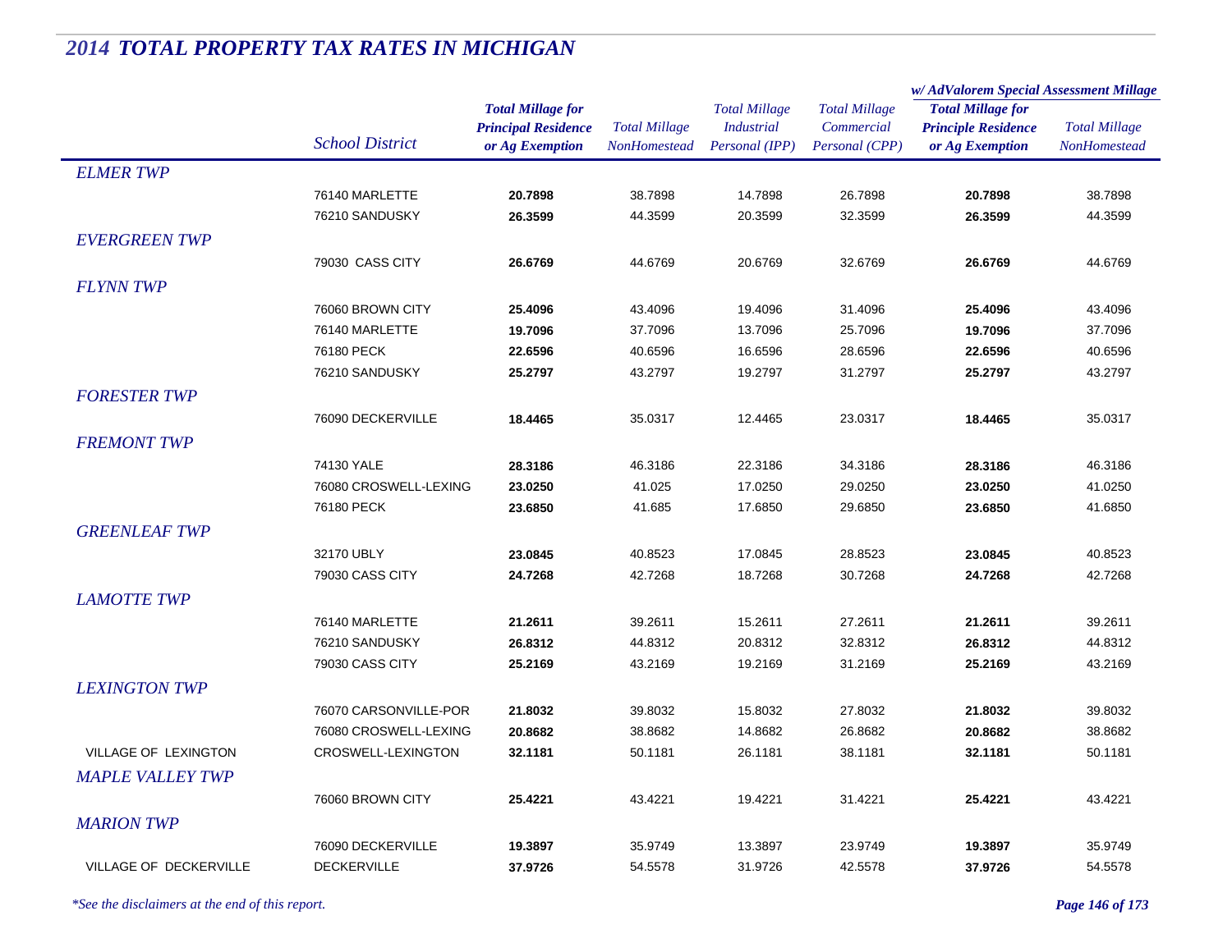# *2014 TOTAL PROPERTY TAX RATES IN MICHIGAN*

| | School District | Total Millage for Principal Residence or Ag Exemption | Total Millage NonHomestead | Total Millage Industrial Personal (IPP) | Total Millage Commercial Personal (CPP) | w/ AdValorem Special Assessment Millage: Total Millage for Principle Residence or Ag Exemption | w/ AdValorem Special Assessment Millage: Total Millage NonHomestead |
|---|---|---|---|---|---|---|---|
| ***ELMER TWP*** | | | | | | | |
| | 76140 MARLETTE | **20.7898** | 38.7898 | 14.7898 | 26.7898 | **20.7898** | 38.7898 |
| | 76210 SANDUSKY | **26.3599** | 44.3599 | 20.3599 | 32.3599 | **26.3599** | 44.3599 |
| ***EVERGREEN TWP*** | | | | | | | |
| | 79030 CASS CITY | **26.6769** | 44.6769 | 20.6769 | 32.6769 | **26.6769** | 44.6769 |
| ***FLYNN TWP*** | | | | | | | |
| | 76060 BROWN CITY | **25.4096** | 43.4096 | 19.4096 | 31.4096 | **25.4096** | 43.4096 |
| | 76140 MARLETTE | **19.7096** | 37.7096 | 13.7096 | 25.7096 | **19.7096** | 37.7096 |
| | 76180 PECK | **22.6596** | 40.6596 | 16.6596 | 28.6596 | **22.6596** | 40.6596 |
| | 76210 SANDUSKY | **25.2797** | 43.2797 | 19.2797 | 31.2797 | **25.2797** | 43.2797 |
| ***FORESTER TWP*** | | | | | | | |
| | 76090 DECKERVILLE | **18.4465** | 35.0317 | 12.4465 | 23.0317 | **18.4465** | 35.0317 |
| ***FREMONT TWP*** | | | | | | | |
| | 74130 YALE | **28.3186** | 46.3186 | 22.3186 | 34.3186 | **28.3186** | 46.3186 |
| | 76080 CROSWELL-LEXING | **23.0250** | 41.025 | 17.0250 | 29.0250 | **23.0250** | 41.0250 |
| | 76180 PECK | **23.6850** | 41.685 | 17.6850 | 29.6850 | **23.6850** | 41.6850 |
| ***GREENLEAF TWP*** | | | | | | | |
| | 32170 UBLY | **23.0845** | 40.8523 | 17.0845 | 28.8523 | **23.0845** | 40.8523 |
| | 79030 CASS CITY | **24.7268** | 42.7268 | 18.7268 | 30.7268 | **24.7268** | 42.7268 |
| ***LAMOTTE TWP*** | | | | | | | |
| | 76140 MARLETTE | **21.2611** | 39.2611 | 15.2611 | 27.2611 | **21.2611** | 39.2611 |
| | 76210 SANDUSKY | **26.8312** | 44.8312 | 20.8312 | 32.8312 | **26.8312** | 44.8312 |
| | 79030 CASS CITY | **25.2169** | 43.2169 | 19.2169 | 31.2169 | **25.2169** | 43.2169 |
| ***LEXINGTON TWP*** | | | | | | | |
| | 76070 CARSONVILLE-POR | **21.8032** | 39.8032 | 15.8032 | 27.8032 | **21.8032** | 39.8032 |
| | 76080 CROSWELL-LEXING | **20.8682** | 38.8682 | 14.8682 | 26.8682 | **20.8682** | 38.8682 |
| VILLAGE OF LEXINGTON | CROSWELL-LEXINGTON | **32.1181** | 50.1181 | 26.1181 | 38.1181 | **32.1181** | 50.1181 |
| ***MAPLE VALLEY TWP*** | | | | | | | |
| | 76060 BROWN CITY | **25.4221** | 43.4221 | 19.4221 | 31.4221 | **25.4221** | 43.4221 |
| ***MARION TWP*** | | | | | | | |
| | 76090 DECKERVILLE | **19.3897** | 35.9749 | 13.3897 | 23.9749 | **19.3897** | 35.9749 |
| VILLAGE OF DECKERVILLE | DECKERVILLE | **37.9726** | 54.5578 | 31.9726 | 42.5578 | **37.9726** | 54.5578 |

*\*See the disclaimers at the end of this report.*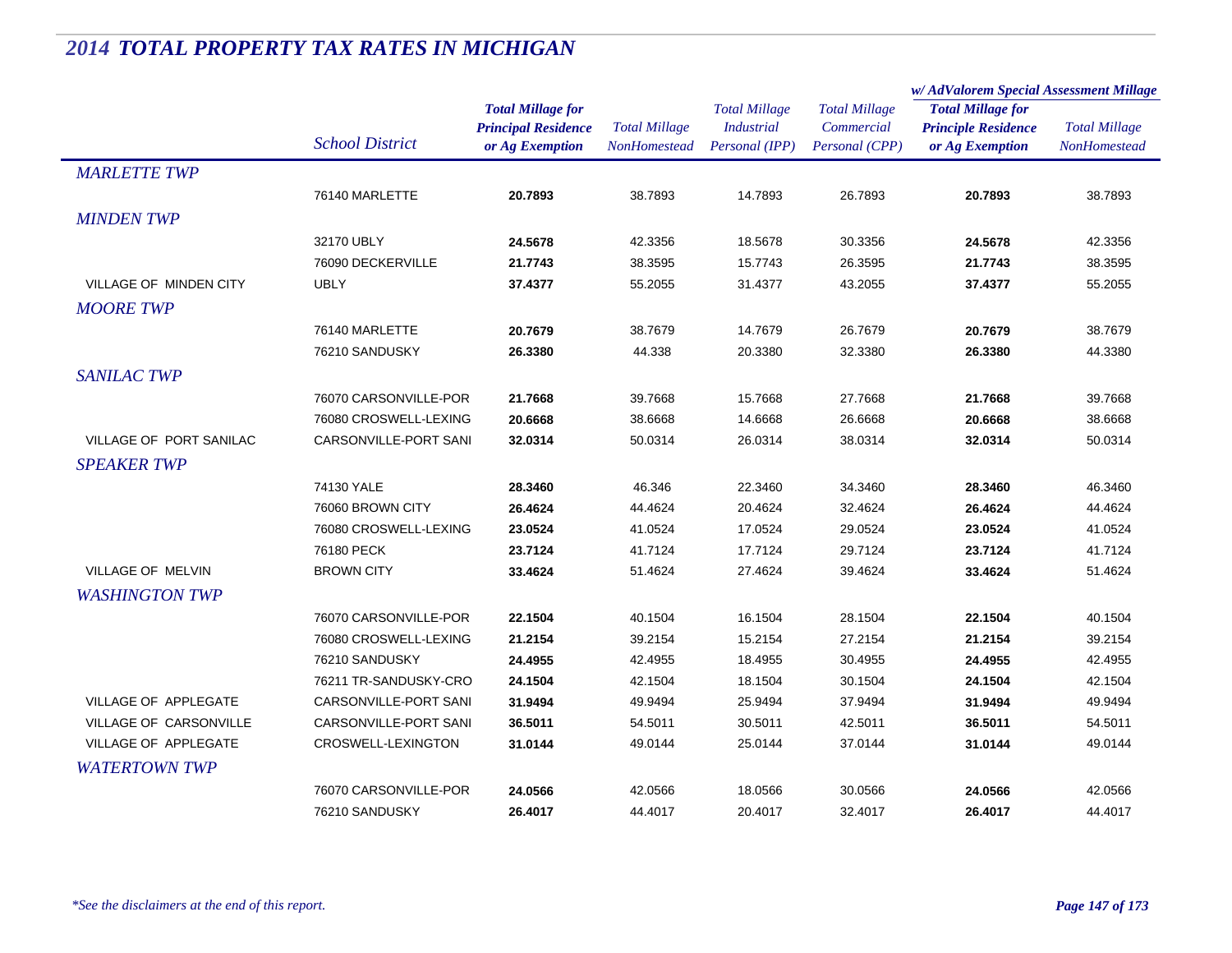# 2014 TOTAL PROPERTY TAX RATES IN MICHIGAN

| | School District | Total Millage for Principal Residence or Ag Exemption | Total Millage NonHomestead | Total Millage Industrial Personal (IPP) | Total Millage Commercial Personal (CPP) | w/ AdValorem Special Assessment Millage: Total Millage for Principle Residence or Ag Exemption | w/ AdValorem Special Assessment Millage: Total Millage NonHomestead |
|---|---|---|---|---|---|---|---|
| *MARLETTE TWP* | | | | | | | |
| | 76140 MARLETTE | **20.7893** | 38.7893 | 14.7893 | 26.7893 | **20.7893** | 38.7893 |
| *MINDEN TWP* | | | | | | | |
| | 32170 UBLY | **24.5678** | 42.3356 | 18.5678 | 30.3356 | **24.5678** | 42.3356 |
| | 76090 DECKERVILLE | **21.7743** | 38.3595 | 15.7743 | 26.3595 | **21.7743** | 38.3595 |
| VILLAGE OF MINDEN CITY | UBLY | **37.4377** | 55.2055 | 31.4377 | 43.2055 | **37.4377** | 55.2055 |
| *MOORE TWP* | | | | | | | |
| | 76140 MARLETTE | **20.7679** | 38.7679 | 14.7679 | 26.7679 | **20.7679** | 38.7679 |
| | 76210 SANDUSKY | **26.3380** | 44.338 | 20.3380 | 32.3380 | **26.3380** | 44.3380 |
| *SANILAC TWP* | | | | | | | |
| | 76070 CARSONVILLE-POR | **21.7668** | 39.7668 | 15.7668 | 27.7668 | **21.7668** | 39.7668 |
| | 76080 CROSWELL-LEXING | **20.6668** | 38.6668 | 14.6668 | 26.6668 | **20.6668** | 38.6668 |
| VILLAGE OF PORT SANILAC | CARSONVILLE-PORT SANI | **32.0314** | 50.0314 | 26.0314 | 38.0314 | **32.0314** | 50.0314 |
| *SPEAKER TWP* | | | | | | | |
| | 74130 YALE | **28.3460** | 46.346 | 22.3460 | 34.3460 | **28.3460** | 46.3460 |
| | 76060 BROWN CITY | **26.4624** | 44.4624 | 20.4624 | 32.4624 | **26.4624** | 44.4624 |
| | 76080 CROSWELL-LEXING | **23.0524** | 41.0524 | 17.0524 | 29.0524 | **23.0524** | 41.0524 |
| | 76180 PECK | **23.7124** | 41.7124 | 17.7124 | 29.7124 | **23.7124** | 41.7124 |
| VILLAGE OF MELVIN | BROWN CITY | **33.4624** | 51.4624 | 27.4624 | 39.4624 | **33.4624** | 51.4624 |
| *WASHINGTON TWP* | | | | | | | |
| | 76070 CARSONVILLE-POR | **22.1504** | 40.1504 | 16.1504 | 28.1504 | **22.1504** | 40.1504 |
| | 76080 CROSWELL-LEXING | **21.2154** | 39.2154 | 15.2154 | 27.2154 | **21.2154** | 39.2154 |
| | 76210 SANDUSKY | **24.4955** | 42.4955 | 18.4955 | 30.4955 | **24.4955** | 42.4955 |
| | 76211 TR-SANDUSKY-CRO | **24.1504** | 42.1504 | 18.1504 | 30.1504 | **24.1504** | 42.1504 |
| VILLAGE OF APPLEGATE | CARSONVILLE-PORT SANI | **31.9494** | 49.9494 | 25.9494 | 37.9494 | **31.9494** | 49.9494 |
| VILLAGE OF CARSONVILLE | CARSONVILLE-PORT SANI | **36.5011** | 54.5011 | 30.5011 | 42.5011 | **36.5011** | 54.5011 |
| VILLAGE OF APPLEGATE | CROSWELL-LEXINGTON | **31.0144** | 49.0144 | 25.0144 | 37.0144 | **31.0144** | 49.0144 |
| *WATERTOWN TWP* | | | | | | | |
| | 76070 CARSONVILLE-POR | **24.0566** | 42.0566 | 18.0566 | 30.0566 | **24.0566** | 42.0566 |
| | 76210 SANDUSKY | **26.4017** | 44.4017 | 20.4017 | 32.4017 | **26.4017** | 44.4017 |

*\*See the disclaimers at the end of this report.*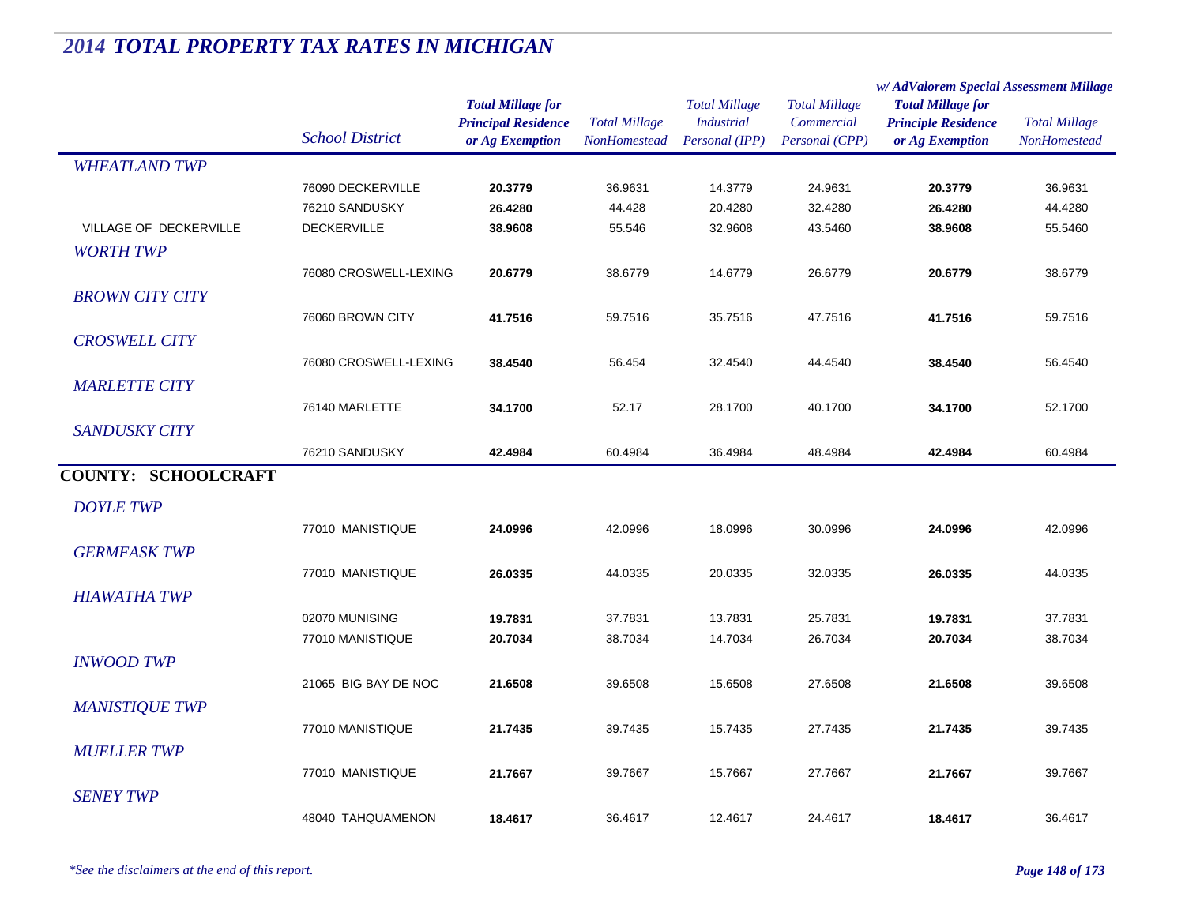# 2014 TOTAL PROPERTY TAX RATES IN MICHIGAN

| | School District | Total Millage for Principal Residence or Ag Exemption | Total Millage NonHomestead | Total Millage Industrial Personal (IPP) | Total Millage Commercial Personal (CPP) | w/ AdValorem Special Assessment Millage: Total Millage for Principle Residence or Ag Exemption | w/ AdValorem Special Assessment Millage: Total Millage NonHomestead |
|---|---|---|---|---|---|---|---|
| *WHEATLAND TWP* | | | | | | | |
| | 76090 DECKERVILLE | **20.3779** | 36.9631 | 14.3779 | 24.9631 | **20.3779** | 36.9631 |
| | 76210 SANDUSKY | **26.4280** | 44.428 | 20.4280 | 32.4280 | **26.4280** | 44.4280 |
| VILLAGE OF DECKERVILLE | DECKERVILLE | **38.9608** | 55.546 | 32.9608 | 43.5460 | **38.9608** | 55.5460 |
| *WORTH TWP* | | | | | | | |
| | 76080 CROSWELL-LEXING | **20.6779** | 38.6779 | 14.6779 | 26.6779 | **20.6779** | 38.6779 |
| *BROWN CITY CITY* | | | | | | | |
| | 76060 BROWN CITY | **41.7516** | 59.7516 | 35.7516 | 47.7516 | **41.7516** | 59.7516 |
| *CROSWELL CITY* | | | | | | | |
| | 76080 CROSWELL-LEXING | **38.4540** | 56.454 | 32.4540 | 44.4540 | **38.4540** | 56.4540 |
| *MARLETTE CITY* | | | | | | | |
| | 76140 MARLETTE | **34.1700** | 52.17 | 28.1700 | 40.1700 | **34.1700** | 52.1700 |
| *SANDUSKY CITY* | | | | | | | |
| | 76210 SANDUSKY | **42.4984** | 60.4984 | 36.4984 | 48.4984 | **42.4984** | 60.4984 |
| **COUNTY: SCHOOLCRAFT** | | | | | | | |
| *DOYLE TWP* | | | | | | | |
| | 77010 MANISTIQUE | **24.0996** | 42.0996 | 18.0996 | 30.0996 | **24.0996** | 42.0996 |
| *GERMFASK TWP* | | | | | | | |
| | 77010 MANISTIQUE | **26.0335** | 44.0335 | 20.0335 | 32.0335 | **26.0335** | 44.0335 |
| *HIAWATHA TWP* | | | | | | | |
| | 02070 MUNISING | **19.7831** | 37.7831 | 13.7831 | 25.7831 | **19.7831** | 37.7831 |
| | 77010 MANISTIQUE | **20.7034** | 38.7034 | 14.7034 | 26.7034 | **20.7034** | 38.7034 |
| *INWOOD TWP* | | | | | | | |
| | 21065 BIG BAY DE NOC | **21.6508** | 39.6508 | 15.6508 | 27.6508 | **21.6508** | 39.6508 |
| *MANISTIQUE TWP* | | | | | | | |
| | 77010 MANISTIQUE | **21.7435** | 39.7435 | 15.7435 | 27.7435 | **21.7435** | 39.7435 |
| *MUELLER TWP* | | | | | | | |
| | 77010 MANISTIQUE | **21.7667** | 39.7667 | 15.7667 | 27.7667 | **21.7667** | 39.7667 |
| *SENEY TWP* | | | | | | | |
| | 48040 TAHQUAMENON | **18.4617** | 36.4617 | 12.4617 | 24.4617 | **18.4617** | 36.4617 |

*\*See the disclaimers at the end of this report.*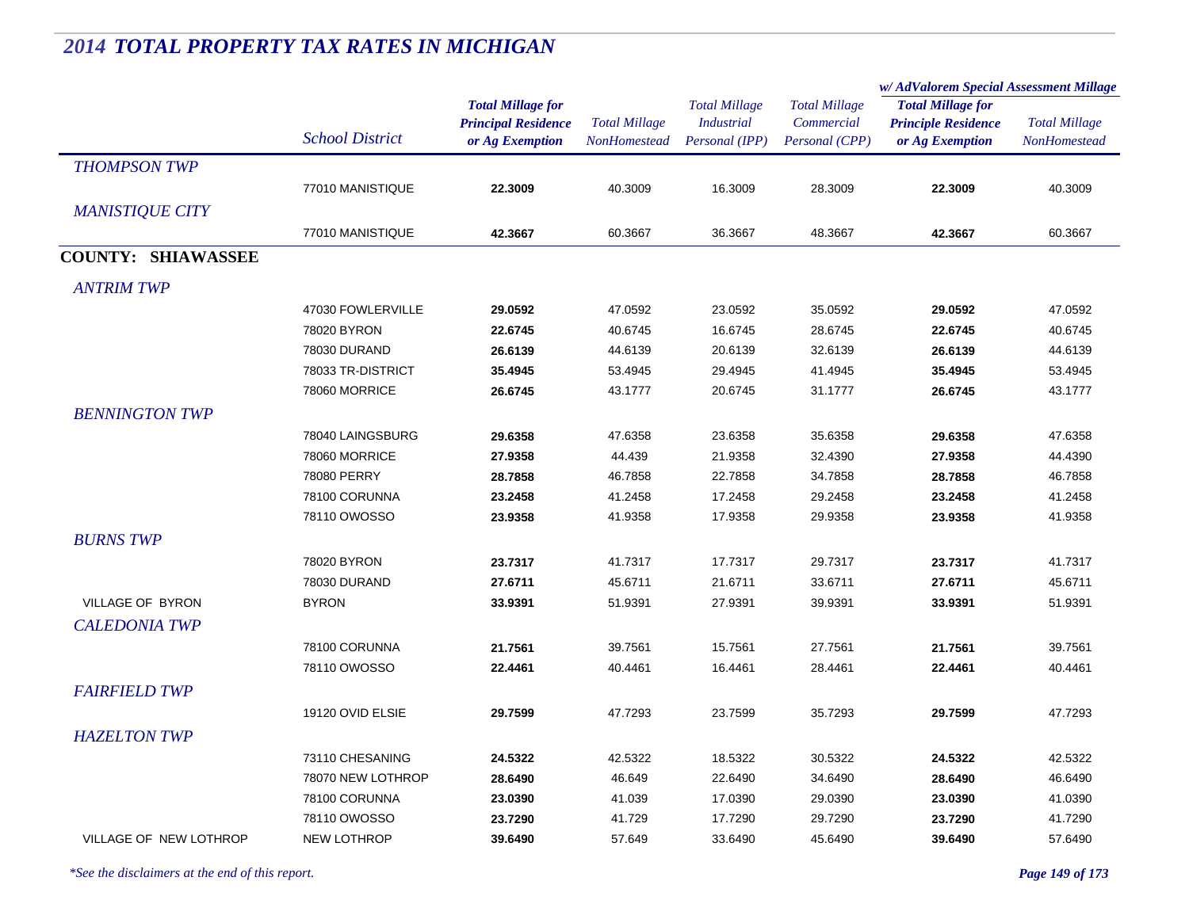## 2014 TOTAL PROPERTY TAX RATES IN MICHIGAN

| | School District | Total Millage for Principal Residence or Ag Exemption | Total Millage NonHomestead | Total Millage Industrial Personal (IPP) | Total Millage Commercial Personal (CPP) | w/ AdValorem Special Assessment Millage: Total Millage for Principle Residence or Ag Exemption | w/ AdValorem Special Assessment Millage: Total Millage NonHomestead |
|---|---|---|---|---|---|---|---|
| *THOMPSON TWP* | | | | | | | |
| | 77010 MANISTIQUE | **22.3009** | 40.3009 | 16.3009 | 28.3009 | **22.3009** | 40.3009 |
| *MANISTIQUE CITY* | | | | | | | |
| | 77010 MANISTIQUE | **42.3667** | 60.3667 | 36.3667 | 48.3667 | **42.3667** | 60.3667 |
| **COUNTY: SHIAWASSEE** | | | | | | | |
| *ANTRIM TWP* | | | | | | | |
| | 47030 FOWLERVILLE | **29.0592** | 47.0592 | 23.0592 | 35.0592 | **29.0592** | 47.0592 |
| | 78020 BYRON | **22.6745** | 40.6745 | 16.6745 | 28.6745 | **22.6745** | 40.6745 |
| | 78030 DURAND | **26.6139** | 44.6139 | 20.6139 | 32.6139 | **26.6139** | 44.6139 |
| | 78033 TR-DISTRICT | **35.4945** | 53.4945 | 29.4945 | 41.4945 | **35.4945** | 53.4945 |
| | 78060 MORRICE | **26.6745** | 43.1777 | 20.6745 | 31.1777 | **26.6745** | 43.1777 |
| *BENNINGTON TWP* | | | | | | | |
| | 78040 LAINGSBURG | **29.6358** | 47.6358 | 23.6358 | 35.6358 | **29.6358** | 47.6358 |
| | 78060 MORRICE | **27.9358** | 44.439 | 21.9358 | 32.4390 | **27.9358** | 44.4390 |
| | 78080 PERRY | **28.7858** | 46.7858 | 22.7858 | 34.7858 | **28.7858** | 46.7858 |
| | 78100 CORUNNA | **23.2458** | 41.2458 | 17.2458 | 29.2458 | **23.2458** | 41.2458 |
| | 78110 OWOSSO | **23.9358** | 41.9358 | 17.9358 | 29.9358 | **23.9358** | 41.9358 |
| *BURNS TWP* | | | | | | | |
| | 78020 BYRON | **23.7317** | 41.7317 | 17.7317 | 29.7317 | **23.7317** | 41.7317 |
| | 78030 DURAND | **27.6711** | 45.6711 | 21.6711 | 33.6711 | **27.6711** | 45.6711 |
| VILLAGE OF BYRON | BYRON | **33.9391** | 51.9391 | 27.9391 | 39.9391 | **33.9391** | 51.9391 |
| *CALEDONIA TWP* | | | | | | | |
| | 78100 CORUNNA | **21.7561** | 39.7561 | 15.7561 | 27.7561 | **21.7561** | 39.7561 |
| | 78110 OWOSSO | **22.4461** | 40.4461 | 16.4461 | 28.4461 | **22.4461** | 40.4461 |
| *FAIRFIELD TWP* | | | | | | | |
| | 19120 OVID ELSIE | **29.7599** | 47.7293 | 23.7599 | 35.7293 | **29.7599** | 47.7293 |
| *HAZELTON TWP* | | | | | | | |
| | 73110 CHESANING | **24.5322** | 42.5322 | 18.5322 | 30.5322 | **24.5322** | 42.5322 |
| | 78070 NEW LOTHROP | **28.6490** | 46.649 | 22.6490 | 34.6490 | **28.6490** | 46.6490 |
| | 78100 CORUNNA | **23.0390** | 41.039 | 17.0390 | 29.0390 | **23.0390** | 41.0390 |
| | 78110 OWOSSO | **23.7290** | 41.729 | 17.7290 | 29.7290 | **23.7290** | 41.7290 |
| VILLAGE OF NEW LOTHROP | NEW LOTHROP | **39.6490** | 57.649 | 33.6490 | 45.6490 | **39.6490** | 57.6490 |

*\*See the disclaimers at the end of this report.*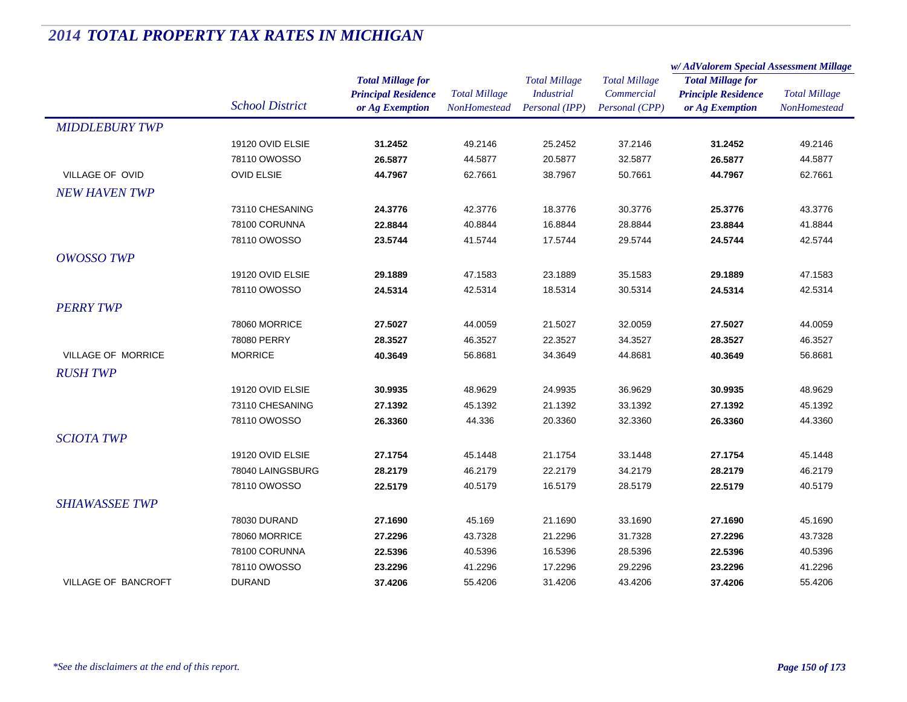# 2014 TOTAL PROPERTY TAX RATES IN MICHIGAN

| | School District | Total Millage for Principal Residence or Ag Exemption | Total Millage NonHomestead | Total Millage Industrial Personal (IPP) | Total Millage Commercial Personal (CPP) | w/ AdValorem Special Assessment Millage Total Millage for Principle Residence or Ag Exemption | w/ AdValorem Special Assessment Millage Total Millage NonHomestead |
|---|---|---|---|---|---|---|---|
| *MIDDLEBURY TWP* | | | | | | | |
| | 19120 OVID ELSIE | **31.2452** | 49.2146 | 25.2452 | 37.2146 | **31.2452** | 49.2146 |
| | 78110 OWOSSO | **26.5877** | 44.5877 | 20.5877 | 32.5877 | **26.5877** | 44.5877 |
| VILLAGE OF OVID | OVID ELSIE | **44.7967** | 62.7661 | 38.7967 | 50.7661 | **44.7967** | 62.7661 |
| *NEW HAVEN TWP* | | | | | | | |
| | 73110 CHESANING | **24.3776** | 42.3776 | 18.3776 | 30.3776 | **25.3776** | 43.3776 |
| | 78100 CORUNNA | **22.8844** | 40.8844 | 16.8844 | 28.8844 | **23.8844** | 41.8844 |
| | 78110 OWOSSO | **23.5744** | 41.5744 | 17.5744 | 29.5744 | **24.5744** | 42.5744 |
| *OWOSSO TWP* | | | | | | | |
| | 19120 OVID ELSIE | **29.1889** | 47.1583 | 23.1889 | 35.1583 | **29.1889** | 47.1583 |
| | 78110 OWOSSO | **24.5314** | 42.5314 | 18.5314 | 30.5314 | **24.5314** | 42.5314 |
| *PERRY TWP* | | | | | | | |
| | 78060 MORRICE | **27.5027** | 44.0059 | 21.5027 | 32.0059 | **27.5027** | 44.0059 |
| | 78080 PERRY | **28.3527** | 46.3527 | 22.3527 | 34.3527 | **28.3527** | 46.3527 |
| VILLAGE OF MORRICE | MORRICE | **40.3649** | 56.8681 | 34.3649 | 44.8681 | **40.3649** | 56.8681 |
| *RUSH TWP* | | | | | | | |
| | 19120 OVID ELSIE | **30.9935** | 48.9629 | 24.9935 | 36.9629 | **30.9935** | 48.9629 |
| | 73110 CHESANING | **27.1392** | 45.1392 | 21.1392 | 33.1392 | **27.1392** | 45.1392 |
| | 78110 OWOSSO | **26.3360** | 44.336 | 20.3360 | 32.3360 | **26.3360** | 44.3360 |
| *SCIOTA TWP* | | | | | | | |
| | 19120 OVID ELSIE | **27.1754** | 45.1448 | 21.1754 | 33.1448 | **27.1754** | 45.1448 |
| | 78040 LAINGSBURG | **28.2179** | 46.2179 | 22.2179 | 34.2179 | **28.2179** | 46.2179 |
| | 78110 OWOSSO | **22.5179** | 40.5179 | 16.5179 | 28.5179 | **22.5179** | 40.5179 |
| *SHIAWASSEE TWP* | | | | | | | |
| | 78030 DURAND | **27.1690** | 45.169 | 21.1690 | 33.1690 | **27.1690** | 45.1690 |
| | 78060 MORRICE | **27.2296** | 43.7328 | 21.2296 | 31.7328 | **27.2296** | 43.7328 |
| | 78100 CORUNNA | **22.5396** | 40.5396 | 16.5396 | 28.5396 | **22.5396** | 40.5396 |
| | 78110 OWOSSO | **23.2296** | 41.2296 | 17.2296 | 29.2296 | **23.2296** | 41.2296 |
| VILLAGE OF BANCROFT | DURAND | **37.4206** | 55.4206 | 31.4206 | 43.4206 | **37.4206** | 55.4206 |

*\*See the disclaimers at the end of this report.*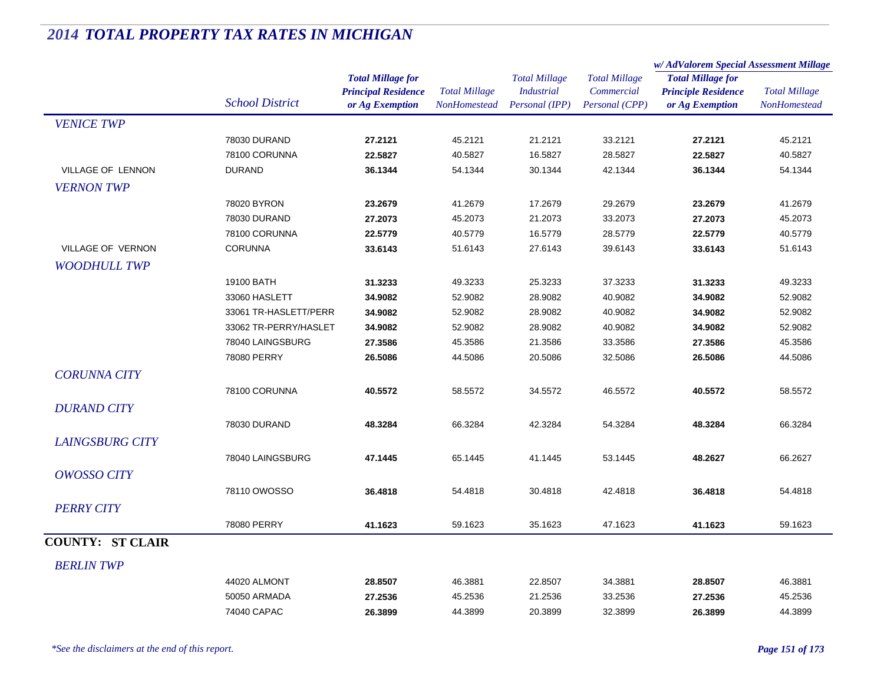# 2014 TOTAL PROPERTY TAX RATES IN MICHIGAN

| | School District | Total Millage for Principal Residence or Ag Exemption | Total Millage NonHomestead | Total Millage Industrial Personal (IPP) | Total Millage Commercial Personal (CPP) | w/ AdValorem Special Assessment Millage: Total Millage for Principle Residence or Ag Exemption | w/ AdValorem Special Assessment Millage: Total Millage NonHomestead |
|---|---|---|---|---|---|---|---|
| *VENICE TWP* | | | | | | | |
| | 78030 DURAND | **27.2121** | 45.2121 | 21.2121 | 33.2121 | **27.2121** | 45.2121 |
| | 78100 CORUNNA | **22.5827** | 40.5827 | 16.5827 | 28.5827 | **22.5827** | 40.5827 |
| VILLAGE OF LENNON | DURAND | **36.1344** | 54.1344 | 30.1344 | 42.1344 | **36.1344** | 54.1344 |
| *VERNON TWP* | | | | | | | |
| | 78020 BYRON | **23.2679** | 41.2679 | 17.2679 | 29.2679 | **23.2679** | 41.2679 |
| | 78030 DURAND | **27.2073** | 45.2073 | 21.2073 | 33.2073 | **27.2073** | 45.2073 |
| | 78100 CORUNNA | **22.5779** | 40.5779 | 16.5779 | 28.5779 | **22.5779** | 40.5779 |
| VILLAGE OF VERNON | CORUNNA | **33.6143** | 51.6143 | 27.6143 | 39.6143 | **33.6143** | 51.6143 |
| *WOODHULL TWP* | | | | | | | |
| | 19100 BATH | **31.3233** | 49.3233 | 25.3233 | 37.3233 | **31.3233** | 49.3233 |
| | 33060 HASLETT | **34.9082** | 52.9082 | 28.9082 | 40.9082 | **34.9082** | 52.9082 |
| | 33061 TR-HASLETT/PERR | **34.9082** | 52.9082 | 28.9082 | 40.9082 | **34.9082** | 52.9082 |
| | 33062 TR-PERRY/HASLET | **34.9082** | 52.9082 | 28.9082 | 40.9082 | **34.9082** | 52.9082 |
| | 78040 LAINGSBURG | **27.3586** | 45.3586 | 21.3586 | 33.3586 | **27.3586** | 45.3586 |
| | 78080 PERRY | **26.5086** | 44.5086 | 20.5086 | 32.5086 | **26.5086** | 44.5086 |
| *CORUNNA CITY* | | | | | | | |
| | 78100 CORUNNA | **40.5572** | 58.5572 | 34.5572 | 46.5572 | **40.5572** | 58.5572 |
| *DURAND CITY* | | | | | | | |
| | 78030 DURAND | **48.3284** | 66.3284 | 42.3284 | 54.3284 | **48.3284** | 66.3284 |
| *LAINGSBURG CITY* | | | | | | | |
| | 78040 LAINGSBURG | **47.1445** | 65.1445 | 41.1445 | 53.1445 | **48.2627** | 66.2627 |
| *OWOSSO CITY* | | | | | | | |
| | 78110 OWOSSO | **36.4818** | 54.4818 | 30.4818 | 42.4818 | **36.4818** | 54.4818 |
| *PERRY CITY* | | | | | | | |
| | 78080 PERRY | **41.1623** | 59.1623 | 35.1623 | 47.1623 | **41.1623** | 59.1623 |

## COUNTY: ST CLAIR

| | School District | Total Millage for Principal Residence or Ag Exemption | Total Millage NonHomestead | Total Millage Industrial Personal (IPP) | Total Millage Commercial Personal (CPP) | w/ AdValorem Special Assessment Millage: Total Millage for Principle Residence or Ag Exemption | w/ AdValorem Special Assessment Millage: Total Millage NonHomestead |
|---|---|---|---|---|---|---|---|
| *BERLIN TWP* | | | | | | | |
| | 44020 ALMONT | **28.8507** | 46.3881 | 22.8507 | 34.3881 | **28.8507** | 46.3881 |
| | 50050 ARMADA | **27.2536** | 45.2536 | 21.2536 | 33.2536 | **27.2536** | 45.2536 |
| | 74040 CAPAC | **26.3899** | 44.3899 | 20.3899 | 32.3899 | **26.3899** | 44.3899 |

*\*See the disclaimers at the end of this report.*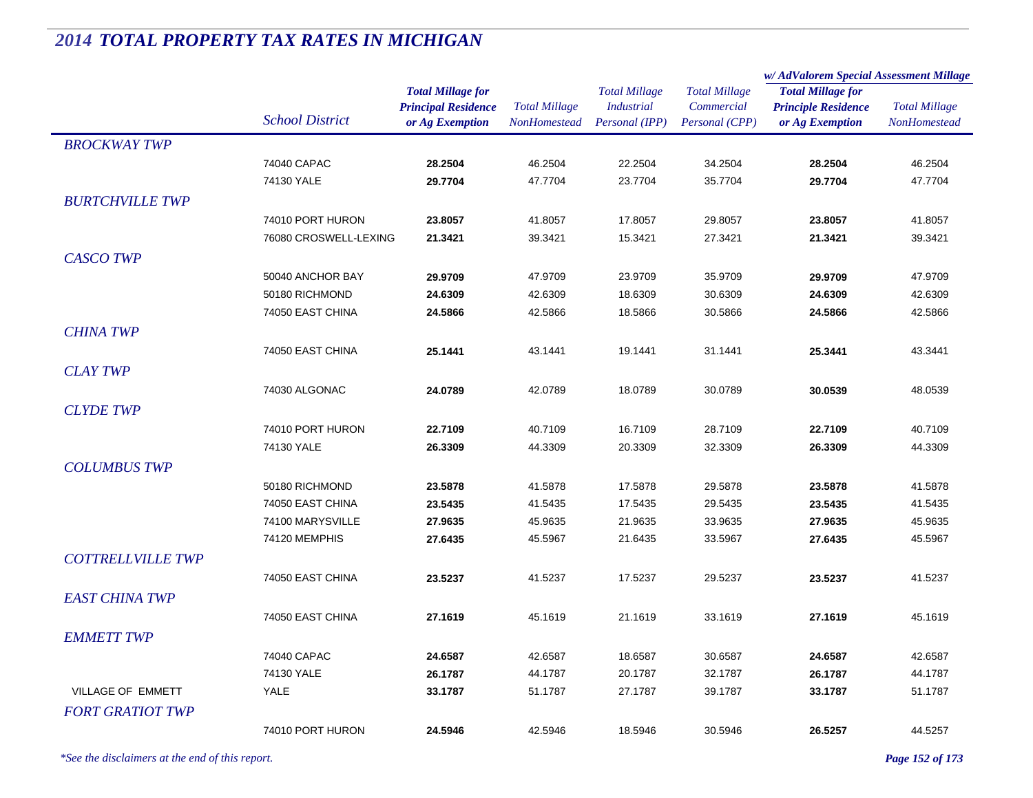# *2014 TOTAL PROPERTY TAX RATES IN MICHIGAN*

| | School District | Total Millage for Principal Residence or Ag Exemption | Total Millage NonHomestead | Total Millage Industrial Personal (IPP) | Total Millage Commercial Personal (CPP) | w/ AdValorem Special Assessment Millage: Total Millage for Principle Residence or Ag Exemption | w/ AdValorem Special Assessment Millage: Total Millage NonHomestead |
|---|---|---|---|---|---|---|---|
| *BROCKWAY TWP* | | | | | | | |
| | 74040 CAPAC | **28.2504** | 46.2504 | 22.2504 | 34.2504 | **28.2504** | 46.2504 |
| | 74130 YALE | **29.7704** | 47.7704 | 23.7704 | 35.7704 | **29.7704** | 47.7704 |
| *BURTCHVILLE TWP* | | | | | | | |
| | 74010 PORT HURON | **23.8057** | 41.8057 | 17.8057 | 29.8057 | **23.8057** | 41.8057 |
| | 76080 CROSWELL-LEXING | **21.3421** | 39.3421 | 15.3421 | 27.3421 | **21.3421** | 39.3421 |
| *CASCO TWP* | | | | | | | |
| | 50040 ANCHOR BAY | **29.9709** | 47.9709 | 23.9709 | 35.9709 | **29.9709** | 47.9709 |
| | 50180 RICHMOND | **24.6309** | 42.6309 | 18.6309 | 30.6309 | **24.6309** | 42.6309 |
| | 74050 EAST CHINA | **24.5866** | 42.5866 | 18.5866 | 30.5866 | **24.5866** | 42.5866 |
| *CHINA TWP* | | | | | | | |
| | 74050 EAST CHINA | **25.1441** | 43.1441 | 19.1441 | 31.1441 | **25.3441** | 43.3441 |
| *CLAY TWP* | | | | | | | |
| | 74030 ALGONAC | **24.0789** | 42.0789 | 18.0789 | 30.0789 | **30.0539** | 48.0539 |
| *CLYDE TWP* | | | | | | | |
| | 74010 PORT HURON | **22.7109** | 40.7109 | 16.7109 | 28.7109 | **22.7109** | 40.7109 |
| | 74130 YALE | **26.3309** | 44.3309 | 20.3309 | 32.3309 | **26.3309** | 44.3309 |
| *COLUMBUS TWP* | | | | | | | |
| | 50180 RICHMOND | **23.5878** | 41.5878 | 17.5878 | 29.5878 | **23.5878** | 41.5878 |
| | 74050 EAST CHINA | **23.5435** | 41.5435 | 17.5435 | 29.5435 | **23.5435** | 41.5435 |
| | 74100 MARYSVILLE | **27.9635** | 45.9635 | 21.9635 | 33.9635 | **27.9635** | 45.9635 |
| | 74120 MEMPHIS | **27.6435** | 45.5967 | 21.6435 | 33.5967 | **27.6435** | 45.5967 |
| *COTTRELLVILLE TWP* | | | | | | | |
| | 74050 EAST CHINA | **23.5237** | 41.5237 | 17.5237 | 29.5237 | **23.5237** | 41.5237 |
| *EAST CHINA TWP* | | | | | | | |
| | 74050 EAST CHINA | **27.1619** | 45.1619 | 21.1619 | 33.1619 | **27.1619** | 45.1619 |
| *EMMETT TWP* | | | | | | | |
| | 74040 CAPAC | **24.6587** | 42.6587 | 18.6587 | 30.6587 | **24.6587** | 42.6587 |
| | 74130 YALE | **26.1787** | 44.1787 | 20.1787 | 32.1787 | **26.1787** | 44.1787 |
| VILLAGE OF EMMETT | YALE | **33.1787** | 51.1787 | 27.1787 | 39.1787 | **33.1787** | 51.1787 |
| *FORT GRATIOT TWP* | | | | | | | |
| | 74010 PORT HURON | **24.5946** | 42.5946 | 18.5946 | 30.5946 | **26.5257** | 44.5257 |

*\*See the disclaimers at the end of this report.*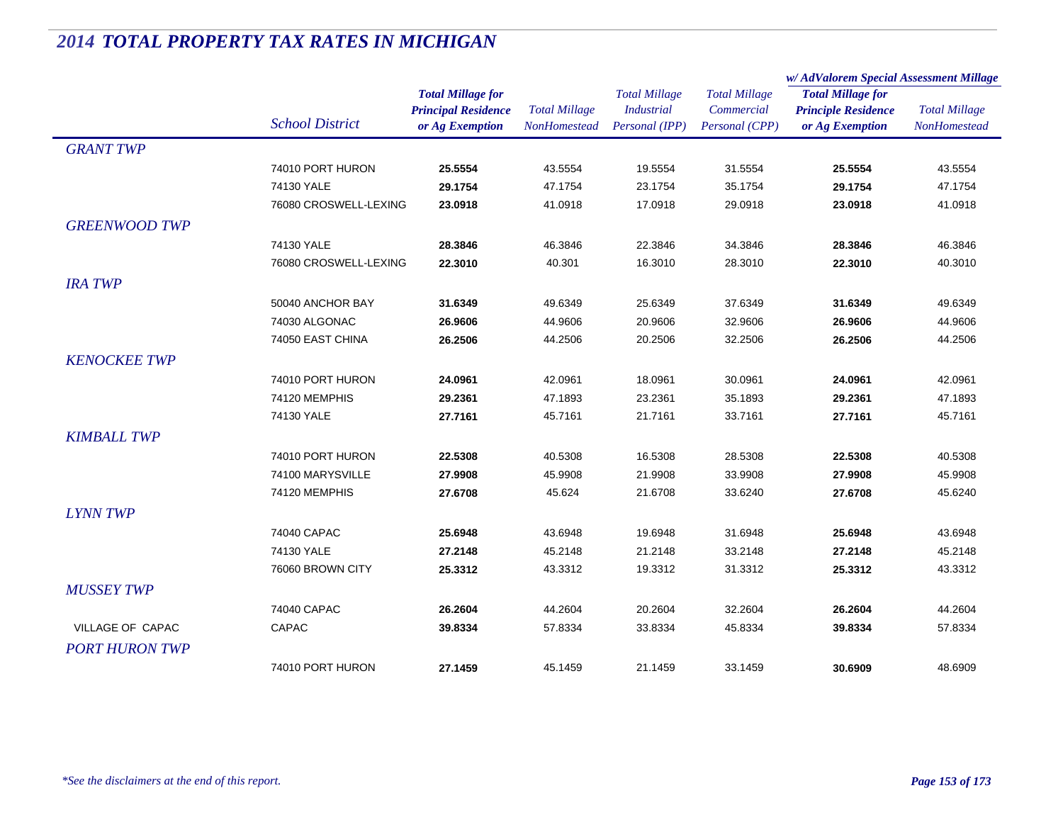# 2014 TOTAL PROPERTY TAX RATES IN MICHIGAN

| | School District | Total Millage for Principal Residence or Ag Exemption | Total Millage NonHomestead | Total Millage Industrial Personal (IPP) | Total Millage Commercial Personal (CPP) | w/ AdValorem Special Assessment Millage: Total Millage for Principle Residence or Ag Exemption | w/ AdValorem Special Assessment Millage: Total Millage NonHomestead |
|---|---|---|---|---|---|---|---|
| *GRANT TWP* | | | | | | | |
| | 74010 PORT HURON | **25.5554** | 43.5554 | 19.5554 | 31.5554 | **25.5554** | 43.5554 |
| | 74130 YALE | **29.1754** | 47.1754 | 23.1754 | 35.1754 | **29.1754** | 47.1754 |
| | 76080 CROSWELL-LEXING | **23.0918** | 41.0918 | 17.0918 | 29.0918 | **23.0918** | 41.0918 |
| *GREENWOOD TWP* | | | | | | | |
| | 74130 YALE | **28.3846** | 46.3846 | 22.3846 | 34.3846 | **28.3846** | 46.3846 |
| | 76080 CROSWELL-LEXING | **22.3010** | 40.301 | 16.3010 | 28.3010 | **22.3010** | 40.3010 |
| *IRA TWP* | | | | | | | |
| | 50040 ANCHOR BAY | **31.6349** | 49.6349 | 25.6349 | 37.6349 | **31.6349** | 49.6349 |
| | 74030 ALGONAC | **26.9606** | 44.9606 | 20.9606 | 32.9606 | **26.9606** | 44.9606 |
| | 74050 EAST CHINA | **26.2506** | 44.2506 | 20.2506 | 32.2506 | **26.2506** | 44.2506 |
| *KENOCKEE TWP* | | | | | | | |
| | 74010 PORT HURON | **24.0961** | 42.0961 | 18.0961 | 30.0961 | **24.0961** | 42.0961 |
| | 74120 MEMPHIS | **29.2361** | 47.1893 | 23.2361 | 35.1893 | **29.2361** | 47.1893 |
| | 74130 YALE | **27.7161** | 45.7161 | 21.7161 | 33.7161 | **27.7161** | 45.7161 |
| *KIMBALL TWP* | | | | | | | |
| | 74010 PORT HURON | **22.5308** | 40.5308 | 16.5308 | 28.5308 | **22.5308** | 40.5308 |
| | 74100 MARYSVILLE | **27.9908** | 45.9908 | 21.9908 | 33.9908 | **27.9908** | 45.9908 |
| | 74120 MEMPHIS | **27.6708** | 45.624 | 21.6708 | 33.6240 | **27.6708** | 45.6240 |
| *LYNN TWP* | | | | | | | |
| | 74040 CAPAC | **25.6948** | 43.6948 | 19.6948 | 31.6948 | **25.6948** | 43.6948 |
| | 74130 YALE | **27.2148** | 45.2148 | 21.2148 | 33.2148 | **27.2148** | 45.2148 |
| | 76060 BROWN CITY | **25.3312** | 43.3312 | 19.3312 | 31.3312 | **25.3312** | 43.3312 |
| *MUSSEY TWP* | | | | | | | |
| | 74040 CAPAC | **26.2604** | 44.2604 | 20.2604 | 32.2604 | **26.2604** | 44.2604 |
| VILLAGE OF CAPAC | CAPAC | **39.8334** | 57.8334 | 33.8334 | 45.8334 | **39.8334** | 57.8334 |
| *PORT HURON TWP* | | | | | | | |
| | 74010 PORT HURON | **27.1459** | 45.1459 | 21.1459 | 33.1459 | **30.6909** | 48.6909 |

*\*See the disclaimers at the end of this report.*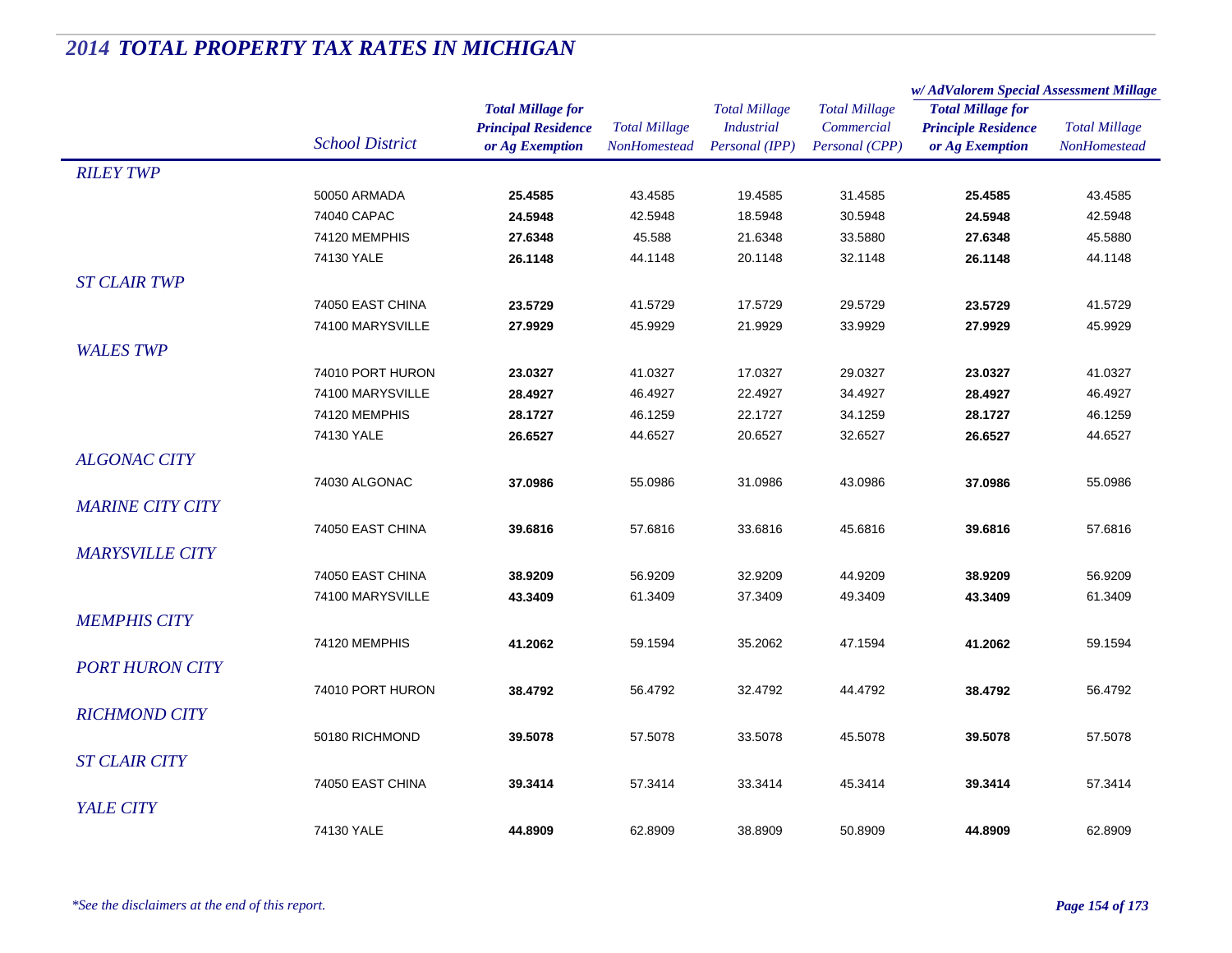# 2014 TOTAL PROPERTY TAX RATES IN MICHIGAN

| | School District | Total Millage for Principal Residence or Ag Exemption | Total Millage NonHomestead | Total Millage Industrial Personal (IPP) | Total Millage Commercial Personal (CPP) | w/ AdValorem Special Assessment Millage: Total Millage for Principle Residence or Ag Exemption | w/ AdValorem Special Assessment Millage: Total Millage NonHomestead |
|---|---|---|---|---|---|---|---|
| *RILEY TWP* | | | | | | | |
| | 50050 ARMADA | **25.4585** | 43.4585 | 19.4585 | 31.4585 | **25.4585** | 43.4585 |
| | 74040 CAPAC | **24.5948** | 42.5948 | 18.5948 | 30.5948 | **24.5948** | 42.5948 |
| | 74120 MEMPHIS | **27.6348** | 45.588 | 21.6348 | 33.5880 | **27.6348** | 45.5880 |
| | 74130 YALE | **26.1148** | 44.1148 | 20.1148 | 32.1148 | **26.1148** | 44.1148 |
| *ST CLAIR TWP* | | | | | | | |
| | 74050 EAST CHINA | **23.5729** | 41.5729 | 17.5729 | 29.5729 | **23.5729** | 41.5729 |
| | 74100 MARYSVILLE | **27.9929** | 45.9929 | 21.9929 | 33.9929 | **27.9929** | 45.9929 |
| *WALES TWP* | | | | | | | |
| | 74010 PORT HURON | **23.0327** | 41.0327 | 17.0327 | 29.0327 | **23.0327** | 41.0327 |
| | 74100 MARYSVILLE | **28.4927** | 46.4927 | 22.4927 | 34.4927 | **28.4927** | 46.4927 |
| | 74120 MEMPHIS | **28.1727** | 46.1259 | 22.1727 | 34.1259 | **28.1727** | 46.1259 |
| | 74130 YALE | **26.6527** | 44.6527 | 20.6527 | 32.6527 | **26.6527** | 44.6527 |
| *ALGONAC CITY* | | | | | | | |
| | 74030 ALGONAC | **37.0986** | 55.0986 | 31.0986 | 43.0986 | **37.0986** | 55.0986 |
| *MARINE CITY CITY* | | | | | | | |
| | 74050 EAST CHINA | **39.6816** | 57.6816 | 33.6816 | 45.6816 | **39.6816** | 57.6816 |
| *MARYSVILLE CITY* | | | | | | | |
| | 74050 EAST CHINA | **38.9209** | 56.9209 | 32.9209 | 44.9209 | **38.9209** | 56.9209 |
| | 74100 MARYSVILLE | **43.3409** | 61.3409 | 37.3409 | 49.3409 | **43.3409** | 61.3409 |
| *MEMPHIS CITY* | | | | | | | |
| | 74120 MEMPHIS | **41.2062** | 59.1594 | 35.2062 | 47.1594 | **41.2062** | 59.1594 |
| *PORT HURON CITY* | | | | | | | |
| | 74010 PORT HURON | **38.4792** | 56.4792 | 32.4792 | 44.4792 | **38.4792** | 56.4792 |
| *RICHMOND CITY* | | | | | | | |
| | 50180 RICHMOND | **39.5078** | 57.5078 | 33.5078 | 45.5078 | **39.5078** | 57.5078 |
| *ST CLAIR CITY* | | | | | | | |
| | 74050 EAST CHINA | **39.3414** | 57.3414 | 33.3414 | 45.3414 | **39.3414** | 57.3414 |
| *YALE CITY* | | | | | | | |
| | 74130 YALE | **44.8909** | 62.8909 | 38.8909 | 50.8909 | **44.8909** | 62.8909 |

*\*See the disclaimers at the end of this report.*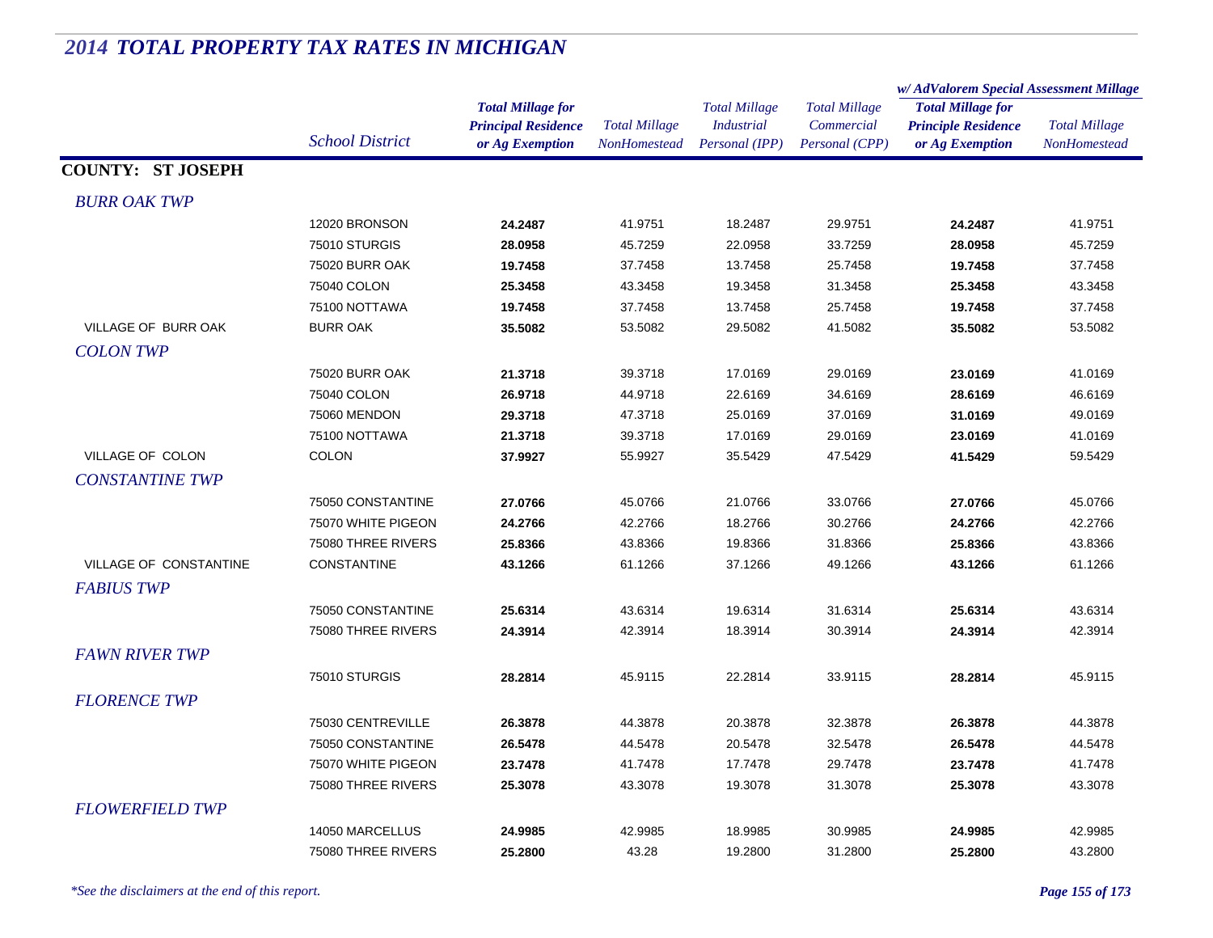# *2014 TOTAL PROPERTY TAX RATES IN MICHIGAN*

| | School District | Total Millage for Principal Residence or Ag Exemption | Total Millage NonHomestead | Total Millage Industrial Personal (IPP) | Total Millage Commercial Personal (CPP) | w/ AdValorem Special Assessment Millage Total Millage for Principle Residence or Ag Exemption | w/ AdValorem Special Assessment Millage Total Millage NonHomestead |
|---|---|---|---|---|---|---|---|
| **COUNTY: ST JOSEPH** | | | | | | | |
| *BURR OAK TWP* | | | | | | | |
| | 12020 BRONSON | **24.2487** | 41.9751 | 18.2487 | 29.9751 | **24.2487** | 41.9751 |
| | 75010 STURGIS | **28.0958** | 45.7259 | 22.0958 | 33.7259 | **28.0958** | 45.7259 |
| | 75020 BURR OAK | **19.7458** | 37.7458 | 13.7458 | 25.7458 | **19.7458** | 37.7458 |
| | 75040 COLON | **25.3458** | 43.3458 | 19.3458 | 31.3458 | **25.3458** | 43.3458 |
| | 75100 NOTTAWA | **19.7458** | 37.7458 | 13.7458 | 25.7458 | **19.7458** | 37.7458 |
| VILLAGE OF BURR OAK | BURR OAK | **35.5082** | 53.5082 | 29.5082 | 41.5082 | **35.5082** | 53.5082 |
| *COLON TWP* | | | | | | | |
| | 75020 BURR OAK | **21.3718** | 39.3718 | 17.0169 | 29.0169 | **23.0169** | 41.0169 |
| | 75040 COLON | **26.9718** | 44.9718 | 22.6169 | 34.6169 | **28.6169** | 46.6169 |
| | 75060 MENDON | **29.3718** | 47.3718 | 25.0169 | 37.0169 | **31.0169** | 49.0169 |
| | 75100 NOTTAWA | **21.3718** | 39.3718 | 17.0169 | 29.0169 | **23.0169** | 41.0169 |
| VILLAGE OF COLON | COLON | **37.9927** | 55.9927 | 35.5429 | 47.5429 | **41.5429** | 59.5429 |
| *CONSTANTINE TWP* | | | | | | | |
| | 75050 CONSTANTINE | **27.0766** | 45.0766 | 21.0766 | 33.0766 | **27.0766** | 45.0766 |
| | 75070 WHITE PIGEON | **24.2766** | 42.2766 | 18.2766 | 30.2766 | **24.2766** | 42.2766 |
| | 75080 THREE RIVERS | **25.8366** | 43.8366 | 19.8366 | 31.8366 | **25.8366** | 43.8366 |
| VILLAGE OF CONSTANTINE | CONSTANTINE | **43.1266** | 61.1266 | 37.1266 | 49.1266 | **43.1266** | 61.1266 |
| *FABIUS TWP* | | | | | | | |
| | 75050 CONSTANTINE | **25.6314** | 43.6314 | 19.6314 | 31.6314 | **25.6314** | 43.6314 |
| | 75080 THREE RIVERS | **24.3914** | 42.3914 | 18.3914 | 30.3914 | **24.3914** | 42.3914 |
| *FAWN RIVER TWP* | | | | | | | |
| | 75010 STURGIS | **28.2814** | 45.9115 | 22.2814 | 33.9115 | **28.2814** | 45.9115 |
| *FLORENCE TWP* | | | | | | | |
| | 75030 CENTREVILLE | **26.3878** | 44.3878 | 20.3878 | 32.3878 | **26.3878** | 44.3878 |
| | 75050 CONSTANTINE | **26.5478** | 44.5478 | 20.5478 | 32.5478 | **26.5478** | 44.5478 |
| | 75070 WHITE PIGEON | **23.7478** | 41.7478 | 17.7478 | 29.7478 | **23.7478** | 41.7478 |
| | 75080 THREE RIVERS | **25.3078** | 43.3078 | 19.3078 | 31.3078 | **25.3078** | 43.3078 |
| *FLOWERFIELD TWP* | | | | | | | |
| | 14050 MARCELLUS | **24.9985** | 42.9985 | 18.9985 | 30.9985 | **24.9985** | 42.9985 |
| | 75080 THREE RIVERS | **25.2800** | 43.28 | 19.2800 | 31.2800 | **25.2800** | 43.2800 |

*\*See the disclaimers at the end of this report.*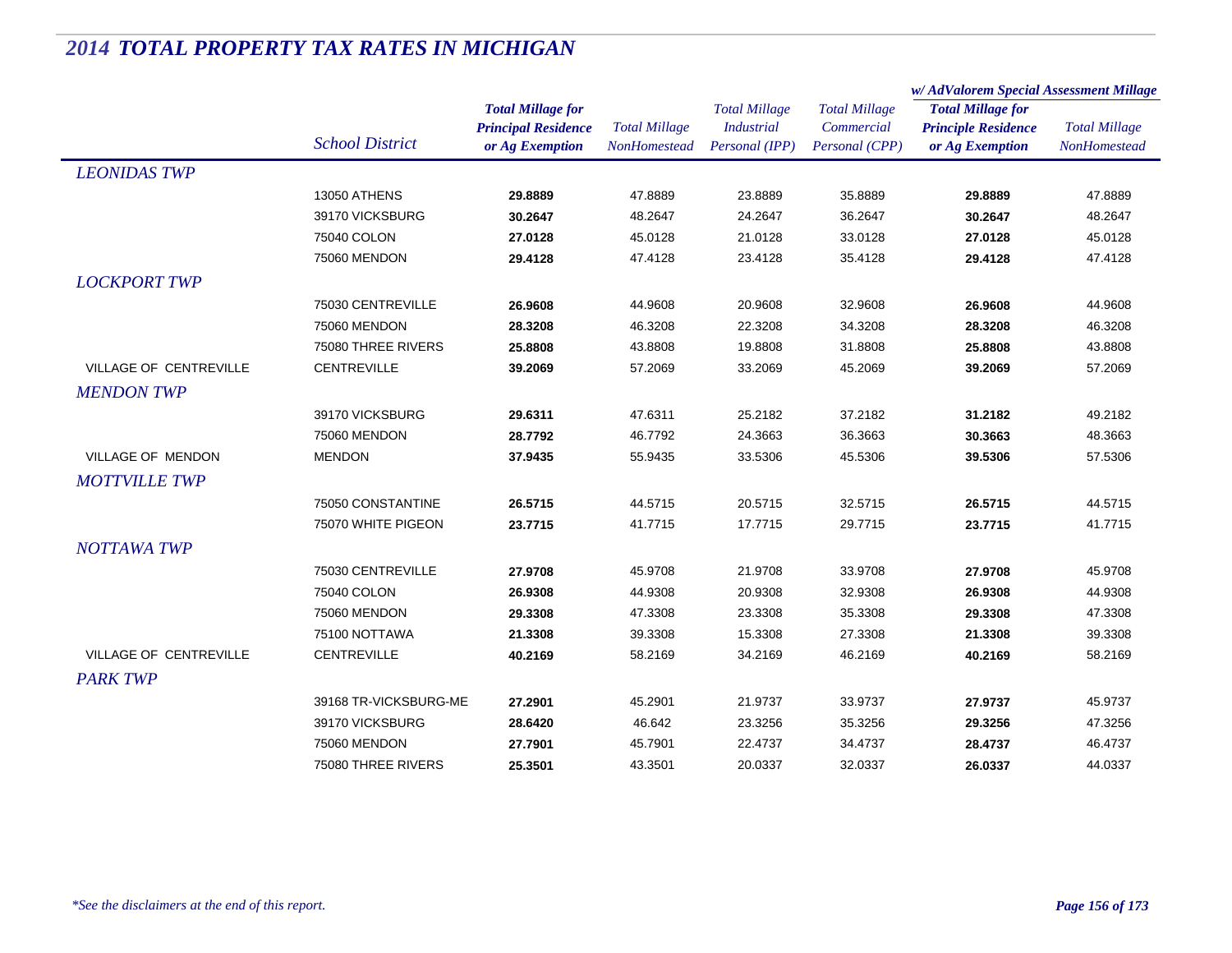# 2014 TOTAL PROPERTY TAX RATES IN MICHIGAN

| | School District | Total Millage for Principal Residence or Ag Exemption | Total Millage NonHomestead | Total Millage Industrial Personal (IPP) | Total Millage Commercial Personal (CPP) | w/ AdValorem Special Assessment Millage: Total Millage for Principle Residence or Ag Exemption | w/ AdValorem Special Assessment Millage: Total Millage NonHomestead |
|---|---|---|---|---|---|---|---|
| ***LEONIDAS TWP*** | | | | | | | |
| | 13050 ATHENS | **29.8889** | 47.8889 | 23.8889 | 35.8889 | **29.8889** | 47.8889 |
| | 39170 VICKSBURG | **30.2647** | 48.2647 | 24.2647 | 36.2647 | **30.2647** | 48.2647 |
| | 75040 COLON | **27.0128** | 45.0128 | 21.0128 | 33.0128 | **27.0128** | 45.0128 |
| | 75060 MENDON | **29.4128** | 47.4128 | 23.4128 | 35.4128 | **29.4128** | 47.4128 |
| ***LOCKPORT TWP*** | | | | | | | |
| | 75030 CENTREVILLE | **26.9608** | 44.9608 | 20.9608 | 32.9608 | **26.9608** | 44.9608 |
| | 75060 MENDON | **28.3208** | 46.3208 | 22.3208 | 34.3208 | **28.3208** | 46.3208 |
| | 75080 THREE RIVERS | **25.8808** | 43.8808 | 19.8808 | 31.8808 | **25.8808** | 43.8808 |
| VILLAGE OF CENTREVILLE | CENTREVILLE | **39.2069** | 57.2069 | 33.2069 | 45.2069 | **39.2069** | 57.2069 |
| ***MENDON TWP*** | | | | | | | |
| | 39170 VICKSBURG | **29.6311** | 47.6311 | 25.2182 | 37.2182 | **31.2182** | 49.2182 |
| | 75060 MENDON | **28.7792** | 46.7792 | 24.3663 | 36.3663 | **30.3663** | 48.3663 |
| VILLAGE OF MENDON | MENDON | **37.9435** | 55.9435 | 33.5306 | 45.5306 | **39.5306** | 57.5306 |
| ***MOTTVILLE TWP*** | | | | | | | |
| | 75050 CONSTANTINE | **26.5715** | 44.5715 | 20.5715 | 32.5715 | **26.5715** | 44.5715 |
| | 75070 WHITE PIGEON | **23.7715** | 41.7715 | 17.7715 | 29.7715 | **23.7715** | 41.7715 |
| ***NOTTAWA TWP*** | | | | | | | |
| | 75030 CENTREVILLE | **27.9708** | 45.9708 | 21.9708 | 33.9708 | **27.9708** | 45.9708 |
| | 75040 COLON | **26.9308** | 44.9308 | 20.9308 | 32.9308 | **26.9308** | 44.9308 |
| | 75060 MENDON | **29.3308** | 47.3308 | 23.3308 | 35.3308 | **29.3308** | 47.3308 |
| | 75100 NOTTAWA | **21.3308** | 39.3308 | 15.3308 | 27.3308 | **21.3308** | 39.3308 |
| VILLAGE OF CENTREVILLE | CENTREVILLE | **40.2169** | 58.2169 | 34.2169 | 46.2169 | **40.2169** | 58.2169 |
| ***PARK TWP*** | | | | | | | |
| | 39168 TR-VICKSBURG-ME | **27.2901** | 45.2901 | 21.9737 | 33.9737 | **27.9737** | 45.9737 |
| | 39170 VICKSBURG | **28.6420** | 46.642 | 23.3256 | 35.3256 | **29.3256** | 47.3256 |
| | 75060 MENDON | **27.7901** | 45.7901 | 22.4737 | 34.4737 | **28.4737** | 46.4737 |
| | 75080 THREE RIVERS | **25.3501** | 43.3501 | 20.0337 | 32.0337 | **26.0337** | 44.0337 |

*\*See the disclaimers at the end of this report.*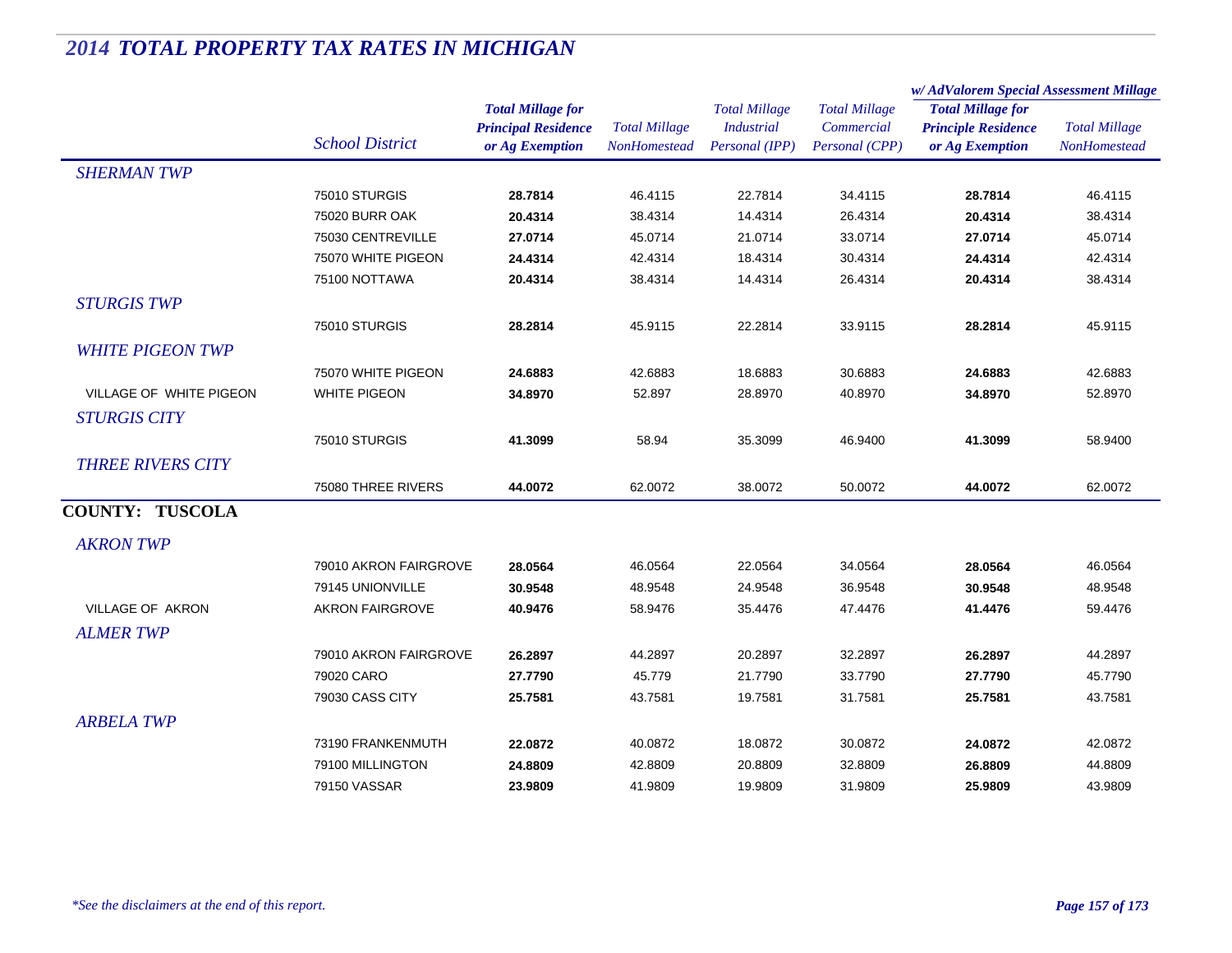# 2014 TOTAL PROPERTY TAX RATES IN MICHIGAN

| | School District | Total Millage for Principal Residence or Ag Exemption | Total Millage NonHomestead | Total Millage Industrial Personal (IPP) | Total Millage Commercial Personal (CPP) | w/ AdValorem Special Assessment Millage: Total Millage for Principle Residence or Ag Exemption | w/ AdValorem Special Assessment Millage: Total Millage NonHomestead |
|---|---|---|---|---|---|---|---|
| *SHERMAN TWP* | | | | | | | |
| | 75010 STURGIS | **28.7814** | 46.4115 | 22.7814 | 34.4115 | **28.7814** | 46.4115 |
| | 75020 BURR OAK | **20.4314** | 38.4314 | 14.4314 | 26.4314 | **20.4314** | 38.4314 |
| | 75030 CENTREVILLE | **27.0714** | 45.0714 | 21.0714 | 33.0714 | **27.0714** | 45.0714 |
| | 75070 WHITE PIGEON | **24.4314** | 42.4314 | 18.4314 | 30.4314 | **24.4314** | 42.4314 |
| | 75100 NOTTAWA | **20.4314** | 38.4314 | 14.4314 | 26.4314 | **20.4314** | 38.4314 |
| *STURGIS TWP* | | | | | | | |
| | 75010 STURGIS | **28.2814** | 45.9115 | 22.2814 | 33.9115 | **28.2814** | 45.9115 |
| *WHITE PIGEON TWP* | | | | | | | |
| | 75070 WHITE PIGEON | **24.6883** | 42.6883 | 18.6883 | 30.6883 | **24.6883** | 42.6883 |
| VILLAGE OF WHITE PIGEON | WHITE PIGEON | **34.8970** | 52.897 | 28.8970 | 40.8970 | **34.8970** | 52.8970 |
| *STURGIS CITY* | | | | | | | |
| | 75010 STURGIS | **41.3099** | 58.94 | 35.3099 | 46.9400 | **41.3099** | 58.9400 |
| *THREE RIVERS CITY* | | | | | | | |
| | 75080 THREE RIVERS | **44.0072** | 62.0072 | 38.0072 | 50.0072 | **44.0072** | 62.0072 |
| **COUNTY: TUSCOLA** | | | | | | | |
| *AKRON TWP* | | | | | | | |
| | 79010 AKRON FAIRGROVE | **28.0564** | 46.0564 | 22.0564 | 34.0564 | **28.0564** | 46.0564 |
| | 79145 UNIONVILLE | **30.9548** | 48.9548 | 24.9548 | 36.9548 | **30.9548** | 48.9548 |
| VILLAGE OF AKRON | AKRON FAIRGROVE | **40.9476** | 58.9476 | 35.4476 | 47.4476 | **41.4476** | 59.4476 |
| *ALMER TWP* | | | | | | | |
| | 79010 AKRON FAIRGROVE | **26.2897** | 44.2897 | 20.2897 | 32.2897 | **26.2897** | 44.2897 |
| | 79020 CARO | **27.7790** | 45.779 | 21.7790 | 33.7790 | **27.7790** | 45.7790 |
| | 79030 CASS CITY | **25.7581** | 43.7581 | 19.7581 | 31.7581 | **25.7581** | 43.7581 |
| *ARBELA TWP* | | | | | | | |
| | 73190 FRANKENMUTH | **22.0872** | 40.0872 | 18.0872 | 30.0872 | **24.0872** | 42.0872 |
| | 79100 MILLINGTON | **24.8809** | 42.8809 | 20.8809 | 32.8809 | **26.8809** | 44.8809 |
| | 79150 VASSAR | **23.9809** | 41.9809 | 19.9809 | 31.9809 | **25.9809** | 43.9809 |

*\*See the disclaimers at the end of this report.*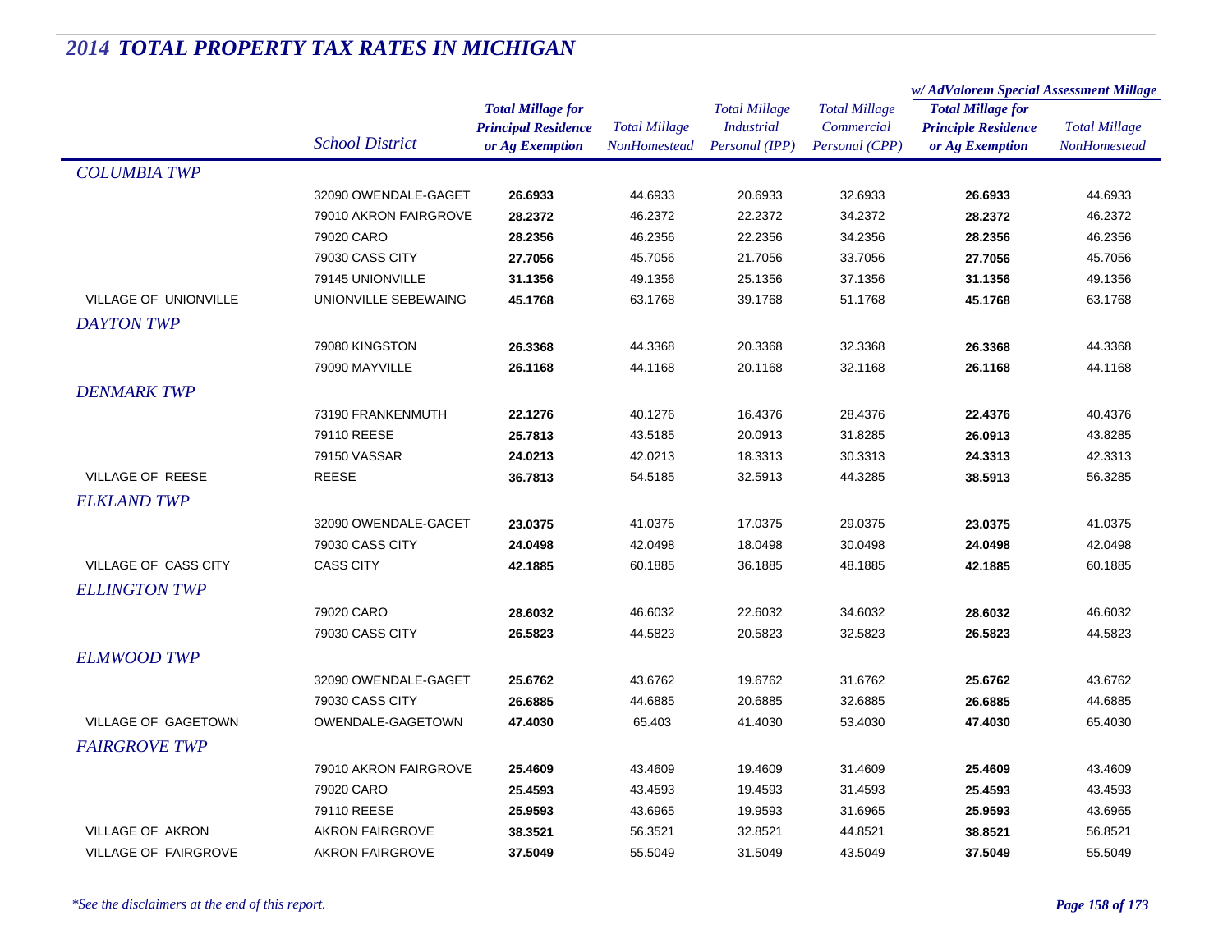# 2014 TOTAL PROPERTY TAX RATES IN MICHIGAN

| | School District | Total Millage for Principal Residence or Ag Exemption | Total Millage NonHomestead | Total Millage Industrial Personal (IPP) | Total Millage Commercial Personal (CPP) | w/ AdValorem Special Assessment Millage Total Millage for Principle Residence or Ag Exemption | w/ AdValorem Special Assessment Millage Total Millage NonHomestead |
|---|---|---|---|---|---|---|---|
| ***COLUMBIA TWP*** | | | | | | | |
| | 32090 OWENDALE-GAGET | **26.6933** | 44.6933 | 20.6933 | 32.6933 | **26.6933** | 44.6933 |
| | 79010 AKRON FAIRGROVE | **28.2372** | 46.2372 | 22.2372 | 34.2372 | **28.2372** | 46.2372 |
| | 79020 CARO | **28.2356** | 46.2356 | 22.2356 | 34.2356 | **28.2356** | 46.2356 |
| | 79030 CASS CITY | **27.7056** | 45.7056 | 21.7056 | 33.7056 | **27.7056** | 45.7056 |
| | 79145 UNIONVILLE | **31.1356** | 49.1356 | 25.1356 | 37.1356 | **31.1356** | 49.1356 |
| VILLAGE OF UNIONVILLE | UNIONVILLE SEBEWAING | **45.1768** | 63.1768 | 39.1768 | 51.1768 | **45.1768** | 63.1768 |
| ***DAYTON TWP*** | | | | | | | |
| | 79080 KINGSTON | **26.3368** | 44.3368 | 20.3368 | 32.3368 | **26.3368** | 44.3368 |
| | 79090 MAYVILLE | **26.1168** | 44.1168 | 20.1168 | 32.1168 | **26.1168** | 44.1168 |
| ***DENMARK TWP*** | | | | | | | |
| | 73190 FRANKENMUTH | **22.1276** | 40.1276 | 16.4376 | 28.4376 | **22.4376** | 40.4376 |
| | 79110 REESE | **25.7813** | 43.5185 | 20.0913 | 31.8285 | **26.0913** | 43.8285 |
| | 79150 VASSAR | **24.0213** | 42.0213 | 18.3313 | 30.3313 | **24.3313** | 42.3313 |
| VILLAGE OF REESE | REESE | **36.7813** | 54.5185 | 32.5913 | 44.3285 | **38.5913** | 56.3285 |
| ***ELKLAND TWP*** | | | | | | | |
| | 32090 OWENDALE-GAGET | **23.0375** | 41.0375 | 17.0375 | 29.0375 | **23.0375** | 41.0375 |
| | 79030 CASS CITY | **24.0498** | 42.0498 | 18.0498 | 30.0498 | **24.0498** | 42.0498 |
| VILLAGE OF CASS CITY | CASS CITY | **42.1885** | 60.1885 | 36.1885 | 48.1885 | **42.1885** | 60.1885 |
| ***ELLINGTON TWP*** | | | | | | | |
| | 79020 CARO | **28.6032** | 46.6032 | 22.6032 | 34.6032 | **28.6032** | 46.6032 |
| | 79030 CASS CITY | **26.5823** | 44.5823 | 20.5823 | 32.5823 | **26.5823** | 44.5823 |
| ***ELMWOOD TWP*** | | | | | | | |
| | 32090 OWENDALE-GAGET | **25.6762** | 43.6762 | 19.6762 | 31.6762 | **25.6762** | 43.6762 |
| | 79030 CASS CITY | **26.6885** | 44.6885 | 20.6885 | 32.6885 | **26.6885** | 44.6885 |
| VILLAGE OF GAGETOWN | OWENDALE-GAGETOWN | **47.4030** | 65.403 | 41.4030 | 53.4030 | **47.4030** | 65.4030 |
| ***FAIRGROVE TWP*** | | | | | | | |
| | 79010 AKRON FAIRGROVE | **25.4609** | 43.4609 | 19.4609 | 31.4609 | **25.4609** | 43.4609 |
| | 79020 CARO | **25.4593** | 43.4593 | 19.4593 | 31.4593 | **25.4593** | 43.4593 |
| | 79110 REESE | **25.9593** | 43.6965 | 19.9593 | 31.6965 | **25.9593** | 43.6965 |
| VILLAGE OF AKRON | AKRON FAIRGROVE | **38.3521** | 56.3521 | 32.8521 | 44.8521 | **38.8521** | 56.8521 |
| VILLAGE OF FAIRGROVE | AKRON FAIRGROVE | **37.5049** | 55.5049 | 31.5049 | 43.5049 | **37.5049** | 55.5049 |

*\*See the disclaimers at the end of this report.*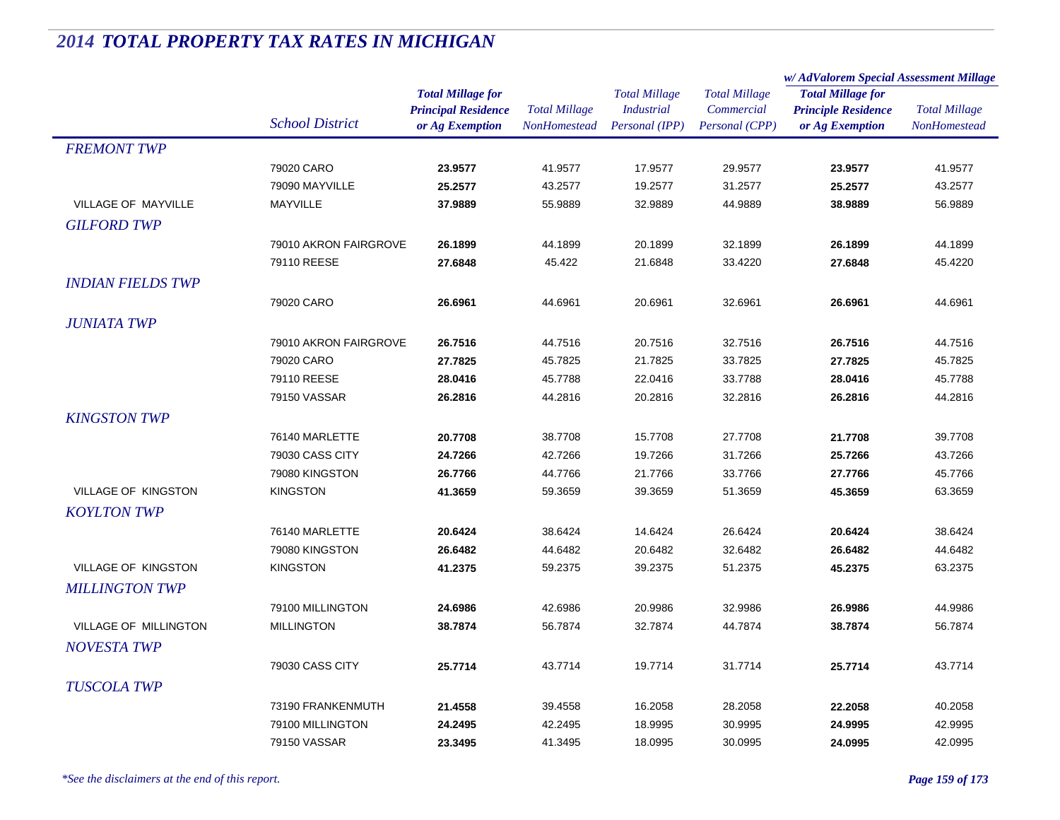# 2014 TOTAL PROPERTY TAX RATES IN MICHIGAN

| | School District | Total Millage for Principal Residence or Ag Exemption | Total Millage NonHomestead | Total Millage Industrial Personal (IPP) | Total Millage Commercial Personal (CPP) | w/ AdValorem Special Assessment Millage: Total Millage for Principle Residence or Ag Exemption | w/ AdValorem Special Assessment Millage: Total Millage NonHomestead |
|---|---|---|---|---|---|---|---|
| *FREMONT TWP* | | | | | | | |
| | 79020 CARO | **23.9577** | 41.9577 | 17.9577 | 29.9577 | **23.9577** | 41.9577 |
| | 79090 MAYVILLE | **25.2577** | 43.2577 | 19.2577 | 31.2577 | **25.2577** | 43.2577 |
| VILLAGE OF MAYVILLE | MAYVILLE | **37.9889** | 55.9889 | 32.9889 | 44.9889 | **38.9889** | 56.9889 |
| *GILFORD TWP* | | | | | | | |
| | 79010 AKRON FAIRGROVE | **26.1899** | 44.1899 | 20.1899 | 32.1899 | **26.1899** | 44.1899 |
| | 79110 REESE | **27.6848** | 45.422 | 21.6848 | 33.4220 | **27.6848** | 45.4220 |
| *INDIAN FIELDS TWP* | | | | | | | |
| | 79020 CARO | **26.6961** | 44.6961 | 20.6961 | 32.6961 | **26.6961** | 44.6961 |
| *JUNIATA TWP* | | | | | | | |
| | 79010 AKRON FAIRGROVE | **26.7516** | 44.7516 | 20.7516 | 32.7516 | **26.7516** | 44.7516 |
| | 79020 CARO | **27.7825** | 45.7825 | 21.7825 | 33.7825 | **27.7825** | 45.7825 |
| | 79110 REESE | **28.0416** | 45.7788 | 22.0416 | 33.7788 | **28.0416** | 45.7788 |
| | 79150 VASSAR | **26.2816** | 44.2816 | 20.2816 | 32.2816 | **26.2816** | 44.2816 |
| *KINGSTON TWP* | | | | | | | |
| | 76140 MARLETTE | **20.7708** | 38.7708 | 15.7708 | 27.7708 | **21.7708** | 39.7708 |
| | 79030 CASS CITY | **24.7266** | 42.7266 | 19.7266 | 31.7266 | **25.7266** | 43.7266 |
| | 79080 KINGSTON | **26.7766** | 44.7766 | 21.7766 | 33.7766 | **27.7766** | 45.7766 |
| VILLAGE OF KINGSTON | KINGSTON | **41.3659** | 59.3659 | 39.3659 | 51.3659 | **45.3659** | 63.3659 |
| *KOYLTON TWP* | | | | | | | |
| | 76140 MARLETTE | **20.6424** | 38.6424 | 14.6424 | 26.6424 | **20.6424** | 38.6424 |
| | 79080 KINGSTON | **26.6482** | 44.6482 | 20.6482 | 32.6482 | **26.6482** | 44.6482 |
| VILLAGE OF KINGSTON | KINGSTON | **41.2375** | 59.2375 | 39.2375 | 51.2375 | **45.2375** | 63.2375 |
| *MILLINGTON TWP* | | | | | | | |
| | 79100 MILLINGTON | **24.6986** | 42.6986 | 20.9986 | 32.9986 | **26.9986** | 44.9986 |
| VILLAGE OF MILLINGTON | MILLINGTON | **38.7874** | 56.7874 | 32.7874 | 44.7874 | **38.7874** | 56.7874 |
| *NOVESTA TWP* | | | | | | | |
| | 79030 CASS CITY | **25.7714** | 43.7714 | 19.7714 | 31.7714 | **25.7714** | 43.7714 |
| *TUSCOLA TWP* | | | | | | | |
| | 73190 FRANKENMUTH | **21.4558** | 39.4558 | 16.2058 | 28.2058 | **22.2058** | 40.2058 |
| | 79100 MILLINGTON | **24.2495** | 42.2495 | 18.9995 | 30.9995 | **24.9995** | 42.9995 |
| | 79150 VASSAR | **23.3495** | 41.3495 | 18.0995 | 30.0995 | **24.0995** | 42.0995 |

*\*See the disclaimers at the end of this report.*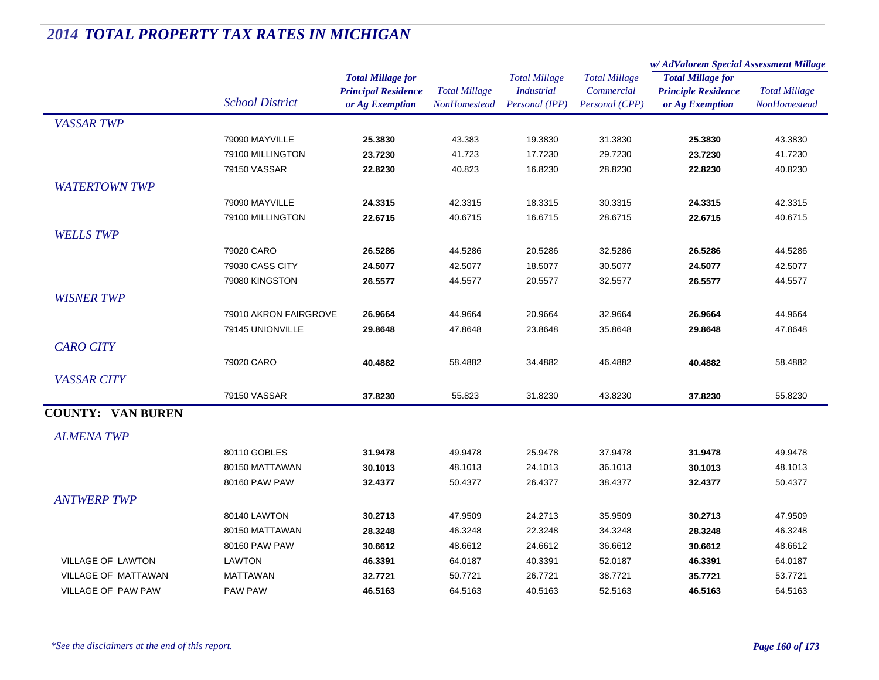# 2014 TOTAL PROPERTY TAX RATES IN MICHIGAN

| | School District | Total Millage for Principal Residence or Ag Exemption | Total Millage NonHomestead | Total Millage Industrial Personal (IPP) | Total Millage Commercial Personal (CPP) | w/ AdValorem Special Assessment Millage: Total Millage for Principle Residence or Ag Exemption | w/ AdValorem Special Assessment Millage: Total Millage NonHomestead |
|---|---|---|---|---|---|---|---|
| *VASSAR TWP* | | | | | | | |
| | 79090 MAYVILLE | **25.3830** | 43.383 | 19.3830 | 31.3830 | **25.3830** | 43.3830 |
| | 79100 MILLINGTON | **23.7230** | 41.723 | 17.7230 | 29.7230 | **23.7230** | 41.7230 |
| | 79150 VASSAR | **22.8230** | 40.823 | 16.8230 | 28.8230 | **22.8230** | 40.8230 |
| *WATERTOWN TWP* | | | | | | | |
| | 79090 MAYVILLE | **24.3315** | 42.3315 | 18.3315 | 30.3315 | **24.3315** | 42.3315 |
| | 79100 MILLINGTON | **22.6715** | 40.6715 | 16.6715 | 28.6715 | **22.6715** | 40.6715 |
| *WELLS TWP* | | | | | | | |
| | 79020 CARO | **26.5286** | 44.5286 | 20.5286 | 32.5286 | **26.5286** | 44.5286 |
| | 79030 CASS CITY | **24.5077** | 42.5077 | 18.5077 | 30.5077 | **24.5077** | 42.5077 |
| | 79080 KINGSTON | **26.5577** | 44.5577 | 20.5577 | 32.5577 | **26.5577** | 44.5577 |
| *WISNER TWP* | | | | | | | |
| | 79010 AKRON FAIRGROVE | **26.9664** | 44.9664 | 20.9664 | 32.9664 | **26.9664** | 44.9664 |
| | 79145 UNIONVILLE | **29.8648** | 47.8648 | 23.8648 | 35.8648 | **29.8648** | 47.8648 |
| *CARO CITY* | | | | | | | |
| | 79020 CARO | **40.4882** | 58.4882 | 34.4882 | 46.4882 | **40.4882** | 58.4882 |
| *VASSAR CITY* | | | | | | | |
| | 79150 VASSAR | **37.8230** | 55.823 | 31.8230 | 43.8230 | **37.8230** | 55.8230 |
| **COUNTY: VAN BUREN** | | | | | | | |
| *ALMENA TWP* | | | | | | | |
| | 80110 GOBLES | **31.9478** | 49.9478 | 25.9478 | 37.9478 | **31.9478** | 49.9478 |
| | 80150 MATTAWAN | **30.1013** | 48.1013 | 24.1013 | 36.1013 | **30.1013** | 48.1013 |
| | 80160 PAW PAW | **32.4377** | 50.4377 | 26.4377 | 38.4377 | **32.4377** | 50.4377 |
| *ANTWERP TWP* | | | | | | | |
| | 80140 LAWTON | **30.2713** | 47.9509 | 24.2713 | 35.9509 | **30.2713** | 47.9509 |
| | 80150 MATTAWAN | **28.3248** | 46.3248 | 22.3248 | 34.3248 | **28.3248** | 46.3248 |
| | 80160 PAW PAW | **30.6612** | 48.6612 | 24.6612 | 36.6612 | **30.6612** | 48.6612 |
| VILLAGE OF LAWTON | LAWTON | **46.3391** | 64.0187 | 40.3391 | 52.0187 | **46.3391** | 64.0187 |
| VILLAGE OF MATTAWAN | MATTAWAN | **32.7721** | 50.7721 | 26.7721 | 38.7721 | **35.7721** | 53.7721 |
| VILLAGE OF PAW PAW | PAW PAW | **46.5163** | 64.5163 | 40.5163 | 52.5163 | **46.5163** | 64.5163 |

*\*See the disclaimers at the end of this report.*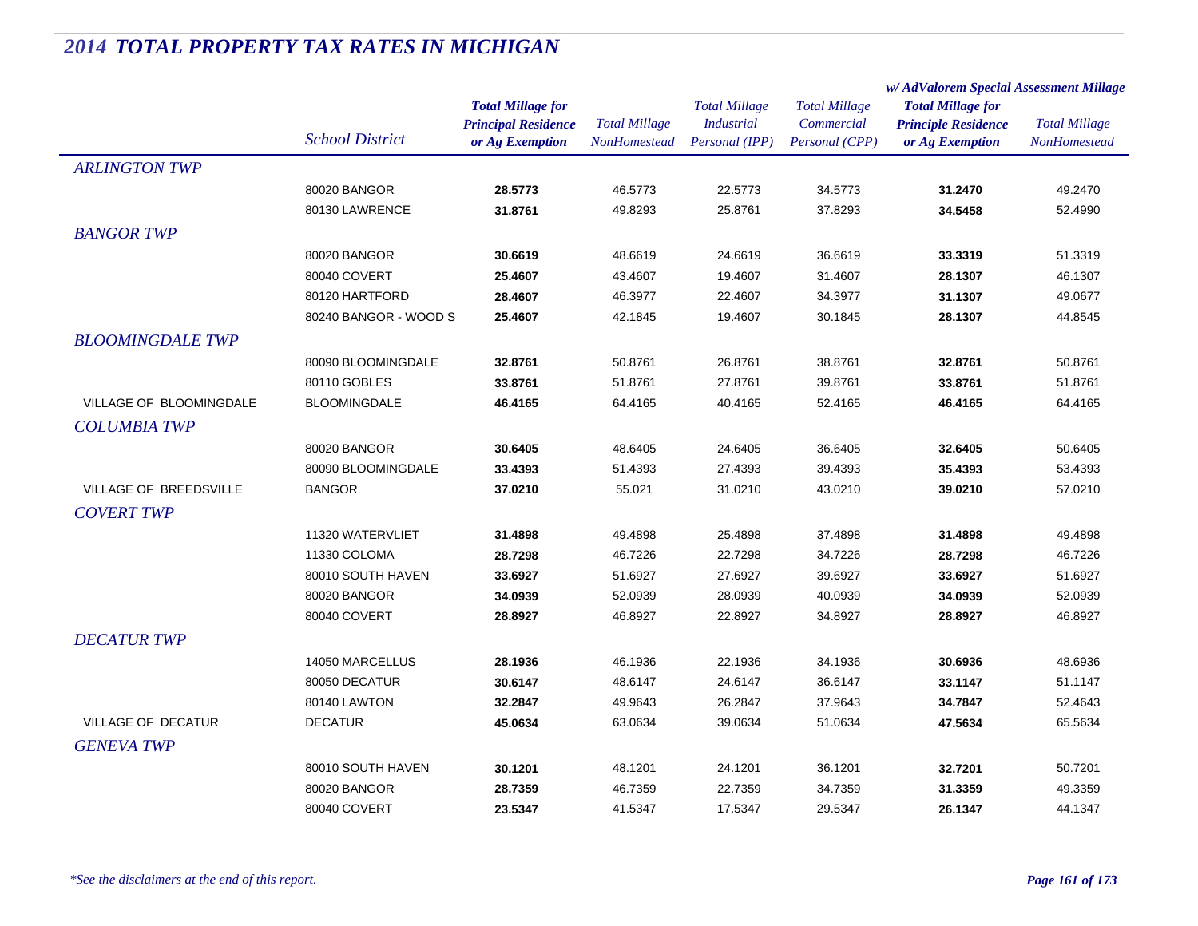## *2014 TOTAL PROPERTY TAX RATES IN MICHIGAN*

| | School District | Total Millage for Principal Residence or Ag Exemption | Total Millage NonHomestead | Total Millage Industrial Personal (IPP) | Total Millage Commercial Personal (CPP) | w/ AdValorem Special Assessment Millage: Total Millage for Principle Residence or Ag Exemption | w/ AdValorem Special Assessment Millage: Total Millage NonHomestead |
|---|---|---|---|---|---|---|---|
| *ARLINGTON TWP* | | | | | | | |
| | 80020 BANGOR | **28.5773** | 46.5773 | 22.5773 | 34.5773 | **31.2470** | 49.2470 |
| | 80130 LAWRENCE | **31.8761** | 49.8293 | 25.8761 | 37.8293 | **34.5458** | 52.4990 |
| *BANGOR TWP* | | | | | | | |
| | 80020 BANGOR | **30.6619** | 48.6619 | 24.6619 | 36.6619 | **33.3319** | 51.3319 |
| | 80040 COVERT | **25.4607** | 43.4607 | 19.4607 | 31.4607 | **28.1307** | 46.1307 |
| | 80120 HARTFORD | **28.4607** | 46.3977 | 22.4607 | 34.3977 | **31.1307** | 49.0677 |
| | 80240 BANGOR - WOOD S | **25.4607** | 42.1845 | 19.4607 | 30.1845 | **28.1307** | 44.8545 |
| *BLOOMINGDALE TWP* | | | | | | | |
| | 80090 BLOOMINGDALE | **32.8761** | 50.8761 | 26.8761 | 38.8761 | **32.8761** | 50.8761 |
| | 80110 GOBLES | **33.8761** | 51.8761 | 27.8761 | 39.8761 | **33.8761** | 51.8761 |
| VILLAGE OF BLOOMINGDALE | BLOOMINGDALE | **46.4165** | 64.4165 | 40.4165 | 52.4165 | **46.4165** | 64.4165 |
| *COLUMBIA TWP* | | | | | | | |
| | 80020 BANGOR | **30.6405** | 48.6405 | 24.6405 | 36.6405 | **32.6405** | 50.6405 |
| | 80090 BLOOMINGDALE | **33.4393** | 51.4393 | 27.4393 | 39.4393 | **35.4393** | 53.4393 |
| VILLAGE OF BREEDSVILLE | BANGOR | **37.0210** | 55.021 | 31.0210 | 43.0210 | **39.0210** | 57.0210 |
| *COVERT TWP* | | | | | | | |
| | 11320 WATERVLIET | **31.4898** | 49.4898 | 25.4898 | 37.4898 | **31.4898** | 49.4898 |
| | 11330 COLOMA | **28.7298** | 46.7226 | 22.7298 | 34.7226 | **28.7298** | 46.7226 |
| | 80010 SOUTH HAVEN | **33.6927** | 51.6927 | 27.6927 | 39.6927 | **33.6927** | 51.6927 |
| | 80020 BANGOR | **34.0939** | 52.0939 | 28.0939 | 40.0939 | **34.0939** | 52.0939 |
| | 80040 COVERT | **28.8927** | 46.8927 | 22.8927 | 34.8927 | **28.8927** | 46.8927 |
| *DECATUR TWP* | | | | | | | |
| | 14050 MARCELLUS | **28.1936** | 46.1936 | 22.1936 | 34.1936 | **30.6936** | 48.6936 |
| | 80050 DECATUR | **30.6147** | 48.6147 | 24.6147 | 36.6147 | **33.1147** | 51.1147 |
| | 80140 LAWTON | **32.2847** | 49.9643 | 26.2847 | 37.9643 | **34.7847** | 52.4643 |
| VILLAGE OF DECATUR | DECATUR | **45.0634** | 63.0634 | 39.0634 | 51.0634 | **47.5634** | 65.5634 |
| *GENEVA TWP* | | | | | | | |
| | 80010 SOUTH HAVEN | **30.1201** | 48.1201 | 24.1201 | 36.1201 | **32.7201** | 50.7201 |
| | 80020 BANGOR | **28.7359** | 46.7359 | 22.7359 | 34.7359 | **31.3359** | 49.3359 |
| | 80040 COVERT | **23.5347** | 41.5347 | 17.5347 | 29.5347 | **26.1347** | 44.1347 |

*\*See the disclaimers at the end of this report.*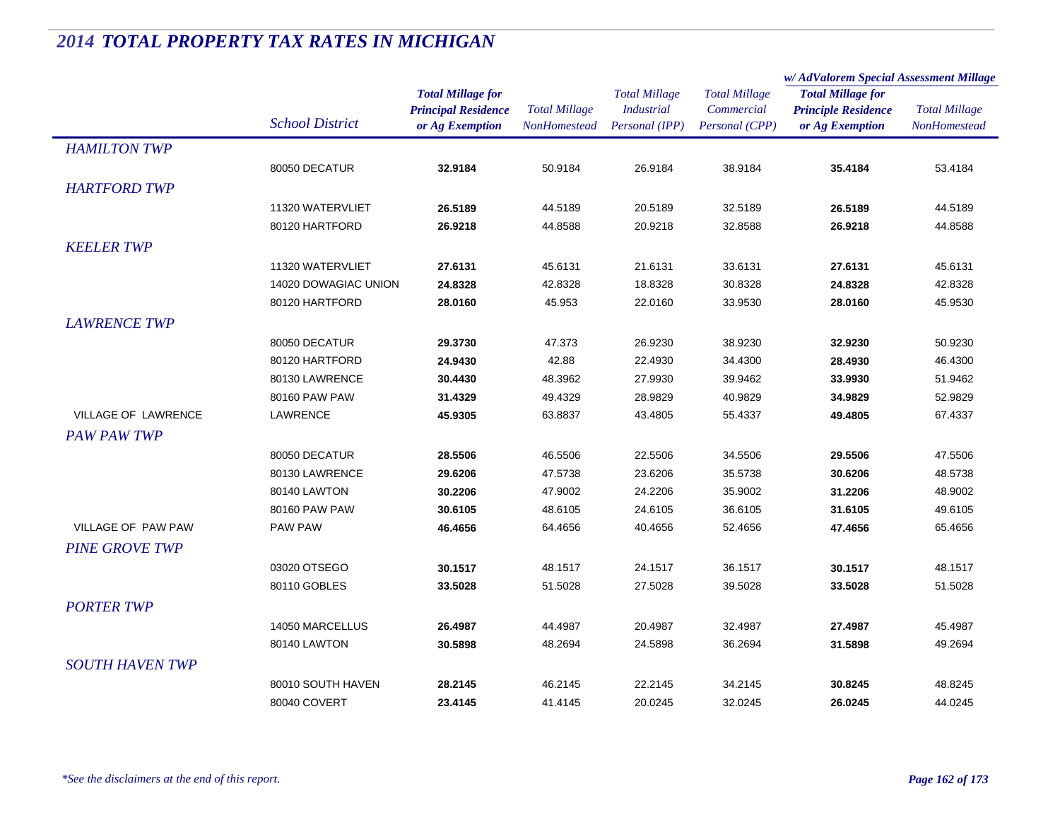# 2014 TOTAL PROPERTY TAX RATES IN MICHIGAN

| | School District | Total Millage for Principal Residence or Ag Exemption | Total Millage NonHomestead | Total Millage Industrial Personal (IPP) | Total Millage Commercial Personal (CPP) | w/ AdValorem Special Assessment Millage Total Millage for Principle Residence or Ag Exemption | w/ AdValorem Special Assessment Millage Total Millage NonHomestead |
|---|---|---|---|---|---|---|---|
| *HAMILTON TWP* | | | | | | | |
| | 80050 DECATUR | **32.9184** | 50.9184 | 26.9184 | 38.9184 | **35.4184** | 53.4184 |
| *HARTFORD TWP* | | | | | | | |
| | 11320 WATERVLIET | **26.5189** | 44.5189 | 20.5189 | 32.5189 | **26.5189** | 44.5189 |
| | 80120 HARTFORD | **26.9218** | 44.8588 | 20.9218 | 32.8588 | **26.9218** | 44.8588 |
| *KEELER TWP* | | | | | | | |
| | 11320 WATERVLIET | **27.6131** | 45.6131 | 21.6131 | 33.6131 | **27.6131** | 45.6131 |
| | 14020 DOWAGIAC UNION | **24.8328** | 42.8328 | 18.8328 | 30.8328 | **24.8328** | 42.8328 |
| | 80120 HARTFORD | **28.0160** | 45.953 | 22.0160 | 33.9530 | **28.0160** | 45.9530 |
| *LAWRENCE TWP* | | | | | | | |
| | 80050 DECATUR | **29.3730** | 47.373 | 26.9230 | 38.9230 | **32.9230** | 50.9230 |
| | 80120 HARTFORD | **24.9430** | 42.88 | 22.4930 | 34.4300 | **28.4930** | 46.4300 |
| | 80130 LAWRENCE | **30.4430** | 48.3962 | 27.9930 | 39.9462 | **33.9930** | 51.9462 |
| | 80160 PAW PAW | **31.4329** | 49.4329 | 28.9829 | 40.9829 | **34.9829** | 52.9829 |
| VILLAGE OF LAWRENCE | LAWRENCE | **45.9305** | 63.8837 | 43.4805 | 55.4337 | **49.4805** | 67.4337 |
| *PAW PAW TWP* | | | | | | | |
| | 80050 DECATUR | **28.5506** | 46.5506 | 22.5506 | 34.5506 | **29.5506** | 47.5506 |
| | 80130 LAWRENCE | **29.6206** | 47.5738 | 23.6206 | 35.5738 | **30.6206** | 48.5738 |
| | 80140 LAWTON | **30.2206** | 47.9002 | 24.2206 | 35.9002 | **31.2206** | 48.9002 |
| | 80160 PAW PAW | **30.6105** | 48.6105 | 24.6105 | 36.6105 | **31.6105** | 49.6105 |
| VILLAGE OF PAW PAW | PAW PAW | **46.4656** | 64.4656 | 40.4656 | 52.4656 | **47.4656** | 65.4656 |
| *PINE GROVE TWP* | | | | | | | |
| | 03020 OTSEGO | **30.1517** | 48.1517 | 24.1517 | 36.1517 | **30.1517** | 48.1517 |
| | 80110 GOBLES | **33.5028** | 51.5028 | 27.5028 | 39.5028 | **33.5028** | 51.5028 |
| *PORTER TWP* | | | | | | | |
| | 14050 MARCELLUS | **26.4987** | 44.4987 | 20.4987 | 32.4987 | **27.4987** | 45.4987 |
| | 80140 LAWTON | **30.5898** | 48.2694 | 24.5898 | 36.2694 | **31.5898** | 49.2694 |
| *SOUTH HAVEN TWP* | | | | | | | |
| | 80010 SOUTH HAVEN | **28.2145** | 46.2145 | 22.2145 | 34.2145 | **30.8245** | 48.8245 |
| | 80040 COVERT | **23.4145** | 41.4145 | 20.0245 | 32.0245 | **26.0245** | 44.0245 |

*\*See the disclaimers at the end of this report.*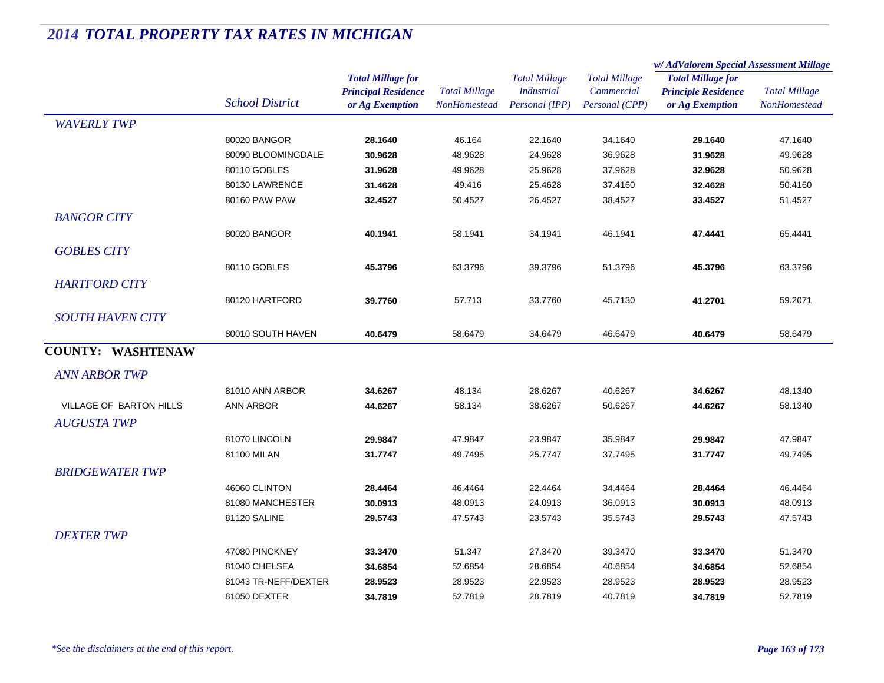# 2014 TOTAL PROPERTY TAX RATES IN MICHIGAN

| | School District | Total Millage for Principal Residence or Ag Exemption | Total Millage NonHomestead | Total Millage Industrial Personal (IPP) | Total Millage Commercial Personal (CPP) | w/ AdValorem Special Assessment Millage Total Millage for Principle Residence or Ag Exemption | w/ AdValorem Special Assessment Millage Total Millage NonHomestead |
|---|---|---|---|---|---|---|---|
| *WAVERLY TWP* | | | | | | | |
| | 80020 BANGOR | **28.1640** | 46.164 | 22.1640 | 34.1640 | **29.1640** | 47.1640 |
| | 80090 BLOOMINGDALE | **30.9628** | 48.9628 | 24.9628 | 36.9628 | **31.9628** | 49.9628 |
| | 80110 GOBLES | **31.9628** | 49.9628 | 25.9628 | 37.9628 | **32.9628** | 50.9628 |
| | 80130 LAWRENCE | **31.4628** | 49.416 | 25.4628 | 37.4160 | **32.4628** | 50.4160 |
| | 80160 PAW PAW | **32.4527** | 50.4527 | 26.4527 | 38.4527 | **33.4527** | 51.4527 |
| *BANGOR CITY* | | | | | | | |
| | 80020 BANGOR | **40.1941** | 58.1941 | 34.1941 | 46.1941 | **47.4441** | 65.4441 |
| *GOBLES CITY* | | | | | | | |
| | 80110 GOBLES | **45.3796** | 63.3796 | 39.3796 | 51.3796 | **45.3796** | 63.3796 |
| *HARTFORD CITY* | | | | | | | |
| | 80120 HARTFORD | **39.7760** | 57.713 | 33.7760 | 45.7130 | **41.2701** | 59.2071 |
| *SOUTH HAVEN CITY* | | | | | | | |
| | 80010 SOUTH HAVEN | **40.6479** | 58.6479 | 34.6479 | 46.6479 | **40.6479** | 58.6479 |
| **COUNTY: WASHTENAW** | | | | | | | |
| *ANN ARBOR TWP* | | | | | | | |
| | 81010 ANN ARBOR | **34.6267** | 48.134 | 28.6267 | 40.6267 | **34.6267** | 48.1340 |
| VILLAGE OF BARTON HILLS | ANN ARBOR | **44.6267** | 58.134 | 38.6267 | 50.6267 | **44.6267** | 58.1340 |
| *AUGUSTA TWP* | | | | | | | |
| | 81070 LINCOLN | **29.9847** | 47.9847 | 23.9847 | 35.9847 | **29.9847** | 47.9847 |
| | 81100 MILAN | **31.7747** | 49.7495 | 25.7747 | 37.7495 | **31.7747** | 49.7495 |
| *BRIDGEWATER TWP* | | | | | | | |
| | 46060 CLINTON | **28.4464** | 46.4464 | 22.4464 | 34.4464 | **28.4464** | 46.4464 |
| | 81080 MANCHESTER | **30.0913** | 48.0913 | 24.0913 | 36.0913 | **30.0913** | 48.0913 |
| | 81120 SALINE | **29.5743** | 47.5743 | 23.5743 | 35.5743 | **29.5743** | 47.5743 |
| *DEXTER TWP* | | | | | | | |
| | 47080 PINCKNEY | **33.3470** | 51.347 | 27.3470 | 39.3470 | **33.3470** | 51.3470 |
| | 81040 CHELSEA | **34.6854** | 52.6854 | 28.6854 | 40.6854 | **34.6854** | 52.6854 |
| | 81043 TR-NEFF/DEXTER | **28.9523** | 28.9523 | 22.9523 | 28.9523 | **28.9523** | 28.9523 |
| | 81050 DEXTER | **34.7819** | 52.7819 | 28.7819 | 40.7819 | **34.7819** | 52.7819 |

*\*See the disclaimers at the end of this report.*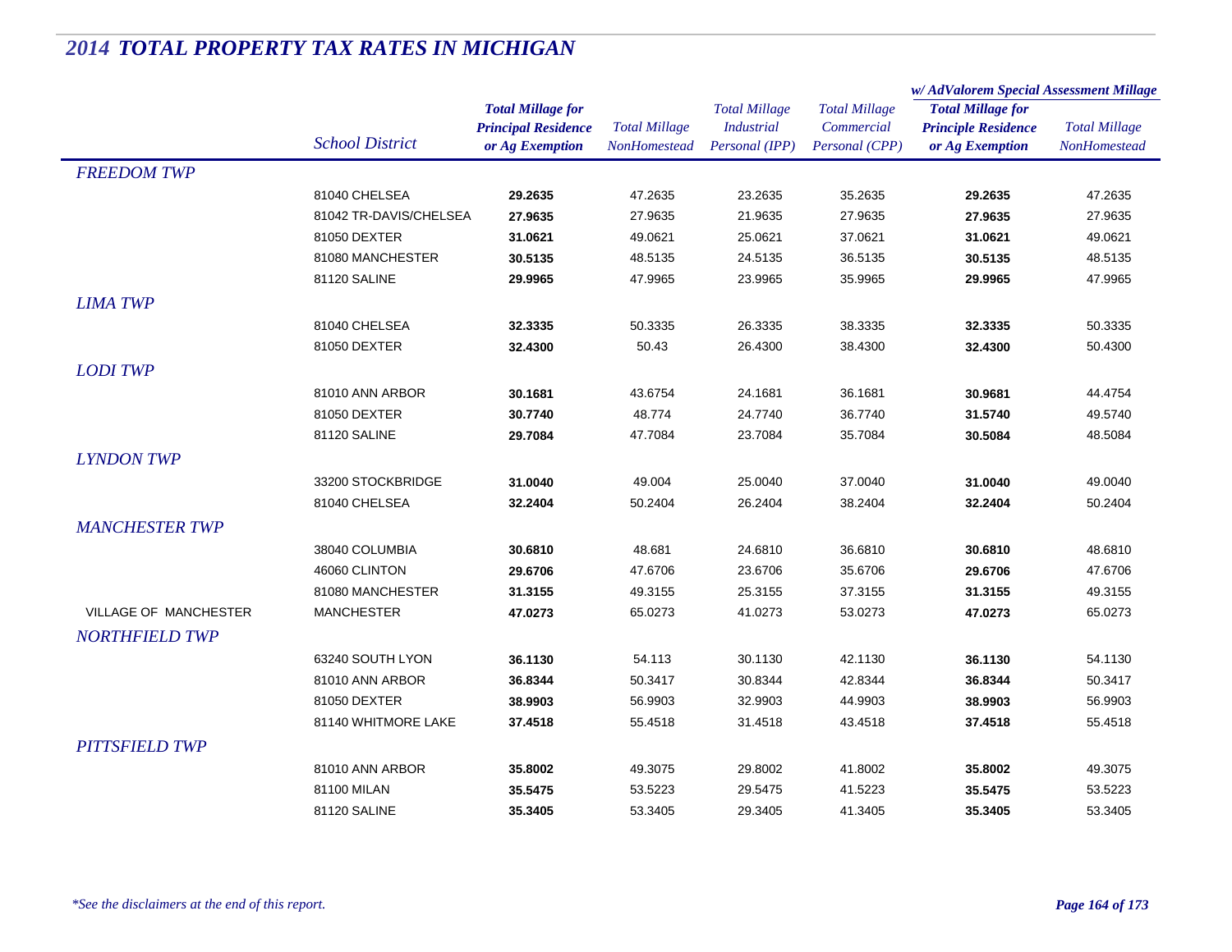# 2014 TOTAL PROPERTY TAX RATES IN MICHIGAN

| | School District | Total Millage for Principal Residence or Ag Exemption | Total Millage NonHomestead | Total Millage Industrial Personal (IPP) | Total Millage Commercial Personal (CPP) | w/ AdValorem Special Assessment Millage: Total Millage for Principle Residence or Ag Exemption | Total Millage NonHomestead |
|---|---|---|---|---|---|---|---|
| *FREEDOM TWP* | | | | | | | |
| | 81040 CHELSEA | **29.2635** | 47.2635 | 23.2635 | 35.2635 | **29.2635** | 47.2635 |
| | 81042 TR-DAVIS/CHELSEA | **27.9635** | 27.9635 | 21.9635 | 27.9635 | **27.9635** | 27.9635 |
| | 81050 DEXTER | **31.0621** | 49.0621 | 25.0621 | 37.0621 | **31.0621** | 49.0621 |
| | 81080 MANCHESTER | **30.5135** | 48.5135 | 24.5135 | 36.5135 | **30.5135** | 48.5135 |
| | 81120 SALINE | **29.9965** | 47.9965 | 23.9965 | 35.9965 | **29.9965** | 47.9965 |
| *LIMA TWP* | | | | | | | |
| | 81040 CHELSEA | **32.3335** | 50.3335 | 26.3335 | 38.3335 | **32.3335** | 50.3335 |
| | 81050 DEXTER | **32.4300** | 50.43 | 26.4300 | 38.4300 | **32.4300** | 50.4300 |
| *LODI TWP* | | | | | | | |
| | 81010 ANN ARBOR | **30.1681** | 43.6754 | 24.1681 | 36.1681 | **30.9681** | 44.4754 |
| | 81050 DEXTER | **30.7740** | 48.774 | 24.7740 | 36.7740 | **31.5740** | 49.5740 |
| | 81120 SALINE | **29.7084** | 47.7084 | 23.7084 | 35.7084 | **30.5084** | 48.5084 |
| *LYNDON TWP* | | | | | | | |
| | 33200 STOCKBRIDGE | **31.0040** | 49.004 | 25.0040 | 37.0040 | **31.0040** | 49.0040 |
| | 81040 CHELSEA | **32.2404** | 50.2404 | 26.2404 | 38.2404 | **32.2404** | 50.2404 |
| *MANCHESTER TWP* | | | | | | | |
| | 38040 COLUMBIA | **30.6810** | 48.681 | 24.6810 | 36.6810 | **30.6810** | 48.6810 |
| | 46060 CLINTON | **29.6706** | 47.6706 | 23.6706 | 35.6706 | **29.6706** | 47.6706 |
| | 81080 MANCHESTER | **31.3155** | 49.3155 | 25.3155 | 37.3155 | **31.3155** | 49.3155 |
| VILLAGE OF MANCHESTER | MANCHESTER | **47.0273** | 65.0273 | 41.0273 | 53.0273 | **47.0273** | 65.0273 |
| *NORTHFIELD TWP* | | | | | | | |
| | 63240 SOUTH LYON | **36.1130** | 54.113 | 30.1130 | 42.1130 | **36.1130** | 54.1130 |
| | 81010 ANN ARBOR | **36.8344** | 50.3417 | 30.8344 | 42.8344 | **36.8344** | 50.3417 |
| | 81050 DEXTER | **38.9903** | 56.9903 | 32.9903 | 44.9903 | **38.9903** | 56.9903 |
| | 81140 WHITMORE LAKE | **37.4518** | 55.4518 | 31.4518 | 43.4518 | **37.4518** | 55.4518 |
| *PITTSFIELD TWP* | | | | | | | |
| | 81010 ANN ARBOR | **35.8002** | 49.3075 | 29.8002 | 41.8002 | **35.8002** | 49.3075 |
| | 81100 MILAN | **35.5475** | 53.5223 | 29.5475 | 41.5223 | **35.5475** | 53.5223 |
| | 81120 SALINE | **35.3405** | 53.3405 | 29.3405 | 41.3405 | **35.3405** | 53.3405 |

*\*See the disclaimers at the end of this report.*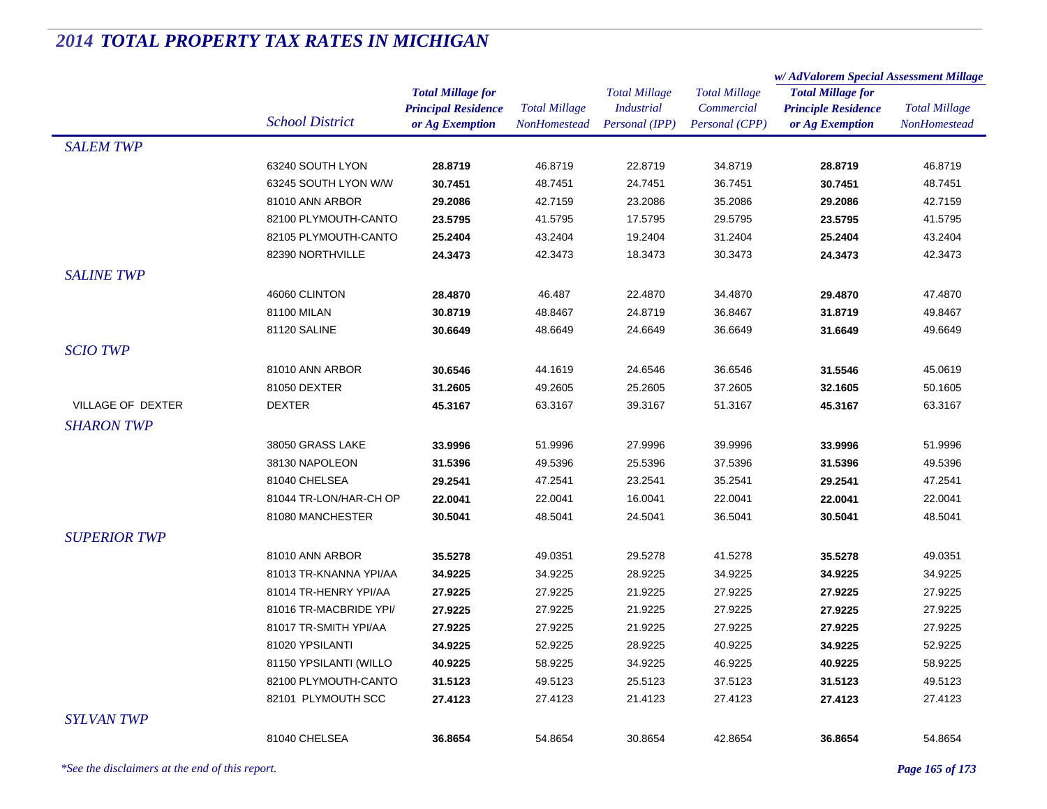# *2014 TOTAL PROPERTY TAX RATES IN MICHIGAN*

| | School District | Total Millage for Principal Residence or Ag Exemption | Total Millage NonHomestead | Total Millage Industrial Personal (IPP) | Total Millage Commercial Personal (CPP) | w/ AdValorem Special Assessment Millage: Total Millage for Principle Residence or Ag Exemption | w/ AdValorem Special Assessment Millage: Total Millage NonHomestead |
|---|---|---|---|---|---|---|---|
| *SALEM TWP* | | | | | | | |
| | 63240 SOUTH LYON | **28.8719** | 46.8719 | 22.8719 | 34.8719 | **28.8719** | 46.8719 |
| | 63245 SOUTH LYON W/W | **30.7451** | 48.7451 | 24.7451 | 36.7451 | **30.7451** | 48.7451 |
| | 81010 ANN ARBOR | **29.2086** | 42.7159 | 23.2086 | 35.2086 | **29.2086** | 42.7159 |
| | 82100 PLYMOUTH-CANTO | **23.5795** | 41.5795 | 17.5795 | 29.5795 | **23.5795** | 41.5795 |
| | 82105 PLYMOUTH-CANTO | **25.2404** | 43.2404 | 19.2404 | 31.2404 | **25.2404** | 43.2404 |
| | 82390 NORTHVILLE | **24.3473** | 42.3473 | 18.3473 | 30.3473 | **24.3473** | 42.3473 |
| *SALINE TWP* | | | | | | | |
| | 46060 CLINTON | **28.4870** | 46.487 | 22.4870 | 34.4870 | **29.4870** | 47.4870 |
| | 81100 MILAN | **30.8719** | 48.8467 | 24.8719 | 36.8467 | **31.8719** | 49.8467 |
| | 81120 SALINE | **30.6649** | 48.6649 | 24.6649 | 36.6649 | **31.6649** | 49.6649 |
| *SCIO TWP* | | | | | | | |
| | 81010 ANN ARBOR | **30.6546** | 44.1619 | 24.6546 | 36.6546 | **31.5546** | 45.0619 |
| | 81050 DEXTER | **31.2605** | 49.2605 | 25.2605 | 37.2605 | **32.1605** | 50.1605 |
| VILLAGE OF DEXTER | DEXTER | **45.3167** | 63.3167 | 39.3167 | 51.3167 | **45.3167** | 63.3167 |
| *SHARON TWP* | | | | | | | |
| | 38050 GRASS LAKE | **33.9996** | 51.9996 | 27.9996 | 39.9996 | **33.9996** | 51.9996 |
| | 38130 NAPOLEON | **31.5396** | 49.5396 | 25.5396 | 37.5396 | **31.5396** | 49.5396 |
| | 81040 CHELSEA | **29.2541** | 47.2541 | 23.2541 | 35.2541 | **29.2541** | 47.2541 |
| | 81044 TR-LON/HAR-CH OP | **22.0041** | 22.0041 | 16.0041 | 22.0041 | **22.0041** | 22.0041 |
| | 81080 MANCHESTER | **30.5041** | 48.5041 | 24.5041 | 36.5041 | **30.5041** | 48.5041 |
| *SUPERIOR TWP* | | | | | | | |
| | 81010 ANN ARBOR | **35.5278** | 49.0351 | 29.5278 | 41.5278 | **35.5278** | 49.0351 |
| | 81013 TR-KNANNA YPI/AA | **34.9225** | 34.9225 | 28.9225 | 34.9225 | **34.9225** | 34.9225 |
| | 81014 TR-HENRY YPI/AA | **27.9225** | 27.9225 | 21.9225 | 27.9225 | **27.9225** | 27.9225 |
| | 81016 TR-MACBRIDE YPI/ | **27.9225** | 27.9225 | 21.9225 | 27.9225 | **27.9225** | 27.9225 |
| | 81017 TR-SMITH YPI/AA | **27.9225** | 27.9225 | 21.9225 | 27.9225 | **27.9225** | 27.9225 |
| | 81020 YPSILANTI | **34.9225** | 52.9225 | 28.9225 | 40.9225 | **34.9225** | 52.9225 |
| | 81150 YPSILANTI (WILLO | **40.9225** | 58.9225 | 34.9225 | 46.9225 | **40.9225** | 58.9225 |
| | 82100 PLYMOUTH-CANTO | **31.5123** | 49.5123 | 25.5123 | 37.5123 | **31.5123** | 49.5123 |
| | 82101 PLYMOUTH SCC | **27.4123** | 27.4123 | 21.4123 | 27.4123 | **27.4123** | 27.4123 |
| *SYLVAN TWP* | | | | | | | |
| | 81040 CHELSEA | **36.8654** | 54.8654 | 30.8654 | 42.8654 | **36.8654** | 54.8654 |

*\*See the disclaimers at the end of this report.*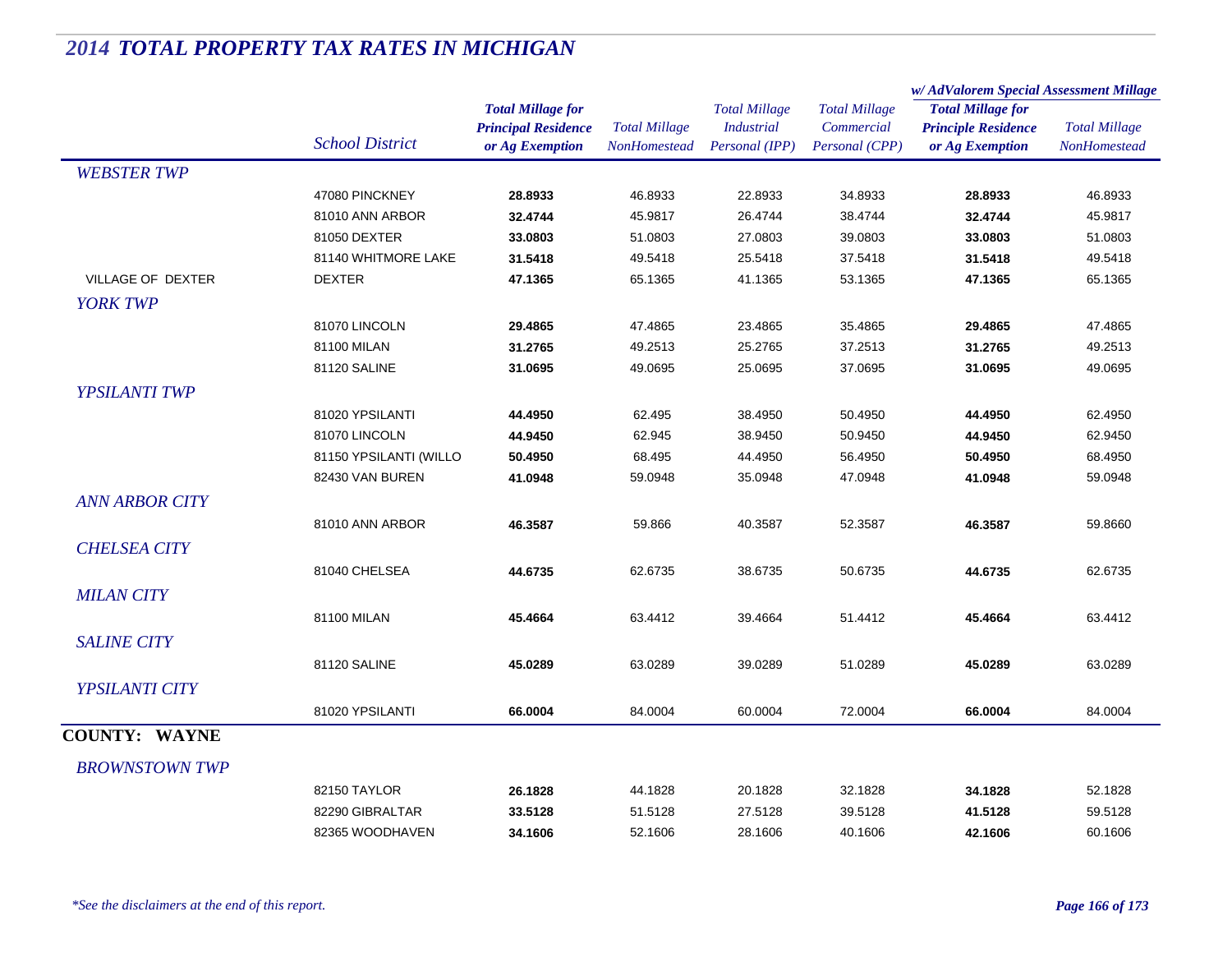## *2014 TOTAL PROPERTY TAX RATES IN MICHIGAN*

| | | | | | | w/ AdValorem Special Assessment Millage | |
|---|---|---|---|---|---|---|---|
| | School District | Total Millage for Principal Residence or Ag Exemption | Total Millage NonHomestead | Total Millage Industrial Personal (IPP) | Total Millage Commercial Personal (CPP) | Total Millage for Principle Residence or Ag Exemption | Total Millage NonHomestead |
| *WEBSTER TWP* | | | | | | | |
| | 47080 PINCKNEY | **28.8933** | 46.8933 | 22.8933 | 34.8933 | **28.8933** | 46.8933 |
| | 81010 ANN ARBOR | **32.4744** | 45.9817 | 26.4744 | 38.4744 | **32.4744** | 45.9817 |
| | 81050 DEXTER | **33.0803** | 51.0803 | 27.0803 | 39.0803 | **33.0803** | 51.0803 |
| | 81140 WHITMORE LAKE | **31.5418** | 49.5418 | 25.5418 | 37.5418 | **31.5418** | 49.5418 |
| VILLAGE OF DEXTER | DEXTER | **47.1365** | 65.1365 | 41.1365 | 53.1365 | **47.1365** | 65.1365 |
| *YORK TWP* | | | | | | | |
| | 81070 LINCOLN | **29.4865** | 47.4865 | 23.4865 | 35.4865 | **29.4865** | 47.4865 |
| | 81100 MILAN | **31.2765** | 49.2513 | 25.2765 | 37.2513 | **31.2765** | 49.2513 |
| | 81120 SALINE | **31.0695** | 49.0695 | 25.0695 | 37.0695 | **31.0695** | 49.0695 |
| *YPSILANTI TWP* | | | | | | | |
| | 81020 YPSILANTI | **44.4950** | 62.495 | 38.4950 | 50.4950 | **44.4950** | 62.4950 |
| | 81070 LINCOLN | **44.9450** | 62.945 | 38.9450 | 50.9450 | **44.9450** | 62.9450 |
| | 81150 YPSILANTI (WILLO | **50.4950** | 68.495 | 44.4950 | 56.4950 | **50.4950** | 68.4950 |
| | 82430 VAN BUREN | **41.0948** | 59.0948 | 35.0948 | 47.0948 | **41.0948** | 59.0948 |
| *ANN ARBOR CITY* | | | | | | | |
| | 81010 ANN ARBOR | **46.3587** | 59.866 | 40.3587 | 52.3587 | **46.3587** | 59.8660 |
| *CHELSEA CITY* | | | | | | | |
| | 81040 CHELSEA | **44.6735** | 62.6735 | 38.6735 | 50.6735 | **44.6735** | 62.6735 |
| *MILAN CITY* | | | | | | | |
| | 81100 MILAN | **45.4664** | 63.4412 | 39.4664 | 51.4412 | **45.4664** | 63.4412 |
| *SALINE CITY* | | | | | | | |
| | 81120 SALINE | **45.0289** | 63.0289 | 39.0289 | 51.0289 | **45.0289** | 63.0289 |
| *YPSILANTI CITY* | | | | | | | |
| | 81020 YPSILANTI | **66.0004** | 84.0004 | 60.0004 | 72.0004 | **66.0004** | 84.0004 |
| **COUNTY: WAYNE** | | | | | | | |
| *BROWNSTOWN TWP* | | | | | | | |
| | 82150 TAYLOR | **26.1828** | 44.1828 | 20.1828 | 32.1828 | **34.1828** | 52.1828 |
| | 82290 GIBRALTAR | **33.5128** | 51.5128 | 27.5128 | 39.5128 | **41.5128** | 59.5128 |
| | 82365 WOODHAVEN | **34.1606** | 52.1606 | 28.1606 | 40.1606 | **42.1606** | 60.1606 |

*\*See the disclaimers at the end of this report.*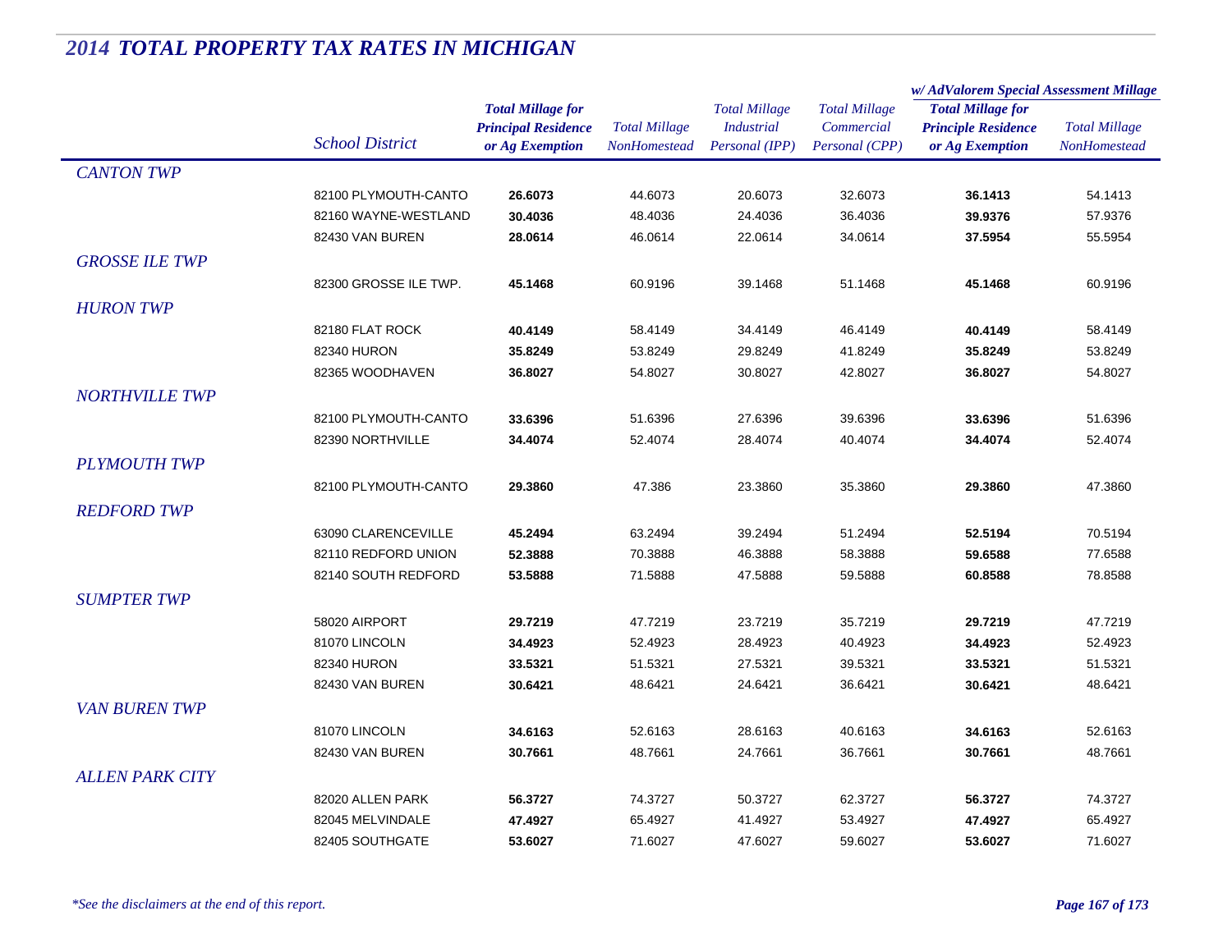# *2014 TOTAL PROPERTY TAX RATES IN MICHIGAN*

| | School District | Total Millage for Principal Residence or Ag Exemption | Total Millage NonHomestead | Total Millage Industrial Personal (IPP) | Total Millage Commercial Personal (CPP) | w/ AdValorem Special Assessment Millage: Total Millage for Principle Residence or Ag Exemption | w/ AdValorem Special Assessment Millage: Total Millage NonHomestead |
|---|---|---|---|---|---|---|---|
| *CANTON TWP* | | | | | | | |
| | 82100 PLYMOUTH-CANTO | **26.6073** | 44.6073 | 20.6073 | 32.6073 | **36.1413** | 54.1413 |
| | 82160 WAYNE-WESTLAND | **30.4036** | 48.4036 | 24.4036 | 36.4036 | **39.9376** | 57.9376 |
| | 82430 VAN BUREN | **28.0614** | 46.0614 | 22.0614 | 34.0614 | **37.5954** | 55.5954 |
| *GROSSE ILE TWP* | | | | | | | |
| | 82300 GROSSE ILE TWP. | **45.1468** | 60.9196 | 39.1468 | 51.1468 | **45.1468** | 60.9196 |
| *HURON TWP* | | | | | | | |
| | 82180 FLAT ROCK | **40.4149** | 58.4149 | 34.4149 | 46.4149 | **40.4149** | 58.4149 |
| | 82340 HURON | **35.8249** | 53.8249 | 29.8249 | 41.8249 | **35.8249** | 53.8249 |
| | 82365 WOODHAVEN | **36.8027** | 54.8027 | 30.8027 | 42.8027 | **36.8027** | 54.8027 |
| *NORTHVILLE TWP* | | | | | | | |
| | 82100 PLYMOUTH-CANTO | **33.6396** | 51.6396 | 27.6396 | 39.6396 | **33.6396** | 51.6396 |
| | 82390 NORTHVILLE | **34.4074** | 52.4074 | 28.4074 | 40.4074 | **34.4074** | 52.4074 |
| *PLYMOUTH TWP* | | | | | | | |
| | 82100 PLYMOUTH-CANTO | **29.3860** | 47.386 | 23.3860 | 35.3860 | **29.3860** | 47.3860 |
| *REDFORD TWP* | | | | | | | |
| | 63090 CLARENCEVILLE | **45.2494** | 63.2494 | 39.2494 | 51.2494 | **52.5194** | 70.5194 |
| | 82110 REDFORD UNION | **52.3888** | 70.3888 | 46.3888 | 58.3888 | **59.6588** | 77.6588 |
| | 82140 SOUTH REDFORD | **53.5888** | 71.5888 | 47.5888 | 59.5888 | **60.8588** | 78.8588 |
| *SUMPTER TWP* | | | | | | | |
| | 58020 AIRPORT | **29.7219** | 47.7219 | 23.7219 | 35.7219 | **29.7219** | 47.7219 |
| | 81070 LINCOLN | **34.4923** | 52.4923 | 28.4923 | 40.4923 | **34.4923** | 52.4923 |
| | 82340 HURON | **33.5321** | 51.5321 | 27.5321 | 39.5321 | **33.5321** | 51.5321 |
| | 82430 VAN BUREN | **30.6421** | 48.6421 | 24.6421 | 36.6421 | **30.6421** | 48.6421 |
| *VAN BUREN TWP* | | | | | | | |
| | 81070 LINCOLN | **34.6163** | 52.6163 | 28.6163 | 40.6163 | **34.6163** | 52.6163 |
| | 82430 VAN BUREN | **30.7661** | 48.7661 | 24.7661 | 36.7661 | **30.7661** | 48.7661 |
| *ALLEN PARK CITY* | | | | | | | |
| | 82020 ALLEN PARK | **56.3727** | 74.3727 | 50.3727 | 62.3727 | **56.3727** | 74.3727 |
| | 82045 MELVINDALE | **47.4927** | 65.4927 | 41.4927 | 53.4927 | **47.4927** | 65.4927 |
| | 82405 SOUTHGATE | **53.6027** | 71.6027 | 47.6027 | 59.6027 | **53.6027** | 71.6027 |

*\*See the disclaimers at the end of this report.*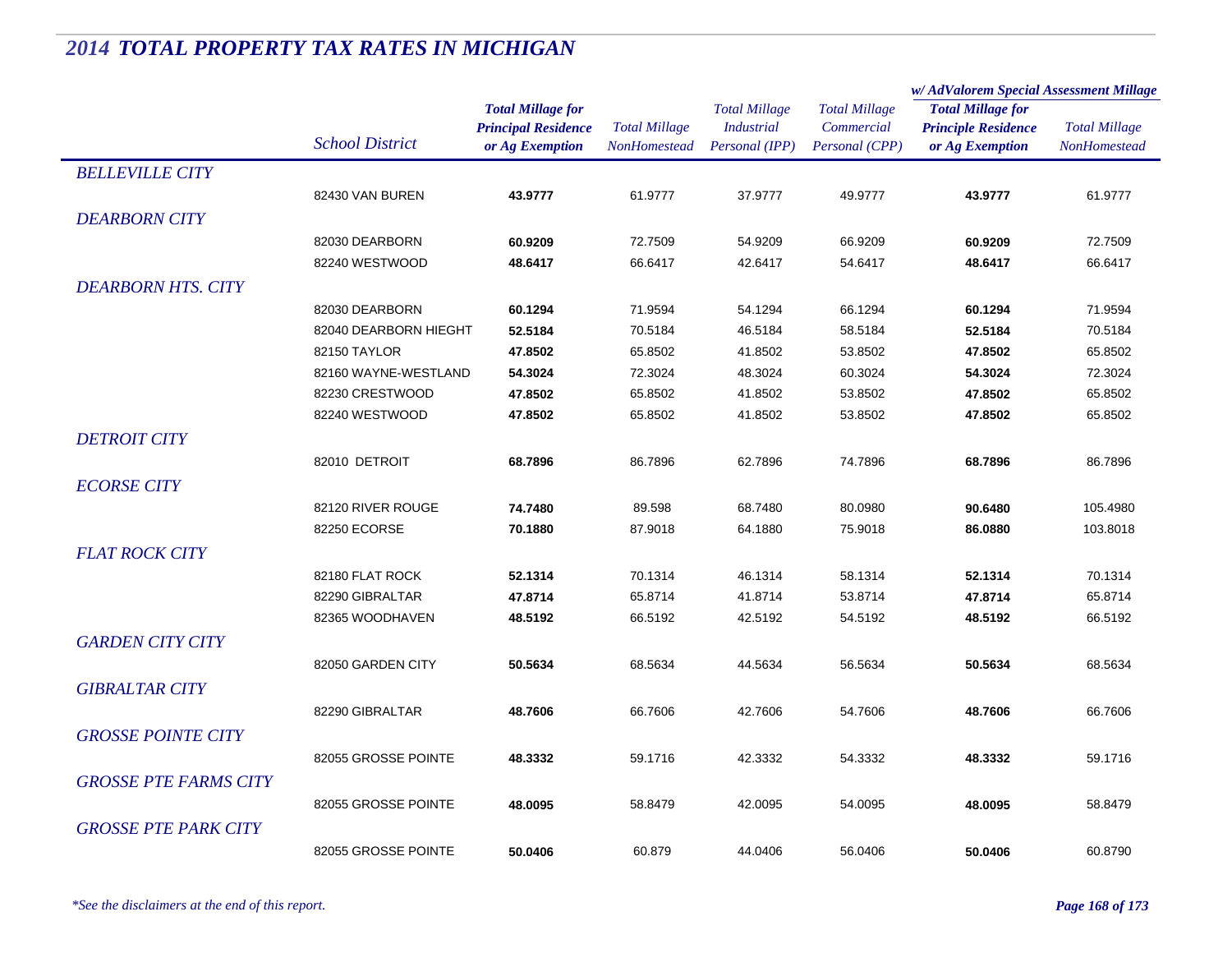# 2014 TOTAL PROPERTY TAX RATES IN MICHIGAN

| | School District | Total Millage for Principal Residence or Ag Exemption | Total Millage NonHomestead | Total Millage Industrial Personal (IPP) | Total Millage Commercial Personal (CPP) | w/ AdValorem Special Assessment Millage: Total Millage for Principle Residence or Ag Exemption | w/ AdValorem Special Assessment Millage: Total Millage NonHomestead |
|---|---|---|---|---|---|---|---|
| *BELLEVILLE CITY* | | | | | | | |
| | 82430 VAN BUREN | **43.9777** | 61.9777 | 37.9777 | 49.9777 | **43.9777** | 61.9777 |
| *DEARBORN CITY* | | | | | | | |
| | 82030 DEARBORN | **60.9209** | 72.7509 | 54.9209 | 66.9209 | **60.9209** | 72.7509 |
| | 82240 WESTWOOD | **48.6417** | 66.6417 | 42.6417 | 54.6417 | **48.6417** | 66.6417 |
| *DEARBORN HTS. CITY* | | | | | | | |
| | 82030 DEARBORN | **60.1294** | 71.9594 | 54.1294 | 66.1294 | **60.1294** | 71.9594 |
| | 82040 DEARBORN HIEGHT | **52.5184** | 70.5184 | 46.5184 | 58.5184 | **52.5184** | 70.5184 |
| | 82150 TAYLOR | **47.8502** | 65.8502 | 41.8502 | 53.8502 | **47.8502** | 65.8502 |
| | 82160 WAYNE-WESTLAND | **54.3024** | 72.3024 | 48.3024 | 60.3024 | **54.3024** | 72.3024 |
| | 82230 CRESTWOOD | **47.8502** | 65.8502 | 41.8502 | 53.8502 | **47.8502** | 65.8502 |
| | 82240 WESTWOOD | **47.8502** | 65.8502 | 41.8502 | 53.8502 | **47.8502** | 65.8502 |
| *DETROIT CITY* | | | | | | | |
| | 82010 DETROIT | **68.7896** | 86.7896 | 62.7896 | 74.7896 | **68.7896** | 86.7896 |
| *ECORSE CITY* | | | | | | | |
| | 82120 RIVER ROUGE | **74.7480** | 89.598 | 68.7480 | 80.0980 | **90.6480** | 105.4980 |
| | 82250 ECORSE | **70.1880** | 87.9018 | 64.1880 | 75.9018 | **86.0880** | 103.8018 |
| *FLAT ROCK CITY* | | | | | | | |
| | 82180 FLAT ROCK | **52.1314** | 70.1314 | 46.1314 | 58.1314 | **52.1314** | 70.1314 |
| | 82290 GIBRALTAR | **47.8714** | 65.8714 | 41.8714 | 53.8714 | **47.8714** | 65.8714 |
| | 82365 WOODHAVEN | **48.5192** | 66.5192 | 42.5192 | 54.5192 | **48.5192** | 66.5192 |
| *GARDEN CITY CITY* | | | | | | | |
| | 82050 GARDEN CITY | **50.5634** | 68.5634 | 44.5634 | 56.5634 | **50.5634** | 68.5634 |
| *GIBRALTAR CITY* | | | | | | | |
| | 82290 GIBRALTAR | **48.7606** | 66.7606 | 42.7606 | 54.7606 | **48.7606** | 66.7606 |
| *GROSSE POINTE CITY* | | | | | | | |
| | 82055 GROSSE POINTE | **48.3332** | 59.1716 | 42.3332 | 54.3332 | **48.3332** | 59.1716 |
| *GROSSE PTE FARMS CITY* | | | | | | | |
| | 82055 GROSSE POINTE | **48.0095** | 58.8479 | 42.0095 | 54.0095 | **48.0095** | 58.8479 |
| *GROSSE PTE PARK CITY* | | | | | | | |
| | 82055 GROSSE POINTE | **50.0406** | 60.879 | 44.0406 | 56.0406 | **50.0406** | 60.8790 |

*\*See the disclaimers at the end of this report.*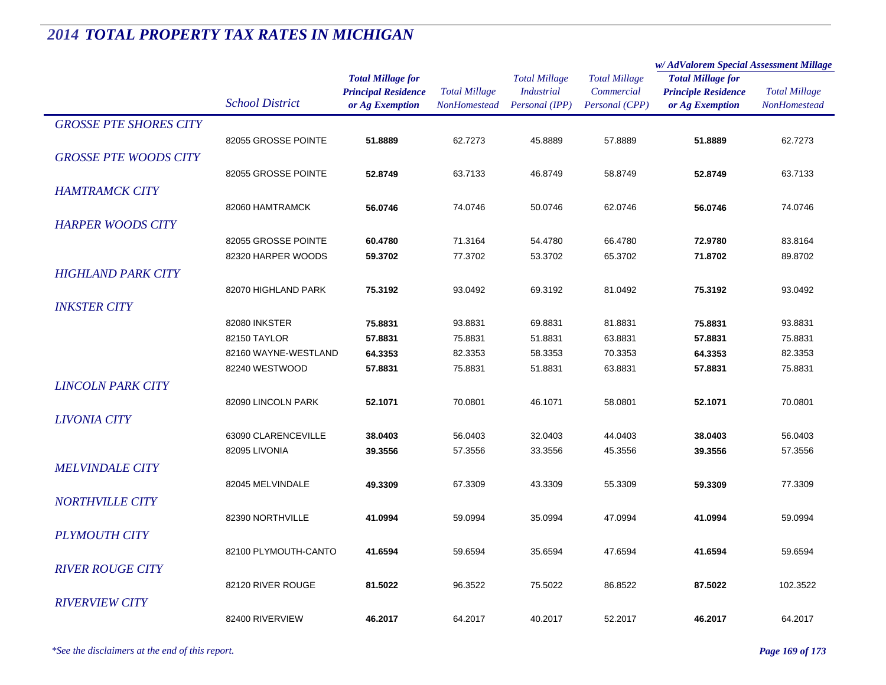# 2014 TOTAL PROPERTY TAX RATES IN MICHIGAN

| | School District | Total Millage for Principal Residence or Ag Exemption | Total Millage NonHomestead | Total Millage Industrial Personal (IPP) | Total Millage Commercial Personal (CPP) | w/ AdValorem Special Assessment Millage: Total Millage for Principle Residence or Ag Exemption | w/ AdValorem Special Assessment Millage: Total Millage NonHomestead |
|---|---|---|---|---|---|---|---|
| *GROSSE PTE SHORES CITY* | | | | | | | |
| | 82055 GROSSE POINTE | **51.8889** | 62.7273 | 45.8889 | 57.8889 | **51.8889** | 62.7273 |
| *GROSSE PTE WOODS CITY* | | | | | | | |
| | 82055 GROSSE POINTE | **52.8749** | 63.7133 | 46.8749 | 58.8749 | **52.8749** | 63.7133 |
| *HAMTRAMCK CITY* | | | | | | | |
| | 82060 HAMTRAMCK | **56.0746** | 74.0746 | 50.0746 | 62.0746 | **56.0746** | 74.0746 |
| *HARPER WOODS CITY* | | | | | | | |
| | 82055 GROSSE POINTE | **60.4780** | 71.3164 | 54.4780 | 66.4780 | **72.9780** | 83.8164 |
| | 82320 HARPER WOODS | **59.3702** | 77.3702 | 53.3702 | 65.3702 | **71.8702** | 89.8702 |
| *HIGHLAND PARK CITY* | | | | | | | |
| | 82070 HIGHLAND PARK | **75.3192** | 93.0492 | 69.3192 | 81.0492 | **75.3192** | 93.0492 |
| *INKSTER CITY* | | | | | | | |
| | 82080 INKSTER | **75.8831** | 93.8831 | 69.8831 | 81.8831 | **75.8831** | 93.8831 |
| | 82150 TAYLOR | **57.8831** | 75.8831 | 51.8831 | 63.8831 | **57.8831** | 75.8831 |
| | 82160 WAYNE-WESTLAND | **64.3353** | 82.3353 | 58.3353 | 70.3353 | **64.3353** | 82.3353 |
| | 82240 WESTWOOD | **57.8831** | 75.8831 | 51.8831 | 63.8831 | **57.8831** | 75.8831 |
| *LINCOLN PARK CITY* | | | | | | | |
| | 82090 LINCOLN PARK | **52.1071** | 70.0801 | 46.1071 | 58.0801 | **52.1071** | 70.0801 |
| *LIVONIA CITY* | | | | | | | |
| | 63090 CLARENCEVILLE | **38.0403** | 56.0403 | 32.0403 | 44.0403 | **38.0403** | 56.0403 |
| | 82095 LIVONIA | **39.3556** | 57.3556 | 33.3556 | 45.3556 | **39.3556** | 57.3556 |
| *MELVINDALE CITY* | | | | | | | |
| | 82045 MELVINDALE | **49.3309** | 67.3309 | 43.3309 | 55.3309 | **59.3309** | 77.3309 |
| *NORTHVILLE CITY* | | | | | | | |
| | 82390 NORTHVILLE | **41.0994** | 59.0994 | 35.0994 | 47.0994 | **41.0994** | 59.0994 |
| *PLYMOUTH CITY* | | | | | | | |
| | 82100 PLYMOUTH-CANTO | **41.6594** | 59.6594 | 35.6594 | 47.6594 | **41.6594** | 59.6594 |
| *RIVER ROUGE CITY* | | | | | | | |
| | 82120 RIVER ROUGE | **81.5022** | 96.3522 | 75.5022 | 86.8522 | **87.5022** | 102.3522 |
| *RIVERVIEW CITY* | | | | | | | |
| | 82400 RIVERVIEW | **46.2017** | 64.2017 | 40.2017 | 52.2017 | **46.2017** | 64.2017 |

*\*See the disclaimers at the end of this report.*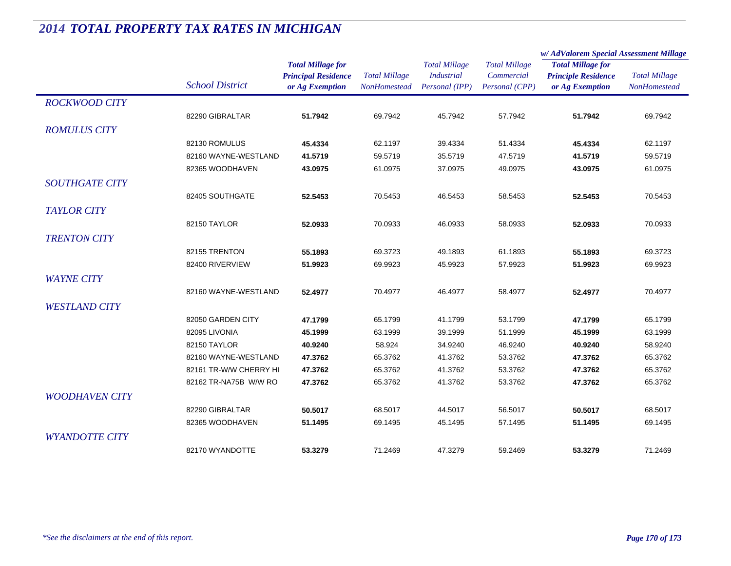## 2014 TOTAL PROPERTY TAX RATES IN MICHIGAN

| | School District | Total Millage for Principal Residence or Ag Exemption | Total Millage NonHomestead | Total Millage Industrial Personal (IPP) | Total Millage Commercial Personal (CPP) | w/ AdValorem Special Assessment Millage: Total Millage for Principle Residence or Ag Exemption | w/ AdValorem Special Assessment Millage: Total Millage NonHomestead |
|---|---|---|---|---|---|---|---|
| *ROCKWOOD CITY* | | | | | | | |
| | 82290 GIBRALTAR | **51.7942** | 69.7942 | 45.7942 | 57.7942 | **51.7942** | 69.7942 |
| *ROMULUS CITY* | | | | | | | |
| | 82130 ROMULUS | **45.4334** | 62.1197 | 39.4334 | 51.4334 | **45.4334** | 62.1197 |
| | 82160 WAYNE-WESTLAND | **41.5719** | 59.5719 | 35.5719 | 47.5719 | **41.5719** | 59.5719 |
| | 82365 WOODHAVEN | **43.0975** | 61.0975 | 37.0975 | 49.0975 | **43.0975** | 61.0975 |
| *SOUTHGATE CITY* | | | | | | | |
| | 82405 SOUTHGATE | **52.5453** | 70.5453 | 46.5453 | 58.5453 | **52.5453** | 70.5453 |
| *TAYLOR CITY* | | | | | | | |
| | 82150 TAYLOR | **52.0933** | 70.0933 | 46.0933 | 58.0933 | **52.0933** | 70.0933 |
| *TRENTON CITY* | | | | | | | |
| | 82155 TRENTON | **55.1893** | 69.3723 | 49.1893 | 61.1893 | **55.1893** | 69.3723 |
| | 82400 RIVERVIEW | **51.9923** | 69.9923 | 45.9923 | 57.9923 | **51.9923** | 69.9923 |
| *WAYNE CITY* | | | | | | | |
| | 82160 WAYNE-WESTLAND | **52.4977** | 70.4977 | 46.4977 | 58.4977 | **52.4977** | 70.4977 |
| *WESTLAND CITY* | | | | | | | |
| | 82050 GARDEN CITY | **47.1799** | 65.1799 | 41.1799 | 53.1799 | **47.1799** | 65.1799 |
| | 82095 LIVONIA | **45.1999** | 63.1999 | 39.1999 | 51.1999 | **45.1999** | 63.1999 |
| | 82150 TAYLOR | **40.9240** | 58.924 | 34.9240 | 46.9240 | **40.9240** | 58.9240 |
| | 82160 WAYNE-WESTLAND | **47.3762** | 65.3762 | 41.3762 | 53.3762 | **47.3762** | 65.3762 |
| | 82161 TR-W/W CHERRY HI | **47.3762** | 65.3762 | 41.3762 | 53.3762 | **47.3762** | 65.3762 |
| | 82162 TR-NA75B W/W RO | **47.3762** | 65.3762 | 41.3762 | 53.3762 | **47.3762** | 65.3762 |
| *WOODHAVEN CITY* | | | | | | | |
| | 82290 GIBRALTAR | **50.5017** | 68.5017 | 44.5017 | 56.5017 | **50.5017** | 68.5017 |
| | 82365 WOODHAVEN | **51.1495** | 69.1495 | 45.1495 | 57.1495 | **51.1495** | 69.1495 |
| *WYANDOTTE CITY* | | | | | | | |
| | 82170 WYANDOTTE | **53.3279** | 71.2469 | 47.3279 | 59.2469 | **53.3279** | 71.2469 |

*\*See the disclaimers at the end of this report.*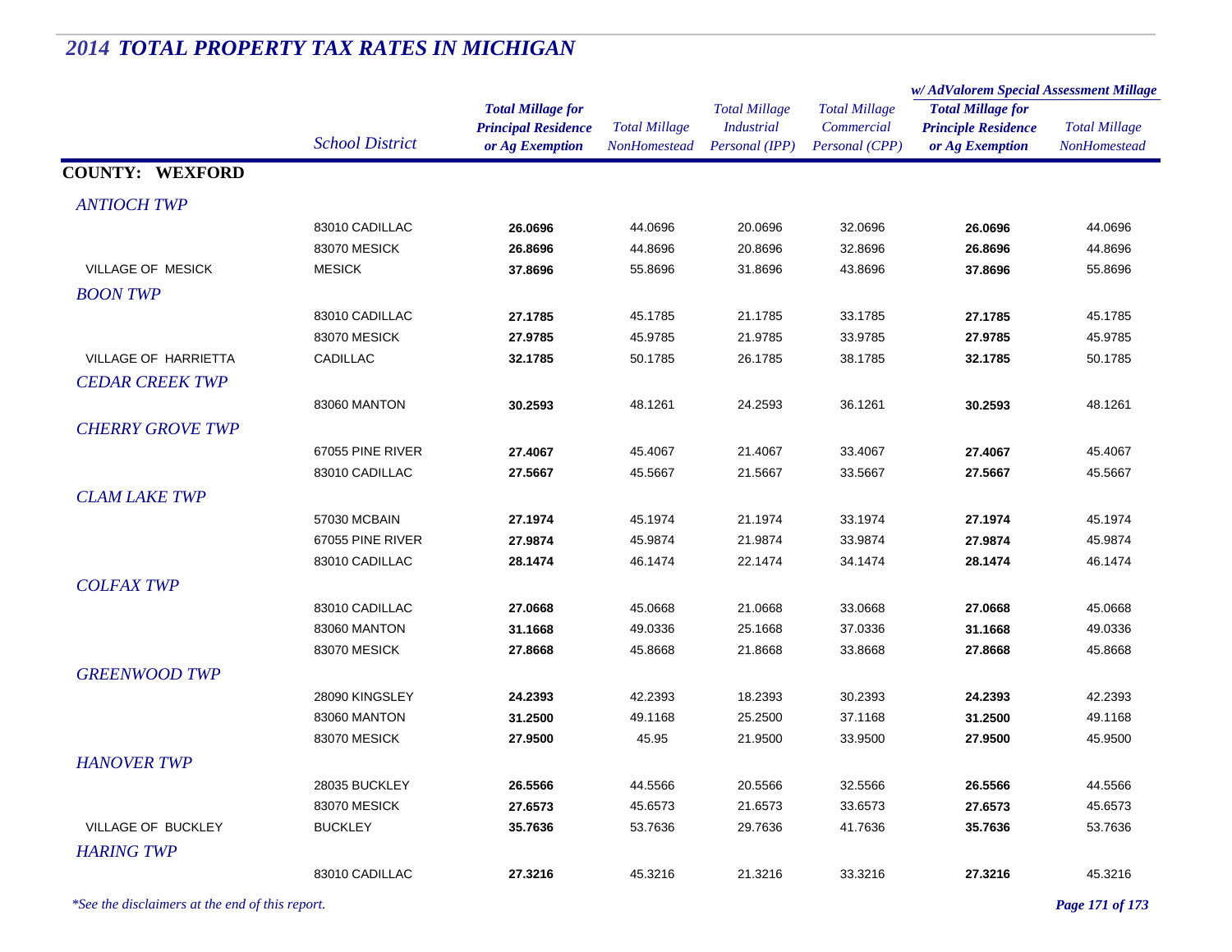# 2014 TOTAL PROPERTY TAX RATES IN MICHIGAN

| | School District | Total Millage for Principal Residence or Ag Exemption | Total Millage NonHomestead | Total Millage Industrial Personal (IPP) | Total Millage Commercial Personal (CPP) | w/ AdValorem Special Assessment Millage: Total Millage for Principle Residence or Ag Exemption | w/ AdValorem Special Assessment Millage: Total Millage NonHomestead |
|---|---|---|---|---|---|---|---|
| **COUNTY: WEXFORD** | | | | | | | |
| *ANTIOCH TWP* | | | | | | | |
| | 83010 CADILLAC | **26.0696** | 44.0696 | 20.0696 | 32.0696 | **26.0696** | 44.0696 |
| | 83070 MESICK | **26.8696** | 44.8696 | 20.8696 | 32.8696 | **26.8696** | 44.8696 |
| VILLAGE OF MESICK | MESICK | **37.8696** | 55.8696 | 31.8696 | 43.8696 | **37.8696** | 55.8696 |
| *BOON TWP* | | | | | | | |
| | 83010 CADILLAC | **27.1785** | 45.1785 | 21.1785 | 33.1785 | **27.1785** | 45.1785 |
| | 83070 MESICK | **27.9785** | 45.9785 | 21.9785 | 33.9785 | **27.9785** | 45.9785 |
| VILLAGE OF HARRIETTA | CADILLAC | **32.1785** | 50.1785 | 26.1785 | 38.1785 | **32.1785** | 50.1785 |
| *CEDAR CREEK TWP* | | | | | | | |
| | 83060 MANTON | **30.2593** | 48.1261 | 24.2593 | 36.1261 | **30.2593** | 48.1261 |
| *CHERRY GROVE TWP* | | | | | | | |
| | 67055 PINE RIVER | **27.4067** | 45.4067 | 21.4067 | 33.4067 | **27.4067** | 45.4067 |
| | 83010 CADILLAC | **27.5667** | 45.5667 | 21.5667 | 33.5667 | **27.5667** | 45.5667 |
| *CLAM LAKE TWP* | | | | | | | |
| | 57030 MCBAIN | **27.1974** | 45.1974 | 21.1974 | 33.1974 | **27.1974** | 45.1974 |
| | 67055 PINE RIVER | **27.9874** | 45.9874 | 21.9874 | 33.9874 | **27.9874** | 45.9874 |
| | 83010 CADILLAC | **28.1474** | 46.1474 | 22.1474 | 34.1474 | **28.1474** | 46.1474 |
| *COLFAX TWP* | | | | | | | |
| | 83010 CADILLAC | **27.0668** | 45.0668 | 21.0668 | 33.0668 | **27.0668** | 45.0668 |
| | 83060 MANTON | **31.1668** | 49.0336 | 25.1668 | 37.0336 | **31.1668** | 49.0336 |
| | 83070 MESICK | **27.8668** | 45.8668 | 21.8668 | 33.8668 | **27.8668** | 45.8668 |
| *GREENWOOD TWP* | | | | | | | |
| | 28090 KINGSLEY | **24.2393** | 42.2393 | 18.2393 | 30.2393 | **24.2393** | 42.2393 |
| | 83060 MANTON | **31.2500** | 49.1168 | 25.2500 | 37.1168 | **31.2500** | 49.1168 |
| | 83070 MESICK | **27.9500** | 45.95 | 21.9500 | 33.9500 | **27.9500** | 45.9500 |
| *HANOVER TWP* | | | | | | | |
| | 28035 BUCKLEY | **26.5566** | 44.5566 | 20.5566 | 32.5566 | **26.5566** | 44.5566 |
| | 83070 MESICK | **27.6573** | 45.6573 | 21.6573 | 33.6573 | **27.6573** | 45.6573 |
| VILLAGE OF BUCKLEY | BUCKLEY | **35.7636** | 53.7636 | 29.7636 | 41.7636 | **35.7636** | 53.7636 |
| *HARING TWP* | | | | | | | |
| | 83010 CADILLAC | **27.3216** | 45.3216 | 21.3216 | 33.3216 | **27.3216** | 45.3216 |

*\*See the disclaimers at the end of this report.*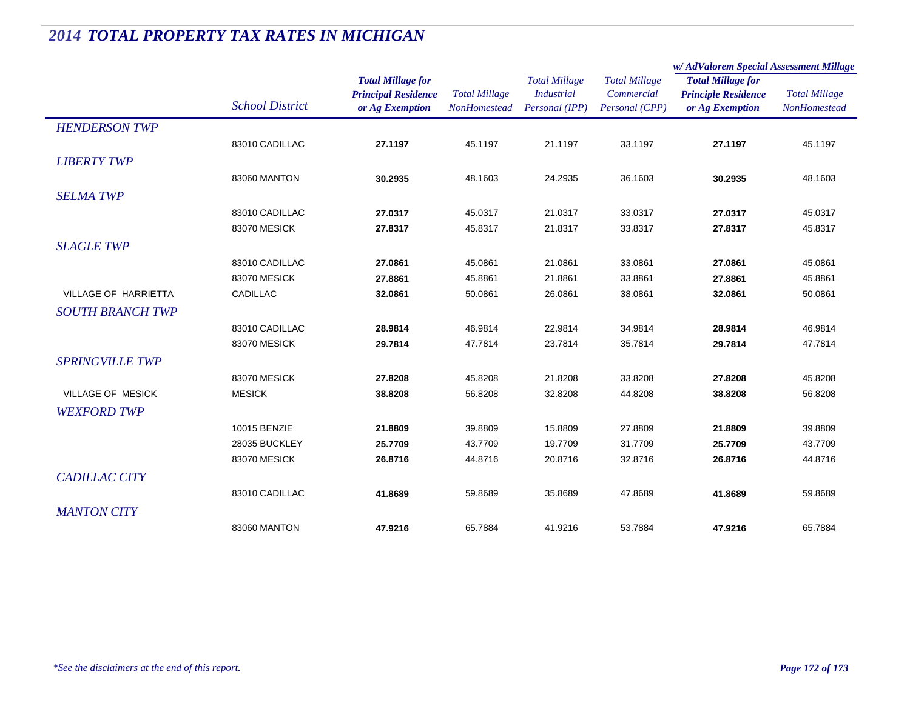# 2014 TOTAL PROPERTY TAX RATES IN MICHIGAN

| | School District | Total Millage for Principal Residence or Ag Exemption | Total Millage NonHomestead | Total Millage Industrial Personal (IPP) | Total Millage Commercial Personal (CPP) | w/ AdValorem Special Assessment Millage: Total Millage for Principle Residence or Ag Exemption | w/ AdValorem Special Assessment Millage: Total Millage NonHomestead |
|---|---|---|---|---|---|---|---|
| *HENDERSON TWP* | | | | | | | |
| | 83010 CADILLAC | **27.1197** | 45.1197 | 21.1197 | 33.1197 | **27.1197** | 45.1197 |
| *LIBERTY TWP* | | | | | | | |
| | 83060 MANTON | **30.2935** | 48.1603 | 24.2935 | 36.1603 | **30.2935** | 48.1603 |
| *SELMA TWP* | | | | | | | |
| | 83010 CADILLAC | **27.0317** | 45.0317 | 21.0317 | 33.0317 | **27.0317** | 45.0317 |
| | 83070 MESICK | **27.8317** | 45.8317 | 21.8317 | 33.8317 | **27.8317** | 45.8317 |
| *SLAGLE TWP* | | | | | | | |
| | 83010 CADILLAC | **27.0861** | 45.0861 | 21.0861 | 33.0861 | **27.0861** | 45.0861 |
| | 83070 MESICK | **27.8861** | 45.8861 | 21.8861 | 33.8861 | **27.8861** | 45.8861 |
| VILLAGE OF HARRIETTA | CADILLAC | **32.0861** | 50.0861 | 26.0861 | 38.0861 | **32.0861** | 50.0861 |
| *SOUTH BRANCH TWP* | | | | | | | |
| | 83010 CADILLAC | **28.9814** | 46.9814 | 22.9814 | 34.9814 | **28.9814** | 46.9814 |
| | 83070 MESICK | **29.7814** | 47.7814 | 23.7814 | 35.7814 | **29.7814** | 47.7814 |
| *SPRINGVILLE TWP* | | | | | | | |
| | 83070 MESICK | **27.8208** | 45.8208 | 21.8208 | 33.8208 | **27.8208** | 45.8208 |
| VILLAGE OF MESICK | MESICK | **38.8208** | 56.8208 | 32.8208 | 44.8208 | **38.8208** | 56.8208 |
| *WEXFORD TWP* | | | | | | | |
| | 10015 BENZIE | **21.8809** | 39.8809 | 15.8809 | 27.8809 | **21.8809** | 39.8809 |
| | 28035 BUCKLEY | **25.7709** | 43.7709 | 19.7709 | 31.7709 | **25.7709** | 43.7709 |
| | 83070 MESICK | **26.8716** | 44.8716 | 20.8716 | 32.8716 | **26.8716** | 44.8716 |
| *CADILLAC CITY* | | | | | | | |
| | 83010 CADILLAC | **41.8689** | 59.8689 | 35.8689 | 47.8689 | **41.8689** | 59.8689 |
| *MANTON CITY* | | | | | | | |
| | 83060 MANTON | **47.9216** | 65.7884 | 41.9216 | 53.7884 | **47.9216** | 65.7884 |

*\*See the disclaimers at the end of this report.*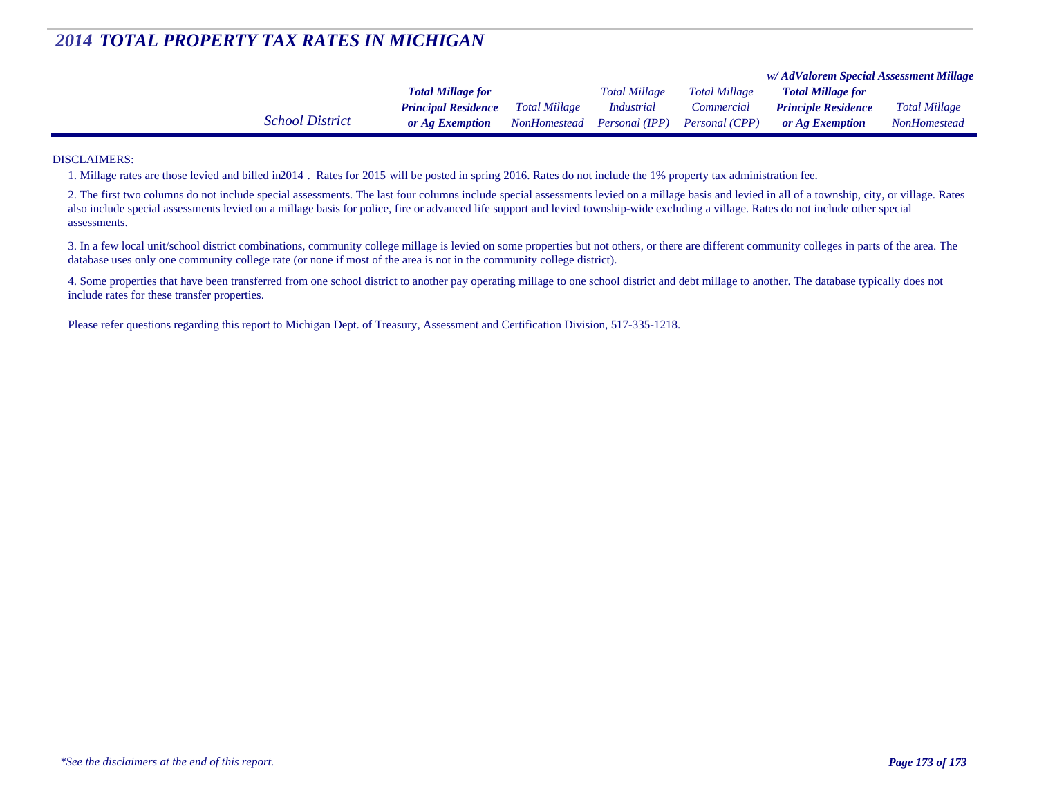# 2014 TOTAL PROPERTY TAX RATES IN MICHIGAN

| School District | Total Millage for Principal Residence or Ag Exemption | Total Millage NonHomestead | Total Millage Industrial Personal (IPP) | Total Millage Commercial Personal (CPP) | w/ AdValorem Special Assessment Millage: Total Millage for Principle Residence or Ag Exemption | w/ AdValorem Special Assessment Millage: Total Millage NonHomestead |
|---|---|---|---|---|---|---|

DISCLAIMERS:

1. Millage rates are those levied and billed in2014 . Rates for 2015 will be posted in spring 2016. Rates do not include the 1% property tax administration fee.

2. The first two columns do not include special assessments. The last four columns include special assessments levied on a millage basis and levied in all of a township, city, or village. Rates also include special assessments levied on a millage basis for police, fire or advanced life support and levied township-wide excluding a village. Rates do not include other special assessments.

3. In a few local unit/school district combinations, community college millage is levied on some properties but not others, or there are different community colleges in parts of the area. The database uses only one community college rate (or none if most of the area is not in the community college district).

4. Some properties that have been transferred from one school district to another pay operating millage to one school district and debt millage to another. The database typically does not include rates for these transfer properties.

Please refer questions regarding this report to Michigan Dept. of Treasury, Assessment and Certification Division, 517-335-1218.

*See the disclaimers at the end of this report.*